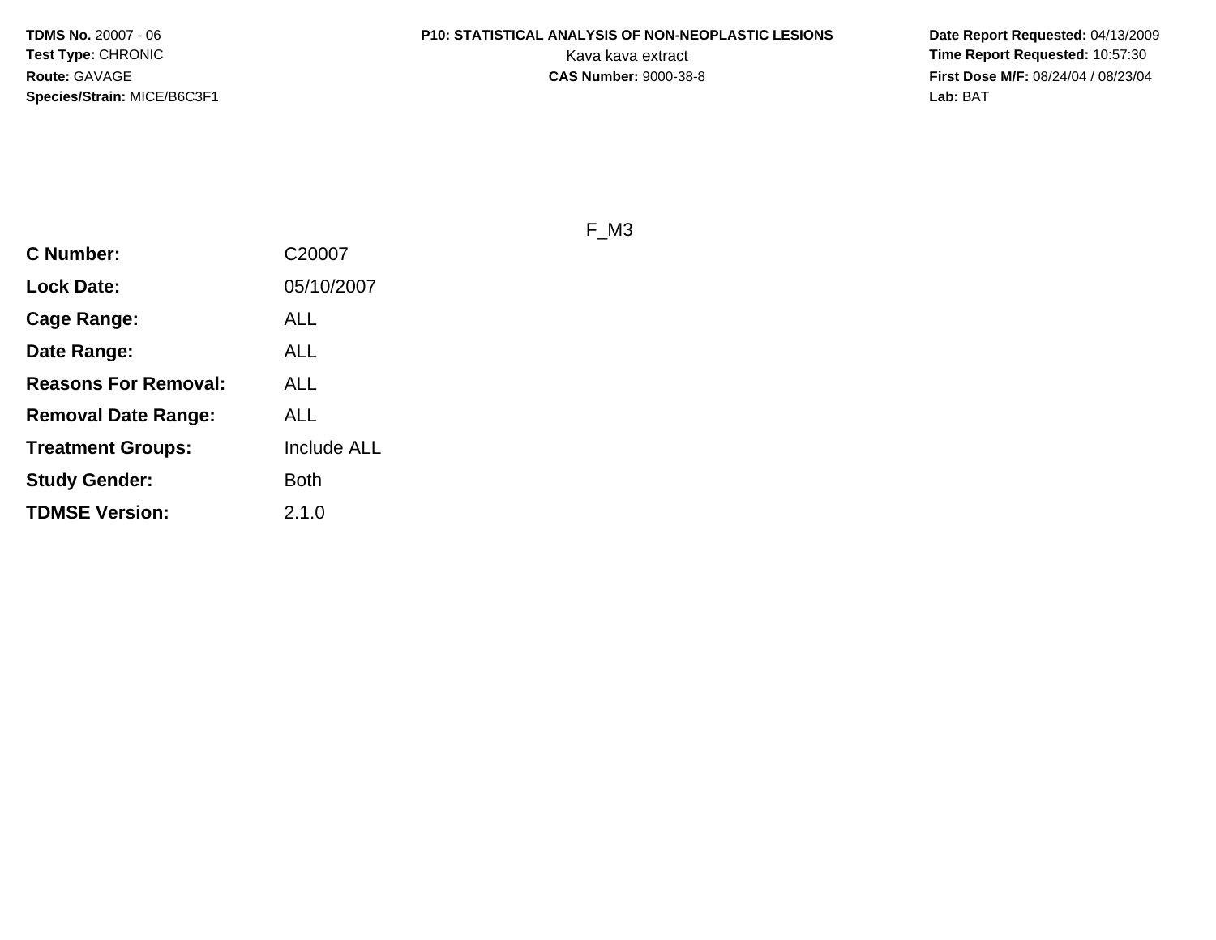**TDMS No.** 20007 - 06
**Test Type:** CHRONIC
**Route:** GAVAGE
**Species/Strain:** MICE/B6C3F1

**P10: STATISTICAL ANALYSIS OF NON-NEOPLASTIC LESIONS**
Kava kava extract
**CAS Number:** 9000-38-8

**Date Report Requested:** 04/13/2009
**Time Report Requested:** 10:57:30
**First Dose M/F:** 08/24/04 / 08/23/04
**Lab:** BAT

F_M3

| | |
|---|---|
| **C Number:** | C20007 |
| **Lock Date:** | 05/10/2007 |
| **Cage Range:** | ALL |
| **Date Range:** | ALL |
| **Reasons For Removal:** | ALL |
| **Removal Date Range:** | ALL |
| **Treatment Groups:** | Include ALL |
| **Study Gender:** | Both |
| **TDMSE Version:** | 2.1.0 |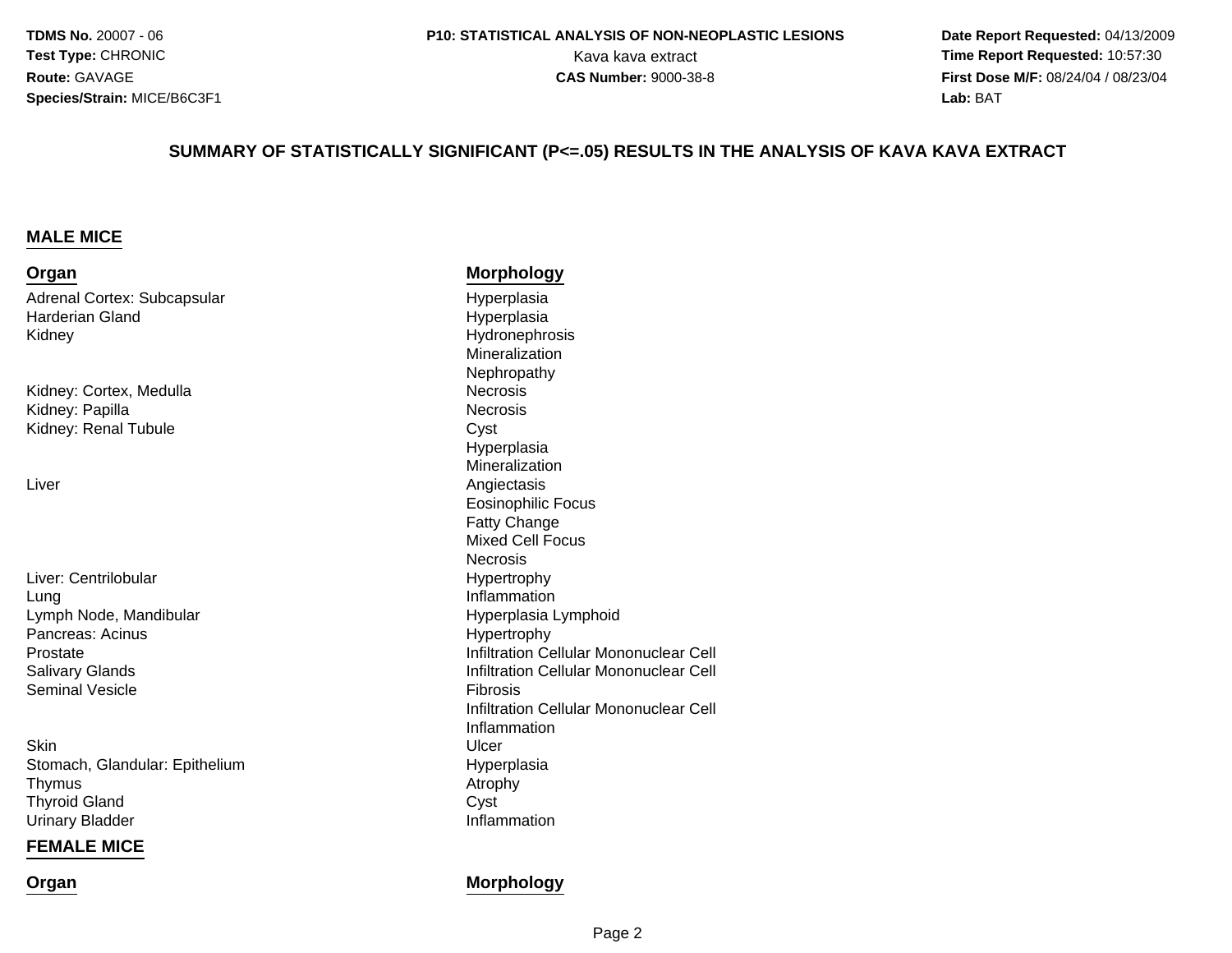## SUMMARY OF STATISTICALLY SIGNIFICANT (P<=.05) RESULTS IN THE ANALYSIS OF KAVA KAVA EXTRACT

### MALE MICE

| Organ | Morphology |
|---|---|
| Adrenal Cortex: Subcapsular | Hyperplasia |
| Harderian Gland | Hyperplasia |
| Kidney | Hydronephrosis |
| | Mineralization |
| | Nephropathy |
| Kidney: Cortex, Medulla | Necrosis |
| Kidney: Papilla | Necrosis |
| Kidney: Renal Tubule | Cyst |
| | Hyperplasia |
| | Mineralization |
| Liver | Angiectasis |
| | Eosinophilic Focus |
| | Fatty Change |
| | Mixed Cell Focus |
| | Necrosis |
| Liver: Centrilobular | Hypertrophy |
| Lung | Inflammation |
| Lymph Node, Mandibular | Hyperplasia Lymphoid |
| Pancreas: Acinus | Hypertrophy |
| Prostate | Infiltration Cellular Mononuclear Cell |
| Salivary Glands | Infiltration Cellular Mononuclear Cell |
| Seminal Vesicle | Fibrosis |
| | Infiltration Cellular Mononuclear Cell |
| | Inflammation |
| Skin | Ulcer |
| Stomach, Glandular: Epithelium | Hyperplasia |
| Thymus | Atrophy |
| Thyroid Gland | Cyst |
| Urinary Bladder | Inflammation |

### FEMALE MICE

| Organ | Morphology |
|---|---|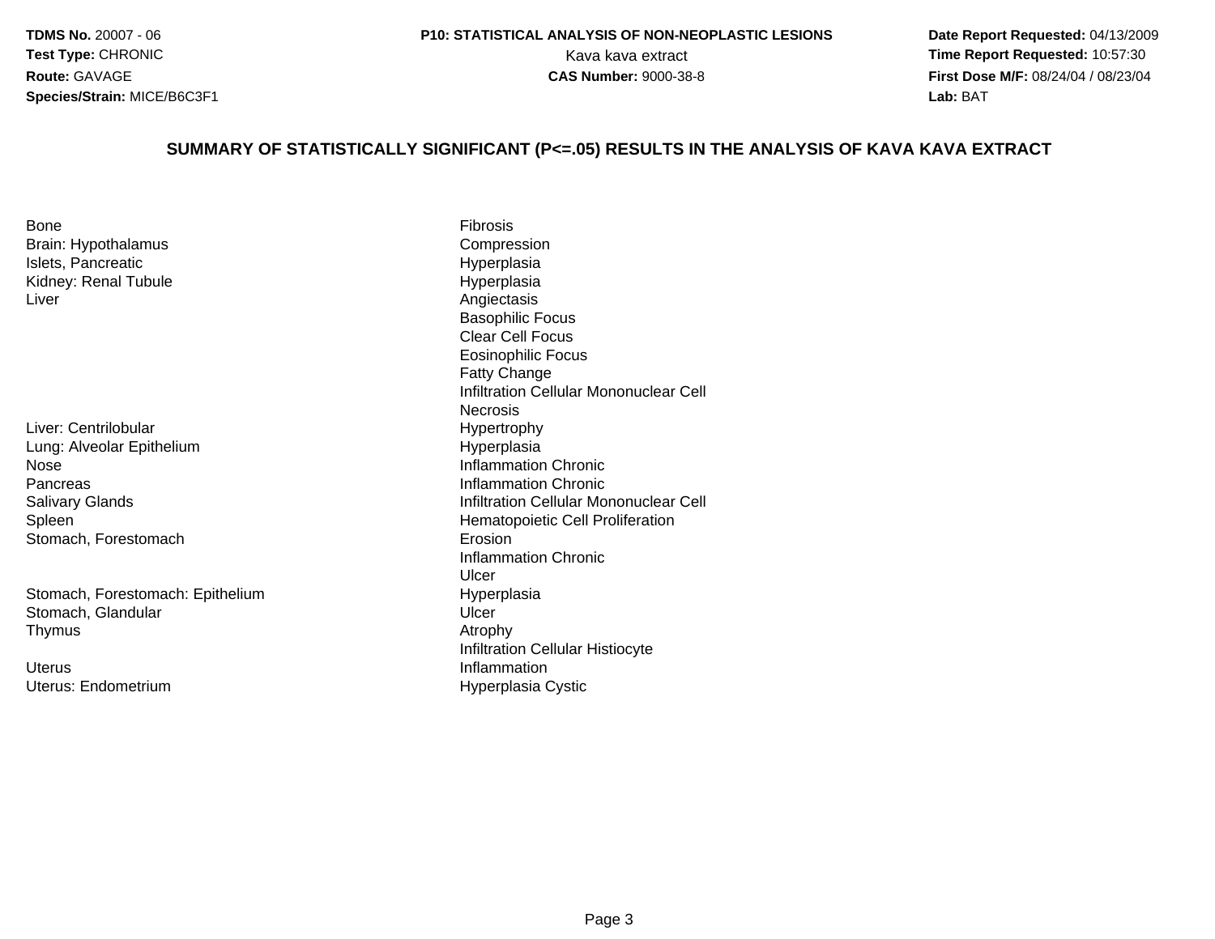**TDMS No.** 20007 - 06
**Test Type:** CHRONIC
**Route:** GAVAGE
**Species/Strain:** MICE/B6C3F1

**P10: STATISTICAL ANALYSIS OF NON-NEOPLASTIC LESIONS**
Kava kava extract
**CAS Number:** 9000-38-8

**Date Report Requested:** 04/13/2009
**Time Report Requested:** 10:57:30
**First Dose M/F:** 08/24/04 / 08/23/04
**Lab:** BAT

## SUMMARY OF STATISTICALLY SIGNIFICANT (P<=.05) RESULTS IN THE ANALYSIS OF KAVA KAVA EXTRACT

| Organ | Lesion |
|---|---|
| Bone | Fibrosis |
| Brain: Hypothalamus | Compression |
| Islets, Pancreatic | Hyperplasia |
| Kidney: Renal Tubule | Hyperplasia |
| Liver | Angiectasis |
| | Basophilic Focus |
| | Clear Cell Focus |
| | Eosinophilic Focus |
| | Fatty Change |
| | Infiltration Cellular Mononuclear Cell |
| | Necrosis |
| Liver: Centrilobular | Hypertrophy |
| Lung: Alveolar Epithelium | Hyperplasia |
| Nose | Inflammation Chronic |
| Pancreas | Inflammation Chronic |
| Salivary Glands | Infiltration Cellular Mononuclear Cell |
| Spleen | Hematopoietic Cell Proliferation |
| Stomach, Forestomach | Erosion |
| | Inflammation Chronic |
| | Ulcer |
| Stomach, Forestomach: Epithelium | Hyperplasia |
| Stomach, Glandular | Ulcer |
| Thymus | Atrophy |
| | Infiltration Cellular Histiocyte |
| Uterus | Inflammation |
| Uterus: Endometrium | Hyperplasia Cystic |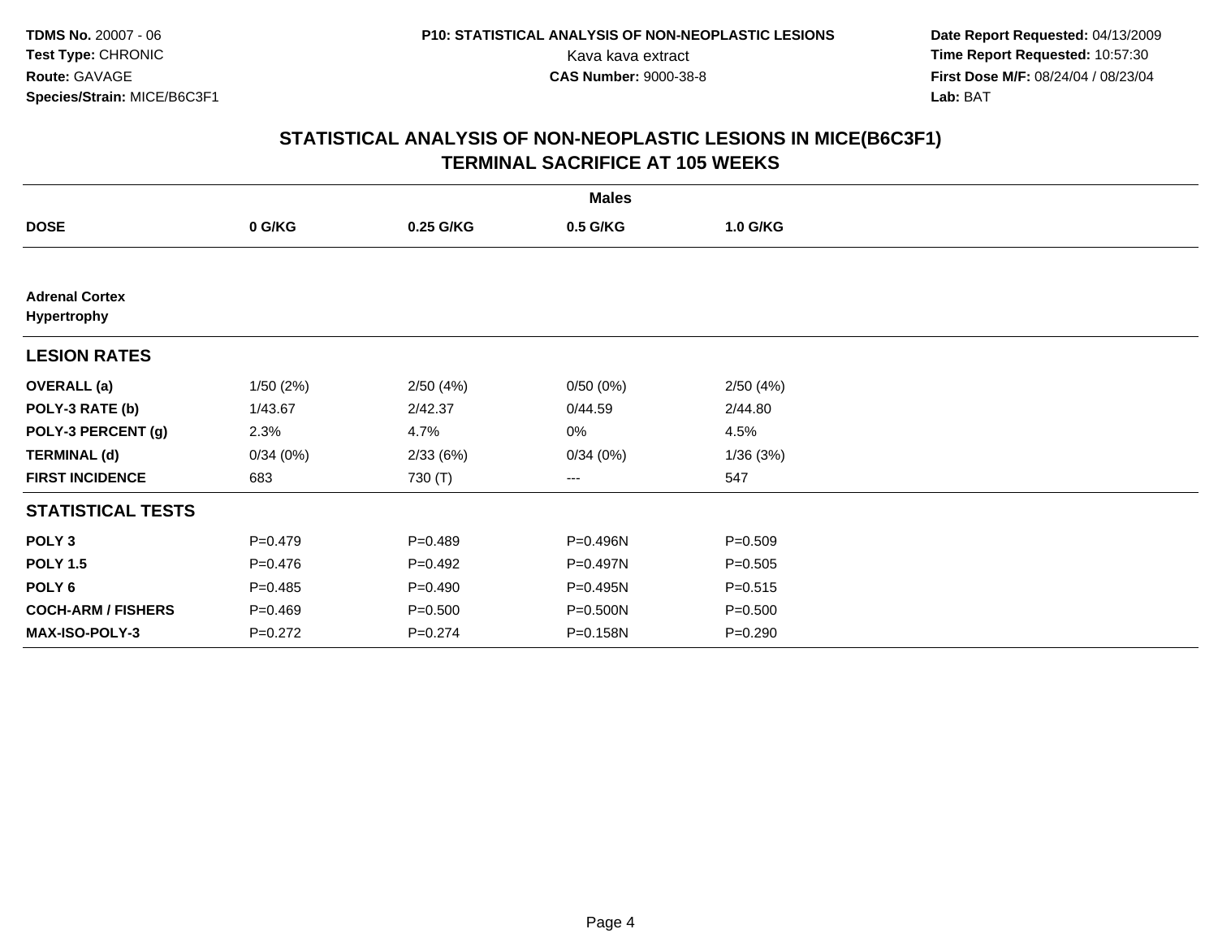**TDMS No.** 20007 - 06
**Test Type:** CHRONIC
**Route:** GAVAGE
**Species/Strain:** MICE/B6C3F1

**P10: STATISTICAL ANALYSIS OF NON-NEOPLASTIC LESIONS**
Kava kava extract
**CAS Number:** 9000-38-8

**Date Report Requested:** 04/13/2009
**Time Report Requested:** 10:57:30
**First Dose M/F:** 08/24/04 / 08/23/04
**Lab:** BAT

## STATISTICAL ANALYSIS OF NON-NEOPLASTIC LESIONS IN MICE(B6C3F1)
## TERMINAL SACRIFICE AT 105 WEEKS

| | Males | | | |
|---|---|---|---|---|
| **DOSE** | **0 G/KG** | **0.25 G/KG** | **0.5 G/KG** | **1.0 G/KG** |
| **Adrenal Cortex Hypertrophy** | | | | |
| **LESION RATES** | | | | |
| **OVERALL (a)** | 1/50 (2%) | 2/50 (4%) | 0/50 (0%) | 2/50 (4%) |
| **POLY-3 RATE (b)** | 1/43.67 | 2/42.37 | 0/44.59 | 2/44.80 |
| **POLY-3 PERCENT (g)** | 2.3% | 4.7% | 0% | 4.5% |
| **TERMINAL (d)** | 0/34 (0%) | 2/33 (6%) | 0/34 (0%) | 1/36 (3%) |
| **FIRST INCIDENCE** | 683 | 730 (T) | --- | 547 |
| **STATISTICAL TESTS** | | | | |
| **POLY 3** | P=0.479 | P=0.489 | P=0.496N | P=0.509 |
| **POLY 1.5** | P=0.476 | P=0.492 | P=0.497N | P=0.505 |
| **POLY 6** | P=0.485 | P=0.490 | P=0.495N | P=0.515 |
| **COCH-ARM / FISHERS** | P=0.469 | P=0.500 | P=0.500N | P=0.500 |
| **MAX-ISO-POLY-3** | P=0.272 | P=0.274 | P=0.158N | P=0.290 |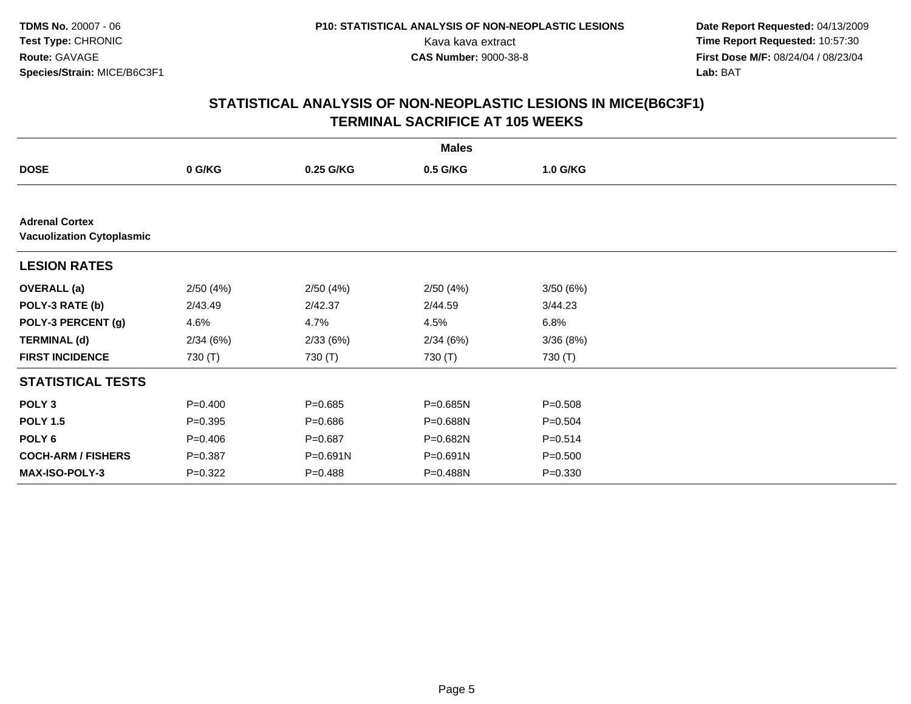**TDMS No.** 20007 - 06
**Test Type:** CHRONIC
**Route:** GAVAGE
**Species/Strain:** MICE/B6C3F1

**P10: STATISTICAL ANALYSIS OF NON-NEOPLASTIC LESIONS**
Kava kava extract
**CAS Number:** 9000-38-8

**Date Report Requested:** 04/13/2009
**Time Report Requested:** 10:57:30
**First Dose M/F:** 08/24/04 / 08/23/04
**Lab:** BAT

## STATISTICAL ANALYSIS OF NON-NEOPLASTIC LESIONS IN MICE(B6C3F1)
## TERMINAL SACRIFICE AT 105 WEEKS

| | Males | | | |
|---|---|---|---|---|
| **DOSE** | **0 G/KG** | **0.25 G/KG** | **0.5 G/KG** | **1.0 G/KG** |
| **Adrenal Cortex** | | | | |
| **Vacuolization Cytoplasmic** | | | | |
| **LESION RATES** | | | | |
| **OVERALL (a)** | 2/50 (4%) | 2/50 (4%) | 2/50 (4%) | 3/50 (6%) |
| **POLY-3 RATE (b)** | 2/43.49 | 2/42.37 | 2/44.59 | 3/44.23 |
| **POLY-3 PERCENT (g)** | 4.6% | 4.7% | 4.5% | 6.8% |
| **TERMINAL (d)** | 2/34 (6%) | 2/33 (6%) | 2/34 (6%) | 3/36 (8%) |
| **FIRST INCIDENCE** | 730 (T) | 730 (T) | 730 (T) | 730 (T) |
| **STATISTICAL TESTS** | | | | |
| **POLY 3** | P=0.400 | P=0.685 | P=0.685N | P=0.508 |
| **POLY 1.5** | P=0.395 | P=0.686 | P=0.688N | P=0.504 |
| **POLY 6** | P=0.406 | P=0.687 | P=0.682N | P=0.514 |
| **COCH-ARM / FISHERS** | P=0.387 | P=0.691N | P=0.691N | P=0.500 |
| **MAX-ISO-POLY-3** | P=0.322 | P=0.488 | P=0.488N | P=0.330 |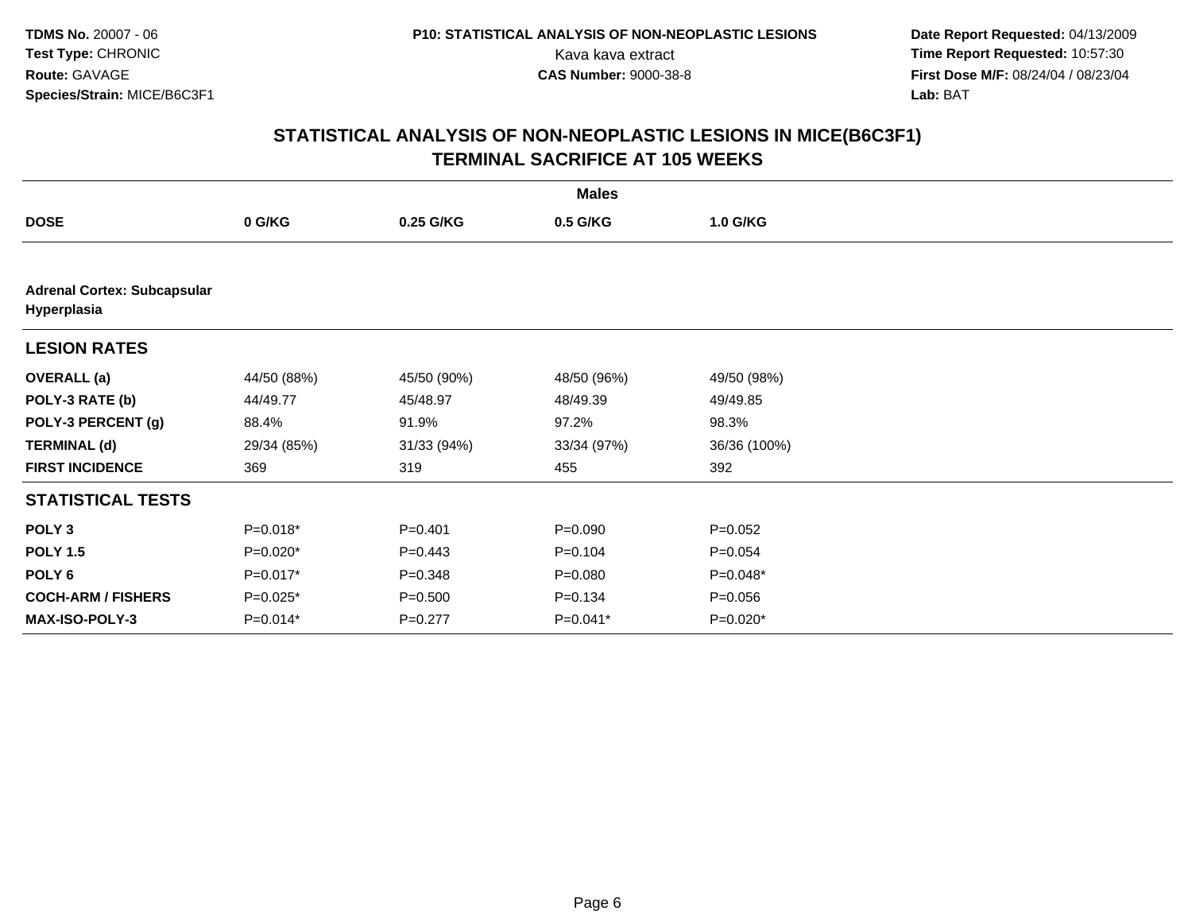# STATISTICAL ANALYSIS OF NON-NEOPLASTIC LESIONS IN MICE(B6C3F1)
## TERMINAL SACRIFICE AT 105 WEEKS

| | Males | | | |
|---|---|---|---|---|
| **DOSE** | **0 G/KG** | **0.25 G/KG** | **0.5 G/KG** | **1.0 G/KG** |
| **Adrenal Cortex: Subcapsular Hyperplasia** | | | | |
| **LESION RATES** | | | | |
| **OVERALL (a)** | 44/50 (88%) | 45/50 (90%) | 48/50 (96%) | 49/50 (98%) |
| **POLY-3 RATE (b)** | 44/49.77 | 45/48.97 | 48/49.39 | 49/49.85 |
| **POLY-3 PERCENT (g)** | 88.4% | 91.9% | 97.2% | 98.3% |
| **TERMINAL (d)** | 29/34 (85%) | 31/33 (94%) | 33/34 (97%) | 36/36 (100%) |
| **FIRST INCIDENCE** | 369 | 319 | 455 | 392 |
| **STATISTICAL TESTS** | | | | |
| **POLY 3** | P=0.018* | P=0.401 | P=0.090 | P=0.052 |
| **POLY 1.5** | P=0.020* | P=0.443 | P=0.104 | P=0.054 |
| **POLY 6** | P=0.017* | P=0.348 | P=0.080 | P=0.048* |
| **COCH-ARM / FISHERS** | P=0.025* | P=0.500 | P=0.134 | P=0.056 |
| **MAX-ISO-POLY-3** | P=0.014* | P=0.277 | P=0.041* | P=0.020* |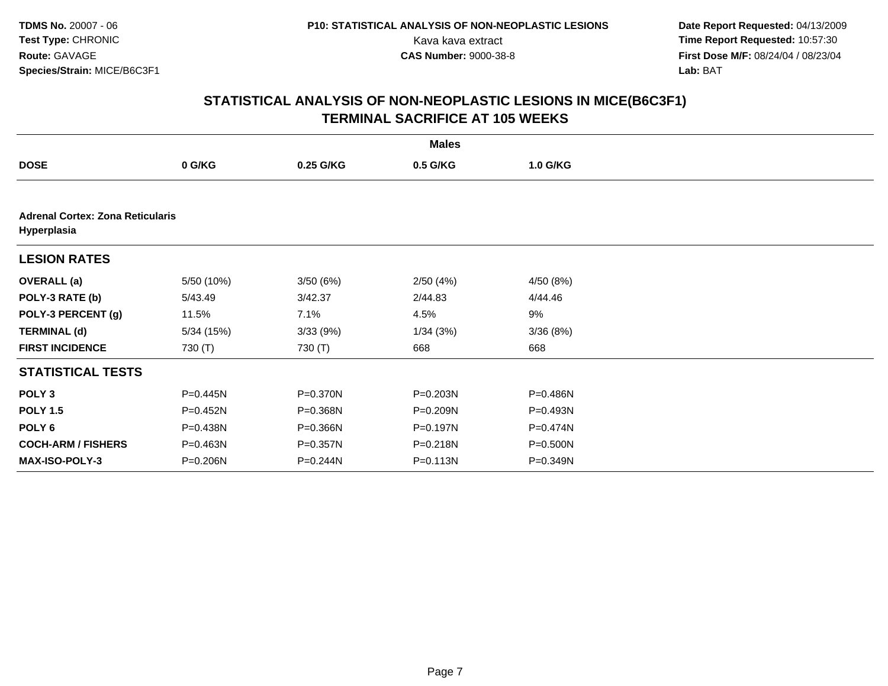# STATISTICAL ANALYSIS OF NON-NEOPLASTIC LESIONS IN MICE(B6C3F1)
## TERMINAL SACRIFICE AT 105 WEEKS

| | Males | | | |
|---|---|---|---|---|
| **DOSE** | **0 G/KG** | **0.25 G/KG** | **0.5 G/KG** | **1.0 G/KG** |
| **Adrenal Cortex: Zona Reticularis Hyperplasia** | | | | |
| **LESION RATES** | | | | |
| **OVERALL (a)** | 5/50 (10%) | 3/50 (6%) | 2/50 (4%) | 4/50 (8%) |
| **POLY-3 RATE (b)** | 5/43.49 | 3/42.37 | 2/44.83 | 4/44.46 |
| **POLY-3 PERCENT (g)** | 11.5% | 7.1% | 4.5% | 9% |
| **TERMINAL (d)** | 5/34 (15%) | 3/33 (9%) | 1/34 (3%) | 3/36 (8%) |
| **FIRST INCIDENCE** | 730 (T) | 730 (T) | 668 | 668 |
| **STATISTICAL TESTS** | | | | |
| **POLY 3** | P=0.445N | P=0.370N | P=0.203N | P=0.486N |
| **POLY 1.5** | P=0.452N | P=0.368N | P=0.209N | P=0.493N |
| **POLY 6** | P=0.438N | P=0.366N | P=0.197N | P=0.474N |
| **COCH-ARM / FISHERS** | P=0.463N | P=0.357N | P=0.218N | P=0.500N |
| **MAX-ISO-POLY-3** | P=0.206N | P=0.244N | P=0.113N | P=0.349N |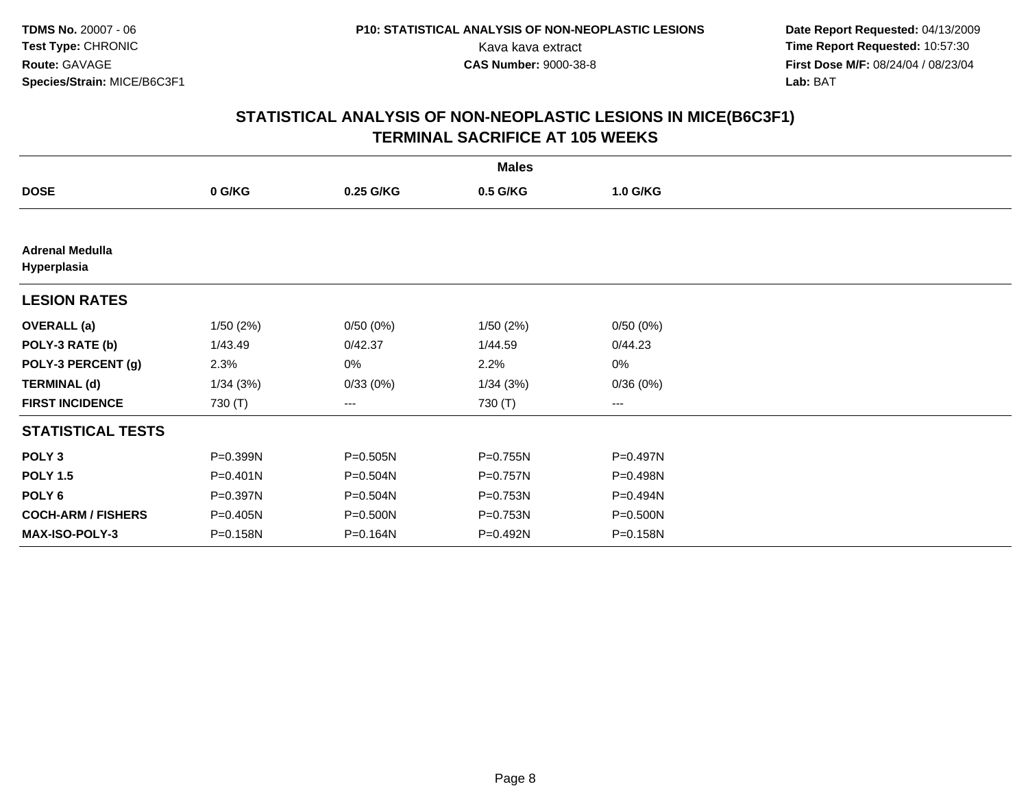**TDMS No.** 20007 - 06
**Test Type:** CHRONIC
**Route:** GAVAGE
**Species/Strain:** MICE/B6C3F1

**P10: STATISTICAL ANALYSIS OF NON-NEOPLASTIC LESIONS**
Kava kava extract
**CAS Number:** 9000-38-8

**Date Report Requested:** 04/13/2009
**Time Report Requested:** 10:57:30
**First Dose M/F:** 08/24/04 / 08/23/04
**Lab:** BAT

## STATISTICAL ANALYSIS OF NON-NEOPLASTIC LESIONS IN MICE(B6C3F1)
## TERMINAL SACRIFICE AT 105 WEEKS

| | Males | | | |
|---|---|---|---|---|
| **DOSE** | **0 G/KG** | **0.25 G/KG** | **0.5 G/KG** | **1.0 G/KG** |
| **Adrenal Medulla Hyperplasia** | | | | |
| **LESION RATES** | | | | |
| **OVERALL (a)** | 1/50 (2%) | 0/50 (0%) | 1/50 (2%) | 0/50 (0%) |
| **POLY-3 RATE (b)** | 1/43.49 | 0/42.37 | 1/44.59 | 0/44.23 |
| **POLY-3 PERCENT (g)** | 2.3% | 0% | 2.2% | 0% |
| **TERMINAL (d)** | 1/34 (3%) | 0/33 (0%) | 1/34 (3%) | 0/36 (0%) |
| **FIRST INCIDENCE** | 730 (T) | --- | 730 (T) | --- |
| **STATISTICAL TESTS** | | | | |
| **POLY 3** | P=0.399N | P=0.505N | P=0.755N | P=0.497N |
| **POLY 1.5** | P=0.401N | P=0.504N | P=0.757N | P=0.498N |
| **POLY 6** | P=0.397N | P=0.504N | P=0.753N | P=0.494N |
| **COCH-ARM / FISHERS** | P=0.405N | P=0.500N | P=0.753N | P=0.500N |
| **MAX-ISO-POLY-3** | P=0.158N | P=0.164N | P=0.492N | P=0.158N |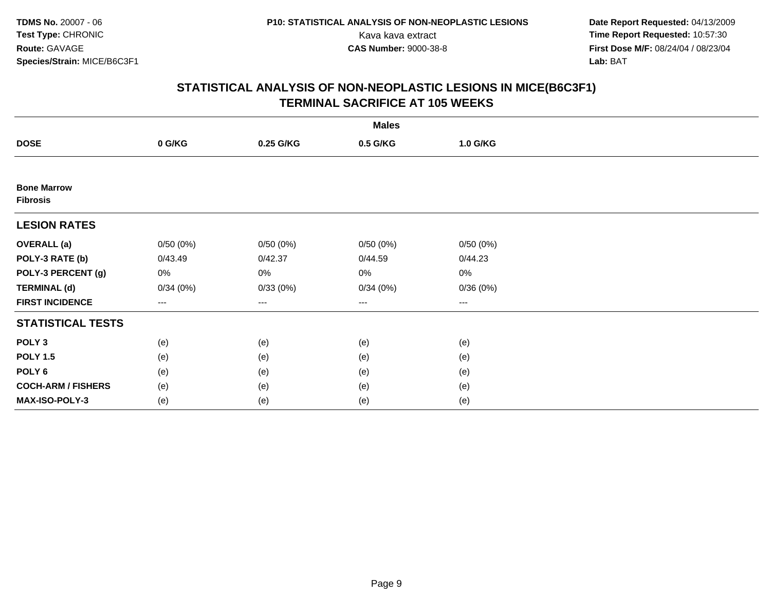# STATISTICAL ANALYSIS OF NON-NEOPLASTIC LESIONS IN MICE(B6C3F1)
## TERMINAL SACRIFICE AT 105 WEEKS

| | Males | | | |
|---|---|---|---|---|
| **DOSE** | **0 G/KG** | **0.25 G/KG** | **0.5 G/KG** | **1.0 G/KG** |
| **Bone Marrow** **Fibrosis** | | | | |
| **LESION RATES** | | | | |
| **OVERALL (a)** | 0/50 (0%) | 0/50 (0%) | 0/50 (0%) | 0/50 (0%) |
| **POLY-3 RATE (b)** | 0/43.49 | 0/42.37 | 0/44.59 | 0/44.23 |
| **POLY-3 PERCENT (g)** | 0% | 0% | 0% | 0% |
| **TERMINAL (d)** | 0/34 (0%) | 0/33 (0%) | 0/34 (0%) | 0/36 (0%) |
| **FIRST INCIDENCE** | --- | --- | --- | --- |
| **STATISTICAL TESTS** | | | | |
| **POLY 3** | (e) | (e) | (e) | (e) |
| **POLY 1.5** | (e) | (e) | (e) | (e) |
| **POLY 6** | (e) | (e) | (e) | (e) |
| **COCH-ARM / FISHERS** | (e) | (e) | (e) | (e) |
| **MAX-ISO-POLY-3** | (e) | (e) | (e) | (e) |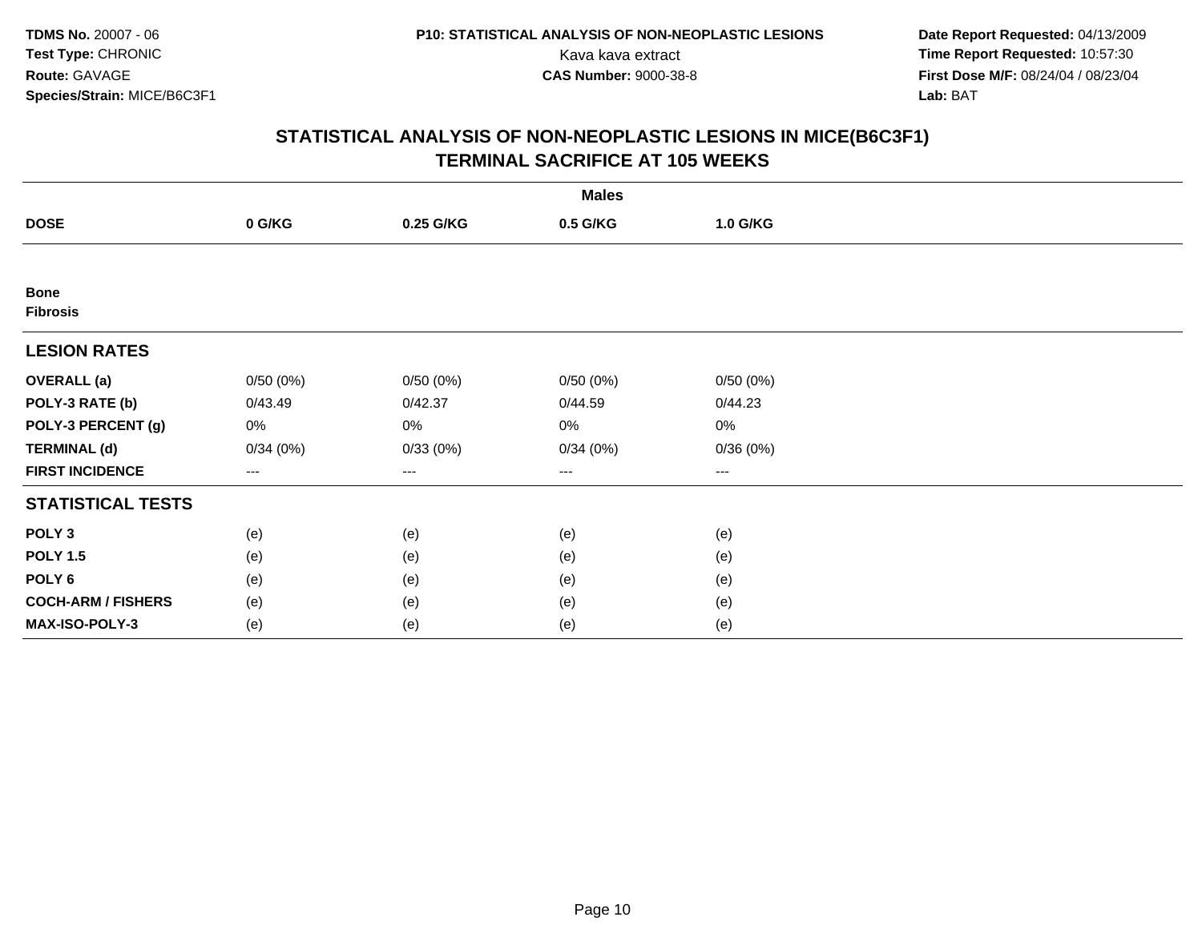**TDMS No.** 20007 - 06
**Test Type:** CHRONIC
**Route:** GAVAGE
**Species/Strain:** MICE/B6C3F1

**P10: STATISTICAL ANALYSIS OF NON-NEOPLASTIC LESIONS**
Kava kava extract
**CAS Number:** 9000-38-8

**Date Report Requested:** 04/13/2009
**Time Report Requested:** 10:57:30
**First Dose M/F:** 08/24/04 / 08/23/04
**Lab:** BAT

## STATISTICAL ANALYSIS OF NON-NEOPLASTIC LESIONS IN MICE(B6C3F1)
## TERMINAL SACRIFICE AT 105 WEEKS

| | Males | | | |
|---|---|---|---|---|
| **DOSE** | **0 G/KG** | **0.25 G/KG** | **0.5 G/KG** | **1.0 G/KG** |
| **Bone** | | | | |
| **Fibrosis** | | | | |
| **LESION RATES** | | | | |
| **OVERALL (a)** | 0/50 (0%) | 0/50 (0%) | 0/50 (0%) | 0/50 (0%) |
| **POLY-3 RATE (b)** | 0/43.49 | 0/42.37 | 0/44.59 | 0/44.23 |
| **POLY-3 PERCENT (g)** | 0% | 0% | 0% | 0% |
| **TERMINAL (d)** | 0/34 (0%) | 0/33 (0%) | 0/34 (0%) | 0/36 (0%) |
| **FIRST INCIDENCE** | --- | --- | --- | --- |
| **STATISTICAL TESTS** | | | | |
| **POLY 3** | (e) | (e) | (e) | (e) |
| **POLY 1.5** | (e) | (e) | (e) | (e) |
| **POLY 6** | (e) | (e) | (e) | (e) |
| **COCH-ARM / FISHERS** | (e) | (e) | (e) | (e) |
| **MAX-ISO-POLY-3** | (e) | (e) | (e) | (e) |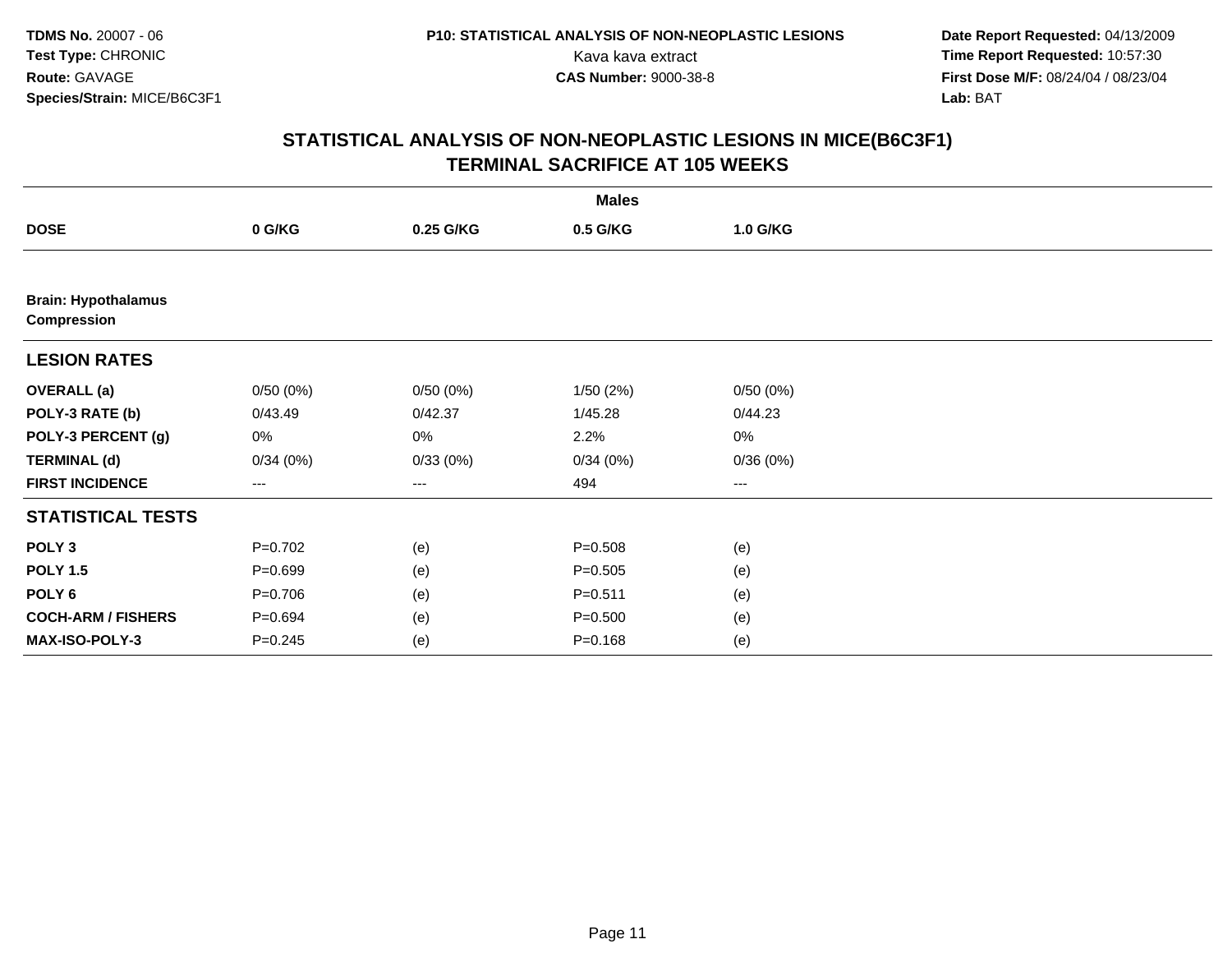**TDMS No.** 20007 - 06
**Test Type:** CHRONIC
**Route:** GAVAGE
**Species/Strain:** MICE/B6C3F1

**P10: STATISTICAL ANALYSIS OF NON-NEOPLASTIC LESIONS**
Kava kava extract
**CAS Number:** 9000-38-8

**Date Report Requested:** 04/13/2009
**Time Report Requested:** 10:57:30
**First Dose M/F:** 08/24/04 / 08/23/04
**Lab:** BAT

## STATISTICAL ANALYSIS OF NON-NEOPLASTIC LESIONS IN MICE(B6C3F1) TERMINAL SACRIFICE AT 105 WEEKS

| | Males | | | |
|---|---|---|---|---|
| **DOSE** | **0 G/KG** | **0.25 G/KG** | **0.5 G/KG** | **1.0 G/KG** |
| **Brain: Hypothalamus Compression** | | | | |
| **LESION RATES** | | | | |
| **OVERALL (a)** | 0/50 (0%) | 0/50 (0%) | 1/50 (2%) | 0/50 (0%) |
| **POLY-3 RATE (b)** | 0/43.49 | 0/42.37 | 1/45.28 | 0/44.23 |
| **POLY-3 PERCENT (g)** | 0% | 0% | 2.2% | 0% |
| **TERMINAL (d)** | 0/34 (0%) | 0/33 (0%) | 0/34 (0%) | 0/36 (0%) |
| **FIRST INCIDENCE** | --- | --- | 494 | --- |
| **STATISTICAL TESTS** | | | | |
| **POLY 3** | P=0.702 | (e) | P=0.508 | (e) |
| **POLY 1.5** | P=0.699 | (e) | P=0.505 | (e) |
| **POLY 6** | P=0.706 | (e) | P=0.511 | (e) |
| **COCH-ARM / FISHERS** | P=0.694 | (e) | P=0.500 | (e) |
| **MAX-ISO-POLY-3** | P=0.245 | (e) | P=0.168 | (e) |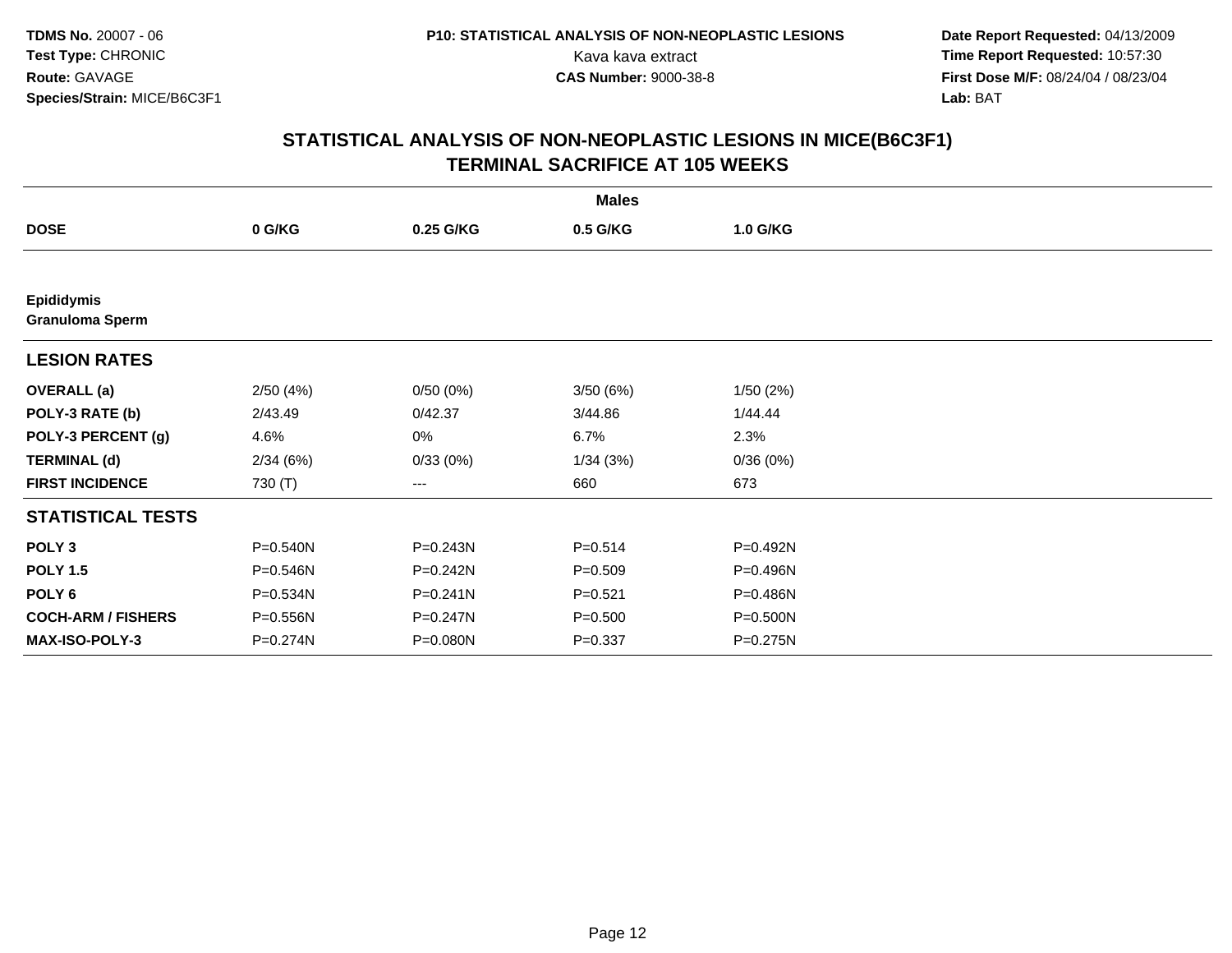**TDMS No.** 20007 - 06
**Test Type:** CHRONIC
**Route:** GAVAGE
**Species/Strain:** MICE/B6C3F1

**P10: STATISTICAL ANALYSIS OF NON-NEOPLASTIC LESIONS**
Kava kava extract
**CAS Number:** 9000-38-8

**Date Report Requested:** 04/13/2009
**Time Report Requested:** 10:57:30
**First Dose M/F:** 08/24/04 / 08/23/04
**Lab:** BAT

## STATISTICAL ANALYSIS OF NON-NEOPLASTIC LESIONS IN MICE(B6C3F1) TERMINAL SACRIFICE AT 105 WEEKS

| | Males | | | |
|---|---|---|---|---|
| **DOSE** | **0 G/KG** | **0.25 G/KG** | **0.5 G/KG** | **1.0 G/KG** |
| **Epididymis** | | | | |
| **Granuloma Sperm** | | | | |
| **LESION RATES** | | | | |
| **OVERALL (a)** | 2/50 (4%) | 0/50 (0%) | 3/50 (6%) | 1/50 (2%) |
| **POLY-3 RATE (b)** | 2/43.49 | 0/42.37 | 3/44.86 | 1/44.44 |
| **POLY-3 PERCENT (g)** | 4.6% | 0% | 6.7% | 2.3% |
| **TERMINAL (d)** | 2/34 (6%) | 0/33 (0%) | 1/34 (3%) | 0/36 (0%) |
| **FIRST INCIDENCE** | 730 (T) | --- | 660 | 673 |
| **STATISTICAL TESTS** | | | | |
| **POLY 3** | P=0.540N | P=0.243N | P=0.514 | P=0.492N |
| **POLY 1.5** | P=0.546N | P=0.242N | P=0.509 | P=0.496N |
| **POLY 6** | P=0.534N | P=0.241N | P=0.521 | P=0.486N |
| **COCH-ARM / FISHERS** | P=0.556N | P=0.247N | P=0.500 | P=0.500N |
| **MAX-ISO-POLY-3** | P=0.274N | P=0.080N | P=0.337 | P=0.275N |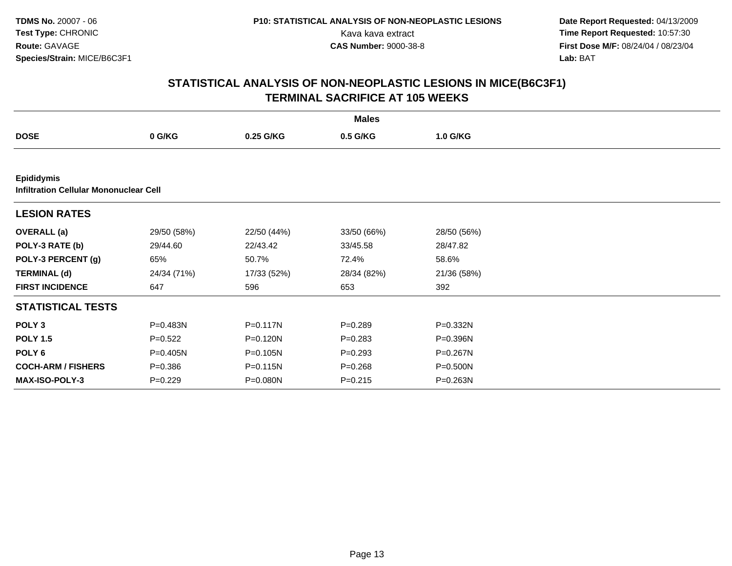# STATISTICAL ANALYSIS OF NON-NEOPLASTIC LESIONS IN MICE(B6C3F1)
## TERMINAL SACRIFICE AT 105 WEEKS

| | Males | | | |
|---|---|---|---|---|
| **DOSE** | **0 G/KG** | **0.25 G/KG** | **0.5 G/KG** | **1.0 G/KG** |
| **Epididymis** | | | | |
| **Infiltration Cellular Mononuclear Cell** | | | | |
| **LESION RATES** | | | | |
| **OVERALL (a)** | 29/50 (58%) | 22/50 (44%) | 33/50 (66%) | 28/50 (56%) |
| **POLY-3 RATE (b)** | 29/44.60 | 22/43.42 | 33/45.58 | 28/47.82 |
| **POLY-3 PERCENT (g)** | 65% | 50.7% | 72.4% | 58.6% |
| **TERMINAL (d)** | 24/34 (71%) | 17/33 (52%) | 28/34 (82%) | 21/36 (58%) |
| **FIRST INCIDENCE** | 647 | 596 | 653 | 392 |
| **STATISTICAL TESTS** | | | | |
| **POLY 3** | P=0.483N | P=0.117N | P=0.289 | P=0.332N |
| **POLY 1.5** | P=0.522 | P=0.120N | P=0.283 | P=0.396N |
| **POLY 6** | P=0.405N | P=0.105N | P=0.293 | P=0.267N |
| **COCH-ARM / FISHERS** | P=0.386 | P=0.115N | P=0.268 | P=0.500N |
| **MAX-ISO-POLY-3** | P=0.229 | P=0.080N | P=0.215 | P=0.263N |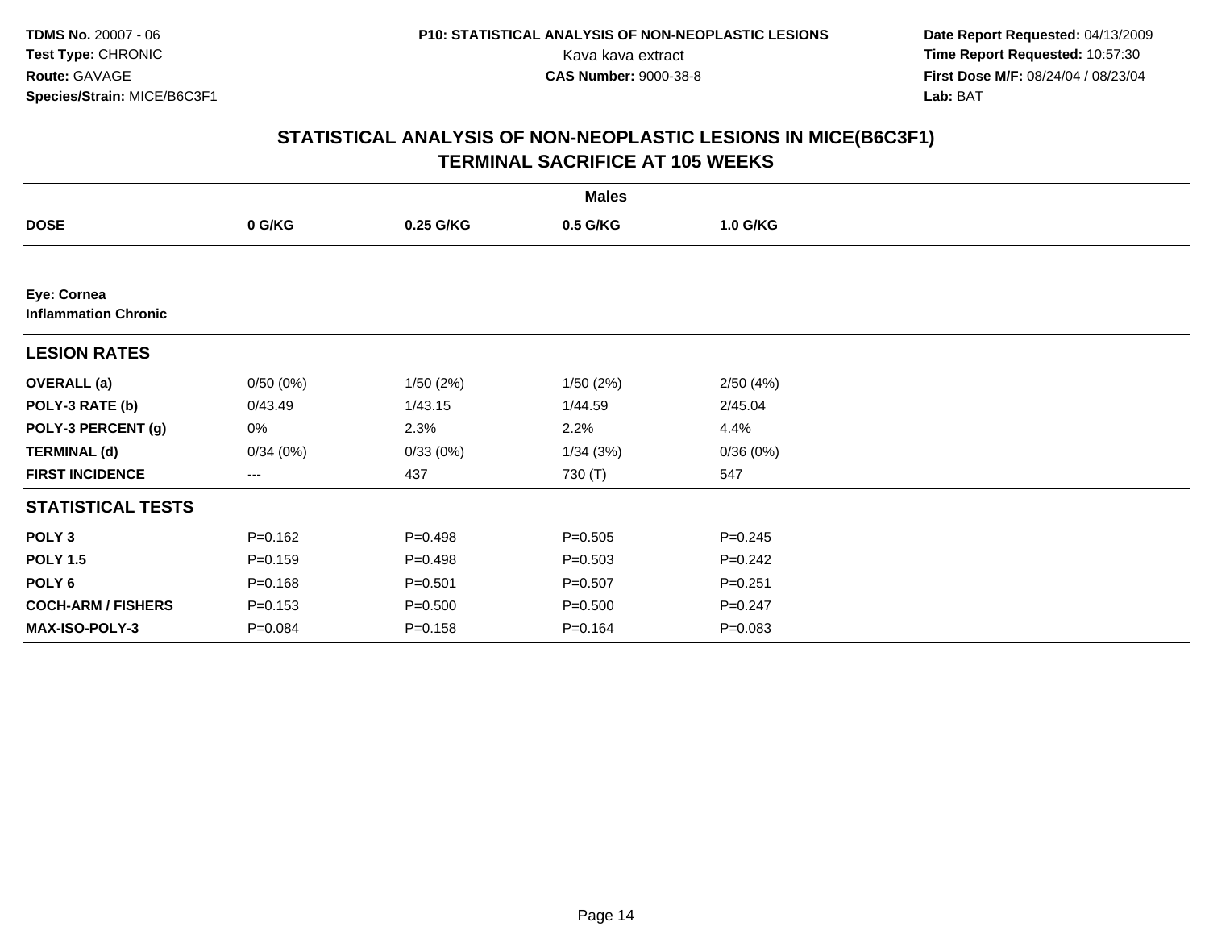**TDMS No.** 20007 - 06
**Test Type:** CHRONIC
**Route:** GAVAGE
**Species/Strain:** MICE/B6C3F1

**P10: STATISTICAL ANALYSIS OF NON-NEOPLASTIC LESIONS**
Kava kava extract
**CAS Number:** 9000-38-8

**Date Report Requested:** 04/13/2009
**Time Report Requested:** 10:57:30
**First Dose M/F:** 08/24/04 / 08/23/04
**Lab:** BAT

## STATISTICAL ANALYSIS OF NON-NEOPLASTIC LESIONS IN MICE(B6C3F1) TERMINAL SACRIFICE AT 105 WEEKS

| | **Males** | | | |
|---|---|---|---|---|
| **DOSE** | **0 G/KG** | **0.25 G/KG** | **0.5 G/KG** | **1.0 G/KG** |
| **Eye: Cornea** | | | | |
| **Inflammation Chronic** | | | | |
| **LESION RATES** | | | | |
| **OVERALL (a)** | 0/50 (0%) | 1/50 (2%) | 1/50 (2%) | 2/50 (4%) |
| **POLY-3 RATE (b)** | 0/43.49 | 1/43.15 | 1/44.59 | 2/45.04 |
| **POLY-3 PERCENT (g)** | 0% | 2.3% | 2.2% | 4.4% |
| **TERMINAL (d)** | 0/34 (0%) | 0/33 (0%) | 1/34 (3%) | 0/36 (0%) |
| **FIRST INCIDENCE** | --- | 437 | 730 (T) | 547 |
| **STATISTICAL TESTS** | | | | |
| **POLY 3** | P=0.162 | P=0.498 | P=0.505 | P=0.245 |
| **POLY 1.5** | P=0.159 | P=0.498 | P=0.503 | P=0.242 |
| **POLY 6** | P=0.168 | P=0.501 | P=0.507 | P=0.251 |
| **COCH-ARM / FISHERS** | P=0.153 | P=0.500 | P=0.500 | P=0.247 |
| **MAX-ISO-POLY-3** | P=0.084 | P=0.158 | P=0.164 | P=0.083 |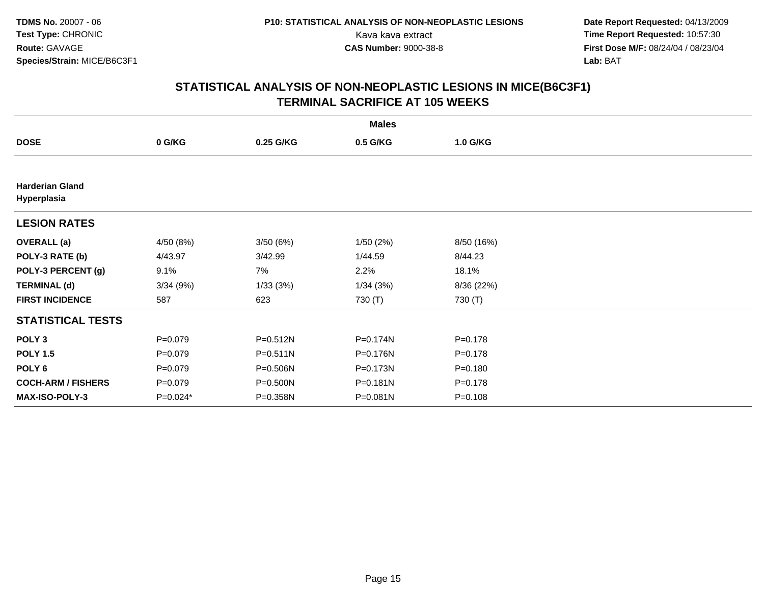TDMS No. 20007 - 06
Test Type: CHRONIC
Route: GAVAGE
Species/Strain: MICE/B6C3F1

P10: STATISTICAL ANALYSIS OF NON-NEOPLASTIC LESIONS
Kava kava extract
CAS Number: 9000-38-8

Date Report Requested: 04/13/2009
Time Report Requested: 10:57:30
First Dose M/F: 08/24/04 / 08/23/04
Lab: BAT

## STATISTICAL ANALYSIS OF NON-NEOPLASTIC LESIONS IN MICE(B6C3F1)
## TERMINAL SACRIFICE AT 105 WEEKS

| | Males | | | |
|---|---|---|---|---|
| **DOSE** | **0 G/KG** | **0.25 G/KG** | **0.5 G/KG** | **1.0 G/KG** |
| **Harderian Gland Hyperplasia** | | | | |
| **LESION RATES** | | | | |
| **OVERALL (a)** | 4/50 (8%) | 3/50 (6%) | 1/50 (2%) | 8/50 (16%) |
| **POLY-3 RATE (b)** | 4/43.97 | 3/42.99 | 1/44.59 | 8/44.23 |
| **POLY-3 PERCENT (g)** | 9.1% | 7% | 2.2% | 18.1% |
| **TERMINAL (d)** | 3/34 (9%) | 1/33 (3%) | 1/34 (3%) | 8/36 (22%) |
| **FIRST INCIDENCE** | 587 | 623 | 730 (T) | 730 (T) |
| **STATISTICAL TESTS** | | | | |
| **POLY 3** | P=0.079 | P=0.512N | P=0.174N | P=0.178 |
| **POLY 1.5** | P=0.079 | P=0.511N | P=0.176N | P=0.178 |
| **POLY 6** | P=0.079 | P=0.506N | P=0.173N | P=0.180 |
| **COCH-ARM / FISHERS** | P=0.079 | P=0.500N | P=0.181N | P=0.178 |
| **MAX-ISO-POLY-3** | P=0.024* | P=0.358N | P=0.081N | P=0.108 |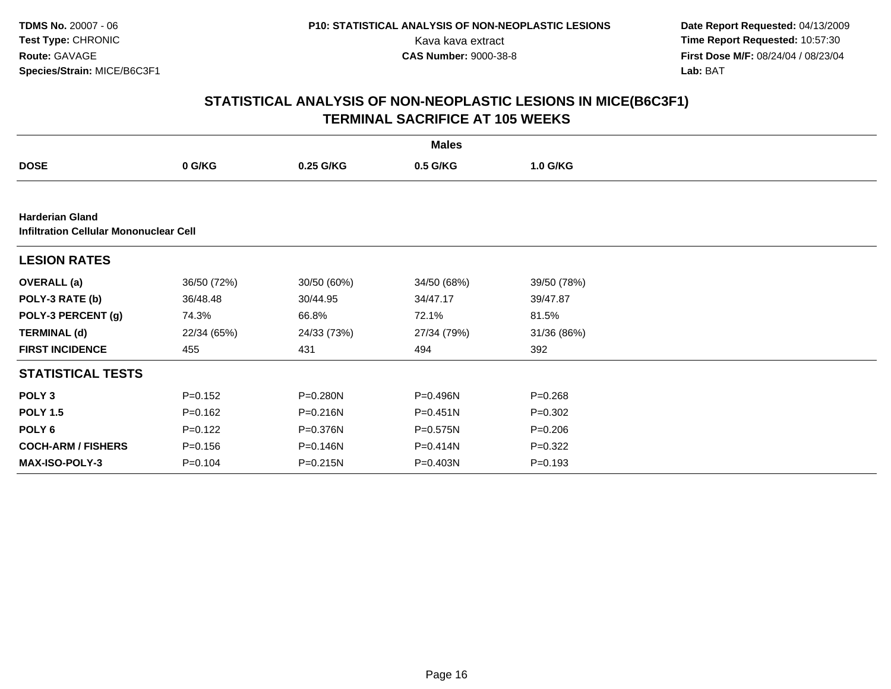# STATISTICAL ANALYSIS OF NON-NEOPLASTIC LESIONS IN MICE(B6C3F1)
## TERMINAL SACRIFICE AT 105 WEEKS

| | Males | | | |
|---|---|---|---|---|
| **DOSE** | **0 G/KG** | **0.25 G/KG** | **0.5 G/KG** | **1.0 G/KG** |
| **Harderian Gland** | | | | |
| **Infiltration Cellular Mononuclear Cell** | | | | |
| **LESION RATES** | | | | |
| **OVERALL (a)** | 36/50 (72%) | 30/50 (60%) | 34/50 (68%) | 39/50 (78%) |
| **POLY-3 RATE (b)** | 36/48.48 | 30/44.95 | 34/47.17 | 39/47.87 |
| **POLY-3 PERCENT (g)** | 74.3% | 66.8% | 72.1% | 81.5% |
| **TERMINAL (d)** | 22/34 (65%) | 24/33 (73%) | 27/34 (79%) | 31/36 (86%) |
| **FIRST INCIDENCE** | 455 | 431 | 494 | 392 |
| **STATISTICAL TESTS** | | | | |
| **POLY 3** | P=0.152 | P=0.280N | P=0.496N | P=0.268 |
| **POLY 1.5** | P=0.162 | P=0.216N | P=0.451N | P=0.302 |
| **POLY 6** | P=0.122 | P=0.376N | P=0.575N | P=0.206 |
| **COCH-ARM / FISHERS** | P=0.156 | P=0.146N | P=0.414N | P=0.322 |
| **MAX-ISO-POLY-3** | P=0.104 | P=0.215N | P=0.403N | P=0.193 |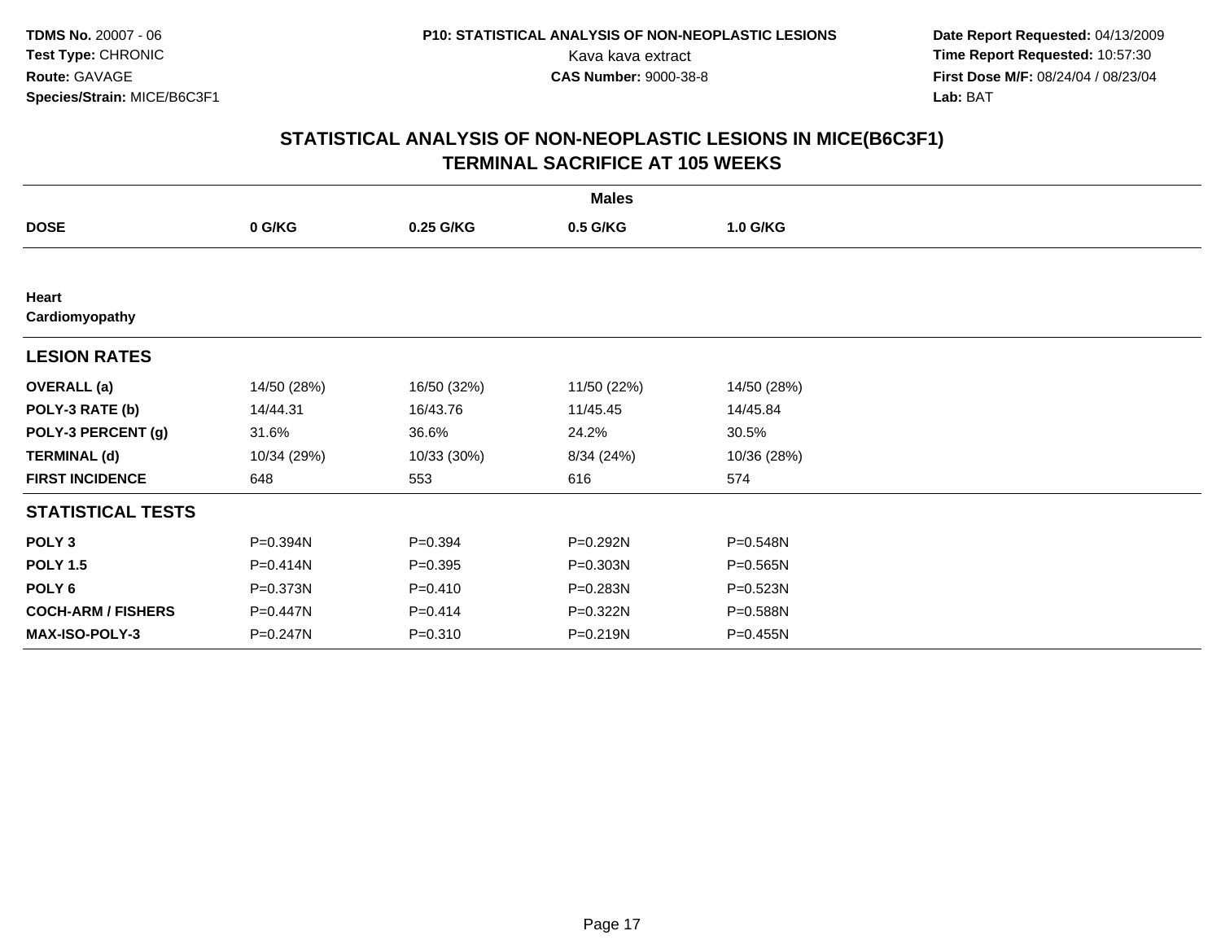TDMS No. 20007 - 06
Test Type: CHRONIC
Route: GAVAGE
Species/Strain: MICE/B6C3F1

P10: STATISTICAL ANALYSIS OF NON-NEOPLASTIC LESIONS
Kava kava extract
CAS Number: 9000-38-8

Date Report Requested: 04/13/2009
Time Report Requested: 10:57:30
First Dose M/F: 08/24/04 / 08/23/04
Lab: BAT

## STATISTICAL ANALYSIS OF NON-NEOPLASTIC LESIONS IN MICE(B6C3F1) TERMINAL SACRIFICE AT 105 WEEKS

| | Males | | | |
|---|---|---|---|---|
| **DOSE** | **0 G/KG** | **0.25 G/KG** | **0.5 G/KG** | **1.0 G/KG** |
| **Heart** | | | | |
| **Cardiomyopathy** | | | | |
| **LESION RATES** | | | | |
| **OVERALL (a)** | 14/50 (28%) | 16/50 (32%) | 11/50 (22%) | 14/50 (28%) |
| **POLY-3 RATE (b)** | 14/44.31 | 16/43.76 | 11/45.45 | 14/45.84 |
| **POLY-3 PERCENT (g)** | 31.6% | 36.6% | 24.2% | 30.5% |
| **TERMINAL (d)** | 10/34 (29%) | 10/33 (30%) | 8/34 (24%) | 10/36 (28%) |
| **FIRST INCIDENCE** | 648 | 553 | 616 | 574 |
| **STATISTICAL TESTS** | | | | |
| **POLY 3** | P=0.394N | P=0.394 | P=0.292N | P=0.548N |
| **POLY 1.5** | P=0.414N | P=0.395 | P=0.303N | P=0.565N |
| **POLY 6** | P=0.373N | P=0.410 | P=0.283N | P=0.523N |
| **COCH-ARM / FISHERS** | P=0.447N | P=0.414 | P=0.322N | P=0.588N |
| **MAX-ISO-POLY-3** | P=0.247N | P=0.310 | P=0.219N | P=0.455N |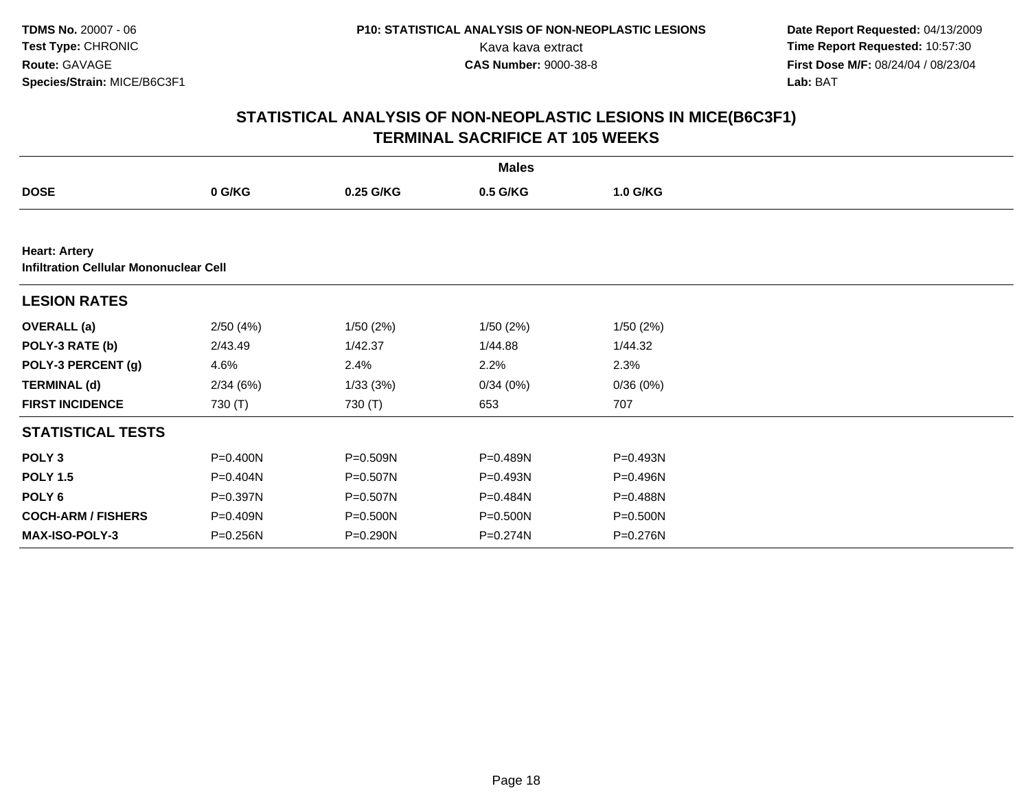## STATISTICAL ANALYSIS OF NON-NEOPLASTIC LESIONS IN MICE(B6C3F1)
## TERMINAL SACRIFICE AT 105 WEEKS

| | Males | | | |
|---|---|---|---|---|
| **DOSE** | **0 G/KG** | **0.25 G/KG** | **0.5 G/KG** | **1.0 G/KG** |
| **Heart: Artery** | | | | |
| **Infiltration Cellular Mononuclear Cell** | | | | |
| **LESION RATES** | | | | |
| **OVERALL (a)** | 2/50 (4%) | 1/50 (2%) | 1/50 (2%) | 1/50 (2%) |
| **POLY-3 RATE (b)** | 2/43.49 | 1/42.37 | 1/44.88 | 1/44.32 |
| **POLY-3 PERCENT (g)** | 4.6% | 2.4% | 2.2% | 2.3% |
| **TERMINAL (d)** | 2/34 (6%) | 1/33 (3%) | 0/34 (0%) | 0/36 (0%) |
| **FIRST INCIDENCE** | 730 (T) | 730 (T) | 653 | 707 |
| **STATISTICAL TESTS** | | | | |
| **POLY 3** | P=0.400N | P=0.509N | P=0.489N | P=0.493N |
| **POLY 1.5** | P=0.404N | P=0.507N | P=0.493N | P=0.496N |
| **POLY 6** | P=0.397N | P=0.507N | P=0.484N | P=0.488N |
| **COCH-ARM / FISHERS** | P=0.409N | P=0.500N | P=0.500N | P=0.500N |
| **MAX-ISO-POLY-3** | P=0.256N | P=0.290N | P=0.274N | P=0.276N |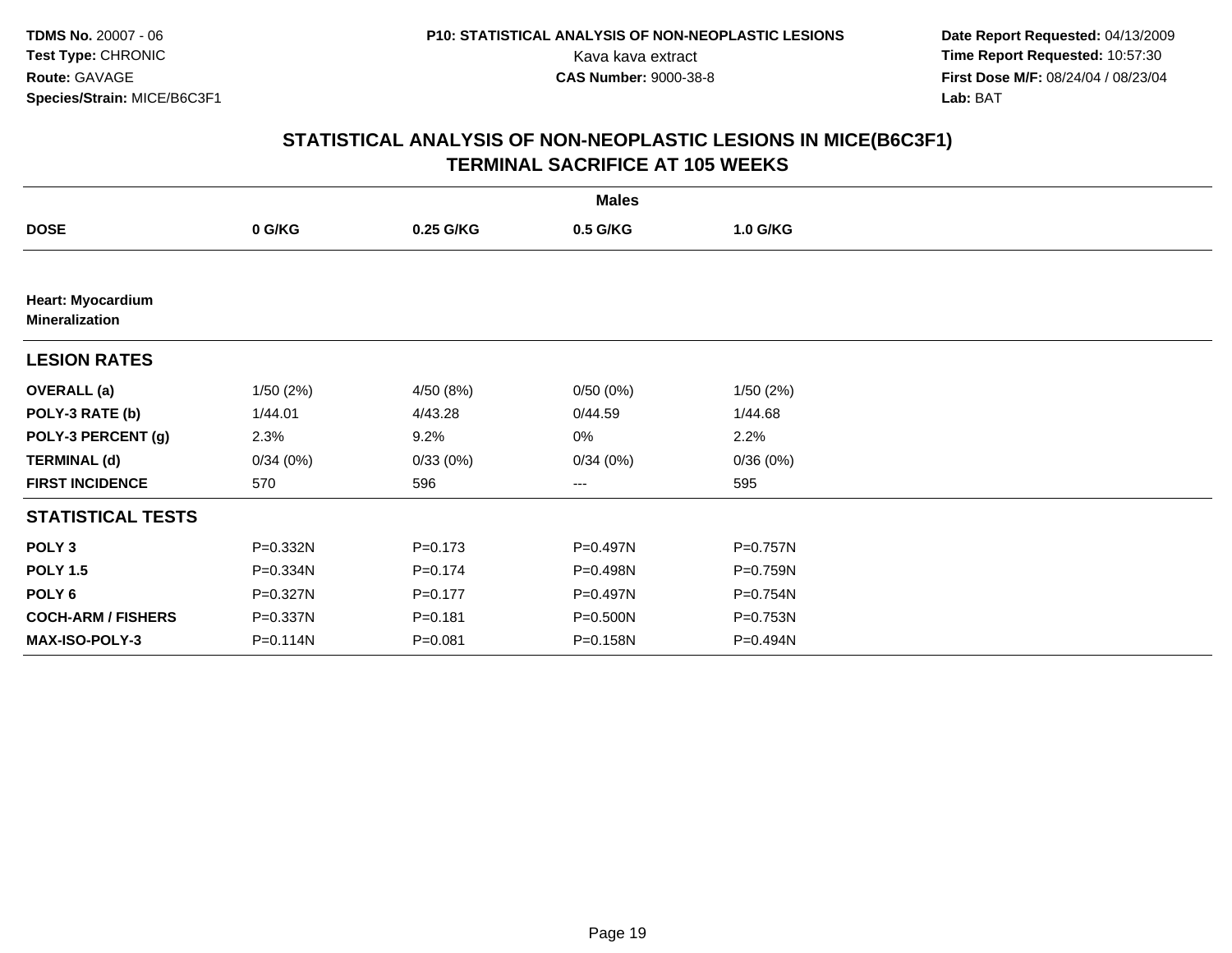**TDMS No.** 20007 - 06
**Test Type:** CHRONIC
**Route:** GAVAGE
**Species/Strain:** MICE/B6C3F1

**P10: STATISTICAL ANALYSIS OF NON-NEOPLASTIC LESIONS**
Kava kava extract
**CAS Number:** 9000-38-8

**Date Report Requested:** 04/13/2009
**Time Report Requested:** 10:57:30
**First Dose M/F:** 08/24/04 / 08/23/04
**Lab:** BAT

## STATISTICAL ANALYSIS OF NON-NEOPLASTIC LESIONS IN MICE(B6C3F1)
## TERMINAL SACRIFICE AT 105 WEEKS

| | **Males** | | | |
|---|---|---|---|---|
| **DOSE** | **0 G/KG** | **0.25 G/KG** | **0.5 G/KG** | **1.0 G/KG** |
| **Heart: Myocardium** **Mineralization** | | | | |
| **LESION RATES** | | | | |
| **OVERALL (a)** | 1/50 (2%) | 4/50 (8%) | 0/50 (0%) | 1/50 (2%) |
| **POLY-3 RATE (b)** | 1/44.01 | 4/43.28 | 0/44.59 | 1/44.68 |
| **POLY-3 PERCENT (g)** | 2.3% | 9.2% | 0% | 2.2% |
| **TERMINAL (d)** | 0/34 (0%) | 0/33 (0%) | 0/34 (0%) | 0/36 (0%) |
| **FIRST INCIDENCE** | 570 | 596 | --- | 595 |
| **STATISTICAL TESTS** | | | | |
| **POLY 3** | P=0.332N | P=0.173 | P=0.497N | P=0.757N |
| **POLY 1.5** | P=0.334N | P=0.174 | P=0.498N | P=0.759N |
| **POLY 6** | P=0.327N | P=0.177 | P=0.497N | P=0.754N |
| **COCH-ARM / FISHERS** | P=0.337N | P=0.181 | P=0.500N | P=0.753N |
| **MAX-ISO-POLY-3** | P=0.114N | P=0.081 | P=0.158N | P=0.494N |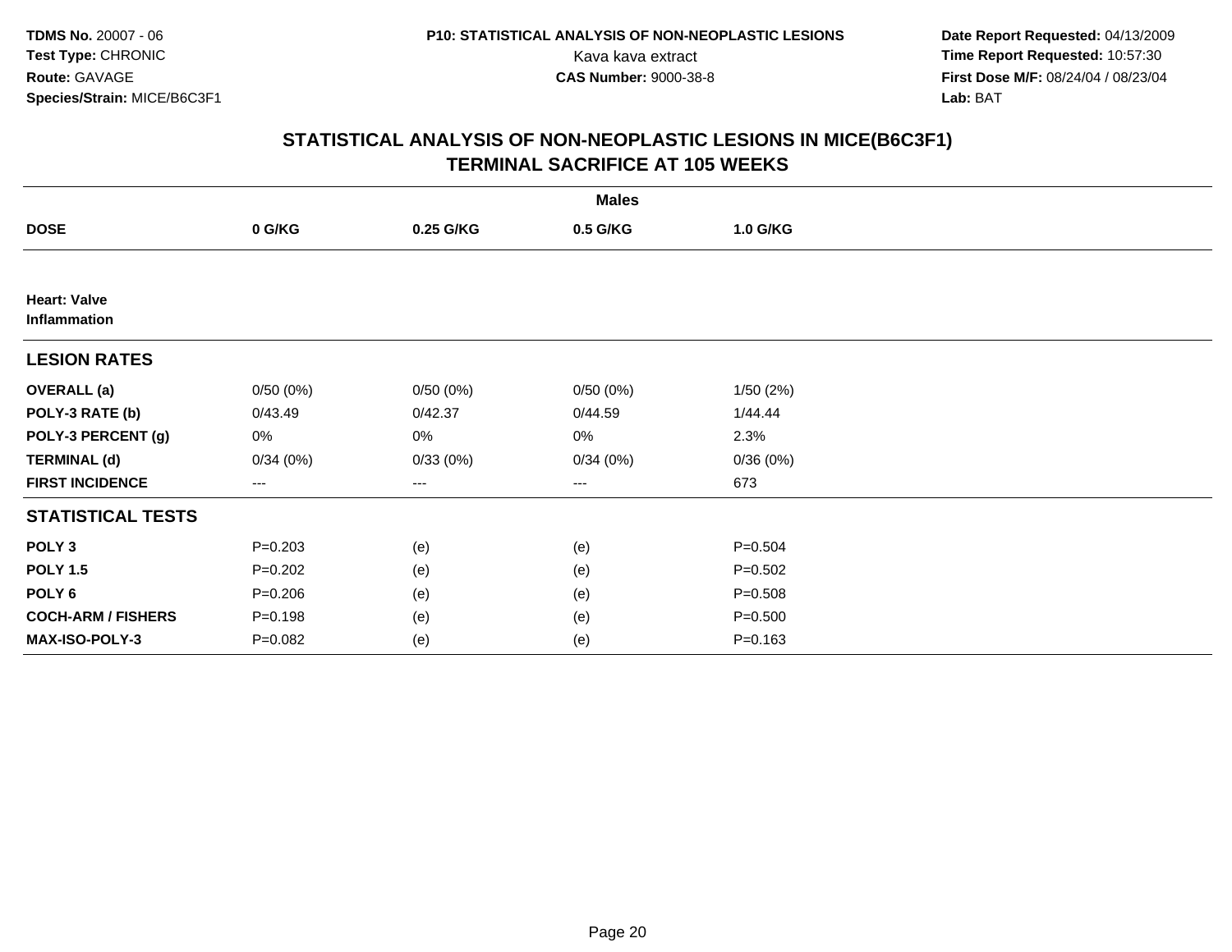**TDMS No.** 20007 - 06
**Test Type:** CHRONIC
**Route:** GAVAGE
**Species/Strain:** MICE/B6C3F1

**P10: STATISTICAL ANALYSIS OF NON-NEOPLASTIC LESIONS**
Kava kava extract
**CAS Number:** 9000-38-8

**Date Report Requested:** 04/13/2009
**Time Report Requested:** 10:57:30
**First Dose M/F:** 08/24/04 / 08/23/04
**Lab:** BAT

## STATISTICAL ANALYSIS OF NON-NEOPLASTIC LESIONS IN MICE(B6C3F1)
## TERMINAL SACRIFICE AT 105 WEEKS

| | Males | | | |
|---|---|---|---|---|
| **DOSE** | **0 G/KG** | **0.25 G/KG** | **0.5 G/KG** | **1.0 G/KG** |
| **Heart: Valve Inflammation** | | | | |
| **LESION RATES** | | | | |
| **OVERALL (a)** | 0/50 (0%) | 0/50 (0%) | 0/50 (0%) | 1/50 (2%) |
| **POLY-3 RATE (b)** | 0/43.49 | 0/42.37 | 0/44.59 | 1/44.44 |
| **POLY-3 PERCENT (g)** | 0% | 0% | 0% | 2.3% |
| **TERMINAL (d)** | 0/34 (0%) | 0/33 (0%) | 0/34 (0%) | 0/36 (0%) |
| **FIRST INCIDENCE** | --- | --- | --- | 673 |
| **STATISTICAL TESTS** | | | | |
| **POLY 3** | P=0.203 | (e) | (e) | P=0.504 |
| **POLY 1.5** | P=0.202 | (e) | (e) | P=0.502 |
| **POLY 6** | P=0.206 | (e) | (e) | P=0.508 |
| **COCH-ARM / FISHERS** | P=0.198 | (e) | (e) | P=0.500 |
| **MAX-ISO-POLY-3** | P=0.082 | (e) | (e) | P=0.163 |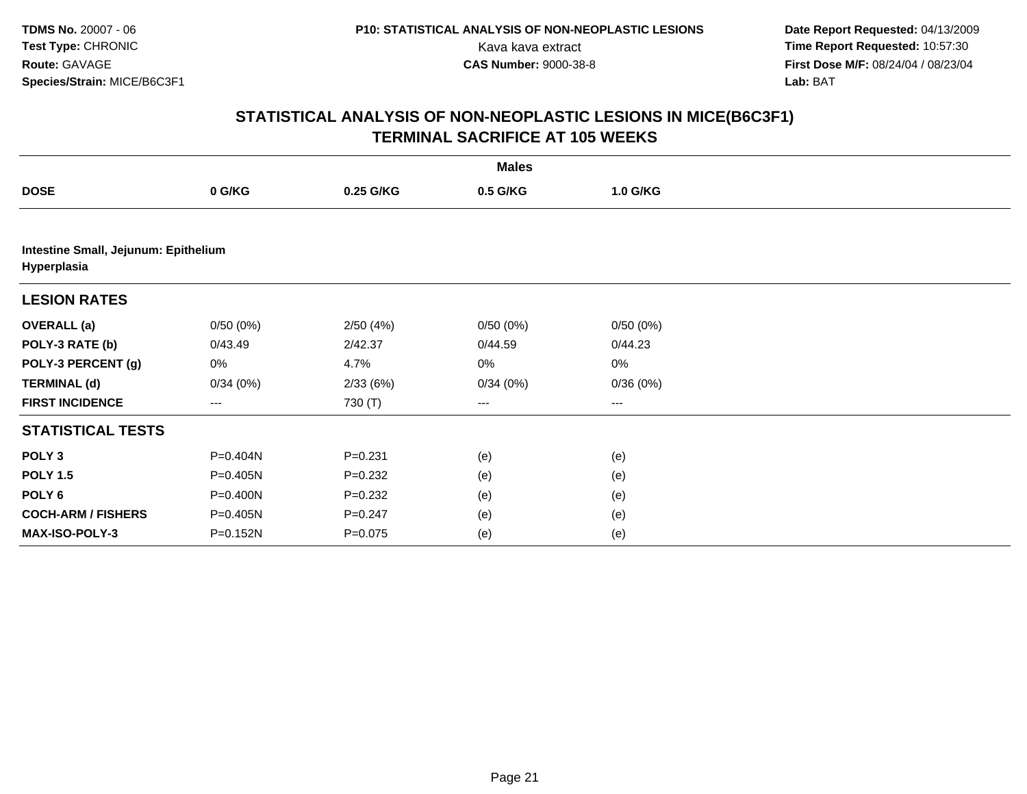**TDMS No.** 20007 - 06
**Test Type:** CHRONIC
**Route:** GAVAGE
**Species/Strain:** MICE/B6C3F1

**P10: STATISTICAL ANALYSIS OF NON-NEOPLASTIC LESIONS**
Kava kava extract
**CAS Number:** 9000-38-8

**Date Report Requested:** 04/13/2009
**Time Report Requested:** 10:57:30
**First Dose M/F:** 08/24/04 / 08/23/04
**Lab:** BAT

## STATISTICAL ANALYSIS OF NON-NEOPLASTIC LESIONS IN MICE(B6C3F1)
## TERMINAL SACRIFICE AT 105 WEEKS

| | Males | | | |
|---|---|---|---|---|
| **DOSE** | **0 G/KG** | **0.25 G/KG** | **0.5 G/KG** | **1.0 G/KG** |
| **Intestine Small, Jejunum: Epithelium Hyperplasia** | | | | |
| **LESION RATES** | | | | |
| **OVERALL (a)** | 0/50 (0%) | 2/50 (4%) | 0/50 (0%) | 0/50 (0%) |
| **POLY-3 RATE (b)** | 0/43.49 | 2/42.37 | 0/44.59 | 0/44.23 |
| **POLY-3 PERCENT (g)** | 0% | 4.7% | 0% | 0% |
| **TERMINAL (d)** | 0/34 (0%) | 2/33 (6%) | 0/34 (0%) | 0/36 (0%) |
| **FIRST INCIDENCE** | --- | 730 (T) | --- | --- |
| **STATISTICAL TESTS** | | | | |
| **POLY 3** | P=0.404N | P=0.231 | (e) | (e) |
| **POLY 1.5** | P=0.405N | P=0.232 | (e) | (e) |
| **POLY 6** | P=0.400N | P=0.232 | (e) | (e) |
| **COCH-ARM / FISHERS** | P=0.405N | P=0.247 | (e) | (e) |
| **MAX-ISO-POLY-3** | P=0.152N | P=0.075 | (e) | (e) |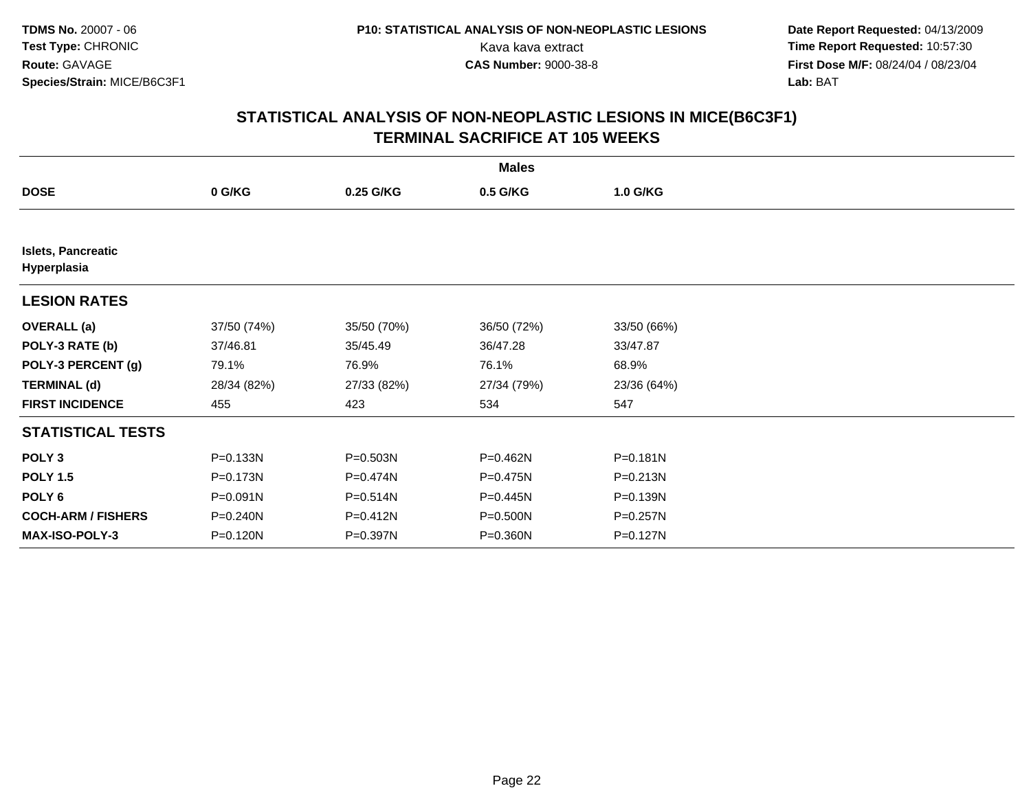**TDMS No.** 20007 - 06
**Test Type:** CHRONIC
**Route:** GAVAGE
**Species/Strain:** MICE/B6C3F1

**P10: STATISTICAL ANALYSIS OF NON-NEOPLASTIC LESIONS**
Kava kava extract
**CAS Number:** 9000-38-8

**Date Report Requested:** 04/13/2009
**Time Report Requested:** 10:57:30
**First Dose M/F:** 08/24/04 / 08/23/04
**Lab:** BAT

# STATISTICAL ANALYSIS OF NON-NEOPLASTIC LESIONS IN MICE(B6C3F1) TERMINAL SACRIFICE AT 105 WEEKS

| | Males | | | |
|---|---|---|---|---|
| **DOSE** | **0 G/KG** | **0.25 G/KG** | **0.5 G/KG** | **1.0 G/KG** |
| **Islets, Pancreatic** | | | | |
| **Hyperplasia** | | | | |
| **LESION RATES** | | | | |
| **OVERALL (a)** | 37/50 (74%) | 35/50 (70%) | 36/50 (72%) | 33/50 (66%) |
| **POLY-3 RATE (b)** | 37/46.81 | 35/45.49 | 36/47.28 | 33/47.87 |
| **POLY-3 PERCENT (g)** | 79.1% | 76.9% | 76.1% | 68.9% |
| **TERMINAL (d)** | 28/34 (82%) | 27/33 (82%) | 27/34 (79%) | 23/36 (64%) |
| **FIRST INCIDENCE** | 455 | 423 | 534 | 547 |
| **STATISTICAL TESTS** | | | | |
| **POLY 3** | P=0.133N | P=0.503N | P=0.462N | P=0.181N |
| **POLY 1.5** | P=0.173N | P=0.474N | P=0.475N | P=0.213N |
| **POLY 6** | P=0.091N | P=0.514N | P=0.445N | P=0.139N |
| **COCH-ARM / FISHERS** | P=0.240N | P=0.412N | P=0.500N | P=0.257N |
| **MAX-ISO-POLY-3** | P=0.120N | P=0.397N | P=0.360N | P=0.127N |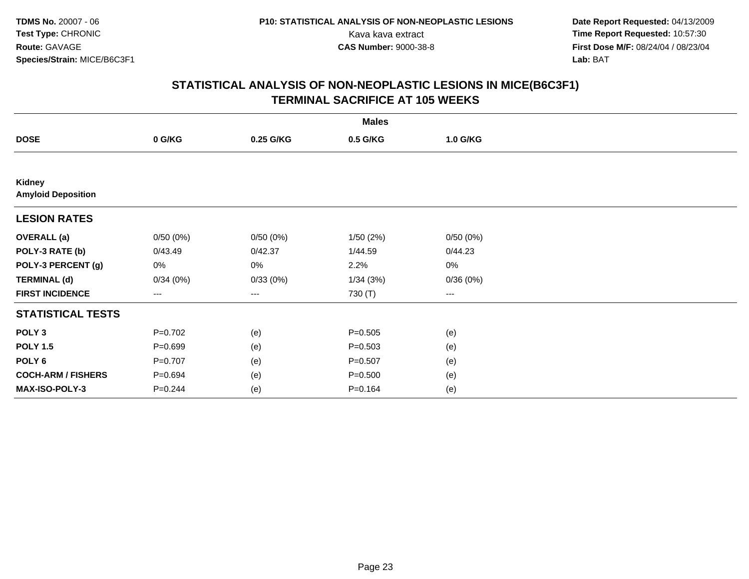TDMS No. 20007 - 06
Test Type: CHRONIC
Route: GAVAGE
Species/Strain: MICE/B6C3F1

P10: STATISTICAL ANALYSIS OF NON-NEOPLASTIC LESIONS
Kava kava extract
CAS Number: 9000-38-8

Date Report Requested: 04/13/2009
Time Report Requested: 10:57:30
First Dose M/F: 08/24/04 / 08/23/04
Lab: BAT

# STATISTICAL ANALYSIS OF NON-NEOPLASTIC LESIONS IN MICE(B6C3F1)
## TERMINAL SACRIFICE AT 105 WEEKS

| | Males | | | |
|---|---|---|---|---|
| **DOSE** | **0 G/KG** | **0.25 G/KG** | **0.5 G/KG** | **1.0 G/KG** |
| **Kidney** | | | | |
| **Amyloid Deposition** | | | | |
| **LESION RATES** | | | | |
| **OVERALL (a)** | 0/50 (0%) | 0/50 (0%) | 1/50 (2%) | 0/50 (0%) |
| **POLY-3 RATE (b)** | 0/43.49 | 0/42.37 | 1/44.59 | 0/44.23 |
| **POLY-3 PERCENT (g)** | 0% | 0% | 2.2% | 0% |
| **TERMINAL (d)** | 0/34 (0%) | 0/33 (0%) | 1/34 (3%) | 0/36 (0%) |
| **FIRST INCIDENCE** | --- | --- | 730 (T) | --- |
| **STATISTICAL TESTS** | | | | |
| **POLY 3** | P=0.702 | (e) | P=0.505 | (e) |
| **POLY 1.5** | P=0.699 | (e) | P=0.503 | (e) |
| **POLY 6** | P=0.707 | (e) | P=0.507 | (e) |
| **COCH-ARM / FISHERS** | P=0.694 | (e) | P=0.500 | (e) |
| **MAX-ISO-POLY-3** | P=0.244 | (e) | P=0.164 | (e) |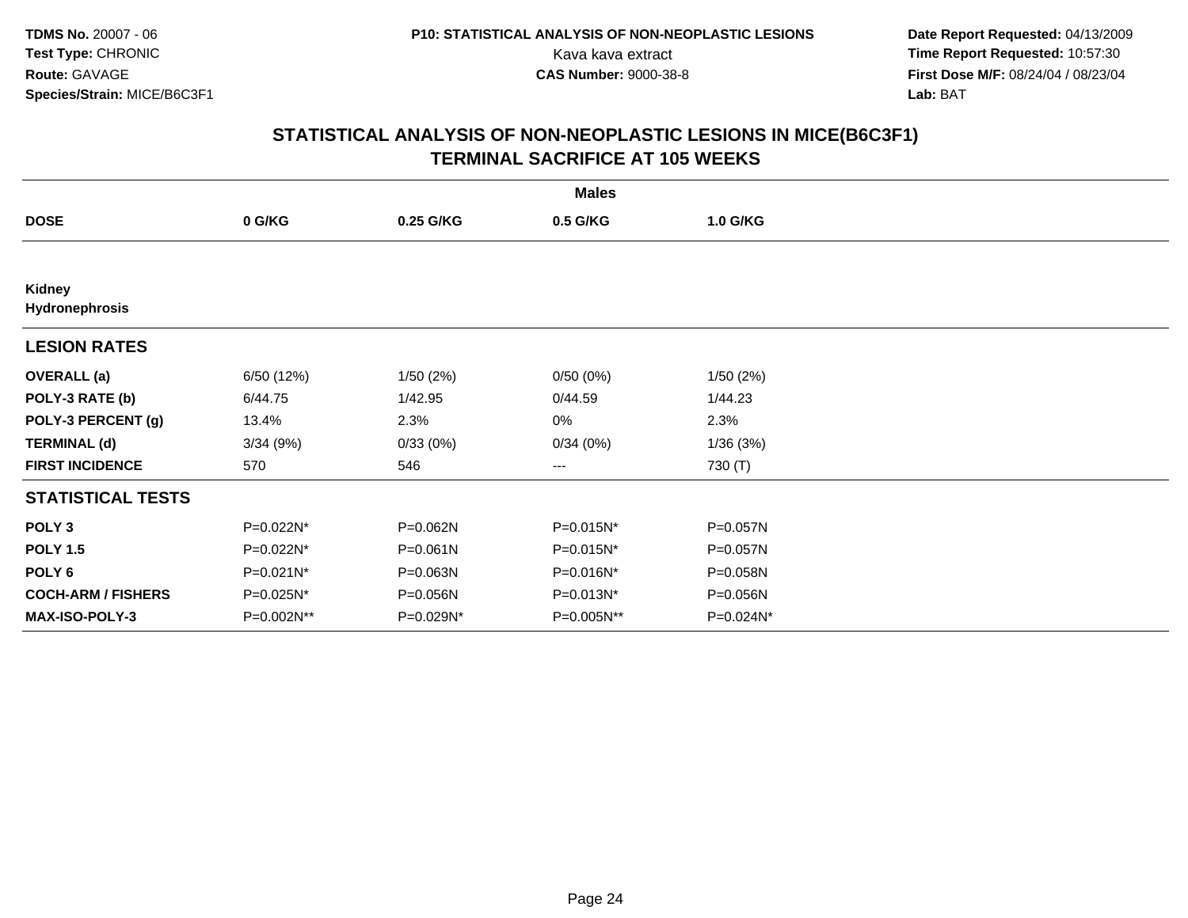TDMS No. 20007 - 06
Test Type: CHRONIC
Route: GAVAGE
Species/Strain: MICE/B6C3F1

P10: STATISTICAL ANALYSIS OF NON-NEOPLASTIC LESIONS
Kava kava extract
CAS Number: 9000-38-8

Date Report Requested: 04/13/2009
Time Report Requested: 10:57:30
First Dose M/F: 08/24/04 / 08/23/04
Lab: BAT

## STATISTICAL ANALYSIS OF NON-NEOPLASTIC LESIONS IN MICE(B6C3F1)
## TERMINAL SACRIFICE AT 105 WEEKS

| | Males | | | |
|---|---|---|---|---|
| **DOSE** | **0 G/KG** | **0.25 G/KG** | **0.5 G/KG** | **1.0 G/KG** |
| **Kidney** | | | | |
| **Hydronephrosis** | | | | |
| **LESION RATES** | | | | |
| **OVERALL (a)** | 6/50 (12%) | 1/50 (2%) | 0/50 (0%) | 1/50 (2%) |
| **POLY-3 RATE (b)** | 6/44.75 | 1/42.95 | 0/44.59 | 1/44.23 |
| **POLY-3 PERCENT (g)** | 13.4% | 2.3% | 0% | 2.3% |
| **TERMINAL (d)** | 3/34 (9%) | 0/33 (0%) | 0/34 (0%) | 1/36 (3%) |
| **FIRST INCIDENCE** | 570 | 546 | --- | 730 (T) |
| **STATISTICAL TESTS** | | | | |
| **POLY 3** | P=0.022N* | P=0.062N | P=0.015N* | P=0.057N |
| **POLY 1.5** | P=0.022N* | P=0.061N | P=0.015N* | P=0.057N |
| **POLY 6** | P=0.021N* | P=0.063N | P=0.016N* | P=0.058N |
| **COCH-ARM / FISHERS** | P=0.025N* | P=0.056N | P=0.013N* | P=0.056N |
| **MAX-ISO-POLY-3** | P=0.002N** | P=0.029N* | P=0.005N** | P=0.024N* |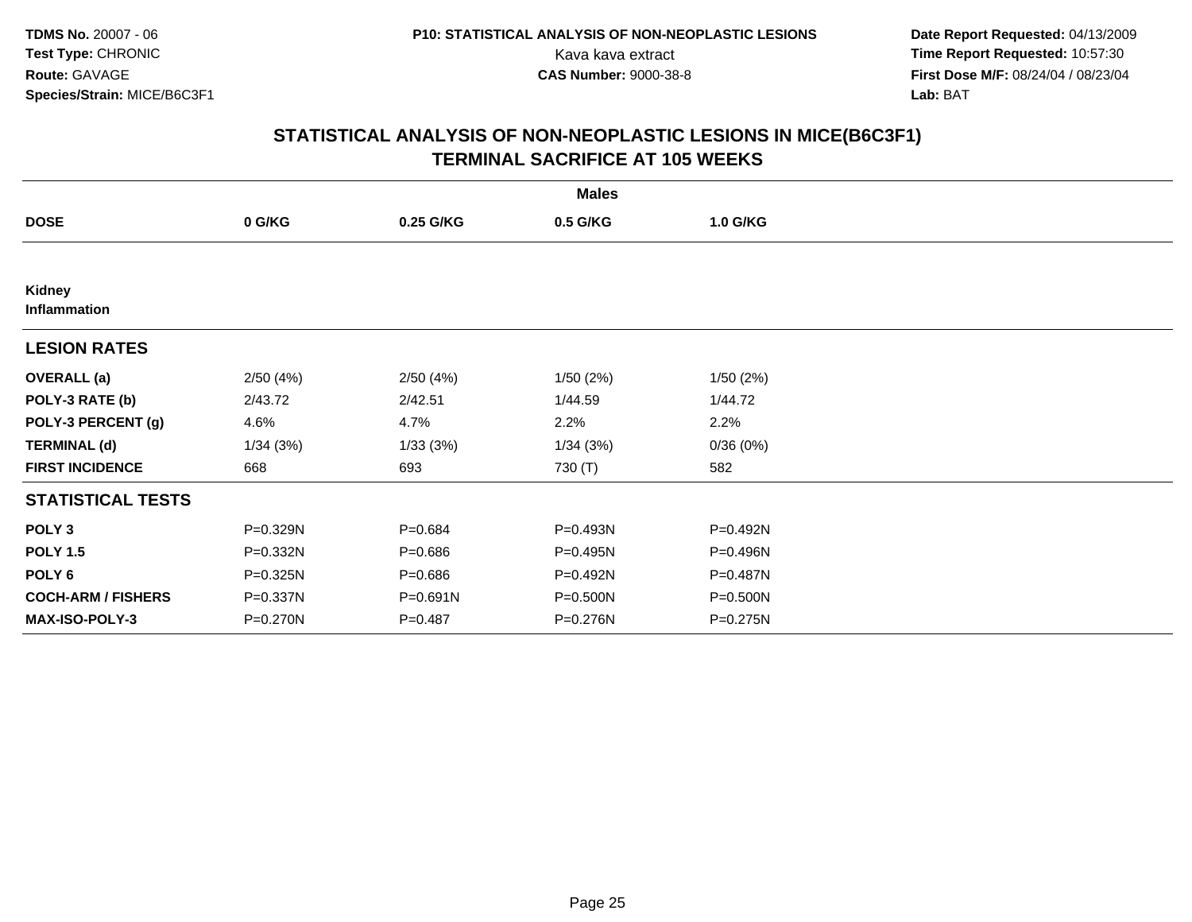**TDMS No.** 20007 - 06
**Test Type:** CHRONIC
**Route:** GAVAGE
**Species/Strain:** MICE/B6C3F1

**P10: STATISTICAL ANALYSIS OF NON-NEOPLASTIC LESIONS**
Kava kava extract
**CAS Number:** 9000-38-8

**Date Report Requested:** 04/13/2009
**Time Report Requested:** 10:57:30
**First Dose M/F:** 08/24/04 / 08/23/04
**Lab:** BAT

## STATISTICAL ANALYSIS OF NON-NEOPLASTIC LESIONS IN MICE(B6C3F1) TERMINAL SACRIFICE AT 105 WEEKS

| | Males | | | |
|---|---|---|---|---|
| **DOSE** | **0 G/KG** | **0.25 G/KG** | **0.5 G/KG** | **1.0 G/KG** |
| **Kidney** | | | | |
| **Inflammation** | | | | |
| **LESION RATES** | | | | |
| **OVERALL (a)** | 2/50 (4%) | 2/50 (4%) | 1/50 (2%) | 1/50 (2%) |
| **POLY-3 RATE (b)** | 2/43.72 | 2/42.51 | 1/44.59 | 1/44.72 |
| **POLY-3 PERCENT (g)** | 4.6% | 4.7% | 2.2% | 2.2% |
| **TERMINAL (d)** | 1/34 (3%) | 1/33 (3%) | 1/34 (3%) | 0/36 (0%) |
| **FIRST INCIDENCE** | 668 | 693 | 730 (T) | 582 |
| **STATISTICAL TESTS** | | | | |
| **POLY 3** | P=0.329N | P=0.684 | P=0.493N | P=0.492N |
| **POLY 1.5** | P=0.332N | P=0.686 | P=0.495N | P=0.496N |
| **POLY 6** | P=0.325N | P=0.686 | P=0.492N | P=0.487N |
| **COCH-ARM / FISHERS** | P=0.337N | P=0.691N | P=0.500N | P=0.500N |
| **MAX-ISO-POLY-3** | P=0.270N | P=0.487 | P=0.276N | P=0.275N |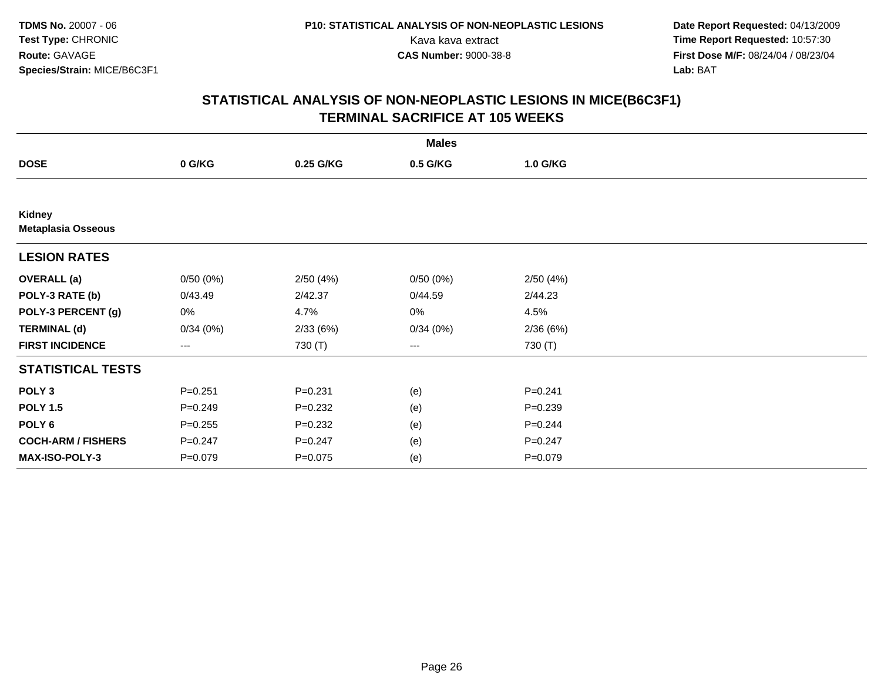**TDMS No.** 20007 - 06
**Test Type:** CHRONIC
**Route:** GAVAGE
**Species/Strain:** MICE/B6C3F1

**P10: STATISTICAL ANALYSIS OF NON-NEOPLASTIC LESIONS**
Kava kava extract
**CAS Number:** 9000-38-8

**Date Report Requested:** 04/13/2009
**Time Report Requested:** 10:57:30
**First Dose M/F:** 08/24/04 / 08/23/04
**Lab:** BAT

## STATISTICAL ANALYSIS OF NON-NEOPLASTIC LESIONS IN MICE(B6C3F1)
## TERMINAL SACRIFICE AT 105 WEEKS

| | Males | | | |
|---|---|---|---|---|
| **DOSE** | **0 G/KG** | **0.25 G/KG** | **0.5 G/KG** | **1.0 G/KG** |
| **Kidney** | | | | |
| **Metaplasia Osseous** | | | | |
| **LESION RATES** | | | | |
| **OVERALL (a)** | 0/50 (0%) | 2/50 (4%) | 0/50 (0%) | 2/50 (4%) |
| **POLY-3 RATE (b)** | 0/43.49 | 2/42.37 | 0/44.59 | 2/44.23 |
| **POLY-3 PERCENT (g)** | 0% | 4.7% | 0% | 4.5% |
| **TERMINAL (d)** | 0/34 (0%) | 2/33 (6%) | 0/34 (0%) | 2/36 (6%) |
| **FIRST INCIDENCE** | --- | 730 (T) | --- | 730 (T) |
| **STATISTICAL TESTS** | | | | |
| **POLY 3** | P=0.251 | P=0.231 | (e) | P=0.241 |
| **POLY 1.5** | P=0.249 | P=0.232 | (e) | P=0.239 |
| **POLY 6** | P=0.255 | P=0.232 | (e) | P=0.244 |
| **COCH-ARM / FISHERS** | P=0.247 | P=0.247 | (e) | P=0.247 |
| **MAX-ISO-POLY-3** | P=0.079 | P=0.075 | (e) | P=0.079 |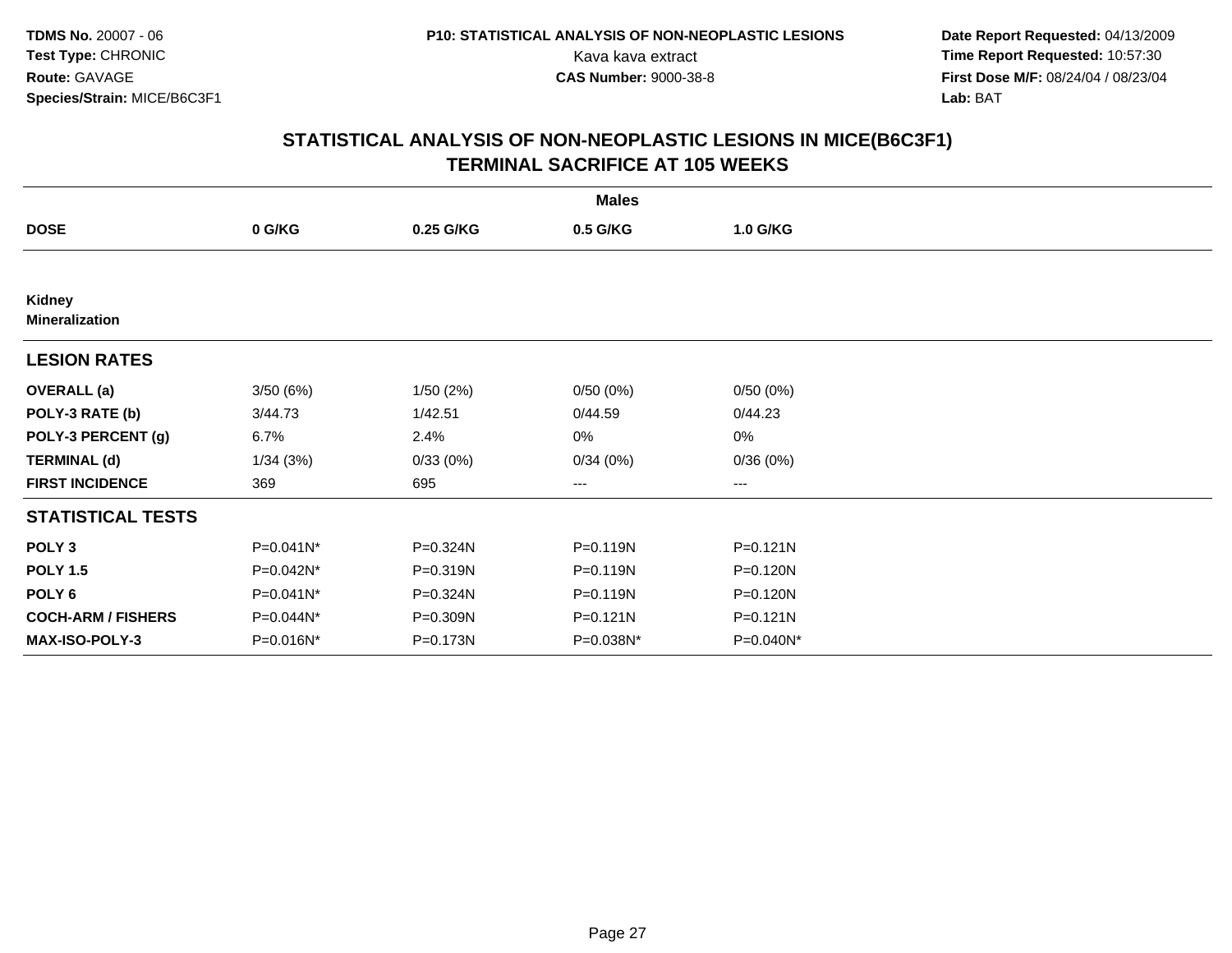**TDMS No.** 20007 - 06
**Test Type:** CHRONIC
**Route:** GAVAGE
**Species/Strain:** MICE/B6C3F1

**P10: STATISTICAL ANALYSIS OF NON-NEOPLASTIC LESIONS**
Kava kava extract
**CAS Number:** 9000-38-8

**Date Report Requested:** 04/13/2009
**Time Report Requested:** 10:57:30
**First Dose M/F:** 08/24/04 / 08/23/04
**Lab:** BAT

## STATISTICAL ANALYSIS OF NON-NEOPLASTIC LESIONS IN MICE(B6C3F1)
## TERMINAL SACRIFICE AT 105 WEEKS

| | Males | | | |
|---|---|---|---|---|
| **DOSE** | **0 G/KG** | **0.25 G/KG** | **0.5 G/KG** | **1.0 G/KG** |
| **Kidney** | | | | |
| **Mineralization** | | | | |
| **LESION RATES** | | | | |
| **OVERALL (a)** | 3/50 (6%) | 1/50 (2%) | 0/50 (0%) | 0/50 (0%) |
| **POLY-3 RATE (b)** | 3/44.73 | 1/42.51 | 0/44.59 | 0/44.23 |
| **POLY-3 PERCENT (g)** | 6.7% | 2.4% | 0% | 0% |
| **TERMINAL (d)** | 1/34 (3%) | 0/33 (0%) | 0/34 (0%) | 0/36 (0%) |
| **FIRST INCIDENCE** | 369 | 695 | --- | --- |
| **STATISTICAL TESTS** | | | | |
| **POLY 3** | P=0.041N* | P=0.324N | P=0.119N | P=0.121N |
| **POLY 1.5** | P=0.042N* | P=0.319N | P=0.119N | P=0.120N |
| **POLY 6** | P=0.041N* | P=0.324N | P=0.119N | P=0.120N |
| **COCH-ARM / FISHERS** | P=0.044N* | P=0.309N | P=0.121N | P=0.121N |
| **MAX-ISO-POLY-3** | P=0.016N* | P=0.173N | P=0.038N* | P=0.040N* |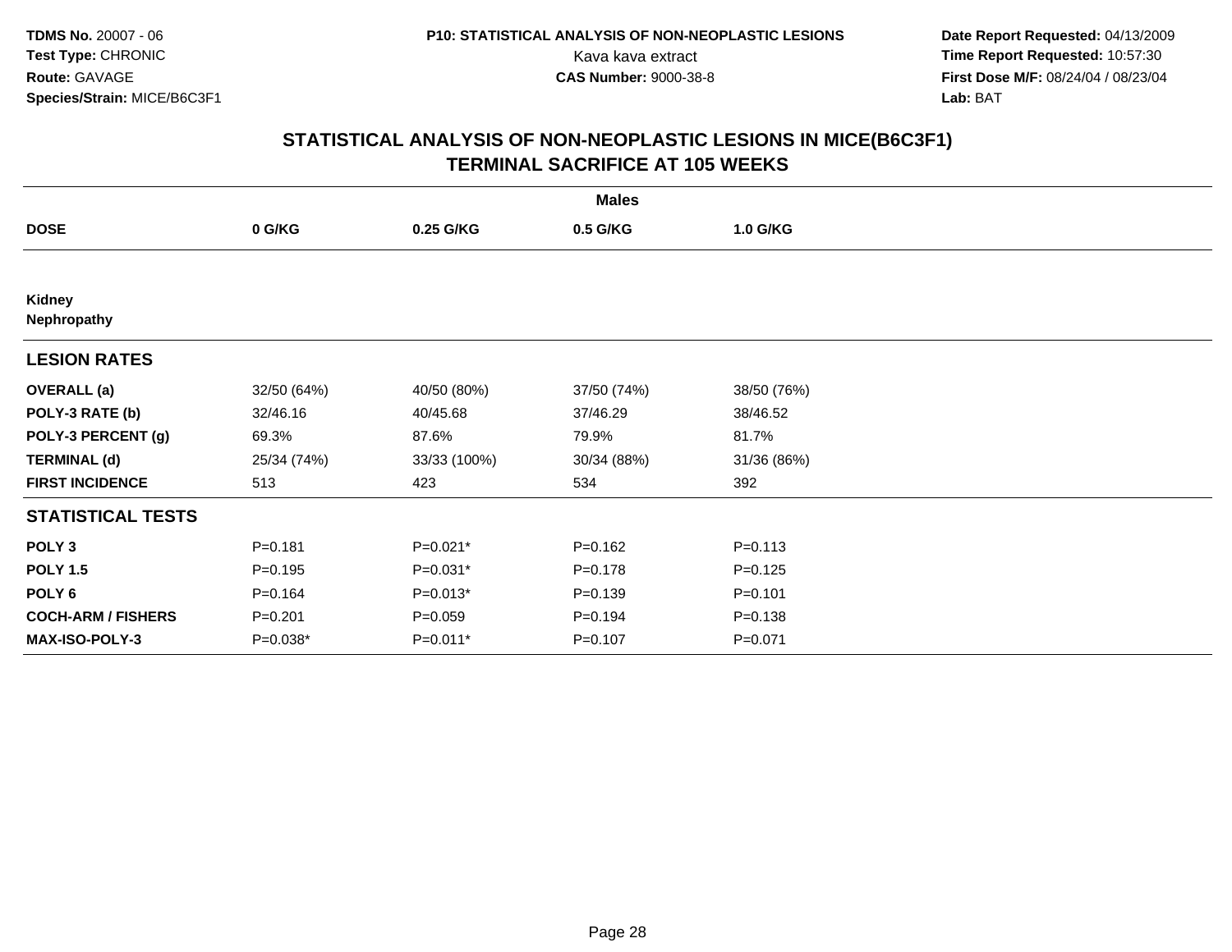**TDMS No.** 20007 - 06
**Test Type:** CHRONIC
**Route:** GAVAGE
**Species/Strain:** MICE/B6C3F1

**P10: STATISTICAL ANALYSIS OF NON-NEOPLASTIC LESIONS**
Kava kava extract
**CAS Number:** 9000-38-8

**Date Report Requested:** 04/13/2009
**Time Report Requested:** 10:57:30
**First Dose M/F:** 08/24/04 / 08/23/04
**Lab:** BAT

## STATISTICAL ANALYSIS OF NON-NEOPLASTIC LESIONS IN MICE(B6C3F1) TERMINAL SACRIFICE AT 105 WEEKS

| | Males | | | |
|---|---|---|---|---|
| **DOSE** | **0 G/KG** | **0.25 G/KG** | **0.5 G/KG** | **1.0 G/KG** |
| **Kidney** | | | | |
| **Nephropathy** | | | | |
| **LESION RATES** | | | | |
| **OVERALL (a)** | 32/50 (64%) | 40/50 (80%) | 37/50 (74%) | 38/50 (76%) |
| **POLY-3 RATE (b)** | 32/46.16 | 40/45.68 | 37/46.29 | 38/46.52 |
| **POLY-3 PERCENT (g)** | 69.3% | 87.6% | 79.9% | 81.7% |
| **TERMINAL (d)** | 25/34 (74%) | 33/33 (100%) | 30/34 (88%) | 31/36 (86%) |
| **FIRST INCIDENCE** | 513 | 423 | 534 | 392 |
| **STATISTICAL TESTS** | | | | |
| **POLY 3** | P=0.181 | P=0.021* | P=0.162 | P=0.113 |
| **POLY 1.5** | P=0.195 | P=0.031* | P=0.178 | P=0.125 |
| **POLY 6** | P=0.164 | P=0.013* | P=0.139 | P=0.101 |
| **COCH-ARM / FISHERS** | P=0.201 | P=0.059 | P=0.194 | P=0.138 |
| **MAX-ISO-POLY-3** | P=0.038* | P=0.011* | P=0.107 | P=0.071 |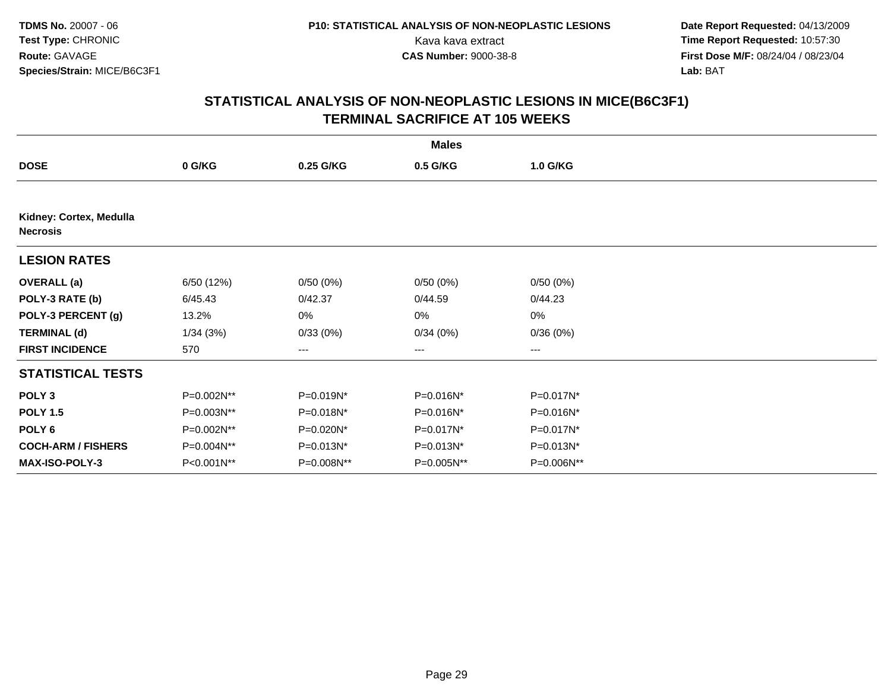**TDMS No.** 20007 - 06
**Test Type:** CHRONIC
**Route:** GAVAGE
**Species/Strain:** MICE/B6C3F1

**P10: STATISTICAL ANALYSIS OF NON-NEOPLASTIC LESIONS**
Kava kava extract
**CAS Number:** 9000-38-8

**Date Report Requested:** 04/13/2009
**Time Report Requested:** 10:57:30
**First Dose M/F:** 08/24/04 / 08/23/04
**Lab:** BAT

## STATISTICAL ANALYSIS OF NON-NEOPLASTIC LESIONS IN MICE(B6C3F1)
## TERMINAL SACRIFICE AT 105 WEEKS

| | Males | | | |
|---|---|---|---|---|
| **DOSE** | **0 G/KG** | **0.25 G/KG** | **0.5 G/KG** | **1.0 G/KG** |
| **Kidney: Cortex, Medulla** | | | | |
| **Necrosis** | | | | |
| **LESION RATES** | | | | |
| **OVERALL (a)** | 6/50 (12%) | 0/50 (0%) | 0/50 (0%) | 0/50 (0%) |
| **POLY-3 RATE (b)** | 6/45.43 | 0/42.37 | 0/44.59 | 0/44.23 |
| **POLY-3 PERCENT (g)** | 13.2% | 0% | 0% | 0% |
| **TERMINAL (d)** | 1/34 (3%) | 0/33 (0%) | 0/34 (0%) | 0/36 (0%) |
| **FIRST INCIDENCE** | 570 | --- | --- | --- |
| **STATISTICAL TESTS** | | | | |
| **POLY 3** | P=0.002N** | P=0.019N* | P=0.016N* | P=0.017N* |
| **POLY 1.5** | P=0.003N** | P=0.018N* | P=0.016N* | P=0.016N* |
| **POLY 6** | P=0.002N** | P=0.020N* | P=0.017N* | P=0.017N* |
| **COCH-ARM / FISHERS** | P=0.004N** | P=0.013N* | P=0.013N* | P=0.013N* |
| **MAX-ISO-POLY-3** | P<0.001N** | P=0.008N** | P=0.005N** | P=0.006N** |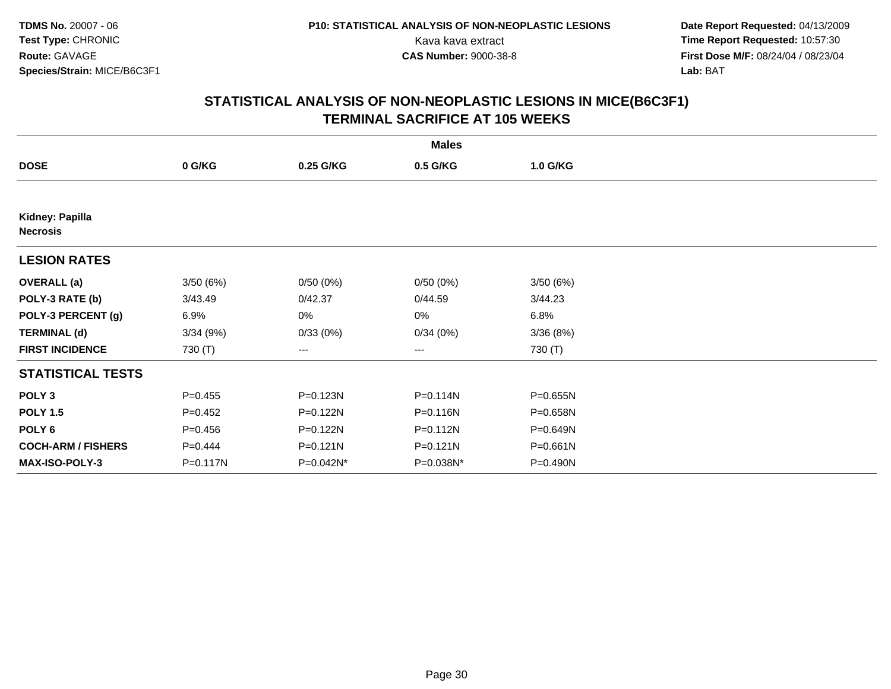**TDMS No.** 20007 - 06
**Test Type:** CHRONIC
**Route:** GAVAGE
**Species/Strain:** MICE/B6C3F1

**P10: STATISTICAL ANALYSIS OF NON-NEOPLASTIC LESIONS**
Kava kava extract
**CAS Number:** 9000-38-8

**Date Report Requested:** 04/13/2009
**Time Report Requested:** 10:57:30
**First Dose M/F:** 08/24/04 / 08/23/04
**Lab:** BAT

## STATISTICAL ANALYSIS OF NON-NEOPLASTIC LESIONS IN MICE(B6C3F1)
## TERMINAL SACRIFICE AT 105 WEEKS

| | Males | | | |
|---|---|---|---|---|
| **DOSE** | **0 G/KG** | **0.25 G/KG** | **0.5 G/KG** | **1.0 G/KG** |
| **Kidney: Papilla Necrosis** | | | | |
| **LESION RATES** | | | | |
| **OVERALL (a)** | 3/50 (6%) | 0/50 (0%) | 0/50 (0%) | 3/50 (6%) |
| **POLY-3 RATE (b)** | 3/43.49 | 0/42.37 | 0/44.59 | 3/44.23 |
| **POLY-3 PERCENT (g)** | 6.9% | 0% | 0% | 6.8% |
| **TERMINAL (d)** | 3/34 (9%) | 0/33 (0%) | 0/34 (0%) | 3/36 (8%) |
| **FIRST INCIDENCE** | 730 (T) | --- | --- | 730 (T) |
| **STATISTICAL TESTS** | | | | |
| **POLY 3** | P=0.455 | P=0.123N | P=0.114N | P=0.655N |
| **POLY 1.5** | P=0.452 | P=0.122N | P=0.116N | P=0.658N |
| **POLY 6** | P=0.456 | P=0.122N | P=0.112N | P=0.649N |
| **COCH-ARM / FISHERS** | P=0.444 | P=0.121N | P=0.121N | P=0.661N |
| **MAX-ISO-POLY-3** | P=0.117N | P=0.042N* | P=0.038N* | P=0.490N |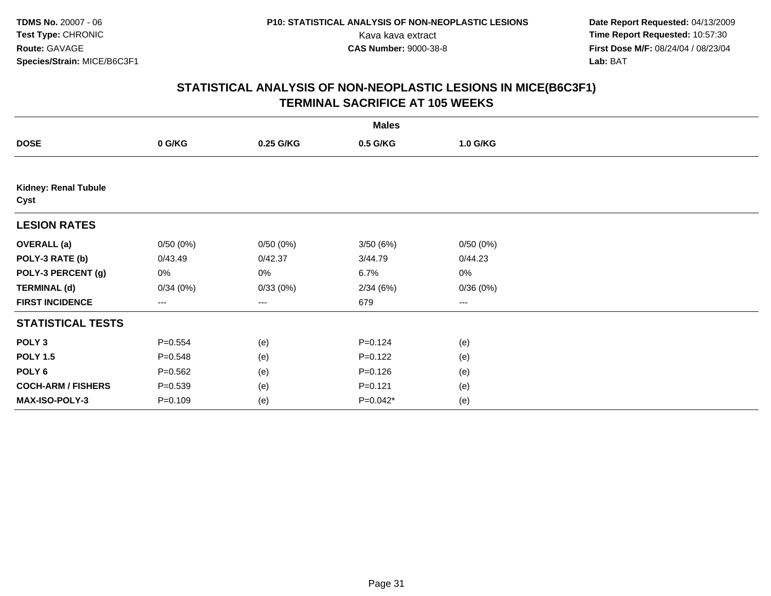# STATISTICAL ANALYSIS OF NON-NEOPLASTIC LESIONS IN MICE(B6C3F1)
## TERMINAL SACRIFICE AT 105 WEEKS

| | Males | | | |
|---|---|---|---|---|
| **DOSE** | **0 G/KG** | **0.25 G/KG** | **0.5 G/KG** | **1.0 G/KG** |
| **Kidney: Renal Tubule Cyst** | | | | |
| **LESION RATES** | | | | |
| **OVERALL (a)** | 0/50 (0%) | 0/50 (0%) | 3/50 (6%) | 0/50 (0%) |
| **POLY-3 RATE (b)** | 0/43.49 | 0/42.37 | 3/44.79 | 0/44.23 |
| **POLY-3 PERCENT (g)** | 0% | 0% | 6.7% | 0% |
| **TERMINAL (d)** | 0/34 (0%) | 0/33 (0%) | 2/34 (6%) | 0/36 (0%) |
| **FIRST INCIDENCE** | --- | --- | 679 | --- |
| **STATISTICAL TESTS** | | | | |
| **POLY 3** | P=0.554 | (e) | P=0.124 | (e) |
| **POLY 1.5** | P=0.548 | (e) | P=0.122 | (e) |
| **POLY 6** | P=0.562 | (e) | P=0.126 | (e) |
| **COCH-ARM / FISHERS** | P=0.539 | (e) | P=0.121 | (e) |
| **MAX-ISO-POLY-3** | P=0.109 | (e) | P=0.042* | (e) |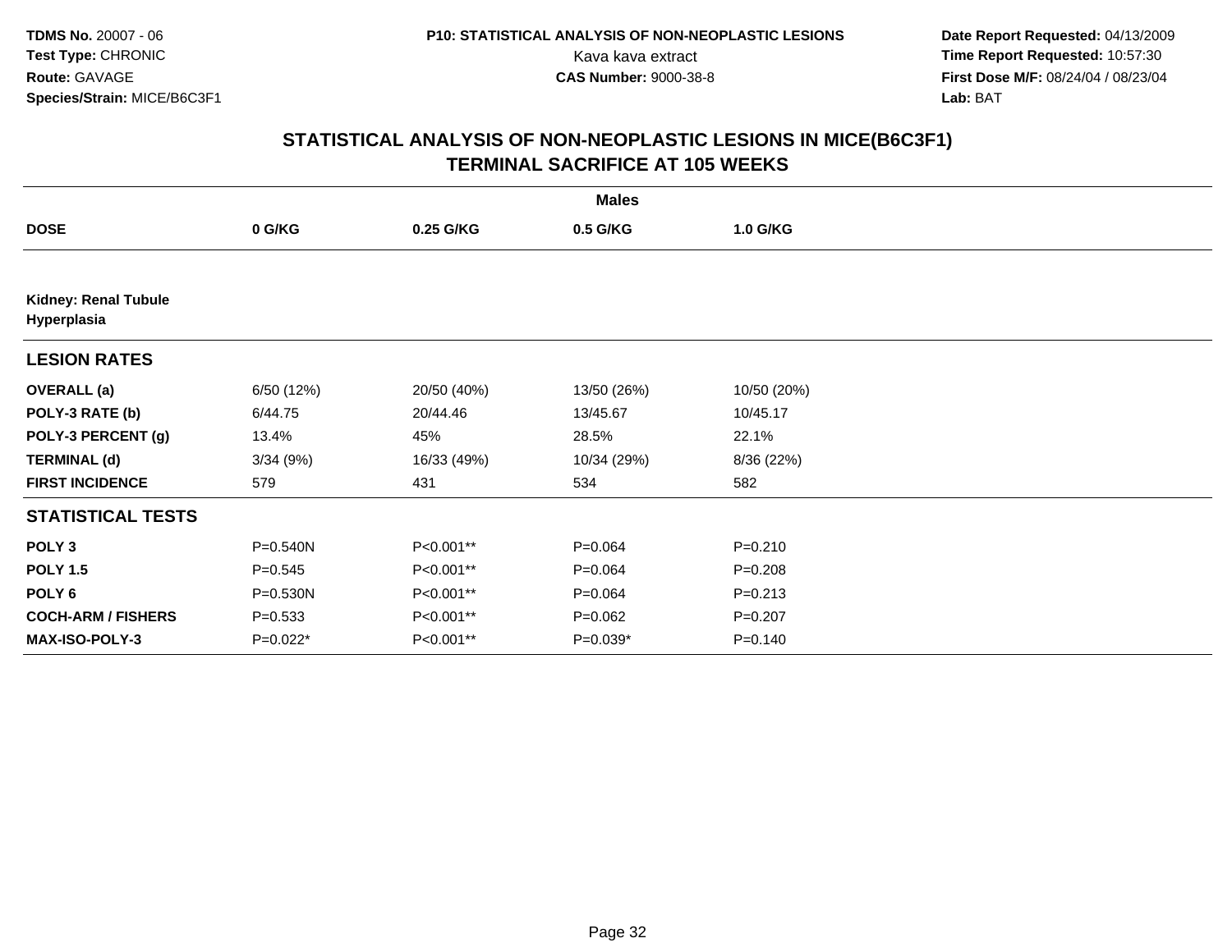**TDMS No.** 20007 - 06
**Test Type:** CHRONIC
**Route:** GAVAGE
**Species/Strain:** MICE/B6C3F1

**P10: STATISTICAL ANALYSIS OF NON-NEOPLASTIC LESIONS**
Kava kava extract
**CAS Number:** 9000-38-8

**Date Report Requested:** 04/13/2009
**Time Report Requested:** 10:57:30
**First Dose M/F:** 08/24/04 / 08/23/04
**Lab:** BAT

## STATISTICAL ANALYSIS OF NON-NEOPLASTIC LESIONS IN MICE(B6C3F1)
## TERMINAL SACRIFICE AT 105 WEEKS

| | Males | | | |
|---|---|---|---|---|
| **DOSE** | **0 G/KG** | **0.25 G/KG** | **0.5 G/KG** | **1.0 G/KG** |
| **Kidney: Renal Tubule Hyperplasia** | | | | |
| **LESION RATES** | | | | |
| **OVERALL (a)** | 6/50 (12%) | 20/50 (40%) | 13/50 (26%) | 10/50 (20%) |
| **POLY-3 RATE (b)** | 6/44.75 | 20/44.46 | 13/45.67 | 10/45.17 |
| **POLY-3 PERCENT (g)** | 13.4% | 45% | 28.5% | 22.1% |
| **TERMINAL (d)** | 3/34 (9%) | 16/33 (49%) | 10/34 (29%) | 8/36 (22%) |
| **FIRST INCIDENCE** | 579 | 431 | 534 | 582 |
| **STATISTICAL TESTS** | | | | |
| **POLY 3** | P=0.540N | P<0.001** | P=0.064 | P=0.210 |
| **POLY 1.5** | P=0.545 | P<0.001** | P=0.064 | P=0.208 |
| **POLY 6** | P=0.530N | P<0.001** | P=0.064 | P=0.213 |
| **COCH-ARM / FISHERS** | P=0.533 | P<0.001** | P=0.062 | P=0.207 |
| **MAX-ISO-POLY-3** | P=0.022* | P<0.001** | P=0.039* | P=0.140 |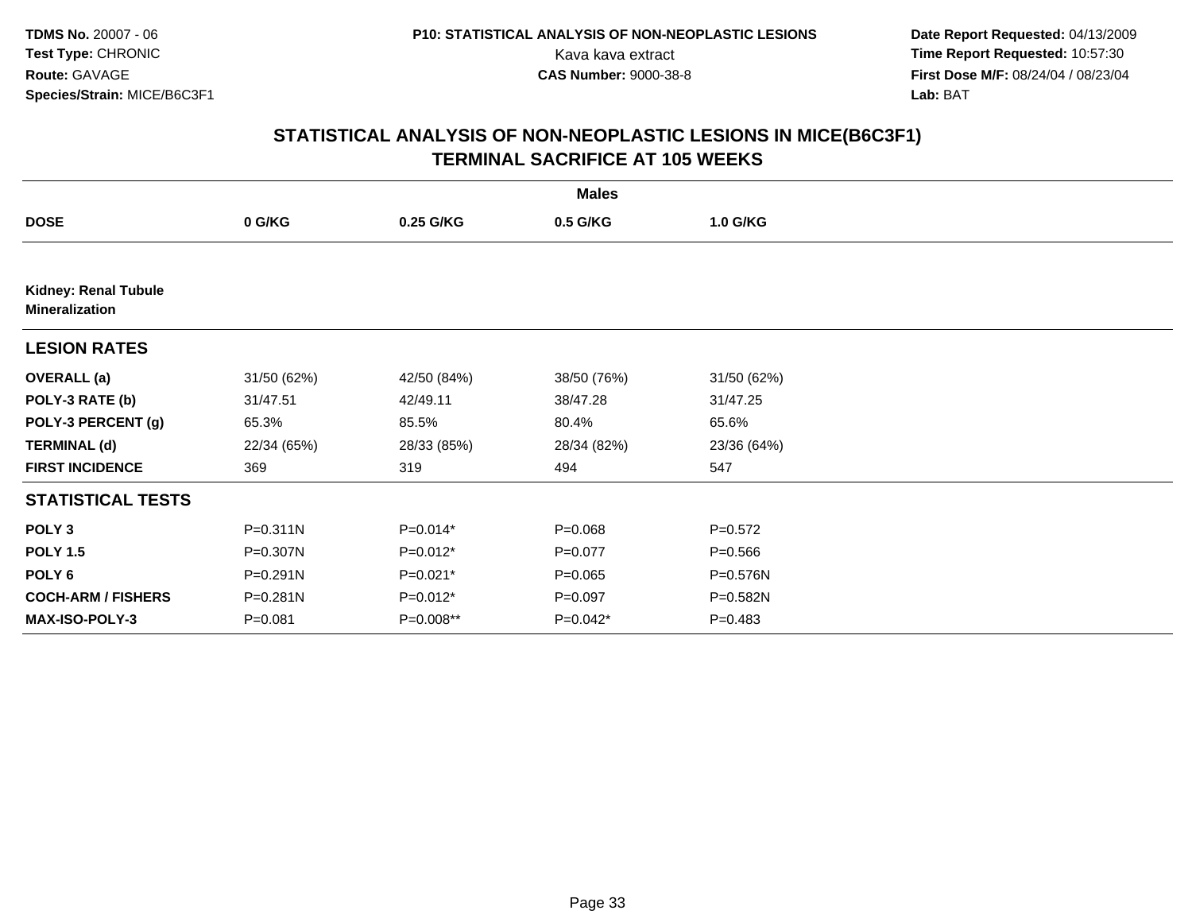**TDMS No.** 20007 - 06
**Test Type:** CHRONIC
**Route:** GAVAGE
**Species/Strain:** MICE/B6C3F1

**P10: STATISTICAL ANALYSIS OF NON-NEOPLASTIC LESIONS**
Kava kava extract
**CAS Number:** 9000-38-8

**Date Report Requested:** 04/13/2009
**Time Report Requested:** 10:57:30
**First Dose M/F:** 08/24/04 / 08/23/04
**Lab:** BAT

## STATISTICAL ANALYSIS OF NON-NEOPLASTIC LESIONS IN MICE(B6C3F1)
## TERMINAL SACRIFICE AT 105 WEEKS

| | Males | | | |
|---|---|---|---|---|
| **DOSE** | **0 G/KG** | **0.25 G/KG** | **0.5 G/KG** | **1.0 G/KG** |
| **Kidney: Renal Tubule Mineralization** | | | | |
| **LESION RATES** | | | | |
| **OVERALL (a)** | 31/50 (62%) | 42/50 (84%) | 38/50 (76%) | 31/50 (62%) |
| **POLY-3 RATE (b)** | 31/47.51 | 42/49.11 | 38/47.28 | 31/47.25 |
| **POLY-3 PERCENT (g)** | 65.3% | 85.5% | 80.4% | 65.6% |
| **TERMINAL (d)** | 22/34 (65%) | 28/33 (85%) | 28/34 (82%) | 23/36 (64%) |
| **FIRST INCIDENCE** | 369 | 319 | 494 | 547 |
| **STATISTICAL TESTS** | | | | |
| **POLY 3** | P=0.311N | P=0.014* | P=0.068 | P=0.572 |
| **POLY 1.5** | P=0.307N | P=0.012* | P=0.077 | P=0.566 |
| **POLY 6** | P=0.291N | P=0.021* | P=0.065 | P=0.576N |
| **COCH-ARM / FISHERS** | P=0.281N | P=0.012* | P=0.097 | P=0.582N |
| **MAX-ISO-POLY-3** | P=0.081 | P=0.008** | P=0.042* | P=0.483 |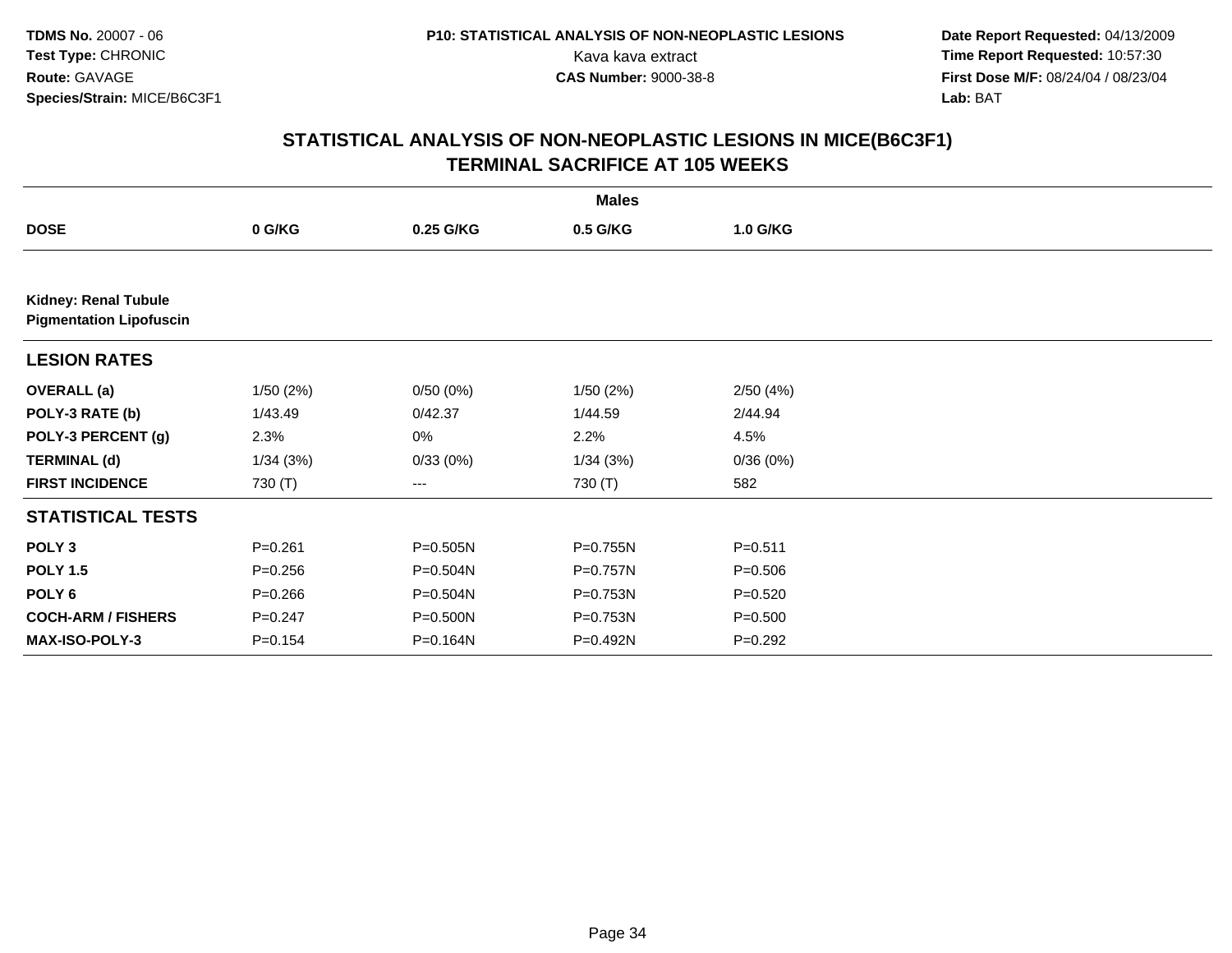# STATISTICAL ANALYSIS OF NON-NEOPLASTIC LESIONS IN MICE(B6C3F1)
## TERMINAL SACRIFICE AT 105 WEEKS

| | Males | | | |
|---|---|---|---|---|
| **DOSE** | **0 G/KG** | **0.25 G/KG** | **0.5 G/KG** | **1.0 G/KG** |
| **Kidney: Renal Tubule Pigmentation Lipofuscin** | | | | |
| **LESION RATES** | | | | |
| **OVERALL (a)** | 1/50 (2%) | 0/50 (0%) | 1/50 (2%) | 2/50 (4%) |
| **POLY-3 RATE (b)** | 1/43.49 | 0/42.37 | 1/44.59 | 2/44.94 |
| **POLY-3 PERCENT (g)** | 2.3% | 0% | 2.2% | 4.5% |
| **TERMINAL (d)** | 1/34 (3%) | 0/33 (0%) | 1/34 (3%) | 0/36 (0%) |
| **FIRST INCIDENCE** | 730 (T) | --- | 730 (T) | 582 |
| **STATISTICAL TESTS** | | | | |
| **POLY 3** | P=0.261 | P=0.505N | P=0.755N | P=0.511 |
| **POLY 1.5** | P=0.256 | P=0.504N | P=0.757N | P=0.506 |
| **POLY 6** | P=0.266 | P=0.504N | P=0.753N | P=0.520 |
| **COCH-ARM / FISHERS** | P=0.247 | P=0.500N | P=0.753N | P=0.500 |
| **MAX-ISO-POLY-3** | P=0.154 | P=0.164N | P=0.492N | P=0.292 |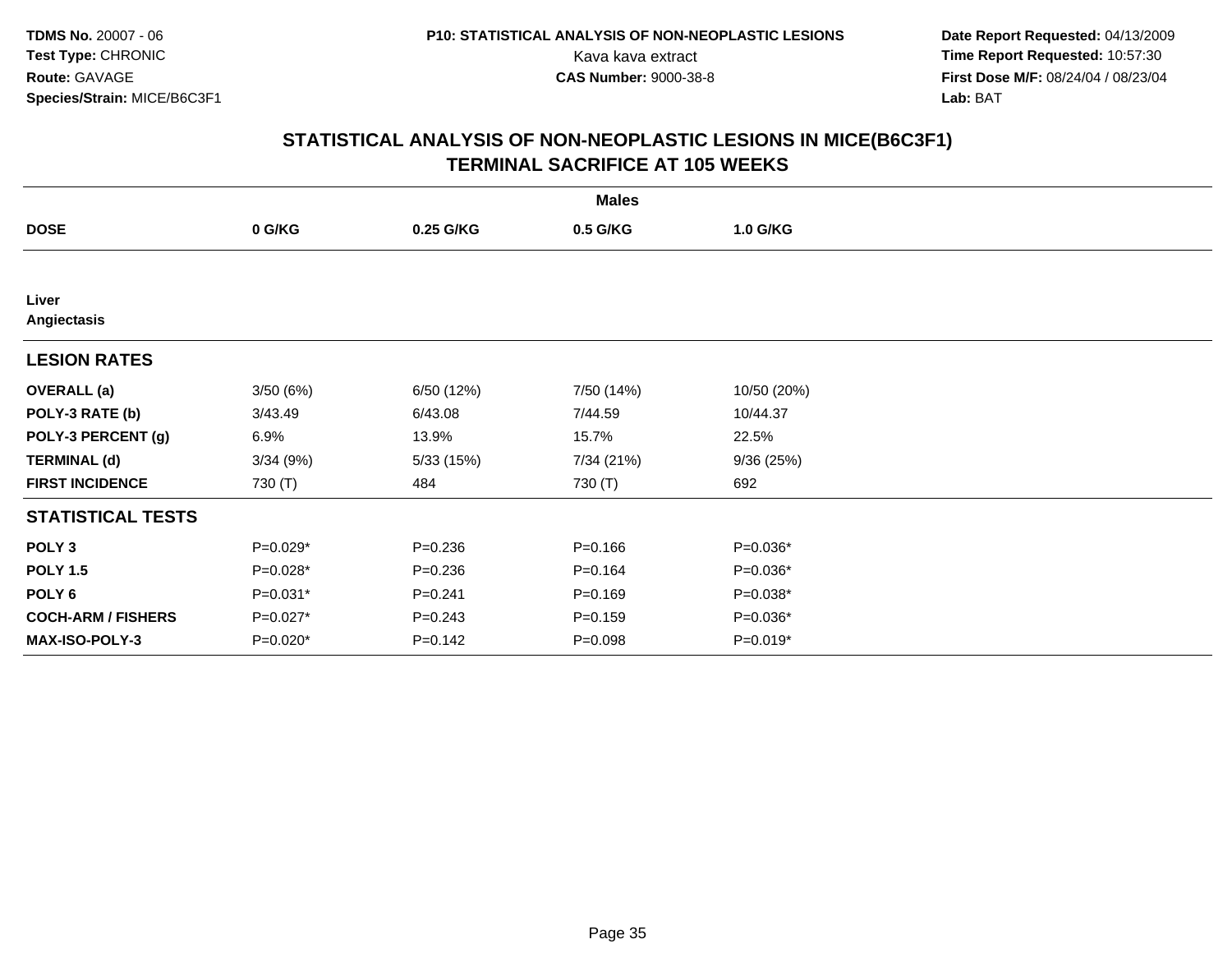TDMS No. 20007 - 06
Test Type: CHRONIC
Route: GAVAGE
Species/Strain: MICE/B6C3F1

P10: STATISTICAL ANALYSIS OF NON-NEOPLASTIC LESIONS
Kava kava extract
CAS Number: 9000-38-8

Date Report Requested: 04/13/2009
Time Report Requested: 10:57:30
First Dose M/F: 08/24/04 / 08/23/04
Lab: BAT

## STATISTICAL ANALYSIS OF NON-NEOPLASTIC LESIONS IN MICE(B6C3F1)
## TERMINAL SACRIFICE AT 105 WEEKS

| | Males | | | |
|---|---|---|---|---|
| **DOSE** | **0 G/KG** | **0.25 G/KG** | **0.5 G/KG** | **1.0 G/KG** |
| **Liver** | | | | |
| **Angiectasis** | | | | |
| **LESION RATES** | | | | |
| **OVERALL (a)** | 3/50 (6%) | 6/50 (12%) | 7/50 (14%) | 10/50 (20%) |
| **POLY-3 RATE (b)** | 3/43.49 | 6/43.08 | 7/44.59 | 10/44.37 |
| **POLY-3 PERCENT (g)** | 6.9% | 13.9% | 15.7% | 22.5% |
| **TERMINAL (d)** | 3/34 (9%) | 5/33 (15%) | 7/34 (21%) | 9/36 (25%) |
| **FIRST INCIDENCE** | 730 (T) | 484 | 730 (T) | 692 |
| **STATISTICAL TESTS** | | | | |
| **POLY 3** | P=0.029* | P=0.236 | P=0.166 | P=0.036* |
| **POLY 1.5** | P=0.028* | P=0.236 | P=0.164 | P=0.036* |
| **POLY 6** | P=0.031* | P=0.241 | P=0.169 | P=0.038* |
| **COCH-ARM / FISHERS** | P=0.027* | P=0.243 | P=0.159 | P=0.036* |
| **MAX-ISO-POLY-3** | P=0.020* | P=0.142 | P=0.098 | P=0.019* |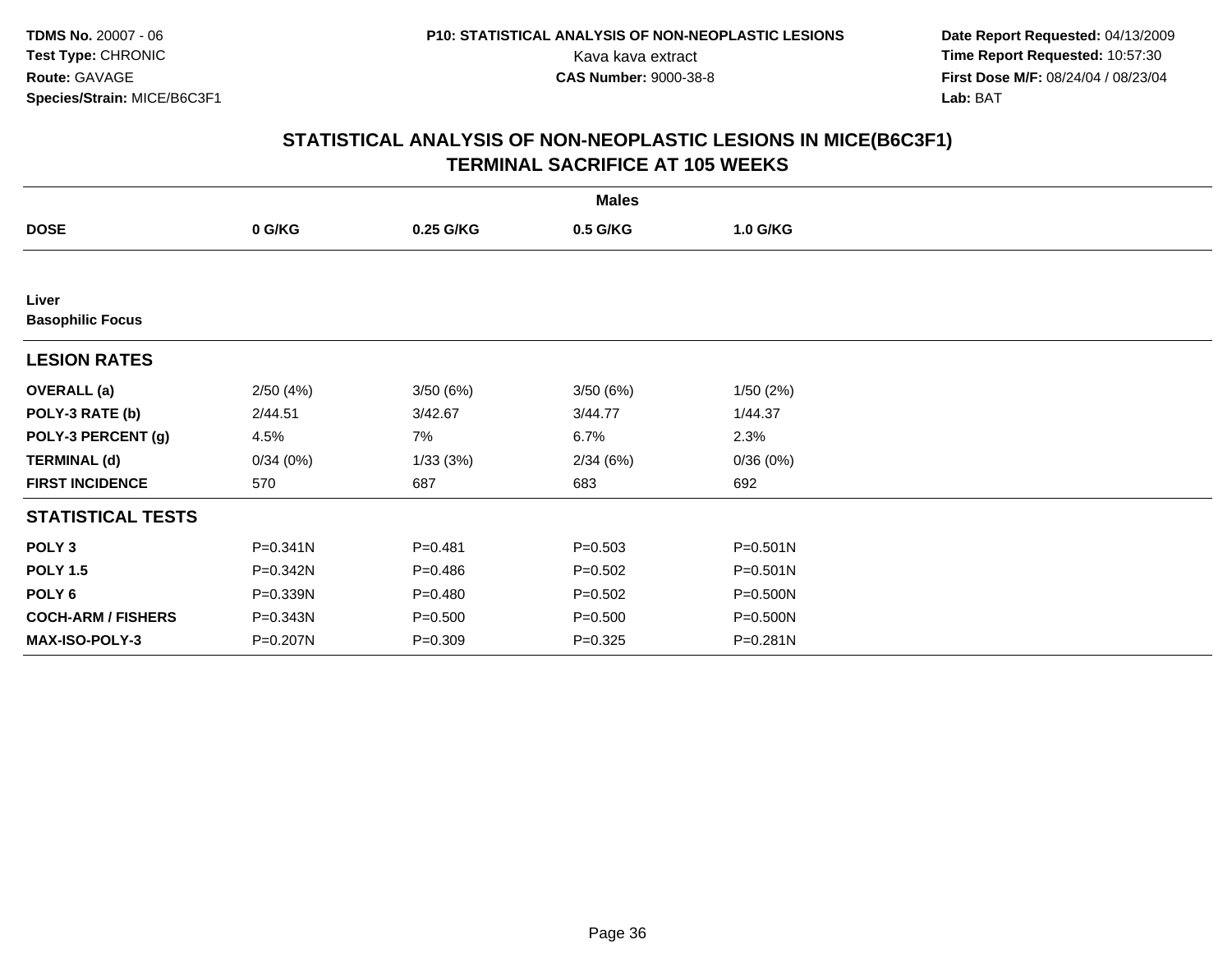**TDMS No.** 20007 - 06
**Test Type:** CHRONIC
**Route:** GAVAGE
**Species/Strain:** MICE/B6C3F1

**P10: STATISTICAL ANALYSIS OF NON-NEOPLASTIC LESIONS**
Kava kava extract
**CAS Number:** 9000-38-8

**Date Report Requested:** 04/13/2009
**Time Report Requested:** 10:57:30
**First Dose M/F:** 08/24/04 / 08/23/04
**Lab:** BAT

## STATISTICAL ANALYSIS OF NON-NEOPLASTIC LESIONS IN MICE(B6C3F1)
## TERMINAL SACRIFICE AT 105 WEEKS

| | Males | | | |
|---|---|---|---|---|
| **DOSE** | **0 G/KG** | **0.25 G/KG** | **0.5 G/KG** | **1.0 G/KG** |
| **Liver** | | | | |
| **Basophilic Focus** | | | | |
| **LESION RATES** | | | | |
| **OVERALL (a)** | 2/50 (4%) | 3/50 (6%) | 3/50 (6%) | 1/50 (2%) |
| **POLY-3 RATE (b)** | 2/44.51 | 3/42.67 | 3/44.77 | 1/44.37 |
| **POLY-3 PERCENT (g)** | 4.5% | 7% | 6.7% | 2.3% |
| **TERMINAL (d)** | 0/34 (0%) | 1/33 (3%) | 2/34 (6%) | 0/36 (0%) |
| **FIRST INCIDENCE** | 570 | 687 | 683 | 692 |
| **STATISTICAL TESTS** | | | | |
| **POLY 3** | P=0.341N | P=0.481 | P=0.503 | P=0.501N |
| **POLY 1.5** | P=0.342N | P=0.486 | P=0.502 | P=0.501N |
| **POLY 6** | P=0.339N | P=0.480 | P=0.502 | P=0.500N |
| **COCH-ARM / FISHERS** | P=0.343N | P=0.500 | P=0.500 | P=0.500N |
| **MAX-ISO-POLY-3** | P=0.207N | P=0.309 | P=0.325 | P=0.281N |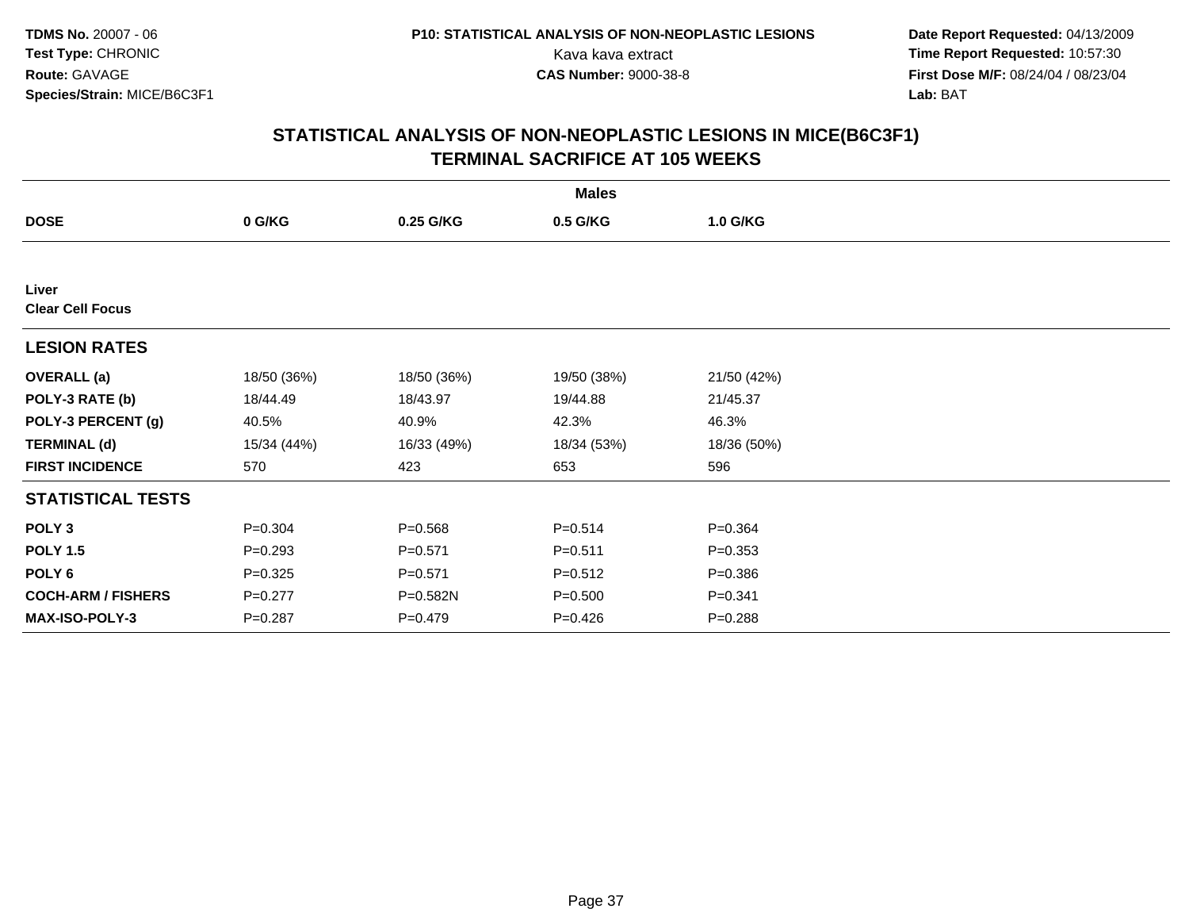**TDMS No.** 20007 - 06
**Test Type:** CHRONIC
**Route:** GAVAGE
**Species/Strain:** MICE/B6C3F1

**P10: STATISTICAL ANALYSIS OF NON-NEOPLASTIC LESIONS**
Kava kava extract
**CAS Number:** 9000-38-8

**Date Report Requested:** 04/13/2009
**Time Report Requested:** 10:57:30
**First Dose M/F:** 08/24/04 / 08/23/04
**Lab:** BAT

## STATISTICAL ANALYSIS OF NON-NEOPLASTIC LESIONS IN MICE(B6C3F1)
## TERMINAL SACRIFICE AT 105 WEEKS

| | Males | | | |
|---|---|---|---|---|
| **DOSE** | **0 G/KG** | **0.25 G/KG** | **0.5 G/KG** | **1.0 G/KG** |
| **Liver** | | | | |
| **Clear Cell Focus** | | | | |
| **LESION RATES** | | | | |
| **OVERALL (a)** | 18/50 (36%) | 18/50 (36%) | 19/50 (38%) | 21/50 (42%) |
| **POLY-3 RATE (b)** | 18/44.49 | 18/43.97 | 19/44.88 | 21/45.37 |
| **POLY-3 PERCENT (g)** | 40.5% | 40.9% | 42.3% | 46.3% |
| **TERMINAL (d)** | 15/34 (44%) | 16/33 (49%) | 18/34 (53%) | 18/36 (50%) |
| **FIRST INCIDENCE** | 570 | 423 | 653 | 596 |
| **STATISTICAL TESTS** | | | | |
| **POLY 3** | P=0.304 | P=0.568 | P=0.514 | P=0.364 |
| **POLY 1.5** | P=0.293 | P=0.571 | P=0.511 | P=0.353 |
| **POLY 6** | P=0.325 | P=0.571 | P=0.512 | P=0.386 |
| **COCH-ARM / FISHERS** | P=0.277 | P=0.582N | P=0.500 | P=0.341 |
| **MAX-ISO-POLY-3** | P=0.287 | P=0.479 | P=0.426 | P=0.288 |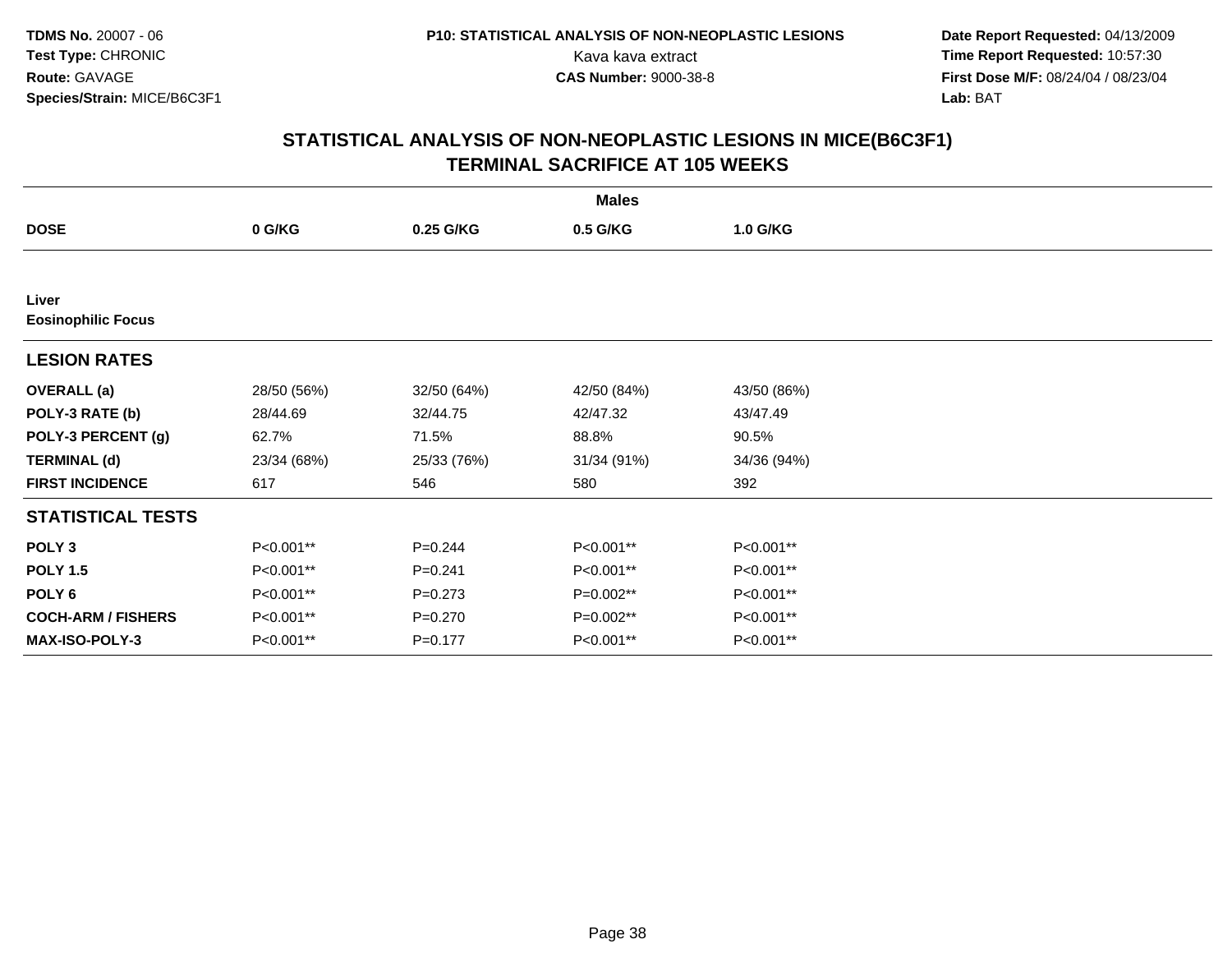**TDMS No.** 20007 - 06
**Test Type:** CHRONIC
**Route:** GAVAGE
**Species/Strain:** MICE/B6C3F1

**P10: STATISTICAL ANALYSIS OF NON-NEOPLASTIC LESIONS**
Kava kava extract
**CAS Number:** 9000-38-8

**Date Report Requested:** 04/13/2009
**Time Report Requested:** 10:57:30
**First Dose M/F:** 08/24/04 / 08/23/04
**Lab:** BAT

## STATISTICAL ANALYSIS OF NON-NEOPLASTIC LESIONS IN MICE(B6C3F1)
## TERMINAL SACRIFICE AT 105 WEEKS

| | Males | | | |
|---|---|---|---|---|
| **DOSE** | **0 G/KG** | **0.25 G/KG** | **0.5 G/KG** | **1.0 G/KG** |
| **Liver** | | | | |
| **Eosinophilic Focus** | | | | |
| **LESION RATES** | | | | |
| **OVERALL (a)** | 28/50 (56%) | 32/50 (64%) | 42/50 (84%) | 43/50 (86%) |
| **POLY-3 RATE (b)** | 28/44.69 | 32/44.75 | 42/47.32 | 43/47.49 |
| **POLY-3 PERCENT (g)** | 62.7% | 71.5% | 88.8% | 90.5% |
| **TERMINAL (d)** | 23/34 (68%) | 25/33 (76%) | 31/34 (91%) | 34/36 (94%) |
| **FIRST INCIDENCE** | 617 | 546 | 580 | 392 |
| **STATISTICAL TESTS** | | | | |
| **POLY 3** | P<0.001** | P=0.244 | P<0.001** | P<0.001** |
| **POLY 1.5** | P<0.001** | P=0.241 | P<0.001** | P<0.001** |
| **POLY 6** | P<0.001** | P=0.273 | P=0.002** | P<0.001** |
| **COCH-ARM / FISHERS** | P<0.001** | P=0.270 | P=0.002** | P<0.001** |
| **MAX-ISO-POLY-3** | P<0.001** | P=0.177 | P<0.001** | P<0.001** |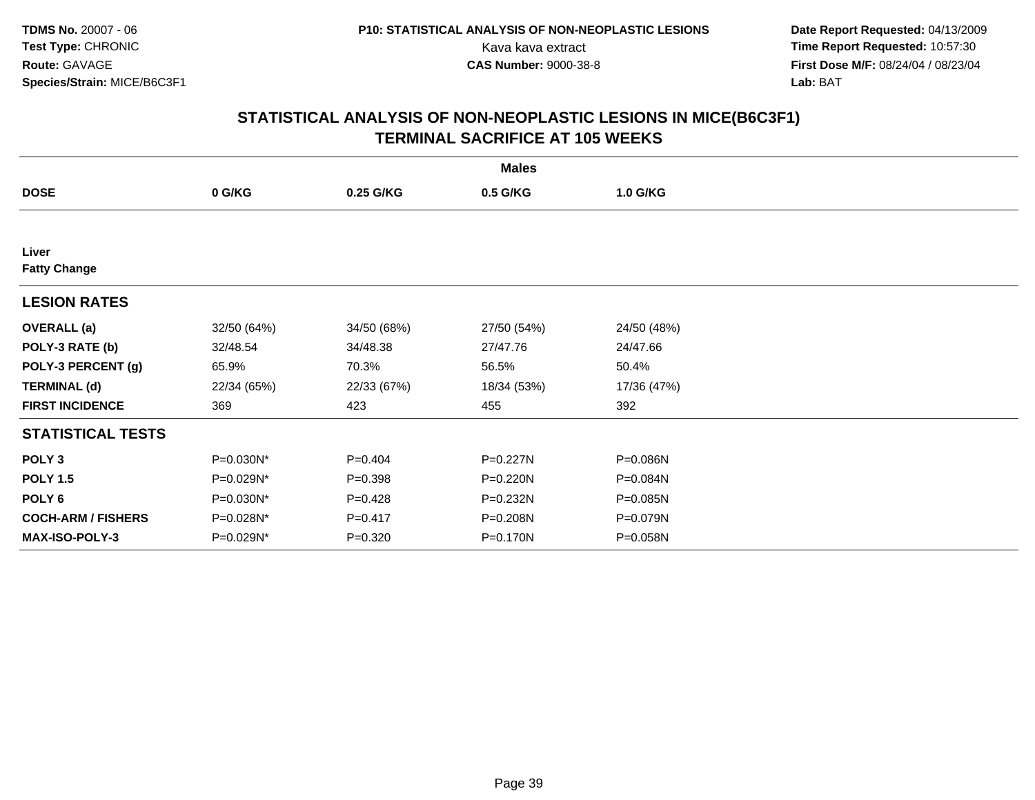TDMS No. 20007 - 06
Test Type: CHRONIC
Route: GAVAGE
Species/Strain: MICE/B6C3F1

P10: STATISTICAL ANALYSIS OF NON-NEOPLASTIC LESIONS
Kava kava extract
CAS Number: 9000-38-8

Date Report Requested: 04/13/2009
Time Report Requested: 10:57:30
First Dose M/F: 08/24/04 / 08/23/04
Lab: BAT

# STATISTICAL ANALYSIS OF NON-NEOPLASTIC LESIONS IN MICE(B6C3F1) TERMINAL SACRIFICE AT 105 WEEKS

| | Males | | | |
|---|---|---|---|---|
| **DOSE** | **0 G/KG** | **0.25 G/KG** | **0.5 G/KG** | **1.0 G/KG** |
| **Liver** | | | | |
| **Fatty Change** | | | | |
| **LESION RATES** | | | | |
| **OVERALL (a)** | 32/50 (64%) | 34/50 (68%) | 27/50 (54%) | 24/50 (48%) |
| **POLY-3 RATE (b)** | 32/48.54 | 34/48.38 | 27/47.76 | 24/47.66 |
| **POLY-3 PERCENT (g)** | 65.9% | 70.3% | 56.5% | 50.4% |
| **TERMINAL (d)** | 22/34 (65%) | 22/33 (67%) | 18/34 (53%) | 17/36 (47%) |
| **FIRST INCIDENCE** | 369 | 423 | 455 | 392 |
| **STATISTICAL TESTS** | | | | |
| **POLY 3** | P=0.030N* | P=0.404 | P=0.227N | P=0.086N |
| **POLY 1.5** | P=0.029N* | P=0.398 | P=0.220N | P=0.084N |
| **POLY 6** | P=0.030N* | P=0.428 | P=0.232N | P=0.085N |
| **COCH-ARM / FISHERS** | P=0.028N* | P=0.417 | P=0.208N | P=0.079N |
| **MAX-ISO-POLY-3** | P=0.029N* | P=0.320 | P=0.170N | P=0.058N |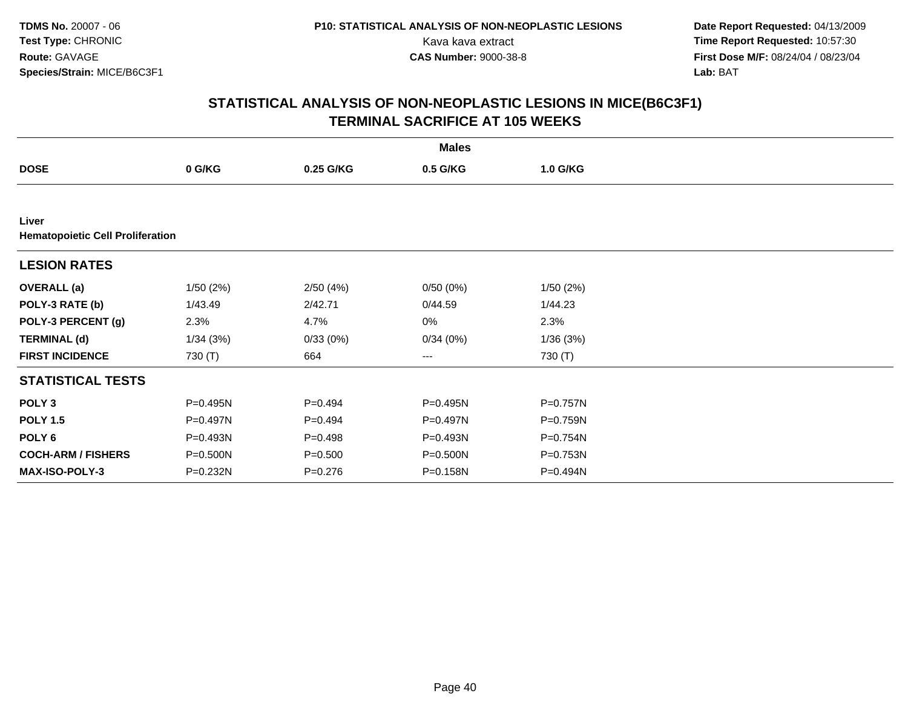**TDMS No.** 20007 - 06
**Test Type:** CHRONIC
**Route:** GAVAGE
**Species/Strain:** MICE/B6C3F1

**P10: STATISTICAL ANALYSIS OF NON-NEOPLASTIC LESIONS**
Kava kava extract
**CAS Number:** 9000-38-8

**Date Report Requested:** 04/13/2009
**Time Report Requested:** 10:57:30
**First Dose M/F:** 08/24/04 / 08/23/04
**Lab:** BAT

## STATISTICAL ANALYSIS OF NON-NEOPLASTIC LESIONS IN MICE(B6C3F1)
## TERMINAL SACRIFICE AT 105 WEEKS

| | Males | | | |
|---|---|---|---|---|
| **DOSE** | **0 G/KG** | **0.25 G/KG** | **0.5 G/KG** | **1.0 G/KG** |
| **Liver** | | | | |
| **Hematopoietic Cell Proliferation** | | | | |
| **LESION RATES** | | | | |
| **OVERALL (a)** | 1/50 (2%) | 2/50 (4%) | 0/50 (0%) | 1/50 (2%) |
| **POLY-3 RATE (b)** | 1/43.49 | 2/42.71 | 0/44.59 | 1/44.23 |
| **POLY-3 PERCENT (g)** | 2.3% | 4.7% | 0% | 2.3% |
| **TERMINAL (d)** | 1/34 (3%) | 0/33 (0%) | 0/34 (0%) | 1/36 (3%) |
| **FIRST INCIDENCE** | 730 (T) | 664 | --- | 730 (T) |
| **STATISTICAL TESTS** | | | | |
| **POLY 3** | P=0.495N | P=0.494 | P=0.495N | P=0.757N |
| **POLY 1.5** | P=0.497N | P=0.494 | P=0.497N | P=0.759N |
| **POLY 6** | P=0.493N | P=0.498 | P=0.493N | P=0.754N |
| **COCH-ARM / FISHERS** | P=0.500N | P=0.500 | P=0.500N | P=0.753N |
| **MAX-ISO-POLY-3** | P=0.232N | P=0.276 | P=0.158N | P=0.494N |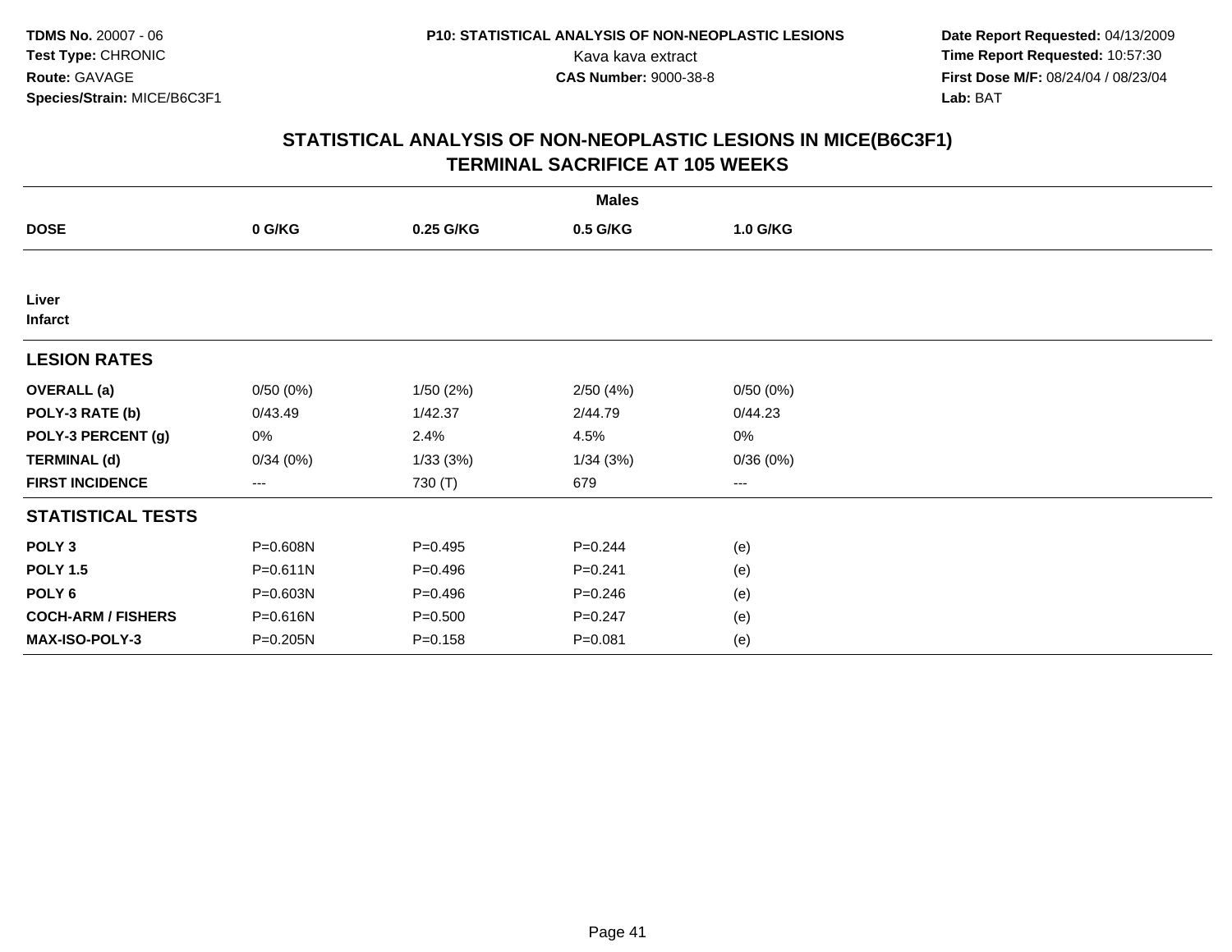**TDMS No.** 20007 - 06
**Test Type:** CHRONIC
**Route:** GAVAGE
**Species/Strain:** MICE/B6C3F1

**P10: STATISTICAL ANALYSIS OF NON-NEOPLASTIC LESIONS**
Kava kava extract
**CAS Number:** 9000-38-8

**Date Report Requested:** 04/13/2009
**Time Report Requested:** 10:57:30
**First Dose M/F:** 08/24/04 / 08/23/04
**Lab:** BAT

## STATISTICAL ANALYSIS OF NON-NEOPLASTIC LESIONS IN MICE(B6C3F1) TERMINAL SACRIFICE AT 105 WEEKS

| | Males | | | |
|---|---|---|---|---|
| **DOSE** | **0 G/KG** | **0.25 G/KG** | **0.5 G/KG** | **1.0 G/KG** |
| **Liver** | | | | |
| **Infarct** | | | | |
| **LESION RATES** | | | | |
| **OVERALL (a)** | 0/50 (0%) | 1/50 (2%) | 2/50 (4%) | 0/50 (0%) |
| **POLY-3 RATE (b)** | 0/43.49 | 1/42.37 | 2/44.79 | 0/44.23 |
| **POLY-3 PERCENT (g)** | 0% | 2.4% | 4.5% | 0% |
| **TERMINAL (d)** | 0/34 (0%) | 1/33 (3%) | 1/34 (3%) | 0/36 (0%) |
| **FIRST INCIDENCE** | --- | 730 (T) | 679 | --- |
| **STATISTICAL TESTS** | | | | |
| **POLY 3** | P=0.608N | P=0.495 | P=0.244 | (e) |
| **POLY 1.5** | P=0.611N | P=0.496 | P=0.241 | (e) |
| **POLY 6** | P=0.603N | P=0.496 | P=0.246 | (e) |
| **COCH-ARM / FISHERS** | P=0.616N | P=0.500 | P=0.247 | (e) |
| **MAX-ISO-POLY-3** | P=0.205N | P=0.158 | P=0.081 | (e) |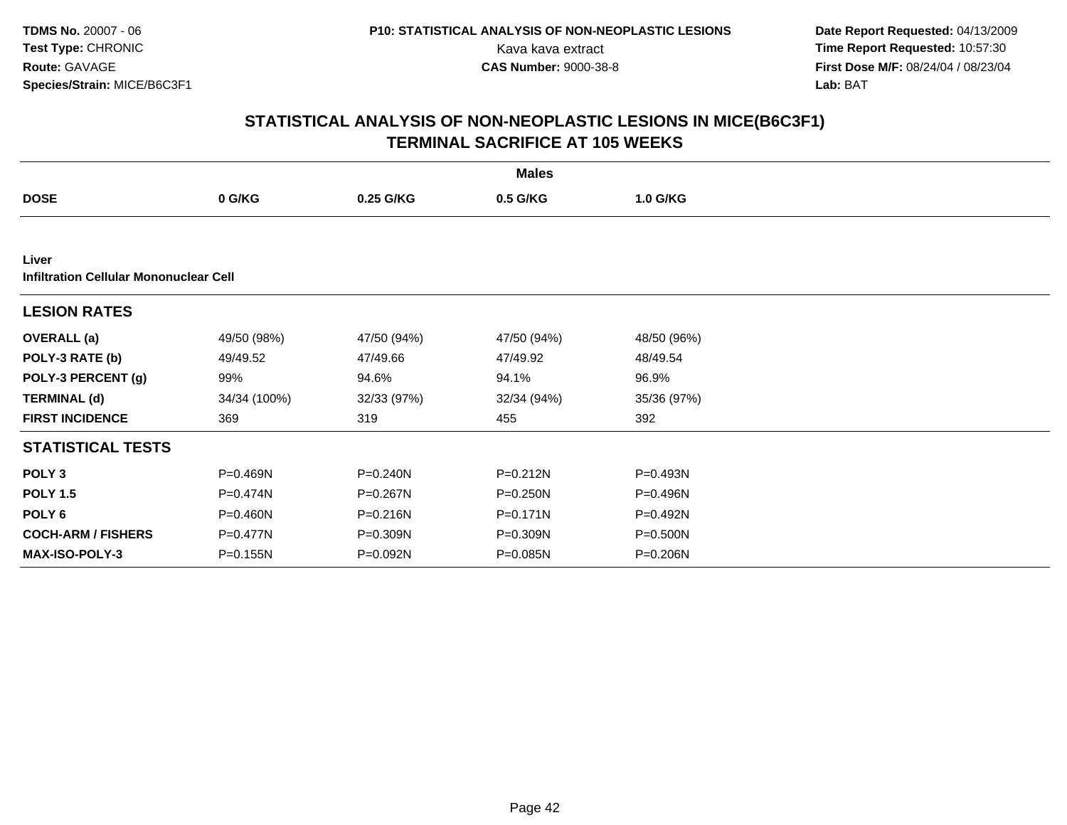**TDMS No.** 20007 - 06
**Test Type:** CHRONIC
**Route:** GAVAGE
**Species/Strain:** MICE/B6C3F1

**P10: STATISTICAL ANALYSIS OF NON-NEOPLASTIC LESIONS**
Kava kava extract
**CAS Number:** 9000-38-8

**Date Report Requested:** 04/13/2009
**Time Report Requested:** 10:57:30
**First Dose M/F:** 08/24/04 / 08/23/04
**Lab:** BAT

## STATISTICAL ANALYSIS OF NON-NEOPLASTIC LESIONS IN MICE(B6C3F1)
## TERMINAL SACRIFICE AT 105 WEEKS

| | Males | | | |
|---|---|---|---|---|
| **DOSE** | **0 G/KG** | **0.25 G/KG** | **0.5 G/KG** | **1.0 G/KG** |
| **Liver** | | | | |
| **Infiltration Cellular Mononuclear Cell** | | | | |
| **LESION RATES** | | | | |
| **OVERALL (a)** | 49/50 (98%) | 47/50 (94%) | 47/50 (94%) | 48/50 (96%) |
| **POLY-3 RATE (b)** | 49/49.52 | 47/49.66 | 47/49.92 | 48/49.54 |
| **POLY-3 PERCENT (g)** | 99% | 94.6% | 94.1% | 96.9% |
| **TERMINAL (d)** | 34/34 (100%) | 32/33 (97%) | 32/34 (94%) | 35/36 (97%) |
| **FIRST INCIDENCE** | 369 | 319 | 455 | 392 |
| **STATISTICAL TESTS** | | | | |
| **POLY 3** | P=0.469N | P=0.240N | P=0.212N | P=0.493N |
| **POLY 1.5** | P=0.474N | P=0.267N | P=0.250N | P=0.496N |
| **POLY 6** | P=0.460N | P=0.216N | P=0.171N | P=0.492N |
| **COCH-ARM / FISHERS** | P=0.477N | P=0.309N | P=0.309N | P=0.500N |
| **MAX-ISO-POLY-3** | P=0.155N | P=0.092N | P=0.085N | P=0.206N |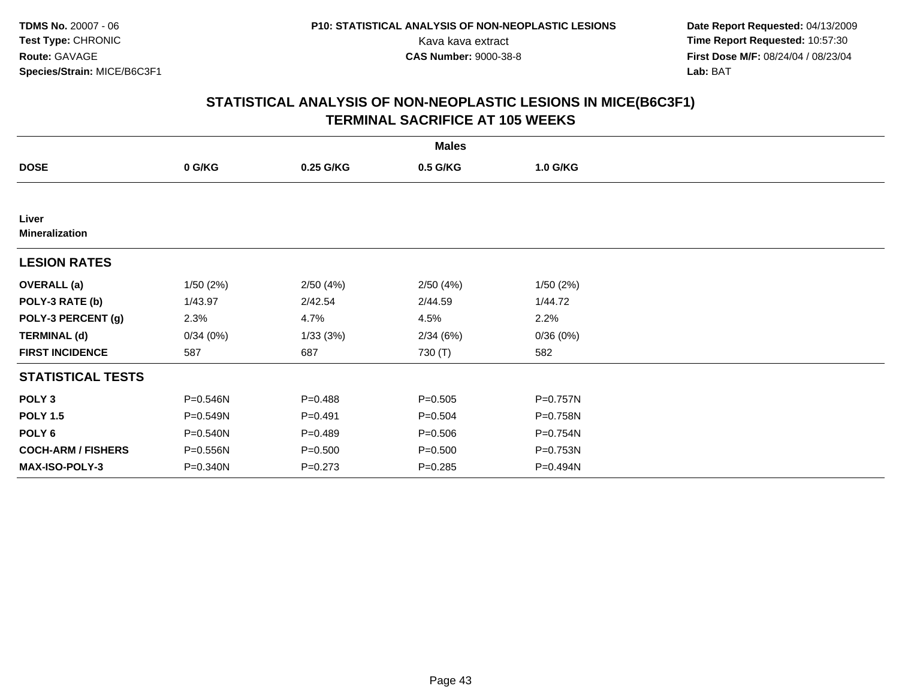# STATISTICAL ANALYSIS OF NON-NEOPLASTIC LESIONS IN MICE(B6C3F1)
## TERMINAL SACRIFICE AT 105 WEEKS

| | Males | | | |
|---|---|---|---|---|
| **DOSE** | **0 G/KG** | **0.25 G/KG** | **0.5 G/KG** | **1.0 G/KG** |
| **Liver** | | | | |
| **Mineralization** | | | | |
| **LESION RATES** | | | | |
| **OVERALL (a)** | 1/50 (2%) | 2/50 (4%) | 2/50 (4%) | 1/50 (2%) |
| **POLY-3 RATE (b)** | 1/43.97 | 2/42.54 | 2/44.59 | 1/44.72 |
| **POLY-3 PERCENT (g)** | 2.3% | 4.7% | 4.5% | 2.2% |
| **TERMINAL (d)** | 0/34 (0%) | 1/33 (3%) | 2/34 (6%) | 0/36 (0%) |
| **FIRST INCIDENCE** | 587 | 687 | 730 (T) | 582 |
| **STATISTICAL TESTS** | | | | |
| **POLY 3** | P=0.546N | P=0.488 | P=0.505 | P=0.757N |
| **POLY 1.5** | P=0.549N | P=0.491 | P=0.504 | P=0.758N |
| **POLY 6** | P=0.540N | P=0.489 | P=0.506 | P=0.754N |
| **COCH-ARM / FISHERS** | P=0.556N | P=0.500 | P=0.500 | P=0.753N |
| **MAX-ISO-POLY-3** | P=0.340N | P=0.273 | P=0.285 | P=0.494N |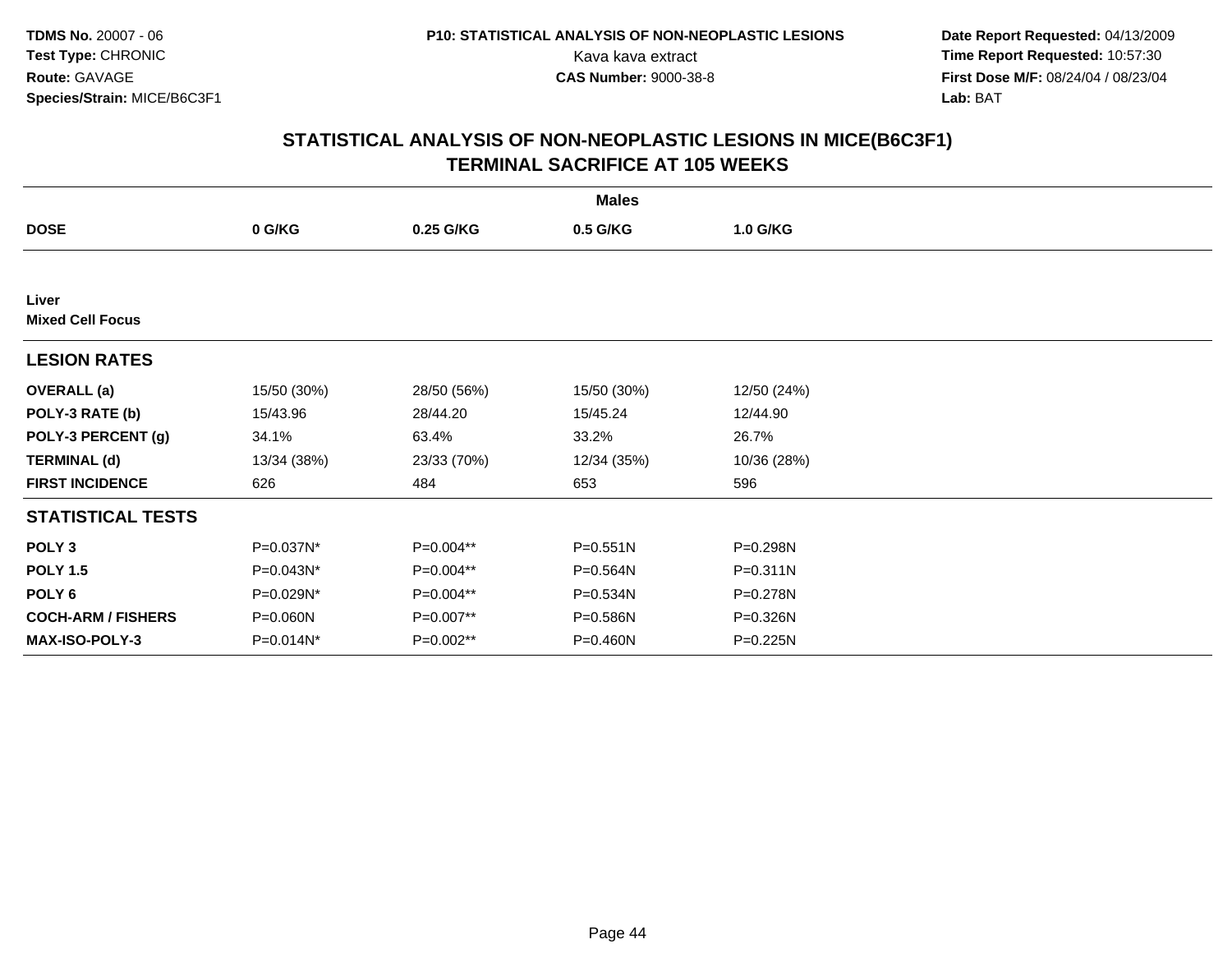**TDMS No.** 20007 - 06
**Test Type:** CHRONIC
**Route:** GAVAGE
**Species/Strain:** MICE/B6C3F1

**P10: STATISTICAL ANALYSIS OF NON-NEOPLASTIC LESIONS**
Kava kava extract
**CAS Number:** 9000-38-8

**Date Report Requested:** 04/13/2009
**Time Report Requested:** 10:57:30
**First Dose M/F:** 08/24/04 / 08/23/04
**Lab:** BAT

## STATISTICAL ANALYSIS OF NON-NEOPLASTIC LESIONS IN MICE(B6C3F1)
## TERMINAL SACRIFICE AT 105 WEEKS

| | Males | | | |
|---|---|---|---|---|
| **DOSE** | **0 G/KG** | **0.25 G/KG** | **0.5 G/KG** | **1.0 G/KG** |
| **Liver** | | | | |
| **Mixed Cell Focus** | | | | |
| **LESION RATES** | | | | |
| **OVERALL (a)** | 15/50 (30%) | 28/50 (56%) | 15/50 (30%) | 12/50 (24%) |
| **POLY-3 RATE (b)** | 15/43.96 | 28/44.20 | 15/45.24 | 12/44.90 |
| **POLY-3 PERCENT (g)** | 34.1% | 63.4% | 33.2% | 26.7% |
| **TERMINAL (d)** | 13/34 (38%) | 23/33 (70%) | 12/34 (35%) | 10/36 (28%) |
| **FIRST INCIDENCE** | 626 | 484 | 653 | 596 |
| **STATISTICAL TESTS** | | | | |
| **POLY 3** | P=0.037N* | P=0.004** | P=0.551N | P=0.298N |
| **POLY 1.5** | P=0.043N* | P=0.004** | P=0.564N | P=0.311N |
| **POLY 6** | P=0.029N* | P=0.004** | P=0.534N | P=0.278N |
| **COCH-ARM / FISHERS** | P=0.060N | P=0.007** | P=0.586N | P=0.326N |
| **MAX-ISO-POLY-3** | P=0.014N* | P=0.002** | P=0.460N | P=0.225N |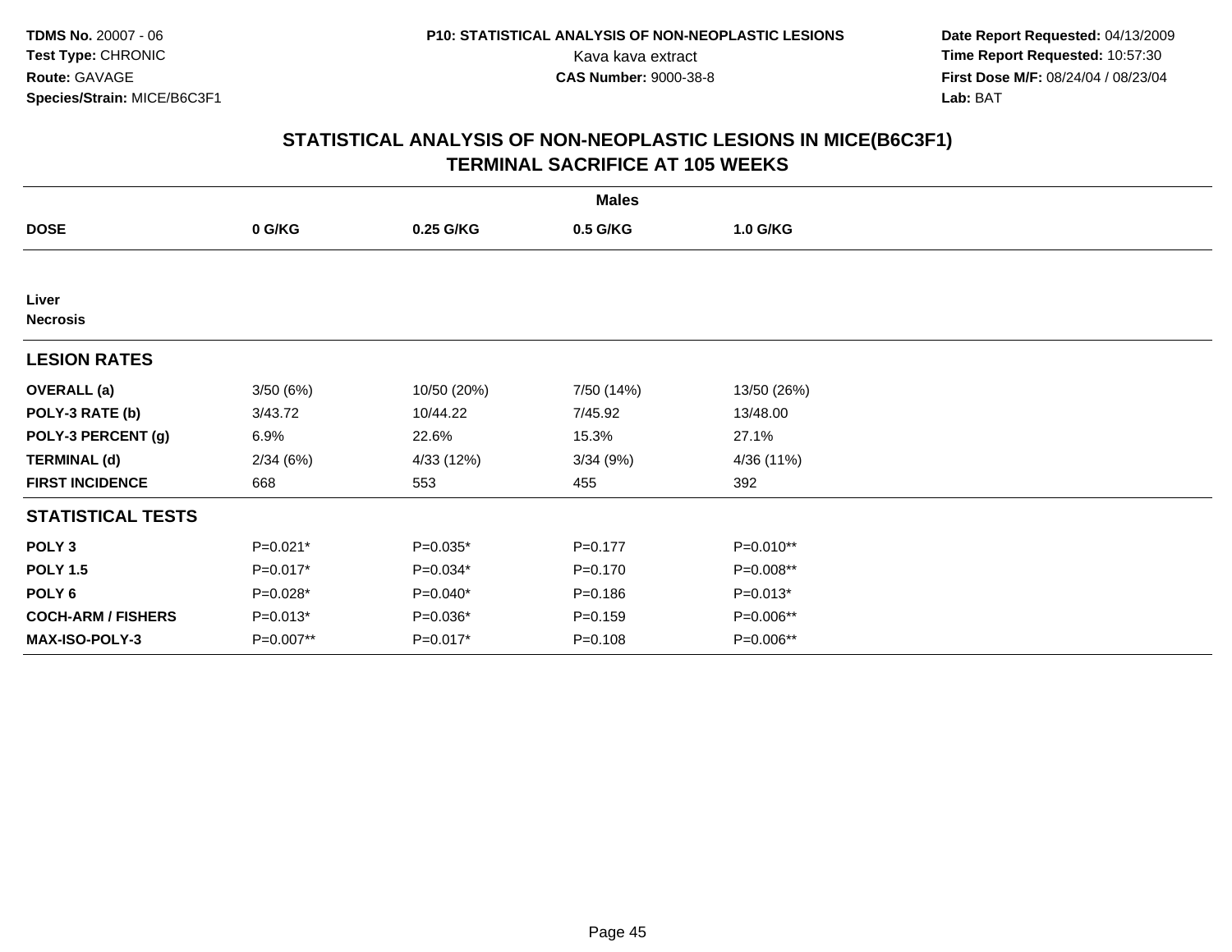**TDMS No.** 20007 - 06
**Test Type:** CHRONIC
**Route:** GAVAGE
**Species/Strain:** MICE/B6C3F1

**P10: STATISTICAL ANALYSIS OF NON-NEOPLASTIC LESIONS**
Kava kava extract
**CAS Number:** 9000-38-8

**Date Report Requested:** 04/13/2009
**Time Report Requested:** 10:57:30
**First Dose M/F:** 08/24/04 / 08/23/04
**Lab:** BAT

## STATISTICAL ANALYSIS OF NON-NEOPLASTIC LESIONS IN MICE(B6C3F1)
## TERMINAL SACRIFICE AT 105 WEEKS

| | Males | | | |
|---|---|---|---|---|
| **DOSE** | **0 G/KG** | **0.25 G/KG** | **0.5 G/KG** | **1.0 G/KG** |
| **Liver** | | | | |
| **Necrosis** | | | | |
| **LESION RATES** | | | | |
| **OVERALL (a)** | 3/50 (6%) | 10/50 (20%) | 7/50 (14%) | 13/50 (26%) |
| **POLY-3 RATE (b)** | 3/43.72 | 10/44.22 | 7/45.92 | 13/48.00 |
| **POLY-3 PERCENT (g)** | 6.9% | 22.6% | 15.3% | 27.1% |
| **TERMINAL (d)** | 2/34 (6%) | 4/33 (12%) | 3/34 (9%) | 4/36 (11%) |
| **FIRST INCIDENCE** | 668 | 553 | 455 | 392 |
| **STATISTICAL TESTS** | | | | |
| **POLY 3** | P=0.021* | P=0.035* | P=0.177 | P=0.010** |
| **POLY 1.5** | P=0.017* | P=0.034* | P=0.170 | P=0.008** |
| **POLY 6** | P=0.028* | P=0.040* | P=0.186 | P=0.013* |
| **COCH-ARM / FISHERS** | P=0.013* | P=0.036* | P=0.159 | P=0.006** |
| **MAX-ISO-POLY-3** | P=0.007** | P=0.017* | P=0.108 | P=0.006** |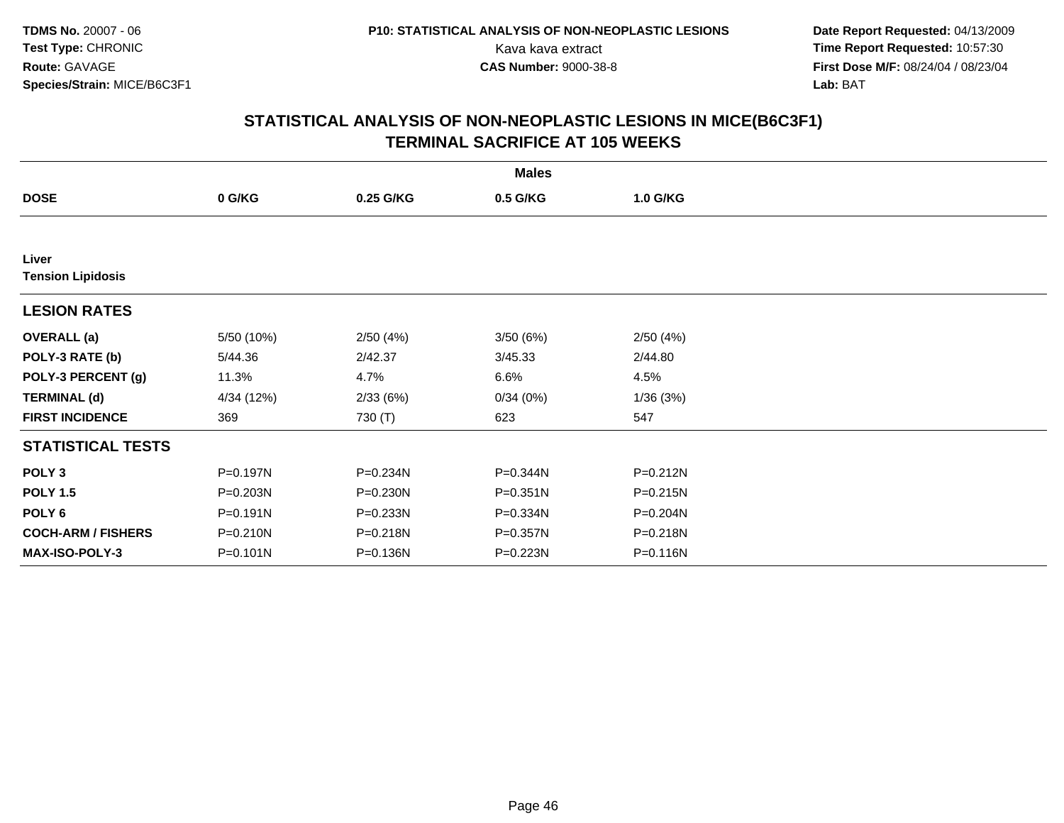TDMS No. 20007 - 06
Test Type: CHRONIC
Route: GAVAGE
Species/Strain: MICE/B6C3F1

P10: STATISTICAL ANALYSIS OF NON-NEOPLASTIC LESIONS
Kava kava extract
CAS Number: 9000-38-8

Date Report Requested: 04/13/2009
Time Report Requested: 10:57:30
First Dose M/F: 08/24/04 / 08/23/04
Lab: BAT

## STATISTICAL ANALYSIS OF NON-NEOPLASTIC LESIONS IN MICE(B6C3F1)
## TERMINAL SACRIFICE AT 105 WEEKS

| | Males | | | |
|---|---|---|---|---|
| **DOSE** | **0 G/KG** | **0.25 G/KG** | **0.5 G/KG** | **1.0 G/KG** |
| **Liver** | | | | |
| **Tension Lipidosis** | | | | |
| **LESION RATES** | | | | |
| **OVERALL (a)** | 5/50 (10%) | 2/50 (4%) | 3/50 (6%) | 2/50 (4%) |
| **POLY-3 RATE (b)** | 5/44.36 | 2/42.37 | 3/45.33 | 2/44.80 |
| **POLY-3 PERCENT (g)** | 11.3% | 4.7% | 6.6% | 4.5% |
| **TERMINAL (d)** | 4/34 (12%) | 2/33 (6%) | 0/34 (0%) | 1/36 (3%) |
| **FIRST INCIDENCE** | 369 | 730 (T) | 623 | 547 |
| **STATISTICAL TESTS** | | | | |
| **POLY 3** | P=0.197N | P=0.234N | P=0.344N | P=0.212N |
| **POLY 1.5** | P=0.203N | P=0.230N | P=0.351N | P=0.215N |
| **POLY 6** | P=0.191N | P=0.233N | P=0.334N | P=0.204N |
| **COCH-ARM / FISHERS** | P=0.210N | P=0.218N | P=0.357N | P=0.218N |
| **MAX-ISO-POLY-3** | P=0.101N | P=0.136N | P=0.223N | P=0.116N |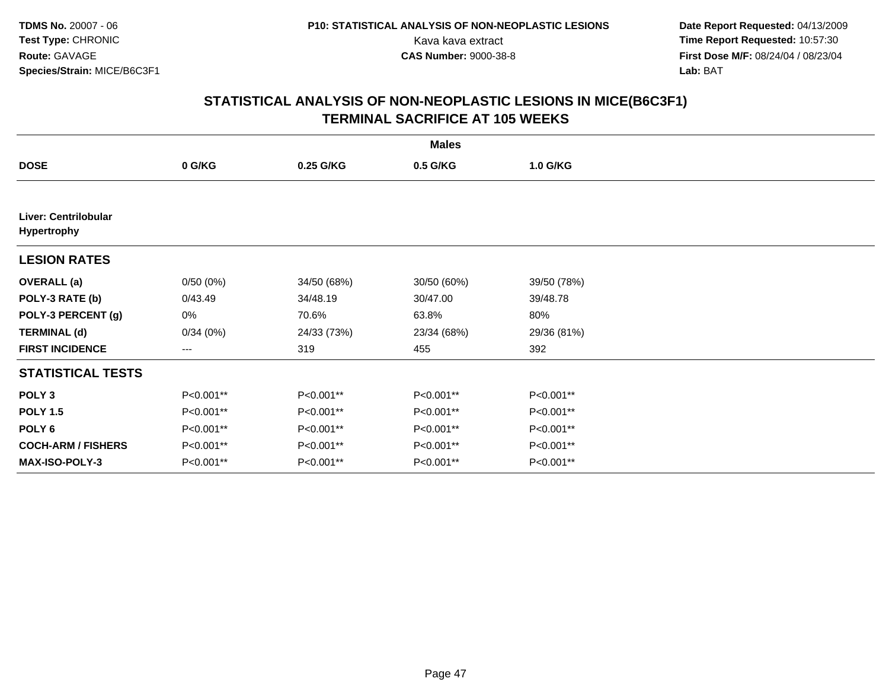**TDMS No.** 20007 - 06
**Test Type:** CHRONIC
**Route:** GAVAGE
**Species/Strain:** MICE/B6C3F1

**P10: STATISTICAL ANALYSIS OF NON-NEOPLASTIC LESIONS**
Kava kava extract
**CAS Number:** 9000-38-8

**Date Report Requested:** 04/13/2009
**Time Report Requested:** 10:57:30
**First Dose M/F:** 08/24/04 / 08/23/04
**Lab:** BAT

## STATISTICAL ANALYSIS OF NON-NEOPLASTIC LESIONS IN MICE(B6C3F1)
## TERMINAL SACRIFICE AT 105 WEEKS

| | Males | | | |
|---|---|---|---|---|
| **DOSE** | **0 G/KG** | **0.25 G/KG** | **0.5 G/KG** | **1.0 G/KG** |
| **Liver: Centrilobular Hypertrophy** | | | | |
| **LESION RATES** | | | | |
| **OVERALL (a)** | 0/50 (0%) | 34/50 (68%) | 30/50 (60%) | 39/50 (78%) |
| **POLY-3 RATE (b)** | 0/43.49 | 34/48.19 | 30/47.00 | 39/48.78 |
| **POLY-3 PERCENT (g)** | 0% | 70.6% | 63.8% | 80% |
| **TERMINAL (d)** | 0/34 (0%) | 24/33 (73%) | 23/34 (68%) | 29/36 (81%) |
| **FIRST INCIDENCE** | --- | 319 | 455 | 392 |
| **STATISTICAL TESTS** | | | | |
| **POLY 3** | P<0.001** | P<0.001** | P<0.001** | P<0.001** |
| **POLY 1.5** | P<0.001** | P<0.001** | P<0.001** | P<0.001** |
| **POLY 6** | P<0.001** | P<0.001** | P<0.001** | P<0.001** |
| **COCH-ARM / FISHERS** | P<0.001** | P<0.001** | P<0.001** | P<0.001** |
| **MAX-ISO-POLY-3** | P<0.001** | P<0.001** | P<0.001** | P<0.001** |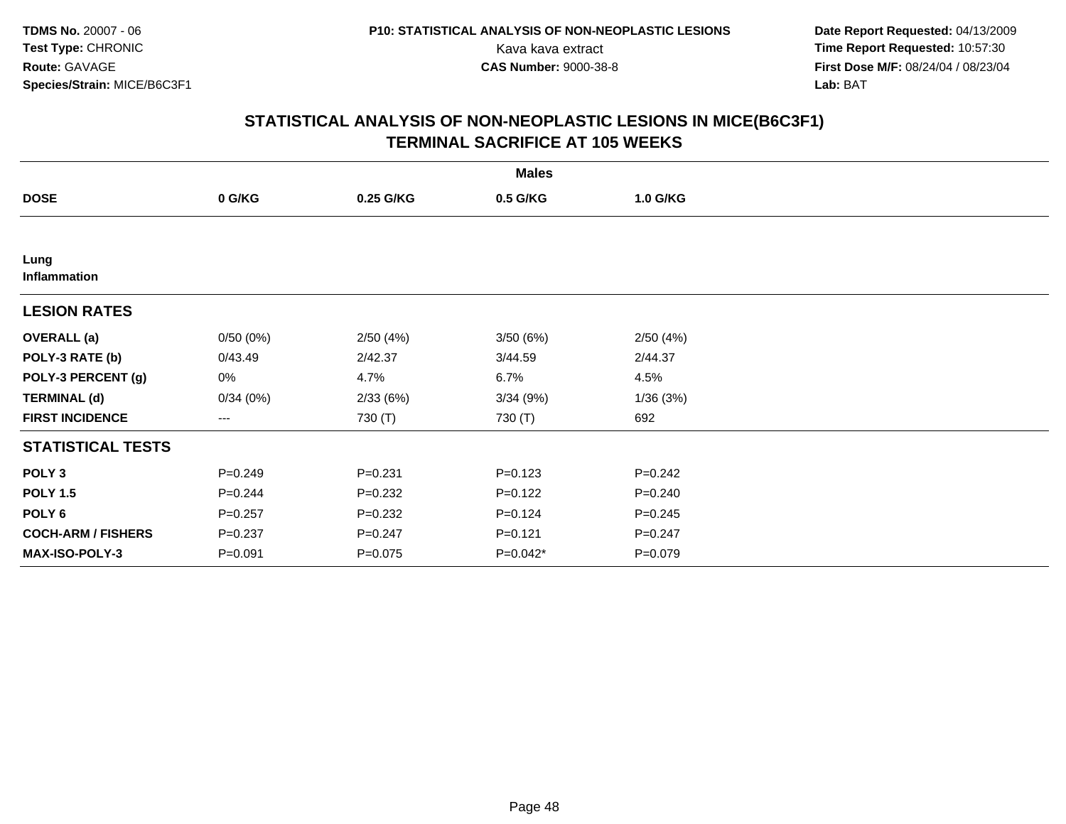**TDMS No.** 20007 - 06
**Test Type:** CHRONIC
**Route:** GAVAGE
**Species/Strain:** MICE/B6C3F1

**P10: STATISTICAL ANALYSIS OF NON-NEOPLASTIC LESIONS**
Kava kava extract
**CAS Number:** 9000-38-8

**Date Report Requested:** 04/13/2009
**Time Report Requested:** 10:57:30
**First Dose M/F:** 08/24/04 / 08/23/04
**Lab:** BAT

## STATISTICAL ANALYSIS OF NON-NEOPLASTIC LESIONS IN MICE(B6C3F1)
## TERMINAL SACRIFICE AT 105 WEEKS

| | Males | | | |
|---|---|---|---|---|
| **DOSE** | **0 G/KG** | **0.25 G/KG** | **0.5 G/KG** | **1.0 G/KG** |
| **Lung** | | | | |
| **Inflammation** | | | | |
| **LESION RATES** | | | | |
| **OVERALL (a)** | 0/50 (0%) | 2/50 (4%) | 3/50 (6%) | 2/50 (4%) |
| **POLY-3 RATE (b)** | 0/43.49 | 2/42.37 | 3/44.59 | 2/44.37 |
| **POLY-3 PERCENT (g)** | 0% | 4.7% | 6.7% | 4.5% |
| **TERMINAL (d)** | 0/34 (0%) | 2/33 (6%) | 3/34 (9%) | 1/36 (3%) |
| **FIRST INCIDENCE** | --- | 730 (T) | 730 (T) | 692 |
| **STATISTICAL TESTS** | | | | |
| **POLY 3** | P=0.249 | P=0.231 | P=0.123 | P=0.242 |
| **POLY 1.5** | P=0.244 | P=0.232 | P=0.122 | P=0.240 |
| **POLY 6** | P=0.257 | P=0.232 | P=0.124 | P=0.245 |
| **COCH-ARM / FISHERS** | P=0.237 | P=0.247 | P=0.121 | P=0.247 |
| **MAX-ISO-POLY-3** | P=0.091 | P=0.075 | P=0.042* | P=0.079 |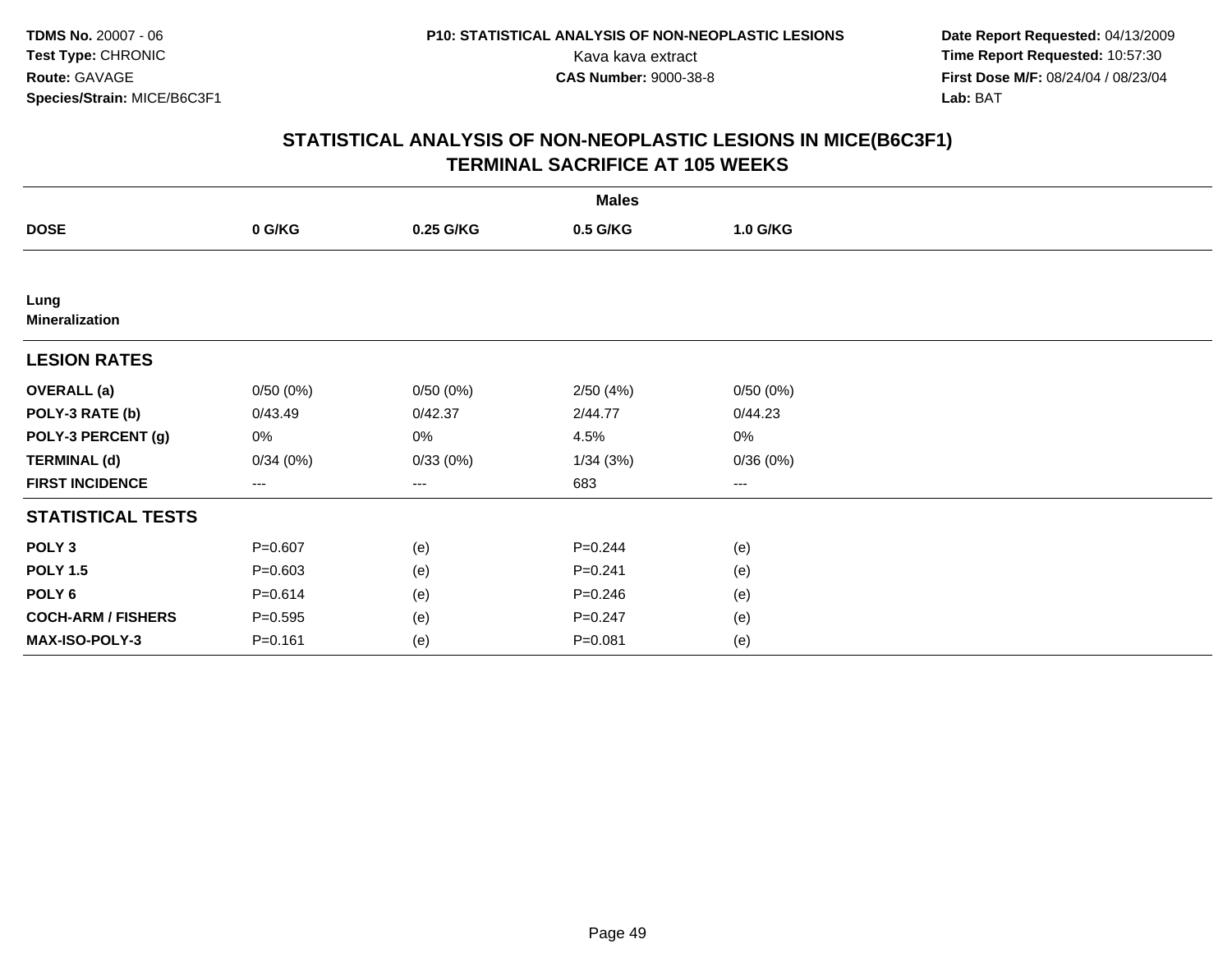**TDMS No.** 20007 - 06
**Test Type:** CHRONIC
**Route:** GAVAGE
**Species/Strain:** MICE/B6C3F1

**P10: STATISTICAL ANALYSIS OF NON-NEOPLASTIC LESIONS**
Kava kava extract
**CAS Number:** 9000-38-8

**Date Report Requested:** 04/13/2009
**Time Report Requested:** 10:57:30
**First Dose M/F:** 08/24/04 / 08/23/04
**Lab:** BAT

## STATISTICAL ANALYSIS OF NON-NEOPLASTIC LESIONS IN MICE(B6C3F1)
## TERMINAL SACRIFICE AT 105 WEEKS

| | Males | | | |
|---|---|---|---|---|
| **DOSE** | **0 G/KG** | **0.25 G/KG** | **0.5 G/KG** | **1.0 G/KG** |
| **Lung** | | | | |
| **Mineralization** | | | | |
| **LESION RATES** | | | | |
| **OVERALL (a)** | 0/50 (0%) | 0/50 (0%) | 2/50 (4%) | 0/50 (0%) |
| **POLY-3 RATE (b)** | 0/43.49 | 0/42.37 | 2/44.77 | 0/44.23 |
| **POLY-3 PERCENT (g)** | 0% | 0% | 4.5% | 0% |
| **TERMINAL (d)** | 0/34 (0%) | 0/33 (0%) | 1/34 (3%) | 0/36 (0%) |
| **FIRST INCIDENCE** | --- | --- | 683 | --- |
| **STATISTICAL TESTS** | | | | |
| **POLY 3** | P=0.607 | (e) | P=0.244 | (e) |
| **POLY 1.5** | P=0.603 | (e) | P=0.241 | (e) |
| **POLY 6** | P=0.614 | (e) | P=0.246 | (e) |
| **COCH-ARM / FISHERS** | P=0.595 | (e) | P=0.247 | (e) |
| **MAX-ISO-POLY-3** | P=0.161 | (e) | P=0.081 | (e) |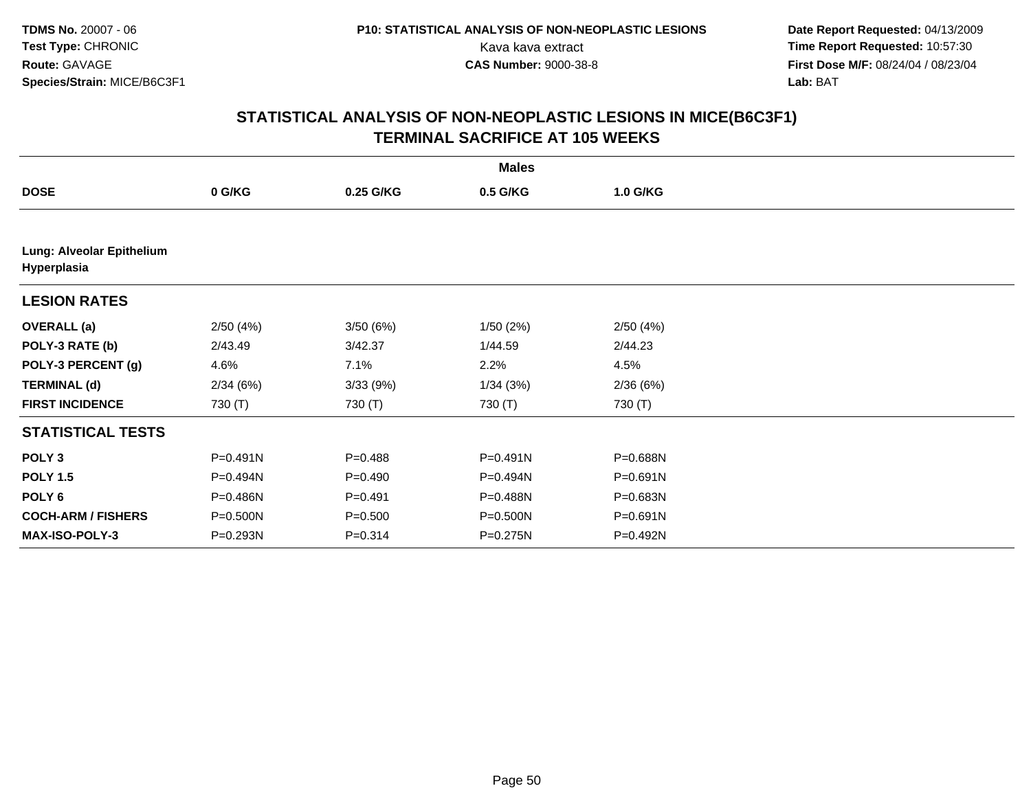**TDMS No.** 20007 - 06
**Test Type:** CHRONIC
**Route:** GAVAGE
**Species/Strain:** MICE/B6C3F1

**P10: STATISTICAL ANALYSIS OF NON-NEOPLASTIC LESIONS**
Kava kava extract
**CAS Number:** 9000-38-8

**Date Report Requested:** 04/13/2009
**Time Report Requested:** 10:57:30
**First Dose M/F:** 08/24/04 / 08/23/04
**Lab:** BAT

## STATISTICAL ANALYSIS OF NON-NEOPLASTIC LESIONS IN MICE(B6C3F1)
## TERMINAL SACRIFICE AT 105 WEEKS

| | Males | | | |
|---|---|---|---|---|
| **DOSE** | **0 G/KG** | **0.25 G/KG** | **0.5 G/KG** | **1.0 G/KG** |
| **Lung: Alveolar Epithelium Hyperplasia** | | | | |
| **LESION RATES** | | | | |
| **OVERALL (a)** | 2/50 (4%) | 3/50 (6%) | 1/50 (2%) | 2/50 (4%) |
| **POLY-3 RATE (b)** | 2/43.49 | 3/42.37 | 1/44.59 | 2/44.23 |
| **POLY-3 PERCENT (g)** | 4.6% | 7.1% | 2.2% | 4.5% |
| **TERMINAL (d)** | 2/34 (6%) | 3/33 (9%) | 1/34 (3%) | 2/36 (6%) |
| **FIRST INCIDENCE** | 730 (T) | 730 (T) | 730 (T) | 730 (T) |
| **STATISTICAL TESTS** | | | | |
| **POLY 3** | P=0.491N | P=0.488 | P=0.491N | P=0.688N |
| **POLY 1.5** | P=0.494N | P=0.490 | P=0.494N | P=0.691N |
| **POLY 6** | P=0.486N | P=0.491 | P=0.488N | P=0.683N |
| **COCH-ARM / FISHERS** | P=0.500N | P=0.500 | P=0.500N | P=0.691N |
| **MAX-ISO-POLY-3** | P=0.293N | P=0.314 | P=0.275N | P=0.492N |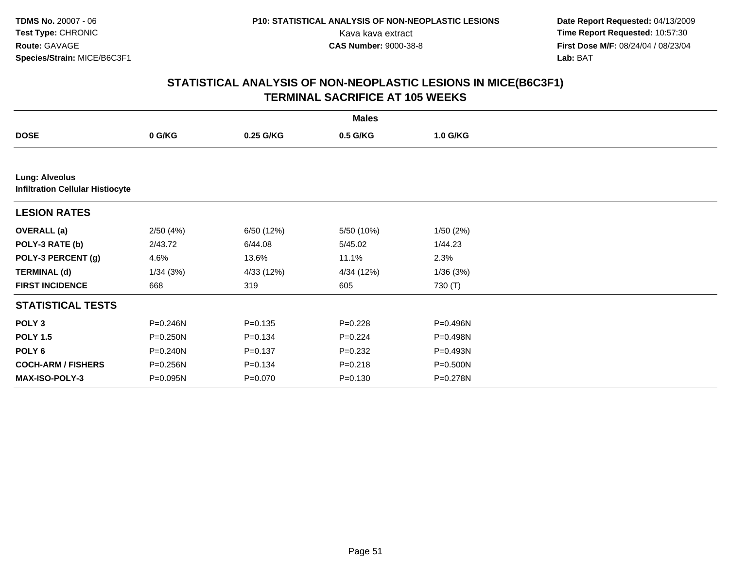**TDMS No.** 20007 - 06
**Test Type:** CHRONIC
**Route:** GAVAGE
**Species/Strain:** MICE/B6C3F1

**P10: STATISTICAL ANALYSIS OF NON-NEOPLASTIC LESIONS**
Kava kava extract
**CAS Number:** 9000-38-8

**Date Report Requested:** 04/13/2009
**Time Report Requested:** 10:57:30
**First Dose M/F:** 08/24/04 / 08/23/04
**Lab:** BAT

## STATISTICAL ANALYSIS OF NON-NEOPLASTIC LESIONS IN MICE(B6C3F1) TERMINAL SACRIFICE AT 105 WEEKS

| | Males | | | |
|---|---|---|---|---|
| **DOSE** | **0 G/KG** | **0.25 G/KG** | **0.5 G/KG** | **1.0 G/KG** |
| **Lung: Alveolus** **Infiltration Cellular Histiocyte** | | | | |
| **LESION RATES** | | | | |
| **OVERALL (a)** | 2/50 (4%) | 6/50 (12%) | 5/50 (10%) | 1/50 (2%) |
| **POLY-3 RATE (b)** | 2/43.72 | 6/44.08 | 5/45.02 | 1/44.23 |
| **POLY-3 PERCENT (g)** | 4.6% | 13.6% | 11.1% | 2.3% |
| **TERMINAL (d)** | 1/34 (3%) | 4/33 (12%) | 4/34 (12%) | 1/36 (3%) |
| **FIRST INCIDENCE** | 668 | 319 | 605 | 730 (T) |
| **STATISTICAL TESTS** | | | | |
| **POLY 3** | P=0.246N | P=0.135 | P=0.228 | P=0.496N |
| **POLY 1.5** | P=0.250N | P=0.134 | P=0.224 | P=0.498N |
| **POLY 6** | P=0.240N | P=0.137 | P=0.232 | P=0.493N |
| **COCH-ARM / FISHERS** | P=0.256N | P=0.134 | P=0.218 | P=0.500N |
| **MAX-ISO-POLY-3** | P=0.095N | P=0.070 | P=0.130 | P=0.278N |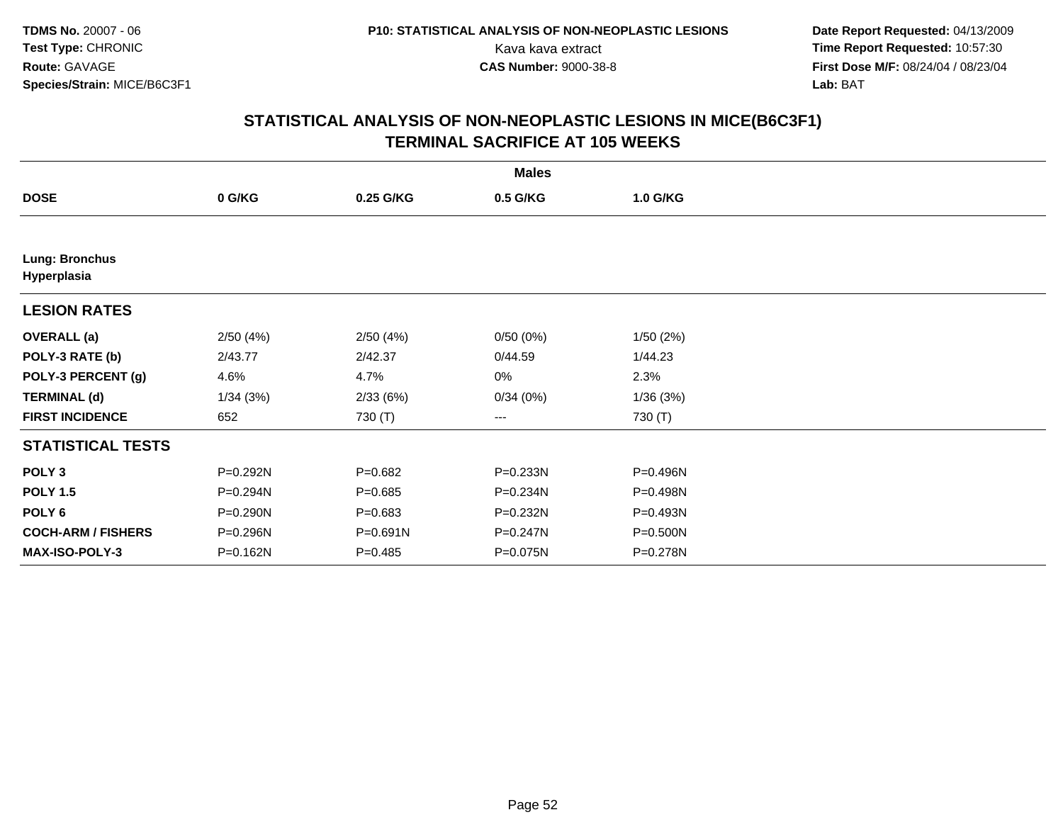TDMS No. 20007 - 06
Test Type: CHRONIC
Route: GAVAGE
Species/Strain: MICE/B6C3F1

P10: STATISTICAL ANALYSIS OF NON-NEOPLASTIC LESIONS
Kava kava extract
CAS Number: 9000-38-8

Date Report Requested: 04/13/2009
Time Report Requested: 10:57:30
First Dose M/F: 08/24/04 / 08/23/04
Lab: BAT

# STATISTICAL ANALYSIS OF NON-NEOPLASTIC LESIONS IN MICE(B6C3F1)
## TERMINAL SACRIFICE AT 105 WEEKS

| | Males | | | |
|---|---|---|---|---|
| **DOSE** | **0 G/KG** | **0.25 G/KG** | **0.5 G/KG** | **1.0 G/KG** |
| **Lung: Bronchus** | | | | |
| **Hyperplasia** | | | | |
| **LESION RATES** | | | | |
| **OVERALL (a)** | 2/50 (4%) | 2/50 (4%) | 0/50 (0%) | 1/50 (2%) |
| **POLY-3 RATE (b)** | 2/43.77 | 2/42.37 | 0/44.59 | 1/44.23 |
| **POLY-3 PERCENT (g)** | 4.6% | 4.7% | 0% | 2.3% |
| **TERMINAL (d)** | 1/34 (3%) | 2/33 (6%) | 0/34 (0%) | 1/36 (3%) |
| **FIRST INCIDENCE** | 652 | 730 (T) | --- | 730 (T) |
| **STATISTICAL TESTS** | | | | |
| **POLY 3** | P=0.292N | P=0.682 | P=0.233N | P=0.496N |
| **POLY 1.5** | P=0.294N | P=0.685 | P=0.234N | P=0.498N |
| **POLY 6** | P=0.290N | P=0.683 | P=0.232N | P=0.493N |
| **COCH-ARM / FISHERS** | P=0.296N | P=0.691N | P=0.247N | P=0.500N |
| **MAX-ISO-POLY-3** | P=0.162N | P=0.485 | P=0.075N | P=0.278N |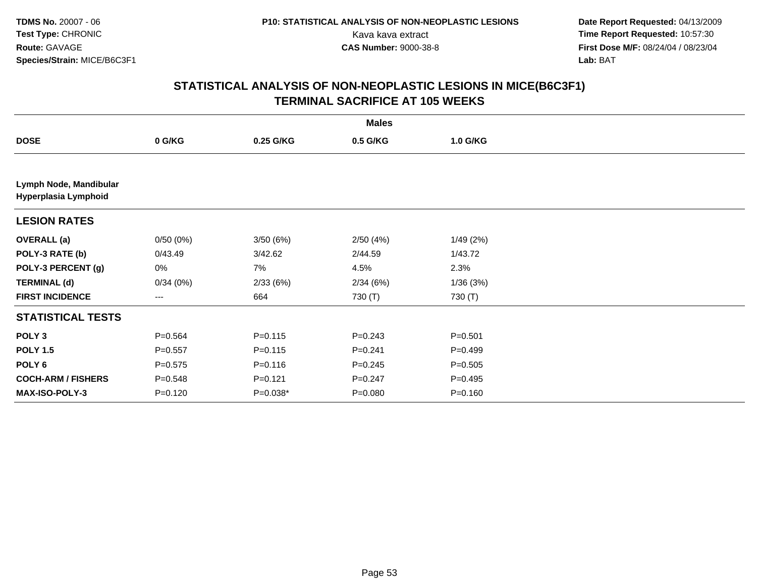TDMS No. 20007 - 06
Test Type: CHRONIC
Route: GAVAGE
Species/Strain: MICE/B6C3F1

P10: STATISTICAL ANALYSIS OF NON-NEOPLASTIC LESIONS
Kava kava extract
CAS Number: 9000-38-8

Date Report Requested: 04/13/2009
Time Report Requested: 10:57:30
First Dose M/F: 08/24/04 / 08/23/04
Lab: BAT

## STATISTICAL ANALYSIS OF NON-NEOPLASTIC LESIONS IN MICE(B6C3F1)
## TERMINAL SACRIFICE AT 105 WEEKS

| | Males | | | |
|---|---|---|---|---|
| **DOSE** | **0 G/KG** | **0.25 G/KG** | **0.5 G/KG** | **1.0 G/KG** |
| **Lymph Node, Mandibular** | | | | |
| **Hyperplasia Lymphoid** | | | | |
| **LESION RATES** | | | | |
| **OVERALL (a)** | 0/50 (0%) | 3/50 (6%) | 2/50 (4%) | 1/49 (2%) |
| **POLY-3 RATE (b)** | 0/43.49 | 3/42.62 | 2/44.59 | 1/43.72 |
| **POLY-3 PERCENT (g)** | 0% | 7% | 4.5% | 2.3% |
| **TERMINAL (d)** | 0/34 (0%) | 2/33 (6%) | 2/34 (6%) | 1/36 (3%) |
| **FIRST INCIDENCE** | --- | 664 | 730 (T) | 730 (T) |
| **STATISTICAL TESTS** | | | | |
| **POLY 3** | P=0.564 | P=0.115 | P=0.243 | P=0.501 |
| **POLY 1.5** | P=0.557 | P=0.115 | P=0.241 | P=0.499 |
| **POLY 6** | P=0.575 | P=0.116 | P=0.245 | P=0.505 |
| **COCH-ARM / FISHERS** | P=0.548 | P=0.121 | P=0.247 | P=0.495 |
| **MAX-ISO-POLY-3** | P=0.120 | P=0.038* | P=0.080 | P=0.160 |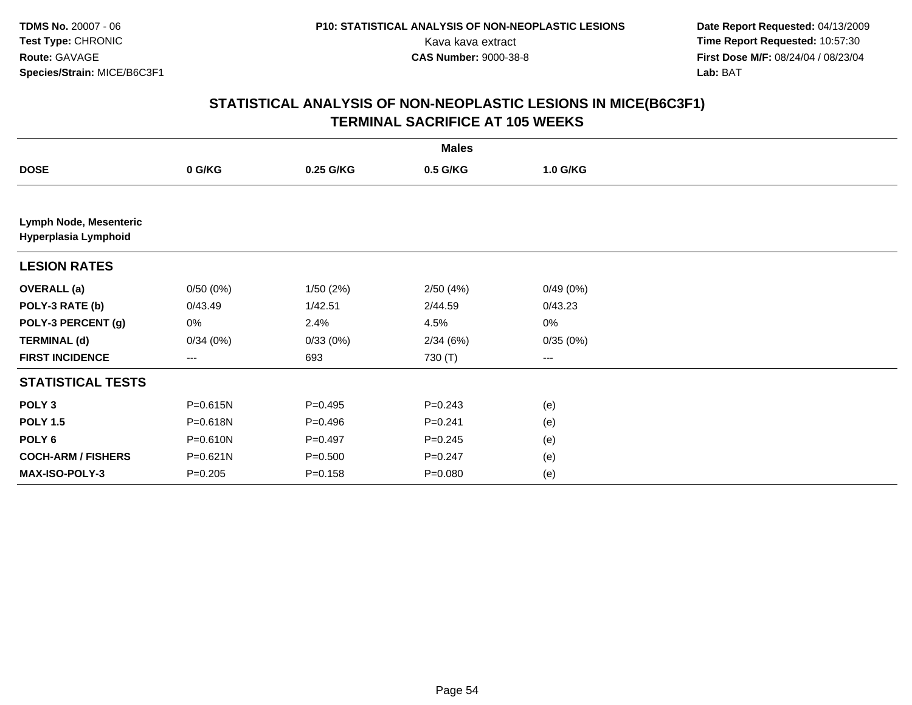**TDMS No.** 20007 - 06
**Test Type:** CHRONIC
**Route:** GAVAGE
**Species/Strain:** MICE/B6C3F1

**P10: STATISTICAL ANALYSIS OF NON-NEOPLASTIC LESIONS**
Kava kava extract
**CAS Number:** 9000-38-8

**Date Report Requested:** 04/13/2009
**Time Report Requested:** 10:57:30
**First Dose M/F:** 08/24/04 / 08/23/04
**Lab:** BAT

## STATISTICAL ANALYSIS OF NON-NEOPLASTIC LESIONS IN MICE(B6C3F1) TERMINAL SACRIFICE AT 105 WEEKS

| | Males | | | |
|---|---|---|---|---|
| **DOSE** | **0 G/KG** | **0.25 G/KG** | **0.5 G/KG** | **1.0 G/KG** |
| **Lymph Node, Mesenteric** | | | | |
| **Hyperplasia Lymphoid** | | | | |
| **LESION RATES** | | | | |
| **OVERALL (a)** | 0/50 (0%) | 1/50 (2%) | 2/50 (4%) | 0/49 (0%) |
| **POLY-3 RATE (b)** | 0/43.49 | 1/42.51 | 2/44.59 | 0/43.23 |
| **POLY-3 PERCENT (g)** | 0% | 2.4% | 4.5% | 0% |
| **TERMINAL (d)** | 0/34 (0%) | 0/33 (0%) | 2/34 (6%) | 0/35 (0%) |
| **FIRST INCIDENCE** | --- | 693 | 730 (T) | --- |
| **STATISTICAL TESTS** | | | | |
| **POLY 3** | P=0.615N | P=0.495 | P=0.243 | (e) |
| **POLY 1.5** | P=0.618N | P=0.496 | P=0.241 | (e) |
| **POLY 6** | P=0.610N | P=0.497 | P=0.245 | (e) |
| **COCH-ARM / FISHERS** | P=0.621N | P=0.500 | P=0.247 | (e) |
| **MAX-ISO-POLY-3** | P=0.205 | P=0.158 | P=0.080 | (e) |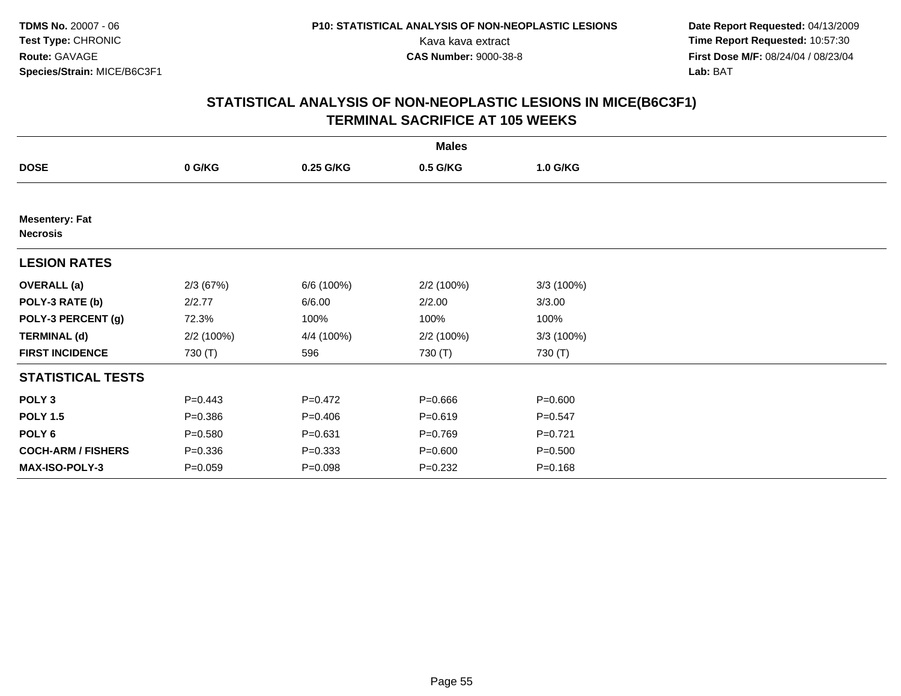**TDMS No.** 20007 - 06
**Test Type:** CHRONIC
**Route:** GAVAGE
**Species/Strain:** MICE/B6C3F1

**P10: STATISTICAL ANALYSIS OF NON-NEOPLASTIC LESIONS**
Kava kava extract
**CAS Number:** 9000-38-8

**Date Report Requested:** 04/13/2009
**Time Report Requested:** 10:57:30
**First Dose M/F:** 08/24/04 / 08/23/04
**Lab:** BAT

## STATISTICAL ANALYSIS OF NON-NEOPLASTIC LESIONS IN MICE(B6C3F1)
## TERMINAL SACRIFICE AT 105 WEEKS

| | Males | | | |
|---|---|---|---|---|
| **DOSE** | **0 G/KG** | **0.25 G/KG** | **0.5 G/KG** | **1.0 G/KG** |
| **Mesentery: Fat** | | | | |
| **Necrosis** | | | | |
| **LESION RATES** | | | | |
| **OVERALL (a)** | 2/3 (67%) | 6/6 (100%) | 2/2 (100%) | 3/3 (100%) |
| **POLY-3 RATE (b)** | 2/2.77 | 6/6.00 | 2/2.00 | 3/3.00 |
| **POLY-3 PERCENT (g)** | 72.3% | 100% | 100% | 100% |
| **TERMINAL (d)** | 2/2 (100%) | 4/4 (100%) | 2/2 (100%) | 3/3 (100%) |
| **FIRST INCIDENCE** | 730 (T) | 596 | 730 (T) | 730 (T) |
| **STATISTICAL TESTS** | | | | |
| **POLY 3** | P=0.443 | P=0.472 | P=0.666 | P=0.600 |
| **POLY 1.5** | P=0.386 | P=0.406 | P=0.619 | P=0.547 |
| **POLY 6** | P=0.580 | P=0.631 | P=0.769 | P=0.721 |
| **COCH-ARM / FISHERS** | P=0.336 | P=0.333 | P=0.600 | P=0.500 |
| **MAX-ISO-POLY-3** | P=0.059 | P=0.098 | P=0.232 | P=0.168 |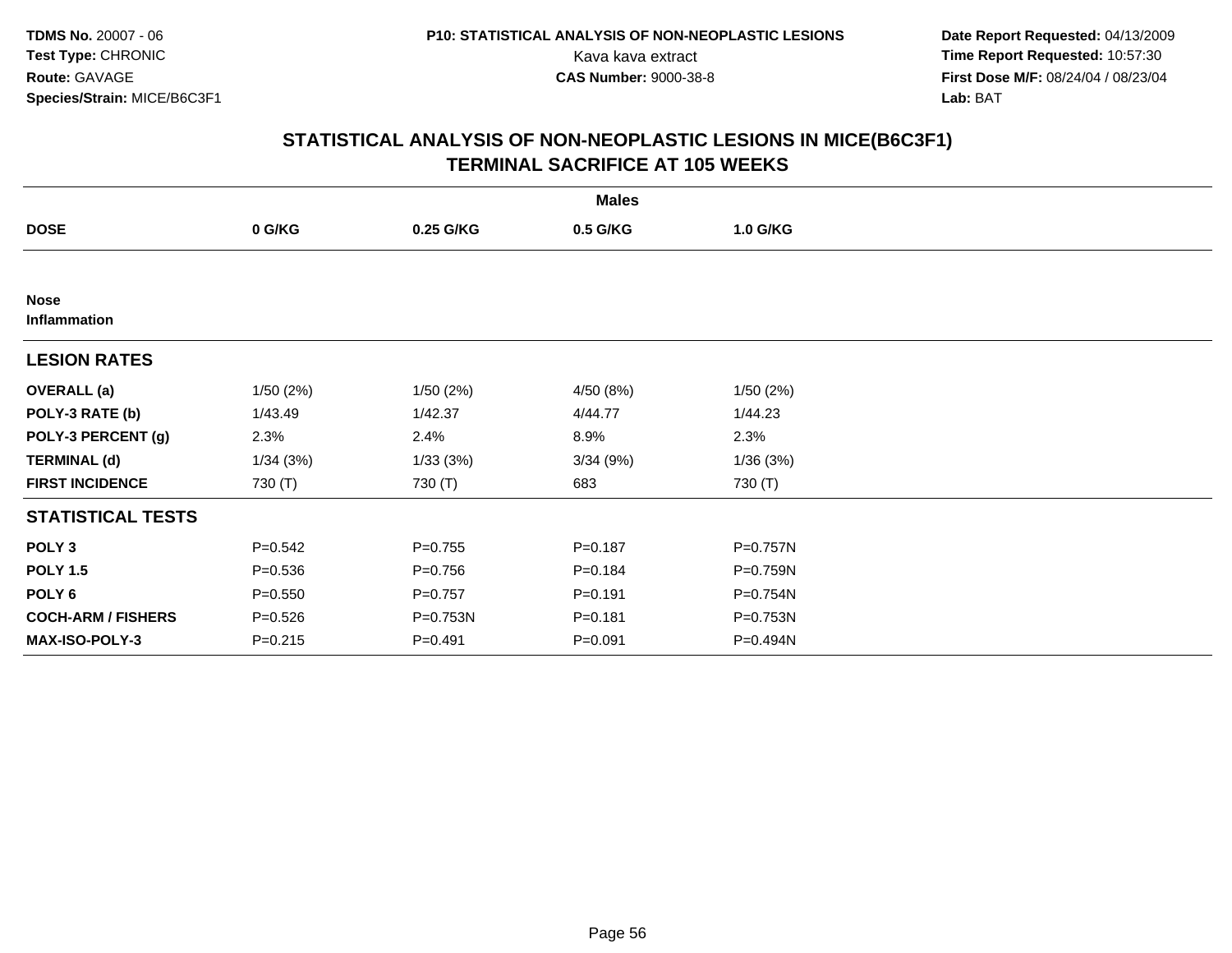**TDMS No.** 20007 - 06
**Test Type:** CHRONIC
**Route:** GAVAGE
**Species/Strain:** MICE/B6C3F1

**P10: STATISTICAL ANALYSIS OF NON-NEOPLASTIC LESIONS**
Kava kava extract
**CAS Number:** 9000-38-8

**Date Report Requested:** 04/13/2009
**Time Report Requested:** 10:57:30
**First Dose M/F:** 08/24/04 / 08/23/04
**Lab:** BAT

## STATISTICAL ANALYSIS OF NON-NEOPLASTIC LESIONS IN MICE(B6C3F1)
## TERMINAL SACRIFICE AT 105 WEEKS

| | Males | | | |
|---|---|---|---|---|
| **DOSE** | **0 G/KG** | **0.25 G/KG** | **0.5 G/KG** | **1.0 G/KG** |
| **Nose** | | | | |
| **Inflammation** | | | | |
| **LESION RATES** | | | | |
| **OVERALL (a)** | 1/50 (2%) | 1/50 (2%) | 4/50 (8%) | 1/50 (2%) |
| **POLY-3 RATE (b)** | 1/43.49 | 1/42.37 | 4/44.77 | 1/44.23 |
| **POLY-3 PERCENT (g)** | 2.3% | 2.4% | 8.9% | 2.3% |
| **TERMINAL (d)** | 1/34 (3%) | 1/33 (3%) | 3/34 (9%) | 1/36 (3%) |
| **FIRST INCIDENCE** | 730 (T) | 730 (T) | 683 | 730 (T) |
| **STATISTICAL TESTS** | | | | |
| **POLY 3** | P=0.542 | P=0.755 | P=0.187 | P=0.757N |
| **POLY 1.5** | P=0.536 | P=0.756 | P=0.184 | P=0.759N |
| **POLY 6** | P=0.550 | P=0.757 | P=0.191 | P=0.754N |
| **COCH-ARM / FISHERS** | P=0.526 | P=0.753N | P=0.181 | P=0.753N |
| **MAX-ISO-POLY-3** | P=0.215 | P=0.491 | P=0.091 | P=0.494N |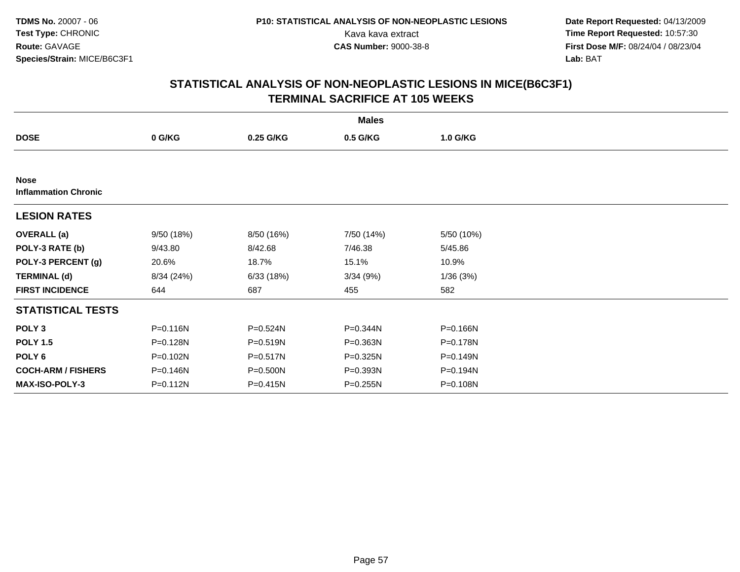TDMS No. 20007 - 06
Test Type: CHRONIC
Route: GAVAGE
Species/Strain: MICE/B6C3F1

P10: STATISTICAL ANALYSIS OF NON-NEOPLASTIC LESIONS
Kava kava extract
CAS Number: 9000-38-8

Date Report Requested: 04/13/2009
Time Report Requested: 10:57:30
First Dose M/F: 08/24/04 / 08/23/04
Lab: BAT

## STATISTICAL ANALYSIS OF NON-NEOPLASTIC LESIONS IN MICE(B6C3F1)
## TERMINAL SACRIFICE AT 105 WEEKS

| | Males | | | |
|---|---|---|---|---|
| **DOSE** | **0 G/KG** | **0.25 G/KG** | **0.5 G/KG** | **1.0 G/KG** |
| **Nose** | | | | |
| **Inflammation Chronic** | | | | |
| **LESION RATES** | | | | |
| **OVERALL (a)** | 9/50 (18%) | 8/50 (16%) | 7/50 (14%) | 5/50 (10%) |
| **POLY-3 RATE (b)** | 9/43.80 | 8/42.68 | 7/46.38 | 5/45.86 |
| **POLY-3 PERCENT (g)** | 20.6% | 18.7% | 15.1% | 10.9% |
| **TERMINAL (d)** | 8/34 (24%) | 6/33 (18%) | 3/34 (9%) | 1/36 (3%) |
| **FIRST INCIDENCE** | 644 | 687 | 455 | 582 |
| **STATISTICAL TESTS** | | | | |
| **POLY 3** | P=0.116N | P=0.524N | P=0.344N | P=0.166N |
| **POLY 1.5** | P=0.128N | P=0.519N | P=0.363N | P=0.178N |
| **POLY 6** | P=0.102N | P=0.517N | P=0.325N | P=0.149N |
| **COCH-ARM / FISHERS** | P=0.146N | P=0.500N | P=0.393N | P=0.194N |
| **MAX-ISO-POLY-3** | P=0.112N | P=0.415N | P=0.255N | P=0.108N |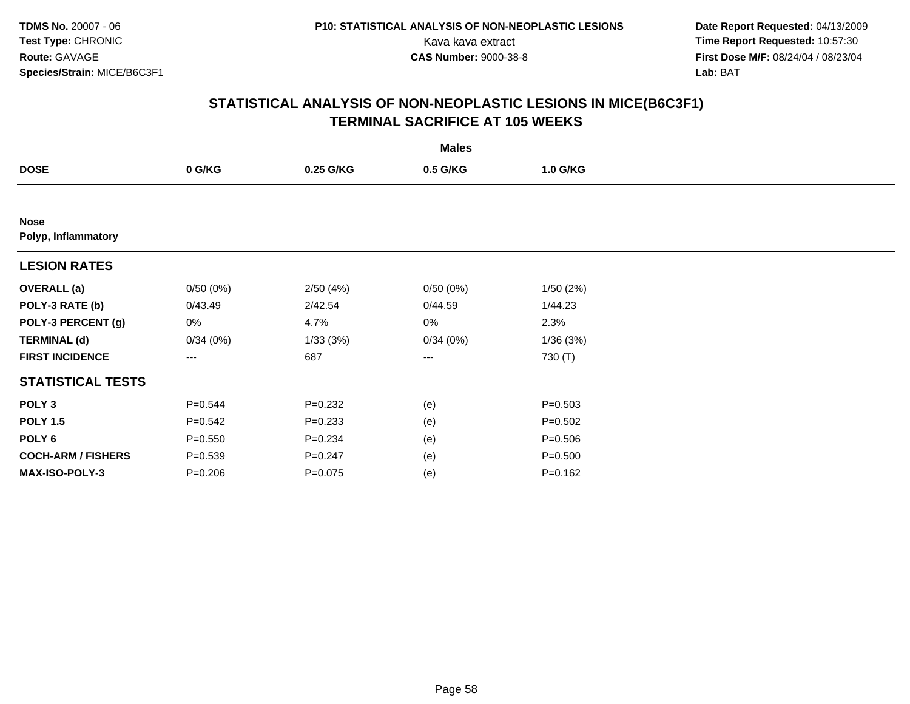**TDMS No.** 20007 - 06
**Test Type:** CHRONIC
**Route:** GAVAGE
**Species/Strain:** MICE/B6C3F1

**P10: STATISTICAL ANALYSIS OF NON-NEOPLASTIC LESIONS**
Kava kava extract
**CAS Number:** 9000-38-8

**Date Report Requested:** 04/13/2009
**Time Report Requested:** 10:57:30
**First Dose M/F:** 08/24/04 / 08/23/04
**Lab:** BAT

## STATISTICAL ANALYSIS OF NON-NEOPLASTIC LESIONS IN MICE(B6C3F1)
## TERMINAL SACRIFICE AT 105 WEEKS

| | Males | | | |
|---|---|---|---|---|
| **DOSE** | **0 G/KG** | **0.25 G/KG** | **0.5 G/KG** | **1.0 G/KG** |
| **Nose** | | | | |
| **Polyp, Inflammatory** | | | | |
| **LESION RATES** | | | | |
| **OVERALL (a)** | 0/50 (0%) | 2/50 (4%) | 0/50 (0%) | 1/50 (2%) |
| **POLY-3 RATE (b)** | 0/43.49 | 2/42.54 | 0/44.59 | 1/44.23 |
| **POLY-3 PERCENT (g)** | 0% | 4.7% | 0% | 2.3% |
| **TERMINAL (d)** | 0/34 (0%) | 1/33 (3%) | 0/34 (0%) | 1/36 (3%) |
| **FIRST INCIDENCE** | --- | 687 | --- | 730 (T) |
| **STATISTICAL TESTS** | | | | |
| **POLY 3** | P=0.544 | P=0.232 | (e) | P=0.503 |
| **POLY 1.5** | P=0.542 | P=0.233 | (e) | P=0.502 |
| **POLY 6** | P=0.550 | P=0.234 | (e) | P=0.506 |
| **COCH-ARM / FISHERS** | P=0.539 | P=0.247 | (e) | P=0.500 |
| **MAX-ISO-POLY-3** | P=0.206 | P=0.075 | (e) | P=0.162 |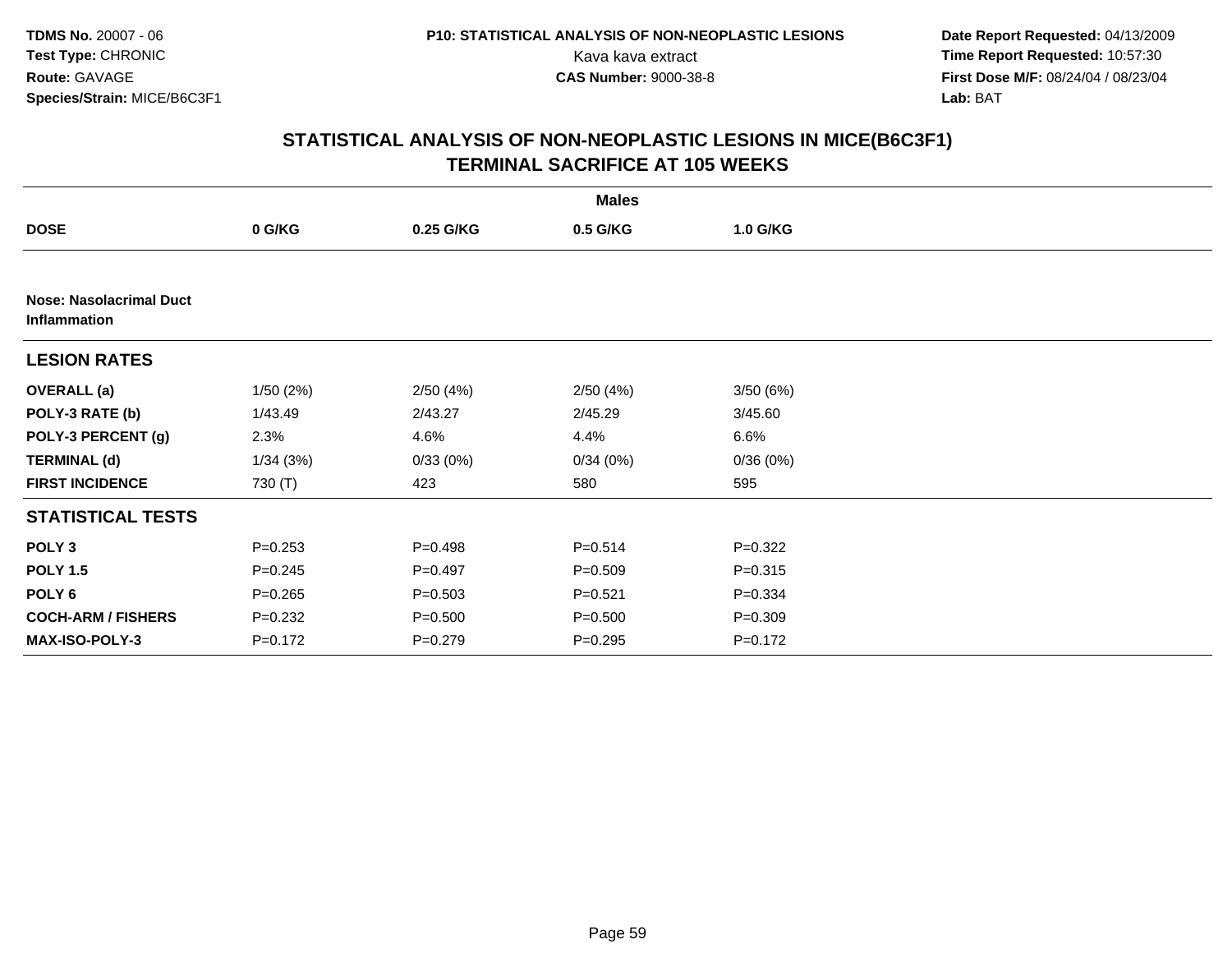**TDMS No.** 20007 - 06
**Test Type:** CHRONIC
**Route:** GAVAGE
**Species/Strain:** MICE/B6C3F1

**P10: STATISTICAL ANALYSIS OF NON-NEOPLASTIC LESIONS**
Kava kava extract
**CAS Number:** 9000-38-8

**Date Report Requested:** 04/13/2009
**Time Report Requested:** 10:57:30
**First Dose M/F:** 08/24/04 / 08/23/04
**Lab:** BAT

## STATISTICAL ANALYSIS OF NON-NEOPLASTIC LESIONS IN MICE(B6C3F1)
## TERMINAL SACRIFICE AT 105 WEEKS

| | Males | | | |
|---|---|---|---|---|
| **DOSE** | **0 G/KG** | **0.25 G/KG** | **0.5 G/KG** | **1.0 G/KG** |
| **Nose: Nasolacrimal Duct Inflammation** | | | | |
| **LESION RATES** | | | | |
| **OVERALL (a)** | 1/50 (2%) | 2/50 (4%) | 2/50 (4%) | 3/50 (6%) |
| **POLY-3 RATE (b)** | 1/43.49 | 2/43.27 | 2/45.29 | 3/45.60 |
| **POLY-3 PERCENT (g)** | 2.3% | 4.6% | 4.4% | 6.6% |
| **TERMINAL (d)** | 1/34 (3%) | 0/33 (0%) | 0/34 (0%) | 0/36 (0%) |
| **FIRST INCIDENCE** | 730 (T) | 423 | 580 | 595 |
| **STATISTICAL TESTS** | | | | |
| **POLY 3** | P=0.253 | P=0.498 | P=0.514 | P=0.322 |
| **POLY 1.5** | P=0.245 | P=0.497 | P=0.509 | P=0.315 |
| **POLY 6** | P=0.265 | P=0.503 | P=0.521 | P=0.334 |
| **COCH-ARM / FISHERS** | P=0.232 | P=0.500 | P=0.500 | P=0.309 |
| **MAX-ISO-POLY-3** | P=0.172 | P=0.279 | P=0.295 | P=0.172 |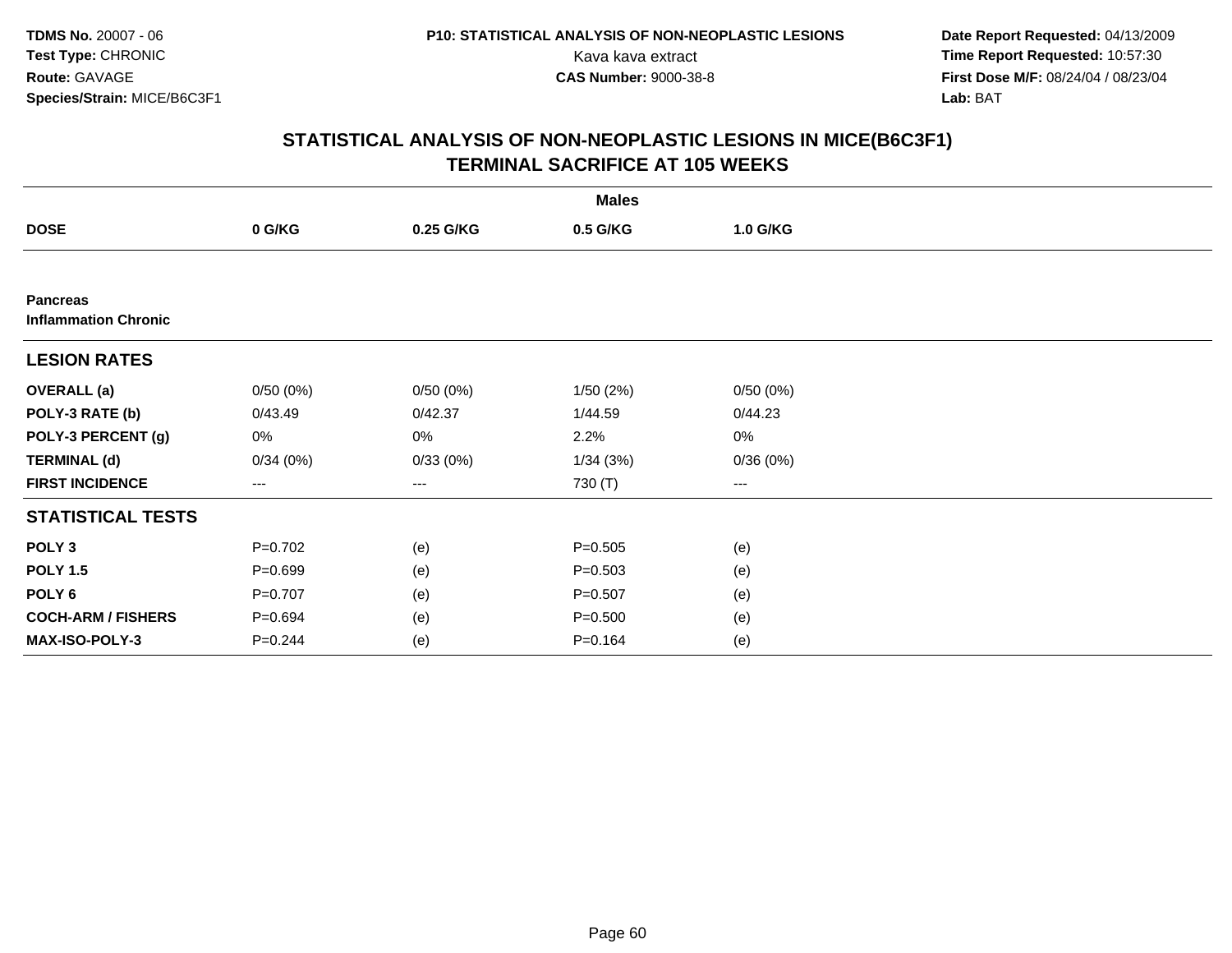**TDMS No.** 20007 - 06
**Test Type:** CHRONIC
**Route:** GAVAGE
**Species/Strain:** MICE/B6C3F1

**P10: STATISTICAL ANALYSIS OF NON-NEOPLASTIC LESIONS**
Kava kava extract
**CAS Number:** 9000-38-8

**Date Report Requested:** 04/13/2009
**Time Report Requested:** 10:57:30
**First Dose M/F:** 08/24/04 / 08/23/04
**Lab:** BAT

## STATISTICAL ANALYSIS OF NON-NEOPLASTIC LESIONS IN MICE(B6C3F1) TERMINAL SACRIFICE AT 105 WEEKS

| | Males | | | |
|---|---|---|---|---|
| **DOSE** | **0 G/KG** | **0.25 G/KG** | **0.5 G/KG** | **1.0 G/KG** |
| **Pancreas** | | | | |
| **Inflammation Chronic** | | | | |
| **LESION RATES** | | | | |
| **OVERALL (a)** | 0/50 (0%) | 0/50 (0%) | 1/50 (2%) | 0/50 (0%) |
| **POLY-3 RATE (b)** | 0/43.49 | 0/42.37 | 1/44.59 | 0/44.23 |
| **POLY-3 PERCENT (g)** | 0% | 0% | 2.2% | 0% |
| **TERMINAL (d)** | 0/34 (0%) | 0/33 (0%) | 1/34 (3%) | 0/36 (0%) |
| **FIRST INCIDENCE** | --- | --- | 730 (T) | --- |
| **STATISTICAL TESTS** | | | | |
| **POLY 3** | P=0.702 | (e) | P=0.505 | (e) |
| **POLY 1.5** | P=0.699 | (e) | P=0.503 | (e) |
| **POLY 6** | P=0.707 | (e) | P=0.507 | (e) |
| **COCH-ARM / FISHERS** | P=0.694 | (e) | P=0.500 | (e) |
| **MAX-ISO-POLY-3** | P=0.244 | (e) | P=0.164 | (e) |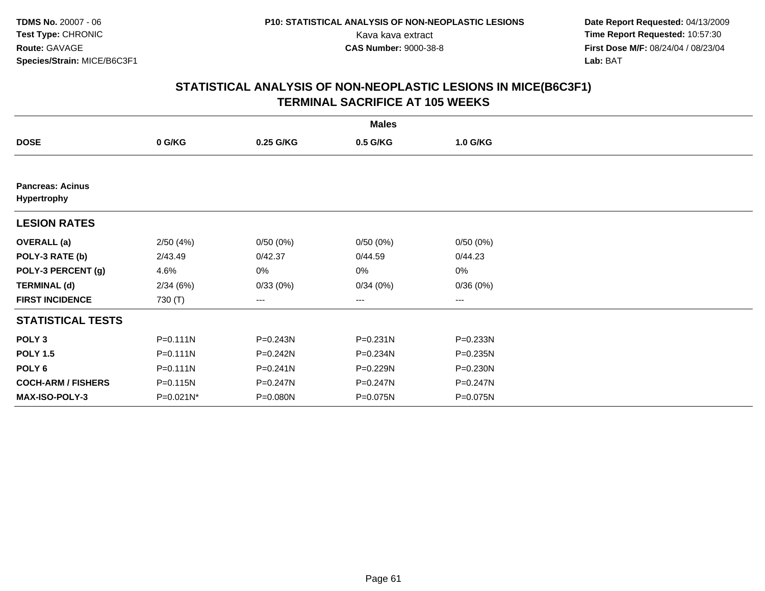**TDMS No.** 20007 - 06
**Test Type:** CHRONIC
**Route:** GAVAGE
**Species/Strain:** MICE/B6C3F1

**P10: STATISTICAL ANALYSIS OF NON-NEOPLASTIC LESIONS**
Kava kava extract
**CAS Number:** 9000-38-8

**Date Report Requested:** 04/13/2009
**Time Report Requested:** 10:57:30
**First Dose M/F:** 08/24/04 / 08/23/04
**Lab:** BAT

## STATISTICAL ANALYSIS OF NON-NEOPLASTIC LESIONS IN MICE(B6C3F1)
## TERMINAL SACRIFICE AT 105 WEEKS

| | Males | | | |
|---|---|---|---|---|
| **DOSE** | **0 G/KG** | **0.25 G/KG** | **0.5 G/KG** | **1.0 G/KG** |
| **Pancreas: Acinus Hypertrophy** | | | | |
| **LESION RATES** | | | | |
| **OVERALL (a)** | 2/50 (4%) | 0/50 (0%) | 0/50 (0%) | 0/50 (0%) |
| **POLY-3 RATE (b)** | 2/43.49 | 0/42.37 | 0/44.59 | 0/44.23 |
| **POLY-3 PERCENT (g)** | 4.6% | 0% | 0% | 0% |
| **TERMINAL (d)** | 2/34 (6%) | 0/33 (0%) | 0/34 (0%) | 0/36 (0%) |
| **FIRST INCIDENCE** | 730 (T) | --- | --- | --- |
| **STATISTICAL TESTS** | | | | |
| **POLY 3** | P=0.111N | P=0.243N | P=0.231N | P=0.233N |
| **POLY 1.5** | P=0.111N | P=0.242N | P=0.234N | P=0.235N |
| **POLY 6** | P=0.111N | P=0.241N | P=0.229N | P=0.230N |
| **COCH-ARM / FISHERS** | P=0.115N | P=0.247N | P=0.247N | P=0.247N |
| **MAX-ISO-POLY-3** | P=0.021N* | P=0.080N | P=0.075N | P=0.075N |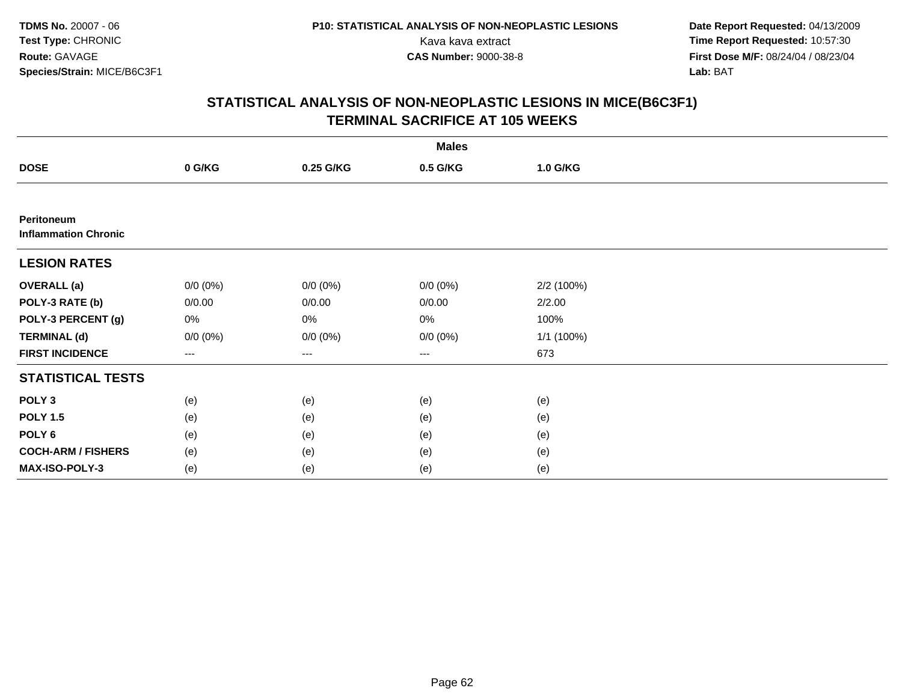TDMS No. 20007 - 06
Test Type: CHRONIC
Route: GAVAGE
Species/Strain: MICE/B6C3F1

P10: STATISTICAL ANALYSIS OF NON-NEOPLASTIC LESIONS
Kava kava extract
CAS Number: 9000-38-8

Date Report Requested: 04/13/2009
Time Report Requested: 10:57:30
First Dose M/F: 08/24/04 / 08/23/04
Lab: BAT

## STATISTICAL ANALYSIS OF NON-NEOPLASTIC LESIONS IN MICE(B6C3F1)
## TERMINAL SACRIFICE AT 105 WEEKS

| | Males | | | |
|---|---|---|---|---|
| **DOSE** | **0 G/KG** | **0.25 G/KG** | **0.5 G/KG** | **1.0 G/KG** |
| **Peritoneum** | | | | |
| **Inflammation Chronic** | | | | |
| **LESION RATES** | | | | |
| **OVERALL (a)** | 0/0 (0%) | 0/0 (0%) | 0/0 (0%) | 2/2 (100%) |
| **POLY-3 RATE (b)** | 0/0.00 | 0/0.00 | 0/0.00 | 2/2.00 |
| **POLY-3 PERCENT (g)** | 0% | 0% | 0% | 100% |
| **TERMINAL (d)** | 0/0 (0%) | 0/0 (0%) | 0/0 (0%) | 1/1 (100%) |
| **FIRST INCIDENCE** | --- | --- | --- | 673 |
| **STATISTICAL TESTS** | | | | |
| **POLY 3** | (e) | (e) | (e) | (e) |
| **POLY 1.5** | (e) | (e) | (e) | (e) |
| **POLY 6** | (e) | (e) | (e) | (e) |
| **COCH-ARM / FISHERS** | (e) | (e) | (e) | (e) |
| **MAX-ISO-POLY-3** | (e) | (e) | (e) | (e) |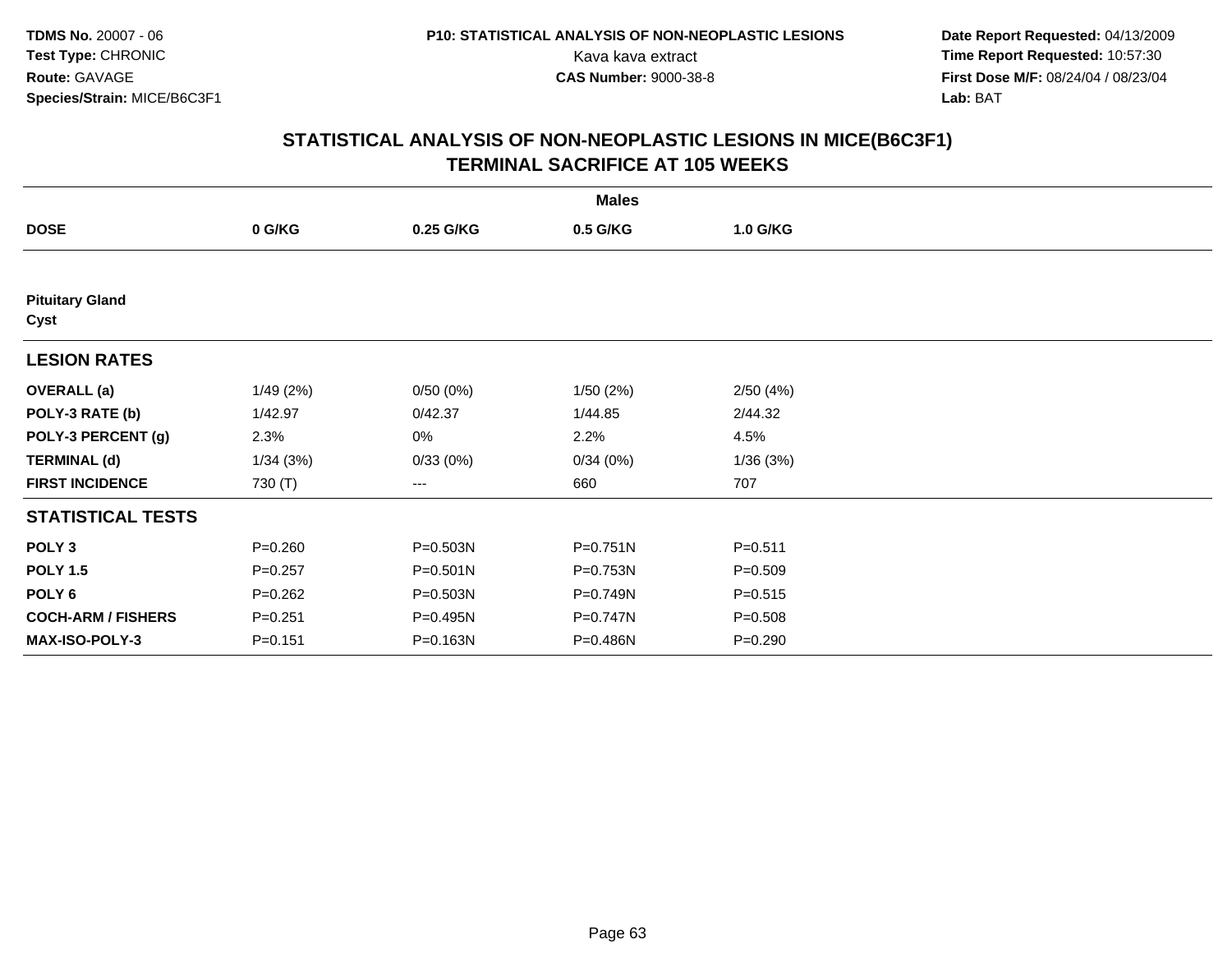**TDMS No.** 20007 - 06
**Test Type:** CHRONIC
**Route:** GAVAGE
**Species/Strain:** MICE/B6C3F1

**P10: STATISTICAL ANALYSIS OF NON-NEOPLASTIC LESIONS**
Kava kava extract
**CAS Number:** 9000-38-8

**Date Report Requested:** 04/13/2009
**Time Report Requested:** 10:57:30
**First Dose M/F:** 08/24/04 / 08/23/04
**Lab:** BAT

## STATISTICAL ANALYSIS OF NON-NEOPLASTIC LESIONS IN MICE(B6C3F1)
## TERMINAL SACRIFICE AT 105 WEEKS

| | Males | | | |
|---|---|---|---|---|
| **DOSE** | **0 G/KG** | **0.25 G/KG** | **0.5 G/KG** | **1.0 G/KG** |
| **Pituitary Gland** | | | | |
| **Cyst** | | | | |
| **LESION RATES** | | | | |
| **OVERALL (a)** | 1/49 (2%) | 0/50 (0%) | 1/50 (2%) | 2/50 (4%) |
| **POLY-3 RATE (b)** | 1/42.97 | 0/42.37 | 1/44.85 | 2/44.32 |
| **POLY-3 PERCENT (g)** | 2.3% | 0% | 2.2% | 4.5% |
| **TERMINAL (d)** | 1/34 (3%) | 0/33 (0%) | 0/34 (0%) | 1/36 (3%) |
| **FIRST INCIDENCE** | 730 (T) | --- | 660 | 707 |
| **STATISTICAL TESTS** | | | | |
| **POLY 3** | P=0.260 | P=0.503N | P=0.751N | P=0.511 |
| **POLY 1.5** | P=0.257 | P=0.501N | P=0.753N | P=0.509 |
| **POLY 6** | P=0.262 | P=0.503N | P=0.749N | P=0.515 |
| **COCH-ARM / FISHERS** | P=0.251 | P=0.495N | P=0.747N | P=0.508 |
| **MAX-ISO-POLY-3** | P=0.151 | P=0.163N | P=0.486N | P=0.290 |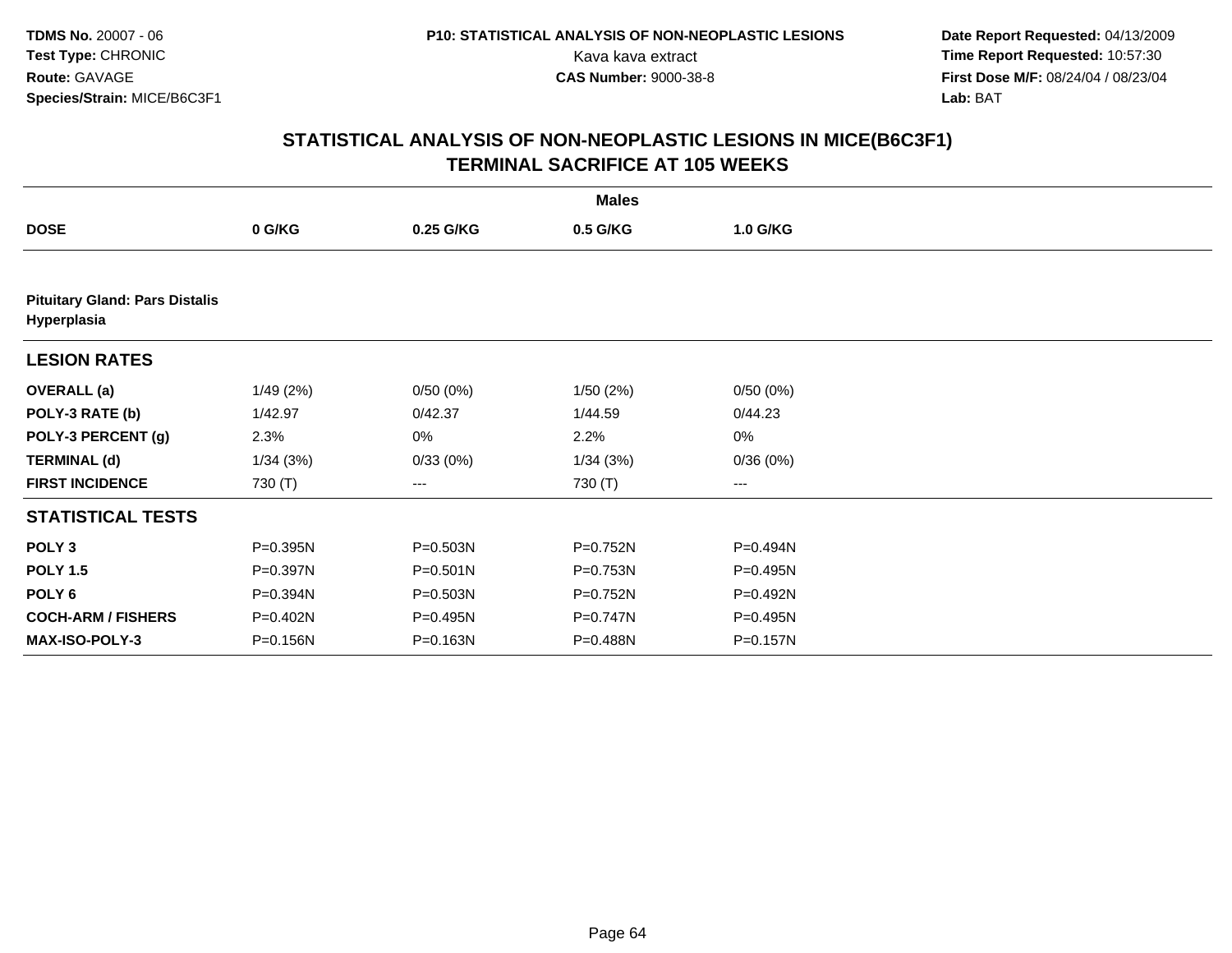**TDMS No.** 20007 - 06
**Test Type:** CHRONIC
**Route:** GAVAGE
**Species/Strain:** MICE/B6C3F1

**P10: STATISTICAL ANALYSIS OF NON-NEOPLASTIC LESIONS**
Kava kava extract
**CAS Number:** 9000-38-8

**Date Report Requested:** 04/13/2009
**Time Report Requested:** 10:57:30
**First Dose M/F:** 08/24/04 / 08/23/04
**Lab:** BAT

## STATISTICAL ANALYSIS OF NON-NEOPLASTIC LESIONS IN MICE(B6C3F1) TERMINAL SACRIFICE AT 105 WEEKS

| | Males | | | |
|---|---|---|---|---|
| **DOSE** | **0 G/KG** | **0.25 G/KG** | **0.5 G/KG** | **1.0 G/KG** |
| **Pituitary Gland: Pars Distalis Hyperplasia** | | | | |
| **LESION RATES** | | | | |
| **OVERALL (a)** | 1/49 (2%) | 0/50 (0%) | 1/50 (2%) | 0/50 (0%) |
| **POLY-3 RATE (b)** | 1/42.97 | 0/42.37 | 1/44.59 | 0/44.23 |
| **POLY-3 PERCENT (g)** | 2.3% | 0% | 2.2% | 0% |
| **TERMINAL (d)** | 1/34 (3%) | 0/33 (0%) | 1/34 (3%) | 0/36 (0%) |
| **FIRST INCIDENCE** | 730 (T) | --- | 730 (T) | --- |
| **STATISTICAL TESTS** | | | | |
| **POLY 3** | P=0.395N | P=0.503N | P=0.752N | P=0.494N |
| **POLY 1.5** | P=0.397N | P=0.501N | P=0.753N | P=0.495N |
| **POLY 6** | P=0.394N | P=0.503N | P=0.752N | P=0.492N |
| **COCH-ARM / FISHERS** | P=0.402N | P=0.495N | P=0.747N | P=0.495N |
| **MAX-ISO-POLY-3** | P=0.156N | P=0.163N | P=0.488N | P=0.157N |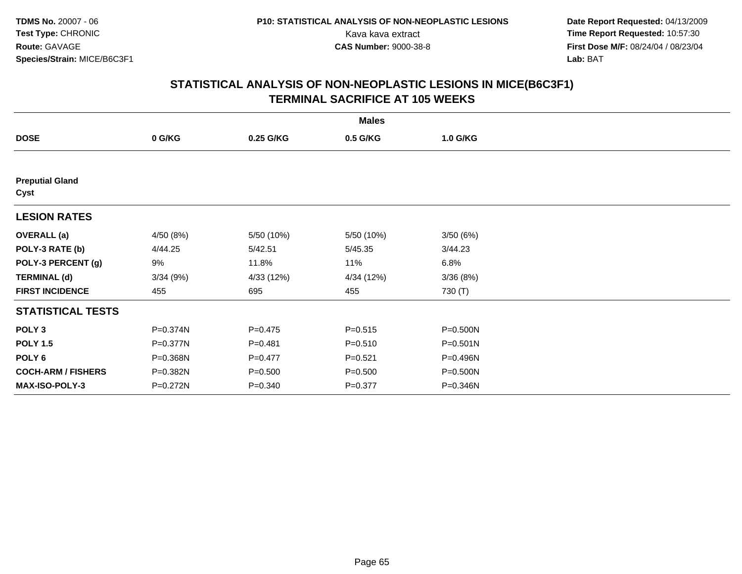TDMS No. 20007 - 06
Test Type: CHRONIC
Route: GAVAGE
Species/Strain: MICE/B6C3F1

P10: STATISTICAL ANALYSIS OF NON-NEOPLASTIC LESIONS
Kava kava extract
CAS Number: 9000-38-8

Date Report Requested: 04/13/2009
Time Report Requested: 10:57:30
First Dose M/F: 08/24/04 / 08/23/04
Lab: BAT

## STATISTICAL ANALYSIS OF NON-NEOPLASTIC LESIONS IN MICE(B6C3F1)
## TERMINAL SACRIFICE AT 105 WEEKS

| | Males | | | |
|---|---|---|---|---|
| **DOSE** | **0 G/KG** | **0.25 G/KG** | **0.5 G/KG** | **1.0 G/KG** |
| **Preputial Gland** | | | | |
| **Cyst** | | | | |
| **LESION RATES** | | | | |
| **OVERALL (a)** | 4/50 (8%) | 5/50 (10%) | 5/50 (10%) | 3/50 (6%) |
| **POLY-3 RATE (b)** | 4/44.25 | 5/42.51 | 5/45.35 | 3/44.23 |
| **POLY-3 PERCENT (g)** | 9% | 11.8% | 11% | 6.8% |
| **TERMINAL (d)** | 3/34 (9%) | 4/33 (12%) | 4/34 (12%) | 3/36 (8%) |
| **FIRST INCIDENCE** | 455 | 695 | 455 | 730 (T) |
| **STATISTICAL TESTS** | | | | |
| **POLY 3** | P=0.374N | P=0.475 | P=0.515 | P=0.500N |
| **POLY 1.5** | P=0.377N | P=0.481 | P=0.510 | P=0.501N |
| **POLY 6** | P=0.368N | P=0.477 | P=0.521 | P=0.496N |
| **COCH-ARM / FISHERS** | P=0.382N | P=0.500 | P=0.500 | P=0.500N |
| **MAX-ISO-POLY-3** | P=0.272N | P=0.340 | P=0.377 | P=0.346N |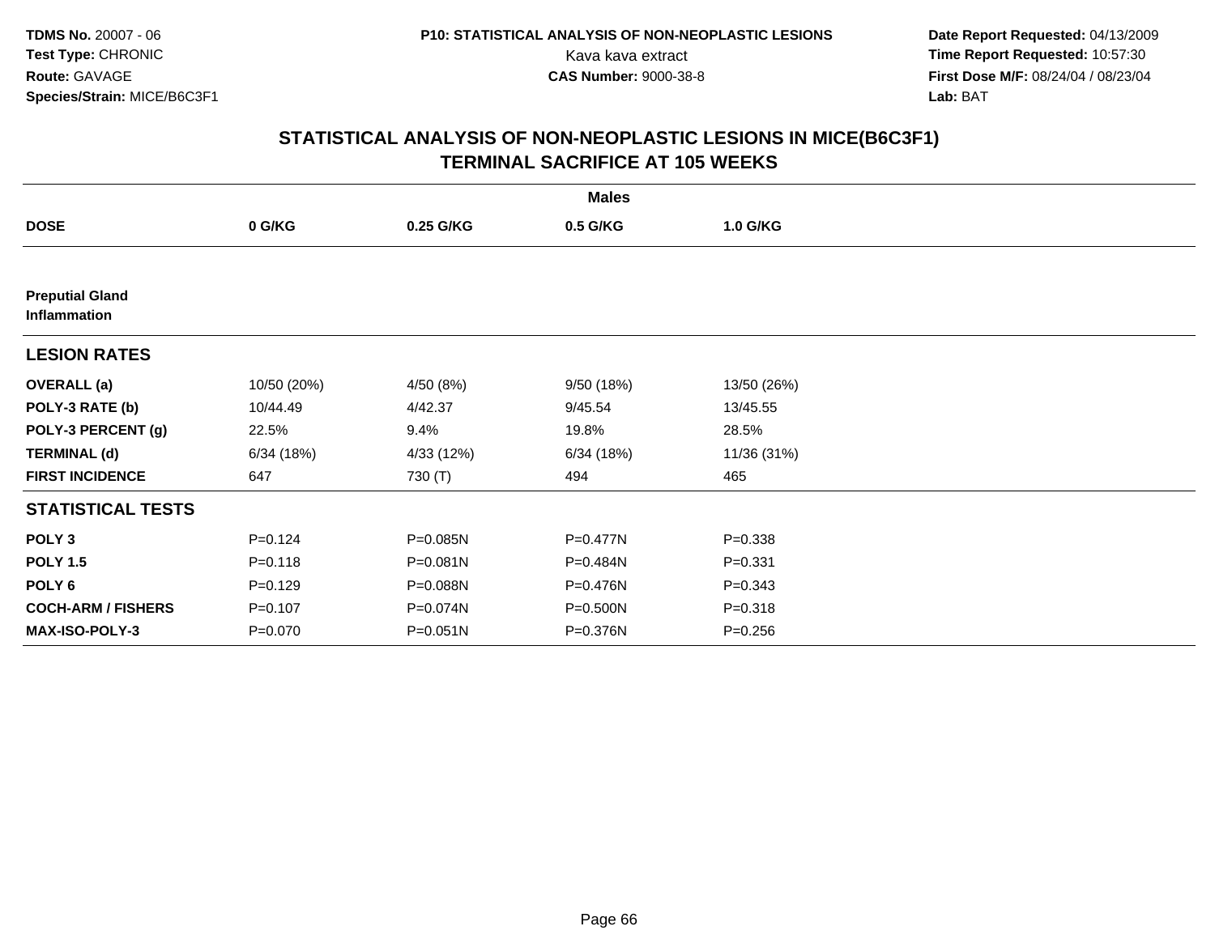**TDMS No.** 20007 - 06
**Test Type:** CHRONIC
**Route:** GAVAGE
**Species/Strain:** MICE/B6C3F1

**P10: STATISTICAL ANALYSIS OF NON-NEOPLASTIC LESIONS**
Kava kava extract
**CAS Number:** 9000-38-8

**Date Report Requested:** 04/13/2009
**Time Report Requested:** 10:57:30
**First Dose M/F:** 08/24/04 / 08/23/04
**Lab:** BAT

## STATISTICAL ANALYSIS OF NON-NEOPLASTIC LESIONS IN MICE(B6C3F1) TERMINAL SACRIFICE AT 105 WEEKS

| | Males | | | |
|---|---|---|---|---|
| **DOSE** | **0 G/KG** | **0.25 G/KG** | **0.5 G/KG** | **1.0 G/KG** |
| **Preputial Gland Inflammation** | | | | |
| **LESION RATES** | | | | |
| **OVERALL (a)** | 10/50 (20%) | 4/50 (8%) | 9/50 (18%) | 13/50 (26%) |
| **POLY-3 RATE (b)** | 10/44.49 | 4/42.37 | 9/45.54 | 13/45.55 |
| **POLY-3 PERCENT (g)** | 22.5% | 9.4% | 19.8% | 28.5% |
| **TERMINAL (d)** | 6/34 (18%) | 4/33 (12%) | 6/34 (18%) | 11/36 (31%) |
| **FIRST INCIDENCE** | 647 | 730 (T) | 494 | 465 |
| **STATISTICAL TESTS** | | | | |
| **POLY 3** | P=0.124 | P=0.085N | P=0.477N | P=0.338 |
| **POLY 1.5** | P=0.118 | P=0.081N | P=0.484N | P=0.331 |
| **POLY 6** | P=0.129 | P=0.088N | P=0.476N | P=0.343 |
| **COCH-ARM / FISHERS** | P=0.107 | P=0.074N | P=0.500N | P=0.318 |
| **MAX-ISO-POLY-3** | P=0.070 | P=0.051N | P=0.376N | P=0.256 |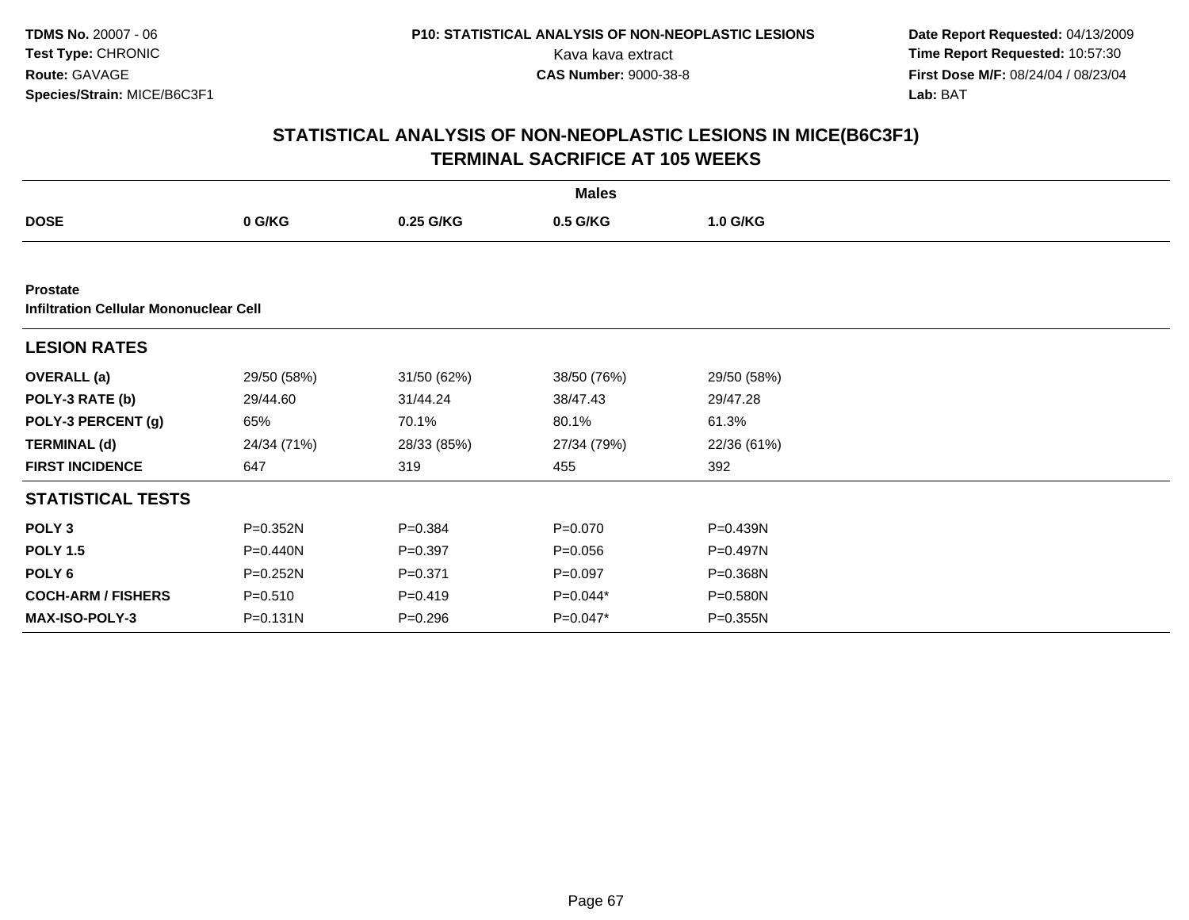TDMS No. 20007 - 06
Test Type: CHRONIC
Route: GAVAGE
Species/Strain: MICE/B6C3F1

P10: STATISTICAL ANALYSIS OF NON-NEOPLASTIC LESIONS
Kava kava extract
CAS Number: 9000-38-8

Date Report Requested: 04/13/2009
Time Report Requested: 10:57:30
First Dose M/F: 08/24/04 / 08/23/04
Lab: BAT

## STATISTICAL ANALYSIS OF NON-NEOPLASTIC LESIONS IN MICE(B6C3F1)
## TERMINAL SACRIFICE AT 105 WEEKS

| | Males | | | |
|---|---|---|---|---|
| **DOSE** | **0 G/KG** | **0.25 G/KG** | **0.5 G/KG** | **1.0 G/KG** |
| **Prostate** | | | | |
| **Infiltration Cellular Mononuclear Cell** | | | | |
| **LESION RATES** | | | | |
| **OVERALL (a)** | 29/50 (58%) | 31/50 (62%) | 38/50 (76%) | 29/50 (58%) |
| **POLY-3 RATE (b)** | 29/44.60 | 31/44.24 | 38/47.43 | 29/47.28 |
| **POLY-3 PERCENT (g)** | 65% | 70.1% | 80.1% | 61.3% |
| **TERMINAL (d)** | 24/34 (71%) | 28/33 (85%) | 27/34 (79%) | 22/36 (61%) |
| **FIRST INCIDENCE** | 647 | 319 | 455 | 392 |
| **STATISTICAL TESTS** | | | | |
| **POLY 3** | P=0.352N | P=0.384 | P=0.070 | P=0.439N |
| **POLY 1.5** | P=0.440N | P=0.397 | P=0.056 | P=0.497N |
| **POLY 6** | P=0.252N | P=0.371 | P=0.097 | P=0.368N |
| **COCH-ARM / FISHERS** | P=0.510 | P=0.419 | P=0.044* | P=0.580N |
| **MAX-ISO-POLY-3** | P=0.131N | P=0.296 | P=0.047* | P=0.355N |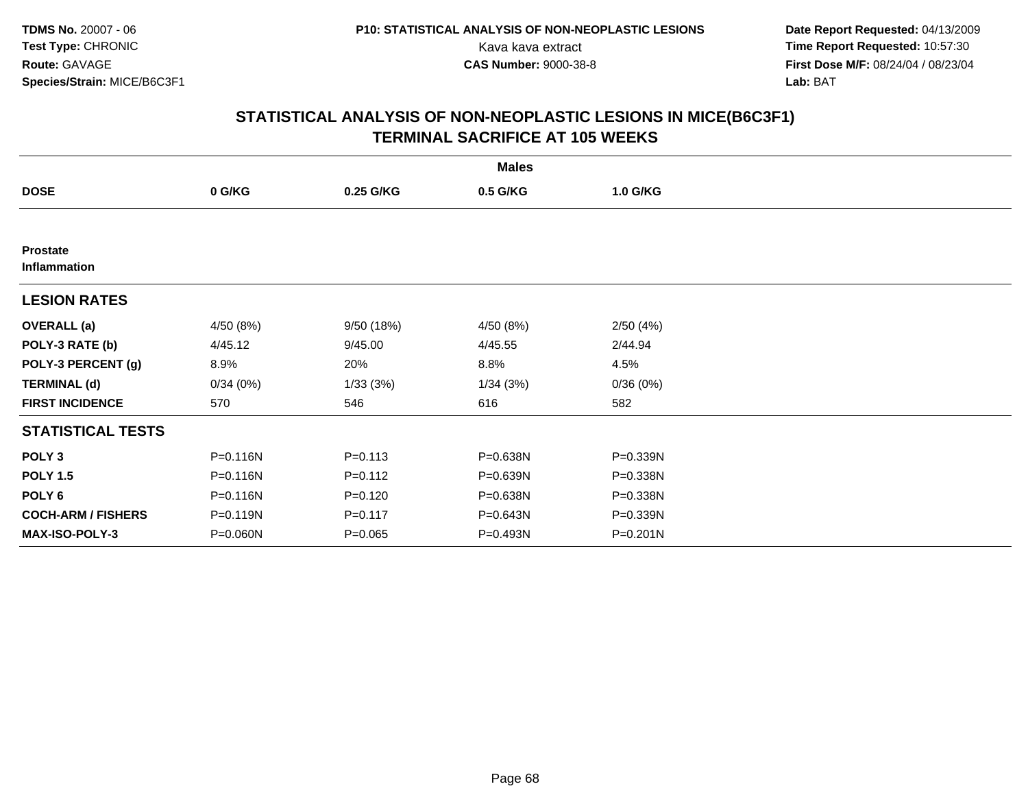TDMS No. 20007 - 06
Test Type: CHRONIC
Route: GAVAGE
Species/Strain: MICE/B6C3F1

P10: STATISTICAL ANALYSIS OF NON-NEOPLASTIC LESIONS
Kava kava extract
CAS Number: 9000-38-8

Date Report Requested: 04/13/2009
Time Report Requested: 10:57:30
First Dose M/F: 08/24/04 / 08/23/04
Lab: BAT

## STATISTICAL ANALYSIS OF NON-NEOPLASTIC LESIONS IN MICE(B6C3F1) TERMINAL SACRIFICE AT 105 WEEKS

| | Males | | | |
|---|---|---|---|---|
| **DOSE** | **0 G/KG** | **0.25 G/KG** | **0.5 G/KG** | **1.0 G/KG** |
| **Prostate Inflammation** | | | | |
| **LESION RATES** | | | | |
| **OVERALL (a)** | 4/50 (8%) | 9/50 (18%) | 4/50 (8%) | 2/50 (4%) |
| **POLY-3 RATE (b)** | 4/45.12 | 9/45.00 | 4/45.55 | 2/44.94 |
| **POLY-3 PERCENT (g)** | 8.9% | 20% | 8.8% | 4.5% |
| **TERMINAL (d)** | 0/34 (0%) | 1/33 (3%) | 1/34 (3%) | 0/36 (0%) |
| **FIRST INCIDENCE** | 570 | 546 | 616 | 582 |
| **STATISTICAL TESTS** | | | | |
| **POLY 3** | P=0.116N | P=0.113 | P=0.638N | P=0.339N |
| **POLY 1.5** | P=0.116N | P=0.112 | P=0.639N | P=0.338N |
| **POLY 6** | P=0.116N | P=0.120 | P=0.638N | P=0.338N |
| **COCH-ARM / FISHERS** | P=0.119N | P=0.117 | P=0.643N | P=0.339N |
| **MAX-ISO-POLY-3** | P=0.060N | P=0.065 | P=0.493N | P=0.201N |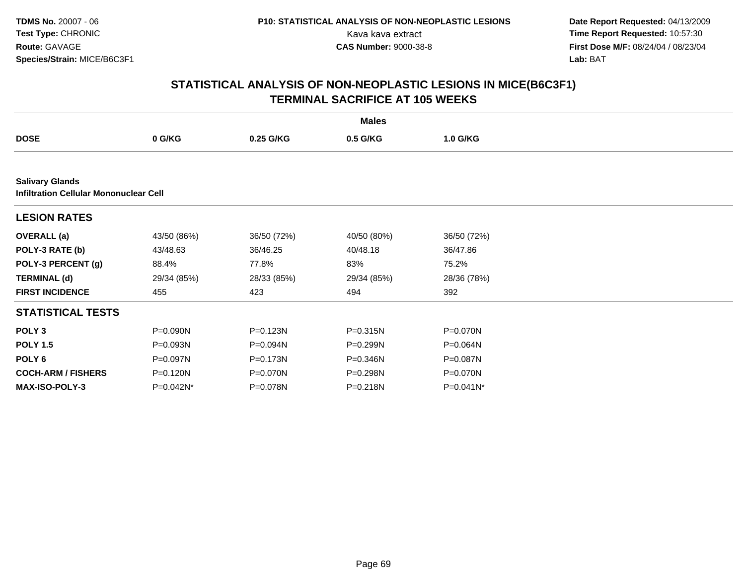**TDMS No.** 20007 - 06
**Test Type:** CHRONIC
**Route:** GAVAGE
**Species/Strain:** MICE/B6C3F1

**P10: STATISTICAL ANALYSIS OF NON-NEOPLASTIC LESIONS**
Kava kava extract
**CAS Number:** 9000-38-8

**Date Report Requested:** 04/13/2009
**Time Report Requested:** 10:57:30
**First Dose M/F:** 08/24/04 / 08/23/04
**Lab:** BAT

## STATISTICAL ANALYSIS OF NON-NEOPLASTIC LESIONS IN MICE(B6C3F1)
## TERMINAL SACRIFICE AT 105 WEEKS

| | Males | | | |
|---|---|---|---|---|
| **DOSE** | **0 G/KG** | **0.25 G/KG** | **0.5 G/KG** | **1.0 G/KG** |
| **Salivary Glands** | | | | |
| **Infiltration Cellular Mononuclear Cell** | | | | |
| **LESION RATES** | | | | |
| **OVERALL (a)** | 43/50 (86%) | 36/50 (72%) | 40/50 (80%) | 36/50 (72%) |
| **POLY-3 RATE (b)** | 43/48.63 | 36/46.25 | 40/48.18 | 36/47.86 |
| **POLY-3 PERCENT (g)** | 88.4% | 77.8% | 83% | 75.2% |
| **TERMINAL (d)** | 29/34 (85%) | 28/33 (85%) | 29/34 (85%) | 28/36 (78%) |
| **FIRST INCIDENCE** | 455 | 423 | 494 | 392 |
| **STATISTICAL TESTS** | | | | |
| **POLY 3** | P=0.090N | P=0.123N | P=0.315N | P=0.070N |
| **POLY 1.5** | P=0.093N | P=0.094N | P=0.299N | P=0.064N |
| **POLY 6** | P=0.097N | P=0.173N | P=0.346N | P=0.087N |
| **COCH-ARM / FISHERS** | P=0.120N | P=0.070N | P=0.298N | P=0.070N |
| **MAX-ISO-POLY-3** | P=0.042N* | P=0.078N | P=0.218N | P=0.041N* |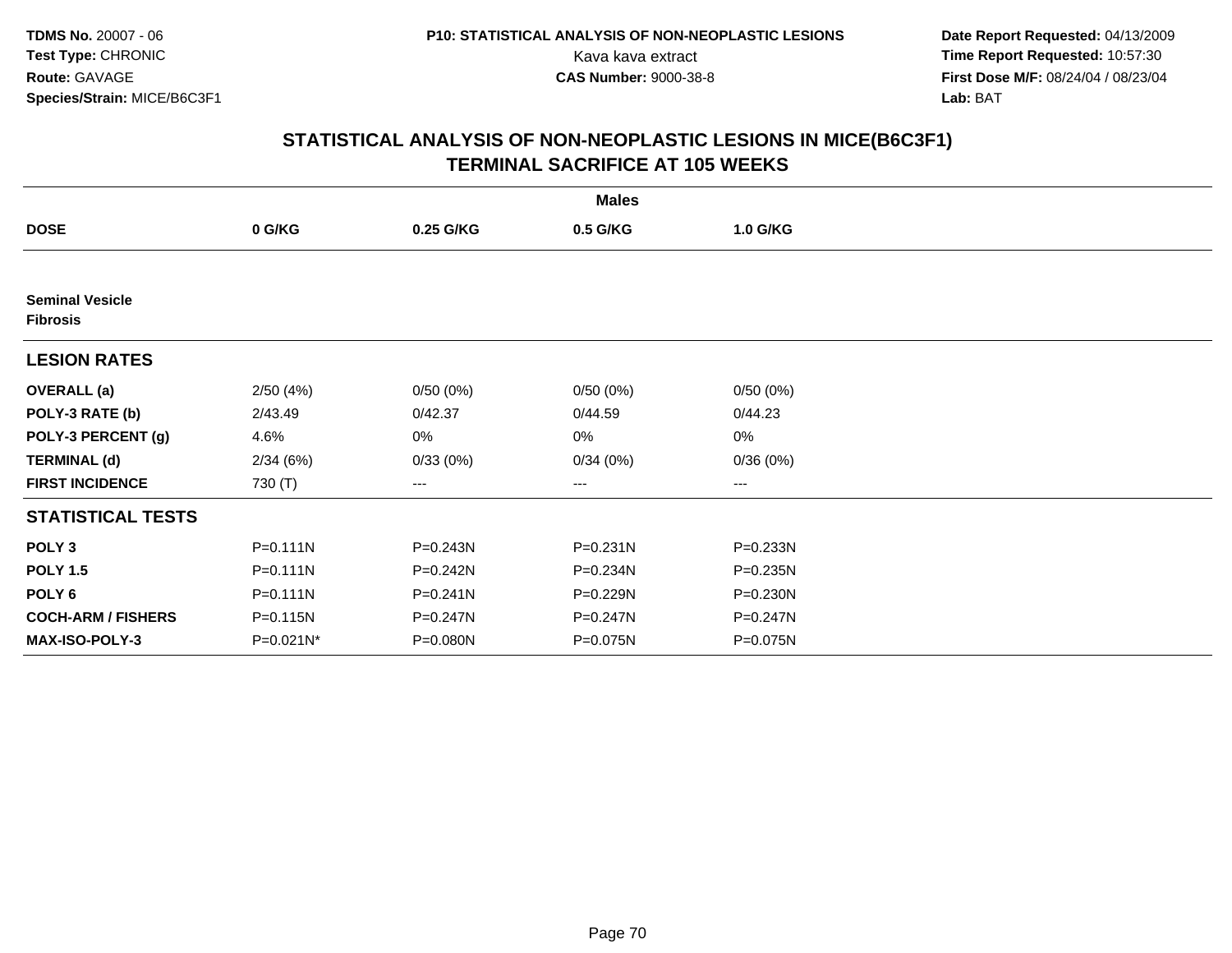TDMS No. 20007 - 06
Test Type: CHRONIC
Route: GAVAGE
Species/Strain: MICE/B6C3F1

P10: STATISTICAL ANALYSIS OF NON-NEOPLASTIC LESIONS
Kava kava extract
CAS Number: 9000-38-8

Date Report Requested: 04/13/2009
Time Report Requested: 10:57:30
First Dose M/F: 08/24/04 / 08/23/04
Lab: BAT

## STATISTICAL ANALYSIS OF NON-NEOPLASTIC LESIONS IN MICE(B6C3F1)
## TERMINAL SACRIFICE AT 105 WEEKS

| | Males | | | |
|---|---|---|---|---|
| **DOSE** | **0 G/KG** | **0.25 G/KG** | **0.5 G/KG** | **1.0 G/KG** |
| **Seminal Vesicle** | | | | |
| **Fibrosis** | | | | |
| **LESION RATES** | | | | |
| **OVERALL (a)** | 2/50 (4%) | 0/50 (0%) | 0/50 (0%) | 0/50 (0%) |
| **POLY-3 RATE (b)** | 2/43.49 | 0/42.37 | 0/44.59 | 0/44.23 |
| **POLY-3 PERCENT (g)** | 4.6% | 0% | 0% | 0% |
| **TERMINAL (d)** | 2/34 (6%) | 0/33 (0%) | 0/34 (0%) | 0/36 (0%) |
| **FIRST INCIDENCE** | 730 (T) | --- | --- | --- |
| **STATISTICAL TESTS** | | | | |
| **POLY 3** | P=0.111N | P=0.243N | P=0.231N | P=0.233N |
| **POLY 1.5** | P=0.111N | P=0.242N | P=0.234N | P=0.235N |
| **POLY 6** | P=0.111N | P=0.241N | P=0.229N | P=0.230N |
| **COCH-ARM / FISHERS** | P=0.115N | P=0.247N | P=0.247N | P=0.247N |
| **MAX-ISO-POLY-3** | P=0.021N* | P=0.080N | P=0.075N | P=0.075N |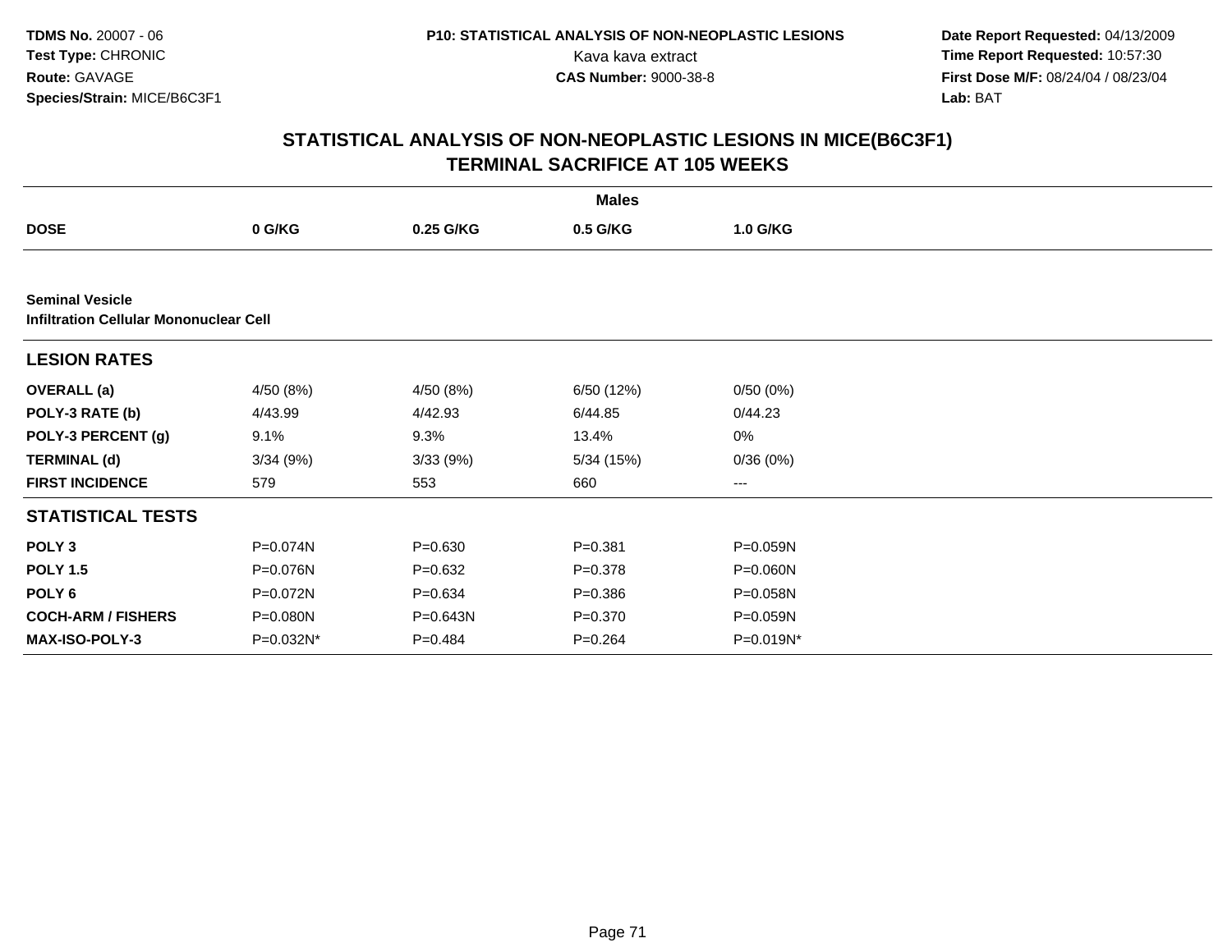**TDMS No.** 20007 - 06
**Test Type:** CHRONIC
**Route:** GAVAGE
**Species/Strain:** MICE/B6C3F1

**P10: STATISTICAL ANALYSIS OF NON-NEOPLASTIC LESIONS**
Kava kava extract
**CAS Number:** 9000-38-8

**Date Report Requested:** 04/13/2009
**Time Report Requested:** 10:57:30
**First Dose M/F:** 08/24/04 / 08/23/04
**Lab:** BAT

## STATISTICAL ANALYSIS OF NON-NEOPLASTIC LESIONS IN MICE(B6C3F1) TERMINAL SACRIFICE AT 105 WEEKS

| | Males | | | |
|---|---|---|---|---|
| **DOSE** | **0 G/KG** | **0.25 G/KG** | **0.5 G/KG** | **1.0 G/KG** |
| **Seminal Vesicle** | | | | |
| **Infiltration Cellular Mononuclear Cell** | | | | |
| **LESION RATES** | | | | |
| **OVERALL (a)** | 4/50 (8%) | 4/50 (8%) | 6/50 (12%) | 0/50 (0%) |
| **POLY-3 RATE (b)** | 4/43.99 | 4/42.93 | 6/44.85 | 0/44.23 |
| **POLY-3 PERCENT (g)** | 9.1% | 9.3% | 13.4% | 0% |
| **TERMINAL (d)** | 3/34 (9%) | 3/33 (9%) | 5/34 (15%) | 0/36 (0%) |
| **FIRST INCIDENCE** | 579 | 553 | 660 | --- |
| **STATISTICAL TESTS** | | | | |
| **POLY 3** | P=0.074N | P=0.630 | P=0.381 | P=0.059N |
| **POLY 1.5** | P=0.076N | P=0.632 | P=0.378 | P=0.060N |
| **POLY 6** | P=0.072N | P=0.634 | P=0.386 | P=0.058N |
| **COCH-ARM / FISHERS** | P=0.080N | P=0.643N | P=0.370 | P=0.059N |
| **MAX-ISO-POLY-3** | P=0.032N* | P=0.484 | P=0.264 | P=0.019N* |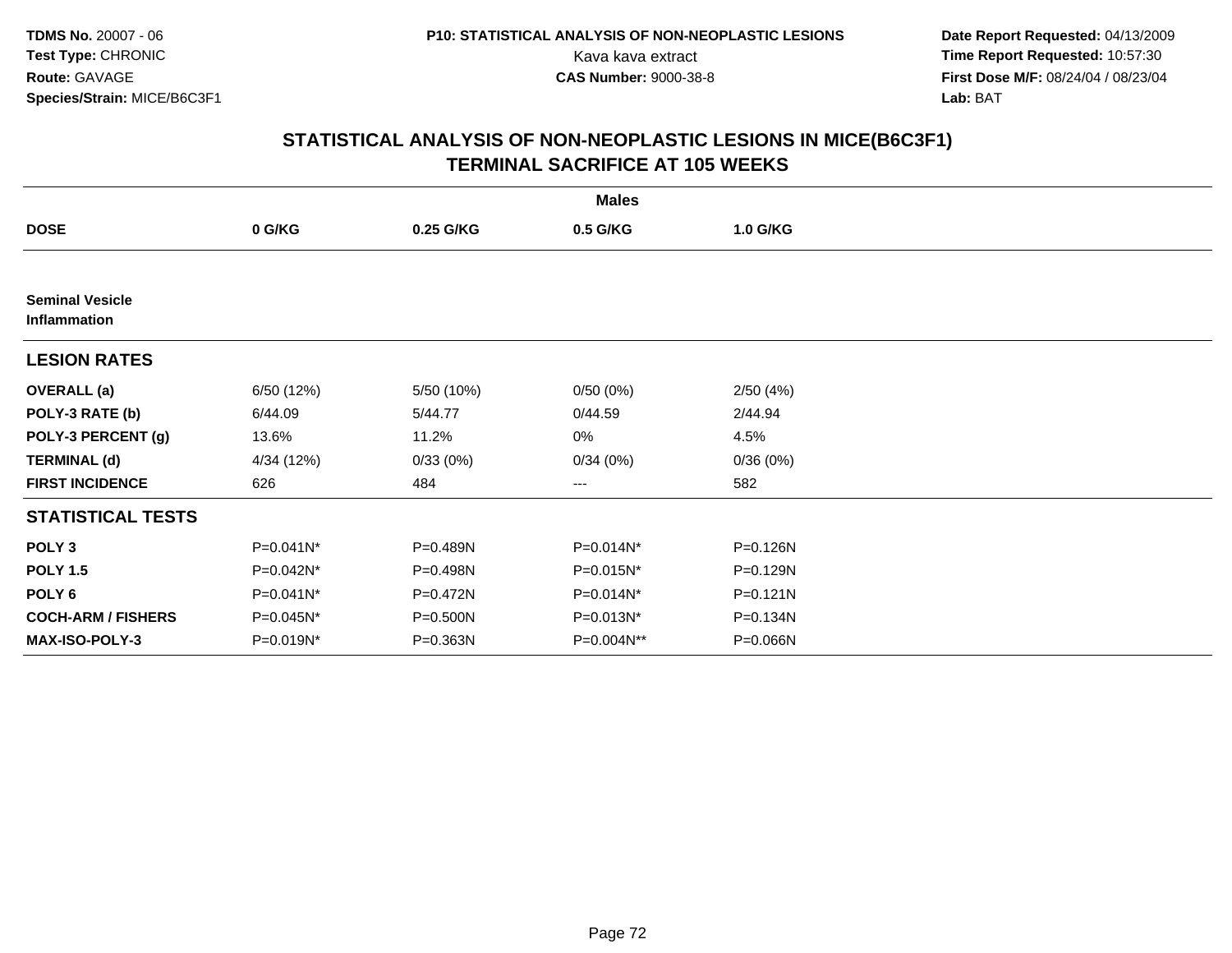**TDMS No.** 20007 - 06
**Test Type:** CHRONIC
**Route:** GAVAGE
**Species/Strain:** MICE/B6C3F1

**P10: STATISTICAL ANALYSIS OF NON-NEOPLASTIC LESIONS**
Kava kava extract
**CAS Number:** 9000-38-8

**Date Report Requested:** 04/13/2009
**Time Report Requested:** 10:57:30
**First Dose M/F:** 08/24/04 / 08/23/04
**Lab:** BAT

## STATISTICAL ANALYSIS OF NON-NEOPLASTIC LESIONS IN MICE(B6C3F1) TERMINAL SACRIFICE AT 105 WEEKS

| | Males | | | |
|---|---|---|---|---|
| **DOSE** | **0 G/KG** | **0.25 G/KG** | **0.5 G/KG** | **1.0 G/KG** |
| **Seminal Vesicle Inflammation** | | | | |
| **LESION RATES** | | | | |
| **OVERALL (a)** | 6/50 (12%) | 5/50 (10%) | 0/50 (0%) | 2/50 (4%) |
| **POLY-3 RATE (b)** | 6/44.09 | 5/44.77 | 0/44.59 | 2/44.94 |
| **POLY-3 PERCENT (g)** | 13.6% | 11.2% | 0% | 4.5% |
| **TERMINAL (d)** | 4/34 (12%) | 0/33 (0%) | 0/34 (0%) | 0/36 (0%) |
| **FIRST INCIDENCE** | 626 | 484 | --- | 582 |
| **STATISTICAL TESTS** | | | | |
| **POLY 3** | P=0.041N* | P=0.489N | P=0.014N* | P=0.126N |
| **POLY 1.5** | P=0.042N* | P=0.498N | P=0.015N* | P=0.129N |
| **POLY 6** | P=0.041N* | P=0.472N | P=0.014N* | P=0.121N |
| **COCH-ARM / FISHERS** | P=0.045N* | P=0.500N | P=0.013N* | P=0.134N |
| **MAX-ISO-POLY-3** | P=0.019N* | P=0.363N | P=0.004N** | P=0.066N |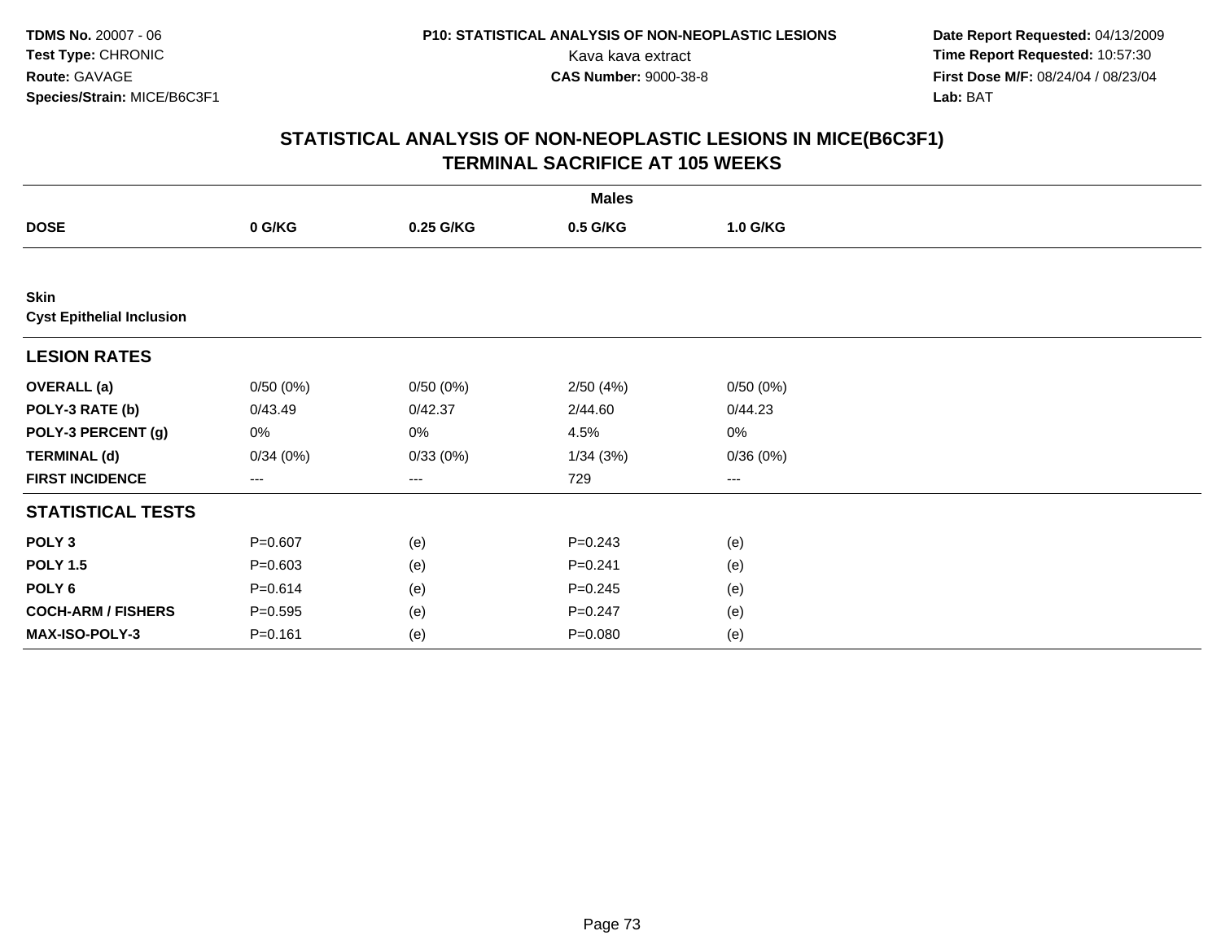**TDMS No.** 20007 - 06
**Test Type:** CHRONIC
**Route:** GAVAGE
**Species/Strain:** MICE/B6C3F1

**P10: STATISTICAL ANALYSIS OF NON-NEOPLASTIC LESIONS**
Kava kava extract
**CAS Number:** 9000-38-8

**Date Report Requested:** 04/13/2009
**Time Report Requested:** 10:57:30
**First Dose M/F:** 08/24/04 / 08/23/04
**Lab:** BAT

## STATISTICAL ANALYSIS OF NON-NEOPLASTIC LESIONS IN MICE(B6C3F1)
## TERMINAL SACRIFICE AT 105 WEEKS

| | Males | | | |
|---|---|---|---|---|
| **DOSE** | **0 G/KG** | **0.25 G/KG** | **0.5 G/KG** | **1.0 G/KG** |
| **Skin** | | | | |
| **Cyst Epithelial Inclusion** | | | | |
| **LESION RATES** | | | | |
| **OVERALL (a)** | 0/50 (0%) | 0/50 (0%) | 2/50 (4%) | 0/50 (0%) |
| **POLY-3 RATE (b)** | 0/43.49 | 0/42.37 | 2/44.60 | 0/44.23 |
| **POLY-3 PERCENT (g)** | 0% | 0% | 4.5% | 0% |
| **TERMINAL (d)** | 0/34 (0%) | 0/33 (0%) | 1/34 (3%) | 0/36 (0%) |
| **FIRST INCIDENCE** | --- | --- | 729 | --- |
| **STATISTICAL TESTS** | | | | |
| **POLY 3** | P=0.607 | (e) | P=0.243 | (e) |
| **POLY 1.5** | P=0.603 | (e) | P=0.241 | (e) |
| **POLY 6** | P=0.614 | (e) | P=0.245 | (e) |
| **COCH-ARM / FISHERS** | P=0.595 | (e) | P=0.247 | (e) |
| **MAX-ISO-POLY-3** | P=0.161 | (e) | P=0.080 | (e) |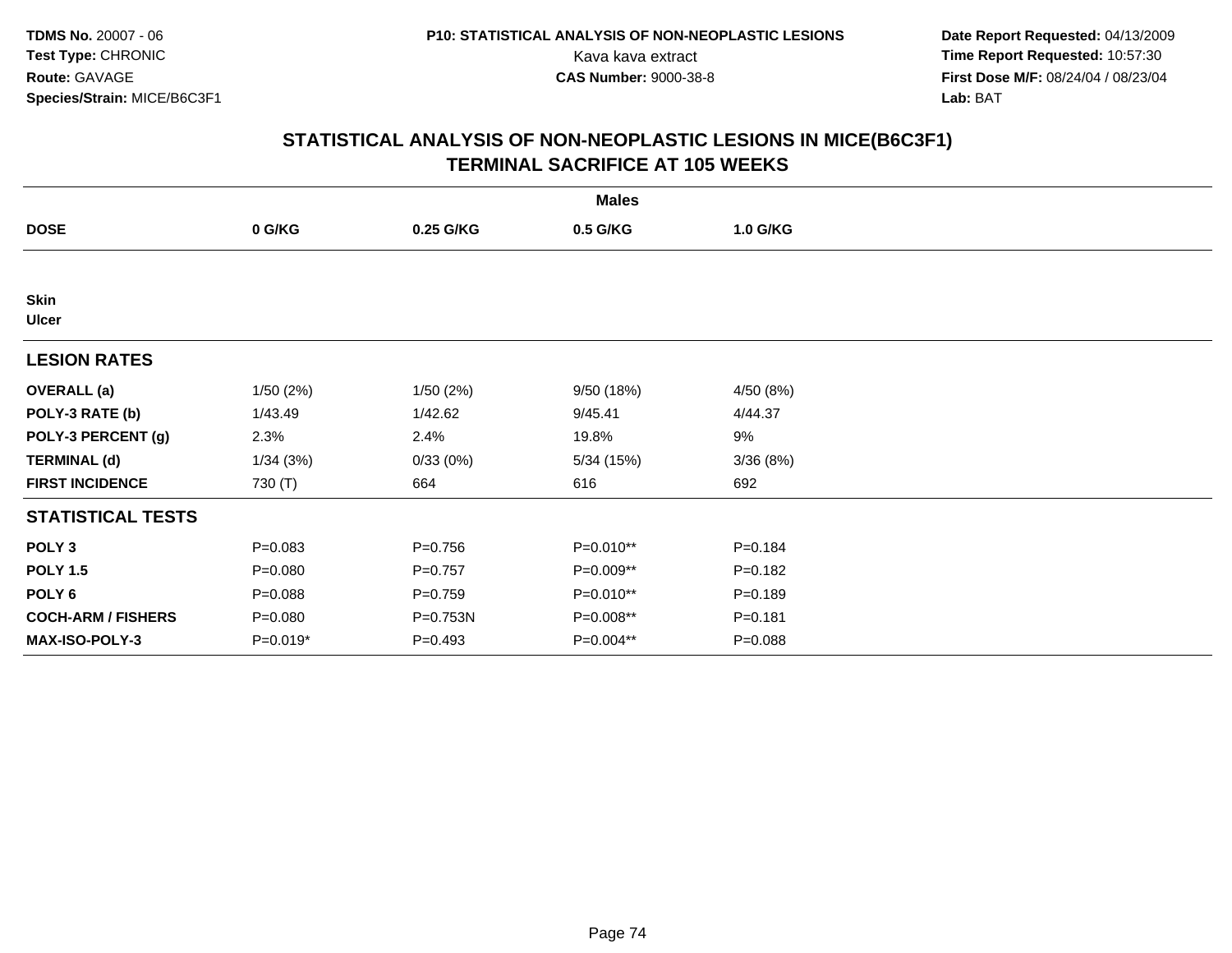# STATISTICAL ANALYSIS OF NON-NEOPLASTIC LESIONS IN MICE(B6C3F1)
## TERMINAL SACRIFICE AT 105 WEEKS

| | Males | | | |
|---|---|---|---|---|
| **DOSE** | **0 G/KG** | **0.25 G/KG** | **0.5 G/KG** | **1.0 G/KG** |
| **Skin** | | | | |
| **Ulcer** | | | | |
| **LESION RATES** | | | | |
| **OVERALL (a)** | 1/50 (2%) | 1/50 (2%) | 9/50 (18%) | 4/50 (8%) |
| **POLY-3 RATE (b)** | 1/43.49 | 1/42.62 | 9/45.41 | 4/44.37 |
| **POLY-3 PERCENT (g)** | 2.3% | 2.4% | 19.8% | 9% |
| **TERMINAL (d)** | 1/34 (3%) | 0/33 (0%) | 5/34 (15%) | 3/36 (8%) |
| **FIRST INCIDENCE** | 730 (T) | 664 | 616 | 692 |
| **STATISTICAL TESTS** | | | | |
| **POLY 3** | P=0.083 | P=0.756 | P=0.010** | P=0.184 |
| **POLY 1.5** | P=0.080 | P=0.757 | P=0.009** | P=0.182 |
| **POLY 6** | P=0.088 | P=0.759 | P=0.010** | P=0.189 |
| **COCH-ARM / FISHERS** | P=0.080 | P=0.753N | P=0.008** | P=0.181 |
| **MAX-ISO-POLY-3** | P=0.019* | P=0.493 | P=0.004** | P=0.088 |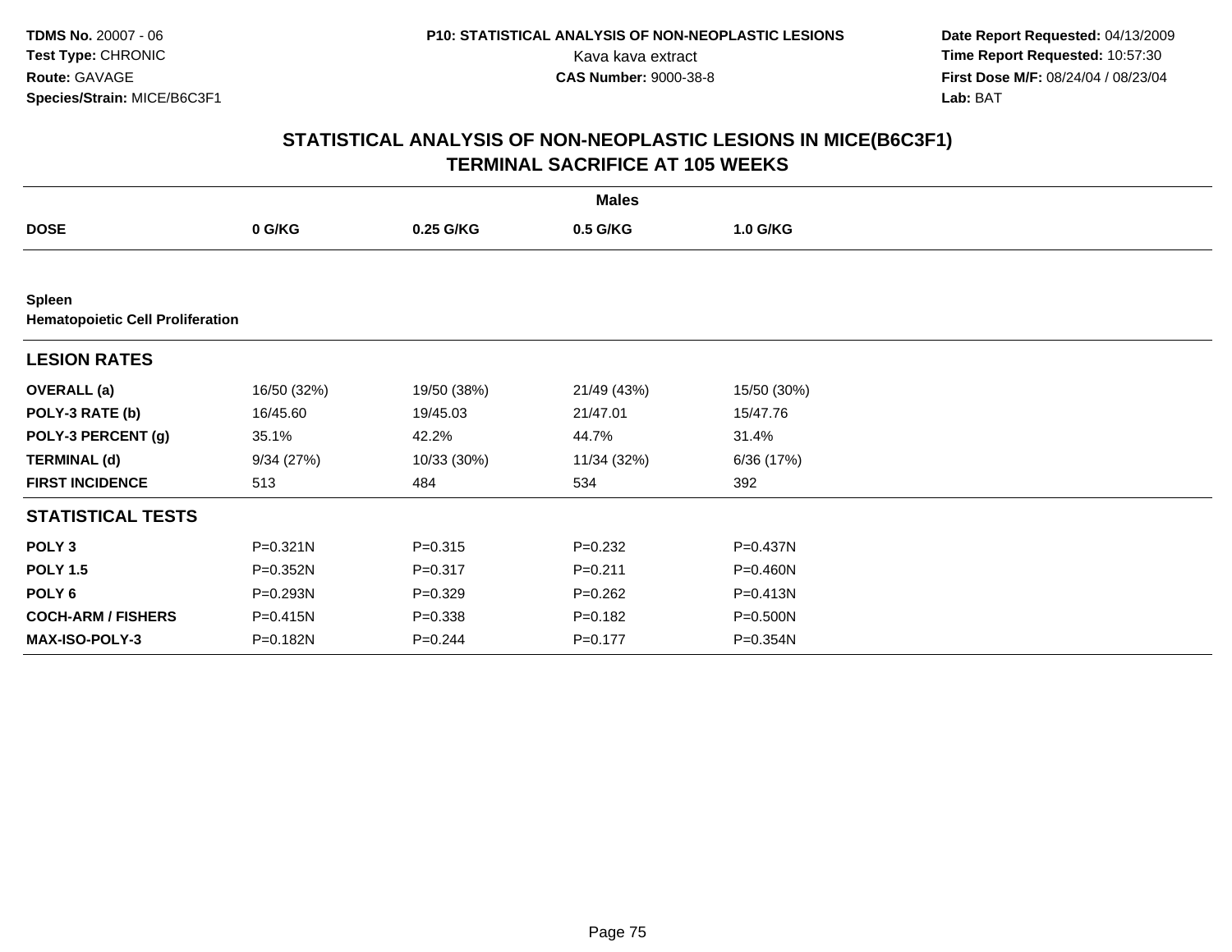**TDMS No.** 20007 - 06
**Test Type:** CHRONIC
**Route:** GAVAGE
**Species/Strain:** MICE/B6C3F1

**P10: STATISTICAL ANALYSIS OF NON-NEOPLASTIC LESIONS**
Kava kava extract
**CAS Number:** 9000-38-8

**Date Report Requested:** 04/13/2009
**Time Report Requested:** 10:57:30
**First Dose M/F:** 08/24/04 / 08/23/04
**Lab:** BAT

## STATISTICAL ANALYSIS OF NON-NEOPLASTIC LESIONS IN MICE(B6C3F1)
## TERMINAL SACRIFICE AT 105 WEEKS

| | Males | | | |
|---|---|---|---|---|
| **DOSE** | **0 G/KG** | **0.25 G/KG** | **0.5 G/KG** | **1.0 G/KG** |
| **Spleen** | | | | |
| **Hematopoietic Cell Proliferation** | | | | |
| **LESION RATES** | | | | |
| **OVERALL (a)** | 16/50 (32%) | 19/50 (38%) | 21/49 (43%) | 15/50 (30%) |
| **POLY-3 RATE (b)** | 16/45.60 | 19/45.03 | 21/47.01 | 15/47.76 |
| **POLY-3 PERCENT (g)** | 35.1% | 42.2% | 44.7% | 31.4% |
| **TERMINAL (d)** | 9/34 (27%) | 10/33 (30%) | 11/34 (32%) | 6/36 (17%) |
| **FIRST INCIDENCE** | 513 | 484 | 534 | 392 |
| **STATISTICAL TESTS** | | | | |
| **POLY 3** | P=0.321N | P=0.315 | P=0.232 | P=0.437N |
| **POLY 1.5** | P=0.352N | P=0.317 | P=0.211 | P=0.460N |
| **POLY 6** | P=0.293N | P=0.329 | P=0.262 | P=0.413N |
| **COCH-ARM / FISHERS** | P=0.415N | P=0.338 | P=0.182 | P=0.500N |
| **MAX-ISO-POLY-3** | P=0.182N | P=0.244 | P=0.177 | P=0.354N |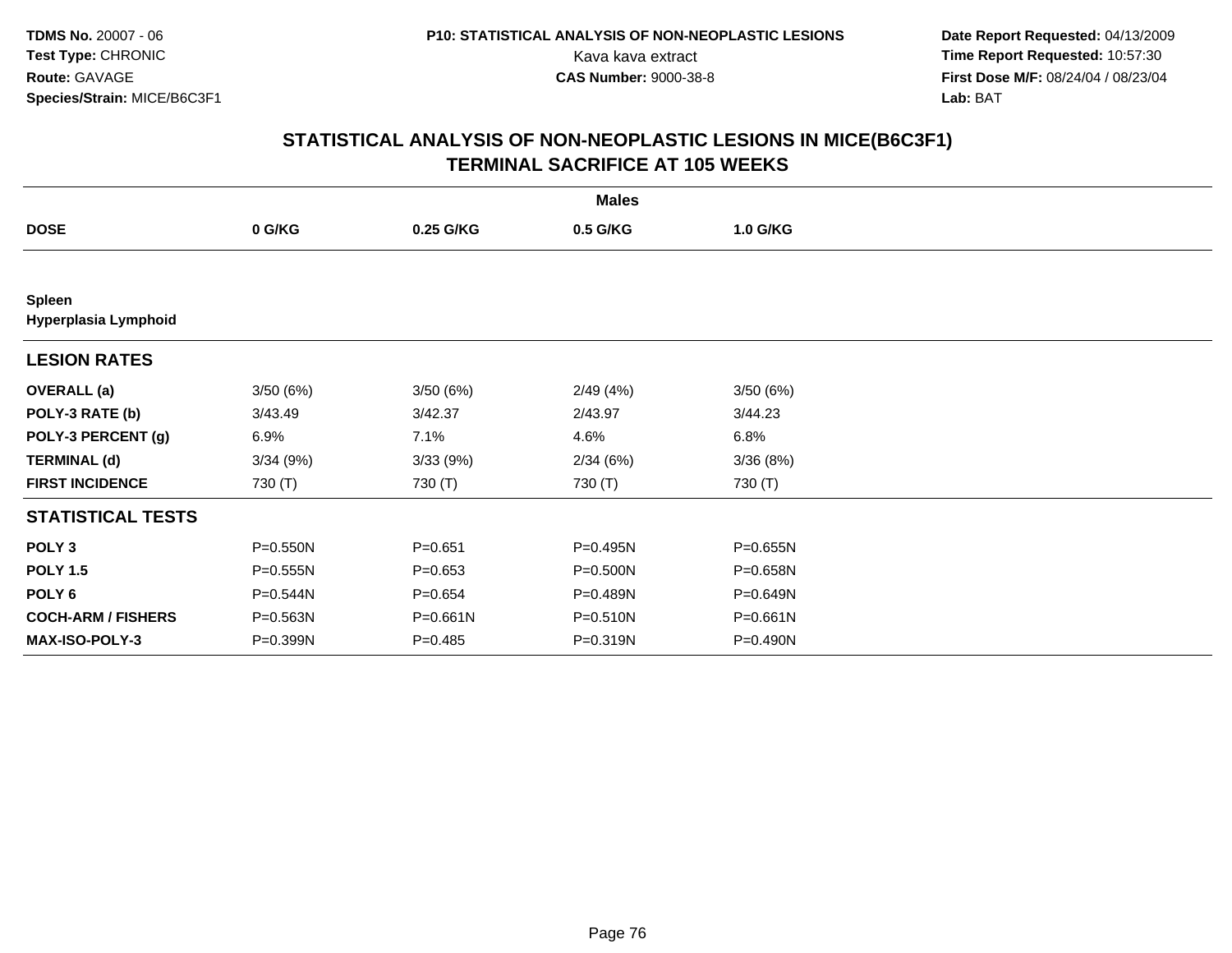**TDMS No.** 20007 - 06
**Test Type:** CHRONIC
**Route:** GAVAGE
**Species/Strain:** MICE/B6C3F1

**P10: STATISTICAL ANALYSIS OF NON-NEOPLASTIC LESIONS**
Kava kava extract
**CAS Number:** 9000-38-8

**Date Report Requested:** 04/13/2009
**Time Report Requested:** 10:57:30
**First Dose M/F:** 08/24/04 / 08/23/04
**Lab:** BAT

## STATISTICAL ANALYSIS OF NON-NEOPLASTIC LESIONS IN MICE(B6C3F1)
## TERMINAL SACRIFICE AT 105 WEEKS

| | Males | | | |
|---|---|---|---|---|
| **DOSE** | **0 G/KG** | **0.25 G/KG** | **0.5 G/KG** | **1.0 G/KG** |
| **Spleen** | | | | |
| **Hyperplasia Lymphoid** | | | | |
| **LESION RATES** | | | | |
| **OVERALL (a)** | 3/50 (6%) | 3/50 (6%) | 2/49 (4%) | 3/50 (6%) |
| **POLY-3 RATE (b)** | 3/43.49 | 3/42.37 | 2/43.97 | 3/44.23 |
| **POLY-3 PERCENT (g)** | 6.9% | 7.1% | 4.6% | 6.8% |
| **TERMINAL (d)** | 3/34 (9%) | 3/33 (9%) | 2/34 (6%) | 3/36 (8%) |
| **FIRST INCIDENCE** | 730 (T) | 730 (T) | 730 (T) | 730 (T) |
| **STATISTICAL TESTS** | | | | |
| **POLY 3** | P=0.550N | P=0.651 | P=0.495N | P=0.655N |
| **POLY 1.5** | P=0.555N | P=0.653 | P=0.500N | P=0.658N |
| **POLY 6** | P=0.544N | P=0.654 | P=0.489N | P=0.649N |
| **COCH-ARM / FISHERS** | P=0.563N | P=0.661N | P=0.510N | P=0.661N |
| **MAX-ISO-POLY-3** | P=0.399N | P=0.485 | P=0.319N | P=0.490N |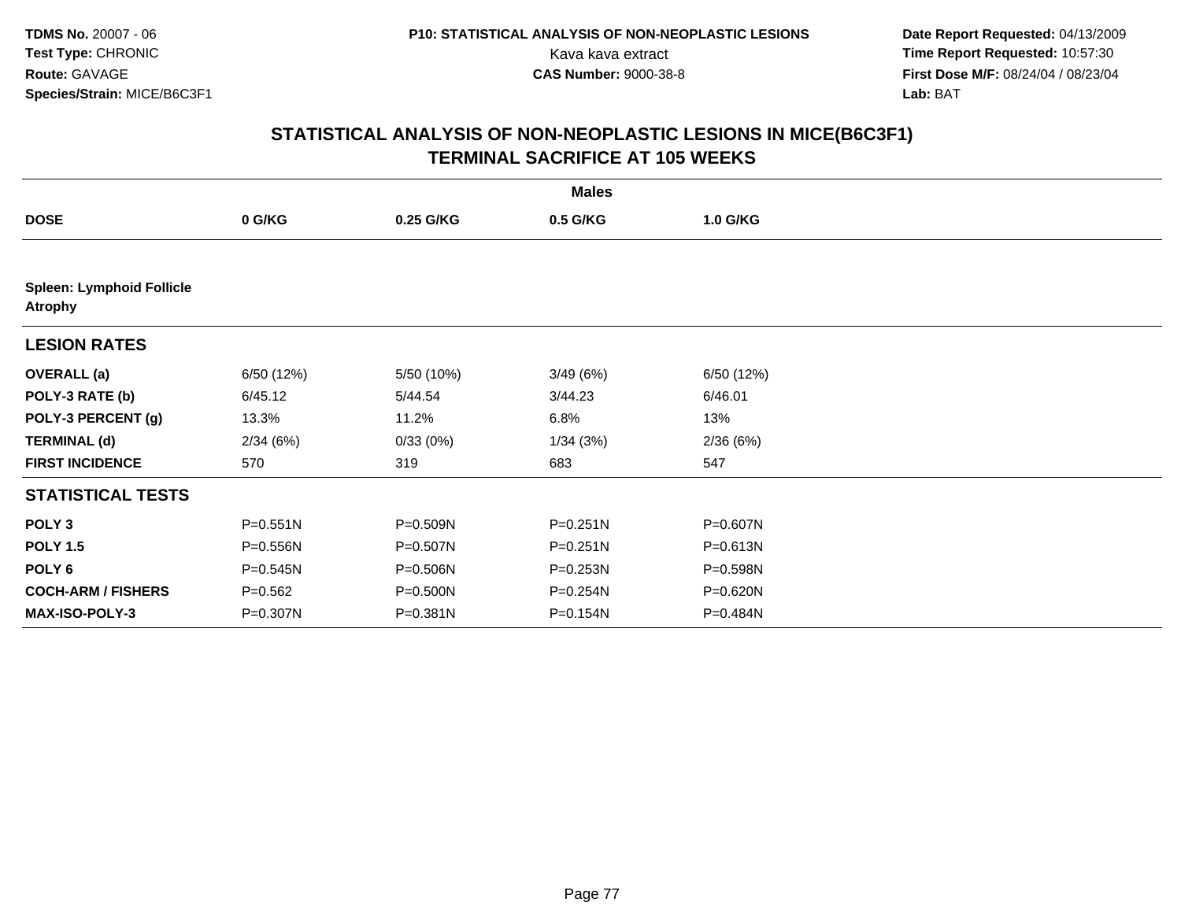TDMS No. 20007 - 06
Test Type: CHRONIC
Route: GAVAGE
Species/Strain: MICE/B6C3F1

P10: STATISTICAL ANALYSIS OF NON-NEOPLASTIC LESIONS
Kava kava extract
CAS Number: 9000-38-8

Date Report Requested: 04/13/2009
Time Report Requested: 10:57:30
First Dose M/F: 08/24/04 / 08/23/04
Lab: BAT

## STATISTICAL ANALYSIS OF NON-NEOPLASTIC LESIONS IN MICE(B6C3F1) TERMINAL SACRIFICE AT 105 WEEKS

| | Males | | | |
|---|---|---|---|---|
| **DOSE** | **0 G/KG** | **0.25 G/KG** | **0.5 G/KG** | **1.0 G/KG** |
| **Spleen: Lymphoid Follicle Atrophy** | | | | |
| **LESION RATES** | | | | |
| **OVERALL (a)** | 6/50 (12%) | 5/50 (10%) | 3/49 (6%) | 6/50 (12%) |
| **POLY-3 RATE (b)** | 6/45.12 | 5/44.54 | 3/44.23 | 6/46.01 |
| **POLY-3 PERCENT (g)** | 13.3% | 11.2% | 6.8% | 13% |
| **TERMINAL (d)** | 2/34 (6%) | 0/33 (0%) | 1/34 (3%) | 2/36 (6%) |
| **FIRST INCIDENCE** | 570 | 319 | 683 | 547 |
| **STATISTICAL TESTS** | | | | |
| **POLY 3** | P=0.551N | P=0.509N | P=0.251N | P=0.607N |
| **POLY 1.5** | P=0.556N | P=0.507N | P=0.251N | P=0.613N |
| **POLY 6** | P=0.545N | P=0.506N | P=0.253N | P=0.598N |
| **COCH-ARM / FISHERS** | P=0.562 | P=0.500N | P=0.254N | P=0.620N |
| **MAX-ISO-POLY-3** | P=0.307N | P=0.381N | P=0.154N | P=0.484N |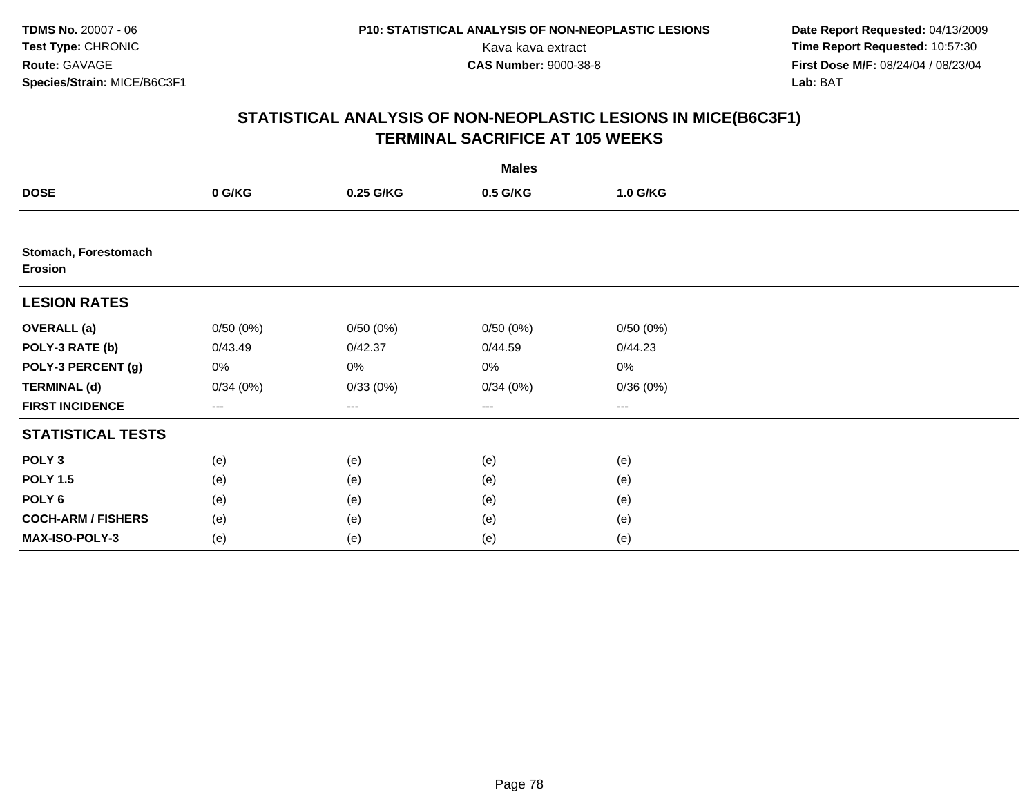**TDMS No.** 20007 - 06
**Test Type:** CHRONIC
**Route:** GAVAGE
**Species/Strain:** MICE/B6C3F1

**P10: STATISTICAL ANALYSIS OF NON-NEOPLASTIC LESIONS**
Kava kava extract
**CAS Number:** 9000-38-8

**Date Report Requested:** 04/13/2009
**Time Report Requested:** 10:57:30
**First Dose M/F:** 08/24/04 / 08/23/04
**Lab:** BAT

## STATISTICAL ANALYSIS OF NON-NEOPLASTIC LESIONS IN MICE(B6C3F1)
## TERMINAL SACRIFICE AT 105 WEEKS

| | Males | | | |
|---|---|---|---|---|
| **DOSE** | **0 G/KG** | **0.25 G/KG** | **0.5 G/KG** | **1.0 G/KG** |
| **Stomach, Forestomach Erosion** | | | | |
| **LESION RATES** | | | | |
| **OVERALL (a)** | 0/50 (0%) | 0/50 (0%) | 0/50 (0%) | 0/50 (0%) |
| **POLY-3 RATE (b)** | 0/43.49 | 0/42.37 | 0/44.59 | 0/44.23 |
| **POLY-3 PERCENT (g)** | 0% | 0% | 0% | 0% |
| **TERMINAL (d)** | 0/34 (0%) | 0/33 (0%) | 0/34 (0%) | 0/36 (0%) |
| **FIRST INCIDENCE** | --- | --- | --- | --- |
| **STATISTICAL TESTS** | | | | |
| **POLY 3** | (e) | (e) | (e) | (e) |
| **POLY 1.5** | (e) | (e) | (e) | (e) |
| **POLY 6** | (e) | (e) | (e) | (e) |
| **COCH-ARM / FISHERS** | (e) | (e) | (e) | (e) |
| **MAX-ISO-POLY-3** | (e) | (e) | (e) | (e) |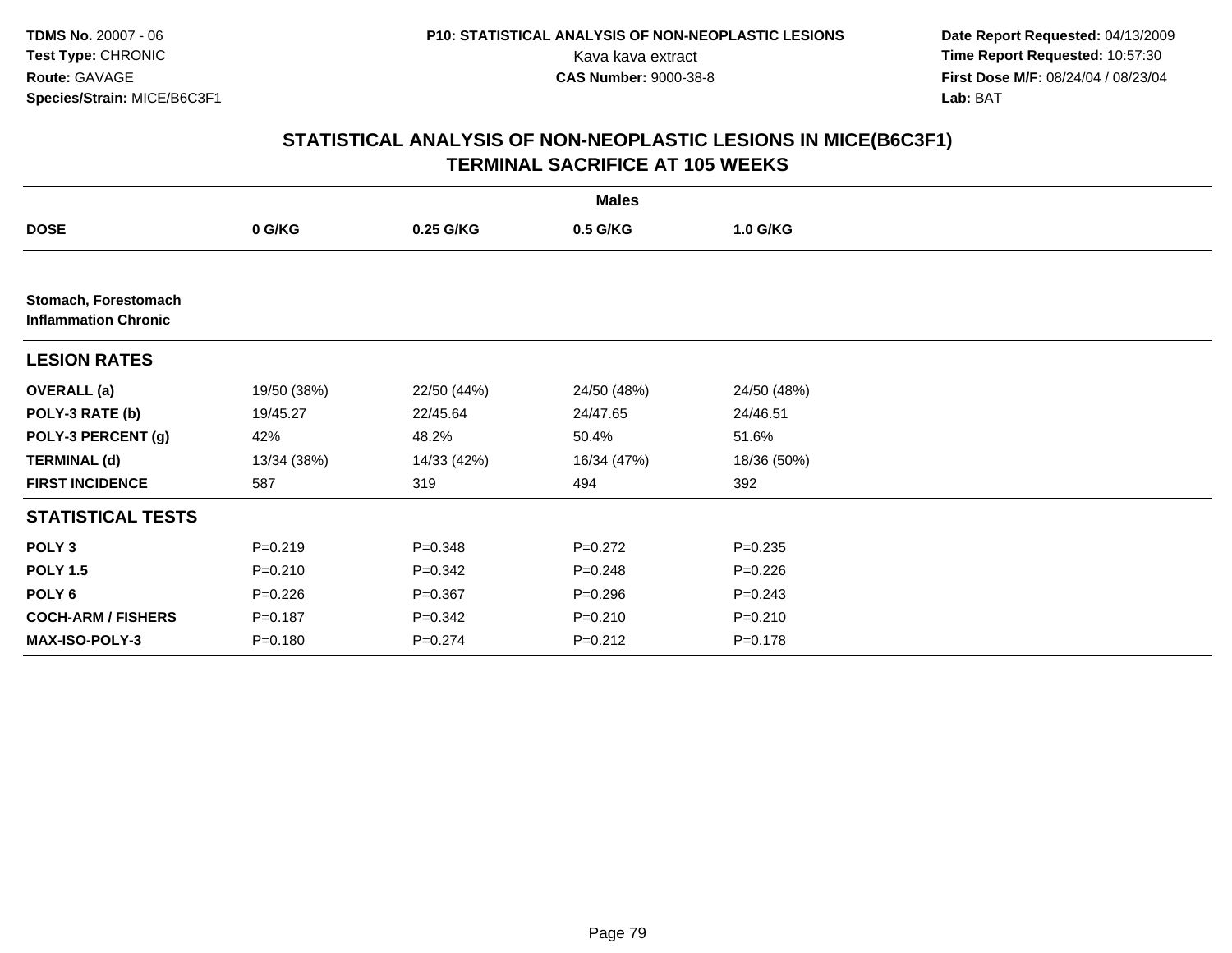**TDMS No.** 20007 - 06
**Test Type:** CHRONIC
**Route:** GAVAGE
**Species/Strain:** MICE/B6C3F1

**P10: STATISTICAL ANALYSIS OF NON-NEOPLASTIC LESIONS**
Kava kava extract
**CAS Number:** 9000-38-8

**Date Report Requested:** 04/13/2009
**Time Report Requested:** 10:57:30
**First Dose M/F:** 08/24/04 / 08/23/04
**Lab:** BAT

## STATISTICAL ANALYSIS OF NON-NEOPLASTIC LESIONS IN MICE(B6C3F1) TERMINAL SACRIFICE AT 105 WEEKS

| | Males | | | |
|---|---|---|---|---|
| **DOSE** | **0 G/KG** | **0.25 G/KG** | **0.5 G/KG** | **1.0 G/KG** |
| **Stomach, Forestomach Inflammation Chronic** | | | | |
| **LESION RATES** | | | | |
| **OVERALL (a)** | 19/50 (38%) | 22/50 (44%) | 24/50 (48%) | 24/50 (48%) |
| **POLY-3 RATE (b)** | 19/45.27 | 22/45.64 | 24/47.65 | 24/46.51 |
| **POLY-3 PERCENT (g)** | 42% | 48.2% | 50.4% | 51.6% |
| **TERMINAL (d)** | 13/34 (38%) | 14/33 (42%) | 16/34 (47%) | 18/36 (50%) |
| **FIRST INCIDENCE** | 587 | 319 | 494 | 392 |
| **STATISTICAL TESTS** | | | | |
| **POLY 3** | P=0.219 | P=0.348 | P=0.272 | P=0.235 |
| **POLY 1.5** | P=0.210 | P=0.342 | P=0.248 | P=0.226 |
| **POLY 6** | P=0.226 | P=0.367 | P=0.296 | P=0.243 |
| **COCH-ARM / FISHERS** | P=0.187 | P=0.342 | P=0.210 | P=0.210 |
| **MAX-ISO-POLY-3** | P=0.180 | P=0.274 | P=0.212 | P=0.178 |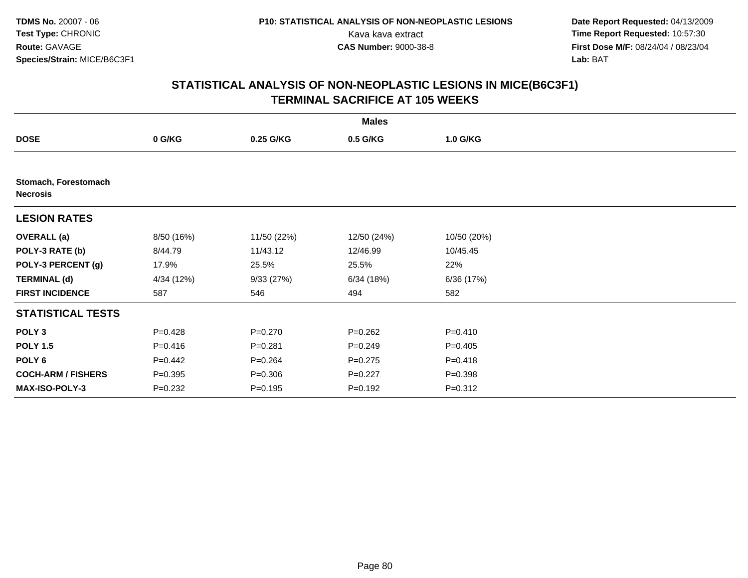TDMS No. 20007 - 06
Test Type: CHRONIC
Route: GAVAGE
Species/Strain: MICE/B6C3F1

P10: STATISTICAL ANALYSIS OF NON-NEOPLASTIC LESIONS
Kava kava extract
CAS Number: 9000-38-8

Date Report Requested: 04/13/2009
Time Report Requested: 10:57:30
First Dose M/F: 08/24/04 / 08/23/04
Lab: BAT

## STATISTICAL ANALYSIS OF NON-NEOPLASTIC LESIONS IN MICE(B6C3F1)
## TERMINAL SACRIFICE AT 105 WEEKS

| | Males | | | |
|---|---|---|---|---|
| **DOSE** | **0 G/KG** | **0.25 G/KG** | **0.5 G/KG** | **1.0 G/KG** |
| **Stomach, Forestomach Necrosis** | | | | |
| **LESION RATES** | | | | |
| **OVERALL (a)** | 8/50 (16%) | 11/50 (22%) | 12/50 (24%) | 10/50 (20%) |
| **POLY-3 RATE (b)** | 8/44.79 | 11/43.12 | 12/46.99 | 10/45.45 |
| **POLY-3 PERCENT (g)** | 17.9% | 25.5% | 25.5% | 22% |
| **TERMINAL (d)** | 4/34 (12%) | 9/33 (27%) | 6/34 (18%) | 6/36 (17%) |
| **FIRST INCIDENCE** | 587 | 546 | 494 | 582 |
| **STATISTICAL TESTS** | | | | |
| **POLY 3** | P=0.428 | P=0.270 | P=0.262 | P=0.410 |
| **POLY 1.5** | P=0.416 | P=0.281 | P=0.249 | P=0.405 |
| **POLY 6** | P=0.442 | P=0.264 | P=0.275 | P=0.418 |
| **COCH-ARM / FISHERS** | P=0.395 | P=0.306 | P=0.227 | P=0.398 |
| **MAX-ISO-POLY-3** | P=0.232 | P=0.195 | P=0.192 | P=0.312 |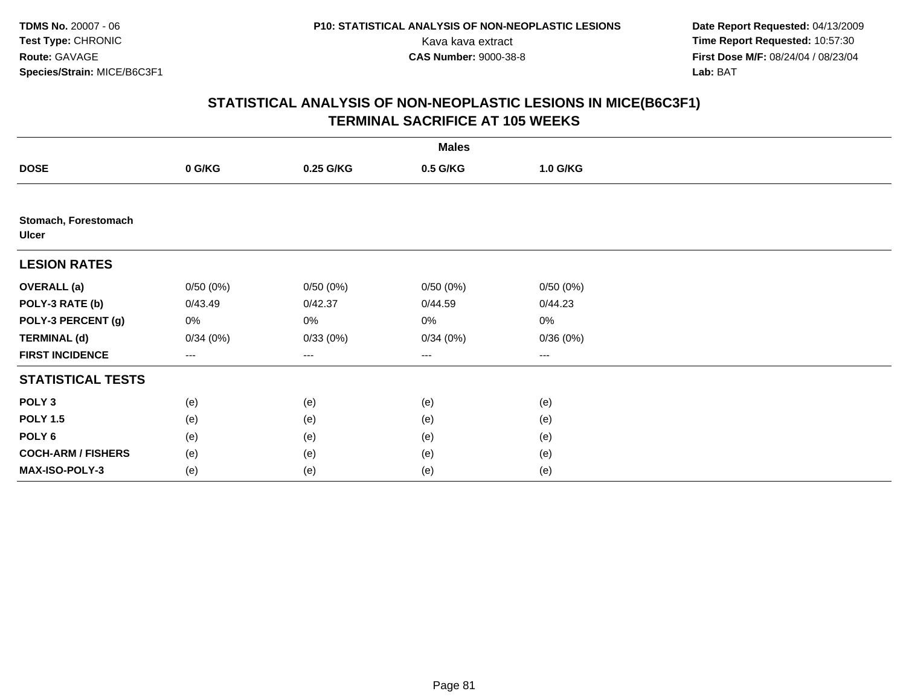**TDMS No.** 20007 - 06
**Test Type:** CHRONIC
**Route:** GAVAGE
**Species/Strain:** MICE/B6C3F1

**P10: STATISTICAL ANALYSIS OF NON-NEOPLASTIC LESIONS**
Kava kava extract
**CAS Number:** 9000-38-8

**Date Report Requested:** 04/13/2009
**Time Report Requested:** 10:57:30
**First Dose M/F:** 08/24/04 / 08/23/04
**Lab:** BAT

## STATISTICAL ANALYSIS OF NON-NEOPLASTIC LESIONS IN MICE(B6C3F1) TERMINAL SACRIFICE AT 105 WEEKS

| | Males | | | |
|---|---|---|---|---|
| **DOSE** | **0 G/KG** | **0.25 G/KG** | **0.5 G/KG** | **1.0 G/KG** |
| **Stomach, Forestomach** | | | | |
| **Ulcer** | | | | |
| **LESION RATES** | | | | |
| **OVERALL (a)** | 0/50 (0%) | 0/50 (0%) | 0/50 (0%) | 0/50 (0%) |
| **POLY-3 RATE (b)** | 0/43.49 | 0/42.37 | 0/44.59 | 0/44.23 |
| **POLY-3 PERCENT (g)** | 0% | 0% | 0% | 0% |
| **TERMINAL (d)** | 0/34 (0%) | 0/33 (0%) | 0/34 (0%) | 0/36 (0%) |
| **FIRST INCIDENCE** | --- | --- | --- | --- |
| **STATISTICAL TESTS** | | | | |
| **POLY 3** | (e) | (e) | (e) | (e) |
| **POLY 1.5** | (e) | (e) | (e) | (e) |
| **POLY 6** | (e) | (e) | (e) | (e) |
| **COCH-ARM / FISHERS** | (e) | (e) | (e) | (e) |
| **MAX-ISO-POLY-3** | (e) | (e) | (e) | (e) |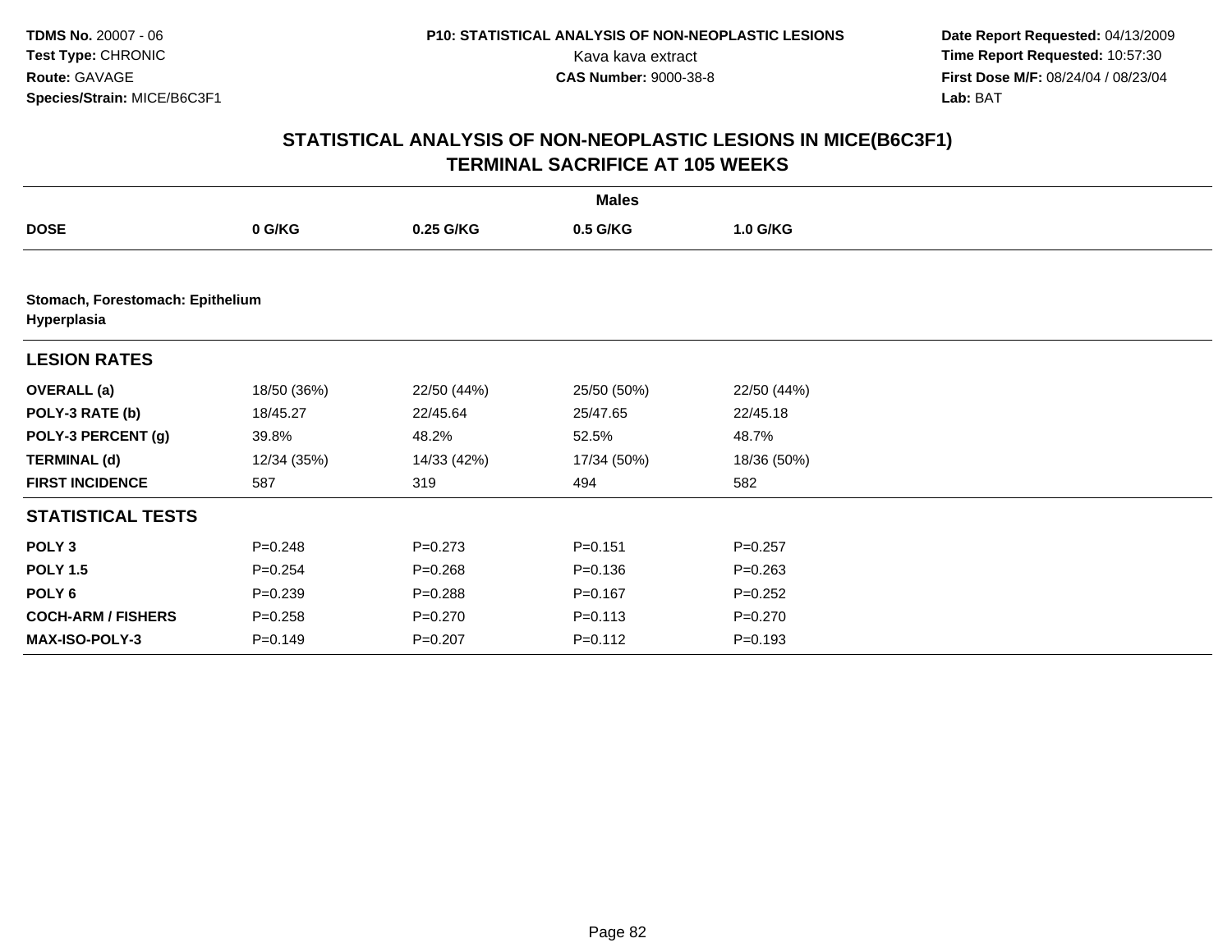# STATISTICAL ANALYSIS OF NON-NEOPLASTIC LESIONS IN MICE(B6C3F1)
## TERMINAL SACRIFICE AT 105 WEEKS

| | Males | | | |
|---|---|---|---|---|
| **DOSE** | **0 G/KG** | **0.25 G/KG** | **0.5 G/KG** | **1.0 G/KG** |
| **Stomach, Forestomach: Epithelium Hyperplasia** | | | | |
| **LESION RATES** | | | | |
| **OVERALL (a)** | 18/50 (36%) | 22/50 (44%) | 25/50 (50%) | 22/50 (44%) |
| **POLY-3 RATE (b)** | 18/45.27 | 22/45.64 | 25/47.65 | 22/45.18 |
| **POLY-3 PERCENT (g)** | 39.8% | 48.2% | 52.5% | 48.7% |
| **TERMINAL (d)** | 12/34 (35%) | 14/33 (42%) | 17/34 (50%) | 18/36 (50%) |
| **FIRST INCIDENCE** | 587 | 319 | 494 | 582 |
| **STATISTICAL TESTS** | | | | |
| **POLY 3** | P=0.248 | P=0.273 | P=0.151 | P=0.257 |
| **POLY 1.5** | P=0.254 | P=0.268 | P=0.136 | P=0.263 |
| **POLY 6** | P=0.239 | P=0.288 | P=0.167 | P=0.252 |
| **COCH-ARM / FISHERS** | P=0.258 | P=0.270 | P=0.113 | P=0.270 |
| **MAX-ISO-POLY-3** | P=0.149 | P=0.207 | P=0.112 | P=0.193 |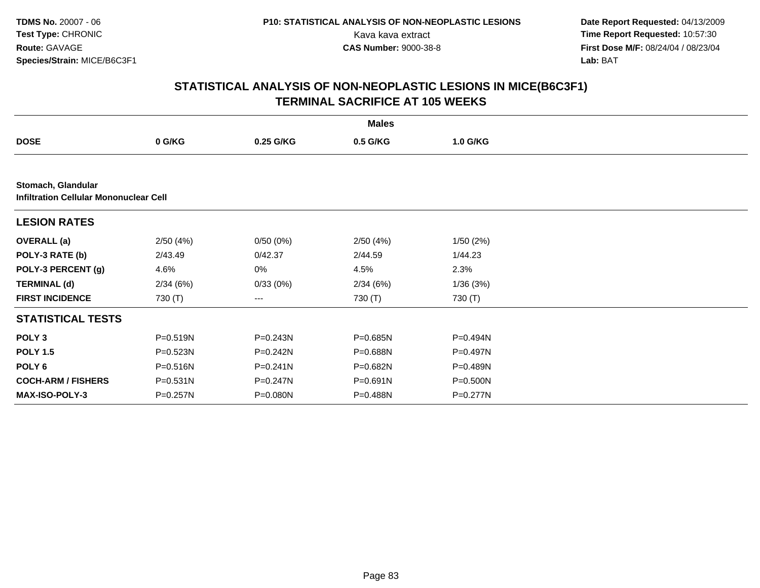# STATISTICAL ANALYSIS OF NON-NEOPLASTIC LESIONS IN MICE(B6C3F1)
## TERMINAL SACRIFICE AT 105 WEEKS

| | Males | | | |
|---|---|---|---|---|
| **DOSE** | **0 G/KG** | **0.25 G/KG** | **0.5 G/KG** | **1.0 G/KG** |
| **Stomach, Glandular** | | | | |
| **Infiltration Cellular Mononuclear Cell** | | | | |
| **LESION RATES** | | | | |
| **OVERALL (a)** | 2/50 (4%) | 0/50 (0%) | 2/50 (4%) | 1/50 (2%) |
| **POLY-3 RATE (b)** | 2/43.49 | 0/42.37 | 2/44.59 | 1/44.23 |
| **POLY-3 PERCENT (g)** | 4.6% | 0% | 4.5% | 2.3% |
| **TERMINAL (d)** | 2/34 (6%) | 0/33 (0%) | 2/34 (6%) | 1/36 (3%) |
| **FIRST INCIDENCE** | 730 (T) | --- | 730 (T) | 730 (T) |
| **STATISTICAL TESTS** | | | | |
| **POLY 3** | P=0.519N | P=0.243N | P=0.685N | P=0.494N |
| **POLY 1.5** | P=0.523N | P=0.242N | P=0.688N | P=0.497N |
| **POLY 6** | P=0.516N | P=0.241N | P=0.682N | P=0.489N |
| **COCH-ARM / FISHERS** | P=0.531N | P=0.247N | P=0.691N | P=0.500N |
| **MAX-ISO-POLY-3** | P=0.257N | P=0.080N | P=0.488N | P=0.277N |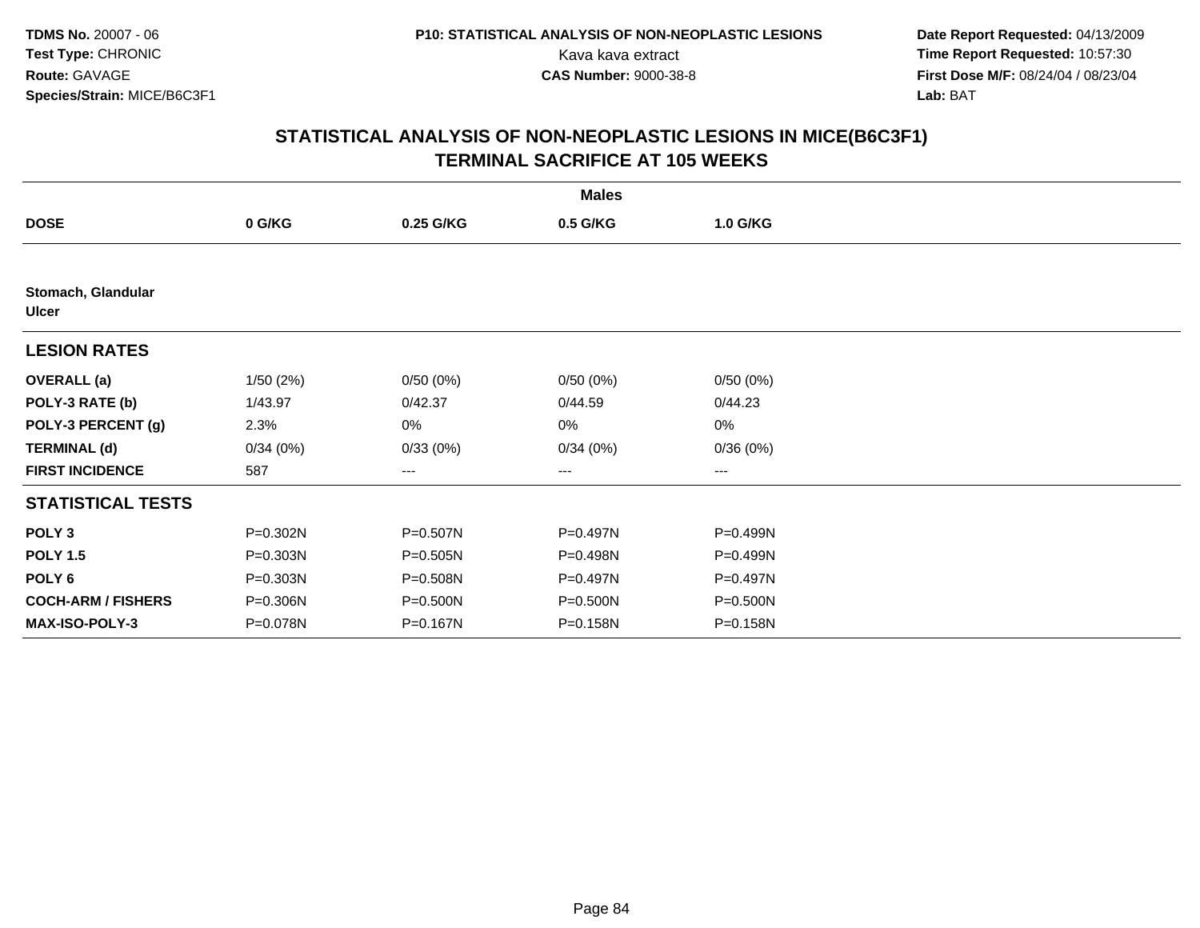**TDMS No.** 20007 - 06
**Test Type:** CHRONIC
**Route:** GAVAGE
**Species/Strain:** MICE/B6C3F1

**P10: STATISTICAL ANALYSIS OF NON-NEOPLASTIC LESIONS**
Kava kava extract
**CAS Number:** 9000-38-8

**Date Report Requested:** 04/13/2009
**Time Report Requested:** 10:57:30
**First Dose M/F:** 08/24/04 / 08/23/04
**Lab:** BAT

## STATISTICAL ANALYSIS OF NON-NEOPLASTIC LESIONS IN MICE(B6C3F1) TERMINAL SACRIFICE AT 105 WEEKS

| | Males | | | |
|---|---|---|---|---|
| **DOSE** | **0 G/KG** | **0.25 G/KG** | **0.5 G/KG** | **1.0 G/KG** |
| **Stomach, Glandular** **Ulcer** | | | | |
| **LESION RATES** | | | | |
| **OVERALL (a)** | 1/50 (2%) | 0/50 (0%) | 0/50 (0%) | 0/50 (0%) |
| **POLY-3 RATE (b)** | 1/43.97 | 0/42.37 | 0/44.59 | 0/44.23 |
| **POLY-3 PERCENT (g)** | 2.3% | 0% | 0% | 0% |
| **TERMINAL (d)** | 0/34 (0%) | 0/33 (0%) | 0/34 (0%) | 0/36 (0%) |
| **FIRST INCIDENCE** | 587 | --- | --- | --- |
| **STATISTICAL TESTS** | | | | |
| **POLY 3** | P=0.302N | P=0.507N | P=0.497N | P=0.499N |
| **POLY 1.5** | P=0.303N | P=0.505N | P=0.498N | P=0.499N |
| **POLY 6** | P=0.303N | P=0.508N | P=0.497N | P=0.497N |
| **COCH-ARM / FISHERS** | P=0.306N | P=0.500N | P=0.500N | P=0.500N |
| **MAX-ISO-POLY-3** | P=0.078N | P=0.167N | P=0.158N | P=0.158N |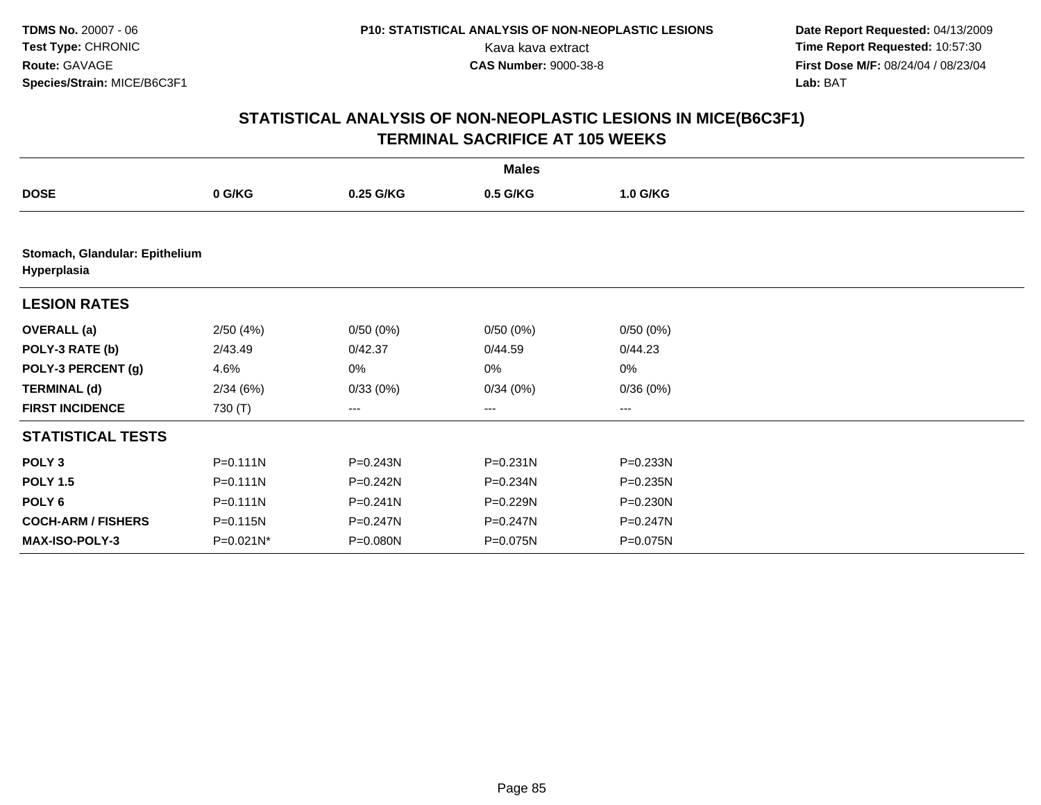# STATISTICAL ANALYSIS OF NON-NEOPLASTIC LESIONS IN MICE(B6C3F1)
## TERMINAL SACRIFICE AT 105 WEEKS

| | Males | | | |
|---|---|---|---|---|
| **DOSE** | **0 G/KG** | **0.25 G/KG** | **0.5 G/KG** | **1.0 G/KG** |
| **Stomach, Glandular: Epithelium Hyperplasia** | | | | |
| **LESION RATES** | | | | |
| **OVERALL (a)** | 2/50 (4%) | 0/50 (0%) | 0/50 (0%) | 0/50 (0%) |
| **POLY-3 RATE (b)** | 2/43.49 | 0/42.37 | 0/44.59 | 0/44.23 |
| **POLY-3 PERCENT (g)** | 4.6% | 0% | 0% | 0% |
| **TERMINAL (d)** | 2/34 (6%) | 0/33 (0%) | 0/34 (0%) | 0/36 (0%) |
| **FIRST INCIDENCE** | 730 (T) | --- | --- | --- |
| **STATISTICAL TESTS** | | | | |
| **POLY 3** | P=0.111N | P=0.243N | P=0.231N | P=0.233N |
| **POLY 1.5** | P=0.111N | P=0.242N | P=0.234N | P=0.235N |
| **POLY 6** | P=0.111N | P=0.241N | P=0.229N | P=0.230N |
| **COCH-ARM / FISHERS** | P=0.115N | P=0.247N | P=0.247N | P=0.247N |
| **MAX-ISO-POLY-3** | P=0.021N* | P=0.080N | P=0.075N | P=0.075N |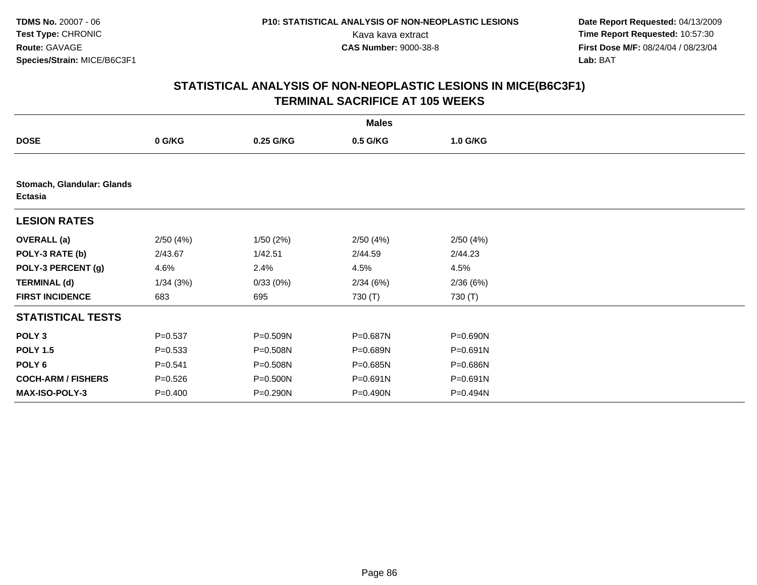**TDMS No.** 20007 - 06
**Test Type:** CHRONIC
**Route:** GAVAGE
**Species/Strain:** MICE/B6C3F1

**P10: STATISTICAL ANALYSIS OF NON-NEOPLASTIC LESIONS**
Kava kava extract
**CAS Number:** 9000-38-8

**Date Report Requested:** 04/13/2009
**Time Report Requested:** 10:57:30
**First Dose M/F:** 08/24/04 / 08/23/04
**Lab:** BAT

## STATISTICAL ANALYSIS OF NON-NEOPLASTIC LESIONS IN MICE(B6C3F1) TERMINAL SACRIFICE AT 105 WEEKS

| | Males | | | |
|---|---|---|---|---|
| **DOSE** | **0 G/KG** | **0.25 G/KG** | **0.5 G/KG** | **1.0 G/KG** |
| **Stomach, Glandular: Glands Ectasia** | | | | |
| **LESION RATES** | | | | |
| **OVERALL (a)** | 2/50 (4%) | 1/50 (2%) | 2/50 (4%) | 2/50 (4%) |
| **POLY-3 RATE (b)** | 2/43.67 | 1/42.51 | 2/44.59 | 2/44.23 |
| **POLY-3 PERCENT (g)** | 4.6% | 2.4% | 4.5% | 4.5% |
| **TERMINAL (d)** | 1/34 (3%) | 0/33 (0%) | 2/34 (6%) | 2/36 (6%) |
| **FIRST INCIDENCE** | 683 | 695 | 730 (T) | 730 (T) |
| **STATISTICAL TESTS** | | | | |
| **POLY 3** | P=0.537 | P=0.509N | P=0.687N | P=0.690N |
| **POLY 1.5** | P=0.533 | P=0.508N | P=0.689N | P=0.691N |
| **POLY 6** | P=0.541 | P=0.508N | P=0.685N | P=0.686N |
| **COCH-ARM / FISHERS** | P=0.526 | P=0.500N | P=0.691N | P=0.691N |
| **MAX-ISO-POLY-3** | P=0.400 | P=0.290N | P=0.490N | P=0.494N |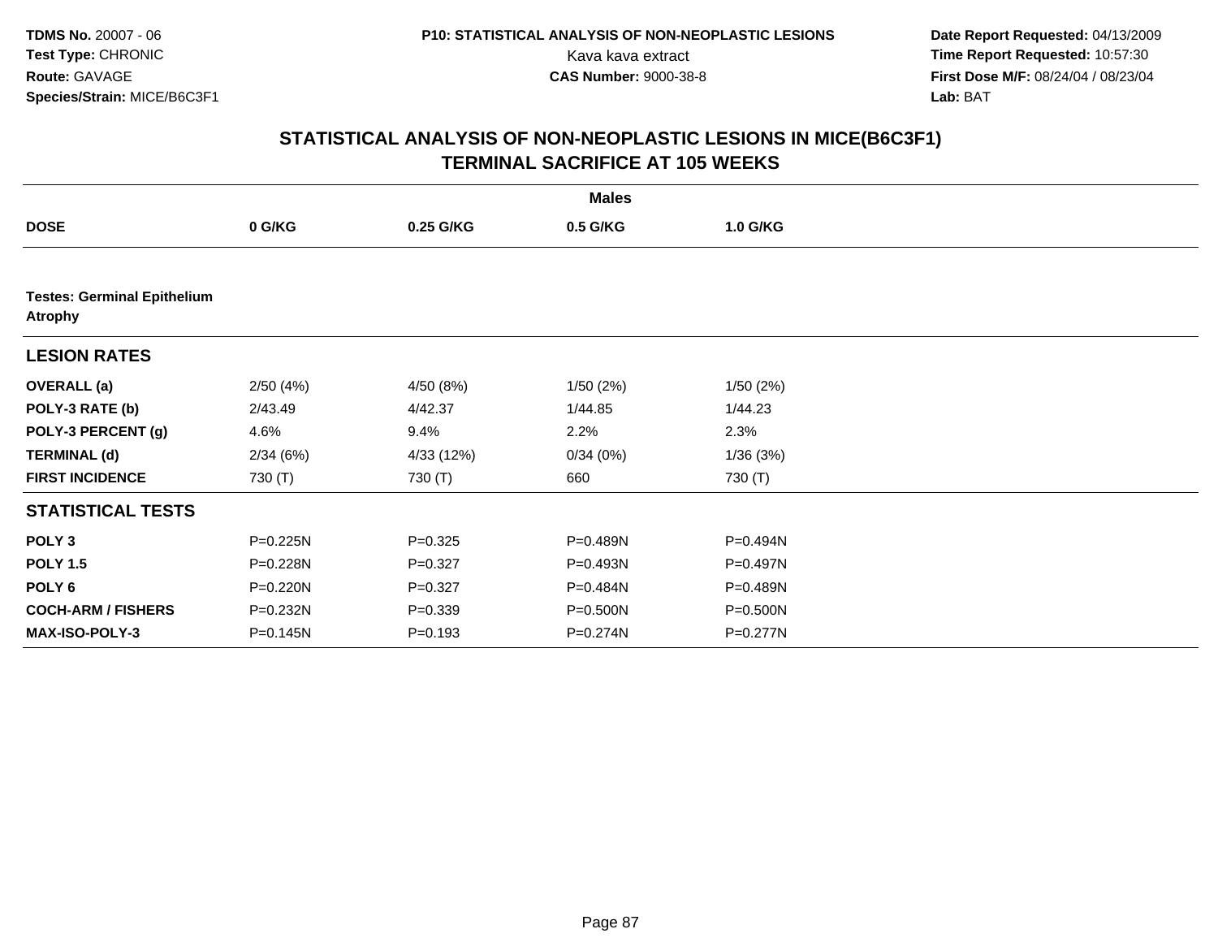# STATISTICAL ANALYSIS OF NON-NEOPLASTIC LESIONS IN MICE(B6C3F1)
## TERMINAL SACRIFICE AT 105 WEEKS

| | Males | | | |
|---|---|---|---|---|
| **DOSE** | **0 G/KG** | **0.25 G/KG** | **0.5 G/KG** | **1.0 G/KG** |
| **Testes: Germinal Epithelium Atrophy** | | | | |
| **LESION RATES** | | | | |
| **OVERALL (a)** | 2/50 (4%) | 4/50 (8%) | 1/50 (2%) | 1/50 (2%) |
| **POLY-3 RATE (b)** | 2/43.49 | 4/42.37 | 1/44.85 | 1/44.23 |
| **POLY-3 PERCENT (g)** | 4.6% | 9.4% | 2.2% | 2.3% |
| **TERMINAL (d)** | 2/34 (6%) | 4/33 (12%) | 0/34 (0%) | 1/36 (3%) |
| **FIRST INCIDENCE** | 730 (T) | 730 (T) | 660 | 730 (T) |
| **STATISTICAL TESTS** | | | | |
| **POLY 3** | P=0.225N | P=0.325 | P=0.489N | P=0.494N |
| **POLY 1.5** | P=0.228N | P=0.327 | P=0.493N | P=0.497N |
| **POLY 6** | P=0.220N | P=0.327 | P=0.484N | P=0.489N |
| **COCH-ARM / FISHERS** | P=0.232N | P=0.339 | P=0.500N | P=0.500N |
| **MAX-ISO-POLY-3** | P=0.145N | P=0.193 | P=0.274N | P=0.277N |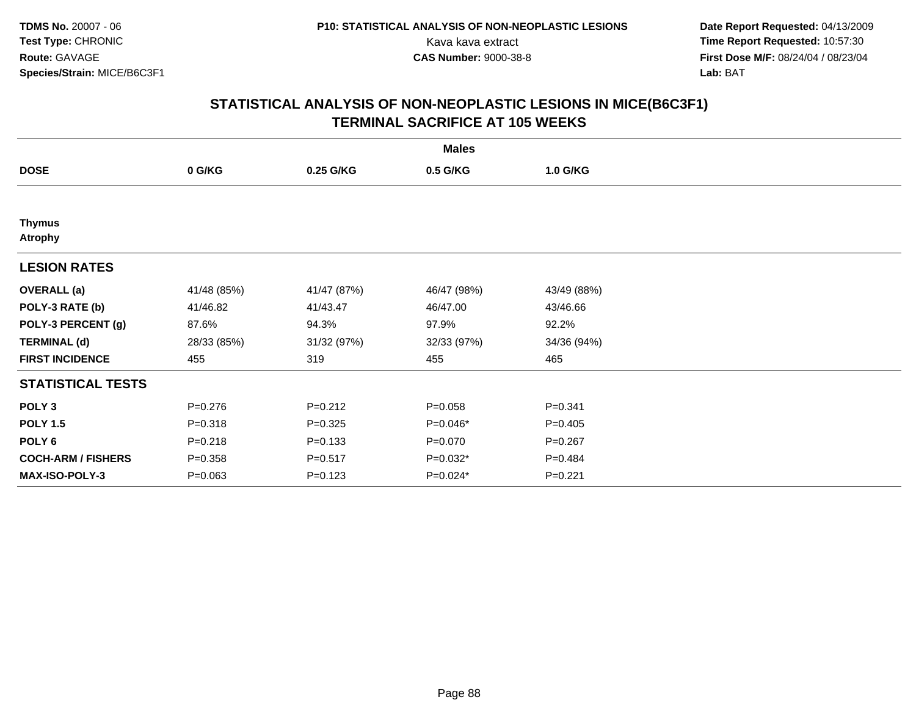TDMS No. 20007 - 06
Test Type: CHRONIC
Route: GAVAGE
Species/Strain: MICE/B6C3F1

P10: STATISTICAL ANALYSIS OF NON-NEOPLASTIC LESIONS
Kava kava extract
CAS Number: 9000-38-8

Date Report Requested: 04/13/2009
Time Report Requested: 10:57:30
First Dose M/F: 08/24/04 / 08/23/04
Lab: BAT

## STATISTICAL ANALYSIS OF NON-NEOPLASTIC LESIONS IN MICE(B6C3F1)
## TERMINAL SACRIFICE AT 105 WEEKS

| | Males | | | |
|---|---|---|---|---|
| **DOSE** | **0 G/KG** | **0.25 G/KG** | **0.5 G/KG** | **1.0 G/KG** |
| **Thymus** | | | | |
| **Atrophy** | | | | |
| **LESION RATES** | | | | |
| **OVERALL (a)** | 41/48 (85%) | 41/47 (87%) | 46/47 (98%) | 43/49 (88%) |
| **POLY-3 RATE (b)** | 41/46.82 | 41/43.47 | 46/47.00 | 43/46.66 |
| **POLY-3 PERCENT (g)** | 87.6% | 94.3% | 97.9% | 92.2% |
| **TERMINAL (d)** | 28/33 (85%) | 31/32 (97%) | 32/33 (97%) | 34/36 (94%) |
| **FIRST INCIDENCE** | 455 | 319 | 455 | 465 |
| **STATISTICAL TESTS** | | | | |
| **POLY 3** | P=0.276 | P=0.212 | P=0.058 | P=0.341 |
| **POLY 1.5** | P=0.318 | P=0.325 | P=0.046* | P=0.405 |
| **POLY 6** | P=0.218 | P=0.133 | P=0.070 | P=0.267 |
| **COCH-ARM / FISHERS** | P=0.358 | P=0.517 | P=0.032* | P=0.484 |
| **MAX-ISO-POLY-3** | P=0.063 | P=0.123 | P=0.024* | P=0.221 |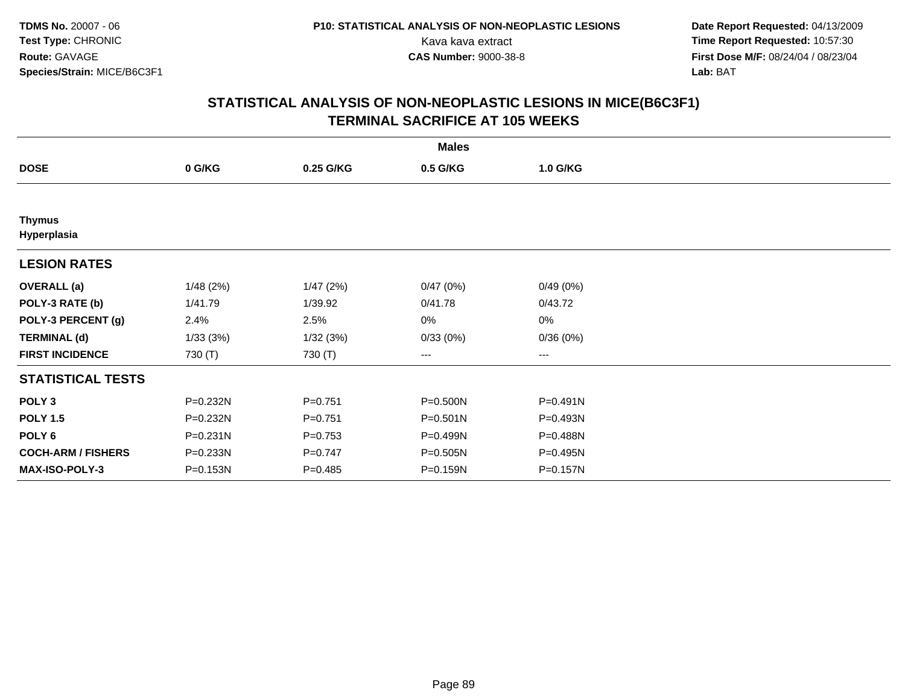**TDMS No.** 20007 - 06
**Test Type:** CHRONIC
**Route:** GAVAGE
**Species/Strain:** MICE/B6C3F1

**P10: STATISTICAL ANALYSIS OF NON-NEOPLASTIC LESIONS**
Kava kava extract
**CAS Number:** 9000-38-8

**Date Report Requested:** 04/13/2009
**Time Report Requested:** 10:57:30
**First Dose M/F:** 08/24/04 / 08/23/04
**Lab:** BAT

## STATISTICAL ANALYSIS OF NON-NEOPLASTIC LESIONS IN MICE(B6C3F1) TERMINAL SACRIFICE AT 105 WEEKS

| | Males | | | |
|---|---|---|---|---|
| **DOSE** | **0 G/KG** | **0.25 G/KG** | **0.5 G/KG** | **1.0 G/KG** |
| **Thymus** | | | | |
| **Hyperplasia** | | | | |
| **LESION RATES** | | | | |
| **OVERALL (a)** | 1/48 (2%) | 1/47 (2%) | 0/47 (0%) | 0/49 (0%) |
| **POLY-3 RATE (b)** | 1/41.79 | 1/39.92 | 0/41.78 | 0/43.72 |
| **POLY-3 PERCENT (g)** | 2.4% | 2.5% | 0% | 0% |
| **TERMINAL (d)** | 1/33 (3%) | 1/32 (3%) | 0/33 (0%) | 0/36 (0%) |
| **FIRST INCIDENCE** | 730 (T) | 730 (T) | --- | --- |
| **STATISTICAL TESTS** | | | | |
| **POLY 3** | P=0.232N | P=0.751 | P=0.500N | P=0.491N |
| **POLY 1.5** | P=0.232N | P=0.751 | P=0.501N | P=0.493N |
| **POLY 6** | P=0.231N | P=0.753 | P=0.499N | P=0.488N |
| **COCH-ARM / FISHERS** | P=0.233N | P=0.747 | P=0.505N | P=0.495N |
| **MAX-ISO-POLY-3** | P=0.153N | P=0.485 | P=0.159N | P=0.157N |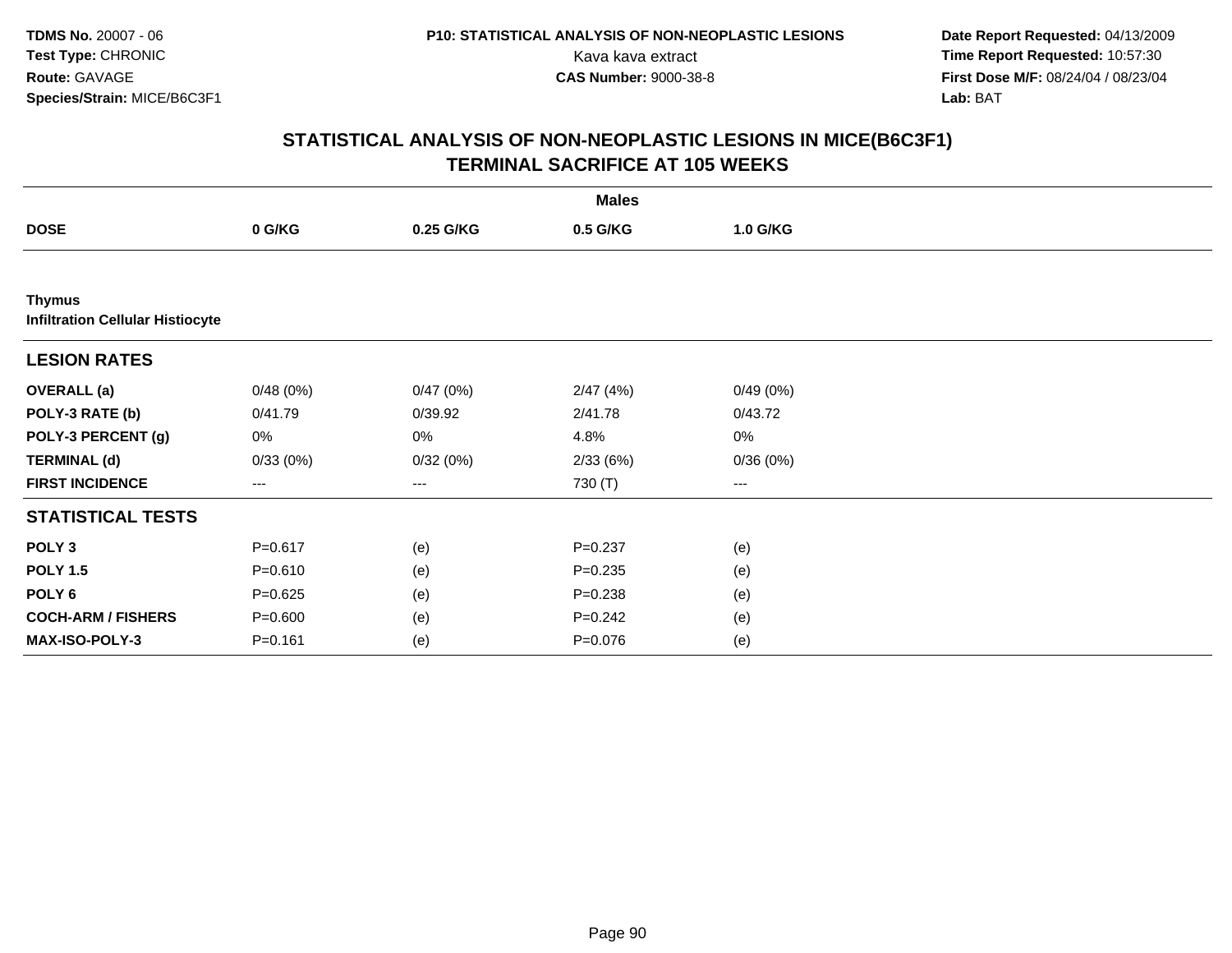**TDMS No.** 20007 - 06
**Test Type:** CHRONIC
**Route:** GAVAGE
**Species/Strain:** MICE/B6C3F1

**P10: STATISTICAL ANALYSIS OF NON-NEOPLASTIC LESIONS**
Kava kava extract
**CAS Number:** 9000-38-8

**Date Report Requested:** 04/13/2009
**Time Report Requested:** 10:57:30
**First Dose M/F:** 08/24/04 / 08/23/04
**Lab:** BAT

## STATISTICAL ANALYSIS OF NON-NEOPLASTIC LESIONS IN MICE(B6C3F1)
## TERMINAL SACRIFICE AT 105 WEEKS

| | Males | | | |
|---|---|---|---|---|
| **DOSE** | **0 G/KG** | **0.25 G/KG** | **0.5 G/KG** | **1.0 G/KG** |
| **Thymus** | | | | |
| **Infiltration Cellular Histiocyte** | | | | |
| **LESION RATES** | | | | |
| **OVERALL (a)** | 0/48 (0%) | 0/47 (0%) | 2/47 (4%) | 0/49 (0%) |
| **POLY-3 RATE (b)** | 0/41.79 | 0/39.92 | 2/41.78 | 0/43.72 |
| **POLY-3 PERCENT (g)** | 0% | 0% | 4.8% | 0% |
| **TERMINAL (d)** | 0/33 (0%) | 0/32 (0%) | 2/33 (6%) | 0/36 (0%) |
| **FIRST INCIDENCE** | --- | --- | 730 (T) | --- |
| **STATISTICAL TESTS** | | | | |
| **POLY 3** | P=0.617 | (e) | P=0.237 | (e) |
| **POLY 1.5** | P=0.610 | (e) | P=0.235 | (e) |
| **POLY 6** | P=0.625 | (e) | P=0.238 | (e) |
| **COCH-ARM / FISHERS** | P=0.600 | (e) | P=0.242 | (e) |
| **MAX-ISO-POLY-3** | P=0.161 | (e) | P=0.076 | (e) |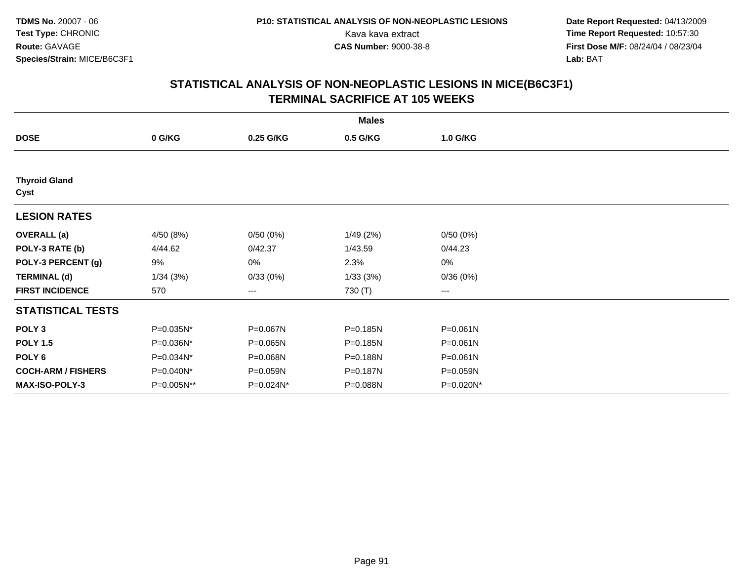**TDMS No.** 20007 - 06
**Test Type:** CHRONIC
**Route:** GAVAGE
**Species/Strain:** MICE/B6C3F1

**P10: STATISTICAL ANALYSIS OF NON-NEOPLASTIC LESIONS**
Kava kava extract
**CAS Number:** 9000-38-8

**Date Report Requested:** 04/13/2009
**Time Report Requested:** 10:57:30
**First Dose M/F:** 08/24/04 / 08/23/04
**Lab:** BAT

## STATISTICAL ANALYSIS OF NON-NEOPLASTIC LESIONS IN MICE(B6C3F1)
## TERMINAL SACRIFICE AT 105 WEEKS

| | Males | | | |
|---|---|---|---|---|
| **DOSE** | **0 G/KG** | **0.25 G/KG** | **0.5 G/KG** | **1.0 G/KG** |
| **Thyroid Gland** | | | | |
| **Cyst** | | | | |
| **LESION RATES** | | | | |
| **OVERALL (a)** | 4/50 (8%) | 0/50 (0%) | 1/49 (2%) | 0/50 (0%) |
| **POLY-3 RATE (b)** | 4/44.62 | 0/42.37 | 1/43.59 | 0/44.23 |
| **POLY-3 PERCENT (g)** | 9% | 0% | 2.3% | 0% |
| **TERMINAL (d)** | 1/34 (3%) | 0/33 (0%) | 1/33 (3%) | 0/36 (0%) |
| **FIRST INCIDENCE** | 570 | --- | 730 (T) | --- |
| **STATISTICAL TESTS** | | | | |
| **POLY 3** | P=0.035N* | P=0.067N | P=0.185N | P=0.061N |
| **POLY 1.5** | P=0.036N* | P=0.065N | P=0.185N | P=0.061N |
| **POLY 6** | P=0.034N* | P=0.068N | P=0.188N | P=0.061N |
| **COCH-ARM / FISHERS** | P=0.040N* | P=0.059N | P=0.187N | P=0.059N |
| **MAX-ISO-POLY-3** | P=0.005N** | P=0.024N* | P=0.088N | P=0.020N* |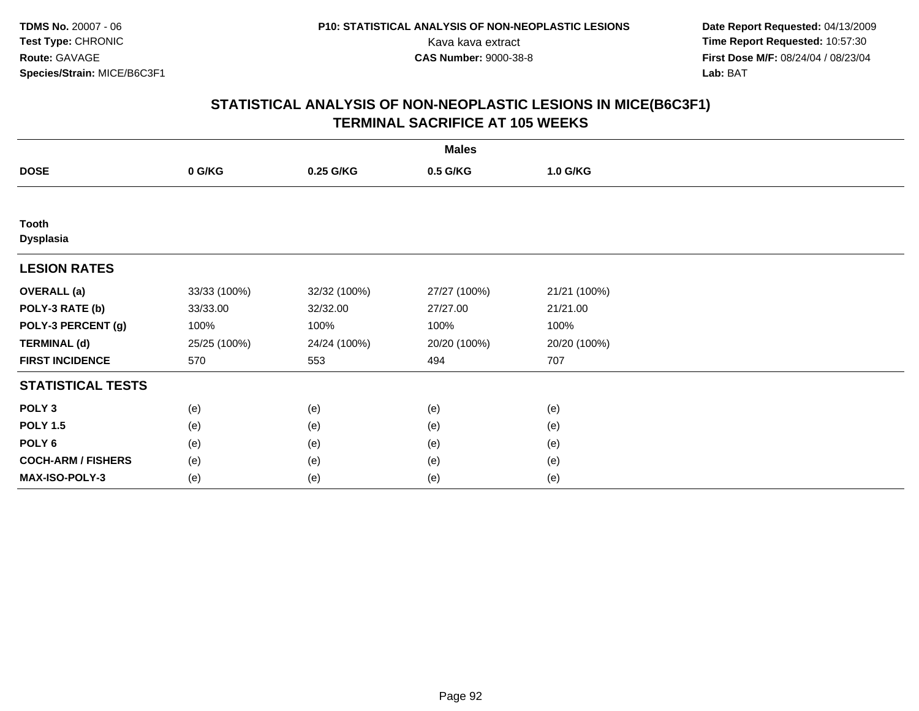# STATISTICAL ANALYSIS OF NON-NEOPLASTIC LESIONS IN MICE(B6C3F1)
## TERMINAL SACRIFICE AT 105 WEEKS

| | Males | | | |
|---|---|---|---|---|
| **DOSE** | **0 G/KG** | **0.25 G/KG** | **0.5 G/KG** | **1.0 G/KG** |
| **Tooth** | | | | |
| **Dysplasia** | | | | |
| **LESION RATES** | | | | |
| **OVERALL (a)** | 33/33 (100%) | 32/32 (100%) | 27/27 (100%) | 21/21 (100%) |
| **POLY-3 RATE (b)** | 33/33.00 | 32/32.00 | 27/27.00 | 21/21.00 |
| **POLY-3 PERCENT (g)** | 100% | 100% | 100% | 100% |
| **TERMINAL (d)** | 25/25 (100%) | 24/24 (100%) | 20/20 (100%) | 20/20 (100%) |
| **FIRST INCIDENCE** | 570 | 553 | 494 | 707 |
| **STATISTICAL TESTS** | | | | |
| **POLY 3** | (e) | (e) | (e) | (e) |
| **POLY 1.5** | (e) | (e) | (e) | (e) |
| **POLY 6** | (e) | (e) | (e) | (e) |
| **COCH-ARM / FISHERS** | (e) | (e) | (e) | (e) |
| **MAX-ISO-POLY-3** | (e) | (e) | (e) | (e) |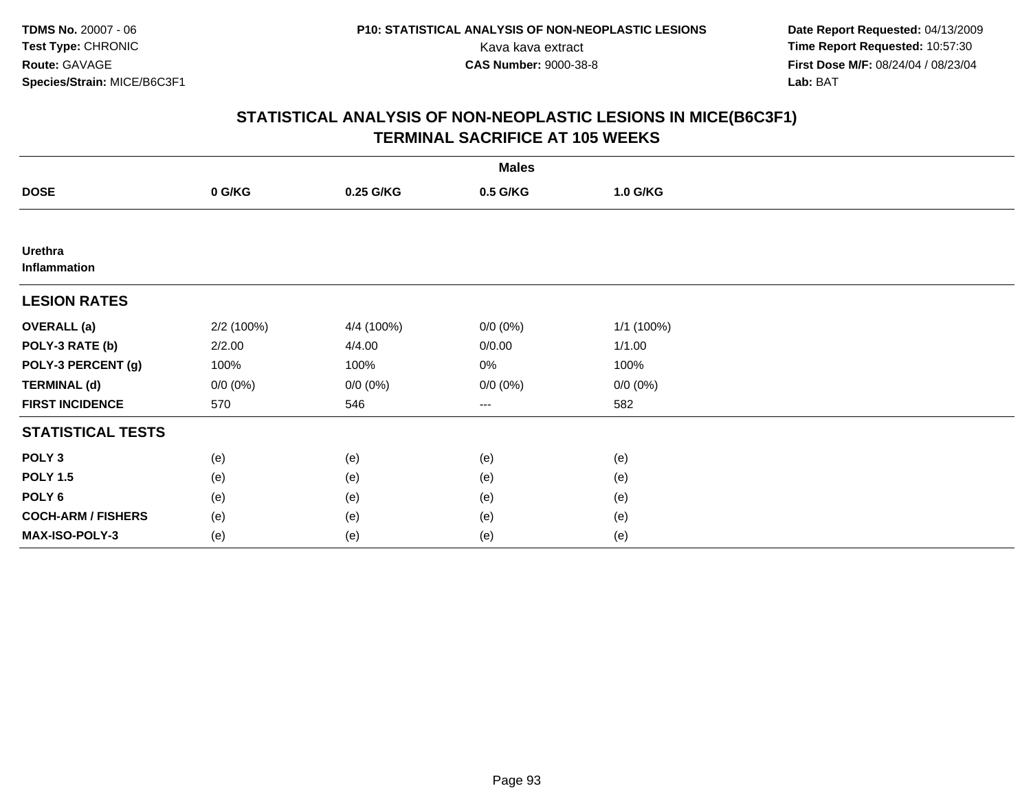TDMS No. 20007 - 06
Test Type: CHRONIC
Route: GAVAGE
Species/Strain: MICE/B6C3F1

P10: STATISTICAL ANALYSIS OF NON-NEOPLASTIC LESIONS
Kava kava extract
CAS Number: 9000-38-8

Date Report Requested: 04/13/2009
Time Report Requested: 10:57:30
First Dose M/F: 08/24/04 / 08/23/04
Lab: BAT

## STATISTICAL ANALYSIS OF NON-NEOPLASTIC LESIONS IN MICE(B6C3F1)
## TERMINAL SACRIFICE AT 105 WEEKS

| | Males | | | |
|---|---|---|---|---|
| **DOSE** | **0 G/KG** | **0.25 G/KG** | **0.5 G/KG** | **1.0 G/KG** |
| **Urethra** | | | | |
| **Inflammation** | | | | |
| **LESION RATES** | | | | |
| **OVERALL (a)** | 2/2 (100%) | 4/4 (100%) | 0/0 (0%) | 1/1 (100%) |
| **POLY-3 RATE (b)** | 2/2.00 | 4/4.00 | 0/0.00 | 1/1.00 |
| **POLY-3 PERCENT (g)** | 100% | 100% | 0% | 100% |
| **TERMINAL (d)** | 0/0 (0%) | 0/0 (0%) | 0/0 (0%) | 0/0 (0%) |
| **FIRST INCIDENCE** | 570 | 546 | --- | 582 |
| **STATISTICAL TESTS** | | | | |
| **POLY 3** | (e) | (e) | (e) | (e) |
| **POLY 1.5** | (e) | (e) | (e) | (e) |
| **POLY 6** | (e) | (e) | (e) | (e) |
| **COCH-ARM / FISHERS** | (e) | (e) | (e) | (e) |
| **MAX-ISO-POLY-3** | (e) | (e) | (e) | (e) |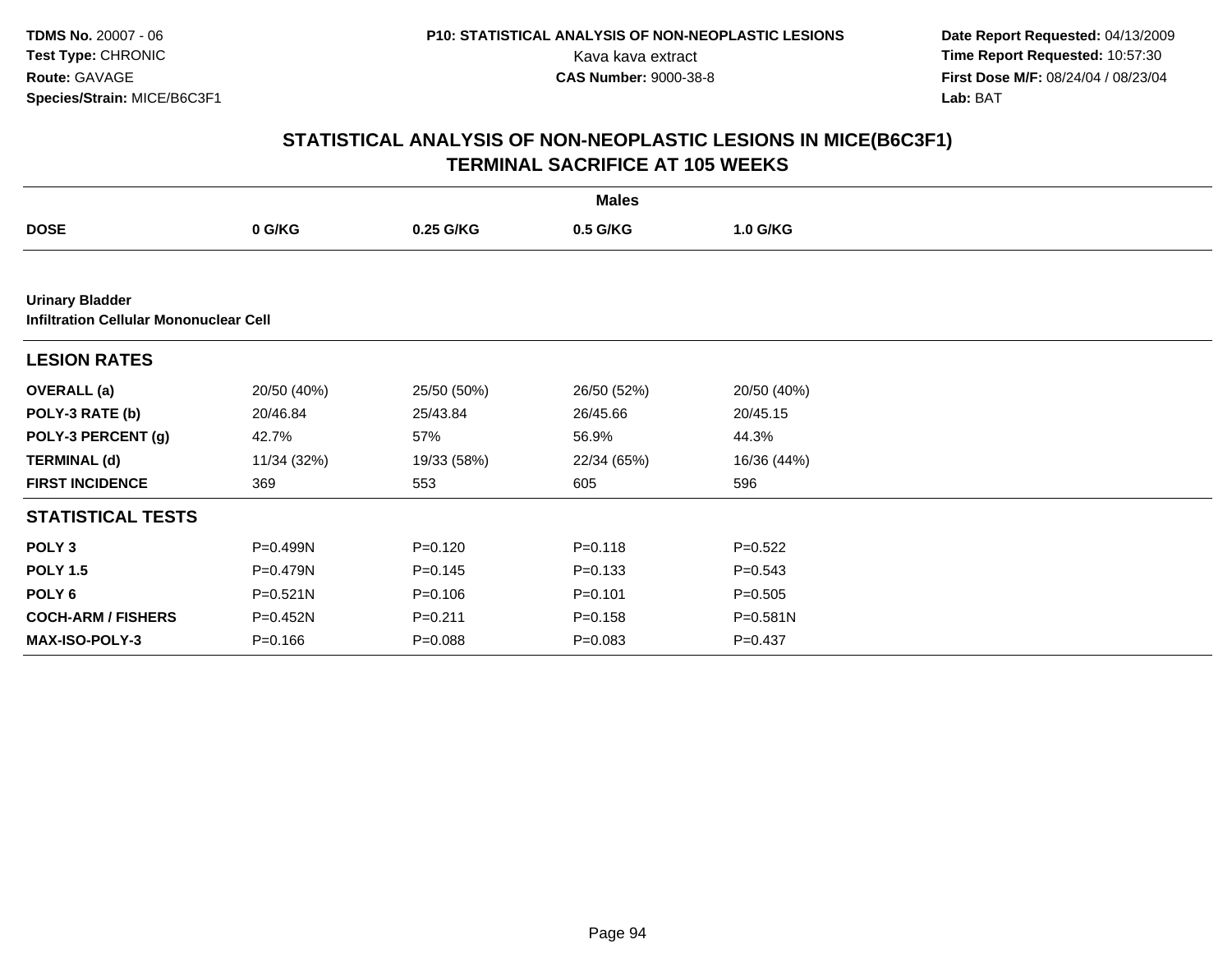**TDMS No.** 20007 - 06
**Test Type:** CHRONIC
**Route:** GAVAGE
**Species/Strain:** MICE/B6C3F1

**P10: STATISTICAL ANALYSIS OF NON-NEOPLASTIC LESIONS**
Kava kava extract
**CAS Number:** 9000-38-8

**Date Report Requested:** 04/13/2009
**Time Report Requested:** 10:57:30
**First Dose M/F:** 08/24/04 / 08/23/04
**Lab:** BAT

## STATISTICAL ANALYSIS OF NON-NEOPLASTIC LESIONS IN MICE(B6C3F1) TERMINAL SACRIFICE AT 105 WEEKS

| | **Males** | | | |
|---|---|---|---|---|
| **DOSE** | **0 G/KG** | **0.25 G/KG** | **0.5 G/KG** | **1.0 G/KG** |
| **Urinary Bladder** | | | | |
| **Infiltration Cellular Mononuclear Cell** | | | | |
| **LESION RATES** | | | | |
| **OVERALL (a)** | 20/50 (40%) | 25/50 (50%) | 26/50 (52%) | 20/50 (40%) |
| **POLY-3 RATE (b)** | 20/46.84 | 25/43.84 | 26/45.66 | 20/45.15 |
| **POLY-3 PERCENT (g)** | 42.7% | 57% | 56.9% | 44.3% |
| **TERMINAL (d)** | 11/34 (32%) | 19/33 (58%) | 22/34 (65%) | 16/36 (44%) |
| **FIRST INCIDENCE** | 369 | 553 | 605 | 596 |
| **STATISTICAL TESTS** | | | | |
| **POLY 3** | P=0.499N | P=0.120 | P=0.118 | P=0.522 |
| **POLY 1.5** | P=0.479N | P=0.145 | P=0.133 | P=0.543 |
| **POLY 6** | P=0.521N | P=0.106 | P=0.101 | P=0.505 |
| **COCH-ARM / FISHERS** | P=0.452N | P=0.211 | P=0.158 | P=0.581N |
| **MAX-ISO-POLY-3** | P=0.166 | P=0.088 | P=0.083 | P=0.437 |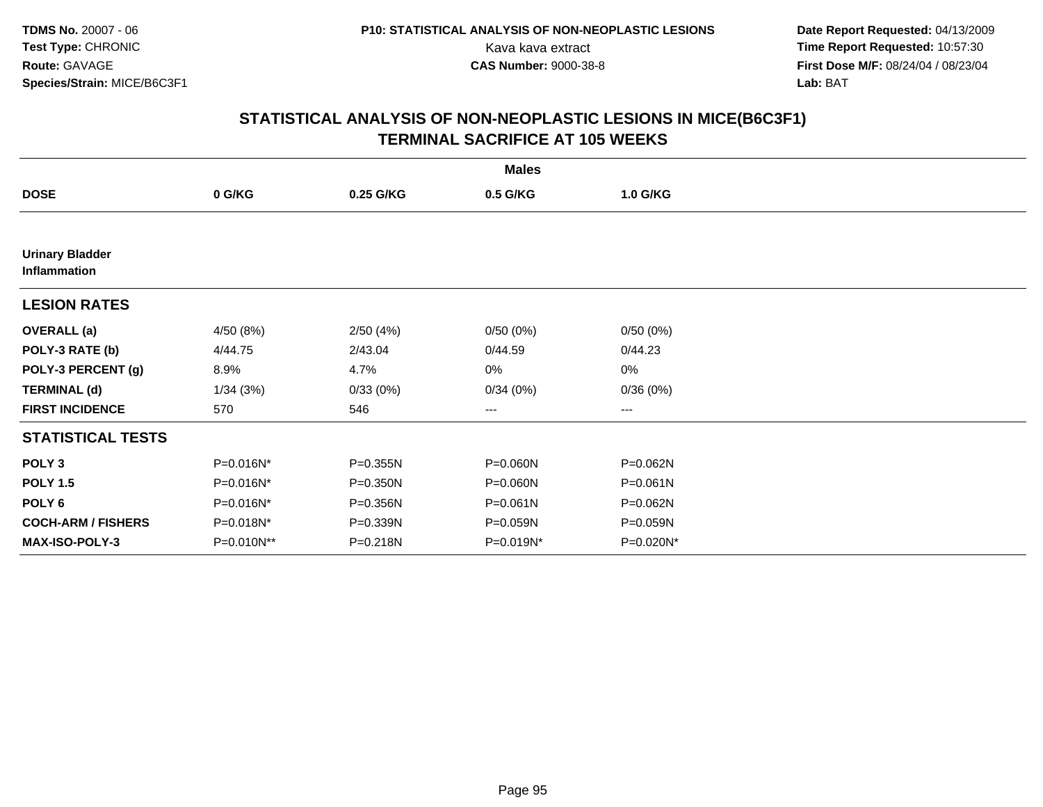**TDMS No.** 20007 - 06
**Test Type:** CHRONIC
**Route:** GAVAGE
**Species/Strain:** MICE/B6C3F1

**P10: STATISTICAL ANALYSIS OF NON-NEOPLASTIC LESIONS**
Kava kava extract
**CAS Number:** 9000-38-8

**Date Report Requested:** 04/13/2009
**Time Report Requested:** 10:57:30
**First Dose M/F:** 08/24/04 / 08/23/04
**Lab:** BAT

# STATISTICAL ANALYSIS OF NON-NEOPLASTIC LESIONS IN MICE(B6C3F1)
## TERMINAL SACRIFICE AT 105 WEEKS

| | Males | | | |
|---|---|---|---|---|
| **DOSE** | **0 G/KG** | **0.25 G/KG** | **0.5 G/KG** | **1.0 G/KG** |
| **Urinary Bladder Inflammation** | | | | |
| **LESION RATES** | | | | |
| **OVERALL (a)** | 4/50 (8%) | 2/50 (4%) | 0/50 (0%) | 0/50 (0%) |
| **POLY-3 RATE (b)** | 4/44.75 | 2/43.04 | 0/44.59 | 0/44.23 |
| **POLY-3 PERCENT (g)** | 8.9% | 4.7% | 0% | 0% |
| **TERMINAL (d)** | 1/34 (3%) | 0/33 (0%) | 0/34 (0%) | 0/36 (0%) |
| **FIRST INCIDENCE** | 570 | 546 | --- | --- |
| **STATISTICAL TESTS** | | | | |
| **POLY 3** | P=0.016N* | P=0.355N | P=0.060N | P=0.062N |
| **POLY 1.5** | P=0.016N* | P=0.350N | P=0.060N | P=0.061N |
| **POLY 6** | P=0.016N* | P=0.356N | P=0.061N | P=0.062N |
| **COCH-ARM / FISHERS** | P=0.018N* | P=0.339N | P=0.059N | P=0.059N |
| **MAX-ISO-POLY-3** | P=0.010N** | P=0.218N | P=0.019N* | P=0.020N* |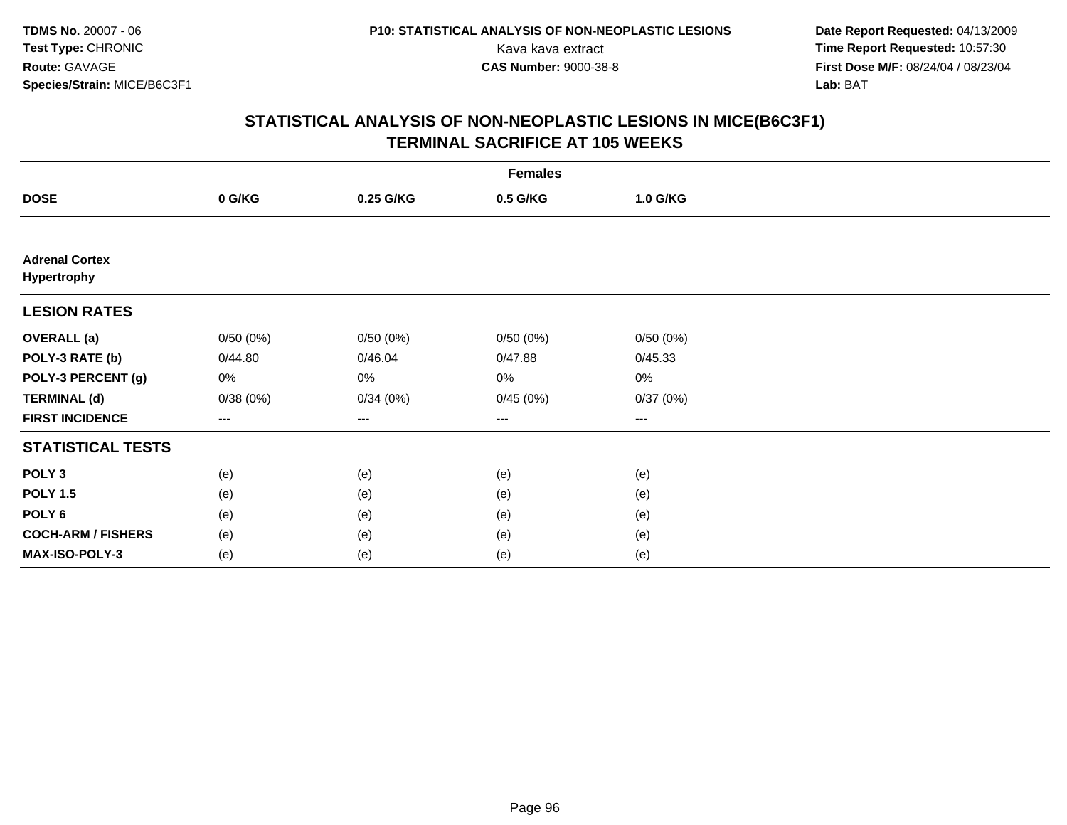**TDMS No.** 20007 - 06
**Test Type:** CHRONIC
**Route:** GAVAGE
**Species/Strain:** MICE/B6C3F1

**P10: STATISTICAL ANALYSIS OF NON-NEOPLASTIC LESIONS**
Kava kava extract
**CAS Number:** 9000-38-8

**Date Report Requested:** 04/13/2009
**Time Report Requested:** 10:57:30
**First Dose M/F:** 08/24/04 / 08/23/04
**Lab:** BAT

## STATISTICAL ANALYSIS OF NON-NEOPLASTIC LESIONS IN MICE(B6C3F1)
## TERMINAL SACRIFICE AT 105 WEEKS

| | Females | | | |
|---|---|---|---|---|
| **DOSE** | **0 G/KG** | **0.25 G/KG** | **0.5 G/KG** | **1.0 G/KG** |
| **Adrenal Cortex** | | | | |
| **Hypertrophy** | | | | |
| **LESION RATES** | | | | |
| **OVERALL (a)** | 0/50 (0%) | 0/50 (0%) | 0/50 (0%) | 0/50 (0%) |
| **POLY-3 RATE (b)** | 0/44.80 | 0/46.04 | 0/47.88 | 0/45.33 |
| **POLY-3 PERCENT (g)** | 0% | 0% | 0% | 0% |
| **TERMINAL (d)** | 0/38 (0%) | 0/34 (0%) | 0/45 (0%) | 0/37 (0%) |
| **FIRST INCIDENCE** | --- | --- | --- | --- |
| **STATISTICAL TESTS** | | | | |
| **POLY 3** | (e) | (e) | (e) | (e) |
| **POLY 1.5** | (e) | (e) | (e) | (e) |
| **POLY 6** | (e) | (e) | (e) | (e) |
| **COCH-ARM / FISHERS** | (e) | (e) | (e) | (e) |
| **MAX-ISO-POLY-3** | (e) | (e) | (e) | (e) |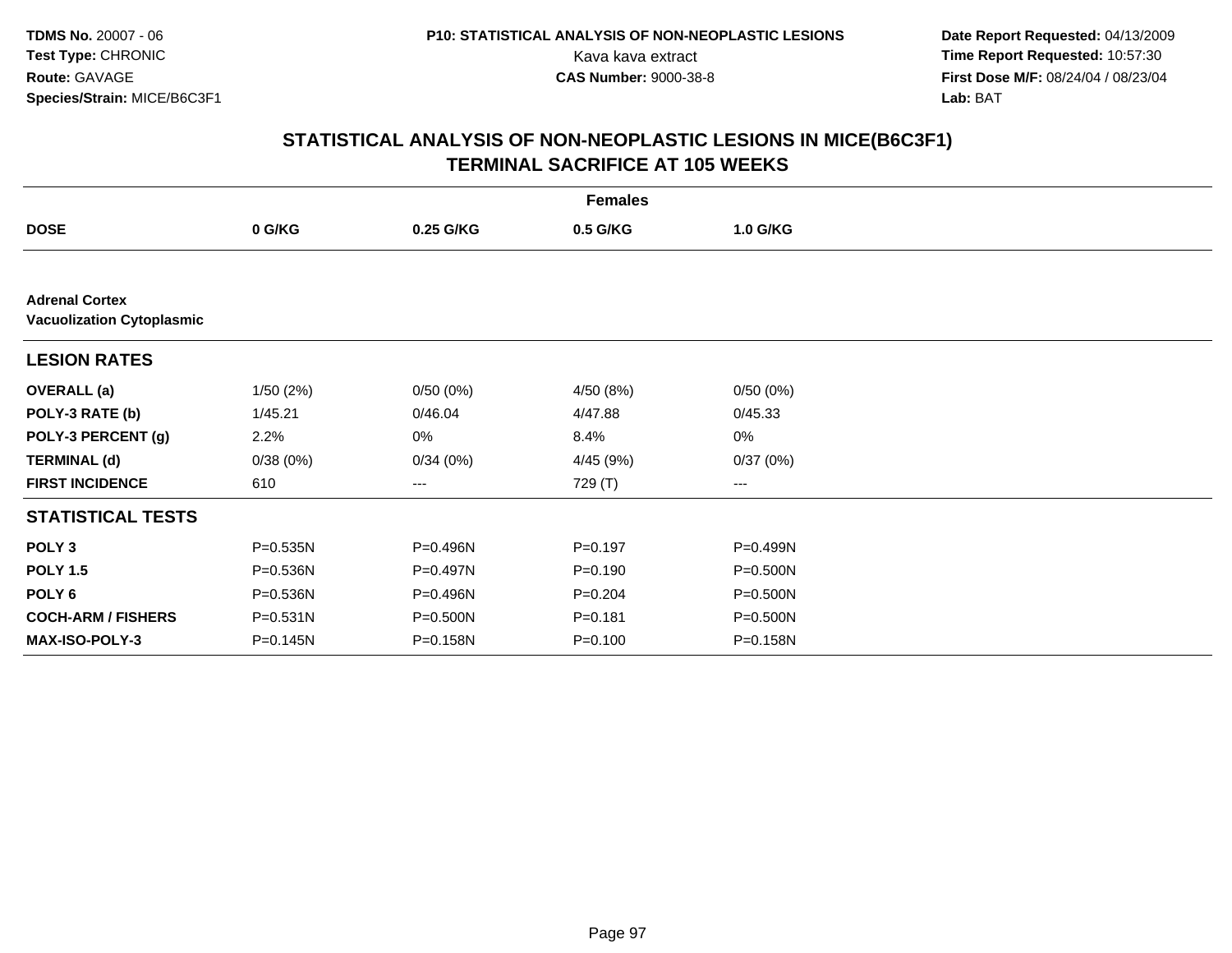**TDMS No.** 20007 - 06
**Test Type:** CHRONIC
**Route:** GAVAGE
**Species/Strain:** MICE/B6C3F1

**P10: STATISTICAL ANALYSIS OF NON-NEOPLASTIC LESIONS**
Kava kava extract
**CAS Number:** 9000-38-8

**Date Report Requested:** 04/13/2009
**Time Report Requested:** 10:57:30
**First Dose M/F:** 08/24/04 / 08/23/04
**Lab:** BAT

## STATISTICAL ANALYSIS OF NON-NEOPLASTIC LESIONS IN MICE(B6C3F1)
## TERMINAL SACRIFICE AT 105 WEEKS

| | Females | | | |
|---|---|---|---|---|
| **DOSE** | **0 G/KG** | **0.25 G/KG** | **0.5 G/KG** | **1.0 G/KG** |
| **Adrenal Cortex** | | | | |
| **Vacuolization Cytoplasmic** | | | | |
| **LESION RATES** | | | | |
| **OVERALL (a)** | 1/50 (2%) | 0/50 (0%) | 4/50 (8%) | 0/50 (0%) |
| **POLY-3 RATE (b)** | 1/45.21 | 0/46.04 | 4/47.88 | 0/45.33 |
| **POLY-3 PERCENT (g)** | 2.2% | 0% | 8.4% | 0% |
| **TERMINAL (d)** | 0/38 (0%) | 0/34 (0%) | 4/45 (9%) | 0/37 (0%) |
| **FIRST INCIDENCE** | 610 | --- | 729 (T) | --- |
| **STATISTICAL TESTS** | | | | |
| **POLY 3** | P=0.535N | P=0.496N | P=0.197 | P=0.499N |
| **POLY 1.5** | P=0.536N | P=0.497N | P=0.190 | P=0.500N |
| **POLY 6** | P=0.536N | P=0.496N | P=0.204 | P=0.500N |
| **COCH-ARM / FISHERS** | P=0.531N | P=0.500N | P=0.181 | P=0.500N |
| **MAX-ISO-POLY-3** | P=0.145N | P=0.158N | P=0.100 | P=0.158N |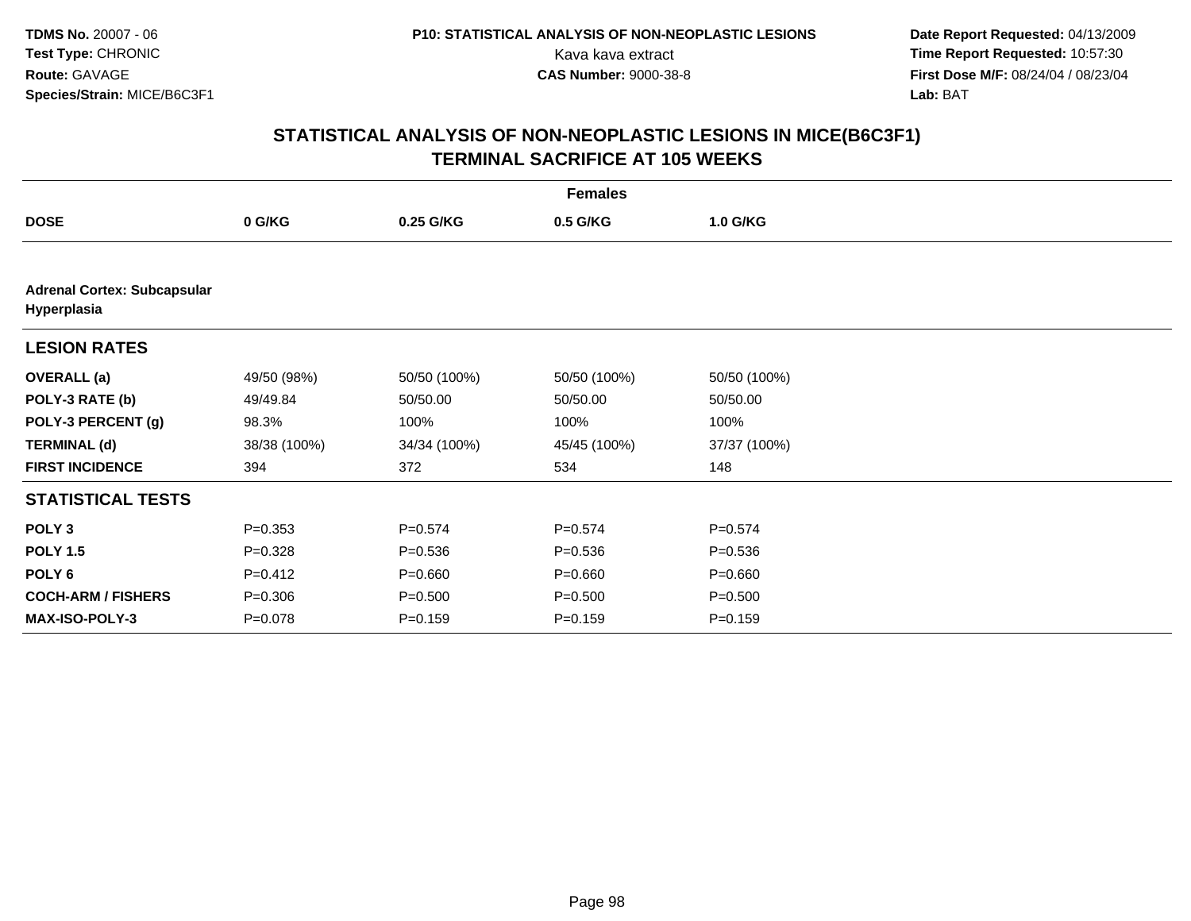**TDMS No.** 20007 - 06
**Test Type:** CHRONIC
**Route:** GAVAGE
**Species/Strain:** MICE/B6C3F1

**P10: STATISTICAL ANALYSIS OF NON-NEOPLASTIC LESIONS**
Kava kava extract
**CAS Number:** 9000-38-8

**Date Report Requested:** 04/13/2009
**Time Report Requested:** 10:57:30
**First Dose M/F:** 08/24/04 / 08/23/04
**Lab:** BAT

## STATISTICAL ANALYSIS OF NON-NEOPLASTIC LESIONS IN MICE(B6C3F1)
## TERMINAL SACRIFICE AT 105 WEEKS

| | Females | | | |
|---|---|---|---|---|
| **DOSE** | **0 G/KG** | **0.25 G/KG** | **0.5 G/KG** | **1.0 G/KG** |
| **Adrenal Cortex: Subcapsular Hyperplasia** | | | | |
| **LESION RATES** | | | | |
| **OVERALL (a)** | 49/50 (98%) | 50/50 (100%) | 50/50 (100%) | 50/50 (100%) |
| **POLY-3 RATE (b)** | 49/49.84 | 50/50.00 | 50/50.00 | 50/50.00 |
| **POLY-3 PERCENT (g)** | 98.3% | 100% | 100% | 100% |
| **TERMINAL (d)** | 38/38 (100%) | 34/34 (100%) | 45/45 (100%) | 37/37 (100%) |
| **FIRST INCIDENCE** | 394 | 372 | 534 | 148 |
| **STATISTICAL TESTS** | | | | |
| **POLY 3** | P=0.353 | P=0.574 | P=0.574 | P=0.574 |
| **POLY 1.5** | P=0.328 | P=0.536 | P=0.536 | P=0.536 |
| **POLY 6** | P=0.412 | P=0.660 | P=0.660 | P=0.660 |
| **COCH-ARM / FISHERS** | P=0.306 | P=0.500 | P=0.500 | P=0.500 |
| **MAX-ISO-POLY-3** | P=0.078 | P=0.159 | P=0.159 | P=0.159 |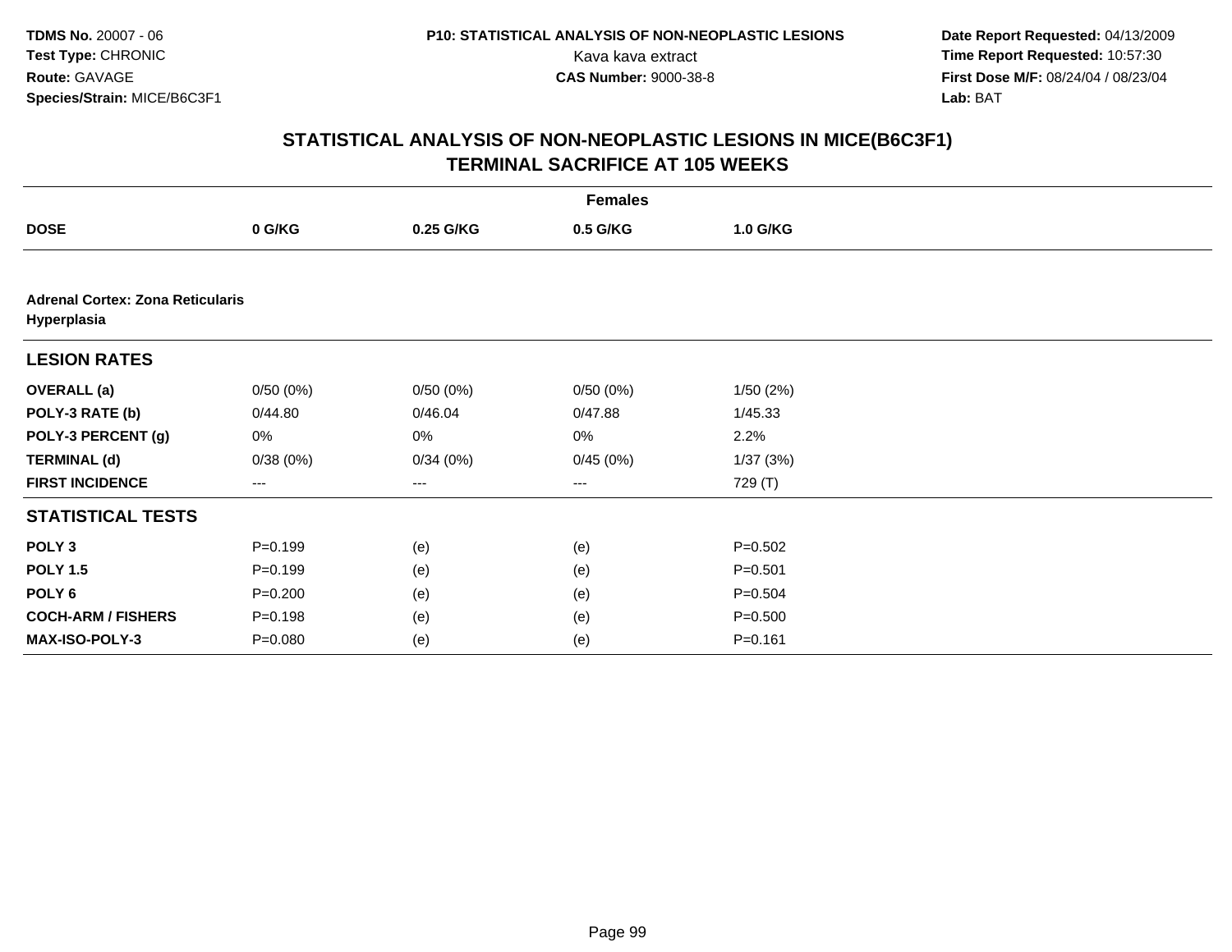TDMS No. 20007 - 06
Test Type: CHRONIC
Route: GAVAGE
Species/Strain: MICE/B6C3F1

P10: STATISTICAL ANALYSIS OF NON-NEOPLASTIC LESIONS
Kava kava extract
CAS Number: 9000-38-8

Date Report Requested: 04/13/2009
Time Report Requested: 10:57:30
First Dose M/F: 08/24/04 / 08/23/04
Lab: BAT

## STATISTICAL ANALYSIS OF NON-NEOPLASTIC LESIONS IN MICE(B6C3F1)
## TERMINAL SACRIFICE AT 105 WEEKS

| | Females | | | |
|---|---|---|---|---|
| **DOSE** | **0 G/KG** | **0.25 G/KG** | **0.5 G/KG** | **1.0 G/KG** |
| **Adrenal Cortex: Zona Reticularis Hyperplasia** | | | | |
| **LESION RATES** | | | | |
| **OVERALL (a)** | 0/50 (0%) | 0/50 (0%) | 0/50 (0%) | 1/50 (2%) |
| **POLY-3 RATE (b)** | 0/44.80 | 0/46.04 | 0/47.88 | 1/45.33 |
| **POLY-3 PERCENT (g)** | 0% | 0% | 0% | 2.2% |
| **TERMINAL (d)** | 0/38 (0%) | 0/34 (0%) | 0/45 (0%) | 1/37 (3%) |
| **FIRST INCIDENCE** | --- | --- | --- | 729 (T) |
| **STATISTICAL TESTS** | | | | |
| **POLY 3** | P=0.199 | (e) | (e) | P=0.502 |
| **POLY 1.5** | P=0.199 | (e) | (e) | P=0.501 |
| **POLY 6** | P=0.200 | (e) | (e) | P=0.504 |
| **COCH-ARM / FISHERS** | P=0.198 | (e) | (e) | P=0.500 |
| **MAX-ISO-POLY-3** | P=0.080 | (e) | (e) | P=0.161 |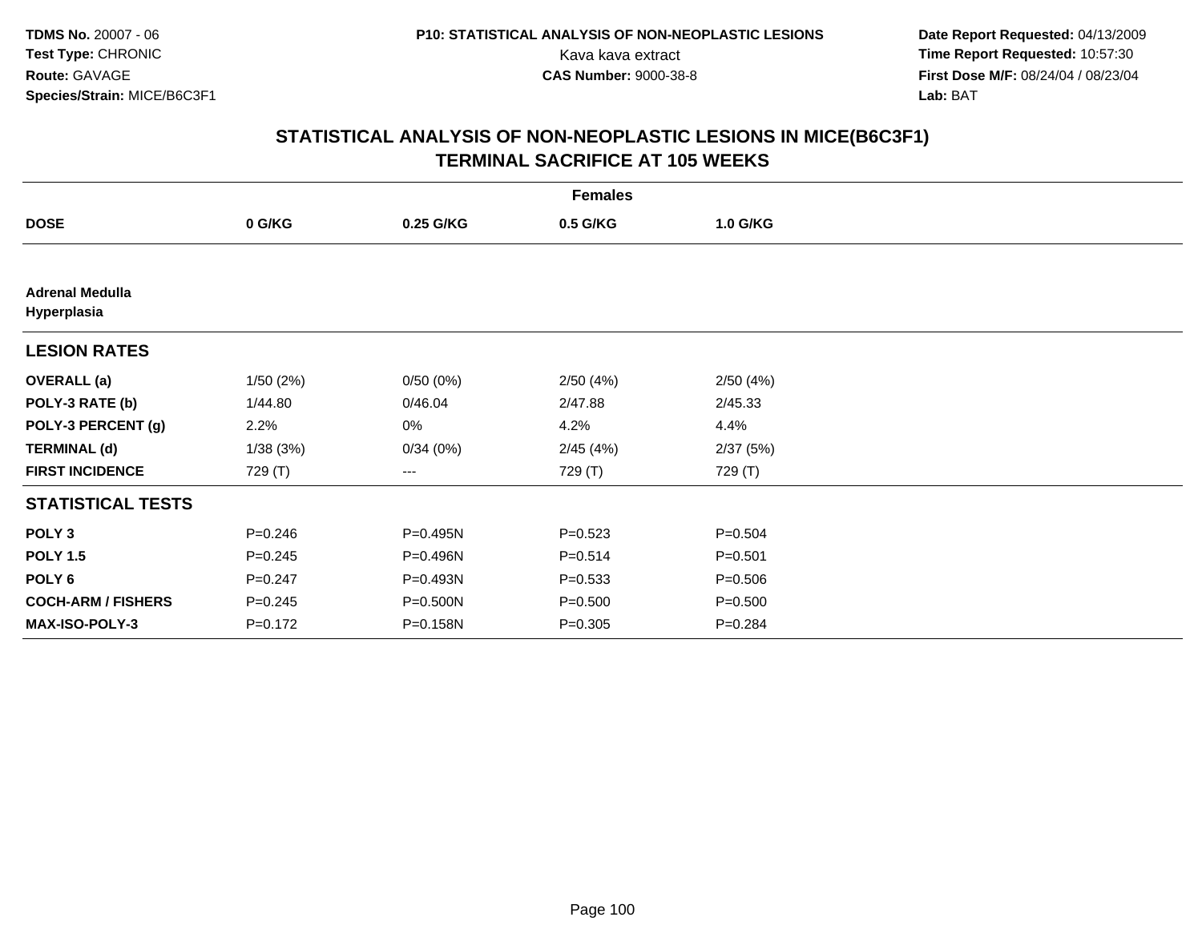# STATISTICAL ANALYSIS OF NON-NEOPLASTIC LESIONS IN MICE(B6C3F1)
## TERMINAL SACRIFICE AT 105 WEEKS

| | Females | | | |
|---|---|---|---|---|
| **DOSE** | **0 G/KG** | **0.25 G/KG** | **0.5 G/KG** | **1.0 G/KG** |
| **Adrenal Medulla Hyperplasia** | | | | |
| **LESION RATES** | | | | |
| **OVERALL (a)** | 1/50 (2%) | 0/50 (0%) | 2/50 (4%) | 2/50 (4%) |
| **POLY-3 RATE (b)** | 1/44.80 | 0/46.04 | 2/47.88 | 2/45.33 |
| **POLY-3 PERCENT (g)** | 2.2% | 0% | 4.2% | 4.4% |
| **TERMINAL (d)** | 1/38 (3%) | 0/34 (0%) | 2/45 (4%) | 2/37 (5%) |
| **FIRST INCIDENCE** | 729 (T) | --- | 729 (T) | 729 (T) |
| **STATISTICAL TESTS** | | | | |
| **POLY 3** | P=0.246 | P=0.495N | P=0.523 | P=0.504 |
| **POLY 1.5** | P=0.245 | P=0.496N | P=0.514 | P=0.501 |
| **POLY 6** | P=0.247 | P=0.493N | P=0.533 | P=0.506 |
| **COCH-ARM / FISHERS** | P=0.245 | P=0.500N | P=0.500 | P=0.500 |
| **MAX-ISO-POLY-3** | P=0.172 | P=0.158N | P=0.305 | P=0.284 |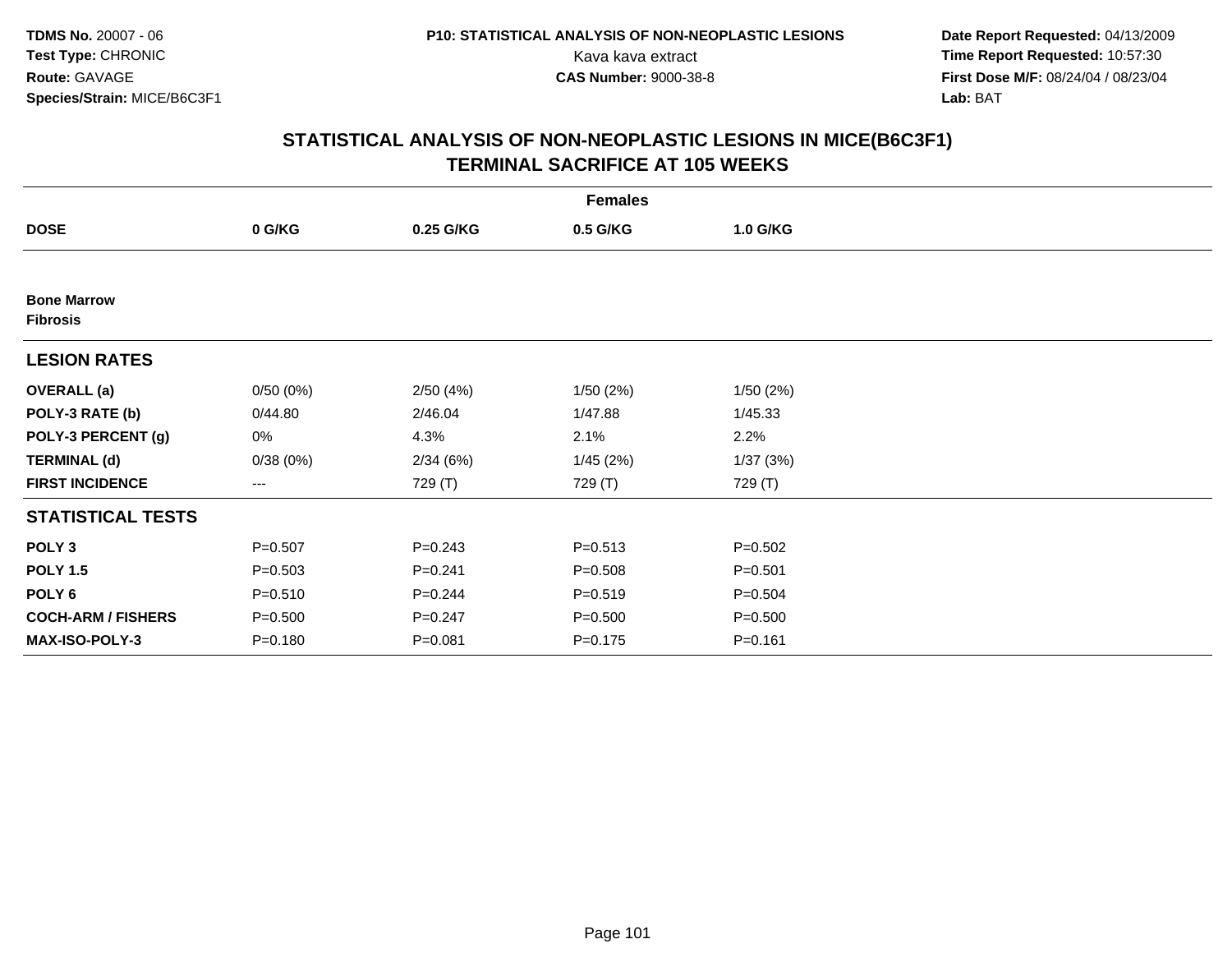**TDMS No.** 20007 - 06
**Test Type:** CHRONIC
**Route:** GAVAGE
**Species/Strain:** MICE/B6C3F1

**P10: STATISTICAL ANALYSIS OF NON-NEOPLASTIC LESIONS**
Kava kava extract
**CAS Number:** 9000-38-8

**Date Report Requested:** 04/13/2009
**Time Report Requested:** 10:57:30
**First Dose M/F:** 08/24/04 / 08/23/04
**Lab:** BAT

## STATISTICAL ANALYSIS OF NON-NEOPLASTIC LESIONS IN MICE(B6C3F1) TERMINAL SACRIFICE AT 105 WEEKS

| | Females | | | |
|---|---|---|---|---|
| **DOSE** | **0 G/KG** | **0.25 G/KG** | **0.5 G/KG** | **1.0 G/KG** |
| **Bone Marrow** | | | | |
| **Fibrosis** | | | | |
| **LESION RATES** | | | | |
| **OVERALL (a)** | 0/50 (0%) | 2/50 (4%) | 1/50 (2%) | 1/50 (2%) |
| **POLY-3 RATE (b)** | 0/44.80 | 2/46.04 | 1/47.88 | 1/45.33 |
| **POLY-3 PERCENT (g)** | 0% | 4.3% | 2.1% | 2.2% |
| **TERMINAL (d)** | 0/38 (0%) | 2/34 (6%) | 1/45 (2%) | 1/37 (3%) |
| **FIRST INCIDENCE** | --- | 729 (T) | 729 (T) | 729 (T) |
| **STATISTICAL TESTS** | | | | |
| **POLY 3** | P=0.507 | P=0.243 | P=0.513 | P=0.502 |
| **POLY 1.5** | P=0.503 | P=0.241 | P=0.508 | P=0.501 |
| **POLY 6** | P=0.510 | P=0.244 | P=0.519 | P=0.504 |
| **COCH-ARM / FISHERS** | P=0.500 | P=0.247 | P=0.500 | P=0.500 |
| **MAX-ISO-POLY-3** | P=0.180 | P=0.081 | P=0.175 | P=0.161 |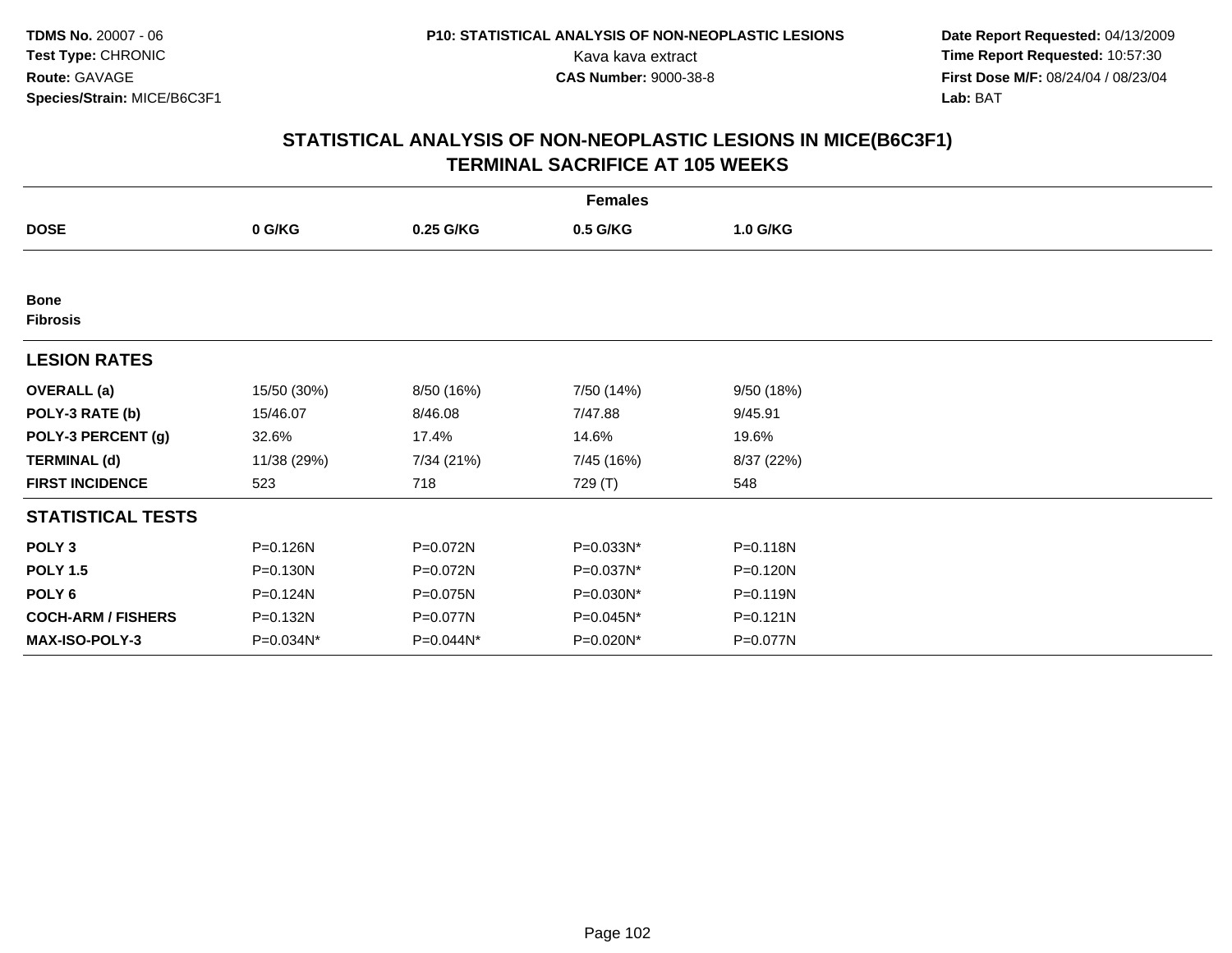TDMS No. 20007 - 06
Test Type: CHRONIC
Route: GAVAGE
Species/Strain: MICE/B6C3F1

P10: STATISTICAL ANALYSIS OF NON-NEOPLASTIC LESIONS
Kava kava extract
CAS Number: 9000-38-8

Date Report Requested: 04/13/2009
Time Report Requested: 10:57:30
First Dose M/F: 08/24/04 / 08/23/04
Lab: BAT

## STATISTICAL ANALYSIS OF NON-NEOPLASTIC LESIONS IN MICE(B6C3F1)
## TERMINAL SACRIFICE AT 105 WEEKS

| Females | | | | |
|---|---|---|---|---|
| **DOSE** | **0 G/KG** | **0.25 G/KG** | **0.5 G/KG** | **1.0 G/KG** |
| **Bone** | | | | |
| **Fibrosis** | | | | |
| **LESION RATES** | | | | |
| **OVERALL (a)** | 15/50 (30%) | 8/50 (16%) | 7/50 (14%) | 9/50 (18%) |
| **POLY-3 RATE (b)** | 15/46.07 | 8/46.08 | 7/47.88 | 9/45.91 |
| **POLY-3 PERCENT (g)** | 32.6% | 17.4% | 14.6% | 19.6% |
| **TERMINAL (d)** | 11/38 (29%) | 7/34 (21%) | 7/45 (16%) | 8/37 (22%) |
| **FIRST INCIDENCE** | 523 | 718 | 729 (T) | 548 |
| **STATISTICAL TESTS** | | | | |
| **POLY 3** | P=0.126N | P=0.072N | P=0.033N* | P=0.118N |
| **POLY 1.5** | P=0.130N | P=0.072N | P=0.037N* | P=0.120N |
| **POLY 6** | P=0.124N | P=0.075N | P=0.030N* | P=0.119N |
| **COCH-ARM / FISHERS** | P=0.132N | P=0.077N | P=0.045N* | P=0.121N |
| **MAX-ISO-POLY-3** | P=0.034N* | P=0.044N* | P=0.020N* | P=0.077N |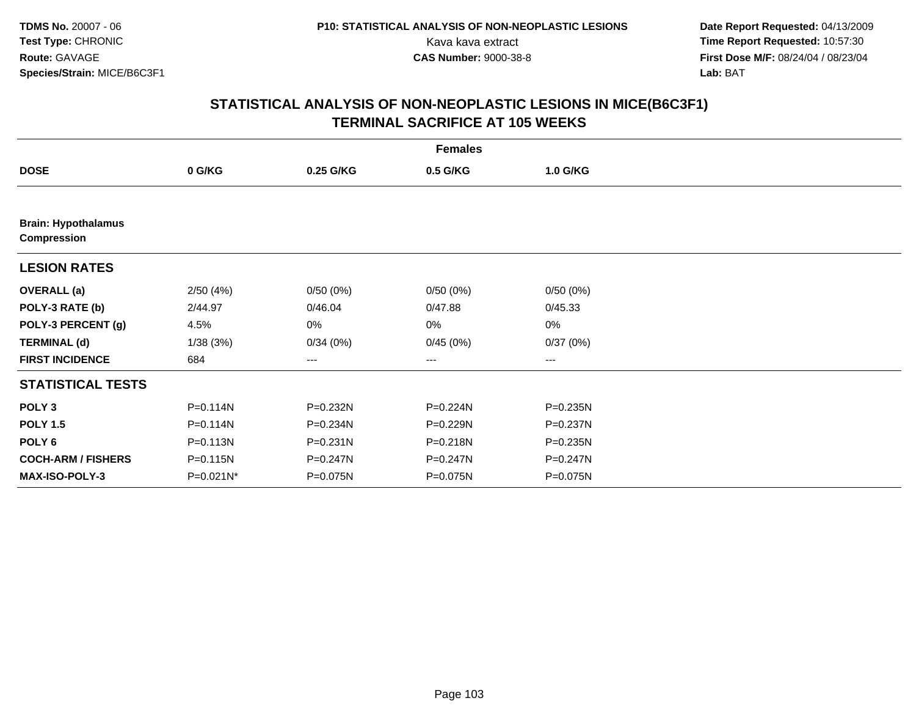# STATISTICAL ANALYSIS OF NON-NEOPLASTIC LESIONS IN MICE(B6C3F1)
## TERMINAL SACRIFICE AT 105 WEEKS

| | Females | | | |
|---|---|---|---|---|
| **DOSE** | **0 G/KG** | **0.25 G/KG** | **0.5 G/KG** | **1.0 G/KG** |
| **Brain: Hypothalamus Compression** | | | | |
| **LESION RATES** | | | | |
| **OVERALL (a)** | 2/50 (4%) | 0/50 (0%) | 0/50 (0%) | 0/50 (0%) |
| **POLY-3 RATE (b)** | 2/44.97 | 0/46.04 | 0/47.88 | 0/45.33 |
| **POLY-3 PERCENT (g)** | 4.5% | 0% | 0% | 0% |
| **TERMINAL (d)** | 1/38 (3%) | 0/34 (0%) | 0/45 (0%) | 0/37 (0%) |
| **FIRST INCIDENCE** | 684 | --- | --- | --- |
| **STATISTICAL TESTS** | | | | |
| **POLY 3** | P=0.114N | P=0.232N | P=0.224N | P=0.235N |
| **POLY 1.5** | P=0.114N | P=0.234N | P=0.229N | P=0.237N |
| **POLY 6** | P=0.113N | P=0.231N | P=0.218N | P=0.235N |
| **COCH-ARM / FISHERS** | P=0.115N | P=0.247N | P=0.247N | P=0.247N |
| **MAX-ISO-POLY-3** | P=0.021N* | P=0.075N | P=0.075N | P=0.075N |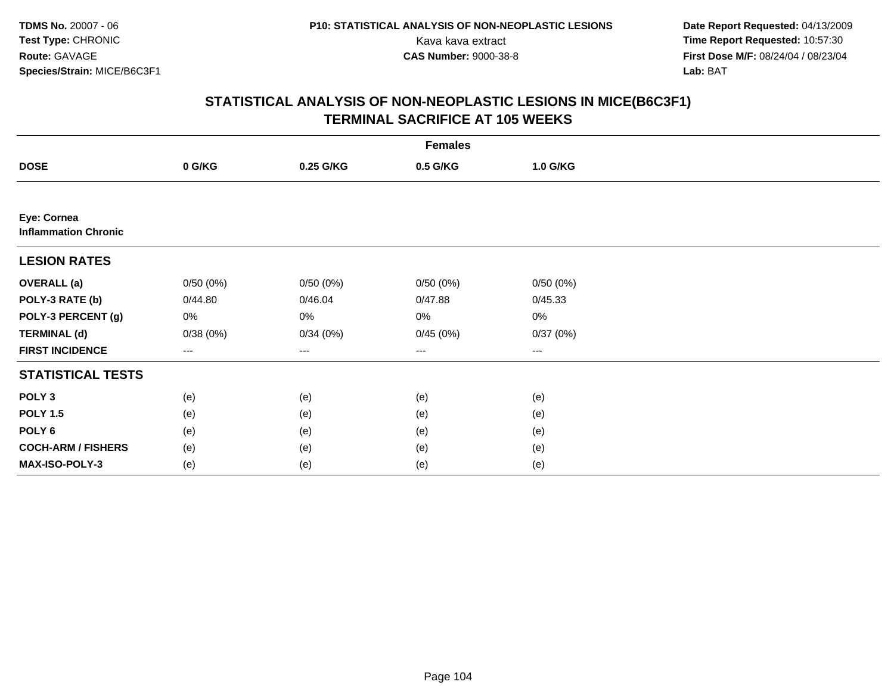TDMS No. 20007 - 06
Test Type: CHRONIC
Route: GAVAGE
Species/Strain: MICE/B6C3F1

P10: STATISTICAL ANALYSIS OF NON-NEOPLASTIC LESIONS
Kava kava extract
CAS Number: 9000-38-8

Date Report Requested: 04/13/2009
Time Report Requested: 10:57:30
First Dose M/F: 08/24/04 / 08/23/04
Lab: BAT

## STATISTICAL ANALYSIS OF NON-NEOPLASTIC LESIONS IN MICE(B6C3F1)
## TERMINAL SACRIFICE AT 105 WEEKS

| | Females | | | |
|---|---|---|---|---|
| **DOSE** | **0 G/KG** | **0.25 G/KG** | **0.5 G/KG** | **1.0 G/KG** |
| **Eye: Cornea** | | | | |
| **Inflammation Chronic** | | | | |
| **LESION RATES** | | | | |
| **OVERALL (a)** | 0/50 (0%) | 0/50 (0%) | 0/50 (0%) | 0/50 (0%) |
| **POLY-3 RATE (b)** | 0/44.80 | 0/46.04 | 0/47.88 | 0/45.33 |
| **POLY-3 PERCENT (g)** | 0% | 0% | 0% | 0% |
| **TERMINAL (d)** | 0/38 (0%) | 0/34 (0%) | 0/45 (0%) | 0/37 (0%) |
| **FIRST INCIDENCE** | --- | --- | --- | --- |
| **STATISTICAL TESTS** | | | | |
| **POLY 3** | (e) | (e) | (e) | (e) |
| **POLY 1.5** | (e) | (e) | (e) | (e) |
| **POLY 6** | (e) | (e) | (e) | (e) |
| **COCH-ARM / FISHERS** | (e) | (e) | (e) | (e) |
| **MAX-ISO-POLY-3** | (e) | (e) | (e) | (e) |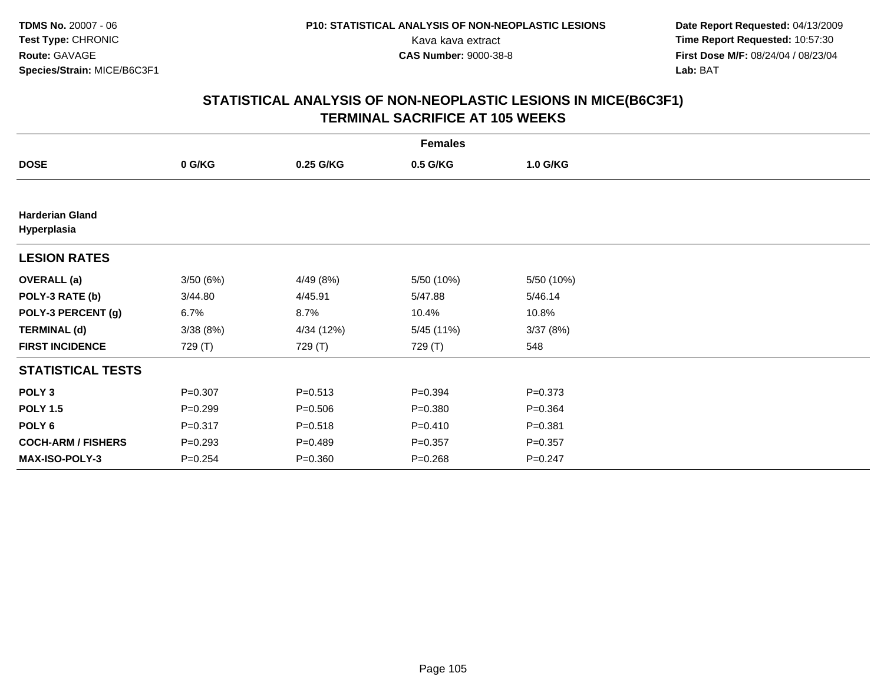# STATISTICAL ANALYSIS OF NON-NEOPLASTIC LESIONS IN MICE(B6C3F1)
## TERMINAL SACRIFICE AT 105 WEEKS

| | Females | | | |
|---|---|---|---|---|
| **DOSE** | **0 G/KG** | **0.25 G/KG** | **0.5 G/KG** | **1.0 G/KG** |
| **Harderian Gland Hyperplasia** | | | | |
| **LESION RATES** | | | | |
| **OVERALL (a)** | 3/50 (6%) | 4/49 (8%) | 5/50 (10%) | 5/50 (10%) |
| **POLY-3 RATE (b)** | 3/44.80 | 4/45.91 | 5/47.88 | 5/46.14 |
| **POLY-3 PERCENT (g)** | 6.7% | 8.7% | 10.4% | 10.8% |
| **TERMINAL (d)** | 3/38 (8%) | 4/34 (12%) | 5/45 (11%) | 3/37 (8%) |
| **FIRST INCIDENCE** | 729 (T) | 729 (T) | 729 (T) | 548 |
| **STATISTICAL TESTS** | | | | |
| **POLY 3** | P=0.307 | P=0.513 | P=0.394 | P=0.373 |
| **POLY 1.5** | P=0.299 | P=0.506 | P=0.380 | P=0.364 |
| **POLY 6** | P=0.317 | P=0.518 | P=0.410 | P=0.381 |
| **COCH-ARM / FISHERS** | P=0.293 | P=0.489 | P=0.357 | P=0.357 |
| **MAX-ISO-POLY-3** | P=0.254 | P=0.360 | P=0.268 | P=0.247 |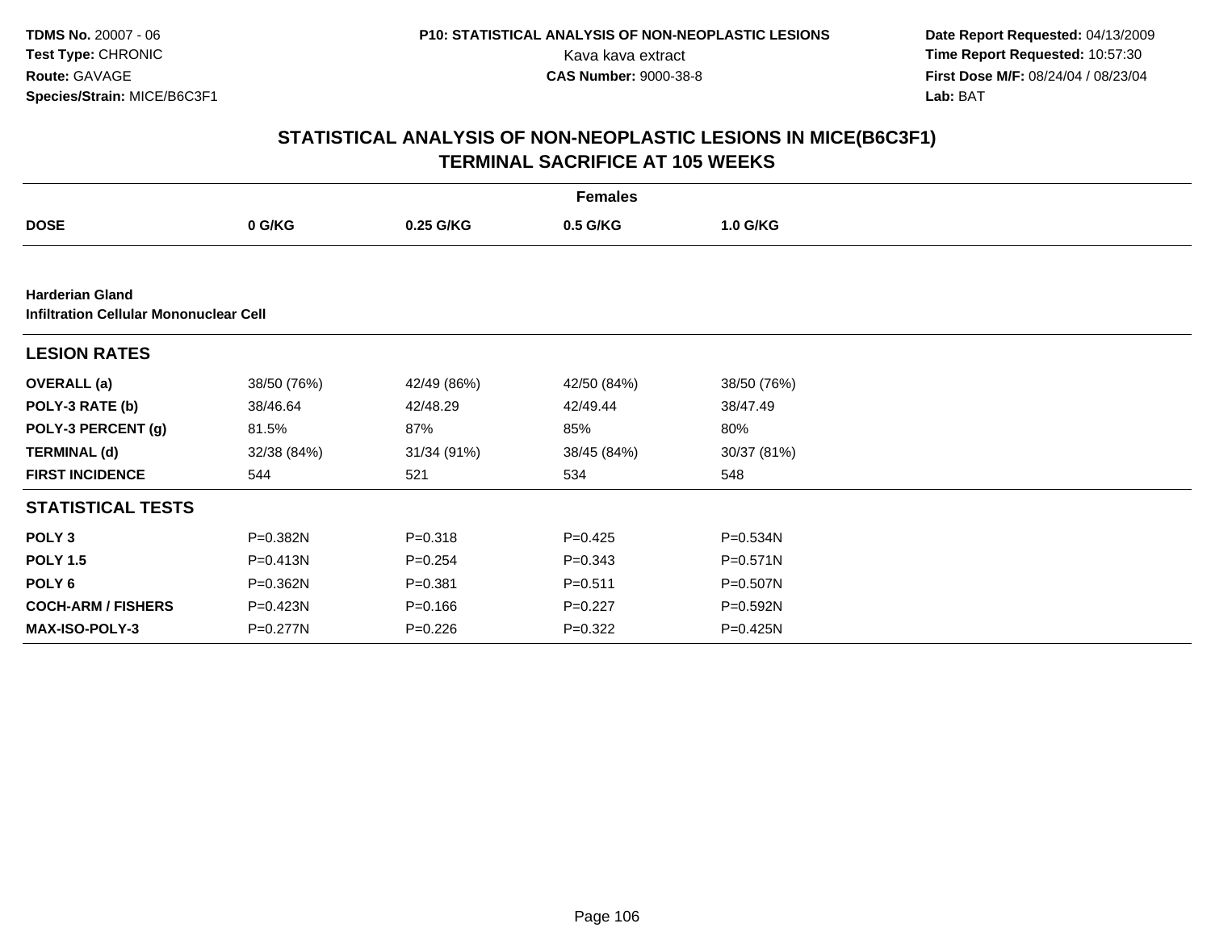**TDMS No.** 20007 - 06
**Test Type:** CHRONIC
**Route:** GAVAGE
**Species/Strain:** MICE/B6C3F1

**P10: STATISTICAL ANALYSIS OF NON-NEOPLASTIC LESIONS**
Kava kava extract
**CAS Number:** 9000-38-8

**Date Report Requested:** 04/13/2009
**Time Report Requested:** 10:57:30
**First Dose M/F:** 08/24/04 / 08/23/04
**Lab:** BAT

## STATISTICAL ANALYSIS OF NON-NEOPLASTIC LESIONS IN MICE(B6C3F1)
## TERMINAL SACRIFICE AT 105 WEEKS

**Females**

| DOSE | 0 G/KG | 0.25 G/KG | 0.5 G/KG | 1.0 G/KG |
|---|---|---|---|---|
| **Harderian Gland** | | | | |
| **Infiltration Cellular Mononuclear Cell** | | | | |
| **LESION RATES** | | | | |
| **OVERALL (a)** | 38/50 (76%) | 42/49 (86%) | 42/50 (84%) | 38/50 (76%) |
| **POLY-3 RATE (b)** | 38/46.64 | 42/48.29 | 42/49.44 | 38/47.49 |
| **POLY-3 PERCENT (g)** | 81.5% | 87% | 85% | 80% |
| **TERMINAL (d)** | 32/38 (84%) | 31/34 (91%) | 38/45 (84%) | 30/37 (81%) |
| **FIRST INCIDENCE** | 544 | 521 | 534 | 548 |
| **STATISTICAL TESTS** | | | | |
| **POLY 3** | P=0.382N | P=0.318 | P=0.425 | P=0.534N |
| **POLY 1.5** | P=0.413N | P=0.254 | P=0.343 | P=0.571N |
| **POLY 6** | P=0.362N | P=0.381 | P=0.511 | P=0.507N |
| **COCH-ARM / FISHERS** | P=0.423N | P=0.166 | P=0.227 | P=0.592N |
| **MAX-ISO-POLY-3** | P=0.277N | P=0.226 | P=0.322 | P=0.425N |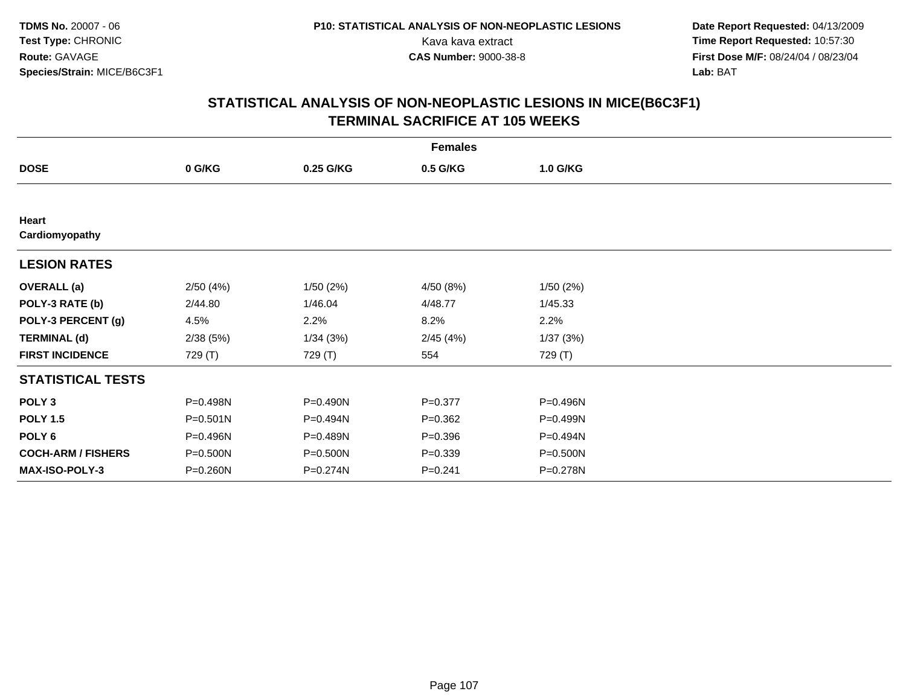**TDMS No.** 20007 - 06
**Test Type:** CHRONIC
**Route:** GAVAGE
**Species/Strain:** MICE/B6C3F1

**P10: STATISTICAL ANALYSIS OF NON-NEOPLASTIC LESIONS**
Kava kava extract
**CAS Number:** 9000-38-8

**Date Report Requested:** 04/13/2009
**Time Report Requested:** 10:57:30
**First Dose M/F:** 08/24/04 / 08/23/04
**Lab:** BAT

## STATISTICAL ANALYSIS OF NON-NEOPLASTIC LESIONS IN MICE(B6C3F1)
## TERMINAL SACRIFICE AT 105 WEEKS

| | Females | | | |
|---|---|---|---|---|
| **DOSE** | **0 G/KG** | **0.25 G/KG** | **0.5 G/KG** | **1.0 G/KG** |
| **Heart** | | | | |
| **Cardiomyopathy** | | | | |
| **LESION RATES** | | | | |
| **OVERALL (a)** | 2/50 (4%) | 1/50 (2%) | 4/50 (8%) | 1/50 (2%) |
| **POLY-3 RATE (b)** | 2/44.80 | 1/46.04 | 4/48.77 | 1/45.33 |
| **POLY-3 PERCENT (g)** | 4.5% | 2.2% | 8.2% | 2.2% |
| **TERMINAL (d)** | 2/38 (5%) | 1/34 (3%) | 2/45 (4%) | 1/37 (3%) |
| **FIRST INCIDENCE** | 729 (T) | 729 (T) | 554 | 729 (T) |
| **STATISTICAL TESTS** | | | | |
| **POLY 3** | P=0.498N | P=0.490N | P=0.377 | P=0.496N |
| **POLY 1.5** | P=0.501N | P=0.494N | P=0.362 | P=0.499N |
| **POLY 6** | P=0.496N | P=0.489N | P=0.396 | P=0.494N |
| **COCH-ARM / FISHERS** | P=0.500N | P=0.500N | P=0.339 | P=0.500N |
| **MAX-ISO-POLY-3** | P=0.260N | P=0.274N | P=0.241 | P=0.278N |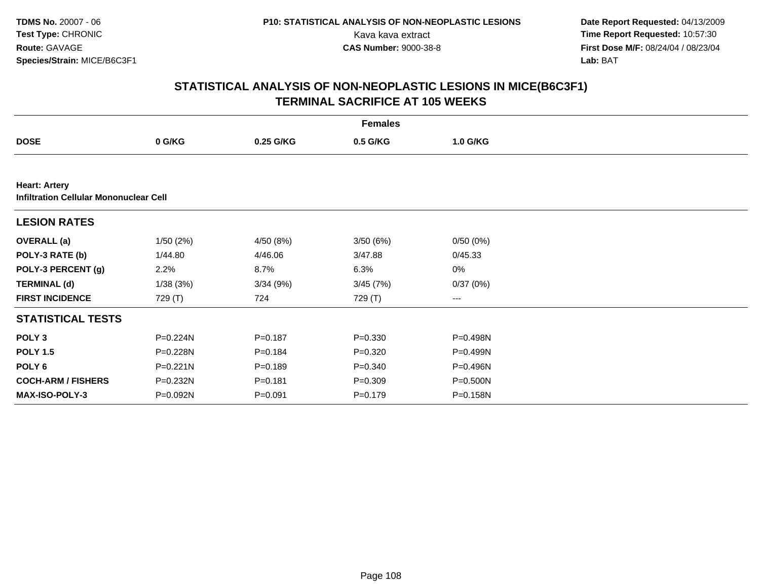**TDMS No.** 20007 - 06
**Test Type:** CHRONIC
**Route:** GAVAGE
**Species/Strain:** MICE/B6C3F1

**P10: STATISTICAL ANALYSIS OF NON-NEOPLASTIC LESIONS**
Kava kava extract
**CAS Number:** 9000-38-8

**Date Report Requested:** 04/13/2009
**Time Report Requested:** 10:57:30
**First Dose M/F:** 08/24/04 / 08/23/04
**Lab:** BAT

## STATISTICAL ANALYSIS OF NON-NEOPLASTIC LESIONS IN MICE(B6C3F1)
## TERMINAL SACRIFICE AT 105 WEEKS

| | Females | | | |
|---|---|---|---|---|
| **DOSE** | **0 G/KG** | **0.25 G/KG** | **0.5 G/KG** | **1.0 G/KG** |
| **Heart: Artery** | | | | |
| **Infiltration Cellular Mononuclear Cell** | | | | |
| **LESION RATES** | | | | |
| **OVERALL (a)** | 1/50 (2%) | 4/50 (8%) | 3/50 (6%) | 0/50 (0%) |
| **POLY-3 RATE (b)** | 1/44.80 | 4/46.06 | 3/47.88 | 0/45.33 |
| **POLY-3 PERCENT (g)** | 2.2% | 8.7% | 6.3% | 0% |
| **TERMINAL (d)** | 1/38 (3%) | 3/34 (9%) | 3/45 (7%) | 0/37 (0%) |
| **FIRST INCIDENCE** | 729 (T) | 724 | 729 (T) | --- |
| **STATISTICAL TESTS** | | | | |
| **POLY 3** | P=0.224N | P=0.187 | P=0.330 | P=0.498N |
| **POLY 1.5** | P=0.228N | P=0.184 | P=0.320 | P=0.499N |
| **POLY 6** | P=0.221N | P=0.189 | P=0.340 | P=0.496N |
| **COCH-ARM / FISHERS** | P=0.232N | P=0.181 | P=0.309 | P=0.500N |
| **MAX-ISO-POLY-3** | P=0.092N | P=0.091 | P=0.179 | P=0.158N |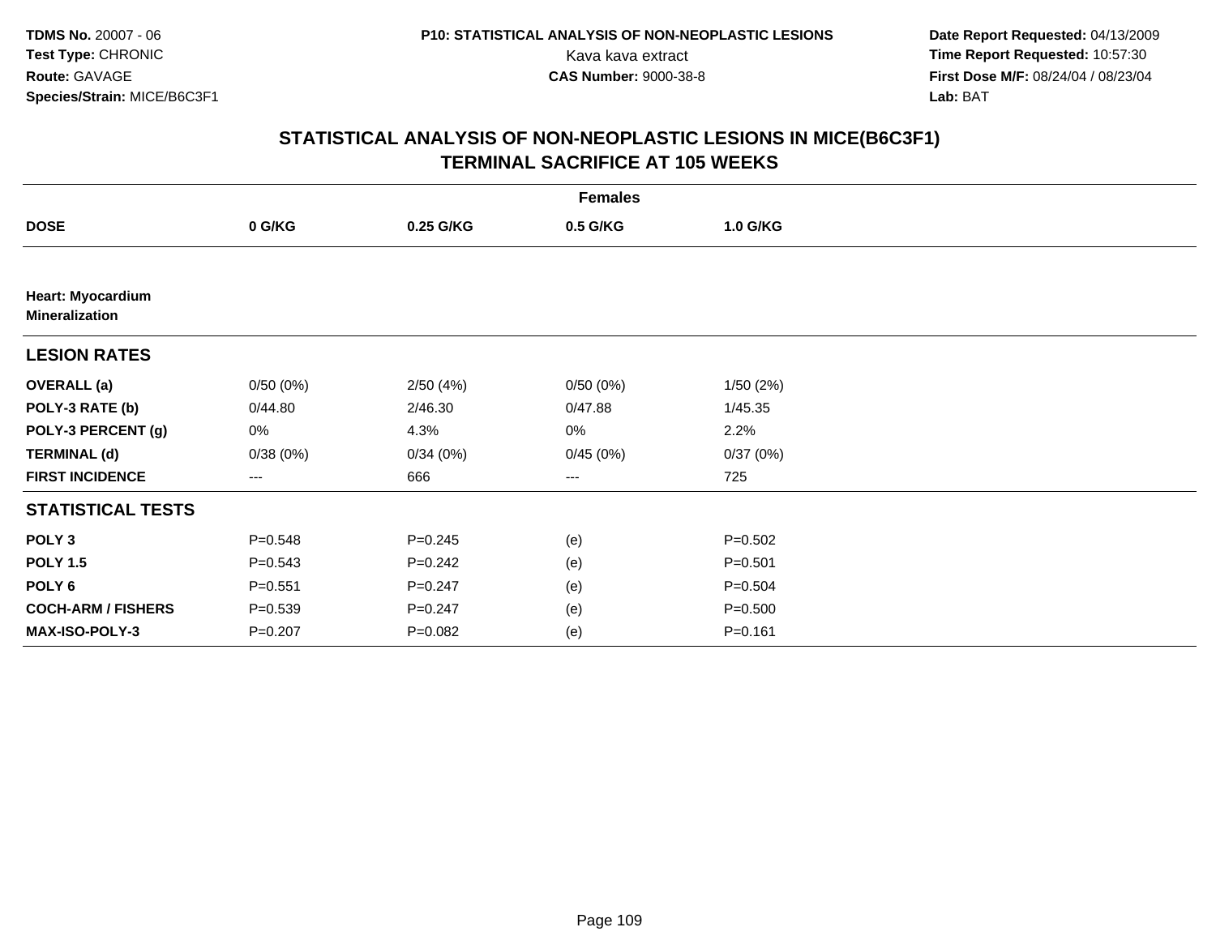**TDMS No.** 20007 - 06
**Test Type:** CHRONIC
**Route:** GAVAGE
**Species/Strain:** MICE/B6C3F1

**P10: STATISTICAL ANALYSIS OF NON-NEOPLASTIC LESIONS**
Kava kava extract
**CAS Number:** 9000-38-8

**Date Report Requested:** 04/13/2009
**Time Report Requested:** 10:57:30
**First Dose M/F:** 08/24/04 / 08/23/04
**Lab:** BAT

## STATISTICAL ANALYSIS OF NON-NEOPLASTIC LESIONS IN MICE(B6C3F1)
## TERMINAL SACRIFICE AT 105 WEEKS

| | **Females** | | | |
|---|---|---|---|---|
| **DOSE** | **0 G/KG** | **0.25 G/KG** | **0.5 G/KG** | **1.0 G/KG** |
| **Heart: Myocardium Mineralization** | | | | |
| **LESION RATES** | | | | |
| **OVERALL (a)** | 0/50 (0%) | 2/50 (4%) | 0/50 (0%) | 1/50 (2%) |
| **POLY-3 RATE (b)** | 0/44.80 | 2/46.30 | 0/47.88 | 1/45.35 |
| **POLY-3 PERCENT (g)** | 0% | 4.3% | 0% | 2.2% |
| **TERMINAL (d)** | 0/38 (0%) | 0/34 (0%) | 0/45 (0%) | 0/37 (0%) |
| **FIRST INCIDENCE** | --- | 666 | --- | 725 |
| **STATISTICAL TESTS** | | | | |
| **POLY 3** | P=0.548 | P=0.245 | (e) | P=0.502 |
| **POLY 1.5** | P=0.543 | P=0.242 | (e) | P=0.501 |
| **POLY 6** | P=0.551 | P=0.247 | (e) | P=0.504 |
| **COCH-ARM / FISHERS** | P=0.539 | P=0.247 | (e) | P=0.500 |
| **MAX-ISO-POLY-3** | P=0.207 | P=0.082 | (e) | P=0.161 |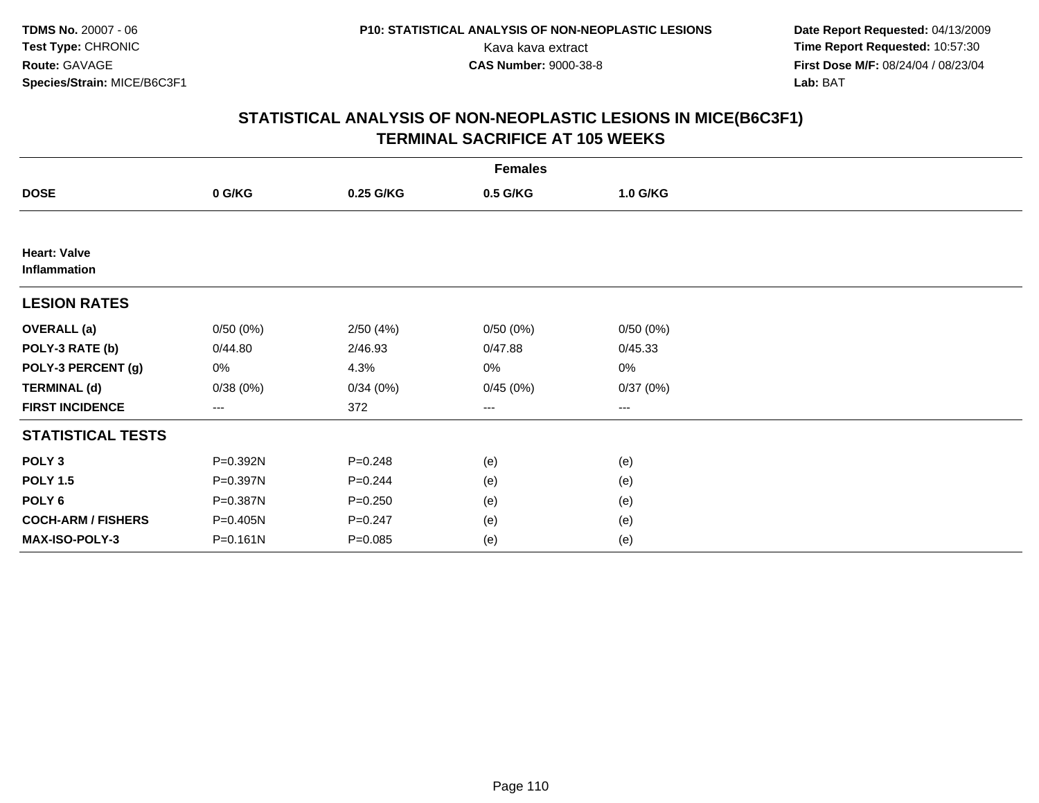TDMS No. 20007 - 06
Test Type: CHRONIC
Route: GAVAGE
Species/Strain: MICE/B6C3F1

P10: STATISTICAL ANALYSIS OF NON-NEOPLASTIC LESIONS
Kava kava extract
CAS Number: 9000-38-8

Date Report Requested: 04/13/2009
Time Report Requested: 10:57:30
First Dose M/F: 08/24/04 / 08/23/04
Lab: BAT

## STATISTICAL ANALYSIS OF NON-NEOPLASTIC LESIONS IN MICE(B6C3F1)
## TERMINAL SACRIFICE AT 105 WEEKS

| | Females | | | |
|---|---|---|---|---|
| **DOSE** | **0 G/KG** | **0.25 G/KG** | **0.5 G/KG** | **1.0 G/KG** |
| **Heart: Valve Inflammation** | | | | |
| **LESION RATES** | | | | |
| **OVERALL (a)** | 0/50 (0%) | 2/50 (4%) | 0/50 (0%) | 0/50 (0%) |
| **POLY-3 RATE (b)** | 0/44.80 | 2/46.93 | 0/47.88 | 0/45.33 |
| **POLY-3 PERCENT (g)** | 0% | 4.3% | 0% | 0% |
| **TERMINAL (d)** | 0/38 (0%) | 0/34 (0%) | 0/45 (0%) | 0/37 (0%) |
| **FIRST INCIDENCE** | --- | 372 | --- | --- |
| **STATISTICAL TESTS** | | | | |
| **POLY 3** | P=0.392N | P=0.248 | (e) | (e) |
| **POLY 1.5** | P=0.397N | P=0.244 | (e) | (e) |
| **POLY 6** | P=0.387N | P=0.250 | (e) | (e) |
| **COCH-ARM / FISHERS** | P=0.405N | P=0.247 | (e) | (e) |
| **MAX-ISO-POLY-3** | P=0.161N | P=0.085 | (e) | (e) |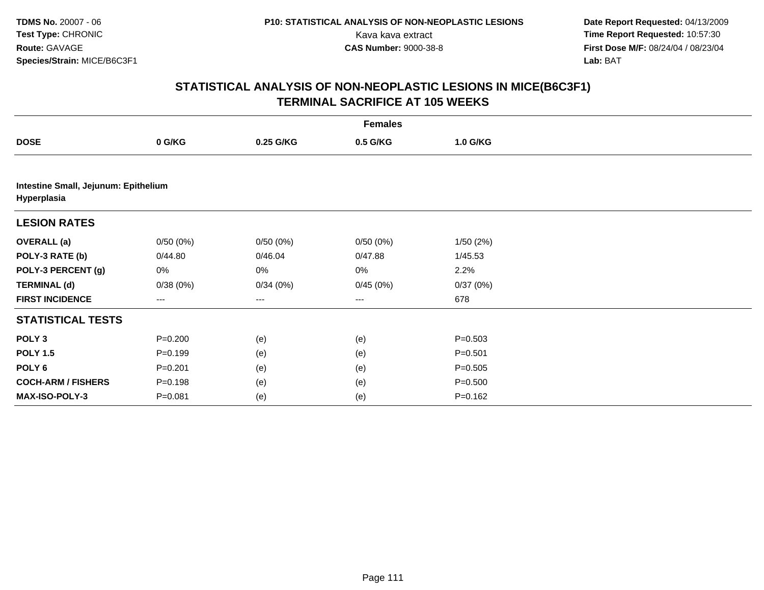**TDMS No.** 20007 - 06
**Test Type:** CHRONIC
**Route:** GAVAGE
**Species/Strain:** MICE/B6C3F1

**P10: STATISTICAL ANALYSIS OF NON-NEOPLASTIC LESIONS**
Kava kava extract
**CAS Number:** 9000-38-8

**Date Report Requested:** 04/13/2009
**Time Report Requested:** 10:57:30
**First Dose M/F:** 08/24/04 / 08/23/04
**Lab:** BAT

## STATISTICAL ANALYSIS OF NON-NEOPLASTIC LESIONS IN MICE(B6C3F1)
## TERMINAL SACRIFICE AT 105 WEEKS

**Females**

| DOSE | 0 G/KG | 0.25 G/KG | 0.5 G/KG | 1.0 G/KG |
|---|---|---|---|---|
| **Intestine Small, Jejunum: Epithelium Hyperplasia** | | | | |
| **LESION RATES** | | | | |
| **OVERALL (a)** | 0/50 (0%) | 0/50 (0%) | 0/50 (0%) | 1/50 (2%) |
| **POLY-3 RATE (b)** | 0/44.80 | 0/46.04 | 0/47.88 | 1/45.53 |
| **POLY-3 PERCENT (g)** | 0% | 0% | 0% | 2.2% |
| **TERMINAL (d)** | 0/38 (0%) | 0/34 (0%) | 0/45 (0%) | 0/37 (0%) |
| **FIRST INCIDENCE** | --- | --- | --- | 678 |
| **STATISTICAL TESTS** | | | | |
| **POLY 3** | P=0.200 | (e) | (e) | P=0.503 |
| **POLY 1.5** | P=0.199 | (e) | (e) | P=0.501 |
| **POLY 6** | P=0.201 | (e) | (e) | P=0.505 |
| **COCH-ARM / FISHERS** | P=0.198 | (e) | (e) | P=0.500 |
| **MAX-ISO-POLY-3** | P=0.081 | (e) | (e) | P=0.162 |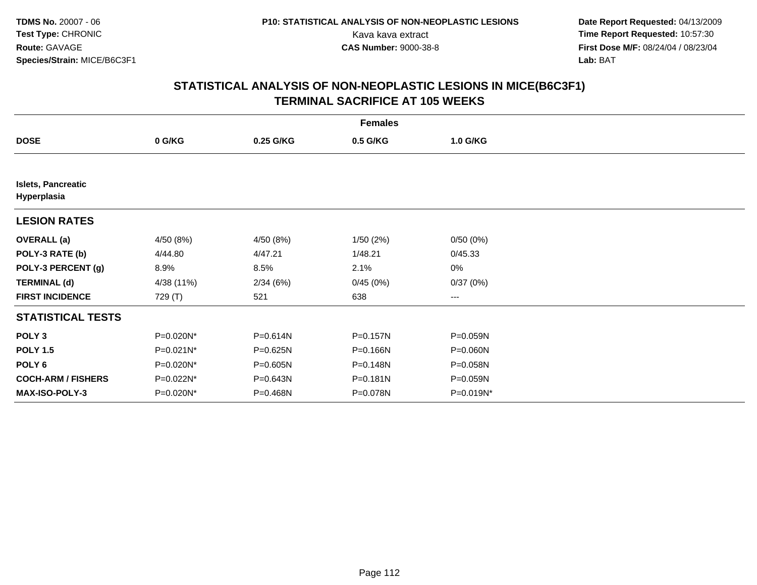**TDMS No.** 20007 - 06
**Test Type:** CHRONIC
**Route:** GAVAGE
**Species/Strain:** MICE/B6C3F1

**P10: STATISTICAL ANALYSIS OF NON-NEOPLASTIC LESIONS**
Kava kava extract
**CAS Number:** 9000-38-8

**Date Report Requested:** 04/13/2009
**Time Report Requested:** 10:57:30
**First Dose M/F:** 08/24/04 / 08/23/04
**Lab:** BAT

## STATISTICAL ANALYSIS OF NON-NEOPLASTIC LESIONS IN MICE(B6C3F1)
## TERMINAL SACRIFICE AT 105 WEEKS

| | Females | | | |
|---|---|---|---|---|
| **DOSE** | **0 G/KG** | **0.25 G/KG** | **0.5 G/KG** | **1.0 G/KG** |
| **Islets, Pancreatic Hyperplasia** | | | | |
| **LESION RATES** | | | | |
| **OVERALL (a)** | 4/50 (8%) | 4/50 (8%) | 1/50 (2%) | 0/50 (0%) |
| **POLY-3 RATE (b)** | 4/44.80 | 4/47.21 | 1/48.21 | 0/45.33 |
| **POLY-3 PERCENT (g)** | 8.9% | 8.5% | 2.1% | 0% |
| **TERMINAL (d)** | 4/38 (11%) | 2/34 (6%) | 0/45 (0%) | 0/37 (0%) |
| **FIRST INCIDENCE** | 729 (T) | 521 | 638 | --- |
| **STATISTICAL TESTS** | | | | |
| **POLY 3** | P=0.020N* | P=0.614N | P=0.157N | P=0.059N |
| **POLY 1.5** | P=0.021N* | P=0.625N | P=0.166N | P=0.060N |
| **POLY 6** | P=0.020N* | P=0.605N | P=0.148N | P=0.058N |
| **COCH-ARM / FISHERS** | P=0.022N* | P=0.643N | P=0.181N | P=0.059N |
| **MAX-ISO-POLY-3** | P=0.020N* | P=0.468N | P=0.078N | P=0.019N* |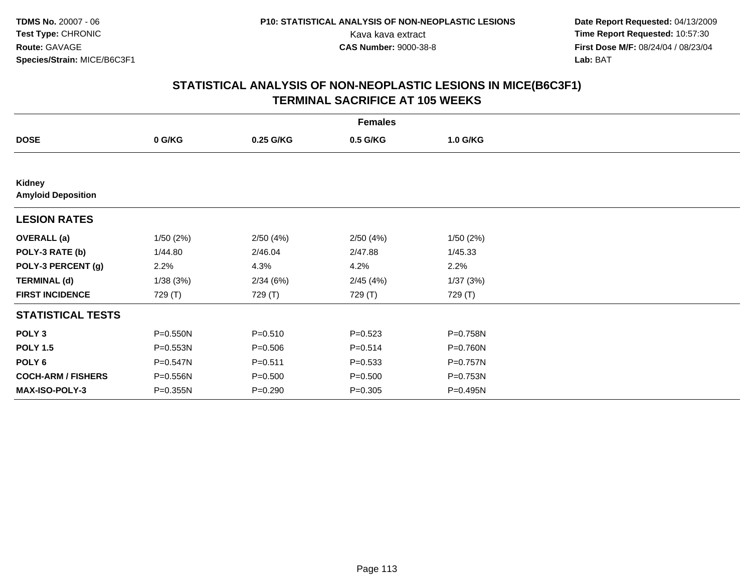TDMS No. 20007 - 06
Test Type: CHRONIC
Route: GAVAGE
Species/Strain: MICE/B6C3F1

P10: STATISTICAL ANALYSIS OF NON-NEOPLASTIC LESIONS
Kava kava extract
CAS Number: 9000-38-8

Date Report Requested: 04/13/2009
Time Report Requested: 10:57:30
First Dose M/F: 08/24/04 / 08/23/04
Lab: BAT

## STATISTICAL ANALYSIS OF NON-NEOPLASTIC LESIONS IN MICE(B6C3F1)
## TERMINAL SACRIFICE AT 105 WEEKS

| | Females | | | |
|---|---|---|---|---|
| **DOSE** | **0 G/KG** | **0.25 G/KG** | **0.5 G/KG** | **1.0 G/KG** |
| **Kidney** | | | | |
| **Amyloid Deposition** | | | | |
| **LESION RATES** | | | | |
| **OVERALL (a)** | 1/50 (2%) | 2/50 (4%) | 2/50 (4%) | 1/50 (2%) |
| **POLY-3 RATE (b)** | 1/44.80 | 2/46.04 | 2/47.88 | 1/45.33 |
| **POLY-3 PERCENT (g)** | 2.2% | 4.3% | 4.2% | 2.2% |
| **TERMINAL (d)** | 1/38 (3%) | 2/34 (6%) | 2/45 (4%) | 1/37 (3%) |
| **FIRST INCIDENCE** | 729 (T) | 729 (T) | 729 (T) | 729 (T) |
| **STATISTICAL TESTS** | | | | |
| **POLY 3** | P=0.550N | P=0.510 | P=0.523 | P=0.758N |
| **POLY 1.5** | P=0.553N | P=0.506 | P=0.514 | P=0.760N |
| **POLY 6** | P=0.547N | P=0.511 | P=0.533 | P=0.757N |
| **COCH-ARM / FISHERS** | P=0.556N | P=0.500 | P=0.500 | P=0.753N |
| **MAX-ISO-POLY-3** | P=0.355N | P=0.290 | P=0.305 | P=0.495N |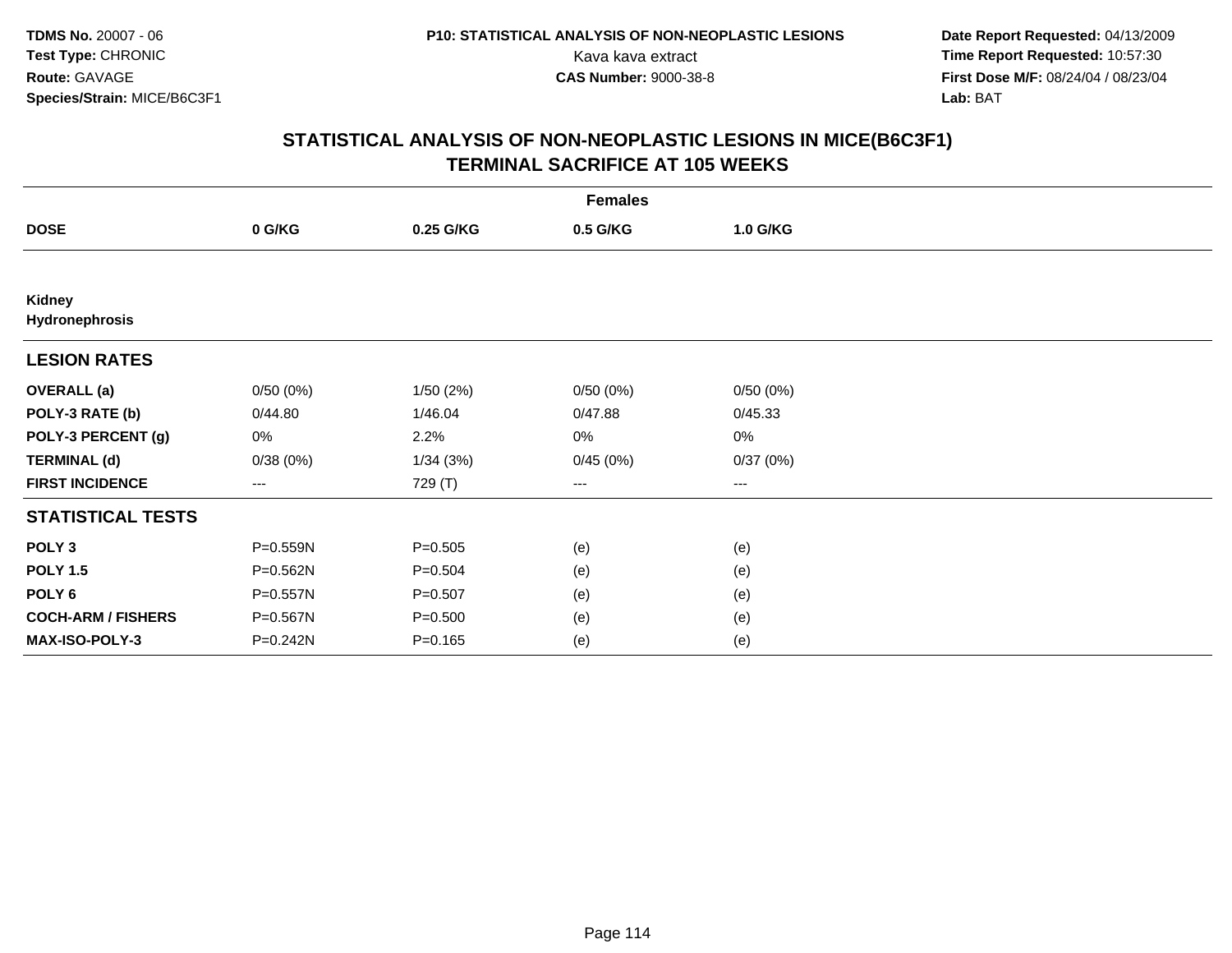**TDMS No.** 20007 - 06
**Test Type:** CHRONIC
**Route:** GAVAGE
**Species/Strain:** MICE/B6C3F1

**P10: STATISTICAL ANALYSIS OF NON-NEOPLASTIC LESIONS**
Kava kava extract
**CAS Number:** 9000-38-8

**Date Report Requested:** 04/13/2009
**Time Report Requested:** 10:57:30
**First Dose M/F:** 08/24/04 / 08/23/04
**Lab:** BAT

## STATISTICAL ANALYSIS OF NON-NEOPLASTIC LESIONS IN MICE(B6C3F1)
## TERMINAL SACRIFICE AT 105 WEEKS

| | Females | | | |
|---|---|---|---|---|
| **DOSE** | **0 G/KG** | **0.25 G/KG** | **0.5 G/KG** | **1.0 G/KG** |
| **Kidney** | | | | |
| **Hydronephrosis** | | | | |
| **LESION RATES** | | | | |
| **OVERALL (a)** | 0/50 (0%) | 1/50 (2%) | 0/50 (0%) | 0/50 (0%) |
| **POLY-3 RATE (b)** | 0/44.80 | 1/46.04 | 0/47.88 | 0/45.33 |
| **POLY-3 PERCENT (g)** | 0% | 2.2% | 0% | 0% |
| **TERMINAL (d)** | 0/38 (0%) | 1/34 (3%) | 0/45 (0%) | 0/37 (0%) |
| **FIRST INCIDENCE** | --- | 729 (T) | --- | --- |
| **STATISTICAL TESTS** | | | | |
| **POLY 3** | P=0.559N | P=0.505 | (e) | (e) |
| **POLY 1.5** | P=0.562N | P=0.504 | (e) | (e) |
| **POLY 6** | P=0.557N | P=0.507 | (e) | (e) |
| **COCH-ARM / FISHERS** | P=0.567N | P=0.500 | (e) | (e) |
| **MAX-ISO-POLY-3** | P=0.242N | P=0.165 | (e) | (e) |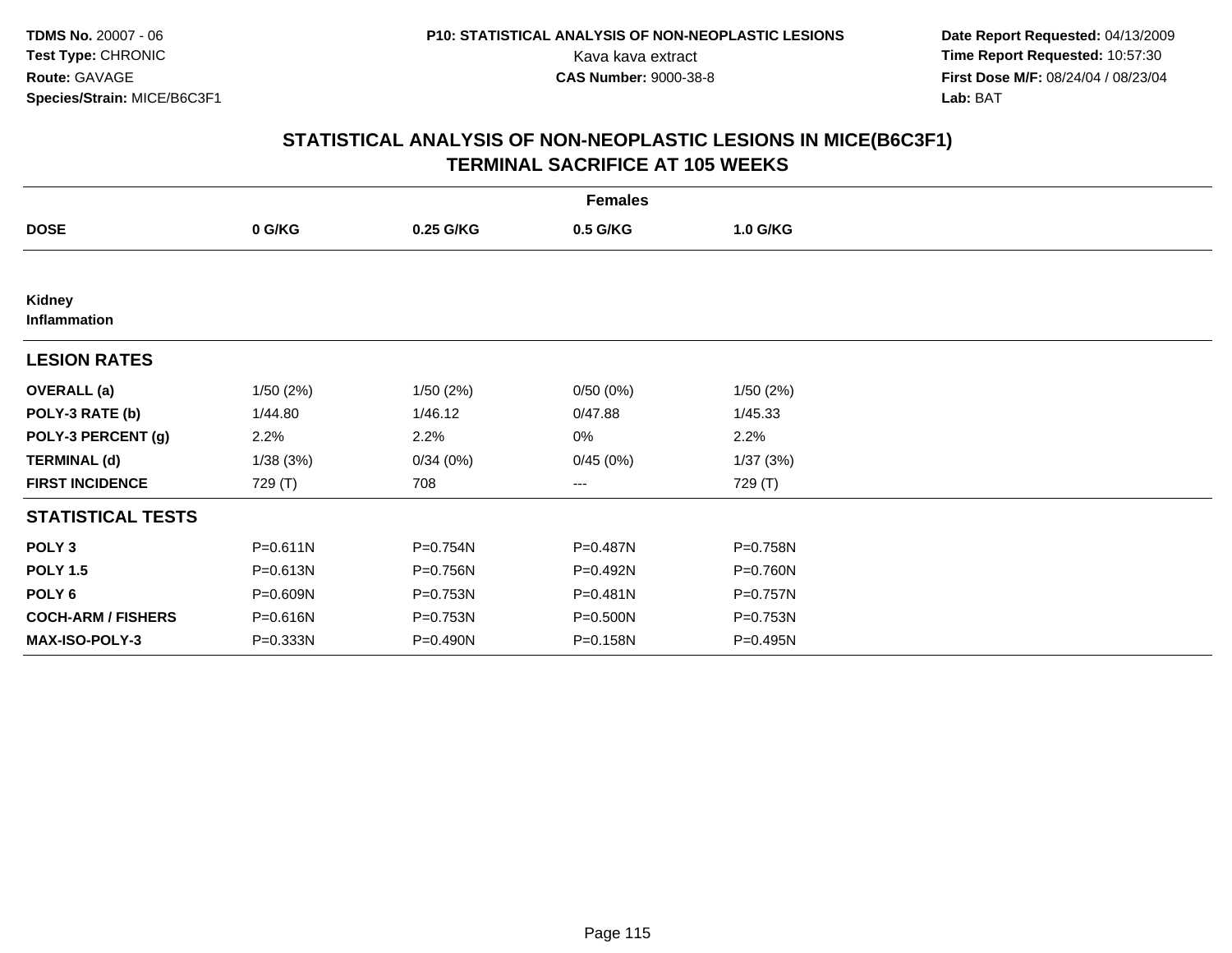**TDMS No.** 20007 - 06
**Test Type:** CHRONIC
**Route:** GAVAGE
**Species/Strain:** MICE/B6C3F1

**P10: STATISTICAL ANALYSIS OF NON-NEOPLASTIC LESIONS**
Kava kava extract
**CAS Number:** 9000-38-8

**Date Report Requested:** 04/13/2009
**Time Report Requested:** 10:57:30
**First Dose M/F:** 08/24/04 / 08/23/04
**Lab:** BAT

## STATISTICAL ANALYSIS OF NON-NEOPLASTIC LESIONS IN MICE(B6C3F1) TERMINAL SACRIFICE AT 105 WEEKS

| | Females | | | |
|---|---|---|---|---|
| **DOSE** | **0 G/KG** | **0.25 G/KG** | **0.5 G/KG** | **1.0 G/KG** |
| **Kidney** | | | | |
| **Inflammation** | | | | |
| **LESION RATES** | | | | |
| **OVERALL (a)** | 1/50 (2%) | 1/50 (2%) | 0/50 (0%) | 1/50 (2%) |
| **POLY-3 RATE (b)** | 1/44.80 | 1/46.12 | 0/47.88 | 1/45.33 |
| **POLY-3 PERCENT (g)** | 2.2% | 2.2% | 0% | 2.2% |
| **TERMINAL (d)** | 1/38 (3%) | 0/34 (0%) | 0/45 (0%) | 1/37 (3%) |
| **FIRST INCIDENCE** | 729 (T) | 708 | --- | 729 (T) |
| **STATISTICAL TESTS** | | | | |
| **POLY 3** | P=0.611N | P=0.754N | P=0.487N | P=0.758N |
| **POLY 1.5** | P=0.613N | P=0.756N | P=0.492N | P=0.760N |
| **POLY 6** | P=0.609N | P=0.753N | P=0.481N | P=0.757N |
| **COCH-ARM / FISHERS** | P=0.616N | P=0.753N | P=0.500N | P=0.753N |
| **MAX-ISO-POLY-3** | P=0.333N | P=0.490N | P=0.158N | P=0.495N |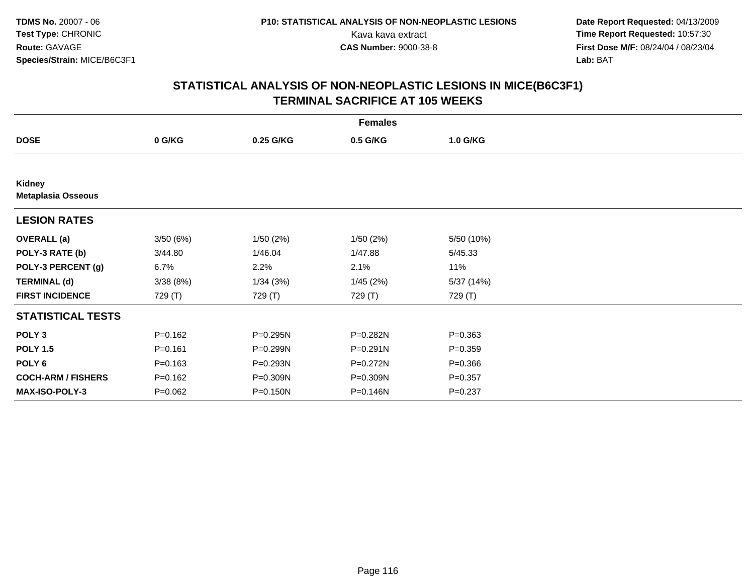TDMS No. 20007 - 06
Test Type: CHRONIC
Route: GAVAGE
Species/Strain: MICE/B6C3F1

P10: STATISTICAL ANALYSIS OF NON-NEOPLASTIC LESIONS
Kava kava extract
CAS Number: 9000-38-8

Date Report Requested: 04/13/2009
Time Report Requested: 10:57:30
First Dose M/F: 08/24/04 / 08/23/04
Lab: BAT

## STATISTICAL ANALYSIS OF NON-NEOPLASTIC LESIONS IN MICE(B6C3F1)
## TERMINAL SACRIFICE AT 105 WEEKS

| | Females | | | |
|---|---|---|---|---|
| **DOSE** | **0 G/KG** | **0.25 G/KG** | **0.5 G/KG** | **1.0 G/KG** |
| **Kidney** | | | | |
| **Metaplasia Osseous** | | | | |
| **LESION RATES** | | | | |
| **OVERALL (a)** | 3/50 (6%) | 1/50 (2%) | 1/50 (2%) | 5/50 (10%) |
| **POLY-3 RATE (b)** | 3/44.80 | 1/46.04 | 1/47.88 | 5/45.33 |
| **POLY-3 PERCENT (g)** | 6.7% | 2.2% | 2.1% | 11% |
| **TERMINAL (d)** | 3/38 (8%) | 1/34 (3%) | 1/45 (2%) | 5/37 (14%) |
| **FIRST INCIDENCE** | 729 (T) | 729 (T) | 729 (T) | 729 (T) |
| **STATISTICAL TESTS** | | | | |
| **POLY 3** | P=0.162 | P=0.295N | P=0.282N | P=0.363 |
| **POLY 1.5** | P=0.161 | P=0.299N | P=0.291N | P=0.359 |
| **POLY 6** | P=0.163 | P=0.293N | P=0.272N | P=0.366 |
| **COCH-ARM / FISHERS** | P=0.162 | P=0.309N | P=0.309N | P=0.357 |
| **MAX-ISO-POLY-3** | P=0.062 | P=0.150N | P=0.146N | P=0.237 |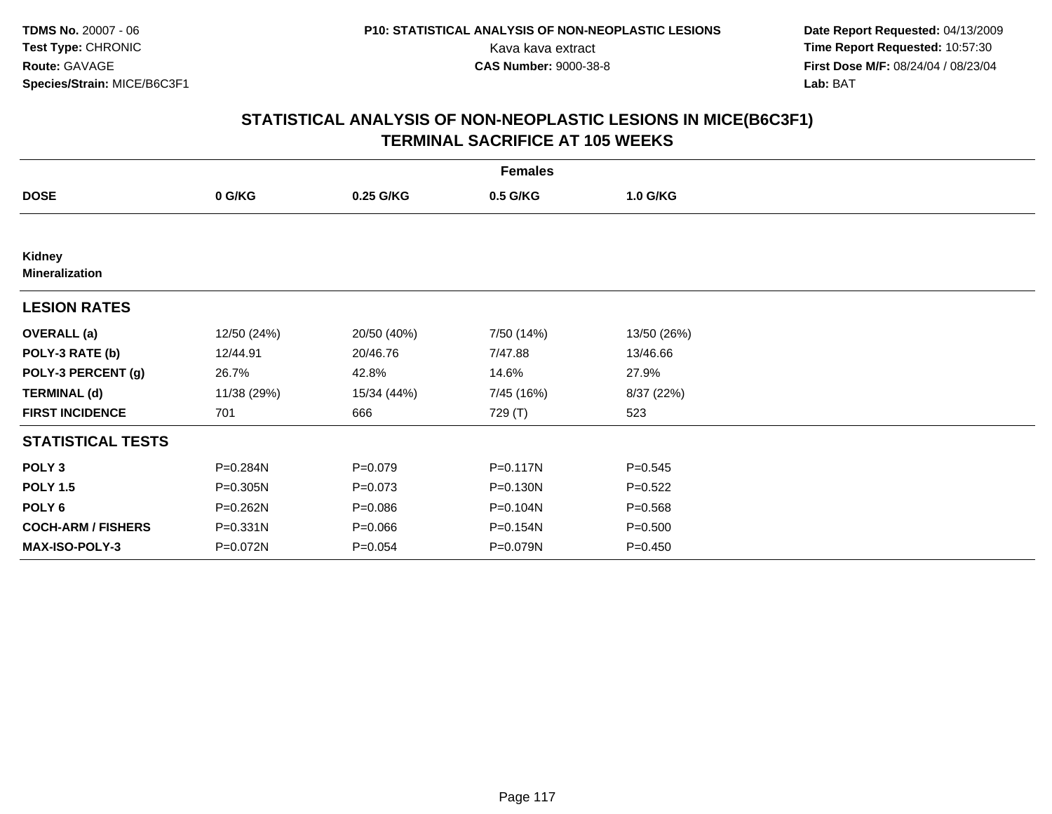**TDMS No.** 20007 - 06
**Test Type:** CHRONIC
**Route:** GAVAGE
**Species/Strain:** MICE/B6C3F1

**P10: STATISTICAL ANALYSIS OF NON-NEOPLASTIC LESIONS**
Kava kava extract
**CAS Number:** 9000-38-8

**Date Report Requested:** 04/13/2009
**Time Report Requested:** 10:57:30
**First Dose M/F:** 08/24/04 / 08/23/04
**Lab:** BAT

## STATISTICAL ANALYSIS OF NON-NEOPLASTIC LESIONS IN MICE(B6C3F1) TERMINAL SACRIFICE AT 105 WEEKS

| | Females | | | |
|---|---|---|---|---|
| **DOSE** | **0 G/KG** | **0.25 G/KG** | **0.5 G/KG** | **1.0 G/KG** |
| **Kidney** | | | | |
| **Mineralization** | | | | |
| **LESION RATES** | | | | |
| **OVERALL (a)** | 12/50 (24%) | 20/50 (40%) | 7/50 (14%) | 13/50 (26%) |
| **POLY-3 RATE (b)** | 12/44.91 | 20/46.76 | 7/47.88 | 13/46.66 |
| **POLY-3 PERCENT (g)** | 26.7% | 42.8% | 14.6% | 27.9% |
| **TERMINAL (d)** | 11/38 (29%) | 15/34 (44%) | 7/45 (16%) | 8/37 (22%) |
| **FIRST INCIDENCE** | 701 | 666 | 729 (T) | 523 |
| **STATISTICAL TESTS** | | | | |
| **POLY 3** | P=0.284N | P=0.079 | P=0.117N | P=0.545 |
| **POLY 1.5** | P=0.305N | P=0.073 | P=0.130N | P=0.522 |
| **POLY 6** | P=0.262N | P=0.086 | P=0.104N | P=0.568 |
| **COCH-ARM / FISHERS** | P=0.331N | P=0.066 | P=0.154N | P=0.500 |
| **MAX-ISO-POLY-3** | P=0.072N | P=0.054 | P=0.079N | P=0.450 |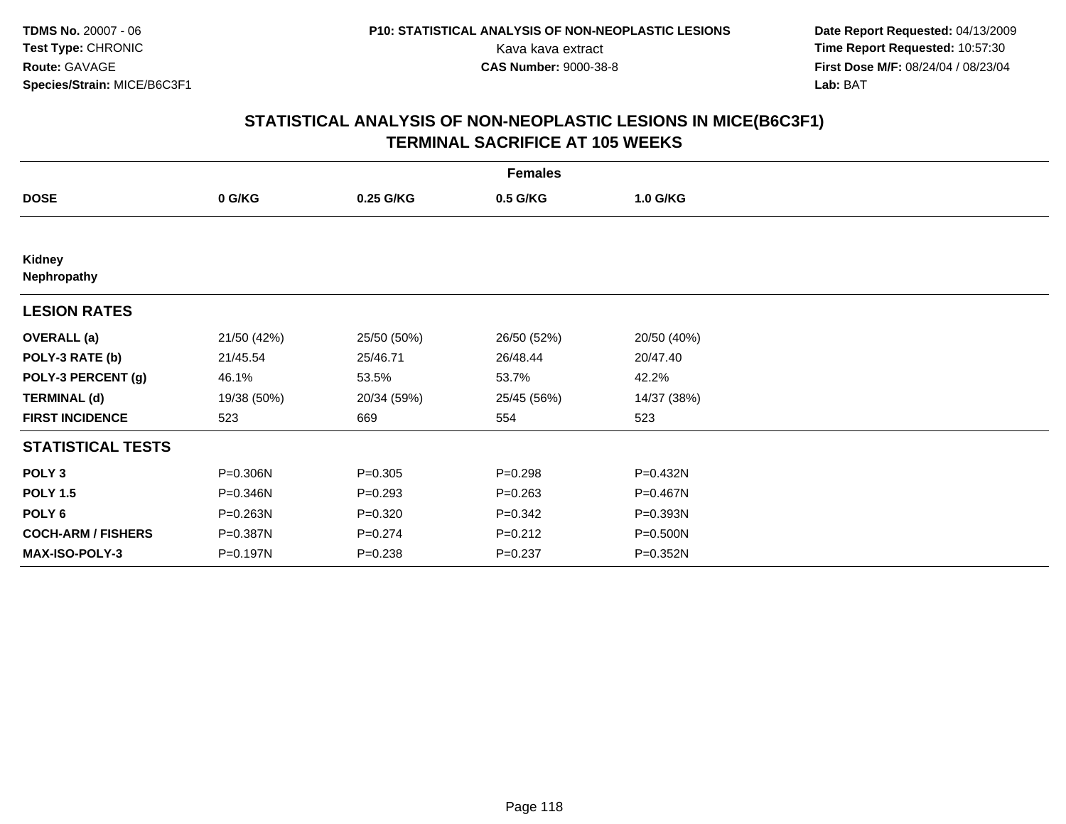**TDMS No.** 20007 - 06
**Test Type:** CHRONIC
**Route:** GAVAGE
**Species/Strain:** MICE/B6C3F1

**P10: STATISTICAL ANALYSIS OF NON-NEOPLASTIC LESIONS**
Kava kava extract
**CAS Number:** 9000-38-8

**Date Report Requested:** 04/13/2009
**Time Report Requested:** 10:57:30
**First Dose M/F:** 08/24/04 / 08/23/04
**Lab:** BAT

## STATISTICAL ANALYSIS OF NON-NEOPLASTIC LESIONS IN MICE(B6C3F1)
## TERMINAL SACRIFICE AT 105 WEEKS

| | Females | | | |
|---|---|---|---|---|
| **DOSE** | **0 G/KG** | **0.25 G/KG** | **0.5 G/KG** | **1.0 G/KG** |
| **Kidney** | | | | |
| **Nephropathy** | | | | |
| **LESION RATES** | | | | |
| **OVERALL (a)** | 21/50 (42%) | 25/50 (50%) | 26/50 (52%) | 20/50 (40%) |
| **POLY-3 RATE (b)** | 21/45.54 | 25/46.71 | 26/48.44 | 20/47.40 |
| **POLY-3 PERCENT (g)** | 46.1% | 53.5% | 53.7% | 42.2% |
| **TERMINAL (d)** | 19/38 (50%) | 20/34 (59%) | 25/45 (56%) | 14/37 (38%) |
| **FIRST INCIDENCE** | 523 | 669 | 554 | 523 |
| **STATISTICAL TESTS** | | | | |
| **POLY 3** | P=0.306N | P=0.305 | P=0.298 | P=0.432N |
| **POLY 1.5** | P=0.346N | P=0.293 | P=0.263 | P=0.467N |
| **POLY 6** | P=0.263N | P=0.320 | P=0.342 | P=0.393N |
| **COCH-ARM / FISHERS** | P=0.387N | P=0.274 | P=0.212 | P=0.500N |
| **MAX-ISO-POLY-3** | P=0.197N | P=0.238 | P=0.237 | P=0.352N |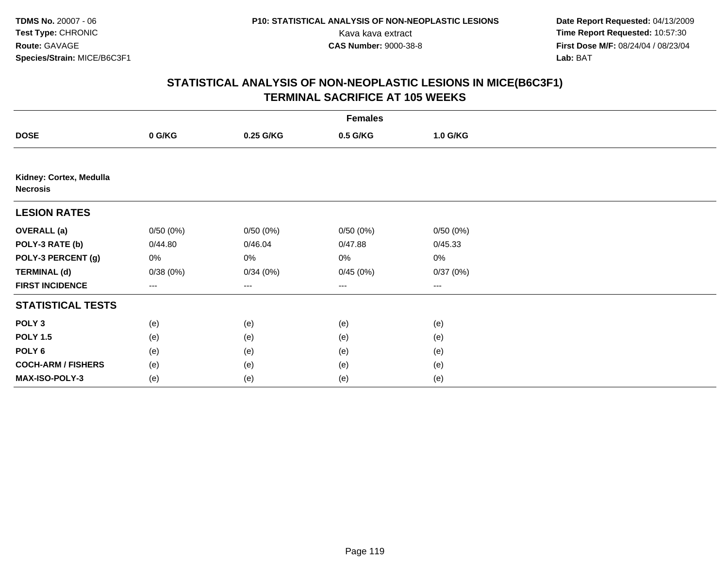**TDMS No.** 20007 - 06
**Test Type:** CHRONIC
**Route:** GAVAGE
**Species/Strain:** MICE/B6C3F1

**P10: STATISTICAL ANALYSIS OF NON-NEOPLASTIC LESIONS**
Kava kava extract
**CAS Number:** 9000-38-8

**Date Report Requested:** 04/13/2009
**Time Report Requested:** 10:57:30
**First Dose M/F:** 08/24/04 / 08/23/04
**Lab:** BAT

## STATISTICAL ANALYSIS OF NON-NEOPLASTIC LESIONS IN MICE(B6C3F1)
## TERMINAL SACRIFICE AT 105 WEEKS

| | Females | | | |
|---|---|---|---|---|
| **DOSE** | **0 G/KG** | **0.25 G/KG** | **0.5 G/KG** | **1.0 G/KG** |
| **Kidney: Cortex, Medulla** | | | | |
| **Necrosis** | | | | |
| **LESION RATES** | | | | |
| **OVERALL (a)** | 0/50 (0%) | 0/50 (0%) | 0/50 (0%) | 0/50 (0%) |
| **POLY-3 RATE (b)** | 0/44.80 | 0/46.04 | 0/47.88 | 0/45.33 |
| **POLY-3 PERCENT (g)** | 0% | 0% | 0% | 0% |
| **TERMINAL (d)** | 0/38 (0%) | 0/34 (0%) | 0/45 (0%) | 0/37 (0%) |
| **FIRST INCIDENCE** | --- | --- | --- | --- |
| **STATISTICAL TESTS** | | | | |
| **POLY 3** | (e) | (e) | (e) | (e) |
| **POLY 1.5** | (e) | (e) | (e) | (e) |
| **POLY 6** | (e) | (e) | (e) | (e) |
| **COCH-ARM / FISHERS** | (e) | (e) | (e) | (e) |
| **MAX-ISO-POLY-3** | (e) | (e) | (e) | (e) |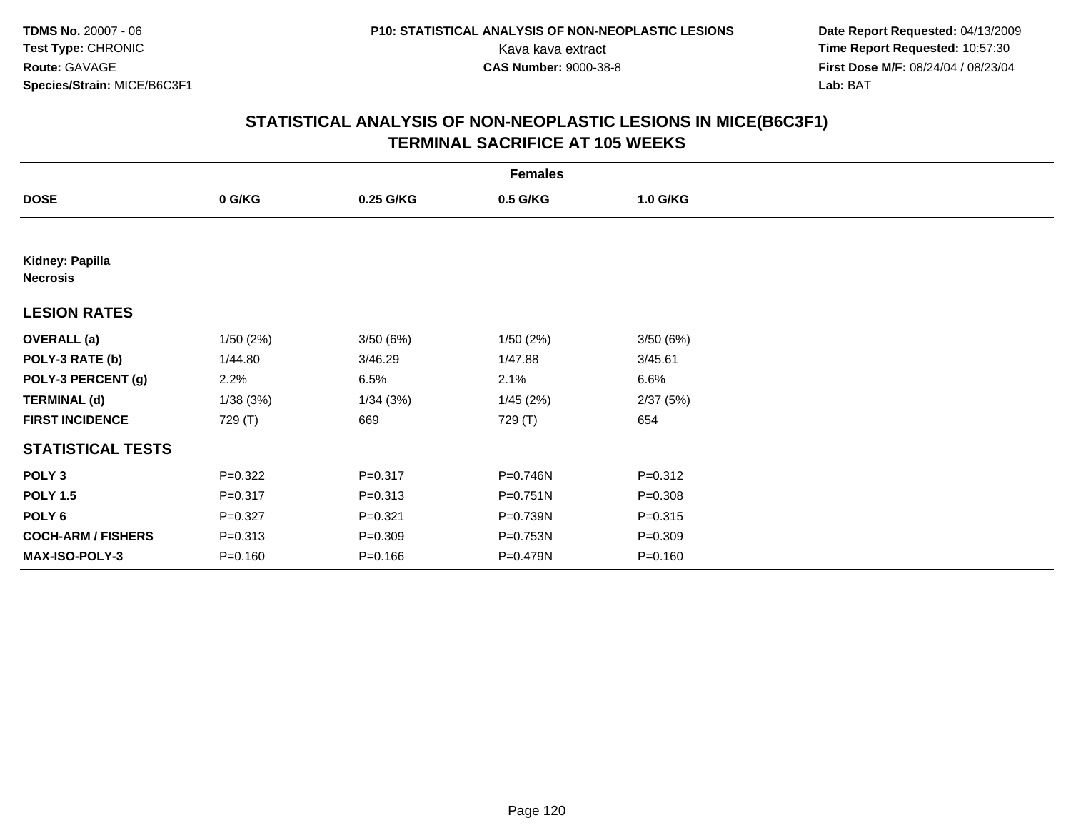**TDMS No.** 20007 - 06
**Test Type:** CHRONIC
**Route:** GAVAGE
**Species/Strain:** MICE/B6C3F1

**P10: STATISTICAL ANALYSIS OF NON-NEOPLASTIC LESIONS**
Kava kava extract
**CAS Number:** 9000-38-8

**Date Report Requested:** 04/13/2009
**Time Report Requested:** 10:57:30
**First Dose M/F:** 08/24/04 / 08/23/04
**Lab:** BAT

## STATISTICAL ANALYSIS OF NON-NEOPLASTIC LESIONS IN MICE(B6C3F1) TERMINAL SACRIFICE AT 105 WEEKS

| | | **Females** | | |
|---|---|---|---|---|
| **DOSE** | **0 G/KG** | **0.25 G/KG** | **0.5 G/KG** | **1.0 G/KG** |
| **Kidney: Papilla Necrosis** | | | | |
| **LESION RATES** | | | | |
| **OVERALL (a)** | 1/50 (2%) | 3/50 (6%) | 1/50 (2%) | 3/50 (6%) |
| **POLY-3 RATE (b)** | 1/44.80 | 3/46.29 | 1/47.88 | 3/45.61 |
| **POLY-3 PERCENT (g)** | 2.2% | 6.5% | 2.1% | 6.6% |
| **TERMINAL (d)** | 1/38 (3%) | 1/34 (3%) | 1/45 (2%) | 2/37 (5%) |
| **FIRST INCIDENCE** | 729 (T) | 669 | 729 (T) | 654 |
| **STATISTICAL TESTS** | | | | |
| **POLY 3** | P=0.322 | P=0.317 | P=0.746N | P=0.312 |
| **POLY 1.5** | P=0.317 | P=0.313 | P=0.751N | P=0.308 |
| **POLY 6** | P=0.327 | P=0.321 | P=0.739N | P=0.315 |
| **COCH-ARM / FISHERS** | P=0.313 | P=0.309 | P=0.753N | P=0.309 |
| **MAX-ISO-POLY-3** | P=0.160 | P=0.166 | P=0.479N | P=0.160 |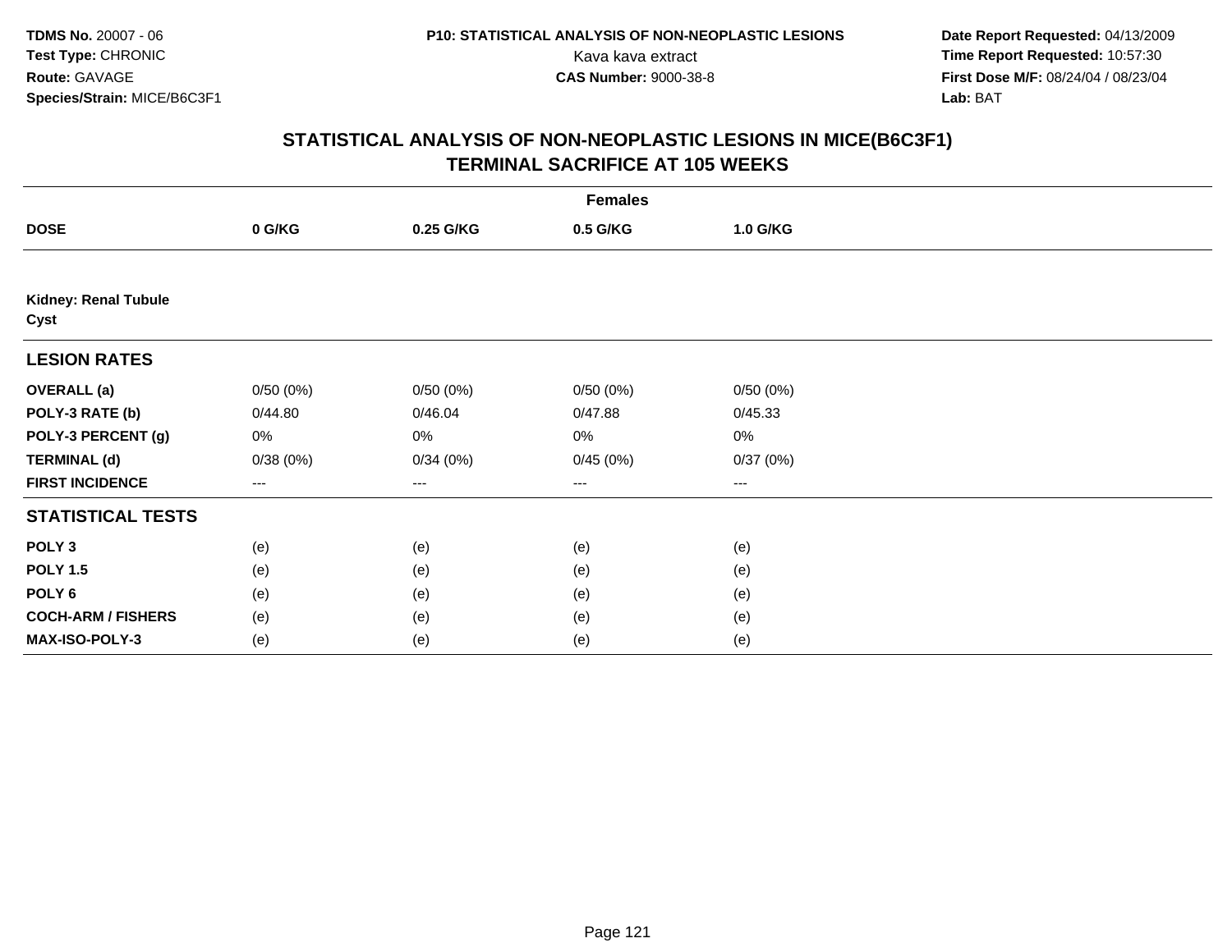**TDMS No.** 20007 - 06
**Test Type:** CHRONIC
**Route:** GAVAGE
**Species/Strain:** MICE/B6C3F1

**P10: STATISTICAL ANALYSIS OF NON-NEOPLASTIC LESIONS**
Kava kava extract
**CAS Number:** 9000-38-8

**Date Report Requested:** 04/13/2009
**Time Report Requested:** 10:57:30
**First Dose M/F:** 08/24/04 / 08/23/04
**Lab:** BAT

## STATISTICAL ANALYSIS OF NON-NEOPLASTIC LESIONS IN MICE(B6C3F1)
## TERMINAL SACRIFICE AT 105 WEEKS

| | Females | | | |
|---|---|---|---|---|
| **DOSE** | **0 G/KG** | **0.25 G/KG** | **0.5 G/KG** | **1.0 G/KG** |
| **Kidney: Renal Tubule** | | | | |
| **Cyst** | | | | |
| **LESION RATES** | | | | |
| **OVERALL (a)** | 0/50 (0%) | 0/50 (0%) | 0/50 (0%) | 0/50 (0%) |
| **POLY-3 RATE (b)** | 0/44.80 | 0/46.04 | 0/47.88 | 0/45.33 |
| **POLY-3 PERCENT (g)** | 0% | 0% | 0% | 0% |
| **TERMINAL (d)** | 0/38 (0%) | 0/34 (0%) | 0/45 (0%) | 0/37 (0%) |
| **FIRST INCIDENCE** | --- | --- | --- | --- |
| **STATISTICAL TESTS** | | | | |
| **POLY 3** | (e) | (e) | (e) | (e) |
| **POLY 1.5** | (e) | (e) | (e) | (e) |
| **POLY 6** | (e) | (e) | (e) | (e) |
| **COCH-ARM / FISHERS** | (e) | (e) | (e) | (e) |
| **MAX-ISO-POLY-3** | (e) | (e) | (e) | (e) |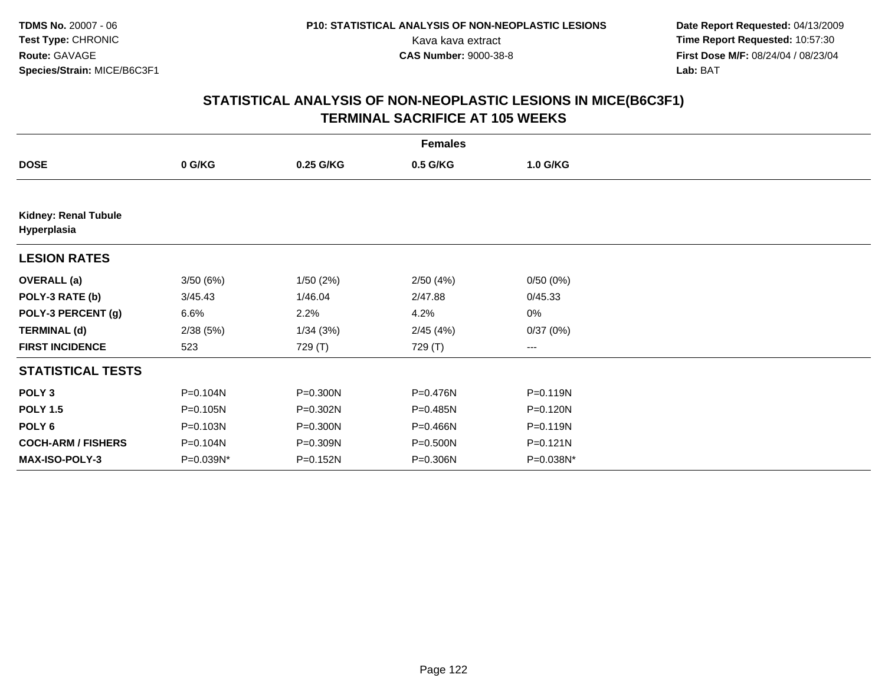TDMS No. 20007 - 06
Test Type: CHRONIC
Route: GAVAGE
Species/Strain: MICE/B6C3F1

P10: STATISTICAL ANALYSIS OF NON-NEOPLASTIC LESIONS
Kava kava extract
CAS Number: 9000-38-8

Date Report Requested: 04/13/2009
Time Report Requested: 10:57:30
First Dose M/F: 08/24/04 / 08/23/04
Lab: BAT

## STATISTICAL ANALYSIS OF NON-NEOPLASTIC LESIONS IN MICE(B6C3F1)
## TERMINAL SACRIFICE AT 105 WEEKS

| | Females | | | |
|---|---|---|---|---|
| **DOSE** | **0 G/KG** | **0.25 G/KG** | **0.5 G/KG** | **1.0 G/KG** |
| **Kidney: Renal Tubule Hyperplasia** | | | | |
| **LESION RATES** | | | | |
| **OVERALL (a)** | 3/50 (6%) | 1/50 (2%) | 2/50 (4%) | 0/50 (0%) |
| **POLY-3 RATE (b)** | 3/45.43 | 1/46.04 | 2/47.88 | 0/45.33 |
| **POLY-3 PERCENT (g)** | 6.6% | 2.2% | 4.2% | 0% |
| **TERMINAL (d)** | 2/38 (5%) | 1/34 (3%) | 2/45 (4%) | 0/37 (0%) |
| **FIRST INCIDENCE** | 523 | 729 (T) | 729 (T) | --- |
| **STATISTICAL TESTS** | | | | |
| **POLY 3** | P=0.104N | P=0.300N | P=0.476N | P=0.119N |
| **POLY 1.5** | P=0.105N | P=0.302N | P=0.485N | P=0.120N |
| **POLY 6** | P=0.103N | P=0.300N | P=0.466N | P=0.119N |
| **COCH-ARM / FISHERS** | P=0.104N | P=0.309N | P=0.500N | P=0.121N |
| **MAX-ISO-POLY-3** | P=0.039N* | P=0.152N | P=0.306N | P=0.038N* |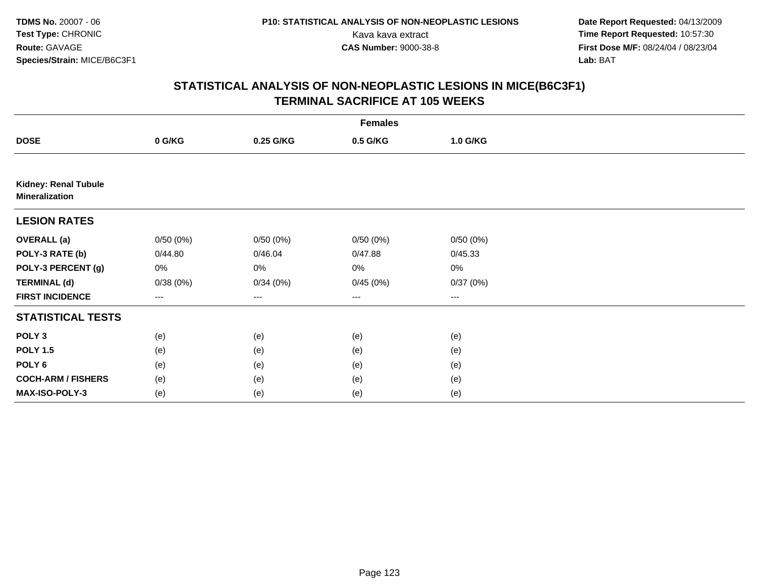# STATISTICAL ANALYSIS OF NON-NEOPLASTIC LESIONS IN MICE(B6C3F1)
## TERMINAL SACRIFICE AT 105 WEEKS

| | Females | | | |
|---|---|---|---|---|
| **DOSE** | **0 G/KG** | **0.25 G/KG** | **0.5 G/KG** | **1.0 G/KG** |
| **Kidney: Renal Tubule Mineralization** | | | | |
| **LESION RATES** | | | | |
| **OVERALL (a)** | 0/50 (0%) | 0/50 (0%) | 0/50 (0%) | 0/50 (0%) |
| **POLY-3 RATE (b)** | 0/44.80 | 0/46.04 | 0/47.88 | 0/45.33 |
| **POLY-3 PERCENT (g)** | 0% | 0% | 0% | 0% |
| **TERMINAL (d)** | 0/38 (0%) | 0/34 (0%) | 0/45 (0%) | 0/37 (0%) |
| **FIRST INCIDENCE** | --- | --- | --- | --- |
| **STATISTICAL TESTS** | | | | |
| **POLY 3** | (e) | (e) | (e) | (e) |
| **POLY 1.5** | (e) | (e) | (e) | (e) |
| **POLY 6** | (e) | (e) | (e) | (e) |
| **COCH-ARM / FISHERS** | (e) | (e) | (e) | (e) |
| **MAX-ISO-POLY-3** | (e) | (e) | (e) | (e) |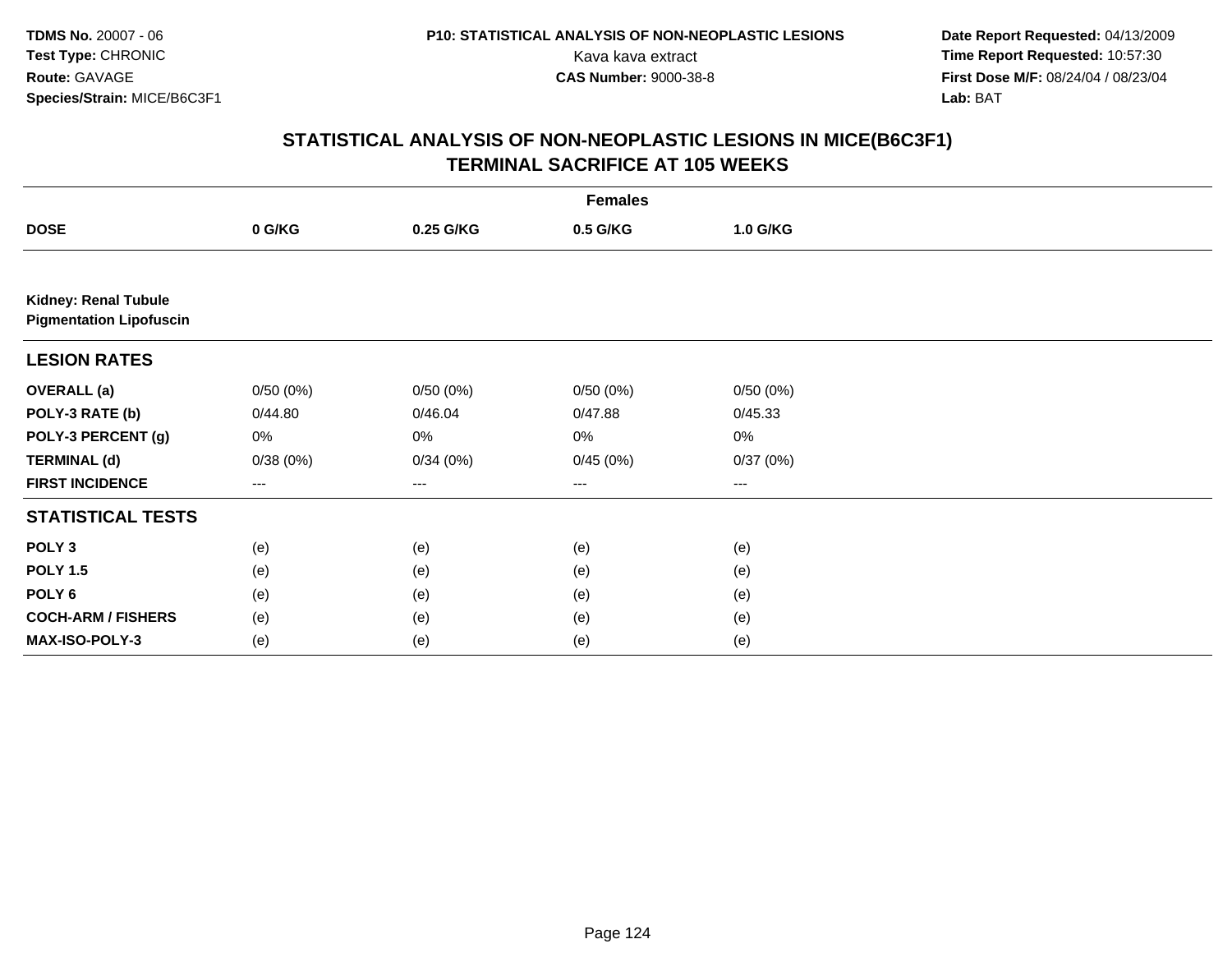**TDMS No.** 20007 - 06
**Test Type:** CHRONIC
**Route:** GAVAGE
**Species/Strain:** MICE/B6C3F1

**P10: STATISTICAL ANALYSIS OF NON-NEOPLASTIC LESIONS**
Kava kava extract
**CAS Number:** 9000-38-8

**Date Report Requested:** 04/13/2009
**Time Report Requested:** 10:57:30
**First Dose M/F:** 08/24/04 / 08/23/04
**Lab:** BAT

## STATISTICAL ANALYSIS OF NON-NEOPLASTIC LESIONS IN MICE(B6C3F1)
## TERMINAL SACRIFICE AT 105 WEEKS

| | Females | | | |
|---|---|---|---|---|
| **DOSE** | **0 G/KG** | **0.25 G/KG** | **0.5 G/KG** | **1.0 G/KG** |
| **Kidney: Renal Tubule** **Pigmentation Lipofuscin** | | | | |
| **LESION RATES** | | | | |
| **OVERALL (a)** | 0/50 (0%) | 0/50 (0%) | 0/50 (0%) | 0/50 (0%) |
| **POLY-3 RATE (b)** | 0/44.80 | 0/46.04 | 0/47.88 | 0/45.33 |
| **POLY-3 PERCENT (g)** | 0% | 0% | 0% | 0% |
| **TERMINAL (d)** | 0/38 (0%) | 0/34 (0%) | 0/45 (0%) | 0/37 (0%) |
| **FIRST INCIDENCE** | --- | --- | --- | --- |
| **STATISTICAL TESTS** | | | | |
| **POLY 3** | (e) | (e) | (e) | (e) |
| **POLY 1.5** | (e) | (e) | (e) | (e) |
| **POLY 6** | (e) | (e) | (e) | (e) |
| **COCH-ARM / FISHERS** | (e) | (e) | (e) | (e) |
| **MAX-ISO-POLY-3** | (e) | (e) | (e) | (e) |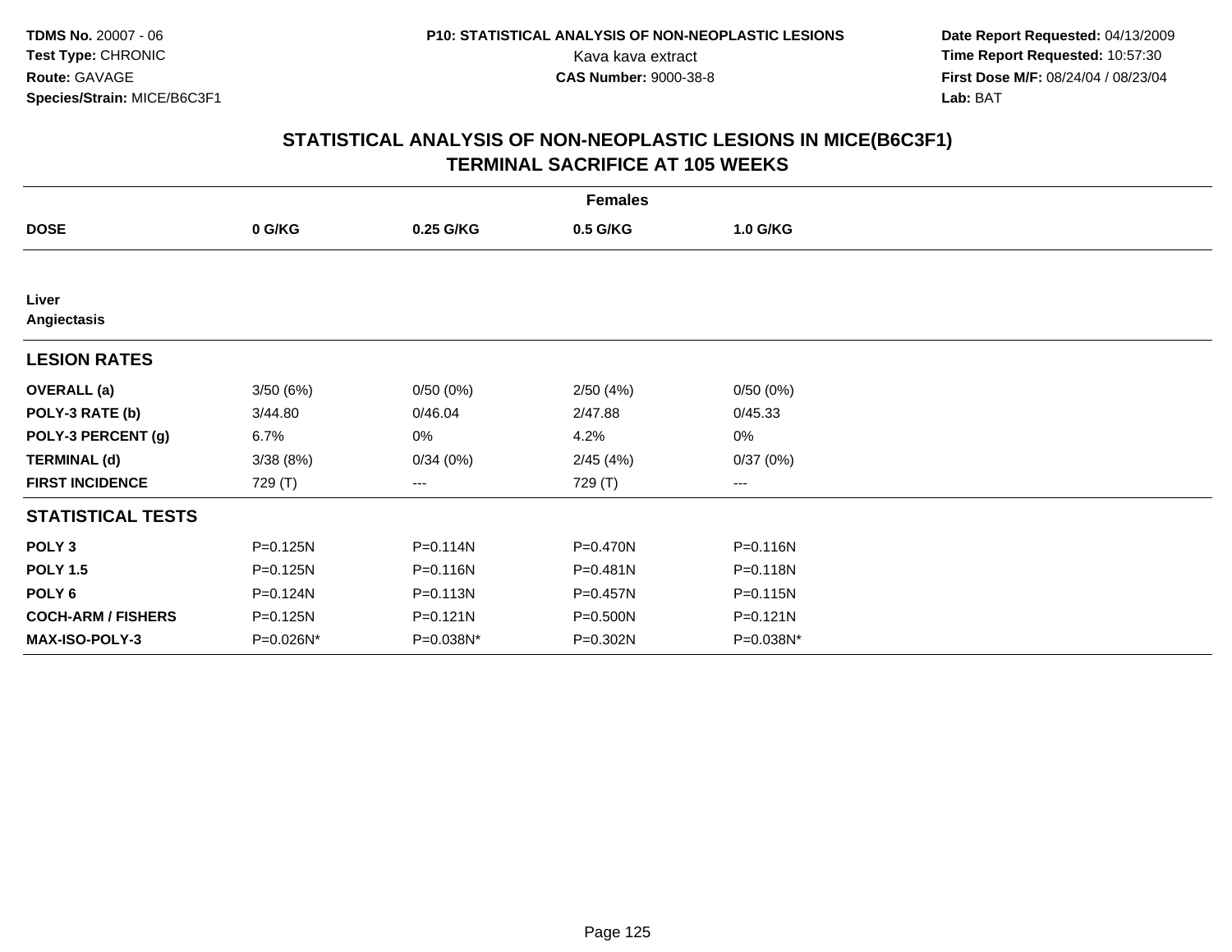**TDMS No.** 20007 - 06
**Test Type:** CHRONIC
**Route:** GAVAGE
**Species/Strain:** MICE/B6C3F1

**P10: STATISTICAL ANALYSIS OF NON-NEOPLASTIC LESIONS**
Kava kava extract
**CAS Number:** 9000-38-8

**Date Report Requested:** 04/13/2009
**Time Report Requested:** 10:57:30
**First Dose M/F:** 08/24/04 / 08/23/04
**Lab:** BAT

## STATISTICAL ANALYSIS OF NON-NEOPLASTIC LESIONS IN MICE(B6C3F1)
## TERMINAL SACRIFICE AT 105 WEEKS

| | Females | | | |
|---|---|---|---|---|
| **DOSE** | **0 G/KG** | **0.25 G/KG** | **0.5 G/KG** | **1.0 G/KG** |
| **Liver** | | | | |
| **Angiectasis** | | | | |
| **LESION RATES** | | | | |
| **OVERALL (a)** | 3/50 (6%) | 0/50 (0%) | 2/50 (4%) | 0/50 (0%) |
| **POLY-3 RATE (b)** | 3/44.80 | 0/46.04 | 2/47.88 | 0/45.33 |
| **POLY-3 PERCENT (g)** | 6.7% | 0% | 4.2% | 0% |
| **TERMINAL (d)** | 3/38 (8%) | 0/34 (0%) | 2/45 (4%) | 0/37 (0%) |
| **FIRST INCIDENCE** | 729 (T) | --- | 729 (T) | --- |
| **STATISTICAL TESTS** | | | | |
| **POLY 3** | P=0.125N | P=0.114N | P=0.470N | P=0.116N |
| **POLY 1.5** | P=0.125N | P=0.116N | P=0.481N | P=0.118N |
| **POLY 6** | P=0.124N | P=0.113N | P=0.457N | P=0.115N |
| **COCH-ARM / FISHERS** | P=0.125N | P=0.121N | P=0.500N | P=0.121N |
| **MAX-ISO-POLY-3** | P=0.026N* | P=0.038N* | P=0.302N | P=0.038N* |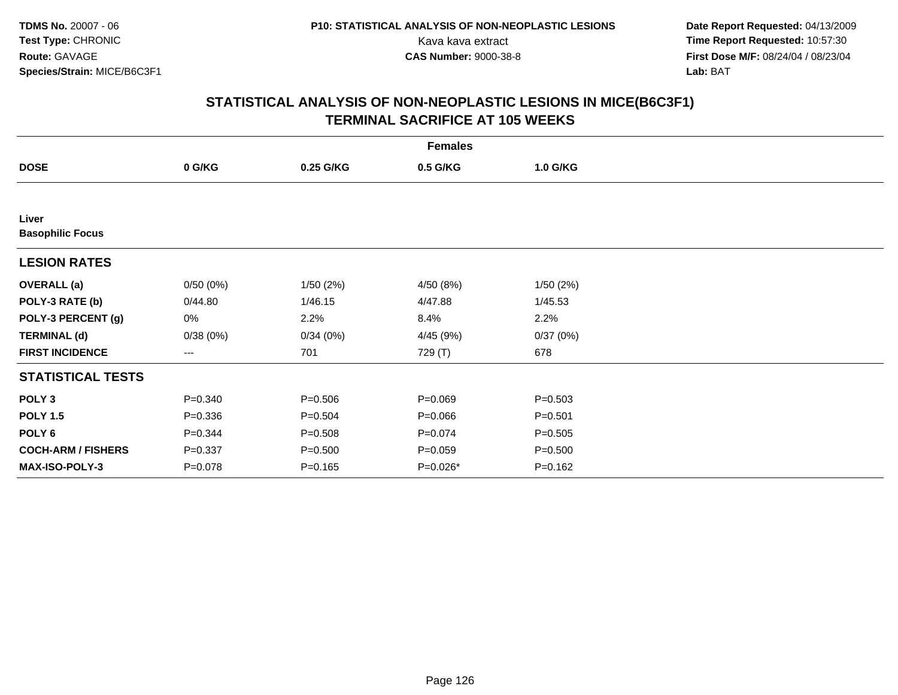**TDMS No.** 20007 - 06
**Test Type:** CHRONIC
**Route:** GAVAGE
**Species/Strain:** MICE/B6C3F1

**P10: STATISTICAL ANALYSIS OF NON-NEOPLASTIC LESIONS**
Kava kava extract
**CAS Number:** 9000-38-8

**Date Report Requested:** 04/13/2009
**Time Report Requested:** 10:57:30
**First Dose M/F:** 08/24/04 / 08/23/04
**Lab:** BAT

## STATISTICAL ANALYSIS OF NON-NEOPLASTIC LESIONS IN MICE(B6C3F1)
## TERMINAL SACRIFICE AT 105 WEEKS

| | Females | | | |
|---|---|---|---|---|
| **DOSE** | **0 G/KG** | **0.25 G/KG** | **0.5 G/KG** | **1.0 G/KG** |
| **Liver** | | | | |
| **Basophilic Focus** | | | | |
| **LESION RATES** | | | | |
| **OVERALL (a)** | 0/50 (0%) | 1/50 (2%) | 4/50 (8%) | 1/50 (2%) |
| **POLY-3 RATE (b)** | 0/44.80 | 1/46.15 | 4/47.88 | 1/45.53 |
| **POLY-3 PERCENT (g)** | 0% | 2.2% | 8.4% | 2.2% |
| **TERMINAL (d)** | 0/38 (0%) | 0/34 (0%) | 4/45 (9%) | 0/37 (0%) |
| **FIRST INCIDENCE** | --- | 701 | 729 (T) | 678 |
| **STATISTICAL TESTS** | | | | |
| **POLY 3** | P=0.340 | P=0.506 | P=0.069 | P=0.503 |
| **POLY 1.5** | P=0.336 | P=0.504 | P=0.066 | P=0.501 |
| **POLY 6** | P=0.344 | P=0.508 | P=0.074 | P=0.505 |
| **COCH-ARM / FISHERS** | P=0.337 | P=0.500 | P=0.059 | P=0.500 |
| **MAX-ISO-POLY-3** | P=0.078 | P=0.165 | P=0.026* | P=0.162 |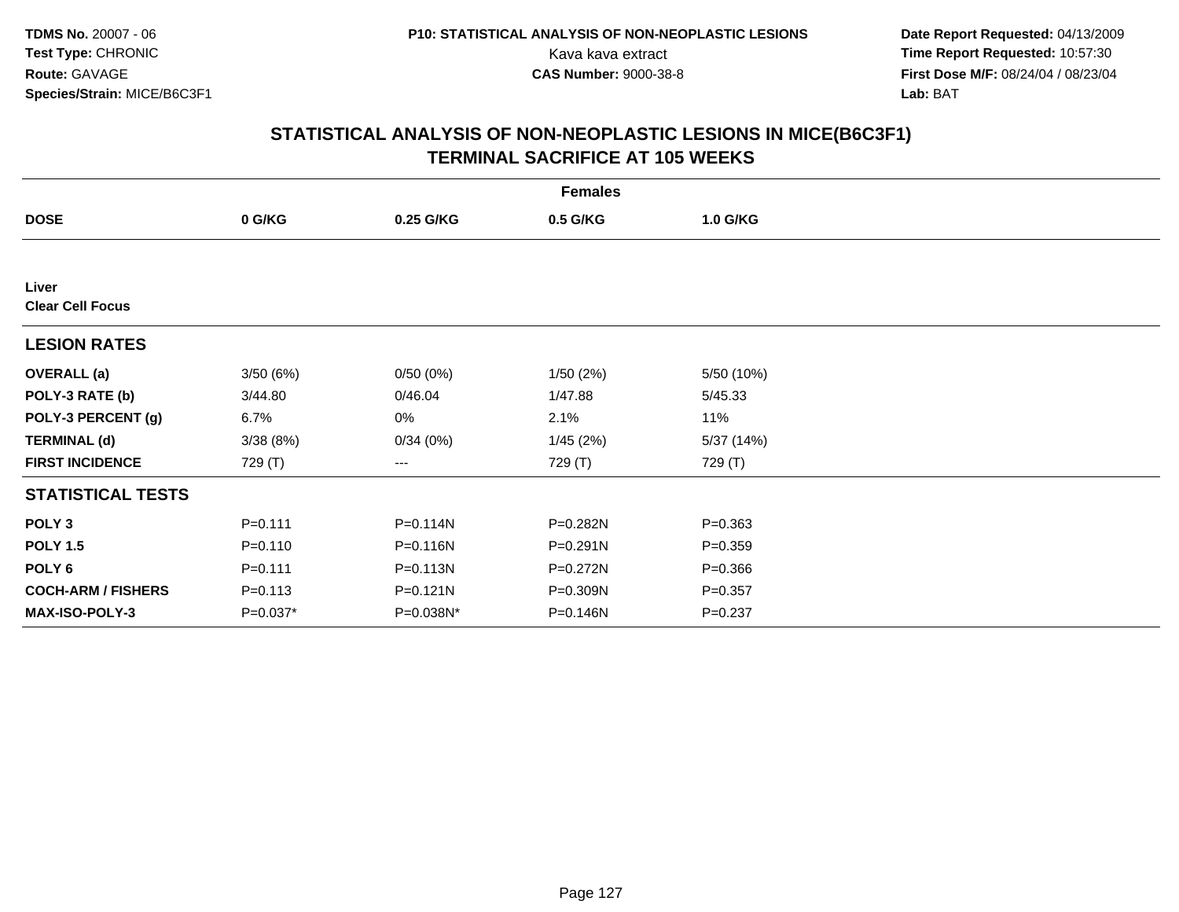**TDMS No.** 20007 - 06
**Test Type:** CHRONIC
**Route:** GAVAGE
**Species/Strain:** MICE/B6C3F1

**P10: STATISTICAL ANALYSIS OF NON-NEOPLASTIC LESIONS**
Kava kava extract
**CAS Number:** 9000-38-8

**Date Report Requested:** 04/13/2009
**Time Report Requested:** 10:57:30
**First Dose M/F:** 08/24/04 / 08/23/04
**Lab:** BAT

## STATISTICAL ANALYSIS OF NON-NEOPLASTIC LESIONS IN MICE(B6C3F1)
## TERMINAL SACRIFICE AT 105 WEEKS

| | Females | | | |
|---|---|---|---|---|
| **DOSE** | **0 G/KG** | **0.25 G/KG** | **0.5 G/KG** | **1.0 G/KG** |
| **Liver** | | | | |
| **Clear Cell Focus** | | | | |
| **LESION RATES** | | | | |
| **OVERALL (a)** | 3/50 (6%) | 0/50 (0%) | 1/50 (2%) | 5/50 (10%) |
| **POLY-3 RATE (b)** | 3/44.80 | 0/46.04 | 1/47.88 | 5/45.33 |
| **POLY-3 PERCENT (g)** | 6.7% | 0% | 2.1% | 11% |
| **TERMINAL (d)** | 3/38 (8%) | 0/34 (0%) | 1/45 (2%) | 5/37 (14%) |
| **FIRST INCIDENCE** | 729 (T) | --- | 729 (T) | 729 (T) |
| **STATISTICAL TESTS** | | | | |
| **POLY 3** | P=0.111 | P=0.114N | P=0.282N | P=0.363 |
| **POLY 1.5** | P=0.110 | P=0.116N | P=0.291N | P=0.359 |
| **POLY 6** | P=0.111 | P=0.113N | P=0.272N | P=0.366 |
| **COCH-ARM / FISHERS** | P=0.113 | P=0.121N | P=0.309N | P=0.357 |
| **MAX-ISO-POLY-3** | P=0.037* | P=0.038N* | P=0.146N | P=0.237 |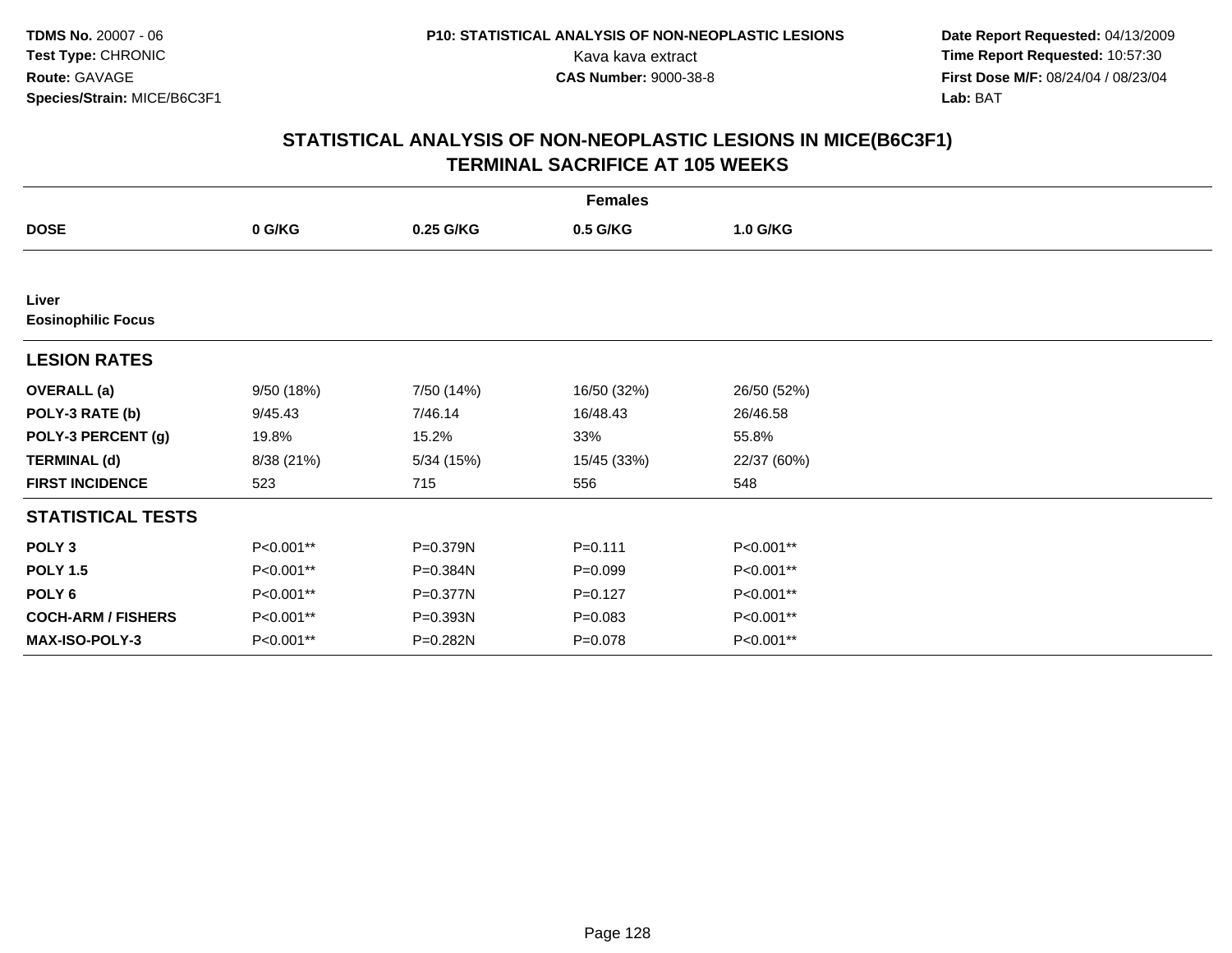TDMS No. 20007 - 06
Test Type: CHRONIC
Route: GAVAGE
Species/Strain: MICE/B6C3F1

P10: STATISTICAL ANALYSIS OF NON-NEOPLASTIC LESIONS
Kava kava extract
CAS Number: 9000-38-8

Date Report Requested: 04/13/2009
Time Report Requested: 10:57:30
First Dose M/F: 08/24/04 / 08/23/04
Lab: BAT

## STATISTICAL ANALYSIS OF NON-NEOPLASTIC LESIONS IN MICE(B6C3F1)
## TERMINAL SACRIFICE AT 105 WEEKS

| | Females | | | |
|---|---|---|---|---|
| **DOSE** | **0 G/KG** | **0.25 G/KG** | **0.5 G/KG** | **1.0 G/KG** |
| **Liver** | | | | |
| **Eosinophilic Focus** | | | | |
| **LESION RATES** | | | | |
| **OVERALL (a)** | 9/50 (18%) | 7/50 (14%) | 16/50 (32%) | 26/50 (52%) |
| **POLY-3 RATE (b)** | 9/45.43 | 7/46.14 | 16/48.43 | 26/46.58 |
| **POLY-3 PERCENT (g)** | 19.8% | 15.2% | 33% | 55.8% |
| **TERMINAL (d)** | 8/38 (21%) | 5/34 (15%) | 15/45 (33%) | 22/37 (60%) |
| **FIRST INCIDENCE** | 523 | 715 | 556 | 548 |
| **STATISTICAL TESTS** | | | | |
| **POLY 3** | P<0.001** | P=0.379N | P=0.111 | P<0.001** |
| **POLY 1.5** | P<0.001** | P=0.384N | P=0.099 | P<0.001** |
| **POLY 6** | P<0.001** | P=0.377N | P=0.127 | P<0.001** |
| **COCH-ARM / FISHERS** | P<0.001** | P=0.393N | P=0.083 | P<0.001** |
| **MAX-ISO-POLY-3** | P<0.001** | P=0.282N | P=0.078 | P<0.001** |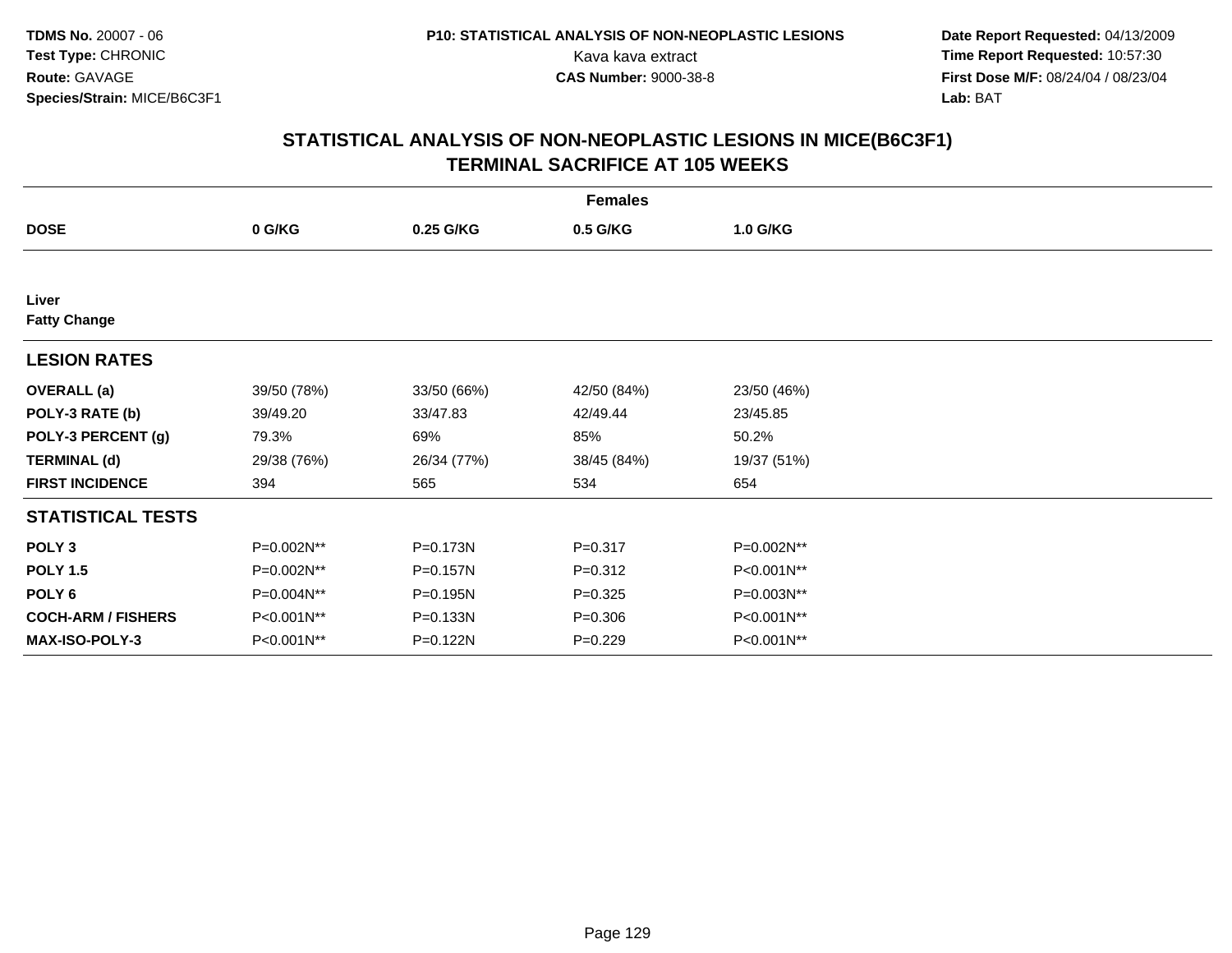**TDMS No.** 20007 - 06
**Test Type:** CHRONIC
**Route:** GAVAGE
**Species/Strain:** MICE/B6C3F1

**P10: STATISTICAL ANALYSIS OF NON-NEOPLASTIC LESIONS**
Kava kava extract
**CAS Number:** 9000-38-8

**Date Report Requested:** 04/13/2009
**Time Report Requested:** 10:57:30
**First Dose M/F:** 08/24/04 / 08/23/04
**Lab:** BAT

## STATISTICAL ANALYSIS OF NON-NEOPLASTIC LESIONS IN MICE(B6C3F1) TERMINAL SACRIFICE AT 105 WEEKS

| | Females | | | |
|---|---|---|---|---|
| **DOSE** | **0 G/KG** | **0.25 G/KG** | **0.5 G/KG** | **1.0 G/KG** |
| **Liver** | | | | |
| **Fatty Change** | | | | |
| **LESION RATES** | | | | |
| **OVERALL (a)** | 39/50 (78%) | 33/50 (66%) | 42/50 (84%) | 23/50 (46%) |
| **POLY-3 RATE (b)** | 39/49.20 | 33/47.83 | 42/49.44 | 23/45.85 |
| **POLY-3 PERCENT (g)** | 79.3% | 69% | 85% | 50.2% |
| **TERMINAL (d)** | 29/38 (76%) | 26/34 (77%) | 38/45 (84%) | 19/37 (51%) |
| **FIRST INCIDENCE** | 394 | 565 | 534 | 654 |
| **STATISTICAL TESTS** | | | | |
| **POLY 3** | P=0.002N** | P=0.173N | P=0.317 | P=0.002N** |
| **POLY 1.5** | P=0.002N** | P=0.157N | P=0.312 | P<0.001N** |
| **POLY 6** | P=0.004N** | P=0.195N | P=0.325 | P=0.003N** |
| **COCH-ARM / FISHERS** | P<0.001N** | P=0.133N | P=0.306 | P<0.001N** |
| **MAX-ISO-POLY-3** | P<0.001N** | P=0.122N | P=0.229 | P<0.001N** |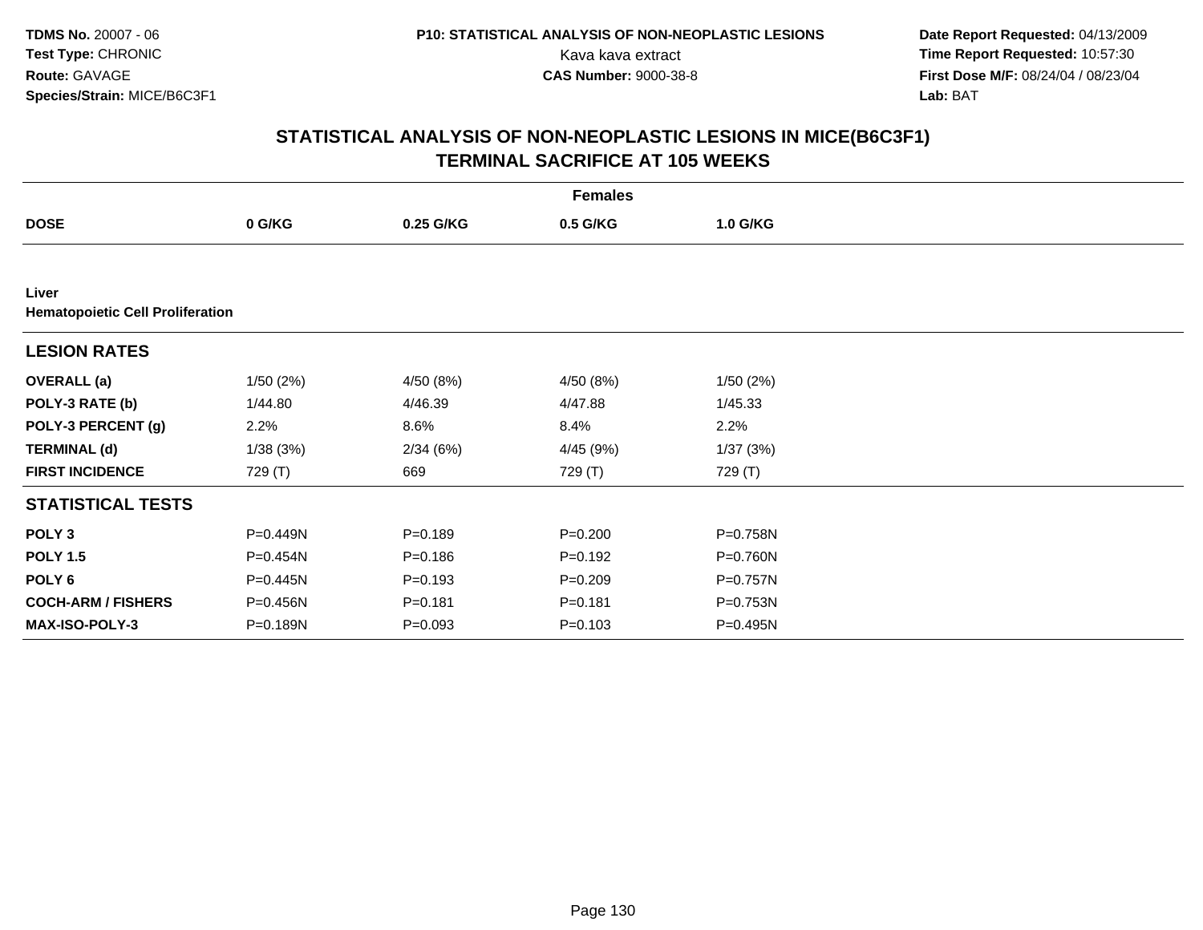# STATISTICAL ANALYSIS OF NON-NEOPLASTIC LESIONS IN MICE(B6C3F1)
## TERMINAL SACRIFICE AT 105 WEEKS

| | Females | | | |
|---|---|---|---|---|
| **DOSE** | **0 G/KG** | **0.25 G/KG** | **0.5 G/KG** | **1.0 G/KG** |
| **Liver** | | | | |
| **Hematopoietic Cell Proliferation** | | | | |
| **LESION RATES** | | | | |
| **OVERALL (a)** | 1/50 (2%) | 4/50 (8%) | 4/50 (8%) | 1/50 (2%) |
| **POLY-3 RATE (b)** | 1/44.80 | 4/46.39 | 4/47.88 | 1/45.33 |
| **POLY-3 PERCENT (g)** | 2.2% | 8.6% | 8.4% | 2.2% |
| **TERMINAL (d)** | 1/38 (3%) | 2/34 (6%) | 4/45 (9%) | 1/37 (3%) |
| **FIRST INCIDENCE** | 729 (T) | 669 | 729 (T) | 729 (T) |
| **STATISTICAL TESTS** | | | | |
| **POLY 3** | P=0.449N | P=0.189 | P=0.200 | P=0.758N |
| **POLY 1.5** | P=0.454N | P=0.186 | P=0.192 | P=0.760N |
| **POLY 6** | P=0.445N | P=0.193 | P=0.209 | P=0.757N |
| **COCH-ARM / FISHERS** | P=0.456N | P=0.181 | P=0.181 | P=0.753N |
| **MAX-ISO-POLY-3** | P=0.189N | P=0.093 | P=0.103 | P=0.495N |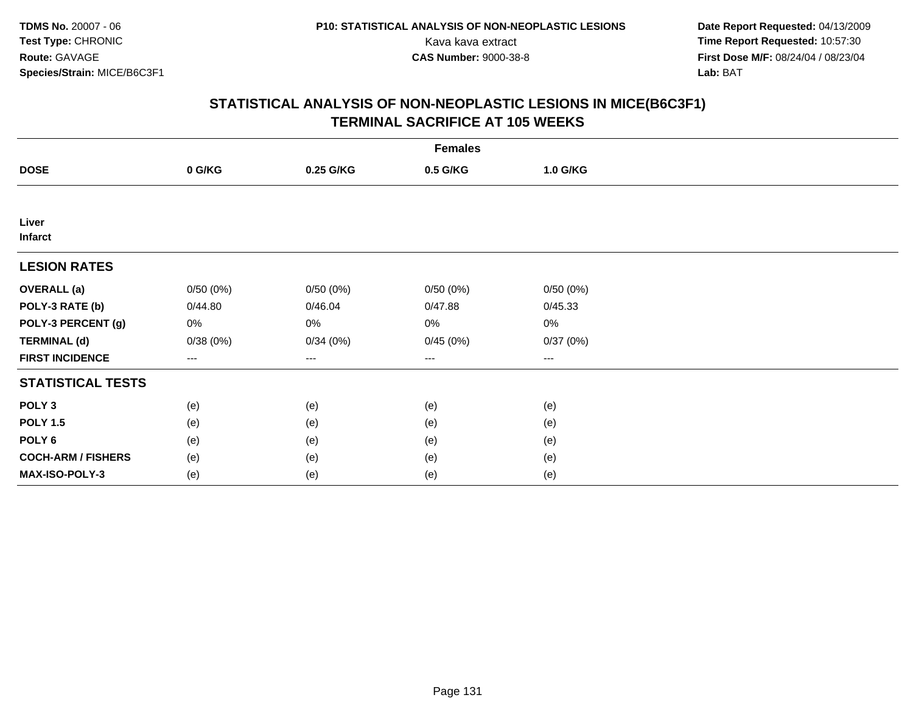**TDMS No.** 20007 - 06
**Test Type:** CHRONIC
**Route:** GAVAGE
**Species/Strain:** MICE/B6C3F1

**P10: STATISTICAL ANALYSIS OF NON-NEOPLASTIC LESIONS**
Kava kava extract
**CAS Number:** 9000-38-8

**Date Report Requested:** 04/13/2009
**Time Report Requested:** 10:57:30
**First Dose M/F:** 08/24/04 / 08/23/04
**Lab:** BAT

## STATISTICAL ANALYSIS OF NON-NEOPLASTIC LESIONS IN MICE(B6C3F1) TERMINAL SACRIFICE AT 105 WEEKS

| | Females | | | |
|---|---|---|---|---|
| **DOSE** | **0 G/KG** | **0.25 G/KG** | **0.5 G/KG** | **1.0 G/KG** |
| **Liver** | | | | |
| **Infarct** | | | | |
| **LESION RATES** | | | | |
| **OVERALL (a)** | 0/50 (0%) | 0/50 (0%) | 0/50 (0%) | 0/50 (0%) |
| **POLY-3 RATE (b)** | 0/44.80 | 0/46.04 | 0/47.88 | 0/45.33 |
| **POLY-3 PERCENT (g)** | 0% | 0% | 0% | 0% |
| **TERMINAL (d)** | 0/38 (0%) | 0/34 (0%) | 0/45 (0%) | 0/37 (0%) |
| **FIRST INCIDENCE** | --- | --- | --- | --- |
| **STATISTICAL TESTS** | | | | |
| **POLY 3** | (e) | (e) | (e) | (e) |
| **POLY 1.5** | (e) | (e) | (e) | (e) |
| **POLY 6** | (e) | (e) | (e) | (e) |
| **COCH-ARM / FISHERS** | (e) | (e) | (e) | (e) |
| **MAX-ISO-POLY-3** | (e) | (e) | (e) | (e) |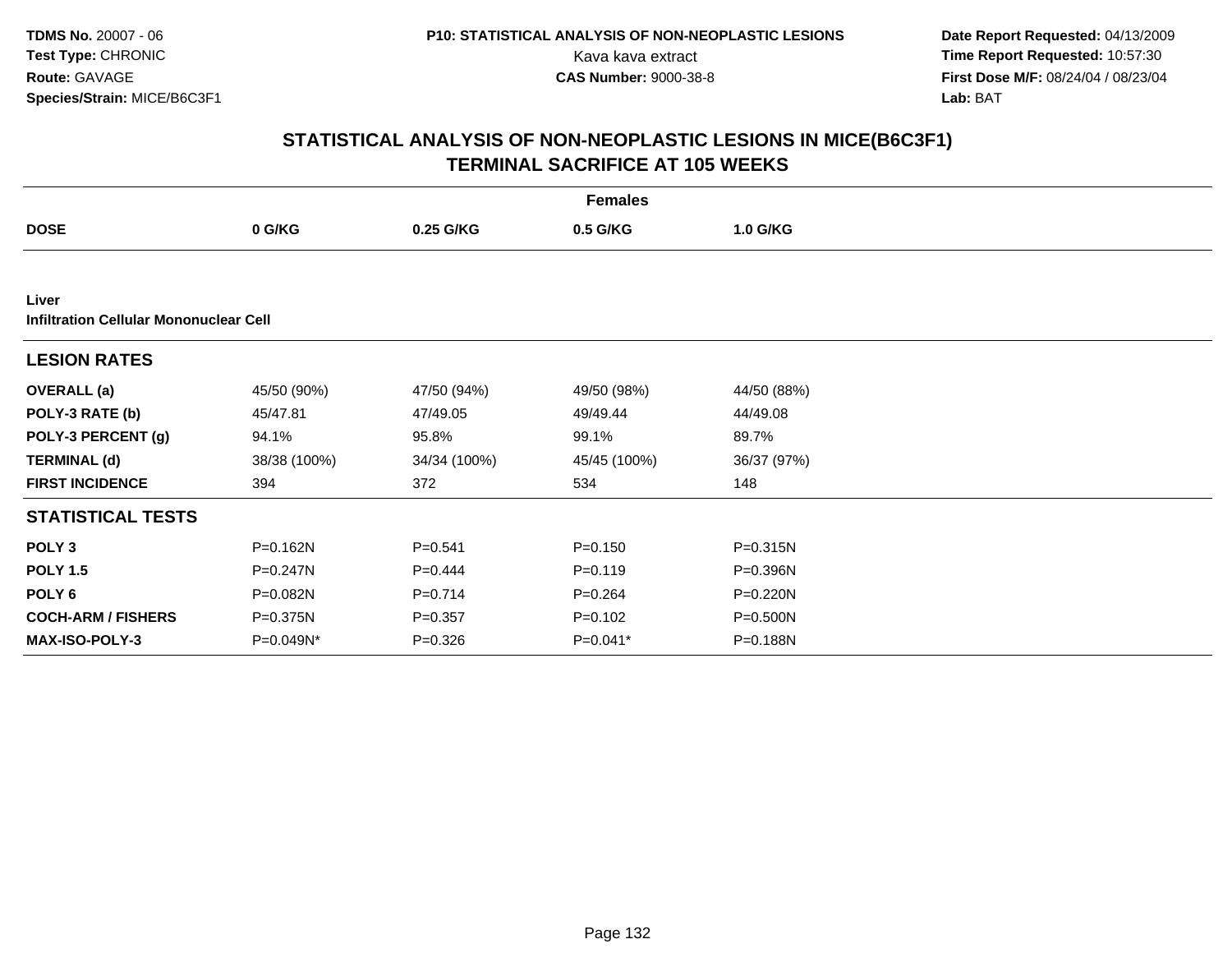**TDMS No.** 20007 - 06
**Test Type:** CHRONIC
**Route:** GAVAGE
**Species/Strain:** MICE/B6C3F1

**P10: STATISTICAL ANALYSIS OF NON-NEOPLASTIC LESIONS**
Kava kava extract
**CAS Number:** 9000-38-8

**Date Report Requested:** 04/13/2009
**Time Report Requested:** 10:57:30
**First Dose M/F:** 08/24/04 / 08/23/04
**Lab:** BAT

## STATISTICAL ANALYSIS OF NON-NEOPLASTIC LESIONS IN MICE(B6C3F1)
## TERMINAL SACRIFICE AT 105 WEEKS

| | Females | | | |
|---|---|---|---|---|
| **DOSE** | **0 G/KG** | **0.25 G/KG** | **0.5 G/KG** | **1.0 G/KG** |
| **Liver** | | | | |
| **Infiltration Cellular Mononuclear Cell** | | | | |
| **LESION RATES** | | | | |
| **OVERALL (a)** | 45/50 (90%) | 47/50 (94%) | 49/50 (98%) | 44/50 (88%) |
| **POLY-3 RATE (b)** | 45/47.81 | 47/49.05 | 49/49.44 | 44/49.08 |
| **POLY-3 PERCENT (g)** | 94.1% | 95.8% | 99.1% | 89.7% |
| **TERMINAL (d)** | 38/38 (100%) | 34/34 (100%) | 45/45 (100%) | 36/37 (97%) |
| **FIRST INCIDENCE** | 394 | 372 | 534 | 148 |
| **STATISTICAL TESTS** | | | | |
| **POLY 3** | P=0.162N | P=0.541 | P=0.150 | P=0.315N |
| **POLY 1.5** | P=0.247N | P=0.444 | P=0.119 | P=0.396N |
| **POLY 6** | P=0.082N | P=0.714 | P=0.264 | P=0.220N |
| **COCH-ARM / FISHERS** | P=0.375N | P=0.357 | P=0.102 | P=0.500N |
| **MAX-ISO-POLY-3** | P=0.049N* | P=0.326 | P=0.041* | P=0.188N |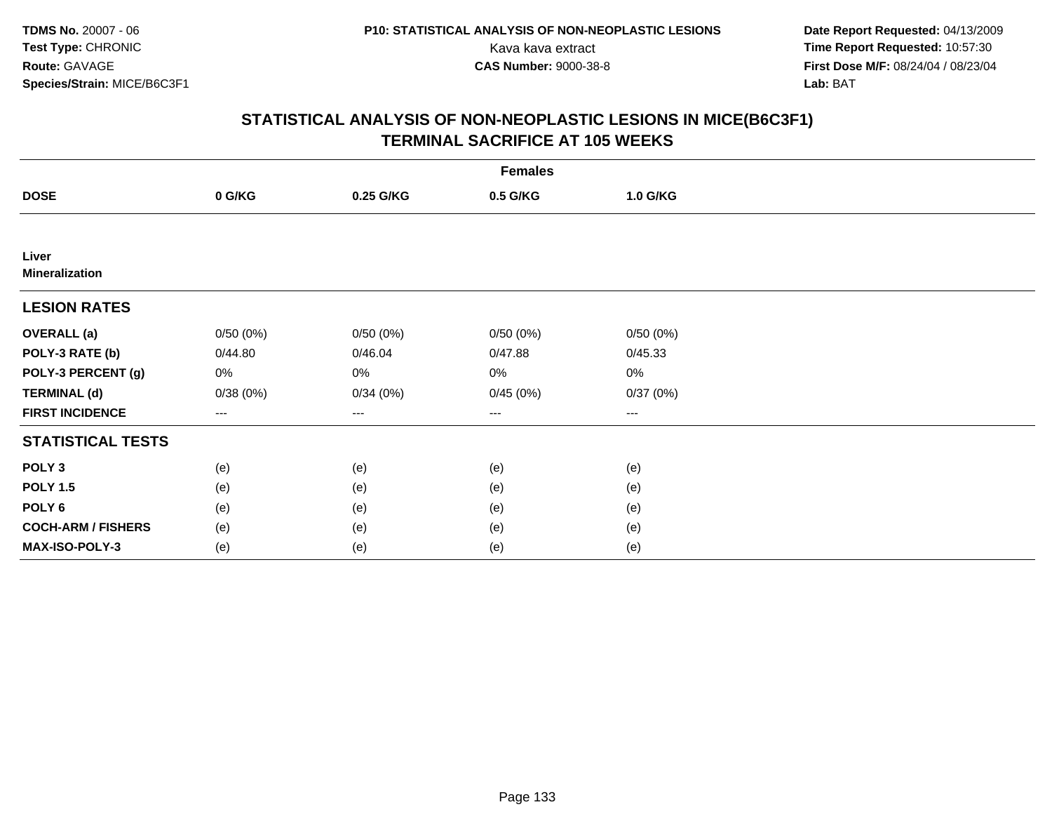# STATISTICAL ANALYSIS OF NON-NEOPLASTIC LESIONS IN MICE(B6C3F1)
## TERMINAL SACRIFICE AT 105 WEEKS

| | Females | | | |
|---|---|---|---|---|
| **DOSE** | **0 G/KG** | **0.25 G/KG** | **0.5 G/KG** | **1.0 G/KG** |
| **Liver** | | | | |
| **Mineralization** | | | | |
| **LESION RATES** | | | | |
| **OVERALL (a)** | 0/50 (0%) | 0/50 (0%) | 0/50 (0%) | 0/50 (0%) |
| **POLY-3 RATE (b)** | 0/44.80 | 0/46.04 | 0/47.88 | 0/45.33 |
| **POLY-3 PERCENT (g)** | 0% | 0% | 0% | 0% |
| **TERMINAL (d)** | 0/38 (0%) | 0/34 (0%) | 0/45 (0%) | 0/37 (0%) |
| **FIRST INCIDENCE** | --- | --- | --- | --- |
| **STATISTICAL TESTS** | | | | |
| **POLY 3** | (e) | (e) | (e) | (e) |
| **POLY 1.5** | (e) | (e) | (e) | (e) |
| **POLY 6** | (e) | (e) | (e) | (e) |
| **COCH-ARM / FISHERS** | (e) | (e) | (e) | (e) |
| **MAX-ISO-POLY-3** | (e) | (e) | (e) | (e) |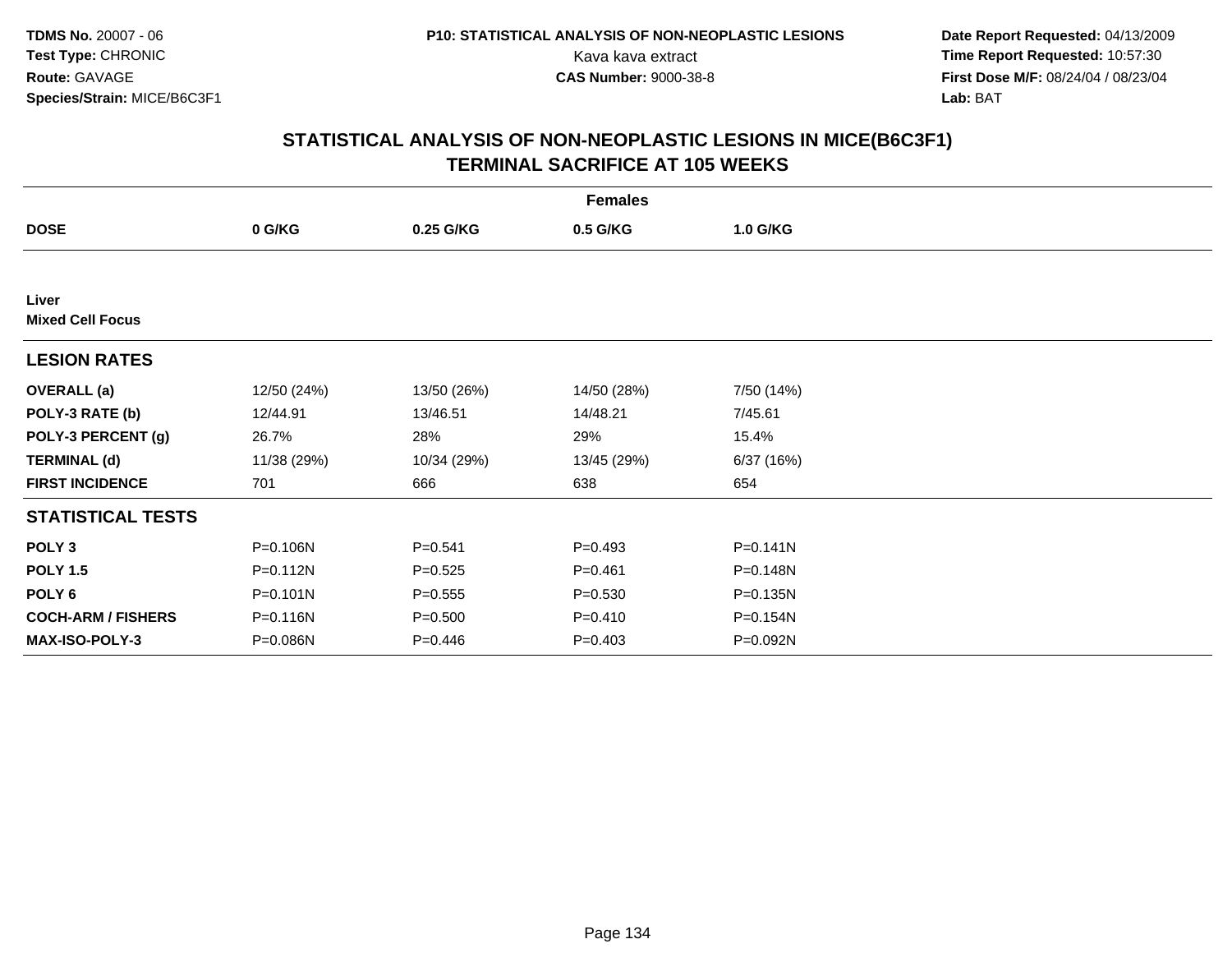**TDMS No.** 20007 - 06
**Test Type:** CHRONIC
**Route:** GAVAGE
**Species/Strain:** MICE/B6C3F1

**P10: STATISTICAL ANALYSIS OF NON-NEOPLASTIC LESIONS**
Kava kava extract
**CAS Number:** 9000-38-8

**Date Report Requested:** 04/13/2009
**Time Report Requested:** 10:57:30
**First Dose M/F:** 08/24/04 / 08/23/04
**Lab:** BAT

## STATISTICAL ANALYSIS OF NON-NEOPLASTIC LESIONS IN MICE(B6C3F1)
## TERMINAL SACRIFICE AT 105 WEEKS

| | Females | | | |
|---|---|---|---|---|
| **DOSE** | **0 G/KG** | **0.25 G/KG** | **0.5 G/KG** | **1.0 G/KG** |
| **Liver** | | | | |
| **Mixed Cell Focus** | | | | |
| **LESION RATES** | | | | |
| **OVERALL (a)** | 12/50 (24%) | 13/50 (26%) | 14/50 (28%) | 7/50 (14%) |
| **POLY-3 RATE (b)** | 12/44.91 | 13/46.51 | 14/48.21 | 7/45.61 |
| **POLY-3 PERCENT (g)** | 26.7% | 28% | 29% | 15.4% |
| **TERMINAL (d)** | 11/38 (29%) | 10/34 (29%) | 13/45 (29%) | 6/37 (16%) |
| **FIRST INCIDENCE** | 701 | 666 | 638 | 654 |
| **STATISTICAL TESTS** | | | | |
| **POLY 3** | P=0.106N | P=0.541 | P=0.493 | P=0.141N |
| **POLY 1.5** | P=0.112N | P=0.525 | P=0.461 | P=0.148N |
| **POLY 6** | P=0.101N | P=0.555 | P=0.530 | P=0.135N |
| **COCH-ARM / FISHERS** | P=0.116N | P=0.500 | P=0.410 | P=0.154N |
| **MAX-ISO-POLY-3** | P=0.086N | P=0.446 | P=0.403 | P=0.092N |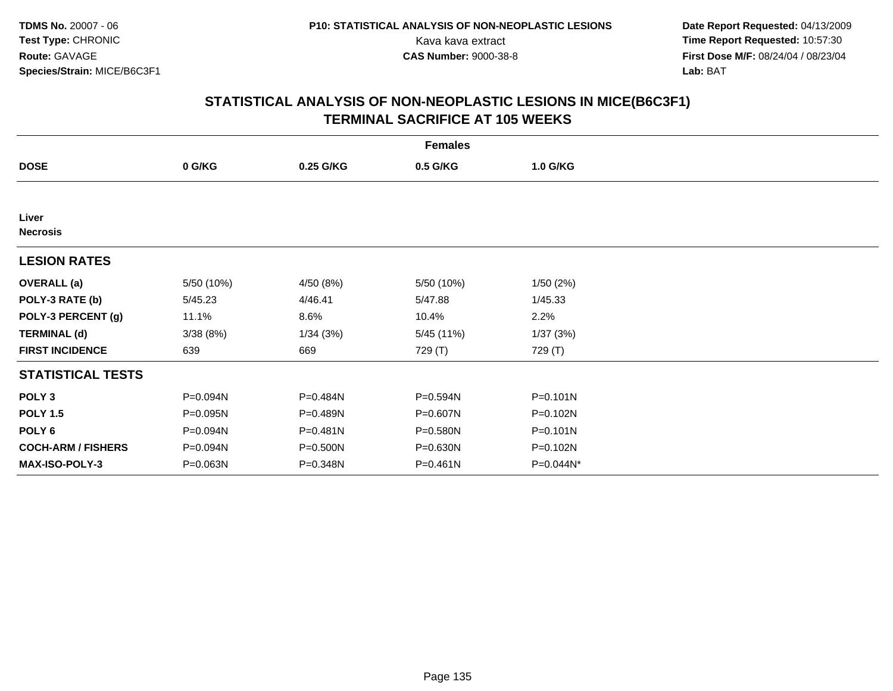TDMS No. 20007 - 06
Test Type: CHRONIC
Route: GAVAGE
Species/Strain: MICE/B6C3F1

P10: STATISTICAL ANALYSIS OF NON-NEOPLASTIC LESIONS
Kava kava extract
CAS Number: 9000-38-8

Date Report Requested: 04/13/2009
Time Report Requested: 10:57:30
First Dose M/F: 08/24/04 / 08/23/04
Lab: BAT

# STATISTICAL ANALYSIS OF NON-NEOPLASTIC LESIONS IN MICE(B6C3F1)
# TERMINAL SACRIFICE AT 105 WEEKS

| Females | | | | |
|---|---|---|---|---|
| **DOSE** | **0 G/KG** | **0.25 G/KG** | **0.5 G/KG** | **1.0 G/KG** |
| **Liver** | | | | |
| **Necrosis** | | | | |
| **LESION RATES** | | | | |
| **OVERALL (a)** | 5/50 (10%) | 4/50 (8%) | 5/50 (10%) | 1/50 (2%) |
| **POLY-3 RATE (b)** | 5/45.23 | 4/46.41 | 5/47.88 | 1/45.33 |
| **POLY-3 PERCENT (g)** | 11.1% | 8.6% | 10.4% | 2.2% |
| **TERMINAL (d)** | 3/38 (8%) | 1/34 (3%) | 5/45 (11%) | 1/37 (3%) |
| **FIRST INCIDENCE** | 639 | 669 | 729 (T) | 729 (T) |
| **STATISTICAL TESTS** | | | | |
| **POLY 3** | P=0.094N | P=0.484N | P=0.594N | P=0.101N |
| **POLY 1.5** | P=0.095N | P=0.489N | P=0.607N | P=0.102N |
| **POLY 6** | P=0.094N | P=0.481N | P=0.580N | P=0.101N |
| **COCH-ARM / FISHERS** | P=0.094N | P=0.500N | P=0.630N | P=0.102N |
| **MAX-ISO-POLY-3** | P=0.063N | P=0.348N | P=0.461N | P=0.044N* |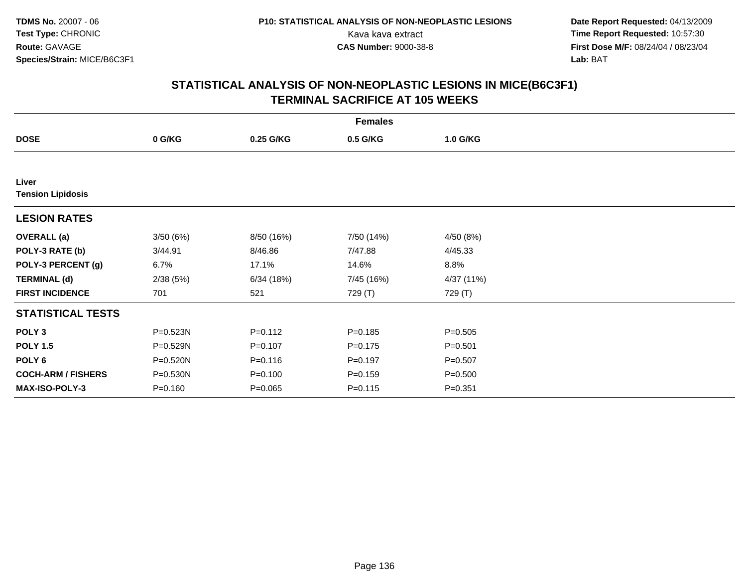**TDMS No.** 20007 - 06
**Test Type:** CHRONIC
**Route:** GAVAGE
**Species/Strain:** MICE/B6C3F1

**P10: STATISTICAL ANALYSIS OF NON-NEOPLASTIC LESIONS**
Kava kava extract
**CAS Number:** 9000-38-8

**Date Report Requested:** 04/13/2009
**Time Report Requested:** 10:57:30
**First Dose M/F:** 08/24/04 / 08/23/04
**Lab:** BAT

## STATISTICAL ANALYSIS OF NON-NEOPLASTIC LESIONS IN MICE(B6C3F1) TERMINAL SACRIFICE AT 105 WEEKS

| | Females | | | |
|---|---|---|---|---|
| **DOSE** | **0 G/KG** | **0.25 G/KG** | **0.5 G/KG** | **1.0 G/KG** |
| **Liver** | | | | |
| **Tension Lipidosis** | | | | |
| **LESION RATES** | | | | |
| **OVERALL (a)** | 3/50 (6%) | 8/50 (16%) | 7/50 (14%) | 4/50 (8%) |
| **POLY-3 RATE (b)** | 3/44.91 | 8/46.86 | 7/47.88 | 4/45.33 |
| **POLY-3 PERCENT (g)** | 6.7% | 17.1% | 14.6% | 8.8% |
| **TERMINAL (d)** | 2/38 (5%) | 6/34 (18%) | 7/45 (16%) | 4/37 (11%) |
| **FIRST INCIDENCE** | 701 | 521 | 729 (T) | 729 (T) |
| **STATISTICAL TESTS** | | | | |
| **POLY 3** | P=0.523N | P=0.112 | P=0.185 | P=0.505 |
| **POLY 1.5** | P=0.529N | P=0.107 | P=0.175 | P=0.501 |
| **POLY 6** | P=0.520N | P=0.116 | P=0.197 | P=0.507 |
| **COCH-ARM / FISHERS** | P=0.530N | P=0.100 | P=0.159 | P=0.500 |
| **MAX-ISO-POLY-3** | P=0.160 | P=0.065 | P=0.115 | P=0.351 |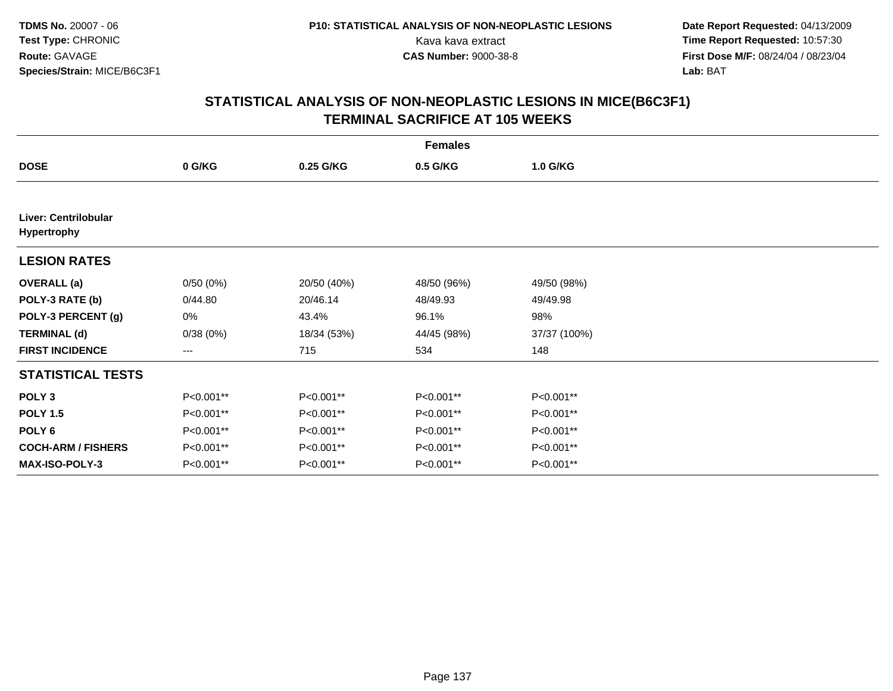# STATISTICAL ANALYSIS OF NON-NEOPLASTIC LESIONS IN MICE(B6C3F1)
## TERMINAL SACRIFICE AT 105 WEEKS

| | Females | | | |
|---|---|---|---|---|
| **DOSE** | **0 G/KG** | **0.25 G/KG** | **0.5 G/KG** | **1.0 G/KG** |
| **Liver: Centrilobular Hypertrophy** | | | | |
| **LESION RATES** | | | | |
| **OVERALL (a)** | 0/50 (0%) | 20/50 (40%) | 48/50 (96%) | 49/50 (98%) |
| **POLY-3 RATE (b)** | 0/44.80 | 20/46.14 | 48/49.93 | 49/49.98 |
| **POLY-3 PERCENT (g)** | 0% | 43.4% | 96.1% | 98% |
| **TERMINAL (d)** | 0/38 (0%) | 18/34 (53%) | 44/45 (98%) | 37/37 (100%) |
| **FIRST INCIDENCE** | --- | 715 | 534 | 148 |
| **STATISTICAL TESTS** | | | | |
| **POLY 3** | P<0.001** | P<0.001** | P<0.001** | P<0.001** |
| **POLY 1.5** | P<0.001** | P<0.001** | P<0.001** | P<0.001** |
| **POLY 6** | P<0.001** | P<0.001** | P<0.001** | P<0.001** |
| **COCH-ARM / FISHERS** | P<0.001** | P<0.001** | P<0.001** | P<0.001** |
| **MAX-ISO-POLY-3** | P<0.001** | P<0.001** | P<0.001** | P<0.001** |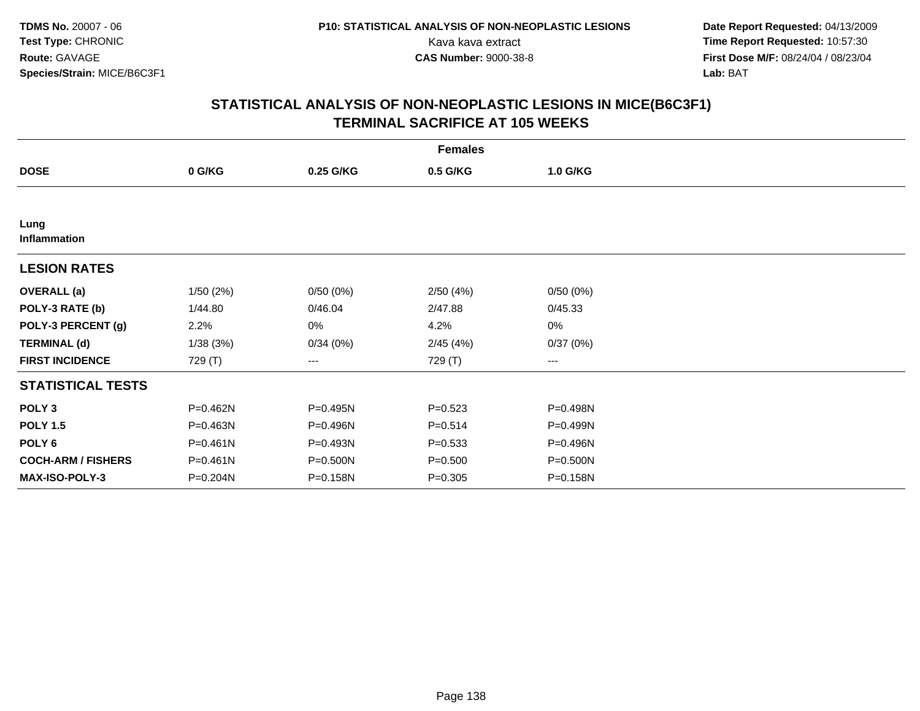**TDMS No.** 20007 - 06
**Test Type:** CHRONIC
**Route:** GAVAGE
**Species/Strain:** MICE/B6C3F1

**P10: STATISTICAL ANALYSIS OF NON-NEOPLASTIC LESIONS**
Kava kava extract
**CAS Number:** 9000-38-8

**Date Report Requested:** 04/13/2009
**Time Report Requested:** 10:57:30
**First Dose M/F:** 08/24/04 / 08/23/04
**Lab:** BAT

## STATISTICAL ANALYSIS OF NON-NEOPLASTIC LESIONS IN MICE(B6C3F1)
## TERMINAL SACRIFICE AT 105 WEEKS

| Females | | | | |
|---|---|---|---|---|
| **DOSE** | **0 G/KG** | **0.25 G/KG** | **0.5 G/KG** | **1.0 G/KG** |
| **Lung** | | | | |
| **Inflammation** | | | | |
| **LESION RATES** | | | | |
| **OVERALL (a)** | 1/50 (2%) | 0/50 (0%) | 2/50 (4%) | 0/50 (0%) |
| **POLY-3 RATE (b)** | 1/44.80 | 0/46.04 | 2/47.88 | 0/45.33 |
| **POLY-3 PERCENT (g)** | 2.2% | 0% | 4.2% | 0% |
| **TERMINAL (d)** | 1/38 (3%) | 0/34 (0%) | 2/45 (4%) | 0/37 (0%) |
| **FIRST INCIDENCE** | 729 (T) | --- | 729 (T) | --- |
| **STATISTICAL TESTS** | | | | |
| **POLY 3** | P=0.462N | P=0.495N | P=0.523 | P=0.498N |
| **POLY 1.5** | P=0.463N | P=0.496N | P=0.514 | P=0.499N |
| **POLY 6** | P=0.461N | P=0.493N | P=0.533 | P=0.496N |
| **COCH-ARM / FISHERS** | P=0.461N | P=0.500N | P=0.500 | P=0.500N |
| **MAX-ISO-POLY-3** | P=0.204N | P=0.158N | P=0.305 | P=0.158N |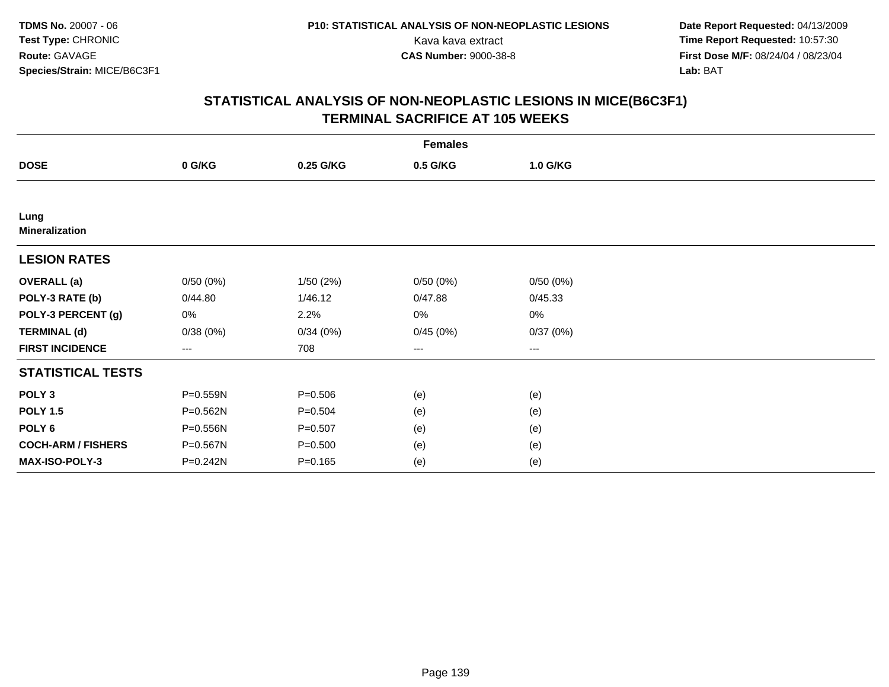TDMS No. 20007 - 06
Test Type: CHRONIC
Route: GAVAGE
Species/Strain: MICE/B6C3F1

P10: STATISTICAL ANALYSIS OF NON-NEOPLASTIC LESIONS
Kava kava extract
CAS Number: 9000-38-8

Date Report Requested: 04/13/2009
Time Report Requested: 10:57:30
First Dose M/F: 08/24/04 / 08/23/04
Lab: BAT

## STATISTICAL ANALYSIS OF NON-NEOPLASTIC LESIONS IN MICE(B6C3F1)
## TERMINAL SACRIFICE AT 105 WEEKS

| | Females | | | |
|---|---|---|---|---|
| **DOSE** | **0 G/KG** | **0.25 G/KG** | **0.5 G/KG** | **1.0 G/KG** |
| **Lung** | | | | |
| **Mineralization** | | | | |
| **LESION RATES** | | | | |
| **OVERALL (a)** | 0/50 (0%) | 1/50 (2%) | 0/50 (0%) | 0/50 (0%) |
| **POLY-3 RATE (b)** | 0/44.80 | 1/46.12 | 0/47.88 | 0/45.33 |
| **POLY-3 PERCENT (g)** | 0% | 2.2% | 0% | 0% |
| **TERMINAL (d)** | 0/38 (0%) | 0/34 (0%) | 0/45 (0%) | 0/37 (0%) |
| **FIRST INCIDENCE** | --- | 708 | --- | --- |
| **STATISTICAL TESTS** | | | | |
| **POLY 3** | P=0.559N | P=0.506 | (e) | (e) |
| **POLY 1.5** | P=0.562N | P=0.504 | (e) | (e) |
| **POLY 6** | P=0.556N | P=0.507 | (e) | (e) |
| **COCH-ARM / FISHERS** | P=0.567N | P=0.500 | (e) | (e) |
| **MAX-ISO-POLY-3** | P=0.242N | P=0.165 | (e) | (e) |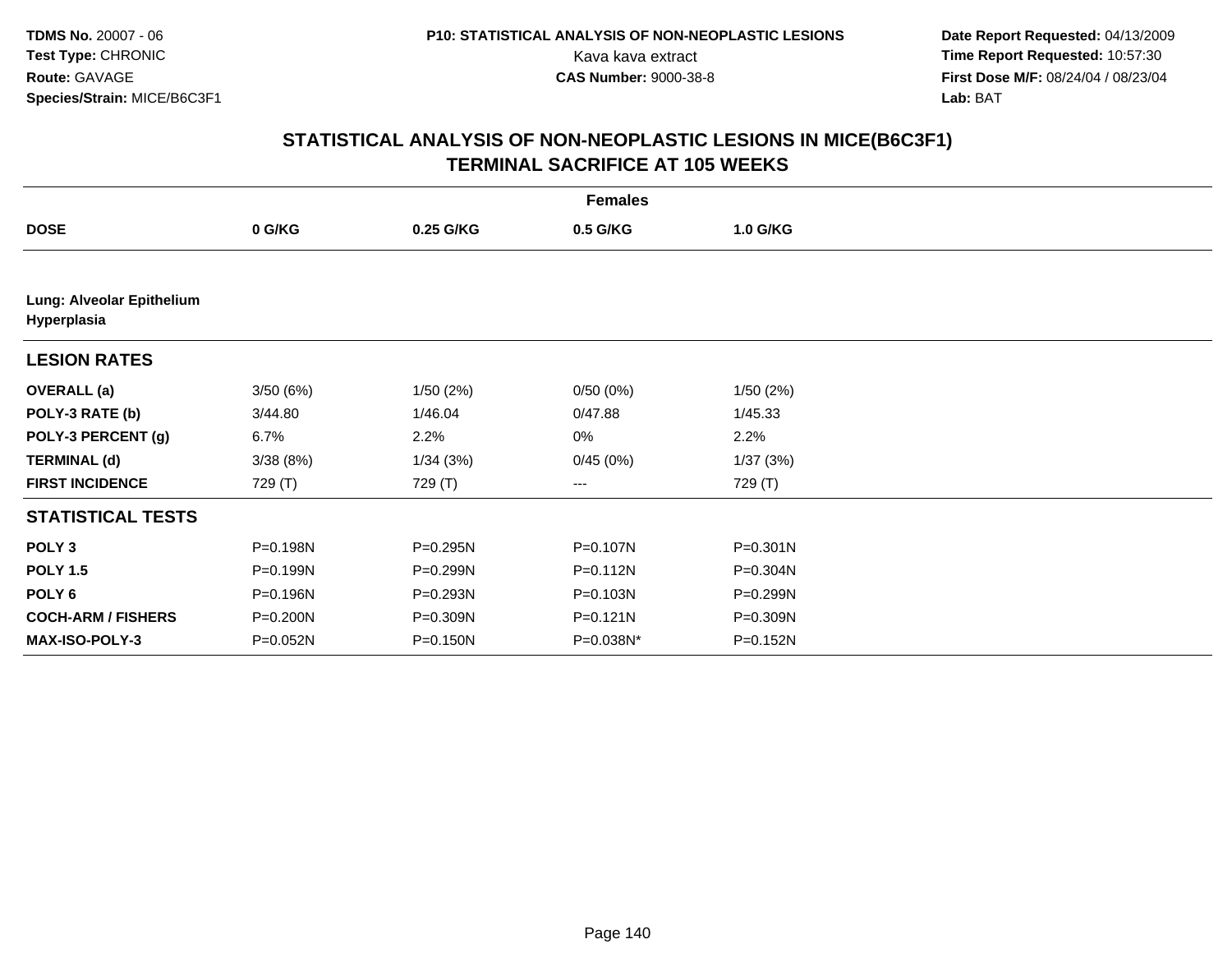**TDMS No.** 20007 - 06
**Test Type:** CHRONIC
**Route:** GAVAGE
**Species/Strain:** MICE/B6C3F1

**P10: STATISTICAL ANALYSIS OF NON-NEOPLASTIC LESIONS**
Kava kava extract
**CAS Number:** 9000-38-8

**Date Report Requested:** 04/13/2009
**Time Report Requested:** 10:57:30
**First Dose M/F:** 08/24/04 / 08/23/04
**Lab:** BAT

## STATISTICAL ANALYSIS OF NON-NEOPLASTIC LESIONS IN MICE(B6C3F1) TERMINAL SACRIFICE AT 105 WEEKS

| | Females | | | |
|---|---|---|---|---|
| **DOSE** | **0 G/KG** | **0.25 G/KG** | **0.5 G/KG** | **1.0 G/KG** |
| **Lung: Alveolar Epithelium Hyperplasia** | | | | |
| **LESION RATES** | | | | |
| **OVERALL (a)** | 3/50 (6%) | 1/50 (2%) | 0/50 (0%) | 1/50 (2%) |
| **POLY-3 RATE (b)** | 3/44.80 | 1/46.04 | 0/47.88 | 1/45.33 |
| **POLY-3 PERCENT (g)** | 6.7% | 2.2% | 0% | 2.2% |
| **TERMINAL (d)** | 3/38 (8%) | 1/34 (3%) | 0/45 (0%) | 1/37 (3%) |
| **FIRST INCIDENCE** | 729 (T) | 729 (T) | --- | 729 (T) |
| **STATISTICAL TESTS** | | | | |
| **POLY 3** | P=0.198N | P=0.295N | P=0.107N | P=0.301N |
| **POLY 1.5** | P=0.199N | P=0.299N | P=0.112N | P=0.304N |
| **POLY 6** | P=0.196N | P=0.293N | P=0.103N | P=0.299N |
| **COCH-ARM / FISHERS** | P=0.200N | P=0.309N | P=0.121N | P=0.309N |
| **MAX-ISO-POLY-3** | P=0.052N | P=0.150N | P=0.038N* | P=0.152N |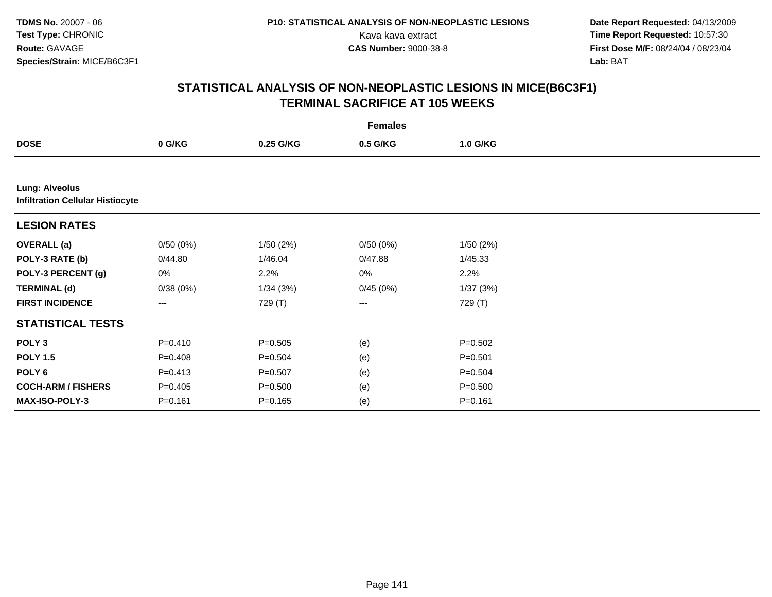**TDMS No.** 20007 - 06
**Test Type:** CHRONIC
**Route:** GAVAGE
**Species/Strain:** MICE/B6C3F1

**P10: STATISTICAL ANALYSIS OF NON-NEOPLASTIC LESIONS**
Kava kava extract
**CAS Number:** 9000-38-8

**Date Report Requested:** 04/13/2009
**Time Report Requested:** 10:57:30
**First Dose M/F:** 08/24/04 / 08/23/04
**Lab:** BAT

## STATISTICAL ANALYSIS OF NON-NEOPLASTIC LESIONS IN MICE(B6C3F1)
## TERMINAL SACRIFICE AT 105 WEEKS

| | Females | | | |
|---|---|---|---|---|
| **DOSE** | **0 G/KG** | **0.25 G/KG** | **0.5 G/KG** | **1.0 G/KG** |
| **Lung: Alveolus** | | | | |
| **Infiltration Cellular Histiocyte** | | | | |
| **LESION RATES** | | | | |
| **OVERALL (a)** | 0/50 (0%) | 1/50 (2%) | 0/50 (0%) | 1/50 (2%) |
| **POLY-3 RATE (b)** | 0/44.80 | 1/46.04 | 0/47.88 | 1/45.33 |
| **POLY-3 PERCENT (g)** | 0% | 2.2% | 0% | 2.2% |
| **TERMINAL (d)** | 0/38 (0%) | 1/34 (3%) | 0/45 (0%) | 1/37 (3%) |
| **FIRST INCIDENCE** | --- | 729 (T) | --- | 729 (T) |
| **STATISTICAL TESTS** | | | | |
| **POLY 3** | P=0.410 | P=0.505 | (e) | P=0.502 |
| **POLY 1.5** | P=0.408 | P=0.504 | (e) | P=0.501 |
| **POLY 6** | P=0.413 | P=0.507 | (e) | P=0.504 |
| **COCH-ARM / FISHERS** | P=0.405 | P=0.500 | (e) | P=0.500 |
| **MAX-ISO-POLY-3** | P=0.161 | P=0.165 | (e) | P=0.161 |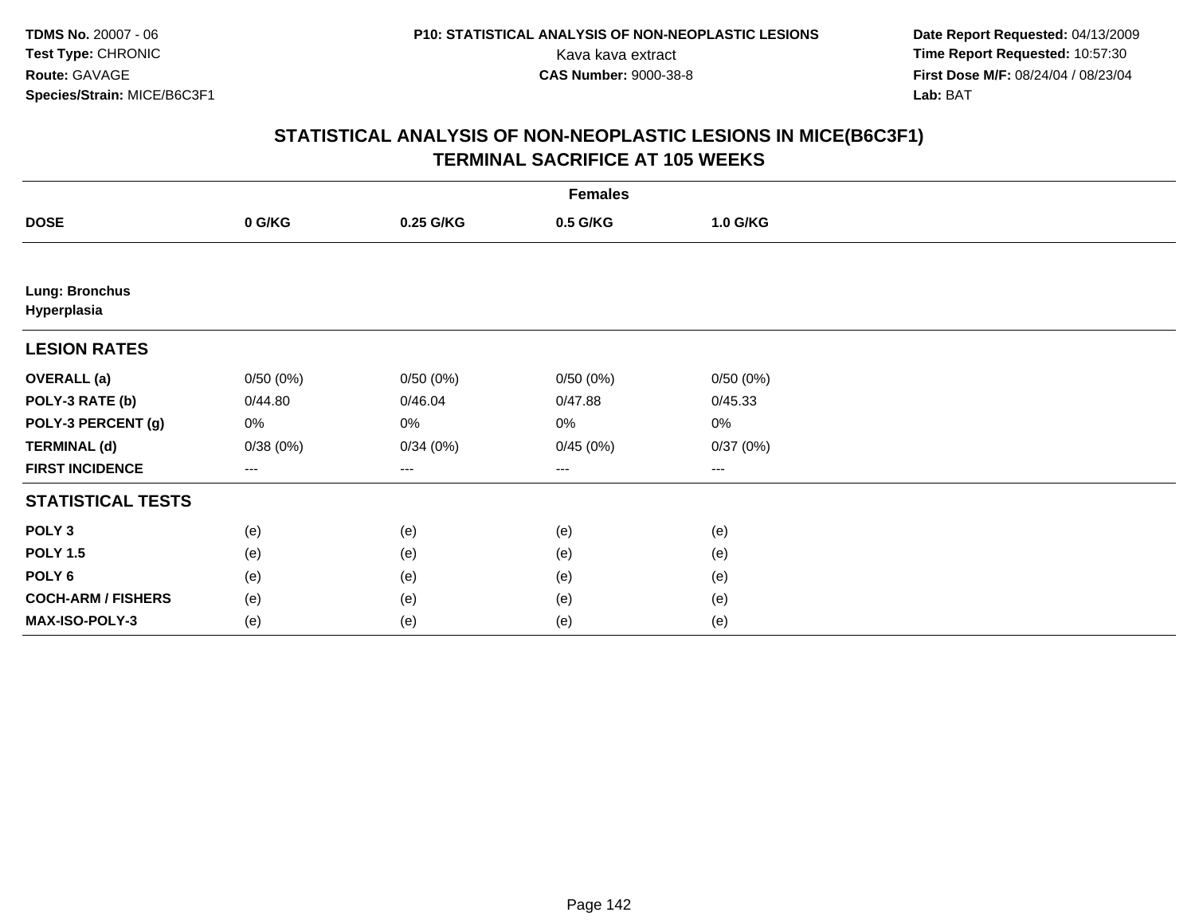**TDMS No.** 20007 - 06
**Test Type:** CHRONIC
**Route:** GAVAGE
**Species/Strain:** MICE/B6C3F1

**P10: STATISTICAL ANALYSIS OF NON-NEOPLASTIC LESIONS**
Kava kava extract
**CAS Number:** 9000-38-8

**Date Report Requested:** 04/13/2009
**Time Report Requested:** 10:57:30
**First Dose M/F:** 08/24/04 / 08/23/04
**Lab:** BAT

## STATISTICAL ANALYSIS OF NON-NEOPLASTIC LESIONS IN MICE(B6C3F1) TERMINAL SACRIFICE AT 105 WEEKS

| | Females | | | |
|---|---|---|---|---|
| **DOSE** | **0 G/KG** | **0.25 G/KG** | **0.5 G/KG** | **1.0 G/KG** |
| **Lung: Bronchus Hyperplasia** | | | | |
| **LESION RATES** | | | | |
| **OVERALL (a)** | 0/50 (0%) | 0/50 (0%) | 0/50 (0%) | 0/50 (0%) |
| **POLY-3 RATE (b)** | 0/44.80 | 0/46.04 | 0/47.88 | 0/45.33 |
| **POLY-3 PERCENT (g)** | 0% | 0% | 0% | 0% |
| **TERMINAL (d)** | 0/38 (0%) | 0/34 (0%) | 0/45 (0%) | 0/37 (0%) |
| **FIRST INCIDENCE** | --- | --- | --- | --- |
| **STATISTICAL TESTS** | | | | |
| **POLY 3** | (e) | (e) | (e) | (e) |
| **POLY 1.5** | (e) | (e) | (e) | (e) |
| **POLY 6** | (e) | (e) | (e) | (e) |
| **COCH-ARM / FISHERS** | (e) | (e) | (e) | (e) |
| **MAX-ISO-POLY-3** | (e) | (e) | (e) | (e) |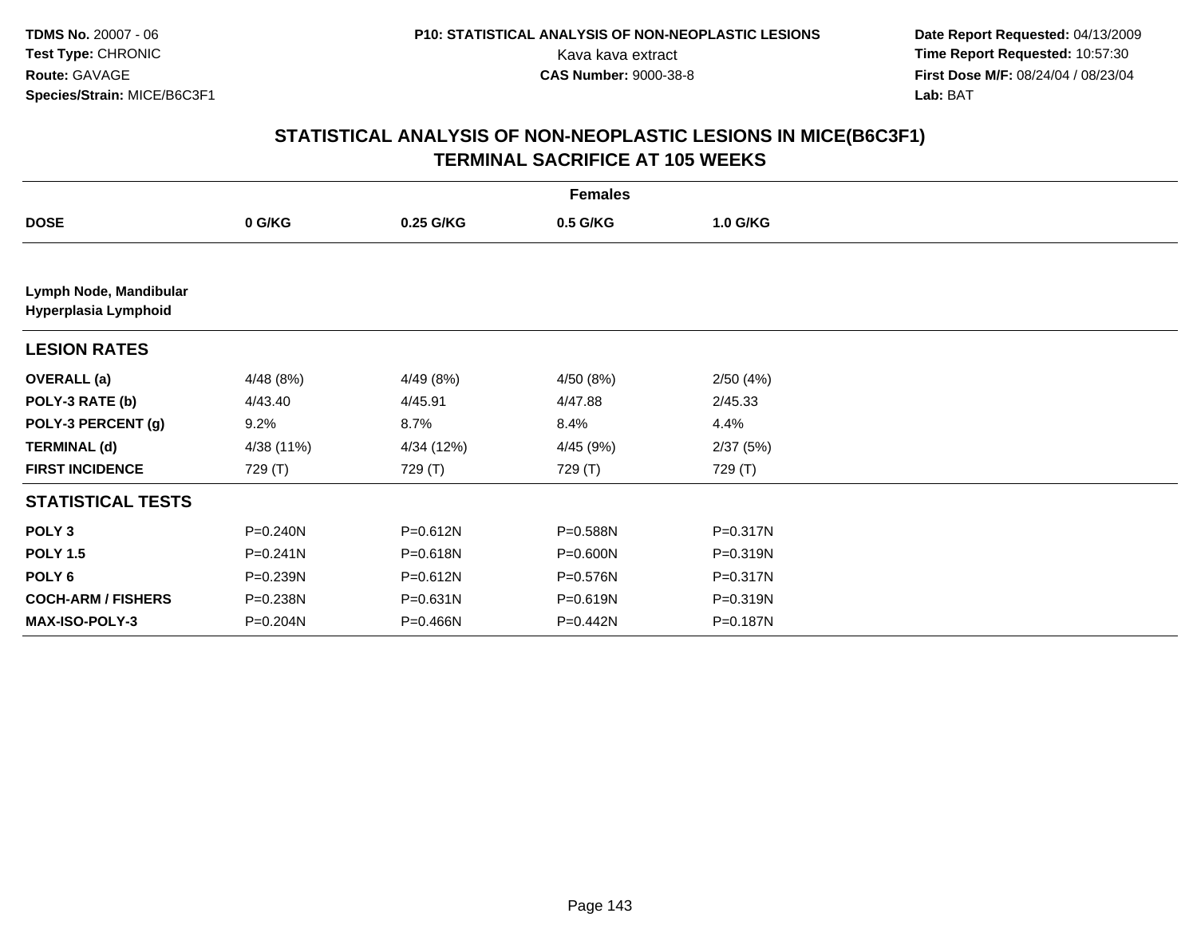TDMS No. 20007 - 06
Test Type: CHRONIC
Route: GAVAGE
Species/Strain: MICE/B6C3F1

P10: STATISTICAL ANALYSIS OF NON-NEOPLASTIC LESIONS
Kava kava extract
CAS Number: 9000-38-8

Date Report Requested: 04/13/2009
Time Report Requested: 10:57:30
First Dose M/F: 08/24/04 / 08/23/04
Lab: BAT

## STATISTICAL ANALYSIS OF NON-NEOPLASTIC LESIONS IN MICE(B6C3F1)
## TERMINAL SACRIFICE AT 105 WEEKS

| | Females | | | |
|---|---|---|---|---|
| **DOSE** | **0 G/KG** | **0.25 G/KG** | **0.5 G/KG** | **1.0 G/KG** |
| **Lymph Node, Mandibular** | | | | |
| **Hyperplasia Lymphoid** | | | | |
| **LESION RATES** | | | | |
| **OVERALL (a)** | 4/48 (8%) | 4/49 (8%) | 4/50 (8%) | 2/50 (4%) |
| **POLY-3 RATE (b)** | 4/43.40 | 4/45.91 | 4/47.88 | 2/45.33 |
| **POLY-3 PERCENT (g)** | 9.2% | 8.7% | 8.4% | 4.4% |
| **TERMINAL (d)** | 4/38 (11%) | 4/34 (12%) | 4/45 (9%) | 2/37 (5%) |
| **FIRST INCIDENCE** | 729 (T) | 729 (T) | 729 (T) | 729 (T) |
| **STATISTICAL TESTS** | | | | |
| **POLY 3** | P=0.240N | P=0.612N | P=0.588N | P=0.317N |
| **POLY 1.5** | P=0.241N | P=0.618N | P=0.600N | P=0.319N |
| **POLY 6** | P=0.239N | P=0.612N | P=0.576N | P=0.317N |
| **COCH-ARM / FISHERS** | P=0.238N | P=0.631N | P=0.619N | P=0.319N |
| **MAX-ISO-POLY-3** | P=0.204N | P=0.466N | P=0.442N | P=0.187N |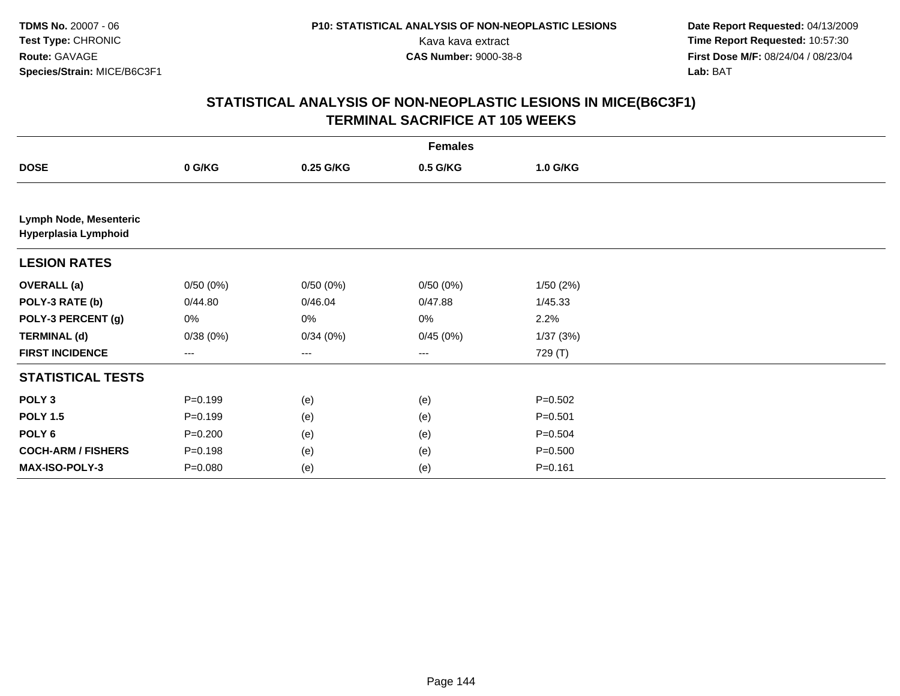**TDMS No.** 20007 - 06
**Test Type:** CHRONIC
**Route:** GAVAGE
**Species/Strain:** MICE/B6C3F1

**P10: STATISTICAL ANALYSIS OF NON-NEOPLASTIC LESIONS**
Kava kava extract
**CAS Number:** 9000-38-8

**Date Report Requested:** 04/13/2009
**Time Report Requested:** 10:57:30
**First Dose M/F:** 08/24/04 / 08/23/04
**Lab:** BAT

## STATISTICAL ANALYSIS OF NON-NEOPLASTIC LESIONS IN MICE(B6C3F1) TERMINAL SACRIFICE AT 105 WEEKS

| | Females | | | |
|---|---|---|---|---|
| **DOSE** | **0 G/KG** | **0.25 G/KG** | **0.5 G/KG** | **1.0 G/KG** |
| **Lymph Node, Mesenteric Hyperplasia Lymphoid** | | | | |
| **LESION RATES** | | | | |
| **OVERALL (a)** | 0/50 (0%) | 0/50 (0%) | 0/50 (0%) | 1/50 (2%) |
| **POLY-3 RATE (b)** | 0/44.80 | 0/46.04 | 0/47.88 | 1/45.33 |
| **POLY-3 PERCENT (g)** | 0% | 0% | 0% | 2.2% |
| **TERMINAL (d)** | 0/38 (0%) | 0/34 (0%) | 0/45 (0%) | 1/37 (3%) |
| **FIRST INCIDENCE** | --- | --- | --- | 729 (T) |
| **STATISTICAL TESTS** | | | | |
| **POLY 3** | P=0.199 | (e) | (e) | P=0.502 |
| **POLY 1.5** | P=0.199 | (e) | (e) | P=0.501 |
| **POLY 6** | P=0.200 | (e) | (e) | P=0.504 |
| **COCH-ARM / FISHERS** | P=0.198 | (e) | (e) | P=0.500 |
| **MAX-ISO-POLY-3** | P=0.080 | (e) | (e) | P=0.161 |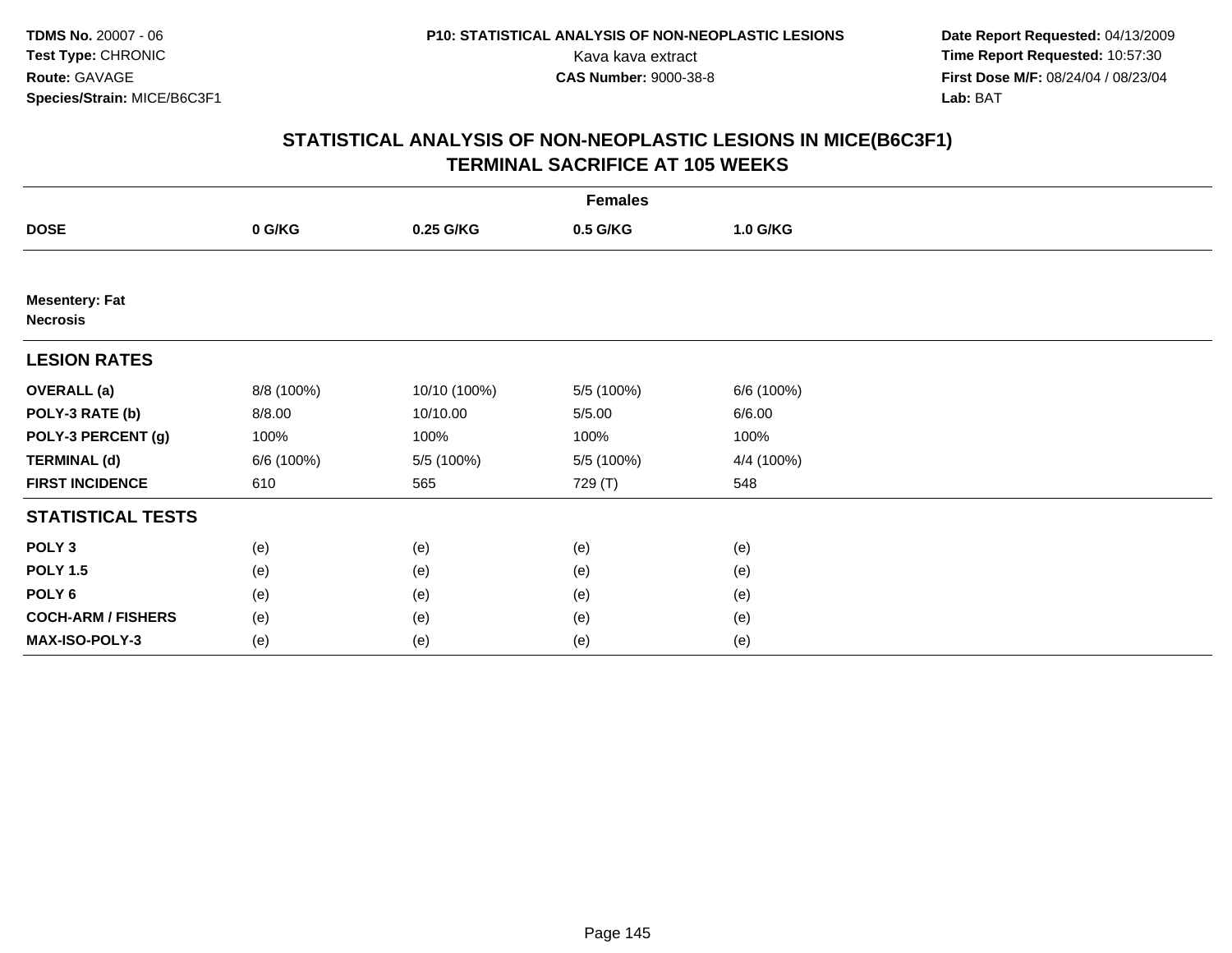**TDMS No.** 20007 - 06
**Test Type:** CHRONIC
**Route:** GAVAGE
**Species/Strain:** MICE/B6C3F1

**P10: STATISTICAL ANALYSIS OF NON-NEOPLASTIC LESIONS**
Kava kava extract
**CAS Number:** 9000-38-8

**Date Report Requested:** 04/13/2009
**Time Report Requested:** 10:57:30
**First Dose M/F:** 08/24/04 / 08/23/04
**Lab:** BAT

## STATISTICAL ANALYSIS OF NON-NEOPLASTIC LESIONS IN MICE(B6C3F1)
## TERMINAL SACRIFICE AT 105 WEEKS

| | Females | | | |
|---|---|---|---|---|
| **DOSE** | **0 G/KG** | **0.25 G/KG** | **0.5 G/KG** | **1.0 G/KG** |
| **Mesentery: Fat** | | | | |
| **Necrosis** | | | | |
| **LESION RATES** | | | | |
| **OVERALL (a)** | 8/8 (100%) | 10/10 (100%) | 5/5 (100%) | 6/6 (100%) |
| **POLY-3 RATE (b)** | 8/8.00 | 10/10.00 | 5/5.00 | 6/6.00 |
| **POLY-3 PERCENT (g)** | 100% | 100% | 100% | 100% |
| **TERMINAL (d)** | 6/6 (100%) | 5/5 (100%) | 5/5 (100%) | 4/4 (100%) |
| **FIRST INCIDENCE** | 610 | 565 | 729 (T) | 548 |
| **STATISTICAL TESTS** | | | | |
| **POLY 3** | (e) | (e) | (e) | (e) |
| **POLY 1.5** | (e) | (e) | (e) | (e) |
| **POLY 6** | (e) | (e) | (e) | (e) |
| **COCH-ARM / FISHERS** | (e) | (e) | (e) | (e) |
| **MAX-ISO-POLY-3** | (e) | (e) | (e) | (e) |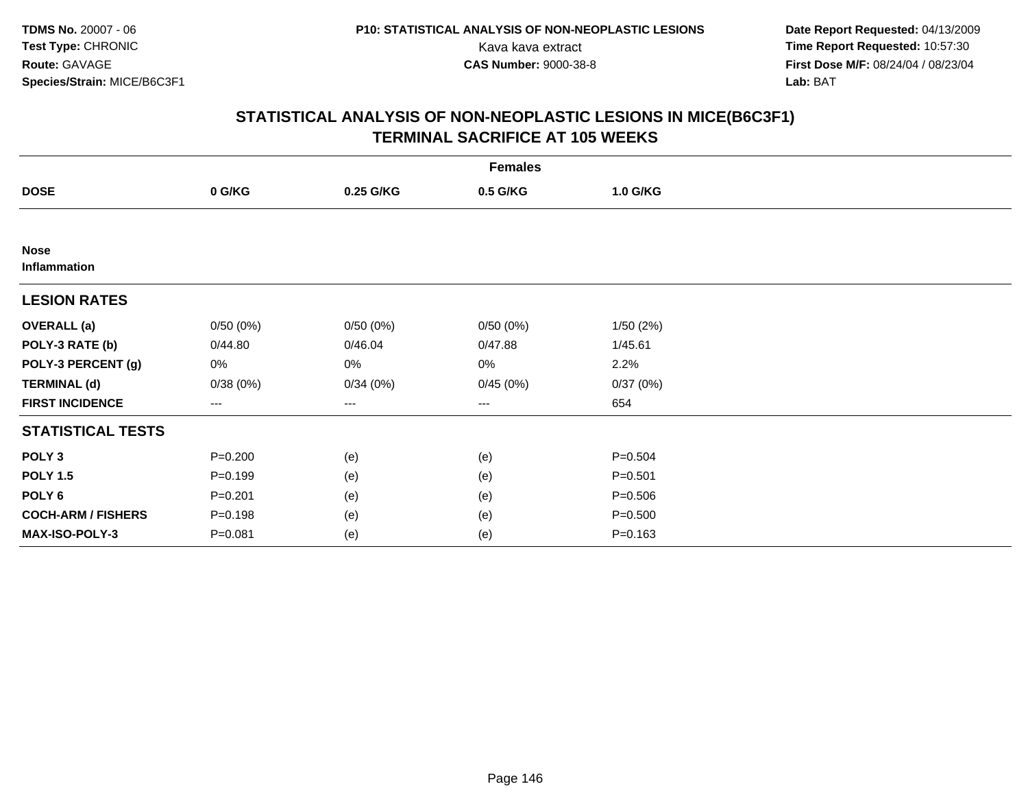**TDMS No.** 20007 - 06
**Test Type:** CHRONIC
**Route:** GAVAGE
**Species/Strain:** MICE/B6C3F1

**P10: STATISTICAL ANALYSIS OF NON-NEOPLASTIC LESIONS**
Kava kava extract
**CAS Number:** 9000-38-8

**Date Report Requested:** 04/13/2009
**Time Report Requested:** 10:57:30
**First Dose M/F:** 08/24/04 / 08/23/04
**Lab:** BAT

# STATISTICAL ANALYSIS OF NON-NEOPLASTIC LESIONS IN MICE(B6C3F1)
## TERMINAL SACRIFICE AT 105 WEEKS

| | Females | | | |
|---|---|---|---|---|
| **DOSE** | **0 G/KG** | **0.25 G/KG** | **0.5 G/KG** | **1.0 G/KG** |
| **Nose** **Inflammation** | | | | |
| **LESION RATES** | | | | |
| **OVERALL (a)** | 0/50 (0%) | 0/50 (0%) | 0/50 (0%) | 1/50 (2%) |
| **POLY-3 RATE (b)** | 0/44.80 | 0/46.04 | 0/47.88 | 1/45.61 |
| **POLY-3 PERCENT (g)** | 0% | 0% | 0% | 2.2% |
| **TERMINAL (d)** | 0/38 (0%) | 0/34 (0%) | 0/45 (0%) | 0/37 (0%) |
| **FIRST INCIDENCE** | --- | --- | --- | 654 |
| **STATISTICAL TESTS** | | | | |
| **POLY 3** | P=0.200 | (e) | (e) | P=0.504 |
| **POLY 1.5** | P=0.199 | (e) | (e) | P=0.501 |
| **POLY 6** | P=0.201 | (e) | (e) | P=0.506 |
| **COCH-ARM / FISHERS** | P=0.198 | (e) | (e) | P=0.500 |
| **MAX-ISO-POLY-3** | P=0.081 | (e) | (e) | P=0.163 |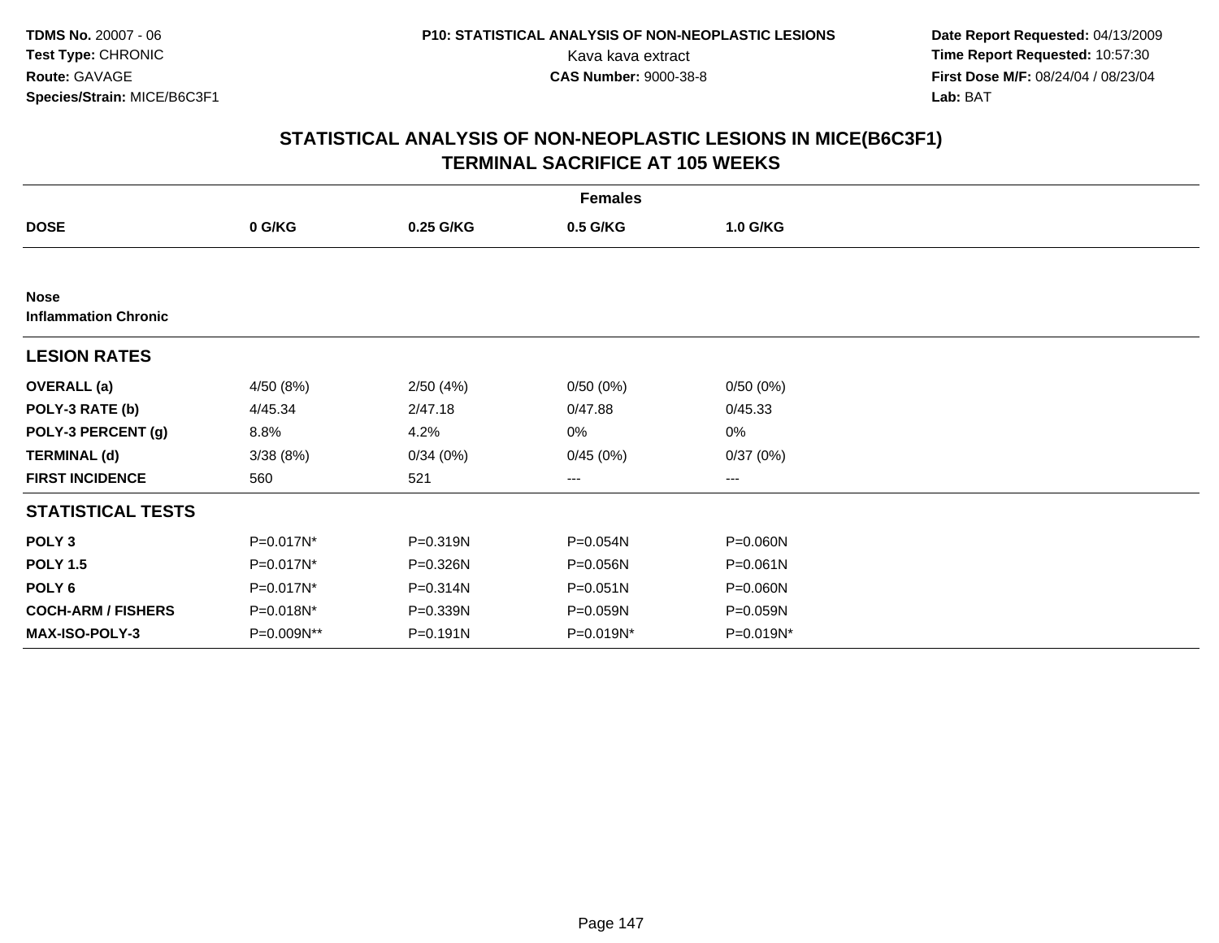## STATISTICAL ANALYSIS OF NON-NEOPLASTIC LESIONS IN MICE(B6C3F1)
## TERMINAL SACRIFICE AT 105 WEEKS

| | Females | | | |
|---|---|---|---|---|
| **DOSE** | **0 G/KG** | **0.25 G/KG** | **0.5 G/KG** | **1.0 G/KG** |
| **Nose** | | | | |
| **Inflammation Chronic** | | | | |
| **LESION RATES** | | | | |
| **OVERALL (a)** | 4/50 (8%) | 2/50 (4%) | 0/50 (0%) | 0/50 (0%) |
| **POLY-3 RATE (b)** | 4/45.34 | 2/47.18 | 0/47.88 | 0/45.33 |
| **POLY-3 PERCENT (g)** | 8.8% | 4.2% | 0% | 0% |
| **TERMINAL (d)** | 3/38 (8%) | 0/34 (0%) | 0/45 (0%) | 0/37 (0%) |
| **FIRST INCIDENCE** | 560 | 521 | --- | --- |
| **STATISTICAL TESTS** | | | | |
| **POLY 3** | P=0.017N* | P=0.319N | P=0.054N | P=0.060N |
| **POLY 1.5** | P=0.017N* | P=0.326N | P=0.056N | P=0.061N |
| **POLY 6** | P=0.017N* | P=0.314N | P=0.051N | P=0.060N |
| **COCH-ARM / FISHERS** | P=0.018N* | P=0.339N | P=0.059N | P=0.059N |
| **MAX-ISO-POLY-3** | P=0.009N** | P=0.191N | P=0.019N* | P=0.019N* |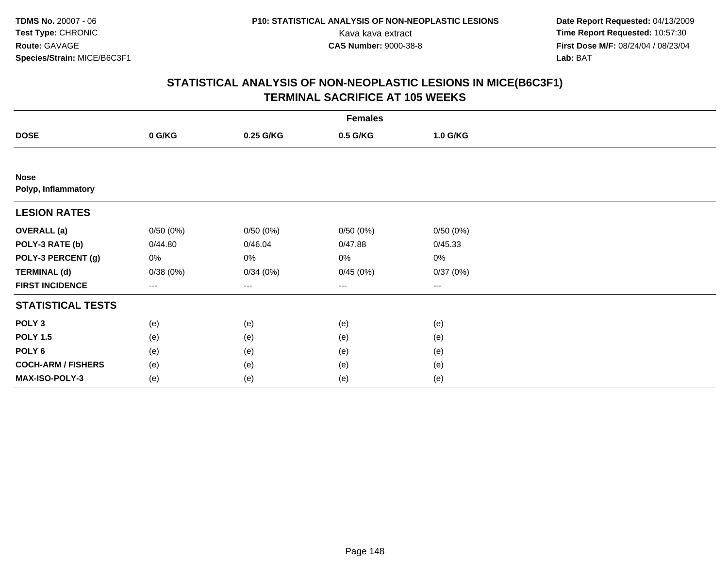**TDMS No.** 20007 - 06
**Test Type:** CHRONIC
**Route:** GAVAGE
**Species/Strain:** MICE/B6C3F1

**P10: STATISTICAL ANALYSIS OF NON-NEOPLASTIC LESIONS**
Kava kava extract
**CAS Number:** 9000-38-8

**Date Report Requested:** 04/13/2009
**Time Report Requested:** 10:57:30
**First Dose M/F:** 08/24/04 / 08/23/04
**Lab:** BAT

# STATISTICAL ANALYSIS OF NON-NEOPLASTIC LESIONS IN MICE(B6C3F1) TERMINAL SACRIFICE AT 105 WEEKS

| | Females | | | |
|---|---|---|---|---|
| **DOSE** | **0 G/KG** | **0.25 G/KG** | **0.5 G/KG** | **1.0 G/KG** |
| **Nose** | | | | |
| **Polyp, Inflammatory** | | | | |
| **LESION RATES** | | | | |
| **OVERALL (a)** | 0/50 (0%) | 0/50 (0%) | 0/50 (0%) | 0/50 (0%) |
| **POLY-3 RATE (b)** | 0/44.80 | 0/46.04 | 0/47.88 | 0/45.33 |
| **POLY-3 PERCENT (g)** | 0% | 0% | 0% | 0% |
| **TERMINAL (d)** | 0/38 (0%) | 0/34 (0%) | 0/45 (0%) | 0/37 (0%) |
| **FIRST INCIDENCE** | --- | --- | --- | --- |
| **STATISTICAL TESTS** | | | | |
| **POLY 3** | (e) | (e) | (e) | (e) |
| **POLY 1.5** | (e) | (e) | (e) | (e) |
| **POLY 6** | (e) | (e) | (e) | (e) |
| **COCH-ARM / FISHERS** | (e) | (e) | (e) | (e) |
| **MAX-ISO-POLY-3** | (e) | (e) | (e) | (e) |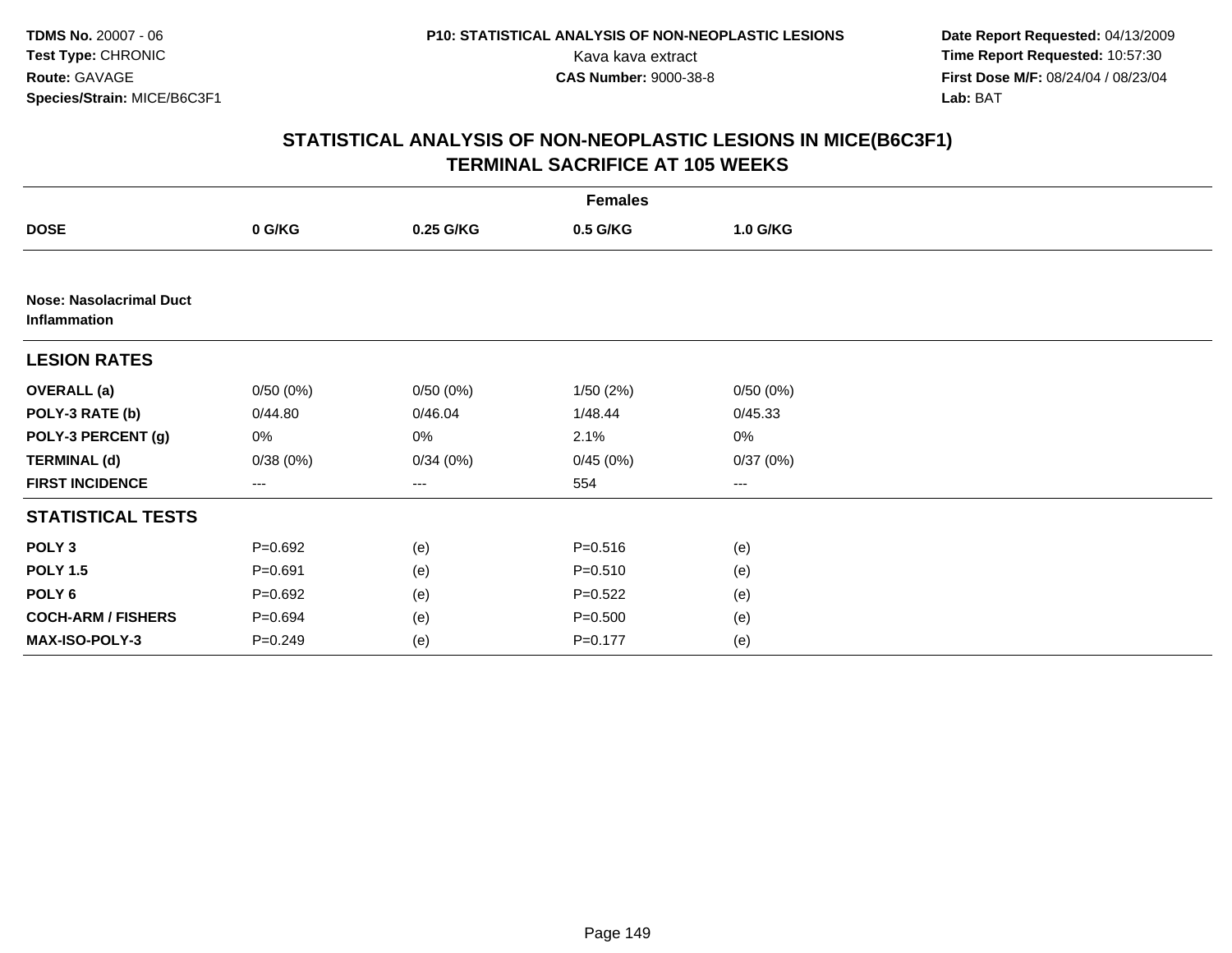# STATISTICAL ANALYSIS OF NON-NEOPLASTIC LESIONS IN MICE(B6C3F1)
## TERMINAL SACRIFICE AT 105 WEEKS

| | Females | | | |
|---|---|---|---|---|
| **DOSE** | **0 G/KG** | **0.25 G/KG** | **0.5 G/KG** | **1.0 G/KG** |
| **Nose: Nasolacrimal Duct Inflammation** | | | | |
| **LESION RATES** | | | | |
| **OVERALL (a)** | 0/50 (0%) | 0/50 (0%) | 1/50 (2%) | 0/50 (0%) |
| **POLY-3 RATE (b)** | 0/44.80 | 0/46.04 | 1/48.44 | 0/45.33 |
| **POLY-3 PERCENT (g)** | 0% | 0% | 2.1% | 0% |
| **TERMINAL (d)** | 0/38 (0%) | 0/34 (0%) | 0/45 (0%) | 0/37 (0%) |
| **FIRST INCIDENCE** | --- | --- | 554 | --- |
| **STATISTICAL TESTS** | | | | |
| **POLY 3** | P=0.692 | (e) | P=0.516 | (e) |
| **POLY 1.5** | P=0.691 | (e) | P=0.510 | (e) |
| **POLY 6** | P=0.692 | (e) | P=0.522 | (e) |
| **COCH-ARM / FISHERS** | P=0.694 | (e) | P=0.500 | (e) |
| **MAX-ISO-POLY-3** | P=0.249 | (e) | P=0.177 | (e) |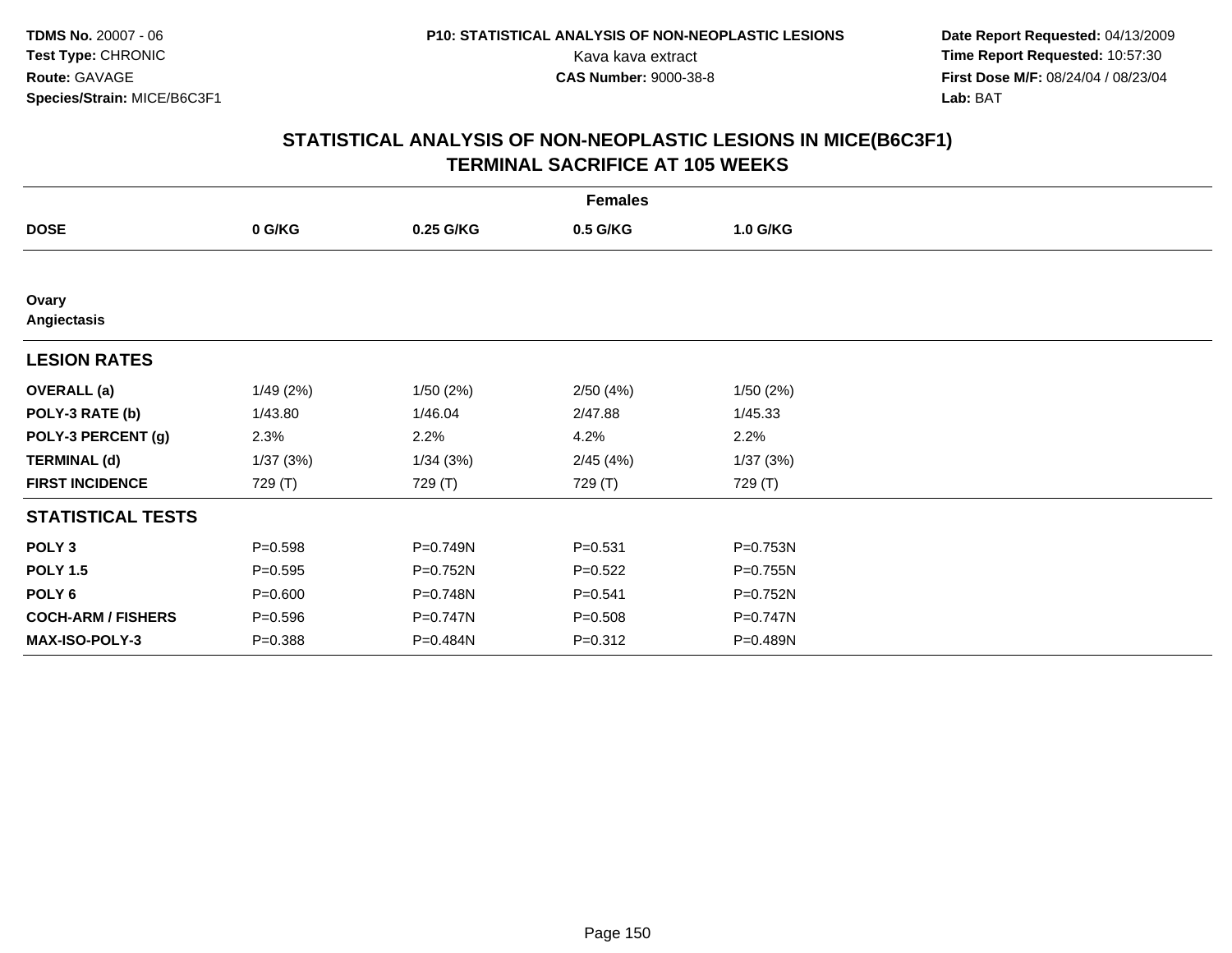TDMS No. 20007 - 06
Test Type: CHRONIC
Route: GAVAGE
Species/Strain: MICE/B6C3F1

P10: STATISTICAL ANALYSIS OF NON-NEOPLASTIC LESIONS
Kava kava extract
CAS Number: 9000-38-8

Date Report Requested: 04/13/2009
Time Report Requested: 10:57:30
First Dose M/F: 08/24/04 / 08/23/04
Lab: BAT

## STATISTICAL ANALYSIS OF NON-NEOPLASTIC LESIONS IN MICE(B6C3F1)
## TERMINAL SACRIFICE AT 105 WEEKS

| | Females | | | |
|---|---|---|---|---|
| **DOSE** | **0 G/KG** | **0.25 G/KG** | **0.5 G/KG** | **1.0 G/KG** |
| **Ovary** | | | | |
| **Angiectasis** | | | | |
| **LESION RATES** | | | | |
| **OVERALL (a)** | 1/49 (2%) | 1/50 (2%) | 2/50 (4%) | 1/50 (2%) |
| **POLY-3 RATE (b)** | 1/43.80 | 1/46.04 | 2/47.88 | 1/45.33 |
| **POLY-3 PERCENT (g)** | 2.3% | 2.2% | 4.2% | 2.2% |
| **TERMINAL (d)** | 1/37 (3%) | 1/34 (3%) | 2/45 (4%) | 1/37 (3%) |
| **FIRST INCIDENCE** | 729 (T) | 729 (T) | 729 (T) | 729 (T) |
| **STATISTICAL TESTS** | | | | |
| **POLY 3** | P=0.598 | P=0.749N | P=0.531 | P=0.753N |
| **POLY 1.5** | P=0.595 | P=0.752N | P=0.522 | P=0.755N |
| **POLY 6** | P=0.600 | P=0.748N | P=0.541 | P=0.752N |
| **COCH-ARM / FISHERS** | P=0.596 | P=0.747N | P=0.508 | P=0.747N |
| **MAX-ISO-POLY-3** | P=0.388 | P=0.484N | P=0.312 | P=0.489N |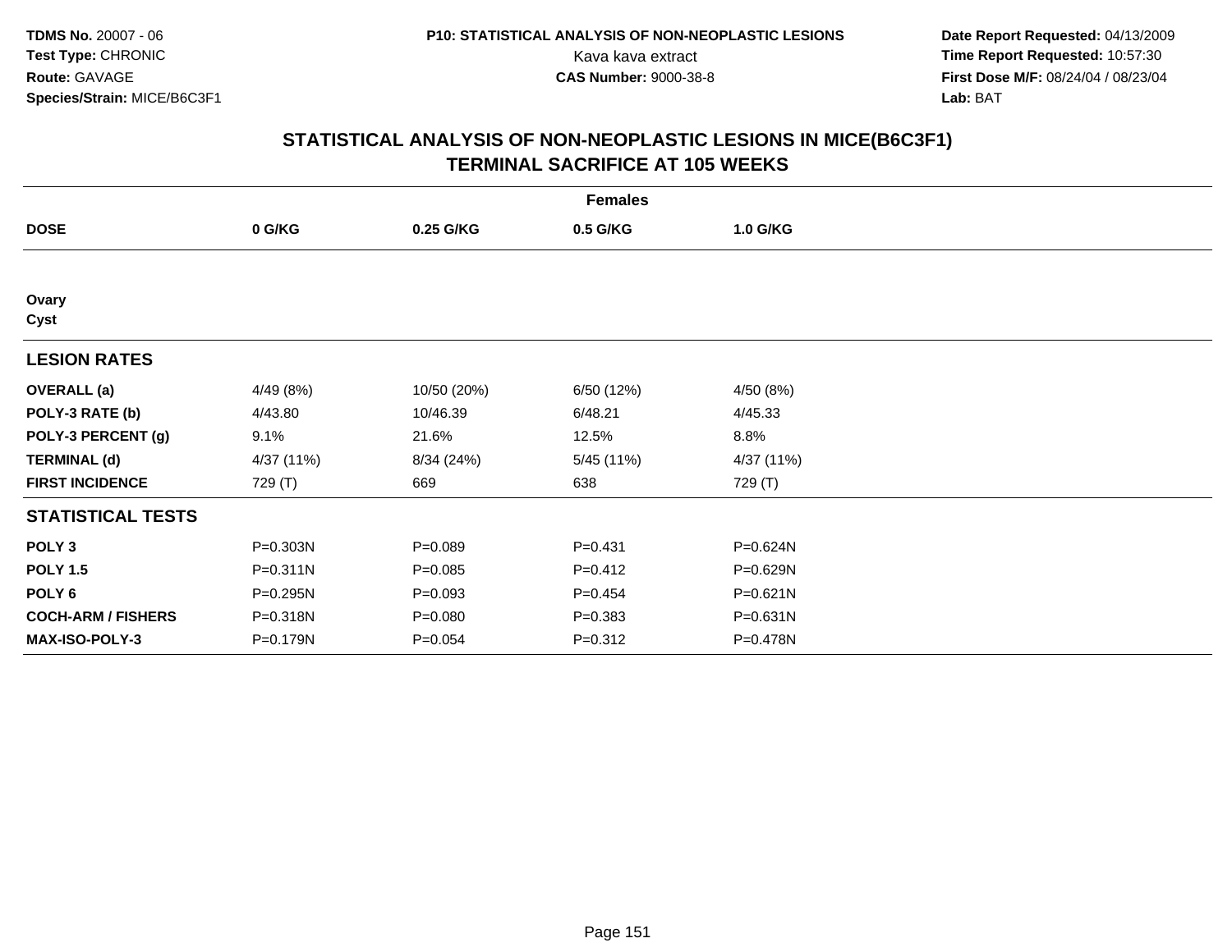# STATISTICAL ANALYSIS OF NON-NEOPLASTIC LESIONS IN MICE(B6C3F1)
## TERMINAL SACRIFICE AT 105 WEEKS

| | Females | | | |
|---|---|---|---|---|
| **DOSE** | **0 G/KG** | **0.25 G/KG** | **0.5 G/KG** | **1.0 G/KG** |
| **Ovary** | | | | |
| **Cyst** | | | | |
| **LESION RATES** | | | | |
| **OVERALL (a)** | 4/49 (8%) | 10/50 (20%) | 6/50 (12%) | 4/50 (8%) |
| **POLY-3 RATE (b)** | 4/43.80 | 10/46.39 | 6/48.21 | 4/45.33 |
| **POLY-3 PERCENT (g)** | 9.1% | 21.6% | 12.5% | 8.8% |
| **TERMINAL (d)** | 4/37 (11%) | 8/34 (24%) | 5/45 (11%) | 4/37 (11%) |
| **FIRST INCIDENCE** | 729 (T) | 669 | 638 | 729 (T) |
| **STATISTICAL TESTS** | | | | |
| **POLY 3** | P=0.303N | P=0.089 | P=0.431 | P=0.624N |
| **POLY 1.5** | P=0.311N | P=0.085 | P=0.412 | P=0.629N |
| **POLY 6** | P=0.295N | P=0.093 | P=0.454 | P=0.621N |
| **COCH-ARM / FISHERS** | P=0.318N | P=0.080 | P=0.383 | P=0.631N |
| **MAX-ISO-POLY-3** | P=0.179N | P=0.054 | P=0.312 | P=0.478N |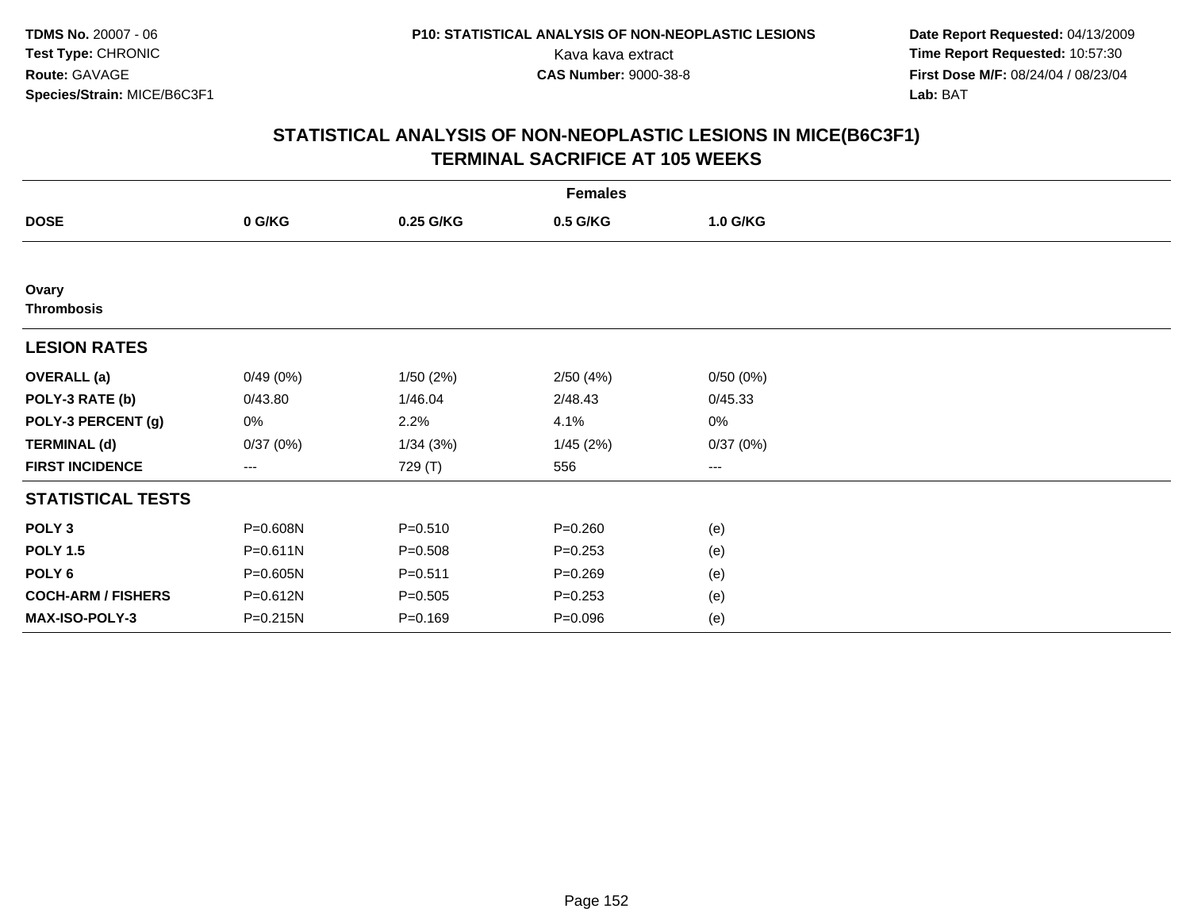**TDMS No.** 20007 - 06
**Test Type:** CHRONIC
**Route:** GAVAGE
**Species/Strain:** MICE/B6C3F1

**P10: STATISTICAL ANALYSIS OF NON-NEOPLASTIC LESIONS**
Kava kava extract
**CAS Number:** 9000-38-8

**Date Report Requested:** 04/13/2009
**Time Report Requested:** 10:57:30
**First Dose M/F:** 08/24/04 / 08/23/04
**Lab:** BAT

## STATISTICAL ANALYSIS OF NON-NEOPLASTIC LESIONS IN MICE(B6C3F1)
## TERMINAL SACRIFICE AT 105 WEEKS

| | Females | | | |
|---|---|---|---|---|
| **DOSE** | **0 G/KG** | **0.25 G/KG** | **0.5 G/KG** | **1.0 G/KG** |
| **Ovary** | | | | |
| **Thrombosis** | | | | |
| **LESION RATES** | | | | |
| **OVERALL (a)** | 0/49 (0%) | 1/50 (2%) | 2/50 (4%) | 0/50 (0%) |
| **POLY-3 RATE (b)** | 0/43.80 | 1/46.04 | 2/48.43 | 0/45.33 |
| **POLY-3 PERCENT (g)** | 0% | 2.2% | 4.1% | 0% |
| **TERMINAL (d)** | 0/37 (0%) | 1/34 (3%) | 1/45 (2%) | 0/37 (0%) |
| **FIRST INCIDENCE** | --- | 729 (T) | 556 | --- |
| **STATISTICAL TESTS** | | | | |
| **POLY 3** | P=0.608N | P=0.510 | P=0.260 | (e) |
| **POLY 1.5** | P=0.611N | P=0.508 | P=0.253 | (e) |
| **POLY 6** | P=0.605N | P=0.511 | P=0.269 | (e) |
| **COCH-ARM / FISHERS** | P=0.612N | P=0.505 | P=0.253 | (e) |
| **MAX-ISO-POLY-3** | P=0.215N | P=0.169 | P=0.096 | (e) |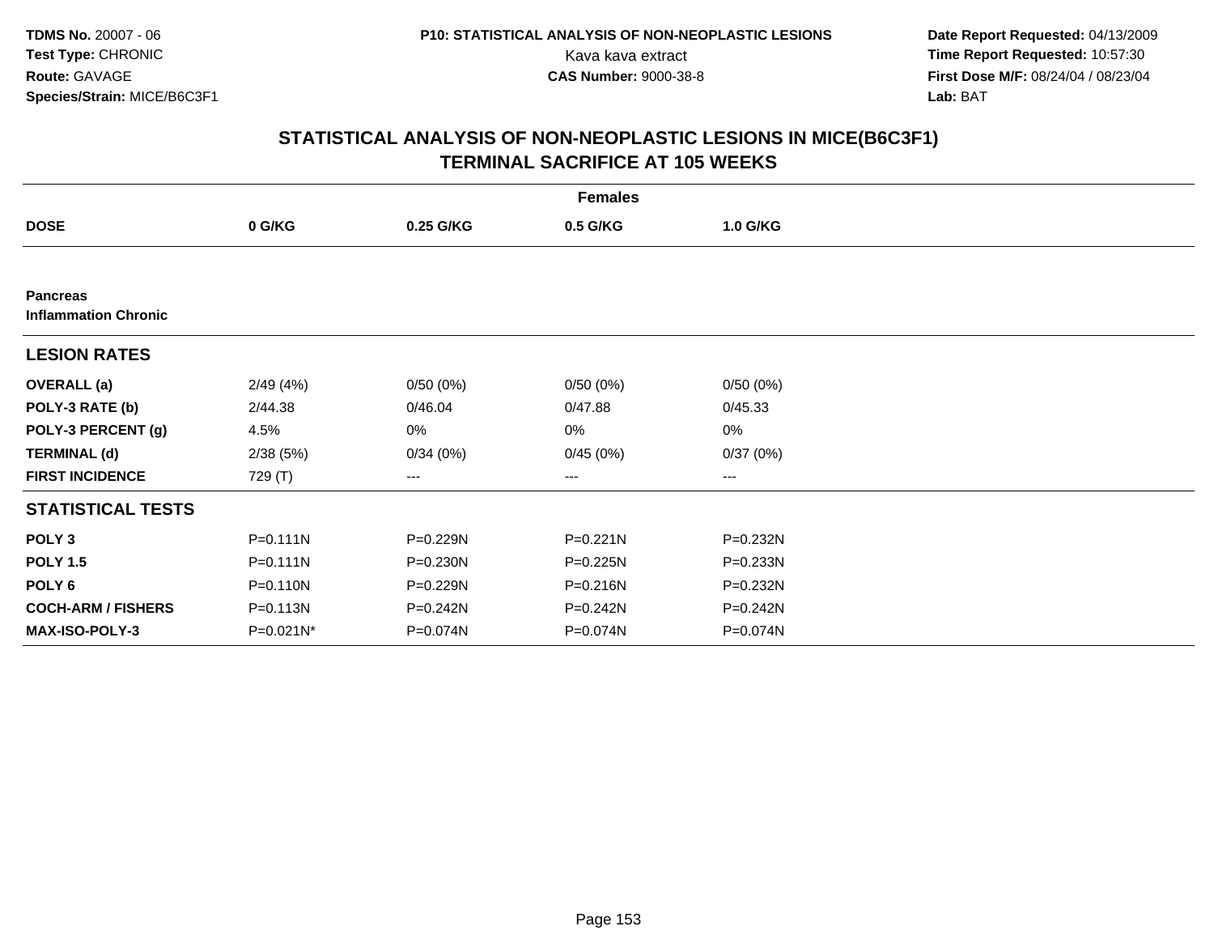# STATISTICAL ANALYSIS OF NON-NEOPLASTIC LESIONS IN MICE(B6C3F1)
## TERMINAL SACRIFICE AT 105 WEEKS

| | Females | | | |
|---|---|---|---|---|
| **DOSE** | **0 G/KG** | **0.25 G/KG** | **0.5 G/KG** | **1.0 G/KG** |
| **Pancreas** | | | | |
| **Inflammation Chronic** | | | | |
| **LESION RATES** | | | | |
| **OVERALL (a)** | 2/49 (4%) | 0/50 (0%) | 0/50 (0%) | 0/50 (0%) |
| **POLY-3 RATE (b)** | 2/44.38 | 0/46.04 | 0/47.88 | 0/45.33 |
| **POLY-3 PERCENT (g)** | 4.5% | 0% | 0% | 0% |
| **TERMINAL (d)** | 2/38 (5%) | 0/34 (0%) | 0/45 (0%) | 0/37 (0%) |
| **FIRST INCIDENCE** | 729 (T) | --- | --- | --- |
| **STATISTICAL TESTS** | | | | |
| **POLY 3** | P=0.111N | P=0.229N | P=0.221N | P=0.232N |
| **POLY 1.5** | P=0.111N | P=0.230N | P=0.225N | P=0.233N |
| **POLY 6** | P=0.110N | P=0.229N | P=0.216N | P=0.232N |
| **COCH-ARM / FISHERS** | P=0.113N | P=0.242N | P=0.242N | P=0.242N |
| **MAX-ISO-POLY-3** | P=0.021N* | P=0.074N | P=0.074N | P=0.074N |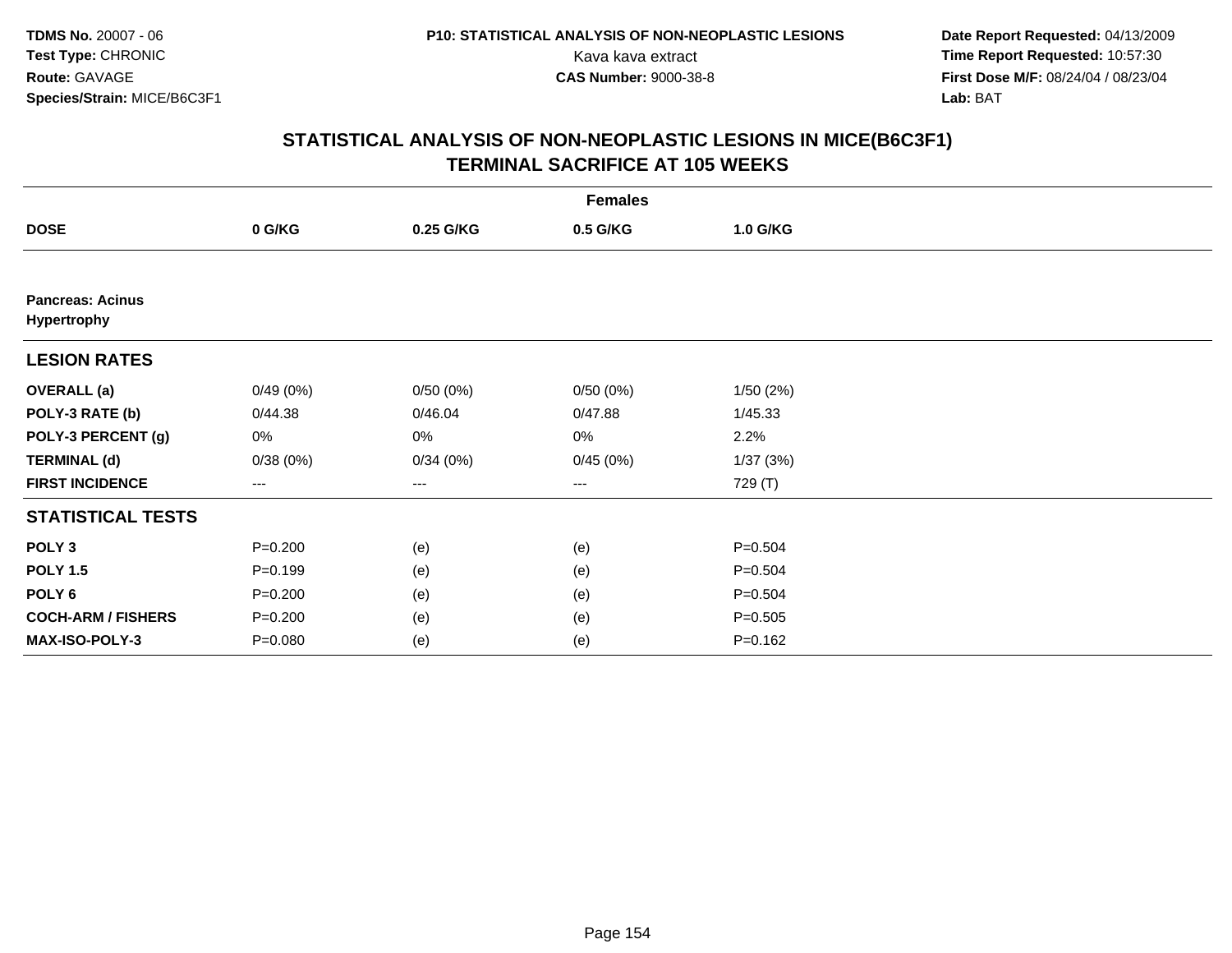**TDMS No.** 20007 - 06
**Test Type:** CHRONIC
**Route:** GAVAGE
**Species/Strain:** MICE/B6C3F1

**P10: STATISTICAL ANALYSIS OF NON-NEOPLASTIC LESIONS**
Kava kava extract
**CAS Number:** 9000-38-8

**Date Report Requested:** 04/13/2009
**Time Report Requested:** 10:57:30
**First Dose M/F:** 08/24/04 / 08/23/04
**Lab:** BAT

# STATISTICAL ANALYSIS OF NON-NEOPLASTIC LESIONS IN MICE(B6C3F1) TERMINAL SACRIFICE AT 105 WEEKS

| | Females | | | |
|---|---|---|---|---|
| **DOSE** | **0 G/KG** | **0.25 G/KG** | **0.5 G/KG** | **1.0 G/KG** |
| **Pancreas: Acinus Hypertrophy** | | | | |
| **LESION RATES** | | | | |
| **OVERALL (a)** | 0/49 (0%) | 0/50 (0%) | 0/50 (0%) | 1/50 (2%) |
| **POLY-3 RATE (b)** | 0/44.38 | 0/46.04 | 0/47.88 | 1/45.33 |
| **POLY-3 PERCENT (g)** | 0% | 0% | 0% | 2.2% |
| **TERMINAL (d)** | 0/38 (0%) | 0/34 (0%) | 0/45 (0%) | 1/37 (3%) |
| **FIRST INCIDENCE** | --- | --- | --- | 729 (T) |
| **STATISTICAL TESTS** | | | | |
| **POLY 3** | P=0.200 | (e) | (e) | P=0.504 |
| **POLY 1.5** | P=0.199 | (e) | (e) | P=0.504 |
| **POLY 6** | P=0.200 | (e) | (e) | P=0.504 |
| **COCH-ARM / FISHERS** | P=0.200 | (e) | (e) | P=0.505 |
| **MAX-ISO-POLY-3** | P=0.080 | (e) | (e) | P=0.162 |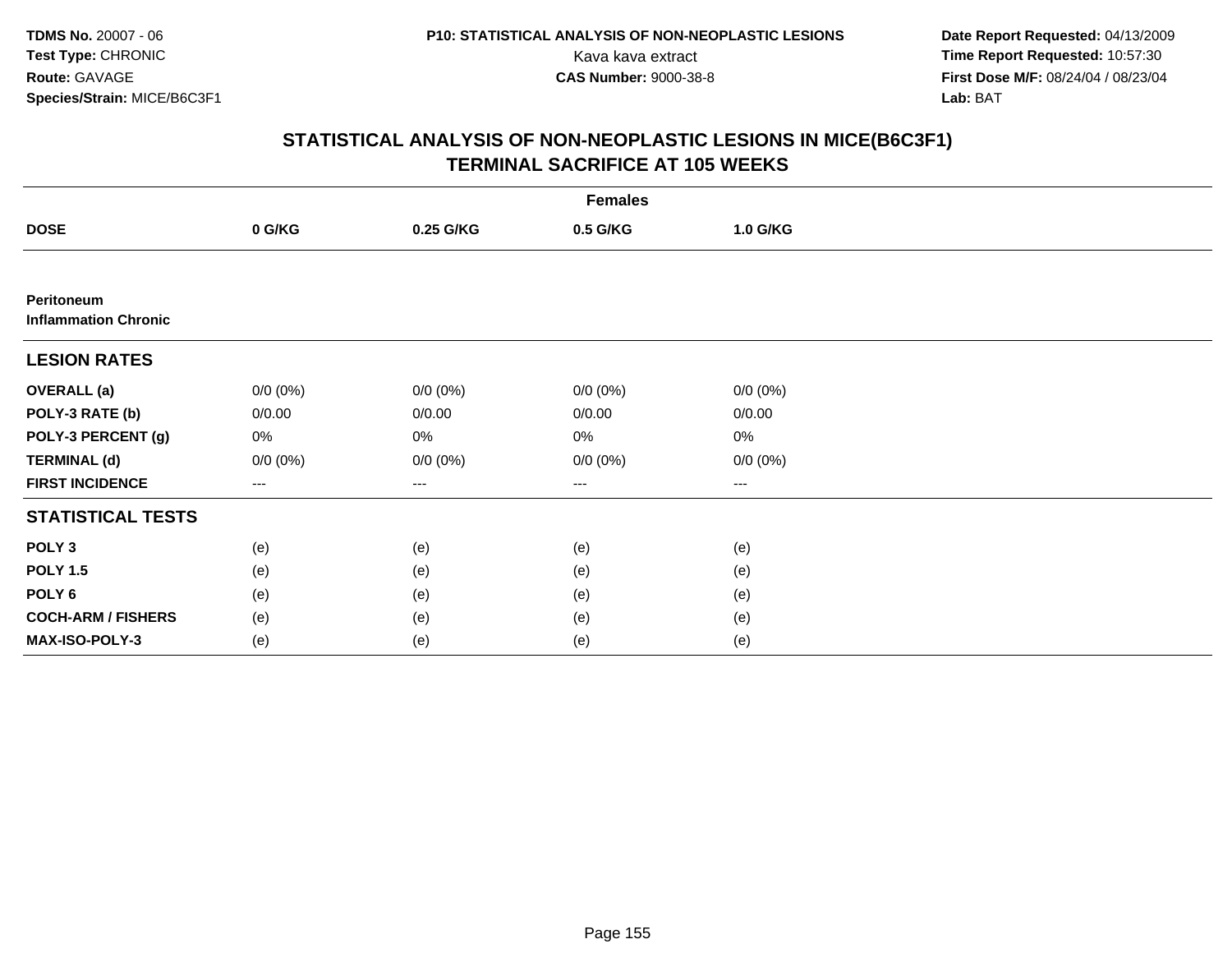TDMS No. 20007 - 06
Test Type: CHRONIC
Route: GAVAGE
Species/Strain: MICE/B6C3F1

P10: STATISTICAL ANALYSIS OF NON-NEOPLASTIC LESIONS
Kava kava extract
CAS Number: 9000-38-8

Date Report Requested: 04/13/2009
Time Report Requested: 10:57:30
First Dose M/F: 08/24/04 / 08/23/04
Lab: BAT

# STATISTICAL ANALYSIS OF NON-NEOPLASTIC LESIONS IN MICE(B6C3F1)
# TERMINAL SACRIFICE AT 105 WEEKS

| | Females | | | |
|---|---|---|---|---|
| **DOSE** | **0 G/KG** | **0.25 G/KG** | **0.5 G/KG** | **1.0 G/KG** |
| **Peritoneum** | | | | |
| **Inflammation Chronic** | | | | |
| **LESION RATES** | | | | |
| **OVERALL (a)** | 0/0 (0%) | 0/0 (0%) | 0/0 (0%) | 0/0 (0%) |
| **POLY-3 RATE (b)** | 0/0.00 | 0/0.00 | 0/0.00 | 0/0.00 |
| **POLY-3 PERCENT (g)** | 0% | 0% | 0% | 0% |
| **TERMINAL (d)** | 0/0 (0%) | 0/0 (0%) | 0/0 (0%) | 0/0 (0%) |
| **FIRST INCIDENCE** | --- | --- | --- | --- |
| **STATISTICAL TESTS** | | | | |
| **POLY 3** | (e) | (e) | (e) | (e) |
| **POLY 1.5** | (e) | (e) | (e) | (e) |
| **POLY 6** | (e) | (e) | (e) | (e) |
| **COCH-ARM / FISHERS** | (e) | (e) | (e) | (e) |
| **MAX-ISO-POLY-3** | (e) | (e) | (e) | (e) |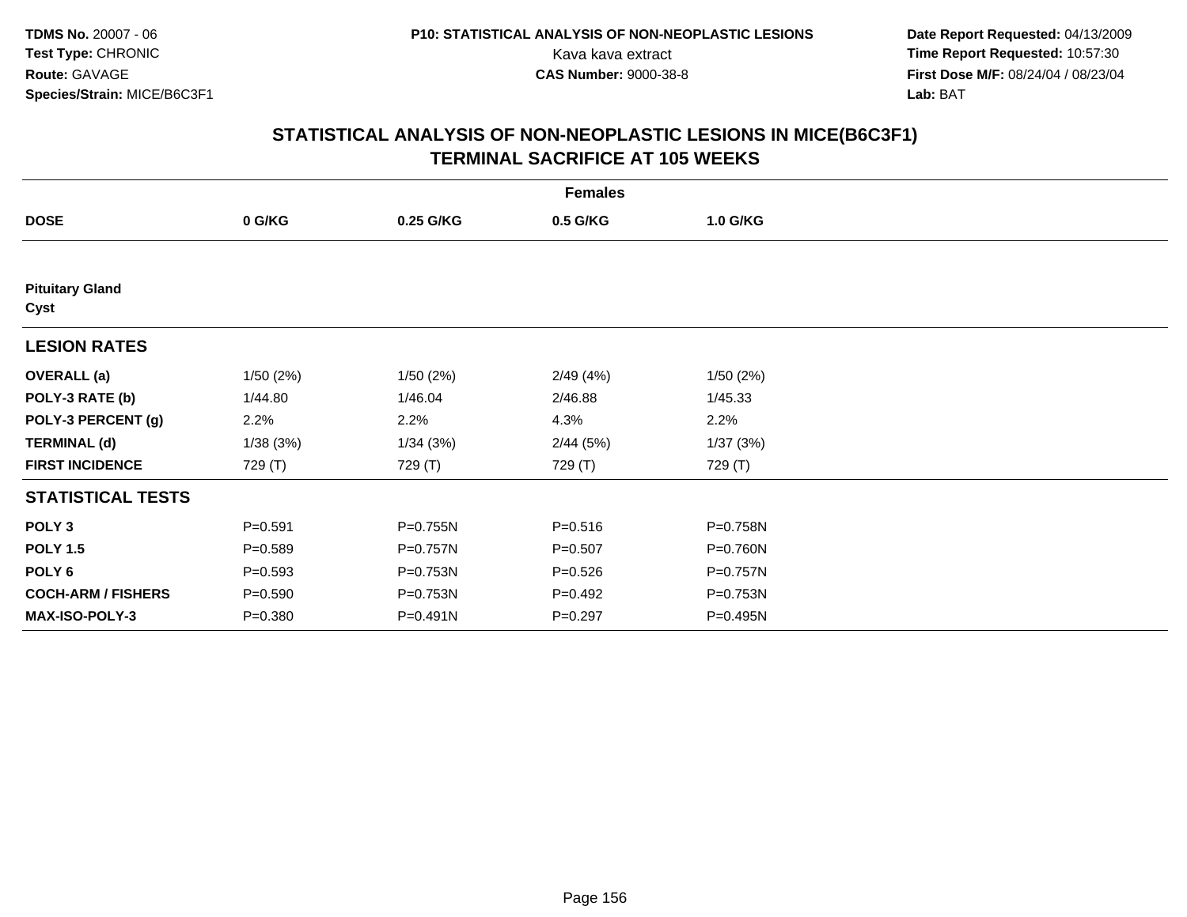# STATISTICAL ANALYSIS OF NON-NEOPLASTIC LESIONS IN MICE(B6C3F1)
## TERMINAL SACRIFICE AT 105 WEEKS

| | Females | | | |
|---|---|---|---|---|
| **DOSE** | **0 G/KG** | **0.25 G/KG** | **0.5 G/KG** | **1.0 G/KG** |
| **Pituitary Gland** | | | | |
| **Cyst** | | | | |
| **LESION RATES** | | | | |
| **OVERALL (a)** | 1/50 (2%) | 1/50 (2%) | 2/49 (4%) | 1/50 (2%) |
| **POLY-3 RATE (b)** | 1/44.80 | 1/46.04 | 2/46.88 | 1/45.33 |
| **POLY-3 PERCENT (g)** | 2.2% | 2.2% | 4.3% | 2.2% |
| **TERMINAL (d)** | 1/38 (3%) | 1/34 (3%) | 2/44 (5%) | 1/37 (3%) |
| **FIRST INCIDENCE** | 729 (T) | 729 (T) | 729 (T) | 729 (T) |
| **STATISTICAL TESTS** | | | | |
| **POLY 3** | P=0.591 | P=0.755N | P=0.516 | P=0.758N |
| **POLY 1.5** | P=0.589 | P=0.757N | P=0.507 | P=0.760N |
| **POLY 6** | P=0.593 | P=0.753N | P=0.526 | P=0.757N |
| **COCH-ARM / FISHERS** | P=0.590 | P=0.753N | P=0.492 | P=0.753N |
| **MAX-ISO-POLY-3** | P=0.380 | P=0.491N | P=0.297 | P=0.495N |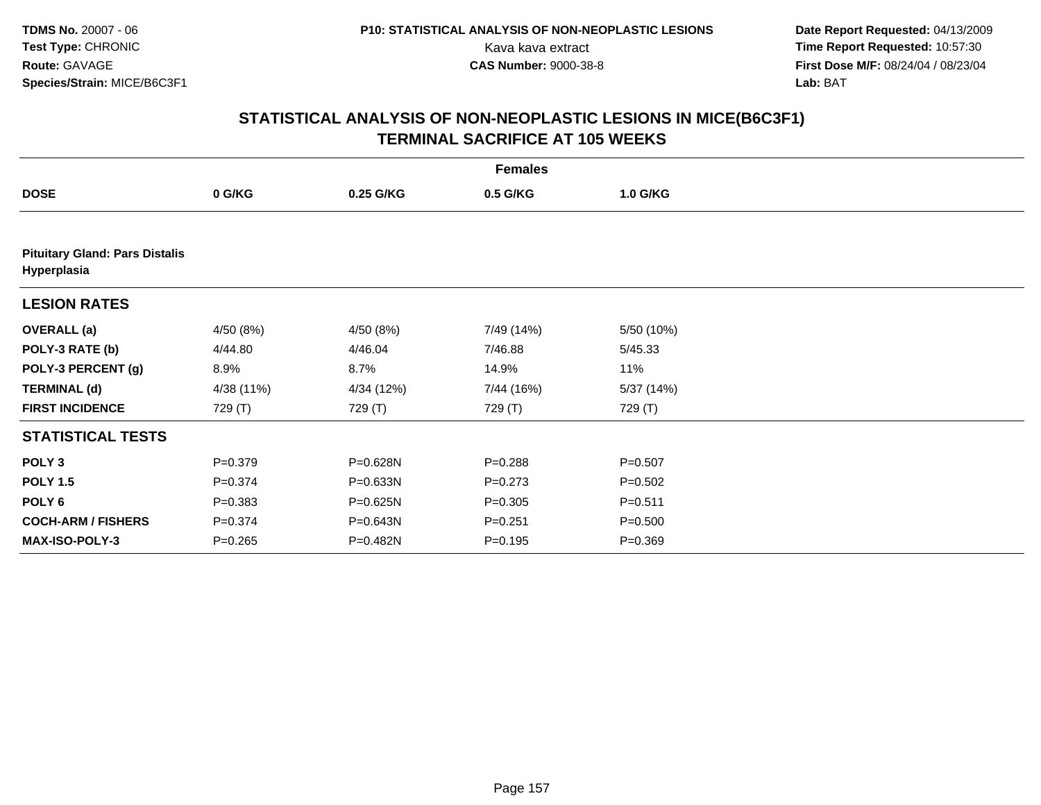**TDMS No.** 20007 - 06
**Test Type:** CHRONIC
**Route:** GAVAGE
**Species/Strain:** MICE/B6C3F1

**P10: STATISTICAL ANALYSIS OF NON-NEOPLASTIC LESIONS**
Kava kava extract
**CAS Number:** 9000-38-8

**Date Report Requested:** 04/13/2009
**Time Report Requested:** 10:57:30
**First Dose M/F:** 08/24/04 / 08/23/04
**Lab:** BAT

## STATISTICAL ANALYSIS OF NON-NEOPLASTIC LESIONS IN MICE(B6C3F1)
## TERMINAL SACRIFICE AT 105 WEEKS

| | Females | | | |
|---|---|---|---|---|
| **DOSE** | **0 G/KG** | **0.25 G/KG** | **0.5 G/KG** | **1.0 G/KG** |
| **Pituitary Gland: Pars Distalis Hyperplasia** | | | | |
| **LESION RATES** | | | | |
| **OVERALL (a)** | 4/50 (8%) | 4/50 (8%) | 7/49 (14%) | 5/50 (10%) |
| **POLY-3 RATE (b)** | 4/44.80 | 4/46.04 | 7/46.88 | 5/45.33 |
| **POLY-3 PERCENT (g)** | 8.9% | 8.7% | 14.9% | 11% |
| **TERMINAL (d)** | 4/38 (11%) | 4/34 (12%) | 7/44 (16%) | 5/37 (14%) |
| **FIRST INCIDENCE** | 729 (T) | 729 (T) | 729 (T) | 729 (T) |
| **STATISTICAL TESTS** | | | | |
| **POLY 3** | P=0.379 | P=0.628N | P=0.288 | P=0.507 |
| **POLY 1.5** | P=0.374 | P=0.633N | P=0.273 | P=0.502 |
| **POLY 6** | P=0.383 | P=0.625N | P=0.305 | P=0.511 |
| **COCH-ARM / FISHERS** | P=0.374 | P=0.643N | P=0.251 | P=0.500 |
| **MAX-ISO-POLY-3** | P=0.265 | P=0.482N | P=0.195 | P=0.369 |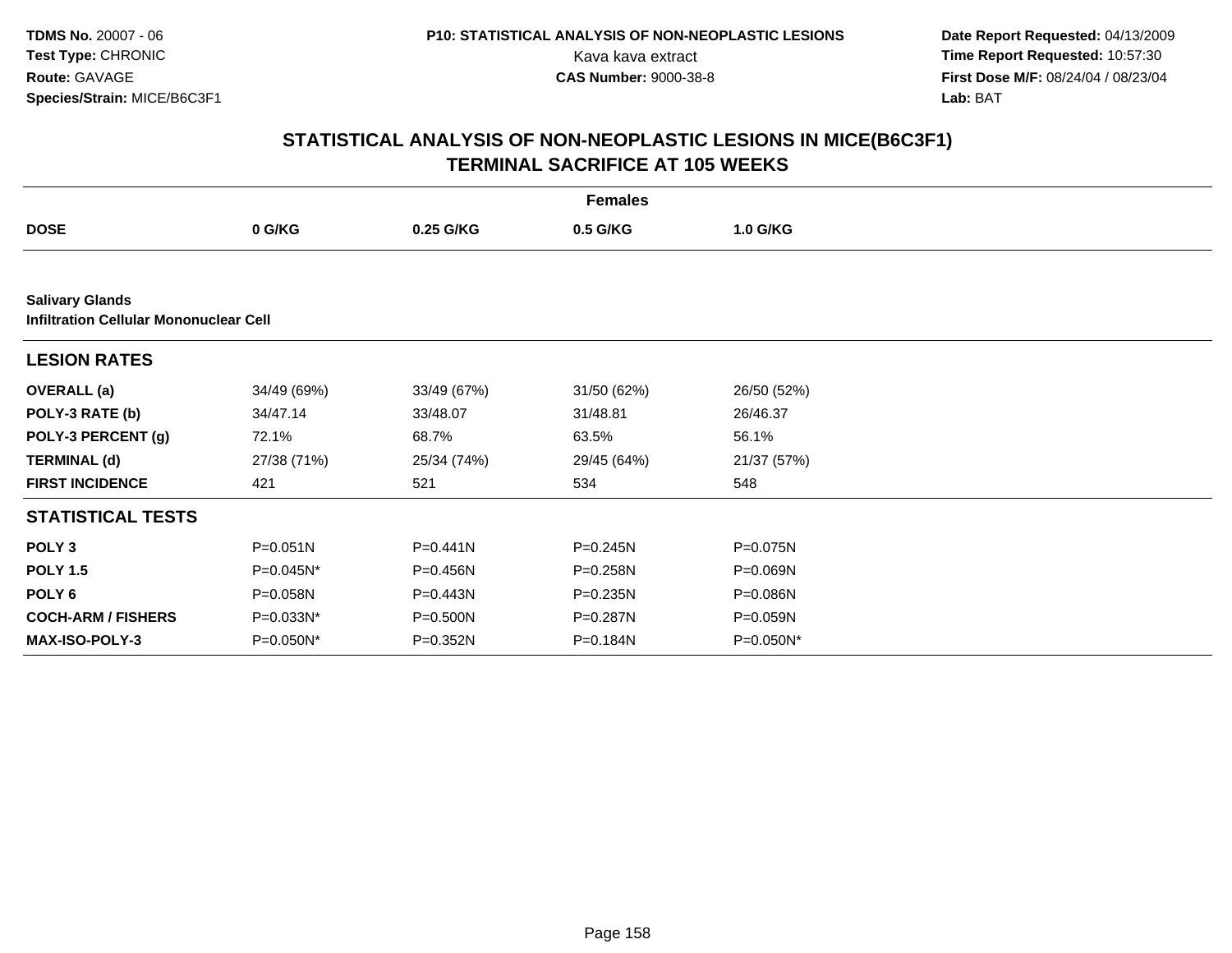**TDMS No.** 20007 - 06
**Test Type:** CHRONIC
**Route:** GAVAGE
**Species/Strain:** MICE/B6C3F1

**P10: STATISTICAL ANALYSIS OF NON-NEOPLASTIC LESIONS**
Kava kava extract
**CAS Number:** 9000-38-8

**Date Report Requested:** 04/13/2009
**Time Report Requested:** 10:57:30
**First Dose M/F:** 08/24/04 / 08/23/04
**Lab:** BAT

## STATISTICAL ANALYSIS OF NON-NEOPLASTIC LESIONS IN MICE(B6C3F1) TERMINAL SACRIFICE AT 105 WEEKS

| | Females | | | |
|---|---|---|---|---|
| **DOSE** | **0 G/KG** | **0.25 G/KG** | **0.5 G/KG** | **1.0 G/KG** |
| **Salivary Glands** | | | | |
| **Infiltration Cellular Mononuclear Cell** | | | | |
| **LESION RATES** | | | | |
| **OVERALL (a)** | 34/49 (69%) | 33/49 (67%) | 31/50 (62%) | 26/50 (52%) |
| **POLY-3 RATE (b)** | 34/47.14 | 33/48.07 | 31/48.81 | 26/46.37 |
| **POLY-3 PERCENT (g)** | 72.1% | 68.7% | 63.5% | 56.1% |
| **TERMINAL (d)** | 27/38 (71%) | 25/34 (74%) | 29/45 (64%) | 21/37 (57%) |
| **FIRST INCIDENCE** | 421 | 521 | 534 | 548 |
| **STATISTICAL TESTS** | | | | |
| **POLY 3** | P=0.051N | P=0.441N | P=0.245N | P=0.075N |
| **POLY 1.5** | P=0.045N* | P=0.456N | P=0.258N | P=0.069N |
| **POLY 6** | P=0.058N | P=0.443N | P=0.235N | P=0.086N |
| **COCH-ARM / FISHERS** | P=0.033N* | P=0.500N | P=0.287N | P=0.059N |
| **MAX-ISO-POLY-3** | P=0.050N* | P=0.352N | P=0.184N | P=0.050N* |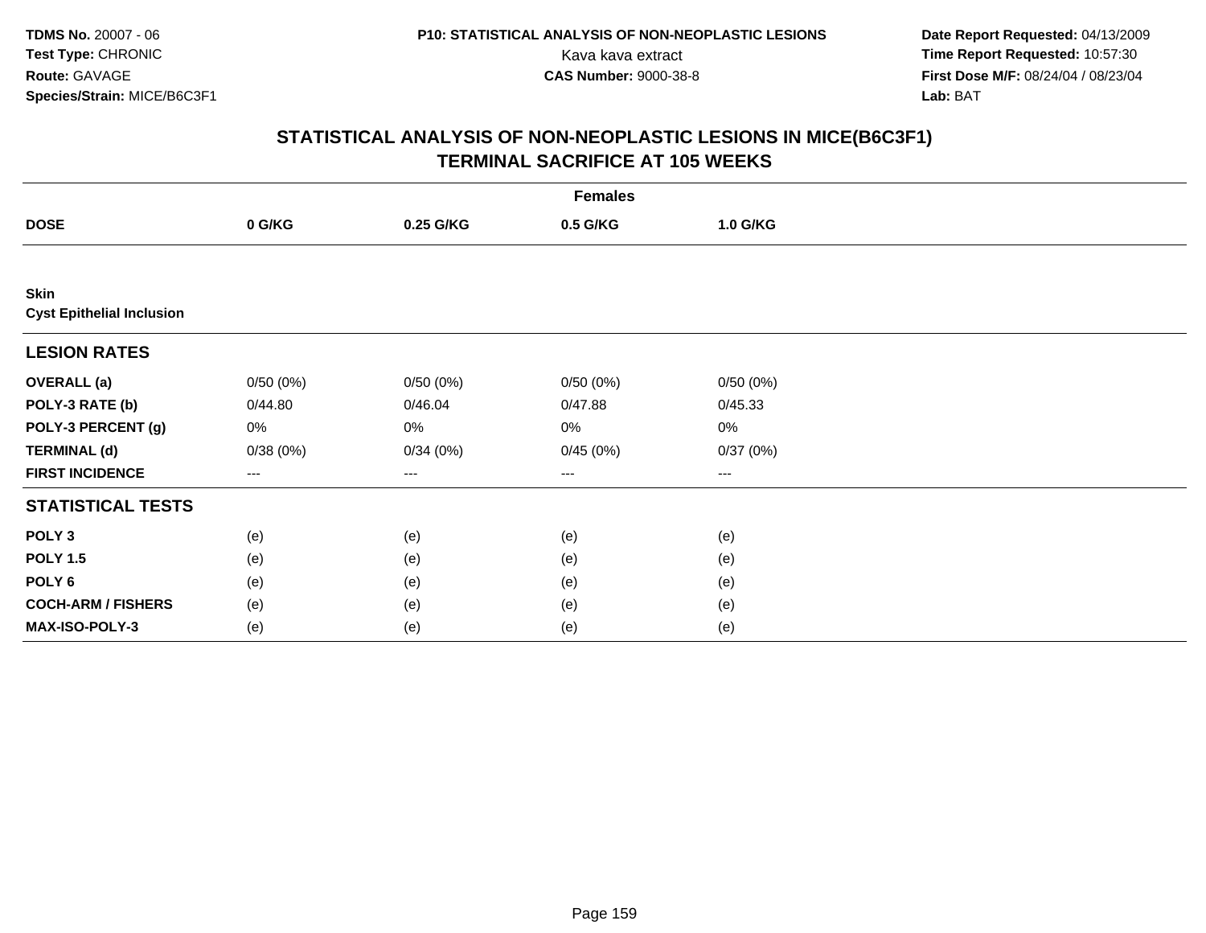**TDMS No.** 20007 - 06
**Test Type:** CHRONIC
**Route:** GAVAGE
**Species/Strain:** MICE/B6C3F1

**P10: STATISTICAL ANALYSIS OF NON-NEOPLASTIC LESIONS**
Kava kava extract
**CAS Number:** 9000-38-8

**Date Report Requested:** 04/13/2009
**Time Report Requested:** 10:57:30
**First Dose M/F:** 08/24/04 / 08/23/04
**Lab:** BAT

# STATISTICAL ANALYSIS OF NON-NEOPLASTIC LESIONS IN MICE(B6C3F1) TERMINAL SACRIFICE AT 105 WEEKS

| | Females | | | |
|---|---|---|---|---|
| **DOSE** | **0 G/KG** | **0.25 G/KG** | **0.5 G/KG** | **1.0 G/KG** |
| **Skin** | | | | |
| **Cyst Epithelial Inclusion** | | | | |
| **LESION RATES** | | | | |
| **OVERALL (a)** | 0/50 (0%) | 0/50 (0%) | 0/50 (0%) | 0/50 (0%) |
| **POLY-3 RATE (b)** | 0/44.80 | 0/46.04 | 0/47.88 | 0/45.33 |
| **POLY-3 PERCENT (g)** | 0% | 0% | 0% | 0% |
| **TERMINAL (d)** | 0/38 (0%) | 0/34 (0%) | 0/45 (0%) | 0/37 (0%) |
| **FIRST INCIDENCE** | --- | --- | --- | --- |
| **STATISTICAL TESTS** | | | | |
| **POLY 3** | (e) | (e) | (e) | (e) |
| **POLY 1.5** | (e) | (e) | (e) | (e) |
| **POLY 6** | (e) | (e) | (e) | (e) |
| **COCH-ARM / FISHERS** | (e) | (e) | (e) | (e) |
| **MAX-ISO-POLY-3** | (e) | (e) | (e) | (e) |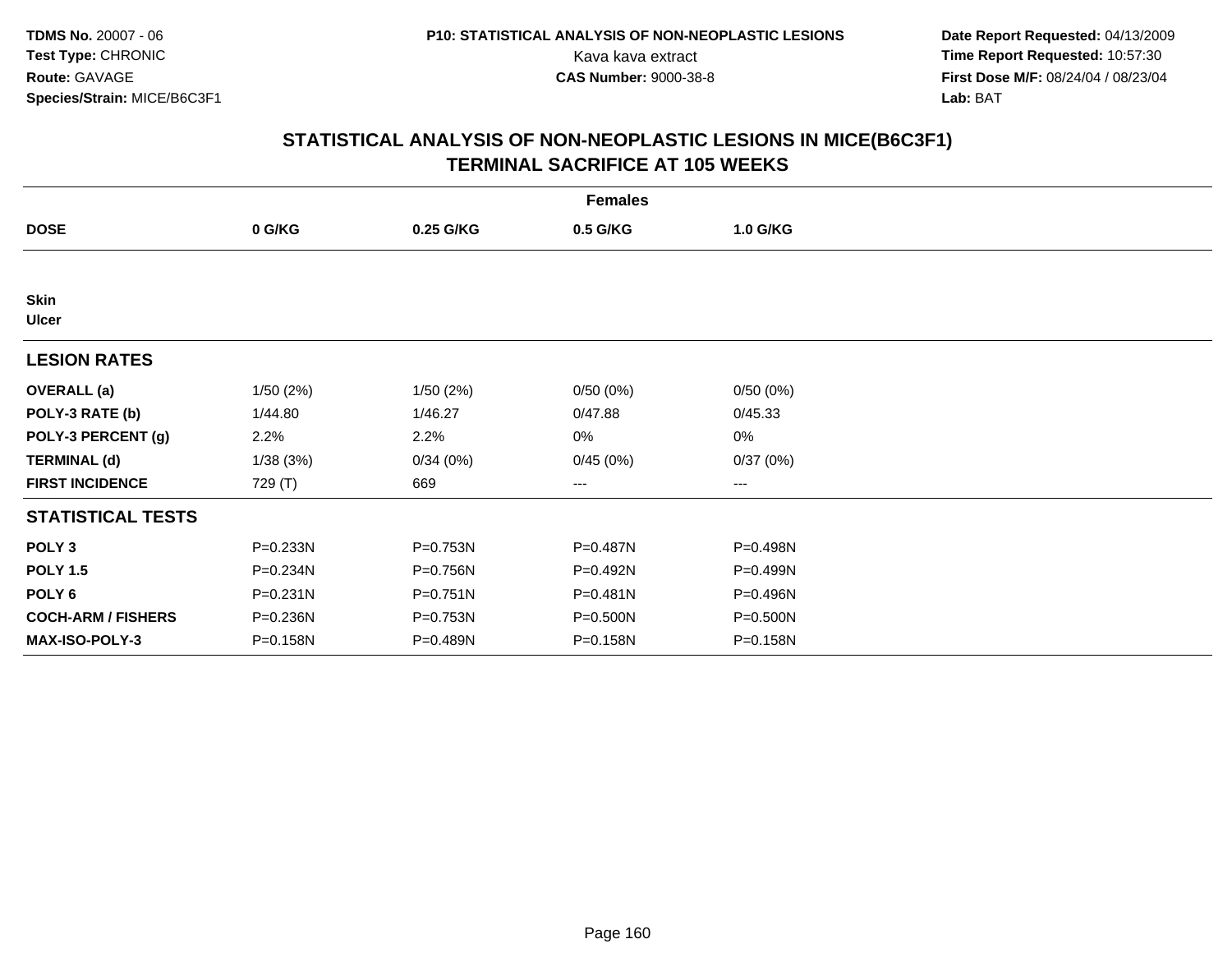TDMS No. 20007 - 06
Test Type: CHRONIC
Route: GAVAGE
Species/Strain: MICE/B6C3F1

P10: STATISTICAL ANALYSIS OF NON-NEOPLASTIC LESIONS
Kava kava extract
CAS Number: 9000-38-8

Date Report Requested: 04/13/2009
Time Report Requested: 10:57:30
First Dose M/F: 08/24/04 / 08/23/04
Lab: BAT

## STATISTICAL ANALYSIS OF NON-NEOPLASTIC LESIONS IN MICE(B6C3F1)
## TERMINAL SACRIFICE AT 105 WEEKS

| | Females | | | |
|---|---|---|---|---|
| **DOSE** | **0 G/KG** | **0.25 G/KG** | **0.5 G/KG** | **1.0 G/KG** |
| **Skin** | | | | |
| **Ulcer** | | | | |
| **LESION RATES** | | | | |
| **OVERALL (a)** | 1/50 (2%) | 1/50 (2%) | 0/50 (0%) | 0/50 (0%) |
| **POLY-3 RATE (b)** | 1/44.80 | 1/46.27 | 0/47.88 | 0/45.33 |
| **POLY-3 PERCENT (g)** | 2.2% | 2.2% | 0% | 0% |
| **TERMINAL (d)** | 1/38 (3%) | 0/34 (0%) | 0/45 (0%) | 0/37 (0%) |
| **FIRST INCIDENCE** | 729 (T) | 669 | --- | --- |
| **STATISTICAL TESTS** | | | | |
| **POLY 3** | P=0.233N | P=0.753N | P=0.487N | P=0.498N |
| **POLY 1.5** | P=0.234N | P=0.756N | P=0.492N | P=0.499N |
| **POLY 6** | P=0.231N | P=0.751N | P=0.481N | P=0.496N |
| **COCH-ARM / FISHERS** | P=0.236N | P=0.753N | P=0.500N | P=0.500N |
| **MAX-ISO-POLY-3** | P=0.158N | P=0.489N | P=0.158N | P=0.158N |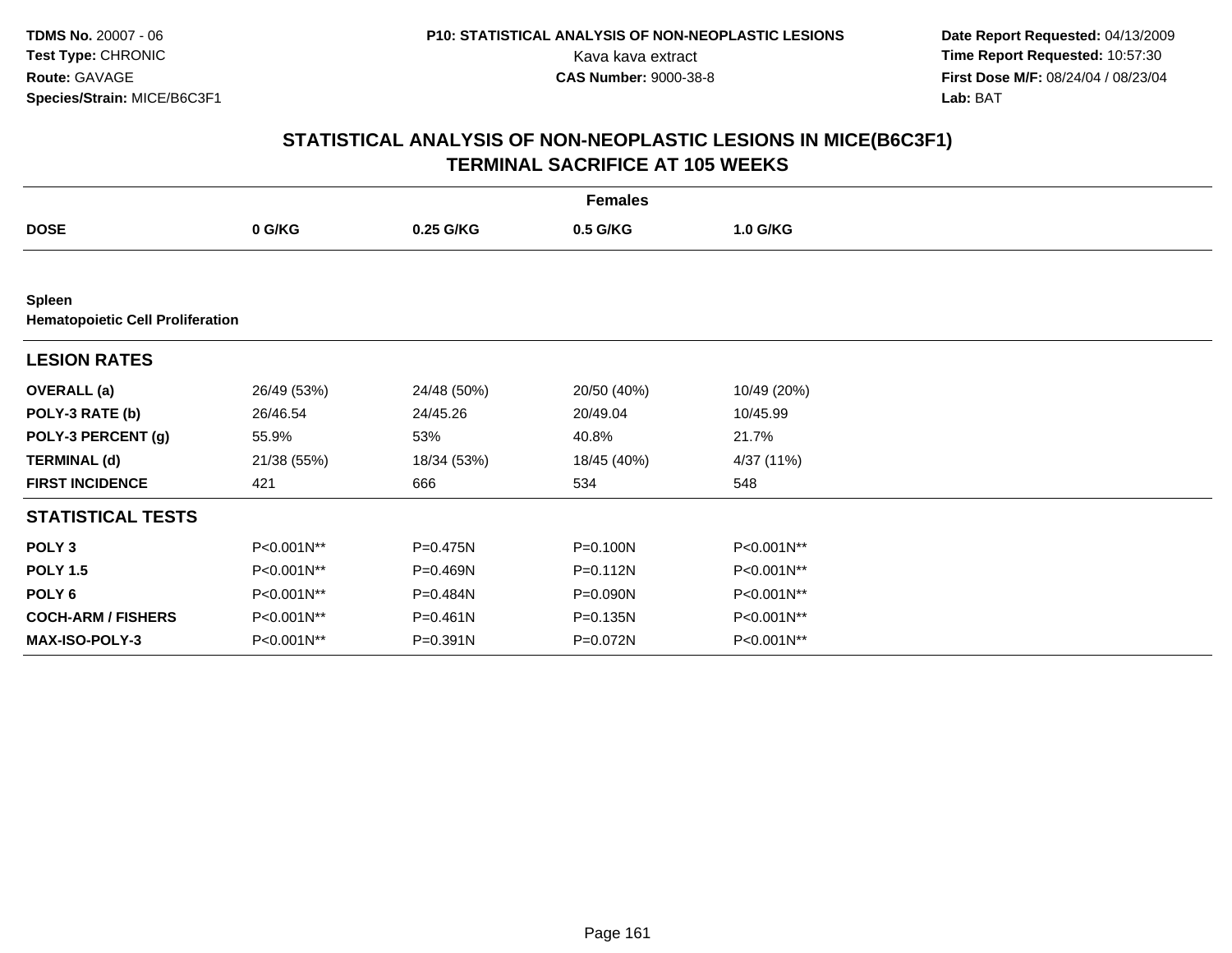**TDMS No.** 20007 - 06
**Test Type:** CHRONIC
**Route:** GAVAGE
**Species/Strain:** MICE/B6C3F1

**P10: STATISTICAL ANALYSIS OF NON-NEOPLASTIC LESIONS**
Kava kava extract
**CAS Number:** 9000-38-8

**Date Report Requested:** 04/13/2009
**Time Report Requested:** 10:57:30
**First Dose M/F:** 08/24/04 / 08/23/04
**Lab:** BAT

## STATISTICAL ANALYSIS OF NON-NEOPLASTIC LESIONS IN MICE(B6C3F1)
## TERMINAL SACRIFICE AT 105 WEEKS

| | Females | | | |
|---|---|---|---|---|
| **DOSE** | **0 G/KG** | **0.25 G/KG** | **0.5 G/KG** | **1.0 G/KG** |
| **Spleen** | | | | |
| **Hematopoietic Cell Proliferation** | | | | |
| **LESION RATES** | | | | |
| **OVERALL (a)** | 26/49 (53%) | 24/48 (50%) | 20/50 (40%) | 10/49 (20%) |
| **POLY-3 RATE (b)** | 26/46.54 | 24/45.26 | 20/49.04 | 10/45.99 |
| **POLY-3 PERCENT (g)** | 55.9% | 53% | 40.8% | 21.7% |
| **TERMINAL (d)** | 21/38 (55%) | 18/34 (53%) | 18/45 (40%) | 4/37 (11%) |
| **FIRST INCIDENCE** | 421 | 666 | 534 | 548 |
| **STATISTICAL TESTS** | | | | |
| **POLY 3** | P<0.001N** | P=0.475N | P=0.100N | P<0.001N** |
| **POLY 1.5** | P<0.001N** | P=0.469N | P=0.112N | P<0.001N** |
| **POLY 6** | P<0.001N** | P=0.484N | P=0.090N | P<0.001N** |
| **COCH-ARM / FISHERS** | P<0.001N** | P=0.461N | P=0.135N | P<0.001N** |
| **MAX-ISO-POLY-3** | P<0.001N** | P=0.391N | P=0.072N | P<0.001N** |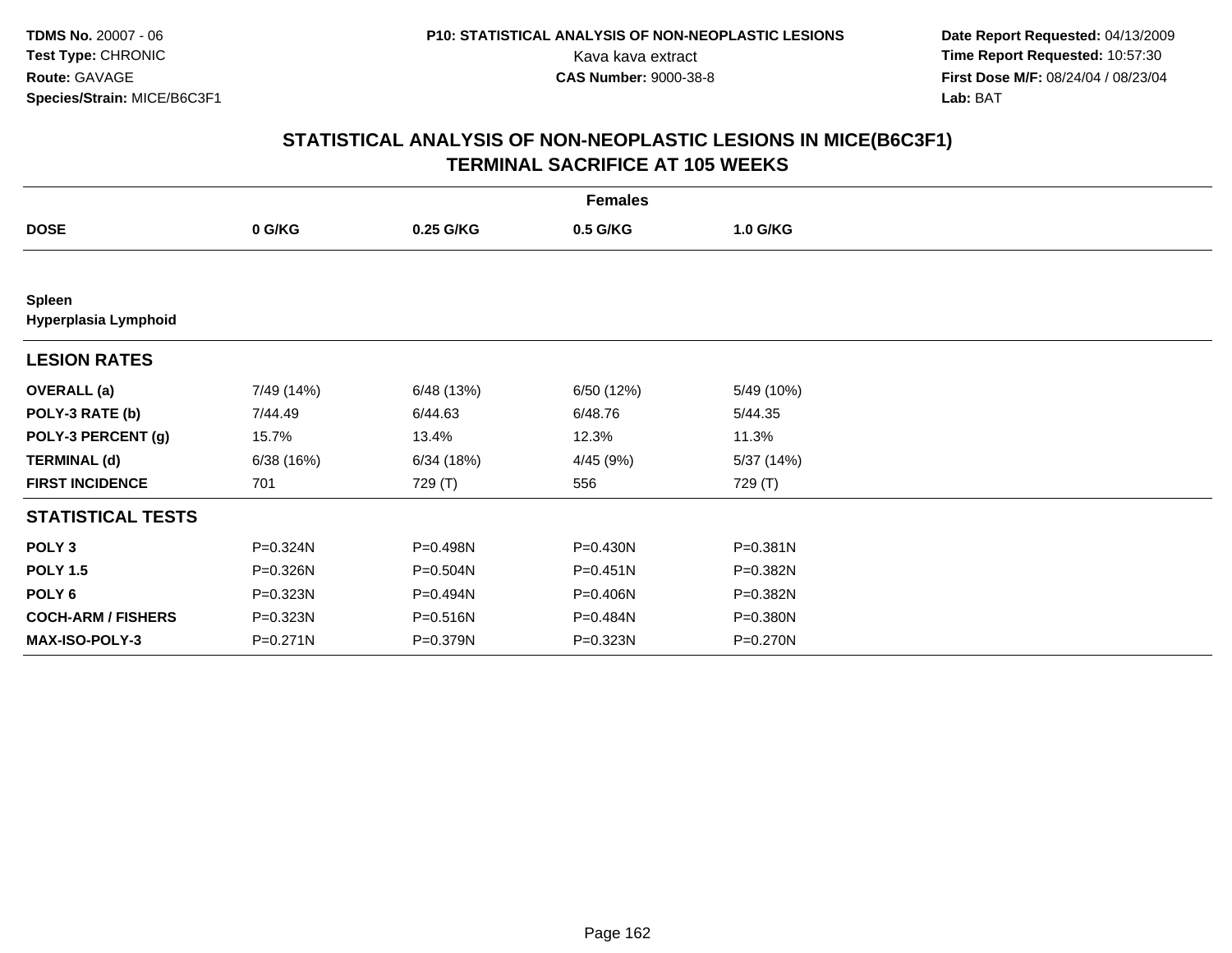**TDMS No.** 20007 - 06
**Test Type:** CHRONIC
**Route:** GAVAGE
**Species/Strain:** MICE/B6C3F1

**P10: STATISTICAL ANALYSIS OF NON-NEOPLASTIC LESIONS**
Kava kava extract
**CAS Number:** 9000-38-8

**Date Report Requested:** 04/13/2009
**Time Report Requested:** 10:57:30
**First Dose M/F:** 08/24/04 / 08/23/04
**Lab:** BAT

## STATISTICAL ANALYSIS OF NON-NEOPLASTIC LESIONS IN MICE(B6C3F1)
## TERMINAL SACRIFICE AT 105 WEEKS

| | Females | | | |
|---|---|---|---|---|
| **DOSE** | **0 G/KG** | **0.25 G/KG** | **0.5 G/KG** | **1.0 G/KG** |
| **Spleen** | | | | |
| **Hyperplasia Lymphoid** | | | | |
| **LESION RATES** | | | | |
| **OVERALL (a)** | 7/49 (14%) | 6/48 (13%) | 6/50 (12%) | 5/49 (10%) |
| **POLY-3 RATE (b)** | 7/44.49 | 6/44.63 | 6/48.76 | 5/44.35 |
| **POLY-3 PERCENT (g)** | 15.7% | 13.4% | 12.3% | 11.3% |
| **TERMINAL (d)** | 6/38 (16%) | 6/34 (18%) | 4/45 (9%) | 5/37 (14%) |
| **FIRST INCIDENCE** | 701 | 729 (T) | 556 | 729 (T) |
| **STATISTICAL TESTS** | | | | |
| **POLY 3** | P=0.324N | P=0.498N | P=0.430N | P=0.381N |
| **POLY 1.5** | P=0.326N | P=0.504N | P=0.451N | P=0.382N |
| **POLY 6** | P=0.323N | P=0.494N | P=0.406N | P=0.382N |
| **COCH-ARM / FISHERS** | P=0.323N | P=0.516N | P=0.484N | P=0.380N |
| **MAX-ISO-POLY-3** | P=0.271N | P=0.379N | P=0.323N | P=0.270N |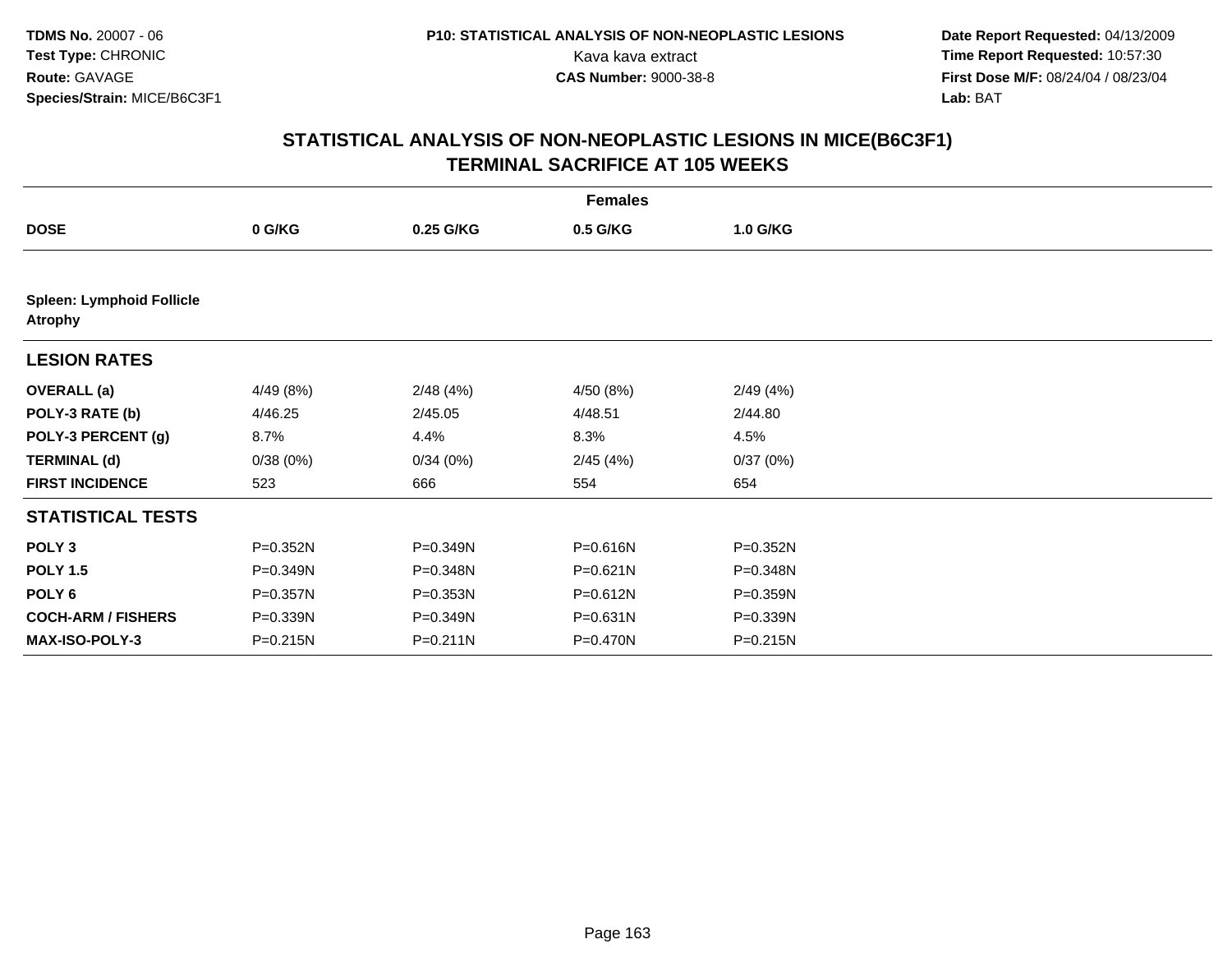**TDMS No.** 20007 - 06
**Test Type:** CHRONIC
**Route:** GAVAGE
**Species/Strain:** MICE/B6C3F1

**P10: STATISTICAL ANALYSIS OF NON-NEOPLASTIC LESIONS**
Kava kava extract
**CAS Number:** 9000-38-8

**Date Report Requested:** 04/13/2009
**Time Report Requested:** 10:57:30
**First Dose M/F:** 08/24/04 / 08/23/04
**Lab:** BAT

## STATISTICAL ANALYSIS OF NON-NEOPLASTIC LESIONS IN MICE(B6C3F1)
## TERMINAL SACRIFICE AT 105 WEEKS

| Females | | | | |
|---|---|---|---|---|
| **DOSE** | **0 G/KG** | **0.25 G/KG** | **0.5 G/KG** | **1.0 G/KG** |
| **Spleen: Lymphoid Follicle Atrophy** | | | | |
| **LESION RATES** | | | | |
| **OVERALL (a)** | 4/49 (8%) | 2/48 (4%) | 4/50 (8%) | 2/49 (4%) |
| **POLY-3 RATE (b)** | 4/46.25 | 2/45.05 | 4/48.51 | 2/44.80 |
| **POLY-3 PERCENT (g)** | 8.7% | 4.4% | 8.3% | 4.5% |
| **TERMINAL (d)** | 0/38 (0%) | 0/34 (0%) | 2/45 (4%) | 0/37 (0%) |
| **FIRST INCIDENCE** | 523 | 666 | 554 | 654 |
| **STATISTICAL TESTS** | | | | |
| **POLY 3** | P=0.352N | P=0.349N | P=0.616N | P=0.352N |
| **POLY 1.5** | P=0.349N | P=0.348N | P=0.621N | P=0.348N |
| **POLY 6** | P=0.357N | P=0.353N | P=0.612N | P=0.359N |
| **COCH-ARM / FISHERS** | P=0.339N | P=0.349N | P=0.631N | P=0.339N |
| **MAX-ISO-POLY-3** | P=0.215N | P=0.211N | P=0.470N | P=0.215N |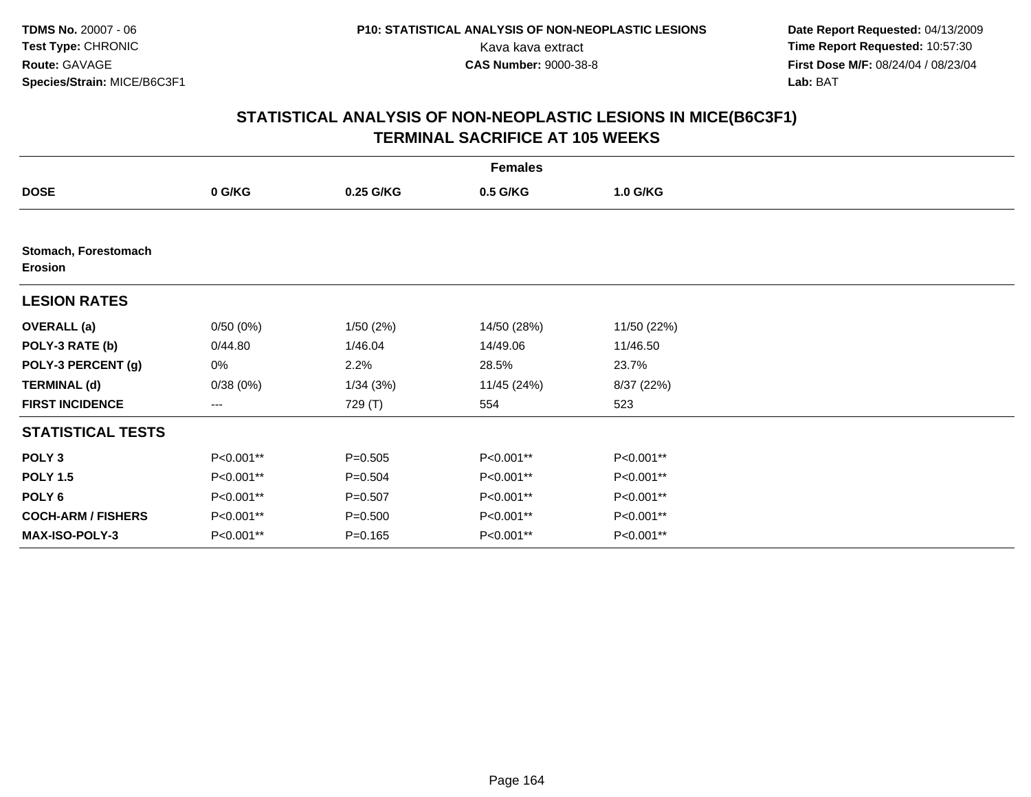# STATISTICAL ANALYSIS OF NON-NEOPLASTIC LESIONS IN MICE(B6C3F1)
## TERMINAL SACRIFICE AT 105 WEEKS

| Females | | | | |
|---|---|---|---|---|
| **DOSE** | **0 G/KG** | **0.25 G/KG** | **0.5 G/KG** | **1.0 G/KG** |
| **Stomach, Forestomach Erosion** | | | | |
| **LESION RATES** | | | | |
| **OVERALL (a)** | 0/50 (0%) | 1/50 (2%) | 14/50 (28%) | 11/50 (22%) |
| **POLY-3 RATE (b)** | 0/44.80 | 1/46.04 | 14/49.06 | 11/46.50 |
| **POLY-3 PERCENT (g)** | 0% | 2.2% | 28.5% | 23.7% |
| **TERMINAL (d)** | 0/38 (0%) | 1/34 (3%) | 11/45 (24%) | 8/37 (22%) |
| **FIRST INCIDENCE** | --- | 729 (T) | 554 | 523 |
| **STATISTICAL TESTS** | | | | |
| **POLY 3** | P<0.001** | P=0.505 | P<0.001** | P<0.001** |
| **POLY 1.5** | P<0.001** | P=0.504 | P<0.001** | P<0.001** |
| **POLY 6** | P<0.001** | P=0.507 | P<0.001** | P<0.001** |
| **COCH-ARM / FISHERS** | P<0.001** | P=0.500 | P<0.001** | P<0.001** |
| **MAX-ISO-POLY-3** | P<0.001** | P=0.165 | P<0.001** | P<0.001** |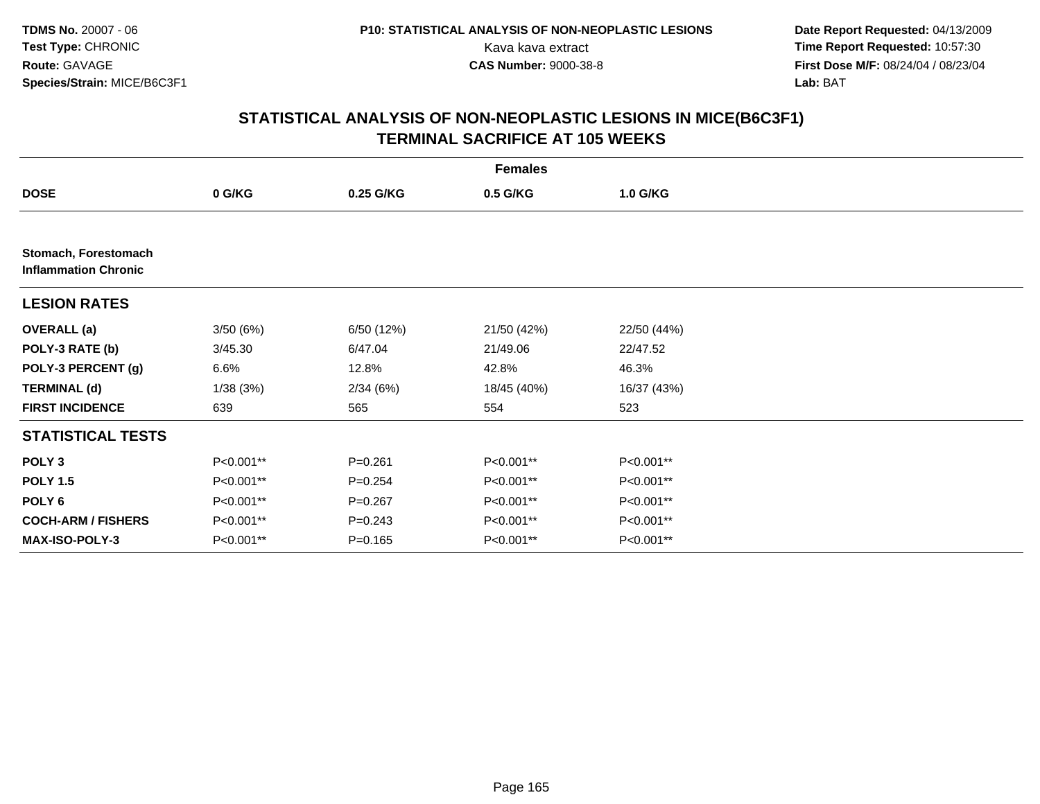**TDMS No.** 20007 - 06
**Test Type:** CHRONIC
**Route:** GAVAGE
**Species/Strain:** MICE/B6C3F1

**P10: STATISTICAL ANALYSIS OF NON-NEOPLASTIC LESIONS**
Kava kava extract
**CAS Number:** 9000-38-8

**Date Report Requested:** 04/13/2009
**Time Report Requested:** 10:57:30
**First Dose M/F:** 08/24/04 / 08/23/04
**Lab:** BAT

## STATISTICAL ANALYSIS OF NON-NEOPLASTIC LESIONS IN MICE(B6C3F1)
## TERMINAL SACRIFICE AT 105 WEEKS

**Females**

| DOSE | 0 G/KG | 0.25 G/KG | 0.5 G/KG | 1.0 G/KG |
|---|---|---|---|---|
| **Stomach, Forestomach Inflammation Chronic** | | | | |
| **LESION RATES** | | | | |
| **OVERALL (a)** | 3/50 (6%) | 6/50 (12%) | 21/50 (42%) | 22/50 (44%) |
| **POLY-3 RATE (b)** | 3/45.30 | 6/47.04 | 21/49.06 | 22/47.52 |
| **POLY-3 PERCENT (g)** | 6.6% | 12.8% | 42.8% | 46.3% |
| **TERMINAL (d)** | 1/38 (3%) | 2/34 (6%) | 18/45 (40%) | 16/37 (43%) |
| **FIRST INCIDENCE** | 639 | 565 | 554 | 523 |
| **STATISTICAL TESTS** | | | | |
| **POLY 3** | P<0.001** | P=0.261 | P<0.001** | P<0.001** |
| **POLY 1.5** | P<0.001** | P=0.254 | P<0.001** | P<0.001** |
| **POLY 6** | P<0.001** | P=0.267 | P<0.001** | P<0.001** |
| **COCH-ARM / FISHERS** | P<0.001** | P=0.243 | P<0.001** | P<0.001** |
| **MAX-ISO-POLY-3** | P<0.001** | P=0.165 | P<0.001** | P<0.001** |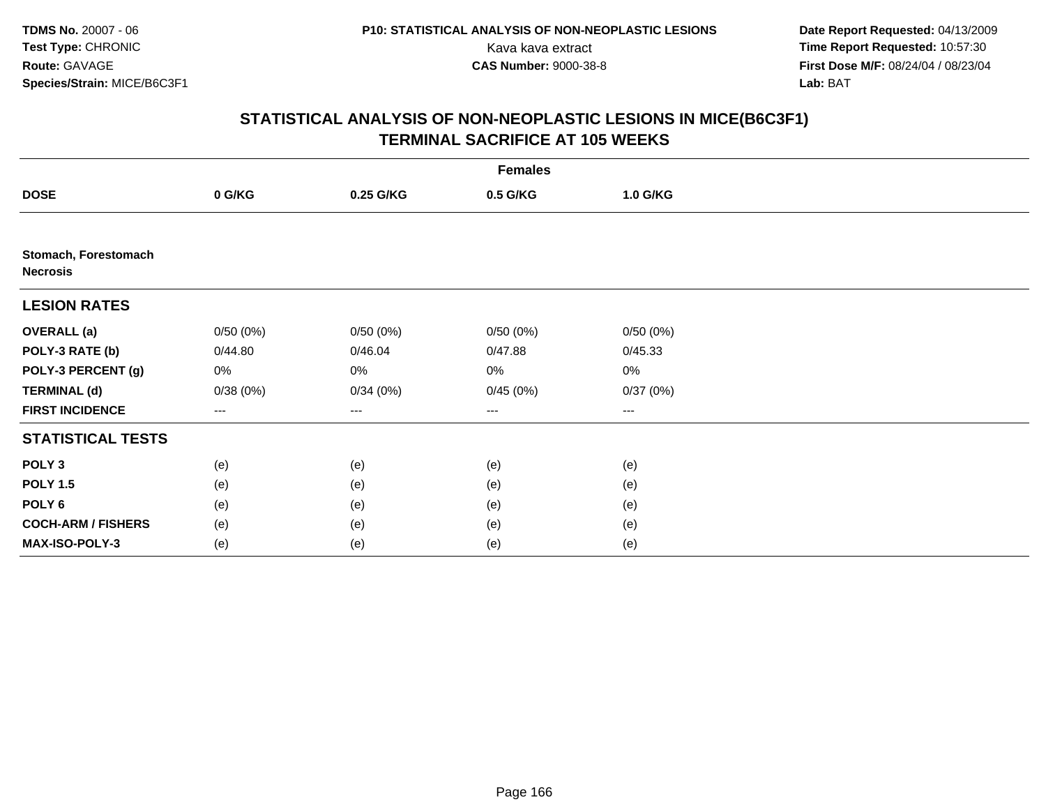# STATISTICAL ANALYSIS OF NON-NEOPLASTIC LESIONS IN MICE(B6C3F1)
## TERMINAL SACRIFICE AT 105 WEEKS

| | Females | | | |
|---|---|---|---|---|
| **DOSE** | **0 G/KG** | **0.25 G/KG** | **0.5 G/KG** | **1.0 G/KG** |
| **Stomach, Forestomach Necrosis** | | | | |
| **LESION RATES** | | | | |
| **OVERALL (a)** | 0/50 (0%) | 0/50 (0%) | 0/50 (0%) | 0/50 (0%) |
| **POLY-3 RATE (b)** | 0/44.80 | 0/46.04 | 0/47.88 | 0/45.33 |
| **POLY-3 PERCENT (g)** | 0% | 0% | 0% | 0% |
| **TERMINAL (d)** | 0/38 (0%) | 0/34 (0%) | 0/45 (0%) | 0/37 (0%) |
| **FIRST INCIDENCE** | --- | --- | --- | --- |
| **STATISTICAL TESTS** | | | | |
| **POLY 3** | (e) | (e) | (e) | (e) |
| **POLY 1.5** | (e) | (e) | (e) | (e) |
| **POLY 6** | (e) | (e) | (e) | (e) |
| **COCH-ARM / FISHERS** | (e) | (e) | (e) | (e) |
| **MAX-ISO-POLY-3** | (e) | (e) | (e) | (e) |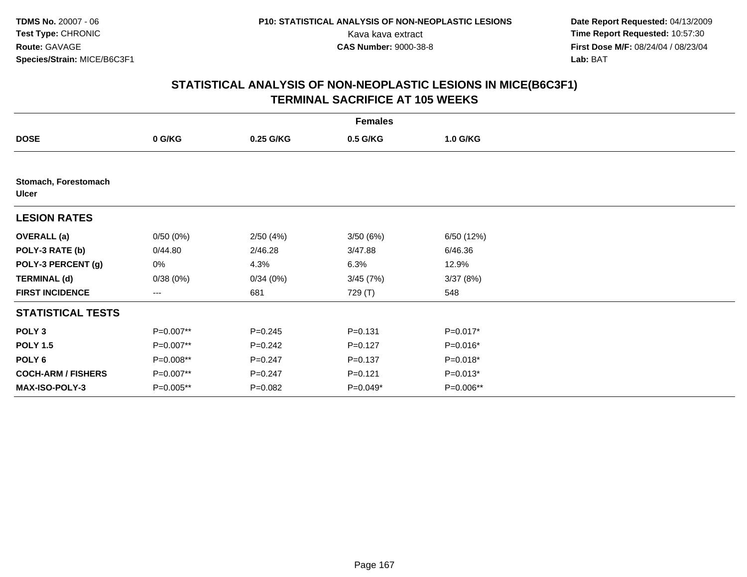**TDMS No.** 20007 - 06
**Test Type:** CHRONIC
**Route:** GAVAGE
**Species/Strain:** MICE/B6C3F1

**P10: STATISTICAL ANALYSIS OF NON-NEOPLASTIC LESIONS**
Kava kava extract
**CAS Number:** 9000-38-8

**Date Report Requested:** 04/13/2009
**Time Report Requested:** 10:57:30
**First Dose M/F:** 08/24/04 / 08/23/04
**Lab:** BAT

## STATISTICAL ANALYSIS OF NON-NEOPLASTIC LESIONS IN MICE(B6C3F1)
## TERMINAL SACRIFICE AT 105 WEEKS

| | Females | | | |
|---|---|---|---|---|
| **DOSE** | **0 G/KG** | **0.25 G/KG** | **0.5 G/KG** | **1.0 G/KG** |
| **Stomach, Forestomach Ulcer** | | | | |
| **LESION RATES** | | | | |
| **OVERALL (a)** | 0/50 (0%) | 2/50 (4%) | 3/50 (6%) | 6/50 (12%) |
| **POLY-3 RATE (b)** | 0/44.80 | 2/46.28 | 3/47.88 | 6/46.36 |
| **POLY-3 PERCENT (g)** | 0% | 4.3% | 6.3% | 12.9% |
| **TERMINAL (d)** | 0/38 (0%) | 0/34 (0%) | 3/45 (7%) | 3/37 (8%) |
| **FIRST INCIDENCE** | --- | 681 | 729 (T) | 548 |
| **STATISTICAL TESTS** | | | | |
| **POLY 3** | P=0.007** | P=0.245 | P=0.131 | P=0.017* |
| **POLY 1.5** | P=0.007** | P=0.242 | P=0.127 | P=0.016* |
| **POLY 6** | P=0.008** | P=0.247 | P=0.137 | P=0.018* |
| **COCH-ARM / FISHERS** | P=0.007** | P=0.247 | P=0.121 | P=0.013* |
| **MAX-ISO-POLY-3** | P=0.005** | P=0.082 | P=0.049* | P=0.006** |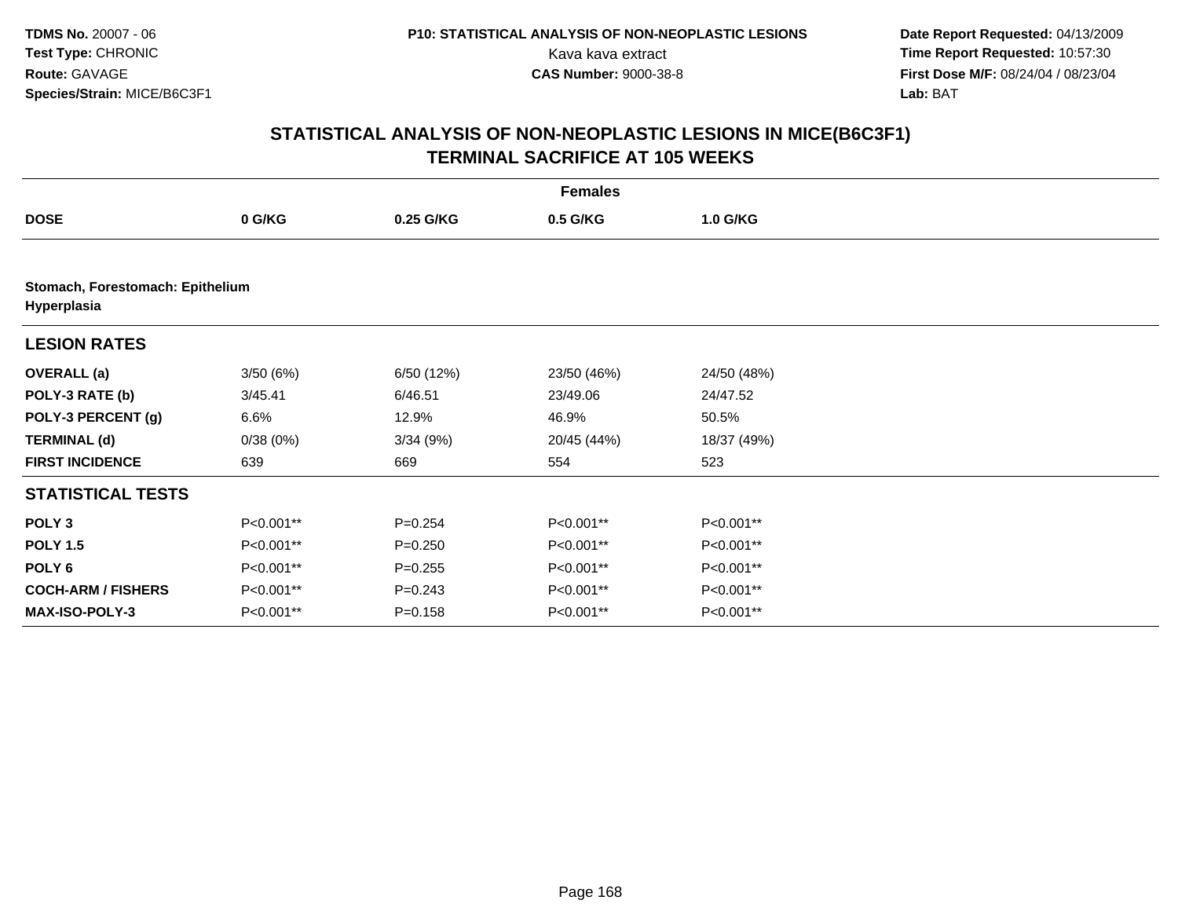**TDMS No.** 20007 - 06
**Test Type:** CHRONIC
**Route:** GAVAGE
**Species/Strain:** MICE/B6C3F1

**P10: STATISTICAL ANALYSIS OF NON-NEOPLASTIC LESIONS**
Kava kava extract
**CAS Number:** 9000-38-8

**Date Report Requested:** 04/13/2009
**Time Report Requested:** 10:57:30
**First Dose M/F:** 08/24/04 / 08/23/04
**Lab:** BAT

## STATISTICAL ANALYSIS OF NON-NEOPLASTIC LESIONS IN MICE(B6C3F1)
## TERMINAL SACRIFICE AT 105 WEEKS

| | Females | | | |
|---|---|---|---|---|
| **DOSE** | **0 G/KG** | **0.25 G/KG** | **0.5 G/KG** | **1.0 G/KG** |
| **Stomach, Forestomach: Epithelium Hyperplasia** | | | | |
| **LESION RATES** | | | | |
| **OVERALL (a)** | 3/50 (6%) | 6/50 (12%) | 23/50 (46%) | 24/50 (48%) |
| **POLY-3 RATE (b)** | 3/45.41 | 6/46.51 | 23/49.06 | 24/47.52 |
| **POLY-3 PERCENT (g)** | 6.6% | 12.9% | 46.9% | 50.5% |
| **TERMINAL (d)** | 0/38 (0%) | 3/34 (9%) | 20/45 (44%) | 18/37 (49%) |
| **FIRST INCIDENCE** | 639 | 669 | 554 | 523 |
| **STATISTICAL TESTS** | | | | |
| **POLY 3** | P<0.001** | P=0.254 | P<0.001** | P<0.001** |
| **POLY 1.5** | P<0.001** | P=0.250 | P<0.001** | P<0.001** |
| **POLY 6** | P<0.001** | P=0.255 | P<0.001** | P<0.001** |
| **COCH-ARM / FISHERS** | P<0.001** | P=0.243 | P<0.001** | P<0.001** |
| **MAX-ISO-POLY-3** | P<0.001** | P=0.158 | P<0.001** | P<0.001** |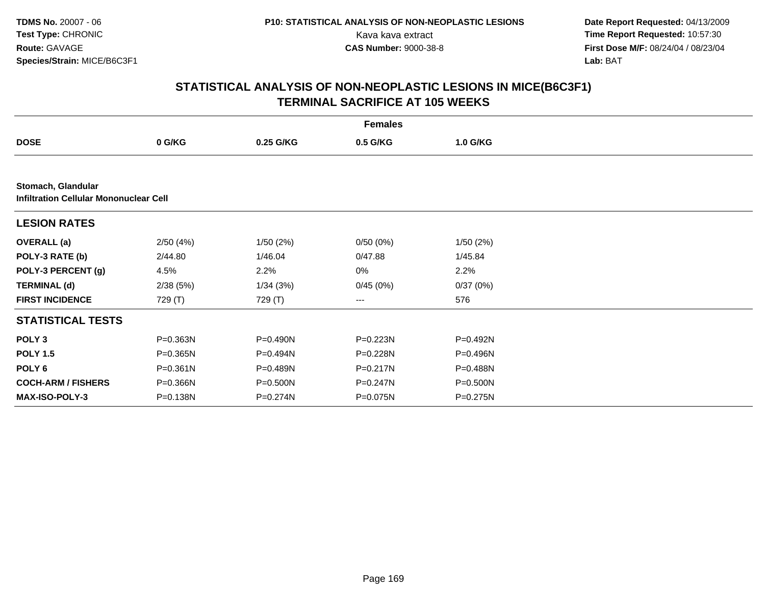**TDMS No.** 20007 - 06
**Test Type:** CHRONIC
**Route:** GAVAGE
**Species/Strain:** MICE/B6C3F1

**P10: STATISTICAL ANALYSIS OF NON-NEOPLASTIC LESIONS**
Kava kava extract
**CAS Number:** 9000-38-8

**Date Report Requested:** 04/13/2009
**Time Report Requested:** 10:57:30
**First Dose M/F:** 08/24/04 / 08/23/04
**Lab:** BAT

## STATISTICAL ANALYSIS OF NON-NEOPLASTIC LESIONS IN MICE(B6C3F1) TERMINAL SACRIFICE AT 105 WEEKS

| | Females | | | |
|---|---|---|---|---|
| **DOSE** | **0 G/KG** | **0.25 G/KG** | **0.5 G/KG** | **1.0 G/KG** |
| **Stomach, Glandular** | | | | |
| **Infiltration Cellular Mononuclear Cell** | | | | |
| **LESION RATES** | | | | |
| **OVERALL (a)** | 2/50 (4%) | 1/50 (2%) | 0/50 (0%) | 1/50 (2%) |
| **POLY-3 RATE (b)** | 2/44.80 | 1/46.04 | 0/47.88 | 1/45.84 |
| **POLY-3 PERCENT (g)** | 4.5% | 2.2% | 0% | 2.2% |
| **TERMINAL (d)** | 2/38 (5%) | 1/34 (3%) | 0/45 (0%) | 0/37 (0%) |
| **FIRST INCIDENCE** | 729 (T) | 729 (T) | --- | 576 |
| **STATISTICAL TESTS** | | | | |
| **POLY 3** | P=0.363N | P=0.490N | P=0.223N | P=0.492N |
| **POLY 1.5** | P=0.365N | P=0.494N | P=0.228N | P=0.496N |
| **POLY 6** | P=0.361N | P=0.489N | P=0.217N | P=0.488N |
| **COCH-ARM / FISHERS** | P=0.366N | P=0.500N | P=0.247N | P=0.500N |
| **MAX-ISO-POLY-3** | P=0.138N | P=0.274N | P=0.075N | P=0.275N |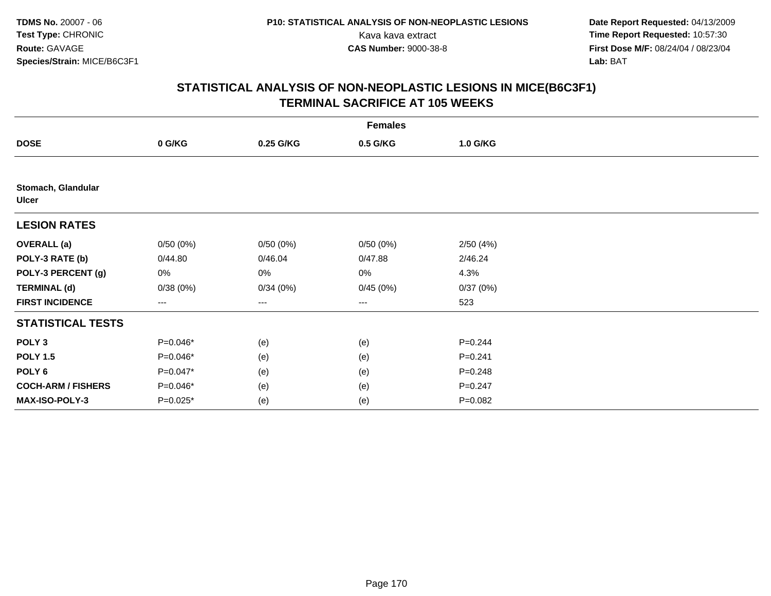TDMS No. 20007 - 06
Test Type: CHRONIC
Route: GAVAGE
Species/Strain: MICE/B6C3F1

P10: STATISTICAL ANALYSIS OF NON-NEOPLASTIC LESIONS
Kava kava extract
CAS Number: 9000-38-8

Date Report Requested: 04/13/2009
Time Report Requested: 10:57:30
First Dose M/F: 08/24/04 / 08/23/04
Lab: BAT

## STATISTICAL ANALYSIS OF NON-NEOPLASTIC LESIONS IN MICE(B6C3F1)
## TERMINAL SACRIFICE AT 105 WEEKS

| Females | | | | |
|---|---|---|---|---|
| **DOSE** | **0 G/KG** | **0.25 G/KG** | **0.5 G/KG** | **1.0 G/KG** |
| **Stomach, Glandular** | | | | |
| **Ulcer** | | | | |
| **LESION RATES** | | | | |
| **OVERALL (a)** | 0/50 (0%) | 0/50 (0%) | 0/50 (0%) | 2/50 (4%) |
| **POLY-3 RATE (b)** | 0/44.80 | 0/46.04 | 0/47.88 | 2/46.24 |
| **POLY-3 PERCENT (g)** | 0% | 0% | 0% | 4.3% |
| **TERMINAL (d)** | 0/38 (0%) | 0/34 (0%) | 0/45 (0%) | 0/37 (0%) |
| **FIRST INCIDENCE** | --- | --- | --- | 523 |
| **STATISTICAL TESTS** | | | | |
| **POLY 3** | P=0.046* | (e) | (e) | P=0.244 |
| **POLY 1.5** | P=0.046* | (e) | (e) | P=0.241 |
| **POLY 6** | P=0.047* | (e) | (e) | P=0.248 |
| **COCH-ARM / FISHERS** | P=0.046* | (e) | (e) | P=0.247 |
| **MAX-ISO-POLY-3** | P=0.025* | (e) | (e) | P=0.082 |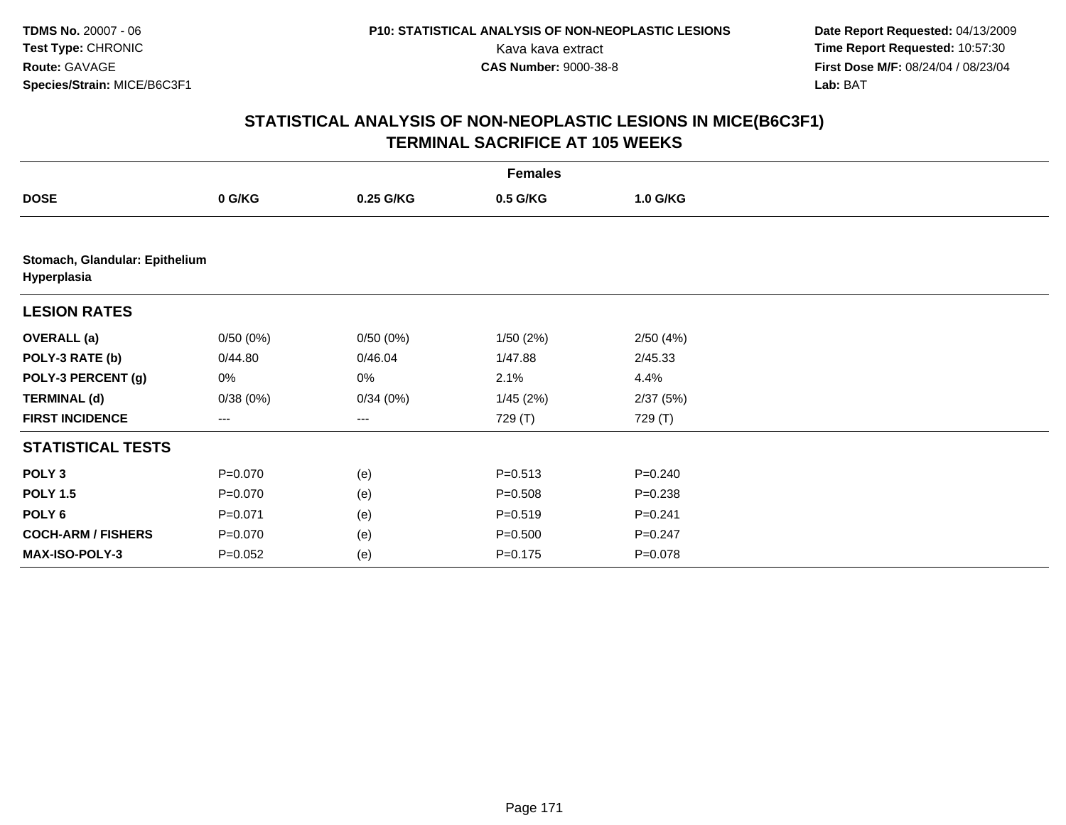**TDMS No.** 20007 - 06
**Test Type:** CHRONIC
**Route:** GAVAGE
**Species/Strain:** MICE/B6C3F1

**P10: STATISTICAL ANALYSIS OF NON-NEOPLASTIC LESIONS**
Kava kava extract
**CAS Number:** 9000-38-8

**Date Report Requested:** 04/13/2009
**Time Report Requested:** 10:57:30
**First Dose M/F:** 08/24/04 / 08/23/04
**Lab:** BAT

## STATISTICAL ANALYSIS OF NON-NEOPLASTIC LESIONS IN MICE(B6C3F1)
## TERMINAL SACRIFICE AT 105 WEEKS

| | Females | | | |
|---|---|---|---|---|
| **DOSE** | **0 G/KG** | **0.25 G/KG** | **0.5 G/KG** | **1.0 G/KG** |
| **Stomach, Glandular: Epithelium Hyperplasia** | | | | |
| **LESION RATES** | | | | |
| **OVERALL (a)** | 0/50 (0%) | 0/50 (0%) | 1/50 (2%) | 2/50 (4%) |
| **POLY-3 RATE (b)** | 0/44.80 | 0/46.04 | 1/47.88 | 2/45.33 |
| **POLY-3 PERCENT (g)** | 0% | 0% | 2.1% | 4.4% |
| **TERMINAL (d)** | 0/38 (0%) | 0/34 (0%) | 1/45 (2%) | 2/37 (5%) |
| **FIRST INCIDENCE** | --- | --- | 729 (T) | 729 (T) |
| **STATISTICAL TESTS** | | | | |
| **POLY 3** | P=0.070 | (e) | P=0.513 | P=0.240 |
| **POLY 1.5** | P=0.070 | (e) | P=0.508 | P=0.238 |
| **POLY 6** | P=0.071 | (e) | P=0.519 | P=0.241 |
| **COCH-ARM / FISHERS** | P=0.070 | (e) | P=0.500 | P=0.247 |
| **MAX-ISO-POLY-3** | P=0.052 | (e) | P=0.175 | P=0.078 |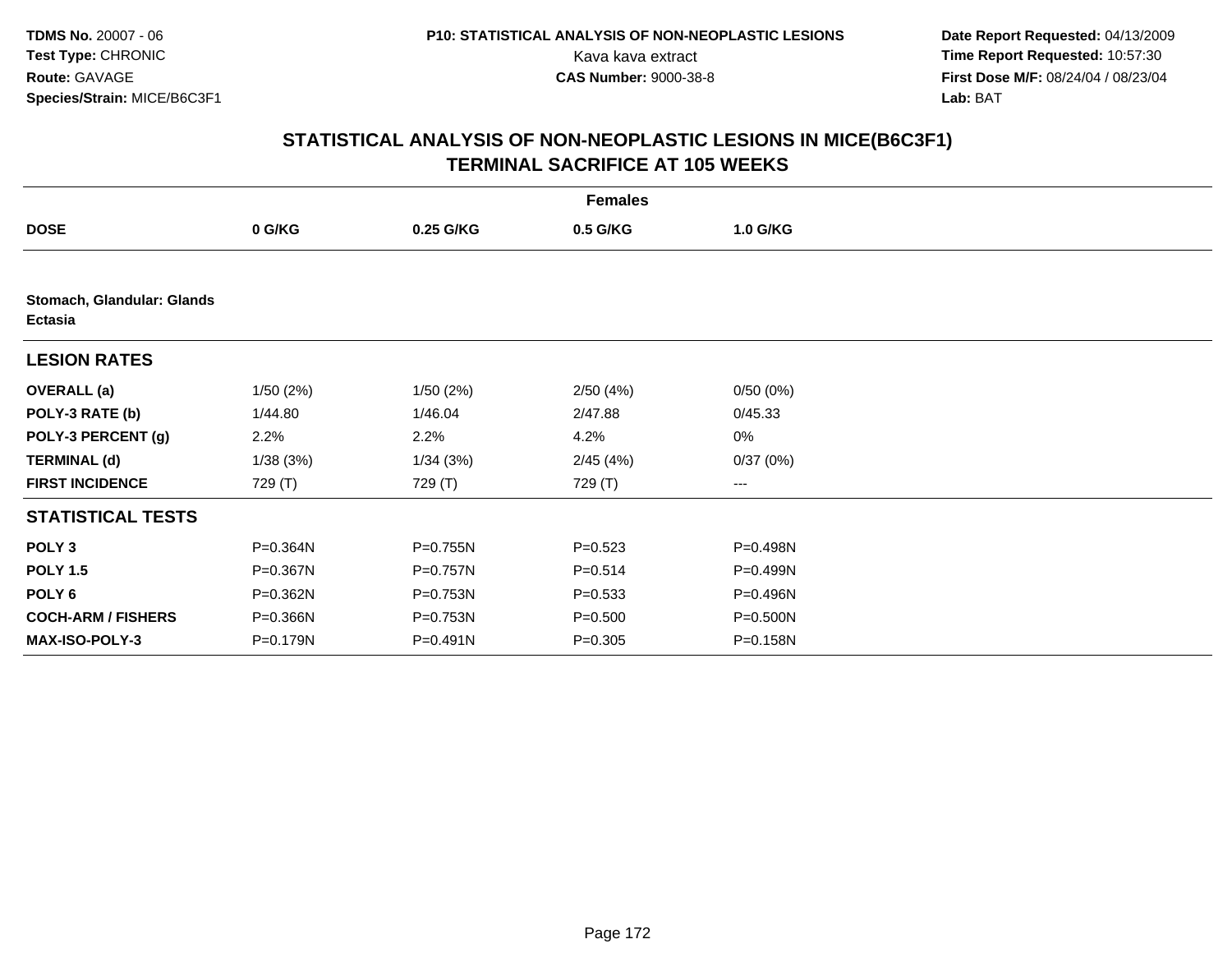TDMS No. 20007 - 06
Test Type: CHRONIC
Route: GAVAGE
Species/Strain: MICE/B6C3F1

P10: STATISTICAL ANALYSIS OF NON-NEOPLASTIC LESIONS
Kava kava extract
CAS Number: 9000-38-8

Date Report Requested: 04/13/2009
Time Report Requested: 10:57:30
First Dose M/F: 08/24/04 / 08/23/04
Lab: BAT

# STATISTICAL ANALYSIS OF NON-NEOPLASTIC LESIONS IN MICE(B6C3F1) TERMINAL SACRIFICE AT 105 WEEKS

| | Females | | | |
|---|---|---|---|---|
| **DOSE** | **0 G/KG** | **0.25 G/KG** | **0.5 G/KG** | **1.0 G/KG** |
| **Stomach, Glandular: Glands Ectasia** | | | | |
| **LESION RATES** | | | | |
| **OVERALL (a)** | 1/50 (2%) | 1/50 (2%) | 2/50 (4%) | 0/50 (0%) |
| **POLY-3 RATE (b)** | 1/44.80 | 1/46.04 | 2/47.88 | 0/45.33 |
| **POLY-3 PERCENT (g)** | 2.2% | 2.2% | 4.2% | 0% |
| **TERMINAL (d)** | 1/38 (3%) | 1/34 (3%) | 2/45 (4%) | 0/37 (0%) |
| **FIRST INCIDENCE** | 729 (T) | 729 (T) | 729 (T) | --- |
| **STATISTICAL TESTS** | | | | |
| **POLY 3** | P=0.364N | P=0.755N | P=0.523 | P=0.498N |
| **POLY 1.5** | P=0.367N | P=0.757N | P=0.514 | P=0.499N |
| **POLY 6** | P=0.362N | P=0.753N | P=0.533 | P=0.496N |
| **COCH-ARM / FISHERS** | P=0.366N | P=0.753N | P=0.500 | P=0.500N |
| **MAX-ISO-POLY-3** | P=0.179N | P=0.491N | P=0.305 | P=0.158N |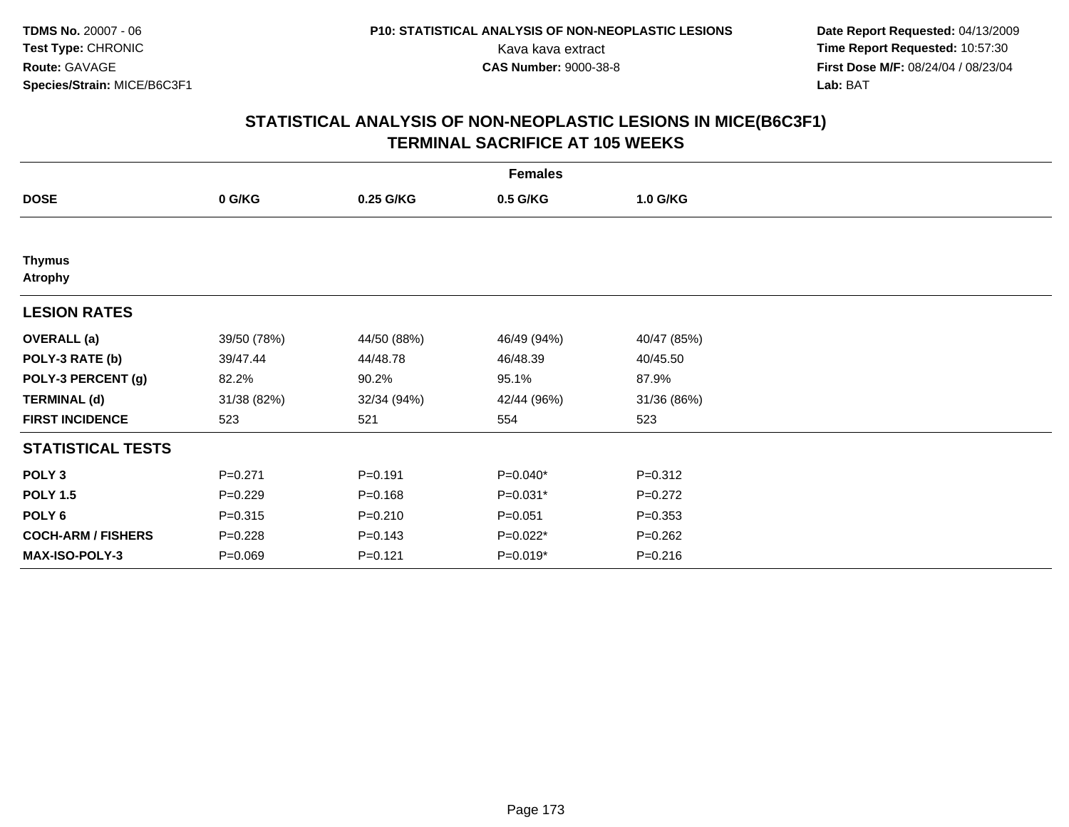TDMS No. 20007 - 06
Test Type: CHRONIC
Route: GAVAGE
Species/Strain: MICE/B6C3F1

P10: STATISTICAL ANALYSIS OF NON-NEOPLASTIC LESIONS
Kava kava extract
CAS Number: 9000-38-8

Date Report Requested: 04/13/2009
Time Report Requested: 10:57:30
First Dose M/F: 08/24/04 / 08/23/04
Lab: BAT

## STATISTICAL ANALYSIS OF NON-NEOPLASTIC LESIONS IN MICE(B6C3F1)
## TERMINAL SACRIFICE AT 105 WEEKS

| | Females | | | |
|---|---|---|---|---|
| **DOSE** | **0 G/KG** | **0.25 G/KG** | **0.5 G/KG** | **1.0 G/KG** |
| **Thymus** | | | | |
| **Atrophy** | | | | |
| **LESION RATES** | | | | |
| **OVERALL (a)** | 39/50 (78%) | 44/50 (88%) | 46/49 (94%) | 40/47 (85%) |
| **POLY-3 RATE (b)** | 39/47.44 | 44/48.78 | 46/48.39 | 40/45.50 |
| **POLY-3 PERCENT (g)** | 82.2% | 90.2% | 95.1% | 87.9% |
| **TERMINAL (d)** | 31/38 (82%) | 32/34 (94%) | 42/44 (96%) | 31/36 (86%) |
| **FIRST INCIDENCE** | 523 | 521 | 554 | 523 |
| **STATISTICAL TESTS** | | | | |
| **POLY 3** | P=0.271 | P=0.191 | P=0.040* | P=0.312 |
| **POLY 1.5** | P=0.229 | P=0.168 | P=0.031* | P=0.272 |
| **POLY 6** | P=0.315 | P=0.210 | P=0.051 | P=0.353 |
| **COCH-ARM / FISHERS** | P=0.228 | P=0.143 | P=0.022* | P=0.262 |
| **MAX-ISO-POLY-3** | P=0.069 | P=0.121 | P=0.019* | P=0.216 |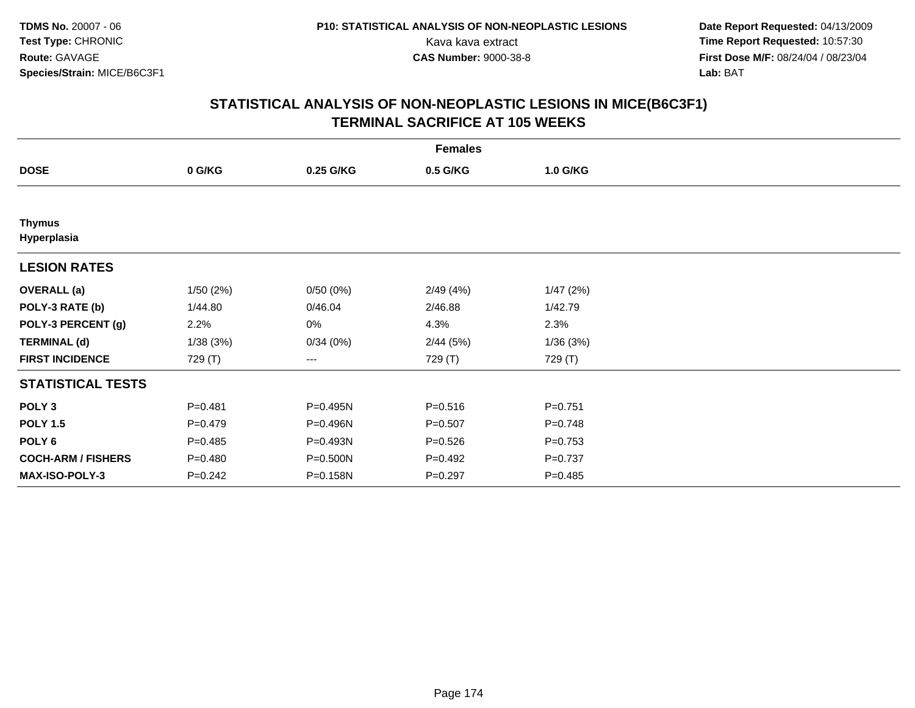**TDMS No.** 20007 - 06
**Test Type:** CHRONIC
**Route:** GAVAGE
**Species/Strain:** MICE/B6C3F1

**P10: STATISTICAL ANALYSIS OF NON-NEOPLASTIC LESIONS**
Kava kava extract
**CAS Number:** 9000-38-8

**Date Report Requested:** 04/13/2009
**Time Report Requested:** 10:57:30
**First Dose M/F:** 08/24/04 / 08/23/04
**Lab:** BAT

## STATISTICAL ANALYSIS OF NON-NEOPLASTIC LESIONS IN MICE(B6C3F1) TERMINAL SACRIFICE AT 105 WEEKS

| | Females | | | |
|---|---|---|---|---|
| **DOSE** | **0 G/KG** | **0.25 G/KG** | **0.5 G/KG** | **1.0 G/KG** |
| **Thymus** | | | | |
| **Hyperplasia** | | | | |
| **LESION RATES** | | | | |
| **OVERALL (a)** | 1/50 (2%) | 0/50 (0%) | 2/49 (4%) | 1/47 (2%) |
| **POLY-3 RATE (b)** | 1/44.80 | 0/46.04 | 2/46.88 | 1/42.79 |
| **POLY-3 PERCENT (g)** | 2.2% | 0% | 4.3% | 2.3% |
| **TERMINAL (d)** | 1/38 (3%) | 0/34 (0%) | 2/44 (5%) | 1/36 (3%) |
| **FIRST INCIDENCE** | 729 (T) | --- | 729 (T) | 729 (T) |
| **STATISTICAL TESTS** | | | | |
| **POLY 3** | P=0.481 | P=0.495N | P=0.516 | P=0.751 |
| **POLY 1.5** | P=0.479 | P=0.496N | P=0.507 | P=0.748 |
| **POLY 6** | P=0.485 | P=0.493N | P=0.526 | P=0.753 |
| **COCH-ARM / FISHERS** | P=0.480 | P=0.500N | P=0.492 | P=0.737 |
| **MAX-ISO-POLY-3** | P=0.242 | P=0.158N | P=0.297 | P=0.485 |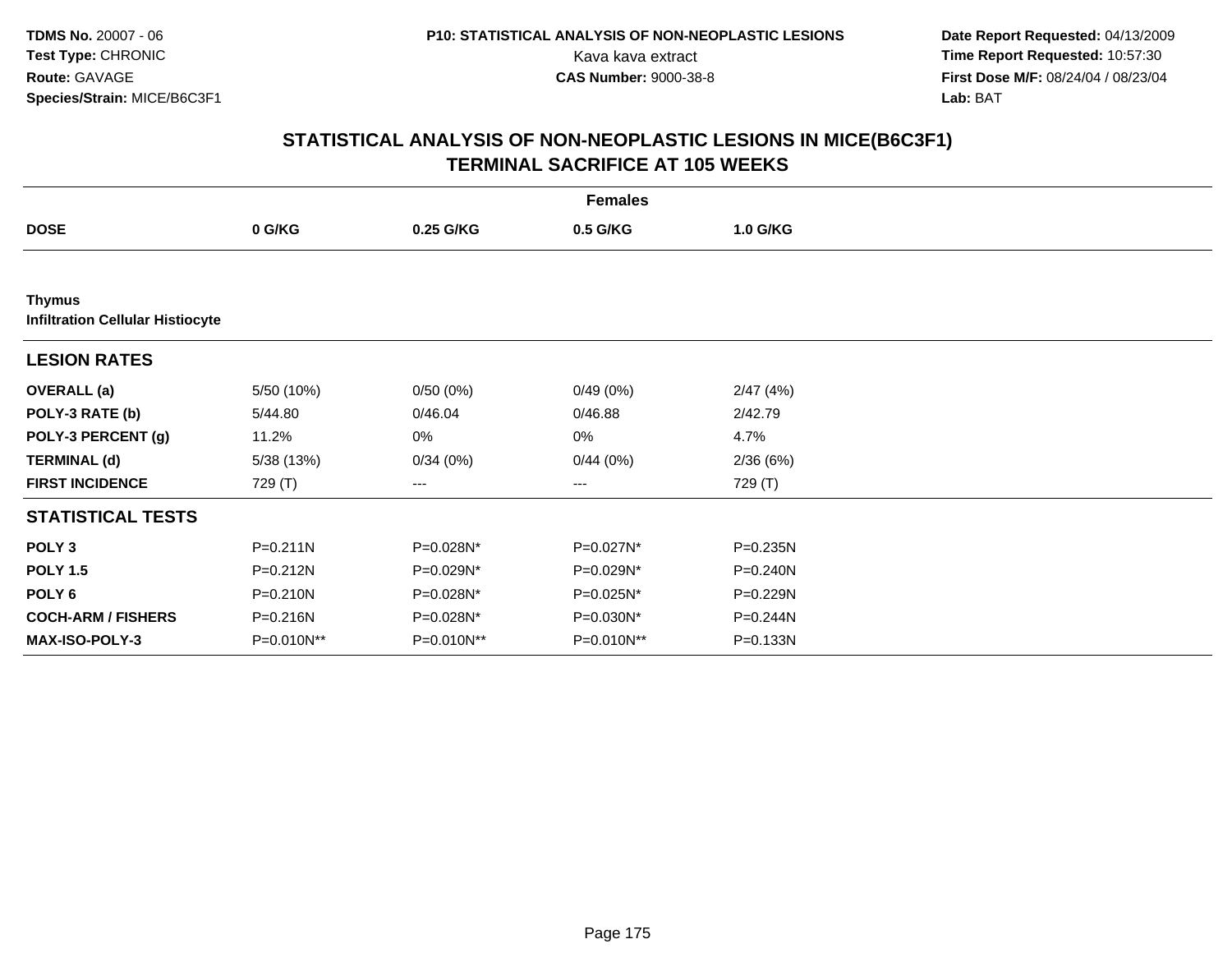**TDMS No.** 20007 - 06
**Test Type:** CHRONIC
**Route:** GAVAGE
**Species/Strain:** MICE/B6C3F1

**P10: STATISTICAL ANALYSIS OF NON-NEOPLASTIC LESIONS**
Kava kava extract
**CAS Number:** 9000-38-8

**Date Report Requested:** 04/13/2009
**Time Report Requested:** 10:57:30
**First Dose M/F:** 08/24/04 / 08/23/04
**Lab:** BAT

## STATISTICAL ANALYSIS OF NON-NEOPLASTIC LESIONS IN MICE(B6C3F1) TERMINAL SACRIFICE AT 105 WEEKS

| | Females | | | |
|---|---|---|---|---|
| **DOSE** | **0 G/KG** | **0.25 G/KG** | **0.5 G/KG** | **1.0 G/KG** |
| **Thymus** | | | | |
| **Infiltration Cellular Histiocyte** | | | | |
| **LESION RATES** | | | | |
| **OVERALL (a)** | 5/50 (10%) | 0/50 (0%) | 0/49 (0%) | 2/47 (4%) |
| **POLY-3 RATE (b)** | 5/44.80 | 0/46.04 | 0/46.88 | 2/42.79 |
| **POLY-3 PERCENT (g)** | 11.2% | 0% | 0% | 4.7% |
| **TERMINAL (d)** | 5/38 (13%) | 0/34 (0%) | 0/44 (0%) | 2/36 (6%) |
| **FIRST INCIDENCE** | 729 (T) | --- | --- | 729 (T) |
| **STATISTICAL TESTS** | | | | |
| **POLY 3** | P=0.211N | P=0.028N* | P=0.027N* | P=0.235N |
| **POLY 1.5** | P=0.212N | P=0.029N* | P=0.029N* | P=0.240N |
| **POLY 6** | P=0.210N | P=0.028N* | P=0.025N* | P=0.229N |
| **COCH-ARM / FISHERS** | P=0.216N | P=0.028N* | P=0.030N* | P=0.244N |
| **MAX-ISO-POLY-3** | P=0.010N** | P=0.010N** | P=0.010N** | P=0.133N |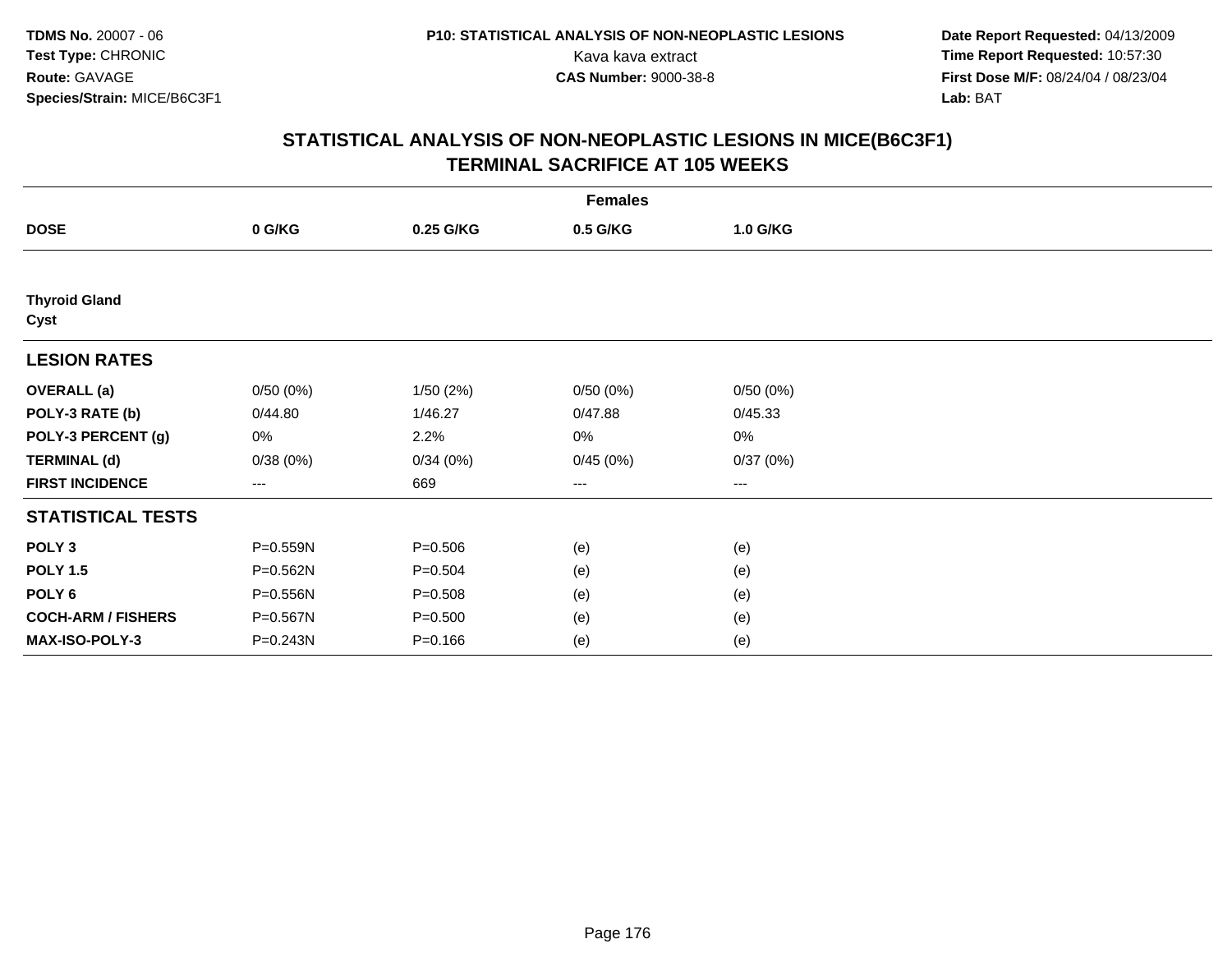**TDMS No.** 20007 - 06
**Test Type:** CHRONIC
**Route:** GAVAGE
**Species/Strain:** MICE/B6C3F1

**P10: STATISTICAL ANALYSIS OF NON-NEOPLASTIC LESIONS**
Kava kava extract
**CAS Number:** 9000-38-8

**Date Report Requested:** 04/13/2009
**Time Report Requested:** 10:57:30
**First Dose M/F:** 08/24/04 / 08/23/04
**Lab:** BAT

# STATISTICAL ANALYSIS OF NON-NEOPLASTIC LESIONS IN MICE(B6C3F1)
# TERMINAL SACRIFICE AT 105 WEEKS

| | Females | | | |
|---|---|---|---|---|
| **DOSE** | **0 G/KG** | **0.25 G/KG** | **0.5 G/KG** | **1.0 G/KG** |
| **Thyroid Gland** | | | | |
| **Cyst** | | | | |
| **LESION RATES** | | | | |
| **OVERALL (a)** | 0/50 (0%) | 1/50 (2%) | 0/50 (0%) | 0/50 (0%) |
| **POLY-3 RATE (b)** | 0/44.80 | 1/46.27 | 0/47.88 | 0/45.33 |
| **POLY-3 PERCENT (g)** | 0% | 2.2% | 0% | 0% |
| **TERMINAL (d)** | 0/38 (0%) | 0/34 (0%) | 0/45 (0%) | 0/37 (0%) |
| **FIRST INCIDENCE** | --- | 669 | --- | --- |
| **STATISTICAL TESTS** | | | | |
| **POLY 3** | P=0.559N | P=0.506 | (e) | (e) |
| **POLY 1.5** | P=0.562N | P=0.504 | (e) | (e) |
| **POLY 6** | P=0.556N | P=0.508 | (e) | (e) |
| **COCH-ARM / FISHERS** | P=0.567N | P=0.500 | (e) | (e) |
| **MAX-ISO-POLY-3** | P=0.243N | P=0.166 | (e) | (e) |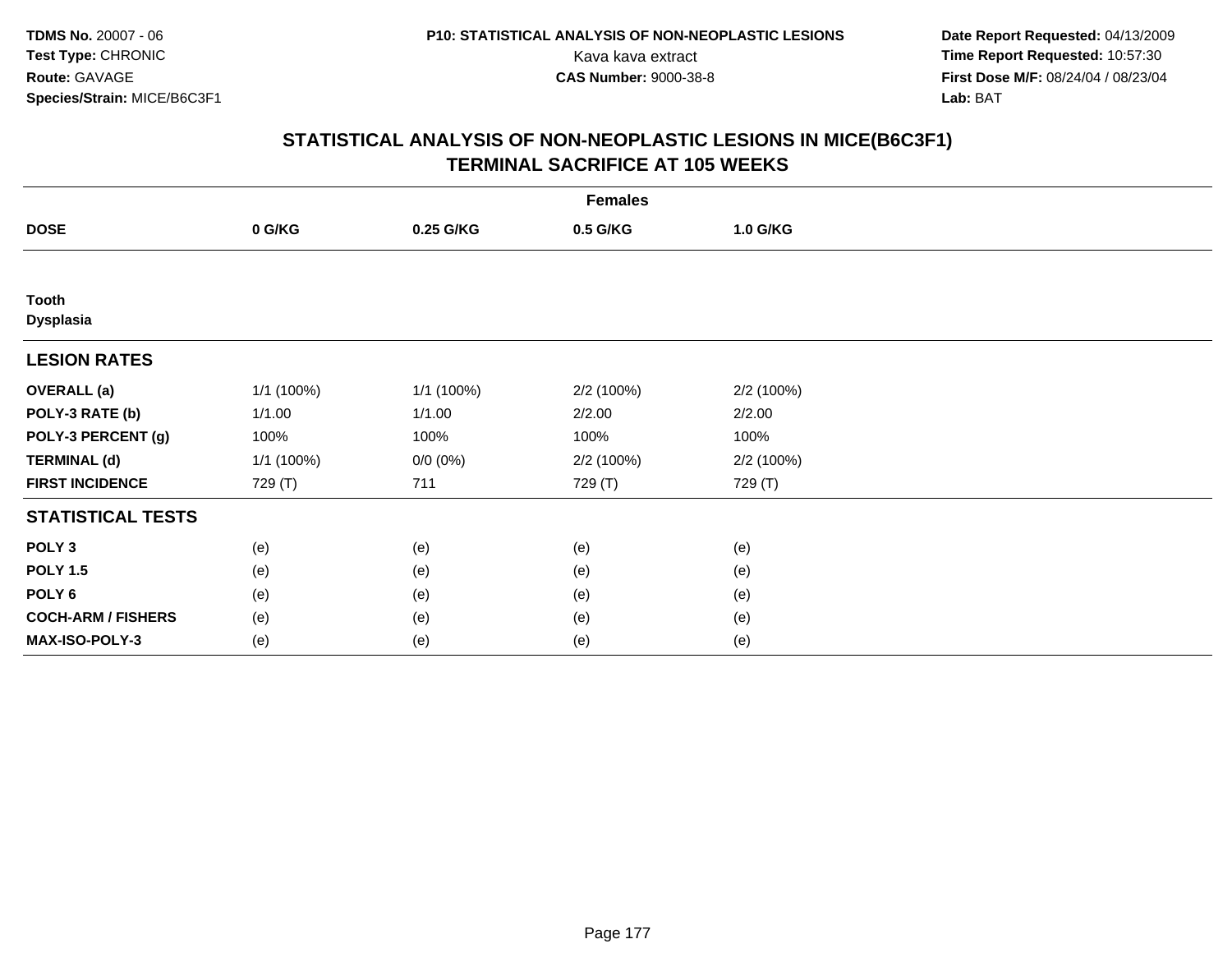**TDMS No.** 20007 - 06
**Test Type:** CHRONIC
**Route:** GAVAGE
**Species/Strain:** MICE/B6C3F1

**P10: STATISTICAL ANALYSIS OF NON-NEOPLASTIC LESIONS**
Kava kava extract
**CAS Number:** 9000-38-8

**Date Report Requested:** 04/13/2009
**Time Report Requested:** 10:57:30
**First Dose M/F:** 08/24/04 / 08/23/04
**Lab:** BAT

## STATISTICAL ANALYSIS OF NON-NEOPLASTIC LESIONS IN MICE(B6C3F1)
## TERMINAL SACRIFICE AT 105 WEEKS

| | Females | | | |
|---|---|---|---|---|
| **DOSE** | **0 G/KG** | **0.25 G/KG** | **0.5 G/KG** | **1.0 G/KG** |
| **Tooth** | | | | |
| **Dysplasia** | | | | |
| **LESION RATES** | | | | |
| **OVERALL (a)** | 1/1 (100%) | 1/1 (100%) | 2/2 (100%) | 2/2 (100%) |
| **POLY-3 RATE (b)** | 1/1.00 | 1/1.00 | 2/2.00 | 2/2.00 |
| **POLY-3 PERCENT (g)** | 100% | 100% | 100% | 100% |
| **TERMINAL (d)** | 1/1 (100%) | 0/0 (0%) | 2/2 (100%) | 2/2 (100%) |
| **FIRST INCIDENCE** | 729 (T) | 711 | 729 (T) | 729 (T) |
| **STATISTICAL TESTS** | | | | |
| **POLY 3** | (e) | (e) | (e) | (e) |
| **POLY 1.5** | (e) | (e) | (e) | (e) |
| **POLY 6** | (e) | (e) | (e) | (e) |
| **COCH-ARM / FISHERS** | (e) | (e) | (e) | (e) |
| **MAX-ISO-POLY-3** | (e) | (e) | (e) | (e) |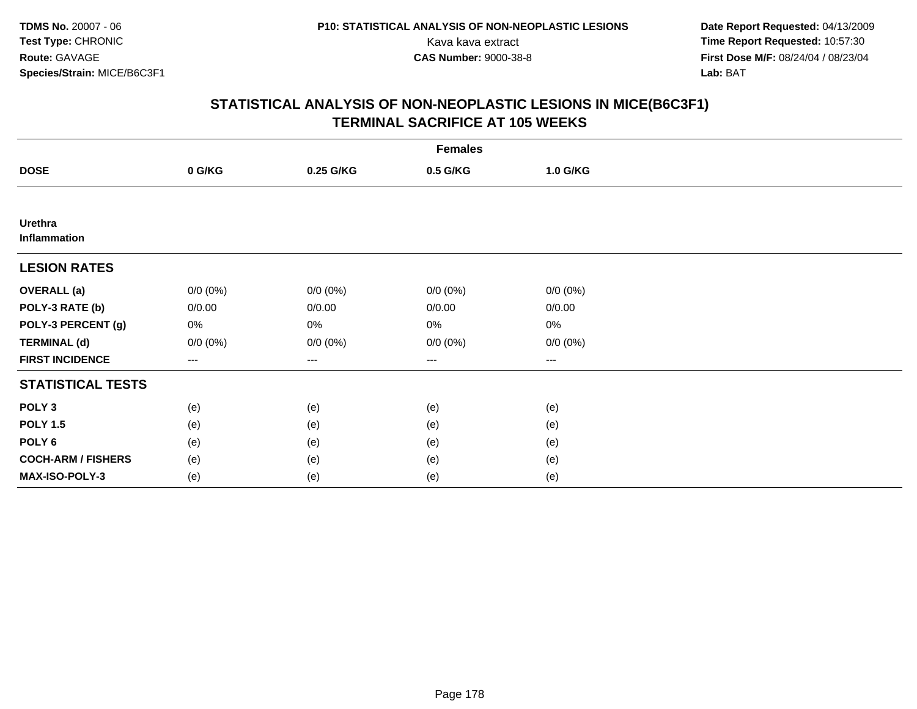**TDMS No.** 20007 - 06
**Test Type:** CHRONIC
**Route:** GAVAGE
**Species/Strain:** MICE/B6C3F1

**P10: STATISTICAL ANALYSIS OF NON-NEOPLASTIC LESIONS**
Kava kava extract
**CAS Number:** 9000-38-8

**Date Report Requested:** 04/13/2009
**Time Report Requested:** 10:57:30
**First Dose M/F:** 08/24/04 / 08/23/04
**Lab:** BAT

## STATISTICAL ANALYSIS OF NON-NEOPLASTIC LESIONS IN MICE(B6C3F1) TERMINAL SACRIFICE AT 105 WEEKS

| | Females | | | |
|---|---|---|---|---|
| **DOSE** | **0 G/KG** | **0.25 G/KG** | **0.5 G/KG** | **1.0 G/KG** |
| **Urethra Inflammation** | | | | |
| **LESION RATES** | | | | |
| **OVERALL (a)** | 0/0 (0%) | 0/0 (0%) | 0/0 (0%) | 0/0 (0%) |
| **POLY-3 RATE (b)** | 0/0.00 | 0/0.00 | 0/0.00 | 0/0.00 |
| **POLY-3 PERCENT (g)** | 0% | 0% | 0% | 0% |
| **TERMINAL (d)** | 0/0 (0%) | 0/0 (0%) | 0/0 (0%) | 0/0 (0%) |
| **FIRST INCIDENCE** | --- | --- | --- | --- |
| **STATISTICAL TESTS** | | | | |
| **POLY 3** | (e) | (e) | (e) | (e) |
| **POLY 1.5** | (e) | (e) | (e) | (e) |
| **POLY 6** | (e) | (e) | (e) | (e) |
| **COCH-ARM / FISHERS** | (e) | (e) | (e) | (e) |
| **MAX-ISO-POLY-3** | (e) | (e) | (e) | (e) |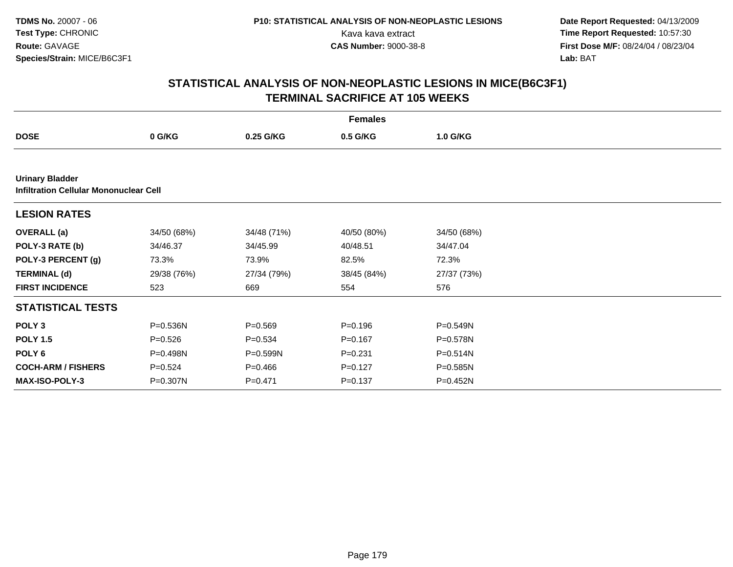# STATISTICAL ANALYSIS OF NON-NEOPLASTIC LESIONS IN MICE(B6C3F1)
## TERMINAL SACRIFICE AT 105 WEEKS

| | Females | | | |
|---|---|---|---|---|
| **DOSE** | **0 G/KG** | **0.25 G/KG** | **0.5 G/KG** | **1.0 G/KG** |
| **Urinary Bladder** | | | | |
| **Infiltration Cellular Mononuclear Cell** | | | | |
| **LESION RATES** | | | | |
| **OVERALL (a)** | 34/50 (68%) | 34/48 (71%) | 40/50 (80%) | 34/50 (68%) |
| **POLY-3 RATE (b)** | 34/46.37 | 34/45.99 | 40/48.51 | 34/47.04 |
| **POLY-3 PERCENT (g)** | 73.3% | 73.9% | 82.5% | 72.3% |
| **TERMINAL (d)** | 29/38 (76%) | 27/34 (79%) | 38/45 (84%) | 27/37 (73%) |
| **FIRST INCIDENCE** | 523 | 669 | 554 | 576 |
| **STATISTICAL TESTS** | | | | |
| **POLY 3** | P=0.536N | P=0.569 | P=0.196 | P=0.549N |
| **POLY 1.5** | P=0.526 | P=0.534 | P=0.167 | P=0.578N |
| **POLY 6** | P=0.498N | P=0.599N | P=0.231 | P=0.514N |
| **COCH-ARM / FISHERS** | P=0.524 | P=0.466 | P=0.127 | P=0.585N |
| **MAX-ISO-POLY-3** | P=0.307N | P=0.471 | P=0.137 | P=0.452N |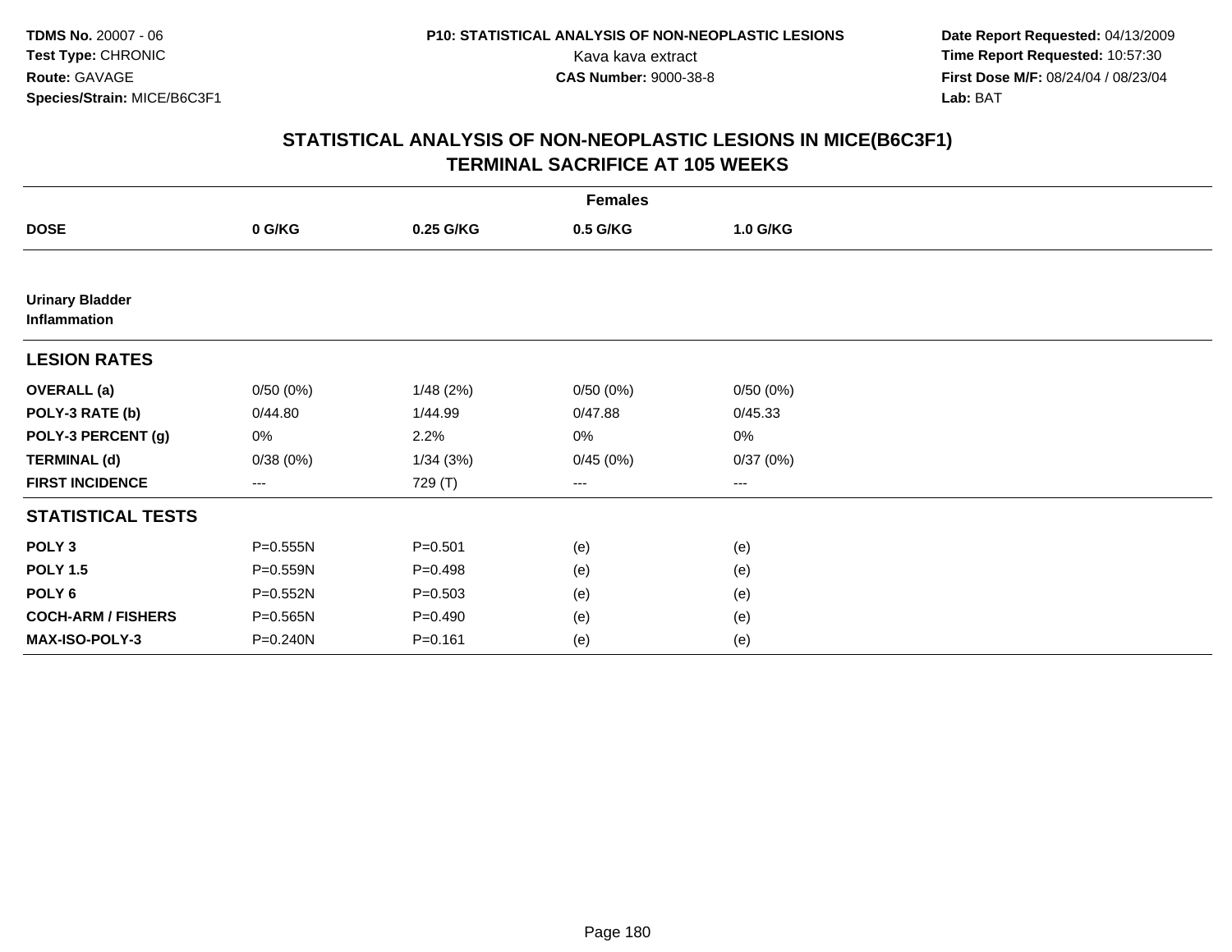# STATISTICAL ANALYSIS OF NON-NEOPLASTIC LESIONS IN MICE(B6C3F1)
## TERMINAL SACRIFICE AT 105 WEEKS

| | Females | | | |
|---|---|---|---|---|
| **DOSE** | **0 G/KG** | **0.25 G/KG** | **0.5 G/KG** | **1.0 G/KG** |
| **Urinary Bladder Inflammation** | | | | |
| **LESION RATES** | | | | |
| **OVERALL (a)** | 0/50 (0%) | 1/48 (2%) | 0/50 (0%) | 0/50 (0%) |
| **POLY-3 RATE (b)** | 0/44.80 | 1/44.99 | 0/47.88 | 0/45.33 |
| **POLY-3 PERCENT (g)** | 0% | 2.2% | 0% | 0% |
| **TERMINAL (d)** | 0/38 (0%) | 1/34 (3%) | 0/45 (0%) | 0/37 (0%) |
| **FIRST INCIDENCE** | --- | 729 (T) | --- | --- |
| **STATISTICAL TESTS** | | | | |
| **POLY 3** | P=0.555N | P=0.501 | (e) | (e) |
| **POLY 1.5** | P=0.559N | P=0.498 | (e) | (e) |
| **POLY 6** | P=0.552N | P=0.503 | (e) | (e) |
| **COCH-ARM / FISHERS** | P=0.565N | P=0.490 | (e) | (e) |
| **MAX-ISO-POLY-3** | P=0.240N | P=0.161 | (e) | (e) |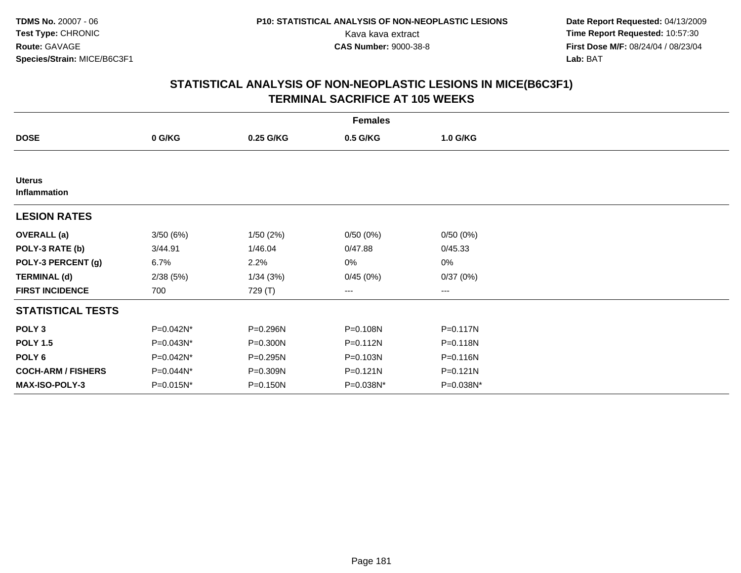**TDMS No.** 20007 - 06
**Test Type:** CHRONIC
**Route:** GAVAGE
**Species/Strain:** MICE/B6C3F1

**P10: STATISTICAL ANALYSIS OF NON-NEOPLASTIC LESIONS**
Kava kava extract
**CAS Number:** 9000-38-8

**Date Report Requested:** 04/13/2009
**Time Report Requested:** 10:57:30
**First Dose M/F:** 08/24/04 / 08/23/04
**Lab:** BAT

## STATISTICAL ANALYSIS OF NON-NEOPLASTIC LESIONS IN MICE(B6C3F1)
## TERMINAL SACRIFICE AT 105 WEEKS

| | Females | | | |
|---|---|---|---|---|
| **DOSE** | **0 G/KG** | **0.25 G/KG** | **0.5 G/KG** | **1.0 G/KG** |
| **Uterus** | | | | |
| **Inflammation** | | | | |
| **LESION RATES** | | | | |
| **OVERALL (a)** | 3/50 (6%) | 1/50 (2%) | 0/50 (0%) | 0/50 (0%) |
| **POLY-3 RATE (b)** | 3/44.91 | 1/46.04 | 0/47.88 | 0/45.33 |
| **POLY-3 PERCENT (g)** | 6.7% | 2.2% | 0% | 0% |
| **TERMINAL (d)** | 2/38 (5%) | 1/34 (3%) | 0/45 (0%) | 0/37 (0%) |
| **FIRST INCIDENCE** | 700 | 729 (T) | --- | --- |
| **STATISTICAL TESTS** | | | | |
| **POLY 3** | P=0.042N* | P=0.296N | P=0.108N | P=0.117N |
| **POLY 1.5** | P=0.043N* | P=0.300N | P=0.112N | P=0.118N |
| **POLY 6** | P=0.042N* | P=0.295N | P=0.103N | P=0.116N |
| **COCH-ARM / FISHERS** | P=0.044N* | P=0.309N | P=0.121N | P=0.121N |
| **MAX-ISO-POLY-3** | P=0.015N* | P=0.150N | P=0.038N* | P=0.038N* |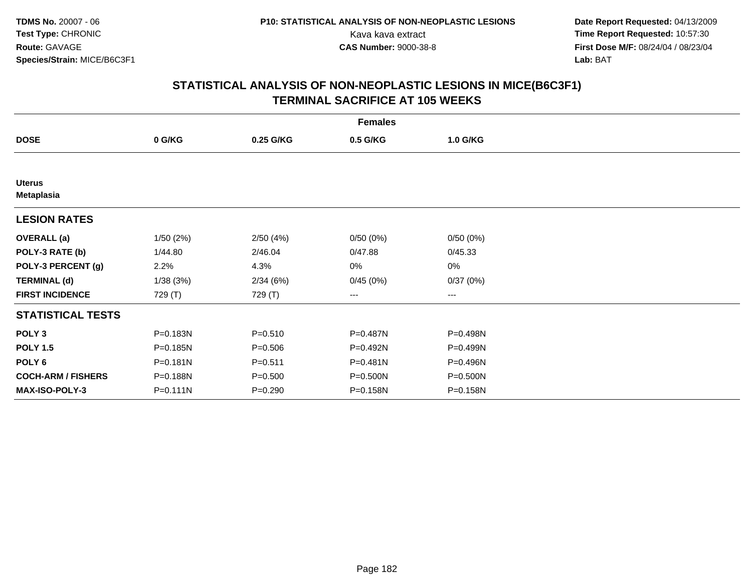# STATISTICAL ANALYSIS OF NON-NEOPLASTIC LESIONS IN MICE(B6C3F1)
## TERMINAL SACRIFICE AT 105 WEEKS

| | Females | | | |
|---|---|---|---|---|
| **DOSE** | **0 G/KG** | **0.25 G/KG** | **0.5 G/KG** | **1.0 G/KG** |
| **Uterus** | | | | |
| **Metaplasia** | | | | |
| **LESION RATES** | | | | |
| **OVERALL (a)** | 1/50 (2%) | 2/50 (4%) | 0/50 (0%) | 0/50 (0%) |
| **POLY-3 RATE (b)** | 1/44.80 | 2/46.04 | 0/47.88 | 0/45.33 |
| **POLY-3 PERCENT (g)** | 2.2% | 4.3% | 0% | 0% |
| **TERMINAL (d)** | 1/38 (3%) | 2/34 (6%) | 0/45 (0%) | 0/37 (0%) |
| **FIRST INCIDENCE** | 729 (T) | 729 (T) | --- | --- |
| **STATISTICAL TESTS** | | | | |
| **POLY 3** | P=0.183N | P=0.510 | P=0.487N | P=0.498N |
| **POLY 1.5** | P=0.185N | P=0.506 | P=0.492N | P=0.499N |
| **POLY 6** | P=0.181N | P=0.511 | P=0.481N | P=0.496N |
| **COCH-ARM / FISHERS** | P=0.188N | P=0.500 | P=0.500N | P=0.500N |
| **MAX-ISO-POLY-3** | P=0.111N | P=0.290 | P=0.158N | P=0.158N |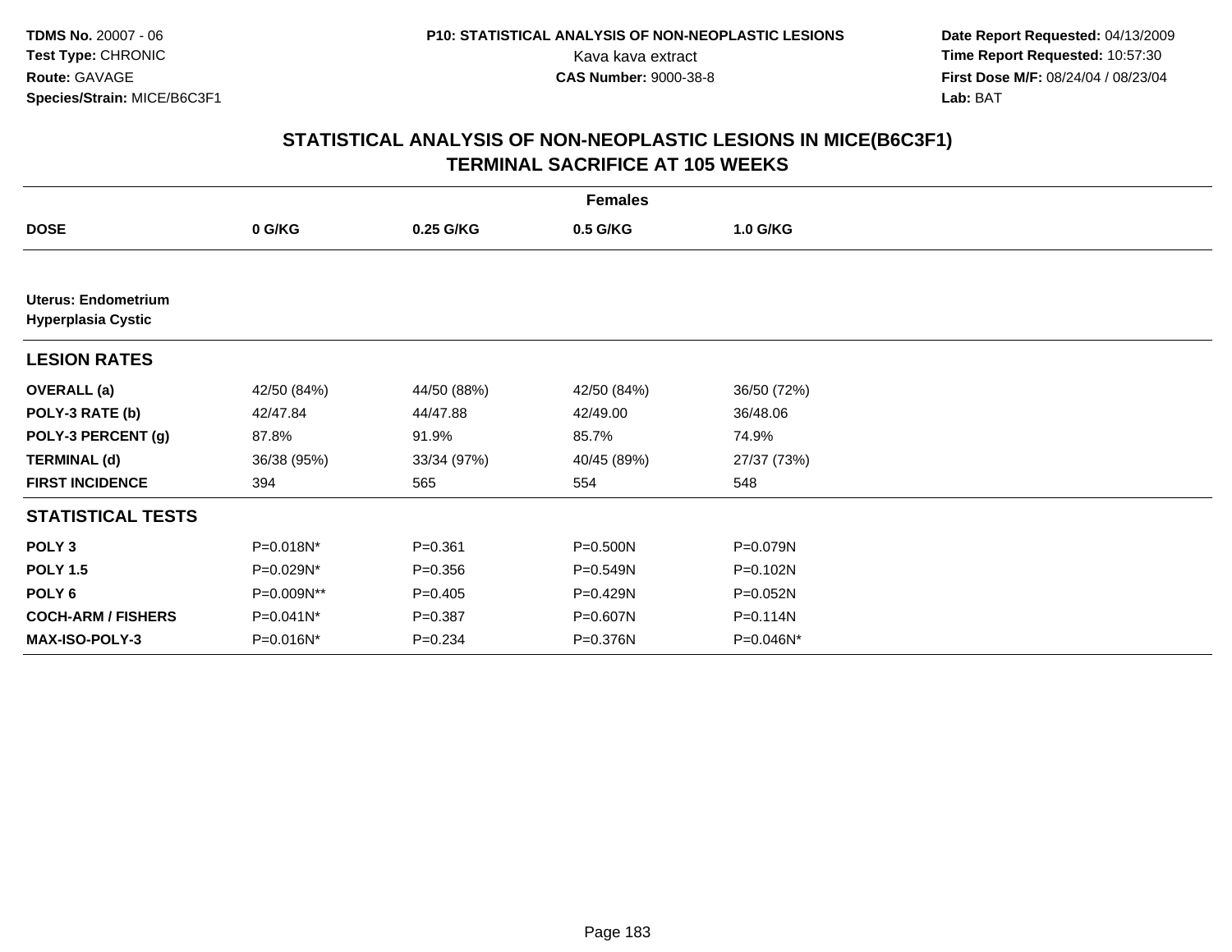**TDMS No.** 20007 - 06
**Test Type:** CHRONIC
**Route:** GAVAGE
**Species/Strain:** MICE/B6C3F1

**P10: STATISTICAL ANALYSIS OF NON-NEOPLASTIC LESIONS**
Kava kava extract
**CAS Number:** 9000-38-8

**Date Report Requested:** 04/13/2009
**Time Report Requested:** 10:57:30
**First Dose M/F:** 08/24/04 / 08/23/04
**Lab:** BAT

## STATISTICAL ANALYSIS OF NON-NEOPLASTIC LESIONS IN MICE(B6C3F1) TERMINAL SACRIFICE AT 105 WEEKS

| | Females | | | |
|---|---|---|---|---|
| **DOSE** | **0 G/KG** | **0.25 G/KG** | **0.5 G/KG** | **1.0 G/KG** |
| **Uterus: Endometrium Hyperplasia Cystic** | | | | |
| **LESION RATES** | | | | |
| **OVERALL (a)** | 42/50 (84%) | 44/50 (88%) | 42/50 (84%) | 36/50 (72%) |
| **POLY-3 RATE (b)** | 42/47.84 | 44/47.88 | 42/49.00 | 36/48.06 |
| **POLY-3 PERCENT (g)** | 87.8% | 91.9% | 85.7% | 74.9% |
| **TERMINAL (d)** | 36/38 (95%) | 33/34 (97%) | 40/45 (89%) | 27/37 (73%) |
| **FIRST INCIDENCE** | 394 | 565 | 554 | 548 |
| **STATISTICAL TESTS** | | | | |
| **POLY 3** | P=0.018N* | P=0.361 | P=0.500N | P=0.079N |
| **POLY 1.5** | P=0.029N* | P=0.356 | P=0.549N | P=0.102N |
| **POLY 6** | P=0.009N** | P=0.405 | P=0.429N | P=0.052N |
| **COCH-ARM / FISHERS** | P=0.041N* | P=0.387 | P=0.607N | P=0.114N |
| **MAX-ISO-POLY-3** | P=0.016N* | P=0.234 | P=0.376N | P=0.046N* |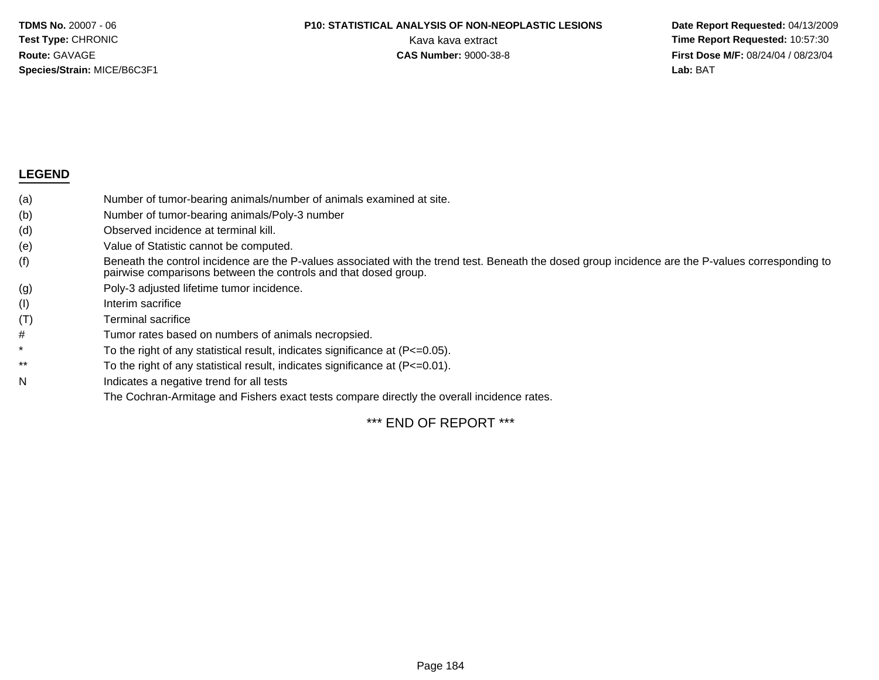**TDMS No.** 20007 - 06
**Test Type:** CHRONIC
**Route:** GAVAGE
**Species/Strain:** MICE/B6C3F1

**P10: STATISTICAL ANALYSIS OF NON-NEOPLASTIC LESIONS**
Kava kava extract
**CAS Number:** 9000-38-8

**Date Report Requested:** 04/13/2009
**Time Report Requested:** 10:57:30
**First Dose M/F:** 08/24/04 / 08/23/04
**Lab:** BAT

## LEGEND

| | |
|---|---|
| (a) | Number of tumor-bearing animals/number of animals examined at site. |
| (b) | Number of tumor-bearing animals/Poly-3 number |
| (d) | Observed incidence at terminal kill. |
| (e) | Value of Statistic cannot be computed. |
| (f) | Beneath the control incidence are the P-values associated with the trend test. Beneath the dosed group incidence are the P-values corresponding to pairwise comparisons between the controls and that dosed group. |
| (g) | Poly-3 adjusted lifetime tumor incidence. |
| (I) | Interim sacrifice |
| (T) | Terminal sacrifice |
| # | Tumor rates based on numbers of animals necropsied. |
| * | To the right of any statistical result, indicates significance at (P<=0.05). |
| ** | To the right of any statistical result, indicates significance at (P<=0.01). |
| N | Indicates a negative trend for all tests |
| | The Cochran-Armitage and Fishers exact tests compare directly the overall incidence rates. |

*** END OF REPORT ***